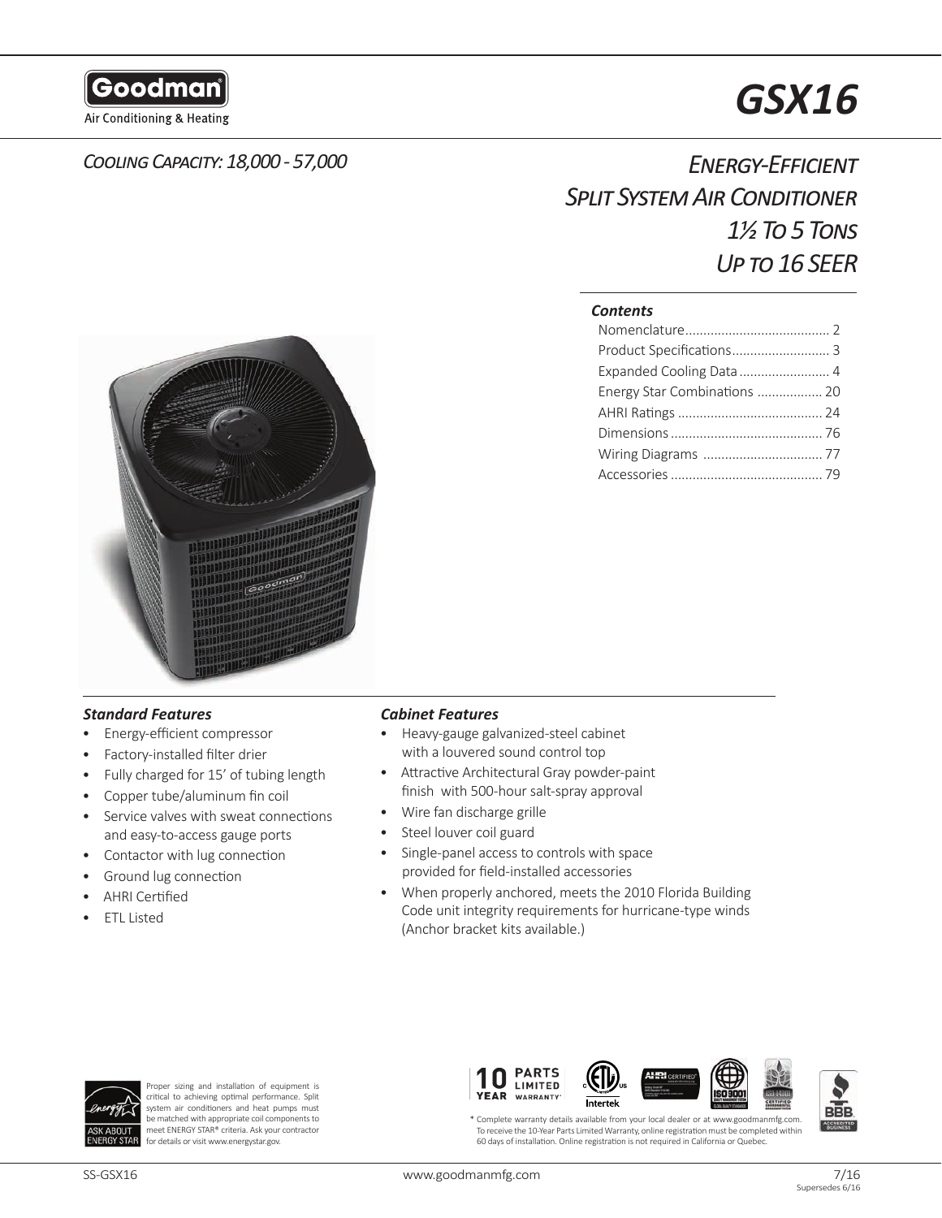Goodman
Air Conditioning & Heating

# GSX16

*Cooling Capacity: 18,000 - 57,000*

## *Energy-Efficient Split System Air Conditioner 1½ To 5 Tons Up to 16 SEER*

### *Contents*

- Nomenclature........................................ 2
- Product Specifications........................... 3
- Expanded Cooling Data......................... 4
- Energy Star Combinations .................. 20
- AHRI Ratings ........................................ 24
- Dimensions .......................................... 76
- Wiring Diagrams ................................. 77
- Accessories .......................................... 79

### *Standard Features*

- Energy-efficient compressor
- Factory-installed filter drier
- Fully charged for 15' of tubing length
- Copper tube/aluminum fin coil
- Service valves with sweat connections and easy-to-access gauge ports
- Contactor with lug connection
- Ground lug connection
- AHRI Certified
- ETL Listed

### *Cabinet Features*

- Heavy-gauge galvanized-steel cabinet with a louvered sound control top
- Attractive Architectural Gray powder-paint finish with 500-hour salt-spray approval
- Wire fan discharge grille
- Steel louver coil guard
- Single-panel access to controls with space provided for field-installed accessories
- When properly anchored, meets the 2010 Florida Building Code unit integrity requirements for hurricane-type winds (Anchor bracket kits available.)

ASK ABOUT ENERGY STAR

Proper sizing and installation of equipment is critical to achieving optimal performance. Split system air conditioners and heat pumps must be matched with appropriate coil components to meet ENERGY STAR® criteria. Ask your contractor for details or visit www.energystar.gov.

10 YEAR PARTS LIMITED WARRANTY*

\* Complete warranty details available from your local dealer or at www.goodmanmfg.com. To receive the 10-Year Parts Limited Warranty, online registration must be completed within 60 days of installation. Online registration is not required in California or Quebec.

SS-GSX16 www.goodmanmfg.com 7/16
Supersedes 6/16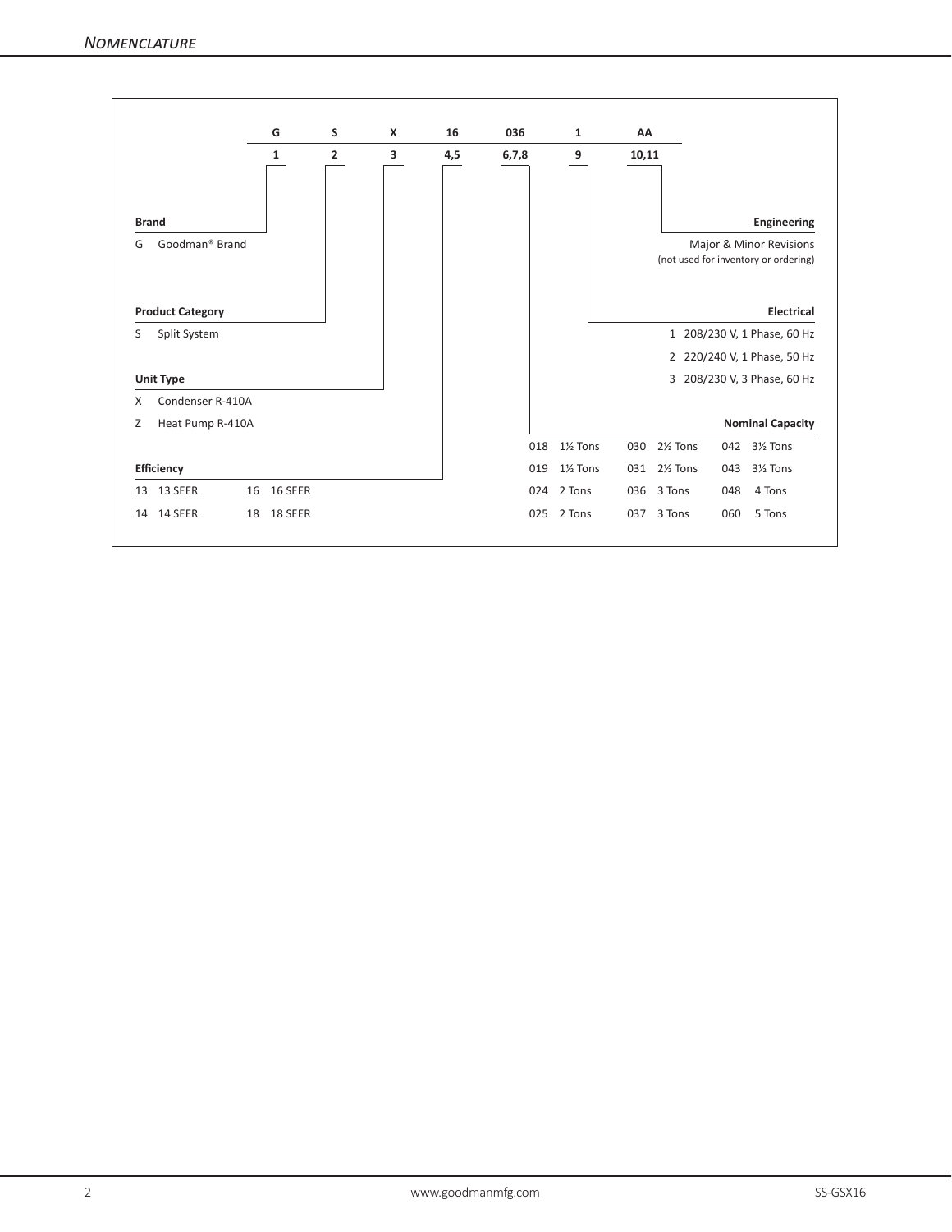## Nomenclature

| G | S | X | 16 | 036 | 1 | AA |
|---|---|---|---|---|---|---|
| 1 | 2 | 3 | 4,5 | 6,7,8 | 9 | 10,11 |

**Brand**

G Goodman® Brand

**Product Category**

S Split System

**Unit Type**

X Condenser R-410A

Z Heat Pump R-410A

**Efficiency**

| Code | Efficiency | Code | Efficiency |
|---|---|---|---|
| 13 | 13 SEER | 16 | 16 SEER |
| 14 | 14 SEER | 18 | 18 SEER |

**Nominal Capacity**

| Code | Capacity | Code | Capacity | Code | Capacity |
|---|---|---|---|---|---|
| 018 | 1½ Tons | 030 | 2½ Tons | 042 | 3½ Tons |
| 019 | 1½ Tons | 031 | 2½ Tons | 043 | 3½ Tons |
| 024 | 2 Tons | 036 | 3 Tons | 048 | 4 Tons |
| 025 | 2 Tons | 037 | 3 Tons | 060 | 5 Tons |

**Electrical**

1 208/230 V, 1 Phase, 60 Hz

2 220/240 V, 1 Phase, 50 Hz

3 208/230 V, 3 Phase, 60 Hz

**Engineering**

Major & Minor Revisions
(not used for inventory or ordering)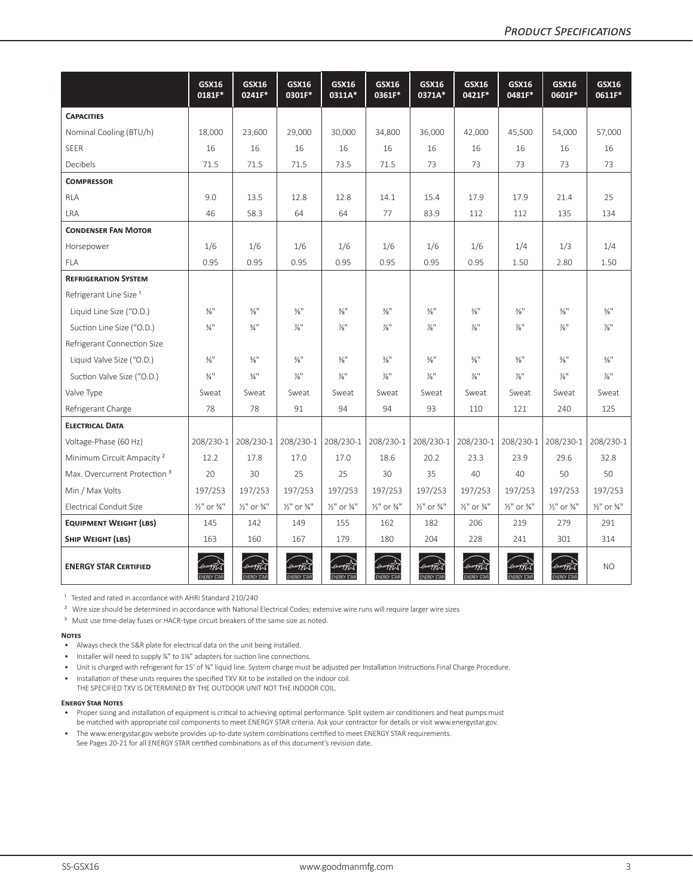| | GSX16 0181F* | GSX16 0241F* | GSX16 0301F* | GSX16 0311A* | GSX16 0361F* | GSX16 0371A* | GSX16 0421F* | GSX16 0481F* | GSX16 0601F* | GSX16 0611F* |
|---|---|---|---|---|---|---|---|---|---|---|
| **Capacities** | | | | | | | | | | |
| Nominal Cooling (BTU/h) | 18,000 | 23,600 | 29,000 | 30,000 | 34,800 | 36,000 | 42,000 | 45,500 | 54,000 | 57,000 |
| SEER | 16 | 16 | 16 | 16 | 16 | 16 | 16 | 16 | 16 | 16 |
| Decibels | 71.5 | 71.5 | 71.5 | 73.5 | 71.5 | 73 | 73 | 73 | 73 | 73 |
| **Compressor** | | | | | | | | | | |
| RLA | 9.0 | 13.5 | 12.8 | 12.8 | 14.1 | 15.4 | 17.9 | 17.9 | 21.4 | 25 |
| LRA | 46 | 58.3 | 64 | 64 | 77 | 83.9 | 112 | 112 | 135 | 134 |
| **Condenser Fan Motor** | | | | | | | | | | |
| Horsepower | 1/6 | 1/6 | 1/6 | 1/6 | 1/6 | 1/6 | 1/6 | 1/4 | 1/3 | 1/4 |
| FLA | 0.95 | 0.95 | 0.95 | 0.95 | 0.95 | 0.95 | 0.95 | 1.50 | 2.80 | 1.50 |
| **Refrigeration System** | | | | | | | | | | |
| Refrigerant Line Size [1] | | | | | | | | | | |
| Liquid Line Size ("O.D.) | ⅜" | ⅜" | ⅜" | ⅜" | ⅜" | ⅜" | ⅜" | ⅜" | ⅜" | ⅜" |
| Suction Line Size ("O.D.) | ¾" | ¾" | ⅞" | ⅞" | ⅞" | ⅞" | ⅞" | ⅞" | ⅞" | ⅞" |
| Refrigerant Connection Size | | | | | | | | | | |
| Liquid Valve Size ("O.D.) | ⅜" | ⅜" | ⅜" | ⅜" | ⅜" | ⅜" | ⅜" | ⅜" | ⅜" | ⅜" |
| Suction Valve Size ("O.D.) | ¾" | ¾" | ⅞" | ⅞" | ⅞" | ⅞" | ⅞" | ⅞" | ⅞" | ⅞" |
| Valve Type | Sweat | Sweat | Sweat | Sweat | Sweat | Sweat | Sweat | Sweat | Sweat | Sweat |
| Refrigerant Charge | 78 | 78 | 91 | 94 | 94 | 93 | 110 | 121 | 240 | 125 |
| **Electrical Data** | | | | | | | | | | |
| Voltage-Phase (60 Hz) | 208/230-1 | 208/230-1 | 208/230-1 | 208/230-1 | 208/230-1 | 208/230-1 | 208/230-1 | 208/230-1 | 208/230-1 | 208/230-1 |
| Minimum Circuit Ampacity [2] | 12.2 | 17.8 | 17.0 | 17.0 | 18.6 | 20.2 | 23.3 | 23.9 | 29.6 | 32.8 |
| Max. Overcurrent Protection [3] | 20 | 30 | 25 | 25 | 30 | 35 | 40 | 40 | 50 | 50 |
| Min / Max Volts | 197/253 | 197/253 | 197/253 | 197/253 | 197/253 | 197/253 | 197/253 | 197/253 | 197/253 | 197/253 |
| Electrical Conduit Size | ½" or ¾" | ½" or ¾" | ½" or ¾" | ½" or ¾" | ½" or ¾" | ½" or ¾" | ½" or ¾" | ½" or ¾" | ½" or ¾" | ½" or ¾" |
| **Equipment Weight (lbs)** | 145 | 142 | 149 | 155 | 162 | 182 | 206 | 219 | 279 | 291 |
| **Ship Weight (lbs)** | 163 | 160 | 167 | 179 | 180 | 204 | 228 | 241 | 301 | 314 |
| **ENERGY STAR Certified** | ENERGY STAR | ENERGY STAR | ENERGY STAR | ENERGY STAR | ENERGY STAR | ENERGY STAR | ENERGY STAR | ENERGY STAR | ENERGY STAR | NO |

[1] Tested and rated in accordance with AHRI Standard 210/240

[2] Wire size should be determined in accordance with National Electrical Codes; extensive wire runs will require larger wire sizes

[3] Must use time-delay fuses or HACR-type circuit breakers of the same size as noted.

**Notes**

- Always check the S&R plate for electrical data on the unit being installed.
- Installer will need to supply ⅞" to 1⅛" adapters for suction line connections.
- Unit is charged with refrigerant for 15' of ⅜" liquid line. System charge must be adjusted per Installation Instructions Final Charge Procedure.
- Installation of these units requires the specified TXV Kit to be installed on the indoor coil.
  THE SPECIFIED TXV IS DETERMINED BY THE OUTDOOR UNIT NOT THE INDOOR COIL.

**Energy Star Notes**

- Proper sizing and installation of equipment is critical to achieving optimal performance. Split system air conditioners and heat pumps must be matched with appropriate coil components to meet ENERGY STAR criteria. Ask your contractor for details or visit www.energystar.gov.
- The www.energystar.gov website provides up-to-date system combinations certified to meet ENERGY STAR requirements.
  See Pages 20-21 for all ENERGY STAR certified combinations as of this document's revision date.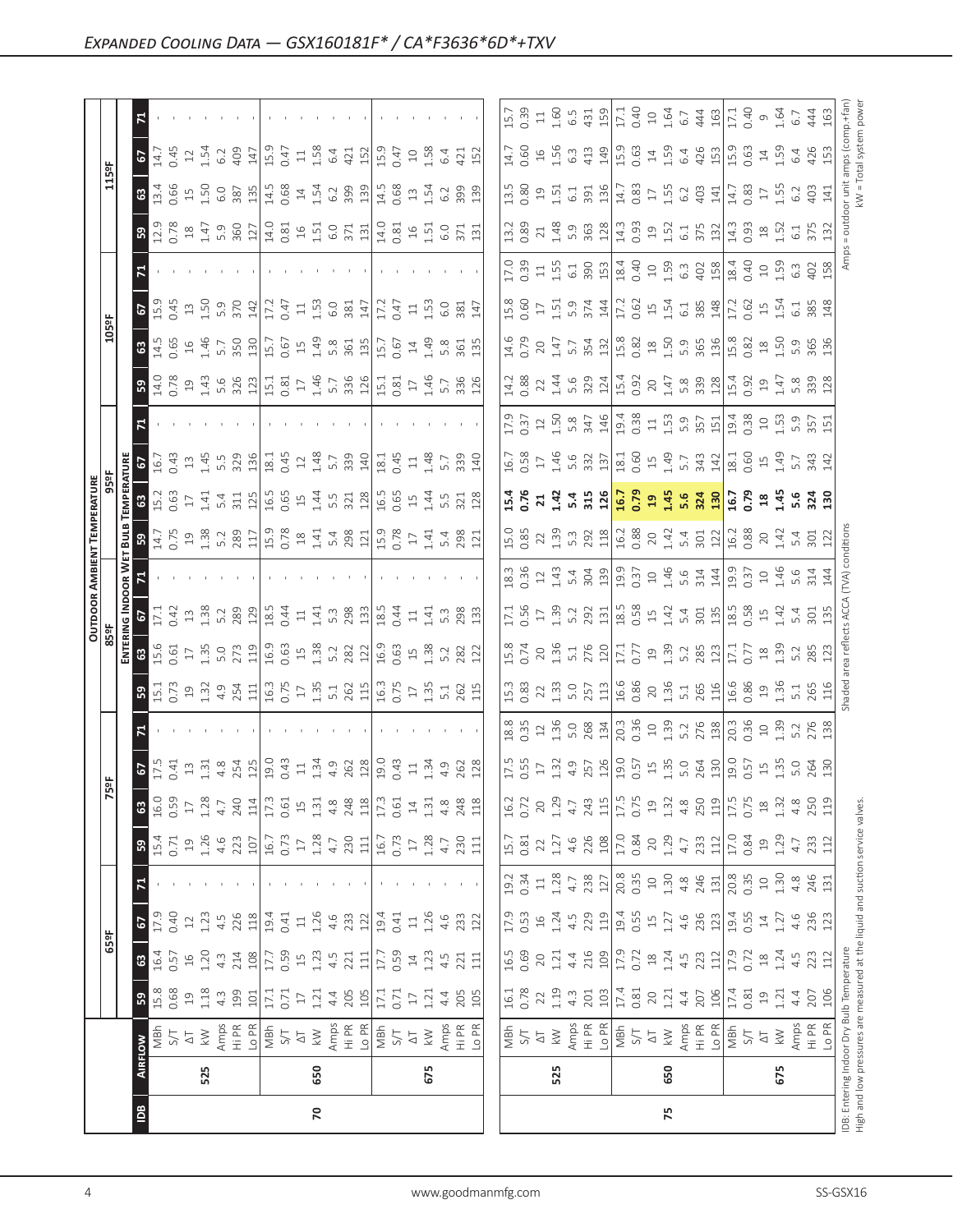## *Expanded Cooling Data — GSX160181F* / CA*F3636*6D*+TXV*

| | | | Outdoor Ambient Temperature | | | | | | | | | | | | | | | | | | | | | | | |
|---|---|---|---|---|---|---|---|---|---|---|---|---|---|---|---|---|---|---|---|---|---|---|---|---|---|---|
| | | | 65ºF | | | | 75ºF | | | | 85ºF | | | | 95ºF | | | | 105ºF | | | | 115ºF | | | |
| | | | Entering Indoor Wet Bulb Temperature | | | | | | | | | | | | | | | | | | | | | | | |
| IDB | Airflow | | 59 | 63 | 67 | 71 | 59 | 63 | 67 | 71 | 59 | 63 | 67 | 71 | 59 | 63 | 67 | 71 | 59 | 63 | 67 | 71 | 59 | 63 | 67 | 71 |
| 70 | 525 | MBh | 15.8 | 16.4 | 17.9 | - | 15.4 | 16.0 | 17.5 | - | 15.1 | 15.6 | 17.1 | - | 14.7 | 15.2 | 16.7 | - | 14.0 | 14.5 | 15.9 | - | 12.9 | 13.4 | 14.7 | - |
| | | S/T | 0.68 | 0.57 | 0.40 | - | 0.71 | 0.59 | 0.41 | - | 0.73 | 0.61 | 0.42 | - | 0.75 | 0.63 | 0.43 | - | 0.78 | 0.65 | 0.45 | - | 0.78 | 0.66 | 0.45 | - |
| | | ΔT | 19 | 16 | 12 | - | 19 | 17 | 13 | - | 19 | 17 | 13 | - | 19 | 17 | 13 | - | 19 | 16 | 13 | - | 18 | 15 | 12 | - |
| | | kW | 1.18 | 1.20 | 1.23 | - | 1.26 | 1.28 | 1.31 | - | 1.32 | 1.35 | 1.38 | - | 1.38 | 1.41 | 1.45 | - | 1.43 | 1.46 | 1.50 | - | 1.47 | 1.50 | 1.54 | - |
| | | Amps | 4.3 | 4.3 | 4.5 | - | 4.6 | 4.7 | 4.8 | - | 4.9 | 5.0 | 5.2 | - | 5.2 | 5.4 | 5.5 | - | 5.6 | 5.7 | 5.9 | - | 5.9 | 6.0 | 6.2 | - |
| | | Hi PR | 199 | 214 | 226 | - | 223 | 240 | 254 | - | 254 | 273 | 289 | - | 289 | 311 | 329 | - | 326 | 350 | 370 | - | 360 | 387 | 409 | - |
| | | Lo PR | 101 | 108 | 118 | - | 107 | 114 | 125 | - | 111 | 119 | 129 | - | 117 | 125 | 136 | - | 123 | 130 | 142 | - | 127 | 135 | 147 | - |
| | 650 | MBh | 17.1 | 17.7 | 19.4 | - | 16.7 | 17.3 | 19.0 | - | 16.3 | 16.9 | 18.5 | - | 15.9 | 16.5 | 18.1 | - | 15.1 | 15.7 | 17.2 | - | 14.0 | 14.5 | 15.9 | - |
| | | S/T | 0.71 | 0.59 | 0.41 | - | 0.73 | 0.61 | 0.43 | - | 0.75 | 0.63 | 0.44 | - | 0.78 | 0.65 | 0.45 | - | 0.81 | 0.67 | 0.47 | - | 0.81 | 0.68 | 0.47 | - |
| | | ΔT | 17 | 15 | 11 | - | 17 | 15 | 11 | - | 17 | 15 | 11 | - | 18 | 15 | 12 | - | 17 | 15 | 11 | - | 16 | 14 | 11 | - |
| | | kW | 1.21 | 1.23 | 1.26 | - | 1.28 | 1.31 | 1.34 | - | 1.35 | 1.38 | 1.41 | - | 1.41 | 1.44 | 1.48 | - | 1.46 | 1.49 | 1.53 | - | 1.51 | 1.54 | 1.58 | - |
| | | Amps | 4.4 | 4.5 | 4.6 | - | 4.7 | 4.8 | 4.9 | - | 5.1 | 5.2 | 5.3 | - | 5.4 | 5.5 | 5.7 | - | 5.7 | 5.8 | 6.0 | - | 6.0 | 6.2 | 6.4 | - |
| | | Hi PR | 205 | 221 | 233 | - | 230 | 248 | 262 | - | 262 | 282 | 298 | - | 298 | 321 | 339 | - | 336 | 361 | 381 | - | 371 | 399 | 421 | - |
| | | Lo PR | 105 | 111 | 122 | - | 111 | 118 | 128 | - | 115 | 122 | 133 | - | 121 | 128 | 140 | - | 126 | 135 | 147 | - | 131 | 139 | 152 | - |
| | 675 | MBh | 17.1 | 17.7 | 19.4 | - | 16.7 | 17.3 | 19.0 | - | 16.3 | 16.9 | 18.5 | - | 15.9 | 16.5 | 18.1 | - | 15.1 | 15.7 | 17.2 | - | 14.0 | 14.5 | 15.9 | - |
| | | S/T | 0.71 | 0.59 | 0.41 | - | 0.73 | 0.61 | 0.43 | - | 0.75 | 0.63 | 0.44 | - | 0.78 | 0.65 | 0.45 | - | 0.81 | 0.67 | 0.47 | - | 0.81 | 0.68 | 0.47 | - |
| | | ΔT | 17 | 14 | 11 | - | 17 | 14 | 11 | - | 17 | 15 | 11 | - | 17 | 15 | 11 | - | 17 | 14 | 11 | - | 16 | 13 | 10 | - |
| | | kW | 1.21 | 1.23 | 1.26 | - | 1.28 | 1.31 | 1.34 | - | 1.35 | 1.38 | 1.41 | - | 1.41 | 1.44 | 1.48 | - | 1.46 | 1.49 | 1.53 | - | 1.51 | 1.54 | 1.58 | - |
| | | Amps | 4.4 | 4.5 | 4.6 | - | 4.7 | 4.8 | 4.9 | - | 5.1 | 5.2 | 5.3 | - | 5.4 | 5.5 | 5.7 | - | 5.7 | 5.8 | 6.0 | - | 6.0 | 6.2 | 6.4 | - |
| | | Hi PR | 205 | 221 | 233 | - | 230 | 248 | 262 | - | 262 | 282 | 298 | - | 298 | 321 | 339 | - | 336 | 361 | 381 | - | 371 | 399 | 421 | - |
| | | Lo PR | 105 | 111 | 122 | - | 111 | 118 | 128 | - | 115 | 122 | 133 | - | 121 | 128 | 140 | - | 126 | 135 | 147 | - | 131 | 139 | 152 | - |
| 75 | 525 | MBh | 16.1 | 16.5 | 17.9 | 19.2 | 15.7 | 16.2 | 17.5 | 18.8 | 15.3 | 15.8 | 17.1 | 18.3 | 15.0 | **15.4** | 16.7 | 17.9 | 14.2 | 14.6 | 15.8 | 17.0 | 13.2 | 13.5 | 14.7 | 15.7 |
| | | S/T | 0.78 | 0.69 | 0.53 | 0.34 | 0.81 | 0.72 | 0.55 | 0.35 | 0.83 | 0.74 | 0.56 | 0.36 | 0.85 | **0.76** | 0.58 | 0.37 | 0.88 | 0.79 | 0.60 | 0.39 | 0.89 | 0.80 | 0.60 | 0.39 |
| | | ΔT | 22 | 20 | 16 | 11 | 22 | 20 | 17 | 12 | 22 | 20 | 17 | 12 | 22 | **21** | 17 | 12 | 22 | 20 | 17 | 11 | 21 | 19 | 16 | 11 |
| | | kW | 1.19 | 1.21 | 1.24 | 1.28 | 1.27 | 1.29 | 1.32 | 1.36 | 1.33 | 1.36 | 1.39 | 1.43 | 1.39 | **1.42** | 1.46 | 1.50 | 1.44 | 1.47 | 1.51 | 1.55 | 1.48 | 1.51 | 1.56 | 1.60 |
| | | Amps | 4.3 | 4.4 | 4.5 | 4.7 | 4.6 | 4.7 | 4.9 | 5.0 | 5.0 | 5.1 | 5.2 | 5.4 | 5.3 | **5.4** | 5.6 | 5.8 | 5.6 | 5.7 | 5.9 | 6.1 | 5.9 | 6.1 | 6.3 | 6.5 |
| | | Hi PR | 201 | 216 | 229 | 238 | 226 | 243 | 257 | 268 | 257 | 276 | 292 | 304 | 292 | **315** | 332 | 347 | 329 | 354 | 374 | 390 | 363 | 391 | 413 | 431 |
| | | Lo PR | 103 | 109 | 119 | 127 | 108 | 115 | 126 | 134 | 113 | 120 | 131 | 139 | 118 | **126** | 137 | 146 | 124 | 132 | 144 | 153 | 128 | 136 | 149 | 159 |
| | 650 | MBh | 17.4 | 17.9 | 19.4 | 20.8 | 17.0 | 17.5 | 19.0 | 20.3 | 16.6 | 17.1 | 18.5 | 19.9 | 16.2 | **16.7** | 18.1 | 19.4 | 15.4 | 15.8 | 17.2 | 18.4 | 14.3 | 14.7 | 15.9 | 17.1 |
| | | S/T | 0.81 | 0.72 | 0.55 | 0.35 | 0.84 | 0.75 | 0.57 | 0.36 | 0.86 | 0.77 | 0.58 | 0.37 | 0.88 | **0.79** | 0.60 | 0.38 | 0.92 | 0.82 | 0.62 | 0.40 | 0.93 | 0.83 | 0.63 | 0.40 |
| | | ΔT | 20 | 18 | 15 | 10 | 20 | 19 | 15 | 10 | 20 | 19 | 15 | 10 | 20 | **19** | 15 | 11 | 20 | 18 | 15 | 10 | 19 | 17 | 14 | 10 |
| | | kW | 1.21 | 1.24 | 1.27 | 1.30 | 1.29 | 1.32 | 1.35 | 1.39 | 1.36 | 1.39 | 1.42 | 1.46 | 1.42 | **1.45** | 1.49 | 1.53 | 1.47 | 1.50 | 1.54 | 1.59 | 1.52 | 1.55 | 1.59 | 1.64 |
| | | Amps | 4.4 | 4.5 | 4.6 | 4.8 | 4.7 | 4.8 | 5.0 | 5.2 | 5.1 | 5.2 | 5.4 | 5.6 | 5.4 | **5.6** | 5.7 | 5.9 | 5.8 | 5.9 | 6.1 | 6.3 | 6.1 | 6.2 | 6.4 | 6.7 |
| | | Hi PR | 207 | 223 | 236 | 246 | 233 | 250 | 264 | 276 | 265 | 285 | 301 | 314 | 301 | **324** | 343 | 357 | 339 | 365 | 385 | 402 | 375 | 403 | 426 | 444 |
| | | Lo PR | 106 | 112 | 123 | 131 | 112 | 119 | 130 | 138 | 116 | 123 | 135 | 144 | 122 | **130** | 142 | 151 | 128 | 136 | 148 | 158 | 132 | 141 | 153 | 163 |
| | 675 | MBh | 17.4 | 17.9 | 19.4 | 20.8 | 17.0 | 17.5 | 19.0 | 20.3 | 16.6 | 17.1 | 18.5 | 19.9 | 16.2 | **16.7** | 18.1 | 19.4 | 15.4 | 15.8 | 17.2 | 18.4 | 14.3 | 14.7 | 15.9 | 17.1 |
| | | S/T | 0.81 | 0.72 | 0.55 | 0.35 | 0.84 | 0.75 | 0.57 | 0.36 | 0.86 | 0.77 | 0.58 | 0.37 | 0.88 | **0.79** | 0.60 | 0.38 | 0.92 | 0.82 | 0.62 | 0.40 | 0.93 | 0.83 | 0.63 | 0.40 |
| | | ΔT | 19 | 18 | 14 | 10 | 19 | 18 | 15 | 10 | 19 | 18 | 15 | 10 | 20 | **18** | 15 | 10 | 19 | 18 | 15 | 10 | 18 | 17 | 14 | 9 |
| | | kW | 1.21 | 1.24 | 1.27 | 1.30 | 1.29 | 1.32 | 1.35 | 1.39 | 1.36 | 1.39 | 1.42 | 1.46 | 1.42 | **1.45** | 1.49 | 1.53 | 1.47 | 1.50 | 1.54 | 1.59 | 1.52 | 1.55 | 1.59 | 1.64 |
| | | Amps | 4.4 | 4.5 | 4.6 | 4.8 | 4.7 | 4.8 | 5.0 | 5.2 | 5.1 | 5.2 | 5.4 | 5.6 | 5.4 | **5.6** | 5.7 | 5.9 | 5.8 | 5.9 | 6.1 | 6.3 | 6.1 | 6.2 | 6.4 | 6.7 |
| | | Hi PR | 207 | 223 | 236 | 246 | 233 | 250 | 264 | 276 | 265 | 285 | 301 | 314 | 301 | **324** | 343 | 357 | 339 | 365 | 385 | 402 | 375 | 403 | 426 | 444 |
| | | Lo PR | 106 | 112 | 123 | 131 | 112 | 119 | 130 | 138 | 116 | 123 | 135 | 144 | 122 | **130** | 142 | 151 | 128 | 136 | 148 | 158 | 132 | 141 | 153 | 163 |

IDB: Entering Indoor Dry Bulb Temperature
High and low pressures are measured at the liquid and suction service valves.

Shaded area reflects ACCA (TVA) conditions

Amps = outdoor unit amps (comp.+fan)
kW = Total system power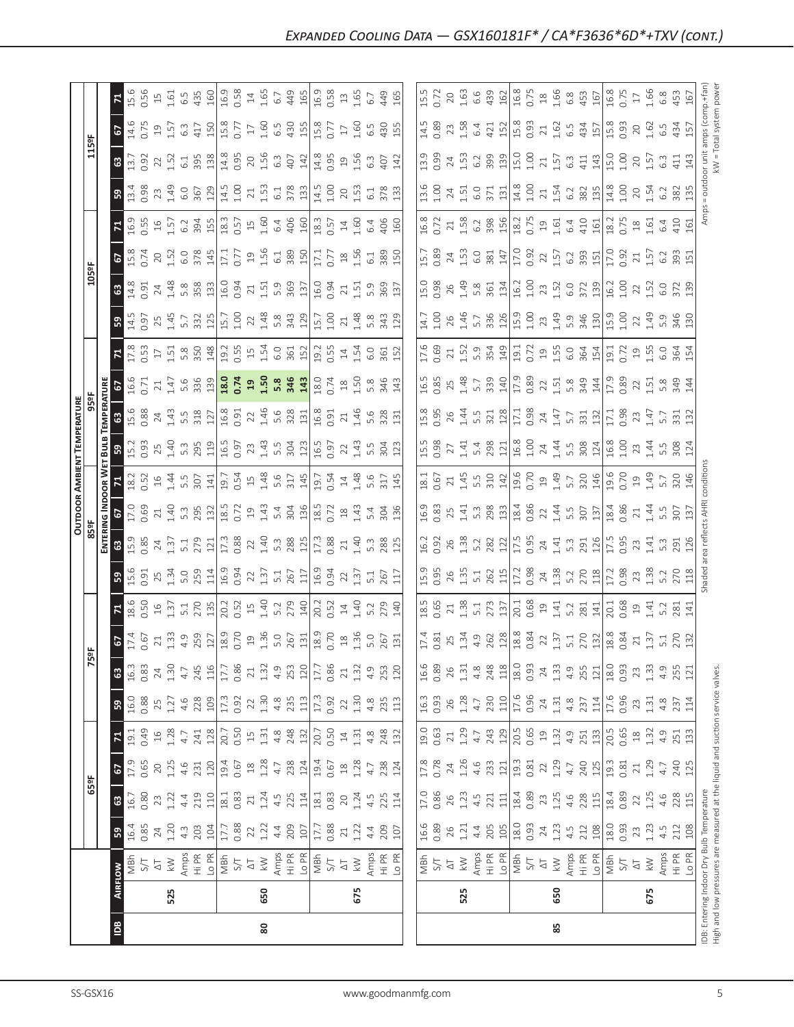## Expanded Cooling Data — GSX160181F* / CA*F3636*6D*+TXV (cont.)

| IDB | Airflow | | 65ºF | | | | 75ºF | | | | 85ºF | | | | 95ºF | | | | 105ºF | | | | 115ºF | | | |
|---|---|---|---|---|---|---|---|---|---|---|---|---|---|---|---|---|---|---|---|---|---|---|---|---|---|---|
| | | | 59 | 63 | 67 | 71 | 59 | 63 | 67 | 71 | 59 | 63 | 67 | 71 | 59 | 63 | 67 | 71 | 59 | 63 | 67 | 71 | 59 | 63 | 67 | 71 |
| 80 | 525 | MBh | 16.4 | 16.7 | 17.9 | 19.1 | 16.0 | 16.3 | 17.4 | 18.6 | 15.6 | 15.9 | 17.0 | 18.2 | 15.2 | 15.6 | 16.6 | 17.8 | 14.5 | 14.8 | 15.8 | 16.9 | 13.4 | 13.7 | 14.6 | 15.6 |
| | | S/T | 0.85 | 0.80 | 0.65 | 0.49 | 0.88 | 0.83 | 0.67 | 0.50 | 0.91 | 0.85 | 0.69 | 0.52 | 0.93 | 0.88 | 0.71 | 0.53 | 0.97 | 0.91 | 0.74 | 0.55 | 0.98 | 0.92 | 0.75 | 0.56 |
| | | ΔT | 24 | 23 | 20 | 16 | 25 | 24 | 21 | 16 | 25 | 24 | 21 | 16 | 25 | 24 | 21 | 17 | 25 | 24 | 20 | 16 | 23 | 22 | 19 | 15 |
| | | kW | 1.20 | 1.22 | 1.25 | 1.28 | 1.27 | 1.30 | 1.33 | 1.37 | 1.34 | 1.37 | 1.40 | 1.44 | 1.40 | 1.43 | 1.47 | 1.51 | 1.45 | 1.48 | 1.52 | 1.57 | 1.49 | 1.52 | 1.57 | 1.61 |
| | | Amps | 4.3 | 4.4 | 4.6 | 4.7 | 4.6 | 4.7 | 4.9 | 5.1 | 5.0 | 5.1 | 5.3 | 5.5 | 5.3 | 5.5 | 5.6 | 5.8 | 5.7 | 5.8 | 6.0 | 6.2 | 6.0 | 6.1 | 6.3 | 6.5 |
| | | Hi PR | 203 | 219 | 231 | 241 | 228 | 245 | 259 | 270 | 259 | 279 | 295 | 307 | 295 | 318 | 336 | 350 | 332 | 358 | 378 | 394 | 367 | 395 | 417 | 435 |
| | | Lo PR | 104 | 110 | 120 | 128 | 109 | 116 | 127 | 135 | 114 | 121 | 132 | 141 | 119 | 127 | 139 | 148 | 125 | 133 | 145 | 155 | 129 | 138 | 150 | 160 |
| | 650 | MBh | 17.7 | 18.1 | 19.4 | 20.7 | 17.3 | 17.7 | 18.9 | 20.2 | 16.9 | 17.3 | 18.5 | 19.7 | 16.5 | 16.8 | **18.0** | 19.2 | 15.7 | 16.0 | 17.1 | 18.3 | 14.5 | 14.8 | 15.8 | 16.9 |
| | | S/T | 0.88 | 0.83 | 0.67 | 0.50 | 0.92 | 0.86 | 0.70 | 0.52 | 0.94 | 0.88 | 0.72 | 0.54 | 0.97 | 0.91 | **0.74** | 0.55 | 1.00 | 0.94 | 0.77 | 0.57 | 1.00 | 0.95 | 0.77 | 0.58 |
| | | ΔT | 22 | 21 | 18 | 15 | 22 | 21 | 19 | 15 | 22 | 22 | 19 | 15 | 23 | 22 | **19** | 15 | 22 | 21 | 19 | 15 | 21 | 20 | 17 | 14 |
| | | kW | 1.22 | 1.24 | 1.28 | 1.31 | 1.30 | 1.32 | 1.36 | 1.40 | 1.37 | 1.40 | 1.43 | 1.48 | 1.43 | 1.46 | **1.50** | 1.54 | 1.48 | 1.51 | 1.56 | 1.60 | 1.53 | 1.56 | 1.60 | 1.65 |
| | | Amps | 4.4 | 4.5 | 4.7 | 4.8 | 4.8 | 4.9 | 5.0 | 5.2 | 5.1 | 5.3 | 5.4 | 5.6 | 5.5 | 5.6 | **5.8** | 6.0 | 5.8 | 5.9 | 6.1 | 6.4 | 6.1 | 6.3 | 6.5 | 6.7 |
| | | Hi PR | 209 | 225 | 238 | 248 | 235 | 253 | 267 | 279 | 267 | 288 | 304 | 317 | 304 | 328 | **346** | 361 | 343 | 369 | 389 | 406 | 378 | 407 | 430 | 449 |
| | | Lo PR | 107 | 114 | 124 | 132 | 113 | 120 | 131 | 140 | 117 | 125 | 136 | 145 | 123 | 131 | **143** | 152 | 129 | 137 | 150 | 160 | 133 | 142 | 155 | 165 |
| | 675 | MBh | 17.7 | 18.1 | 19.4 | 20.7 | 17.3 | 17.7 | 18.9 | 20.2 | 16.9 | 17.3 | 18.5 | 19.7 | 16.5 | 16.8 | 18.0 | 19.2 | 15.7 | 16.0 | 17.1 | 18.3 | 14.5 | 14.8 | 15.8 | 16.9 |
| | | S/T | 0.88 | 0.83 | 0.67 | 0.50 | 0.92 | 0.86 | 0.70 | 0.52 | 0.94 | 0.88 | 0.72 | 0.54 | 0.97 | 0.91 | 0.74 | 0.55 | 1.00 | 0.94 | 0.77 | 0.57 | 1.00 | 0.95 | 0.77 | 0.58 |
| | | ΔT | 21 | 20 | 18 | 14 | 22 | 21 | 18 | 14 | 22 | 21 | 18 | 14 | 22 | 21 | 18 | 14 | 21 | 21 | 18 | 14 | 20 | 19 | 17 | 13 |
| | | kW | 1.22 | 1.24 | 1.28 | 1.31 | 1.30 | 1.32 | 1.36 | 1.40 | 1.37 | 1.40 | 1.43 | 1.48 | 1.43 | 1.46 | 1.50 | 1.54 | 1.48 | 1.51 | 1.56 | 1.60 | 1.53 | 1.56 | 1.60 | 1.65 |
| | | Amps | 4.4 | 4.5 | 4.7 | 4.8 | 4.8 | 4.9 | 5.0 | 5.2 | 5.1 | 5.3 | 5.4 | 5.6 | 5.5 | 5.6 | 5.8 | 6.0 | 5.8 | 5.9 | 6.1 | 6.4 | 6.1 | 6.3 | 6.5 | 6.7 |
| | | Hi PR | 209 | 225 | 238 | 248 | 235 | 253 | 267 | 279 | 267 | 288 | 304 | 317 | 304 | 328 | 346 | 361 | 343 | 369 | 389 | 406 | 378 | 407 | 430 | 449 |
| | | Lo PR | 107 | 114 | 124 | 132 | 113 | 120 | 131 | 140 | 117 | 125 | 136 | 145 | 123 | 131 | 143 | 152 | 129 | 137 | 150 | 160 | 133 | 142 | 155 | 165 |
| 85 | 525 | MBh | 16.6 | 17.0 | 17.8 | 19.0 | 16.3 | 16.6 | 17.4 | 18.5 | 15.9 | 16.2 | 16.9 | 18.1 | 15.5 | 15.8 | 16.5 | 17.6 | 14.7 | 15.0 | 15.7 | 16.8 | 13.6 | 13.9 | 14.5 | 15.5 |
| | | S/T | 0.89 | 0.86 | 0.78 | 0.63 | 0.93 | 0.89 | 0.81 | 0.65 | 0.95 | 0.92 | 0.83 | 0.67 | 0.98 | 0.95 | 0.85 | 0.69 | 1.00 | 0.98 | 0.89 | 0.72 | 1.00 | 0.99 | 0.89 | 0.72 |
| | | ΔT | 26 | 26 | 24 | 21 | 26 | 26 | 25 | 21 | 26 | 26 | 25 | 21 | 27 | 26 | 25 | 21 | 26 | 26 | 24 | 21 | 24 | 24 | 23 | 20 |
| | | kW | 1.21 | 1.23 | 1.26 | 1.29 | 1.28 | 1.31 | 1.34 | 1.38 | 1.35 | 1.38 | 1.41 | 1.45 | 1.41 | 1.44 | 1.48 | 1.52 | 1.46 | 1.49 | 1.53 | 1.58 | 1.51 | 1.53 | 1.58 | 1.63 |
| | | Amps | 4.4 | 4.5 | 4.6 | 4.7 | 4.7 | 4.8 | 4.9 | 5.1 | 5.1 | 5.2 | 5.3 | 5.5 | 5.4 | 5.5 | 5.7 | 5.9 | 5.7 | 5.8 | 6.0 | 6.2 | 6.0 | 6.2 | 6.4 | 6.6 |
| | | Hi PR | 205 | 221 | 233 | 243 | 230 | 248 | 262 | 273 | 262 | 282 | 298 | 310 | 298 | 321 | 339 | 354 | 336 | 361 | 381 | 398 | 371 | 399 | 421 | 439 |
| | | Lo PR | 105 | 111 | 121 | 129 | 110 | 118 | 128 | 137 | 115 | 122 | 133 | 142 | 121 | 128 | 140 | 149 | 126 | 134 | 147 | 156 | 131 | 139 | 152 | 162 |
| | 650 | MBh | 18.0 | 18.4 | 19.3 | 20.5 | 17.6 | 18.0 | 18.8 | 20.1 | 17.2 | 17.5 | 18.4 | 19.6 | 16.8 | 17.1 | 17.9 | 19.1 | 15.9 | 16.2 | 17.0 | 18.2 | 14.8 | 15.0 | 15.8 | 16.8 |
| | | S/T | 0.93 | 0.89 | 0.81 | 0.65 | 0.96 | 0.93 | 0.84 | 0.68 | 0.98 | 0.95 | 0.86 | 0.70 | 1.00 | 0.98 | 0.89 | 0.72 | 1.00 | 1.00 | 0.92 | 0.75 | 1.00 | 1.00 | 0.93 | 0.75 |
| | | ΔT | 24 | 23 | 22 | 19 | 24 | 24 | 22 | 19 | 24 | 24 | 22 | 19 | 24 | 24 | 22 | 19 | 23 | 23 | 22 | 19 | 21 | 21 | 21 | 18 |
| | | kW | 1.23 | 1.25 | 1.29 | 1.32 | 1.31 | 1.33 | 1.37 | 1.41 | 1.38 | 1.41 | 1.44 | 1.49 | 1.44 | 1.47 | 1.51 | 1.55 | 1.49 | 1.52 | 1.57 | 1.61 | 1.54 | 1.57 | 1.62 | 1.66 |
| | | Amps | 4.5 | 4.6 | 4.7 | 4.9 | 4.8 | 4.9 | 5.1 | 5.2 | 5.2 | 5.3 | 5.5 | 5.7 | 5.5 | 5.7 | 5.8 | 6.0 | 5.9 | 6.0 | 6.2 | 6.4 | 6.2 | 6.3 | 6.5 | 6.8 |
| | | Hi PR | 212 | 228 | 240 | 251 | 237 | 255 | 270 | 281 | 270 | 291 | 307 | 320 | 308 | 331 | 349 | 364 | 346 | 372 | 393 | 410 | 382 | 411 | 434 | 453 |
| | | Lo PR | 108 | 115 | 125 | 133 | 114 | 121 | 132 | 141 | 118 | 126 | 137 | 146 | 124 | 132 | 144 | 154 | 130 | 139 | 151 | 161 | 135 | 143 | 157 | 167 |
| | 675 | MBh | 18.0 | 18.4 | 19.3 | 20.5 | 17.6 | 18.0 | 18.8 | 20.1 | 17.2 | 17.5 | 18.4 | 19.6 | 16.8 | 17.1 | 17.9 | 19.1 | 15.9 | 16.2 | 17.0 | 18.2 | 14.8 | 15.0 | 15.8 | 16.8 |
| | | S/T | 0.93 | 0.89 | 0.81 | 0.65 | 0.96 | 0.93 | 0.84 | 0.68 | 0.98 | 0.95 | 0.86 | 0.70 | 1.00 | 0.98 | 0.89 | 0.72 | 1.00 | 1.00 | 0.92 | 0.75 | 1.00 | 1.00 | 0.93 | 0.75 |
| | | ΔT | 23 | 22 | 21 | 18 | 23 | 23 | 21 | 19 | 23 | 23 | 21 | 19 | 23 | 23 | 22 | 19 | 22 | 22 | 21 | 18 | 20 | 20 | 20 | 17 |
| | | kW | 1.23 | 1.25 | 1.29 | 1.32 | 1.31 | 1.33 | 1.37 | 1.41 | 1.38 | 1.41 | 1.44 | 1.49 | 1.44 | 1.47 | 1.51 | 1.55 | 1.49 | 1.52 | 1.57 | 1.61 | 1.54 | 1.57 | 1.62 | 1.66 |
| | | Amps | 4.5 | 4.6 | 4.7 | 4.9 | 4.8 | 4.9 | 5.1 | 5.2 | 5.2 | 5.3 | 5.5 | 5.7 | 5.5 | 5.7 | 5.8 | 6.0 | 5.9 | 6.0 | 6.2 | 6.4 | 6.2 | 6.3 | 6.5 | 6.8 |
| | | Hi PR | 212 | 228 | 240 | 251 | 237 | 255 | 270 | 281 | 270 | 291 | 307 | 320 | 308 | 331 | 349 | 364 | 346 | 372 | 393 | 410 | 382 | 411 | 434 | 453 |
| | | Lo PR | 108 | 115 | 125 | 133 | 114 | 121 | 132 | 141 | 118 | 126 | 137 | 146 | 124 | 132 | 144 | 154 | 130 | 139 | 151 | 161 | 135 | 143 | 157 | 167 |

Column groups are Outdoor Ambient Temperature; sub-columns 59/63/67/71 are Entering Indoor Wet Bulb Temperature.

IDB: Entering Indoor Dry Bulb Temperature
High and low pressures are measured at the liquid and suction service valves.

Shaded area reflects AHRI conditions

Amps = outdoor unit amps (comp.+fan)
kW = Total system power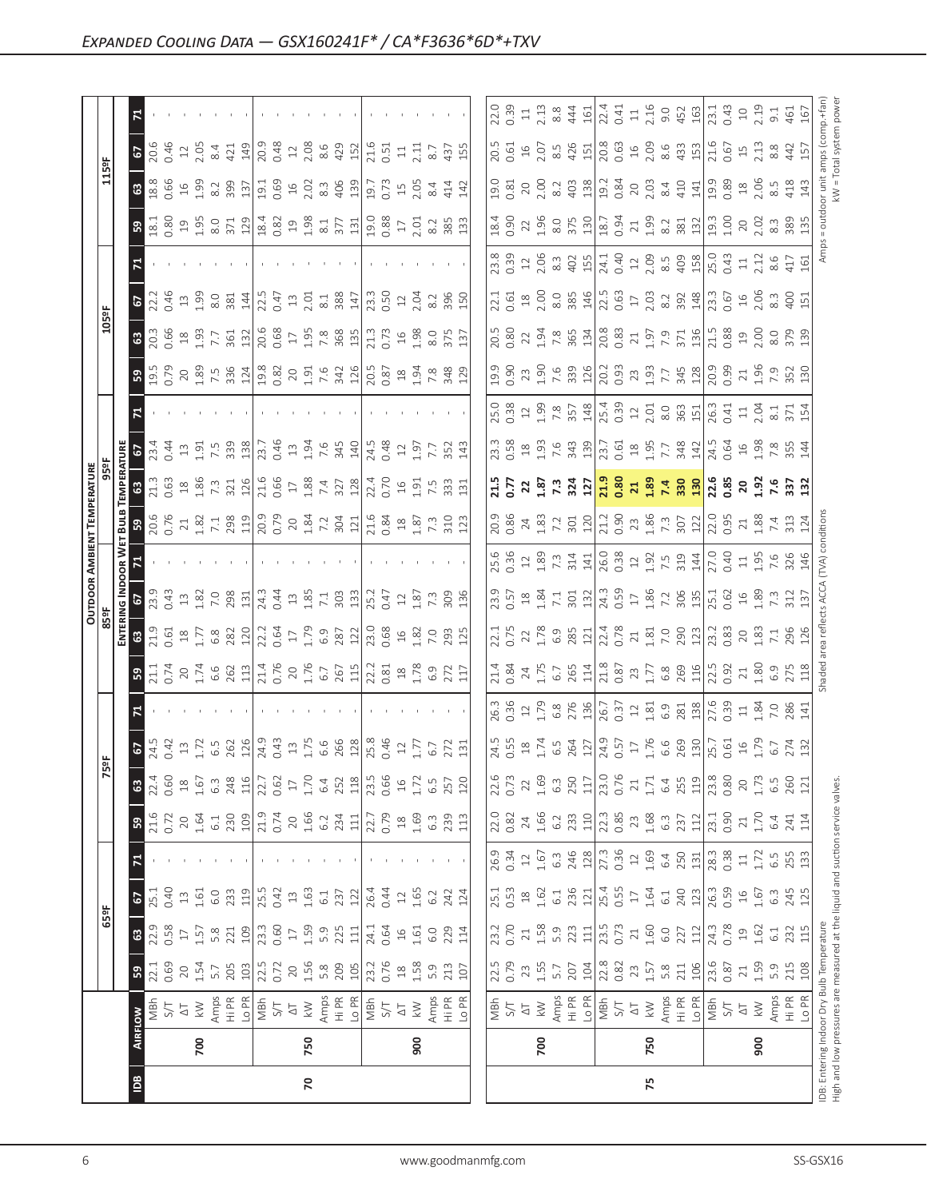# Expanded Cooling Data — GSX160241F* / CA*F3636*6D*+TXV

| IDB | Airflow | | Outdoor Ambient Temperature | | | | | | | | | | | | | | | | | | | |
|---|---|---|---|---|---|---|---|---|---|---|---|---|---|---|---|---|---|---|---|---|---|---|
| | | | 65ºF | | | | 75ºF | | | | 85ºF | | | | 95ºF | | | | 105ºF | | | | 115ºF | | | |
| | | | Entering Indoor Wet Bulb Temperature | | | | | | | | | | | | | | | | | | | | | | | |
| | | | 59 | 63 | 67 | 71 | 59 | 63 | 67 | 71 | 59 | 63 | 67 | 71 | 59 | 63 | 67 | 71 | 59 | 63 | 67 | 71 | 59 | 63 | 67 | 71 |
| 70 | 700 | MBh | 22.1 | 22.9 | 25.1 | - | 21.6 | 22.4 | 24.5 | - | 21.1 | 21.9 | 23.9 | - | 20.6 | 21.3 | 23.4 | - | 19.5 | 20.3 | 22.2 | - | 18.1 | 18.8 | 20.6 | - |
| | | S/T | 0.69 | 0.58 | 0.40 | - | 0.72 | 0.60 | 0.42 | - | 0.74 | 0.61 | 0.43 | - | 0.76 | 0.63 | 0.44 | - | 0.79 | 0.66 | 0.46 | - | 0.80 | 0.66 | 0.46 | - |
| | | ΔT | 20 | 17 | 13 | - | 20 | 18 | 13 | - | 20 | 18 | 13 | - | 21 | 18 | 13 | - | 20 | 18 | 13 | - | 19 | 16 | 12 | - |
| | | kW | 1.54 | 1.57 | 1.61 | - | 1.64 | 1.67 | 1.72 | - | 1.74 | 1.77 | 1.82 | - | 1.82 | 1.86 | 1.91 | - | 1.89 | 1.93 | 1.99 | - | 1.95 | 1.99 | 2.05 | - |
| | | Amps | 5.7 | 5.8 | 6.0 | - | 6.1 | 6.3 | 6.5 | - | 6.6 | 6.8 | 7.0 | - | 7.1 | 7.3 | 7.5 | - | 7.5 | 7.7 | 8.0 | - | 8.0 | 8.2 | 8.4 | - |
| | | Hi PR | 205 | 221 | 233 | - | 230 | 248 | 262 | - | 262 | 282 | 298 | - | 298 | 321 | 339 | - | 336 | 361 | 381 | - | 371 | 399 | 421 | - |
| | | Lo PR | 103 | 109 | 119 | - | 109 | 116 | 126 | - | 113 | 120 | 131 | - | 119 | 126 | 138 | - | 124 | 132 | 144 | - | 129 | 137 | 149 | - |
| | 750 | MBh | 22.5 | 23.3 | 25.5 | - | 21.9 | 22.7 | 24.9 | - | 21.4 | 22.2 | 24.3 | - | 20.9 | 21.6 | 23.7 | - | 19.8 | 20.6 | 22.5 | - | 18.4 | 19.1 | 20.9 | - |
| | | S/T | 0.72 | 0.60 | 0.42 | - | 0.74 | 0.62 | 0.43 | - | 0.76 | 0.64 | 0.44 | - | 0.79 | 0.66 | 0.46 | - | 0.82 | 0.68 | 0.47 | - | 0.82 | 0.69 | 0.48 | - |
| | | ΔT | 20 | 17 | 13 | - | 20 | 17 | 13 | - | 20 | 17 | 13 | - | 20 | 17 | 13 | - | 20 | 17 | 13 | - | 19 | 16 | 12 | - |
| | | kW | 1.56 | 1.59 | 1.63 | - | 1.66 | 1.70 | 1.75 | - | 1.76 | 1.79 | 1.85 | - | 1.84 | 1.88 | 1.94 | - | 1.91 | 1.95 | 2.01 | - | 1.98 | 2.02 | 2.08 | - |
| | | Amps | 5.8 | 5.9 | 6.1 | - | 6.2 | 6.4 | 6.6 | - | 6.7 | 6.9 | 7.1 | - | 7.2 | 7.4 | 7.6 | - | 7.6 | 7.8 | 8.1 | - | 8.1 | 8.3 | 8.6 | - |
| | | Hi PR | 209 | 225 | 237 | - | 234 | 252 | 266 | - | 267 | 287 | 303 | - | 304 | 327 | 345 | - | 342 | 368 | 388 | - | 377 | 406 | 429 | - |
| | | Lo PR | 105 | 111 | 122 | - | 111 | 118 | 128 | - | 115 | 122 | 133 | - | 121 | 128 | 140 | - | 126 | 135 | 147 | - | 131 | 139 | 152 | - |
| | 900 | MBh | 23.2 | 24.1 | 26.4 | - | 22.7 | 23.5 | 25.8 | - | 22.2 | 23.0 | 25.2 | - | 21.6 | 22.4 | 24.5 | - | 20.5 | 21.3 | 23.3 | - | 19.0 | 19.7 | 21.6 | - |
| | | S/T | 0.76 | 0.64 | 0.44 | - | 0.79 | 0.66 | 0.46 | - | 0.81 | 0.68 | 0.47 | - | 0.84 | 0.70 | 0.48 | - | 0.87 | 0.73 | 0.50 | - | 0.88 | 0.73 | 0.51 | - |
| | | ΔT | 18 | 16 | 12 | - | 18 | 16 | 12 | - | 18 | 16 | 12 | - | 18 | 16 | 12 | - | 18 | 16 | 12 | - | 17 | 15 | 11 | - |
| | | kW | 1.58 | 1.61 | 1.65 | - | 1.69 | 1.72 | 1.77 | - | 1.78 | 1.82 | 1.87 | - | 1.87 | 1.91 | 1.97 | - | 1.94 | 1.98 | 2.04 | - | 2.01 | 2.05 | 2.11 | - |
| | | Amps | 5.9 | 6.0 | 6.2 | - | 6.3 | 6.5 | 6.7 | - | 6.9 | 7.0 | 7.3 | - | 7.3 | 7.5 | 7.7 | - | 7.8 | 8.0 | 8.2 | - | 8.2 | 8.4 | 8.7 | - |
| | | Hi PR | 213 | 229 | 242 | - | 239 | 257 | 272 | - | 272 | 293 | 309 | - | 310 | 333 | 352 | - | 348 | 375 | 396 | - | 385 | 414 | 437 | - |
| | | Lo PR | 107 | 114 | 124 | - | 113 | 120 | 131 | - | 117 | 125 | 136 | - | 123 | 131 | 143 | - | 129 | 137 | 150 | - | 133 | 142 | 155 | - |
| 75 | 700 | MBh | 22.5 | 23.2 | 25.1 | 26.9 | 22.0 | 22.6 | 24.5 | 26.3 | 21.4 | 22.1 | 23.9 | 25.6 | 20.9 | **21.5** | 23.3 | 25.0 | 19.9 | 20.5 | 22.1 | 23.8 | 18.4 | 19.0 | 20.5 | 22.0 |
| | | S/T | 0.79 | 0.70 | 0.53 | 0.34 | 0.82 | 0.73 | 0.55 | 0.36 | 0.84 | 0.75 | 0.57 | 0.36 | 0.86 | **0.77** | 0.58 | 0.38 | 0.90 | 0.80 | 0.61 | 0.39 | 0.90 | 0.81 | 0.61 | 0.39 |
| | | ΔT | 23 | 21 | 18 | 12 | 24 | 22 | 18 | 12 | 24 | 22 | 18 | 12 | 24 | **22** | 18 | 12 | 23 | 22 | 18 | 12 | 22 | 20 | 16 | 11 |
| | | kW | 1.55 | 1.58 | 1.62 | 1.67 | 1.66 | 1.69 | 1.74 | 1.79 | 1.75 | 1.78 | 1.84 | 1.89 | 1.83 | **1.87** | 1.93 | 1.99 | 1.90 | 1.94 | 2.00 | 2.06 | 1.96 | 2.00 | 2.07 | 2.13 |
| | | Amps | 5.7 | 5.9 | 6.1 | 6.3 | 6.2 | 6.3 | 6.5 | 6.8 | 6.7 | 6.9 | 7.1 | 7.3 | 7.2 | **7.3** | 7.6 | 7.8 | 7.6 | 7.8 | 8.0 | 8.3 | 8.0 | 8.2 | 8.5 | 8.8 |
| | | Hi PR | 207 | 223 | 236 | 246 | 233 | 250 | 264 | 276 | 265 | 285 | 301 | 314 | 301 | **324** | 343 | 357 | 339 | 365 | 385 | 402 | 375 | 403 | 426 | 444 |
| | | Lo PR | 104 | 111 | 121 | 128 | 110 | 117 | 127 | 136 | 114 | 121 | 132 | 141 | 120 | **127** | 139 | 148 | 126 | 134 | 146 | 155 | 130 | 138 | 151 | 161 |
| | 750 | MBh | 22.8 | 23.5 | 25.4 | 27.3 | 22.3 | 23.0 | 24.9 | 26.7 | 21.8 | 22.4 | 24.3 | 26.0 | 21.2 | **21.9** | 23.7 | 25.4 | 20.2 | 20.8 | 22.5 | 24.1 | 18.7 | 19.2 | 20.8 | 22.4 |
| | | S/T | 0.82 | 0.73 | 0.55 | 0.36 | 0.85 | 0.76 | 0.57 | 0.37 | 0.87 | 0.78 | 0.59 | 0.38 | 0.90 | **0.80** | 0.61 | 0.39 | 0.93 | 0.83 | 0.63 | 0.40 | 0.94 | 0.84 | 0.63 | 0.41 |
| | | ΔT | 23 | 21 | 17 | 12 | 23 | 21 | 17 | 12 | 23 | 21 | 17 | 12 | 23 | **21** | 18 | 12 | 23 | 21 | 17 | 12 | 21 | 20 | 16 | 11 |
| | | kW | 1.57 | 1.60 | 1.64 | 1.69 | 1.68 | 1.71 | 1.76 | 1.81 | 1.77 | 1.81 | 1.86 | 1.92 | 1.86 | **1.89** | 1.95 | 2.01 | 1.93 | 1.97 | 2.03 | 2.09 | 1.99 | 2.03 | 2.09 | 2.16 |
| | | Amps | 5.8 | 6.0 | 6.1 | 6.4 | 6.3 | 6.4 | 6.6 | 6.9 | 6.8 | 7.0 | 7.2 | 7.5 | 7.3 | **7.4** | 7.7 | 8.0 | 7.7 | 7.9 | 8.2 | 8.5 | 8.2 | 8.4 | 8.6 | 9.0 |
| | | Hi PR | 211 | 227 | 240 | 250 | 237 | 255 | 269 | 281 | 269 | 290 | 306 | 319 | 307 | **330** | 348 | 363 | 345 | 371 | 392 | 409 | 381 | 410 | 433 | 452 |
| | | Lo PR | 106 | 112 | 123 | 131 | 112 | 119 | 130 | 138 | 116 | 123 | 135 | 144 | 122 | **130** | 142 | 151 | 128 | 136 | 148 | 158 | 132 | 141 | 153 | 163 |
| | 900 | MBh | 23.6 | 24.3 | 26.3 | 28.3 | 23.1 | 23.8 | 25.7 | 27.6 | 22.5 | 23.2 | 25.1 | 27.0 | 22.0 | **22.6** | 24.5 | 26.3 | 20.9 | 21.5 | 23.3 | 25.0 | 19.3 | 19.9 | 21.6 | 23.1 |
| | | S/T | 0.87 | 0.78 | 0.59 | 0.38 | 0.90 | 0.80 | 0.61 | 0.39 | 0.92 | 0.83 | 0.62 | 0.40 | 0.95 | **0.85** | 0.64 | 0.41 | 0.99 | 0.88 | 0.67 | 0.43 | 1.00 | 0.89 | 0.67 | 0.43 |
| | | ΔT | 21 | 19 | 16 | 11 | 21 | 20 | 16 | 11 | 21 | 20 | 16 | 11 | 21 | **20** | 16 | 11 | 21 | 19 | 16 | 11 | 20 | 18 | 15 | 10 |
| | | kW | 1.59 | 1.62 | 1.67 | 1.72 | 1.70 | 1.73 | 1.79 | 1.84 | 1.80 | 1.83 | 1.89 | 1.95 | 1.88 | **1.92** | 1.98 | 2.04 | 1.96 | 2.00 | 2.06 | 2.12 | 2.02 | 2.06 | 2.13 | 2.19 |
| | | Amps | 5.9 | 6.1 | 6.3 | 6.5 | 6.4 | 6.5 | 6.7 | 7.0 | 6.9 | 7.1 | 7.3 | 7.6 | 7.4 | **7.6** | 7.8 | 8.1 | 7.9 | 8.0 | 8.3 | 8.6 | 8.3 | 8.5 | 8.8 | 9.1 |
| | | Hi PR | 215 | 232 | 245 | 255 | 241 | 260 | 274 | 286 | 275 | 296 | 312 | 326 | 313 | **337** | 355 | 371 | 352 | 379 | 400 | 417 | 389 | 418 | 442 | 461 |
| | | Lo PR | 108 | 115 | 125 | 133 | 114 | 121 | 132 | 141 | 118 | 126 | 137 | 146 | 124 | **132** | 144 | 154 | 130 | 139 | 151 | 161 | 135 | 143 | 157 | 167 |

IDB: Entering Indoor Dry Bulb Temperature
High and low pressures are measured at the liquid and suction service valves.

Shaded area reflects ACCA (TVA) conditions

Amps = outdoor unit amps (comp.+fan)
kW = Total system power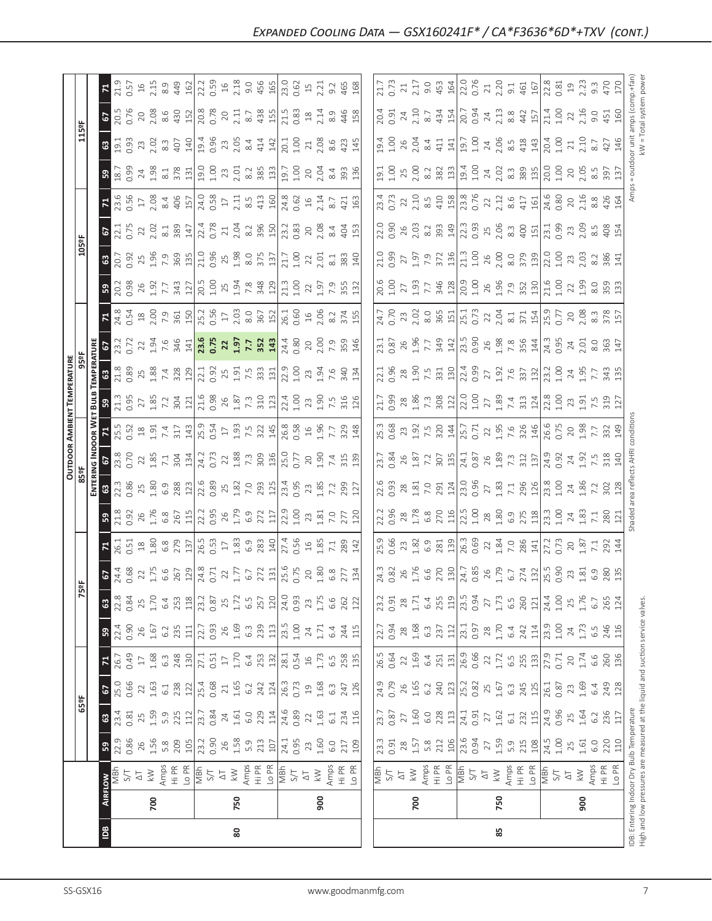# Expanded Cooling Data — GSX160241F* / CA*F3636*6D*+TXV (cont.)

| IDB | Airflow | | Outdoor Ambient Temperature | | | | | | | | | | | | | | | | | | | | | |
|---|---|---|---|---|---|---|---|---|---|---|---|---|---|---|---|---|---|---|---|---|---|---|---|---|
| | | | 65ºF | | | | 75ºF | | | | 85ºF | | | | 95ºF | | | | 105ºF | | | | 115ºF | | | |
| | | | Entering Indoor Wet Bulb Temperature | | | | | | | | | | | | | | | | | | | | | | | |
| | | | 59 | 63 | 67 | 71 | 59 | 63 | 67 | 71 | 59 | 63 | 67 | 71 | 59 | 63 | 67 | 71 | 59 | 63 | 67 | 71 | 59 | 63 | 67 | 71 |
| 80 | 700 | MBh | 22.9 | 23.4 | 25.0 | 26.7 | 22.4 | 22.8 | 24.4 | 26.1 | 21.8 | 22.3 | 23.8 | 25.5 | 21.3 | 21.8 | 23.2 | 24.8 | 20.2 | 20.7 | 22.1 | 23.6 | 18.7 | 19.1 | 20.5 | 21.9 |
| | | S/T | 0.86 | 0.81 | 0.66 | 0.49 | 0.90 | 0.84 | 0.68 | 0.51 | 0.92 | 0.86 | 0.70 | 0.52 | 0.95 | 0.89 | 0.72 | 0.54 | 0.98 | 0.92 | 0.75 | 0.56 | 0.99 | 0.93 | 0.76 | 0.57 |
| | | ΔT | 26 | 25 | 22 | 17 | 26 | 25 | 22 | 18 | 26 | 25 | 22 | 18 | 27 | 25 | 22 | 18 | 26 | 25 | 22 | 17 | 24 | 23 | 20 | 16 |
| | | kW | 1.56 | 1.59 | 1.63 | 1.68 | 1.67 | 1.70 | 1.75 | 1.80 | 1.76 | 1.80 | 1.85 | 1.91 | 1.85 | 1.88 | 1.94 | 2.00 | 1.92 | 1.96 | 2.02 | 2.08 | 1.98 | 2.02 | 2.08 | 2.15 |
| | | Amps | 5.8 | 5.9 | 6.1 | 6.3 | 6.2 | 6.4 | 6.6 | 6.8 | 6.8 | 6.9 | 7.1 | 7.4 | 7.2 | 7.4 | 7.6 | 7.9 | 7.7 | 7.9 | 8.1 | 8.4 | 8.1 | 8.3 | 8.6 | 8.9 |
| | | Hi PR | 209 | 225 | 238 | 248 | 235 | 253 | 267 | 279 | 267 | 288 | 304 | 317 | 304 | 328 | 346 | 361 | 343 | 369 | 389 | 406 | 378 | 407 | 430 | 449 |
| | | Lo PR | 105 | 112 | 122 | 130 | 111 | 118 | 129 | 137 | 115 | 123 | 134 | 143 | 121 | 129 | 141 | 152 | 127 | 135 | 147 | 157 | 131 | 140 | 152 | 162 |
| | 750 | MBh | 23.2 | 23.7 | 25.4 | 27.1 | 22.7 | 23.2 | 24.8 | 26.5 | 22.2 | 22.6 | 24.2 | 25.9 | 21.6 | 22.1 | **23.6** | 25.2 | 20.5 | 21.0 | 22.4 | 24.0 | 19.0 | 19.4 | 20.8 | 22.2 |
| | | S/T | 0.90 | 0.84 | 0.68 | 0.51 | 0.93 | 0.87 | 0.71 | 0.53 | 0.95 | 0.89 | 0.73 | 0.54 | 0.98 | 0.92 | **0.75** | 0.56 | 1.00 | 0.96 | 0.78 | 0.58 | 1.00 | 0.96 | 0.78 | 0.59 |
| | | ΔT | 26 | 24 | 21 | 17 | 26 | 25 | 22 | 17 | 26 | 25 | 22 | 17 | 26 | 25 | **22** | 17 | 25 | 25 | 21 | 17 | 23 | 23 | 20 | 16 |
| | | kW | 1.58 | 1.61 | 1.65 | 1.70 | 1.69 | 1.72 | 1.77 | 1.83 | 1.79 | 1.82 | 1.88 | 1.93 | 1.87 | 1.91 | **1.97** | 2.03 | 1.94 | 1.98 | 2.04 | 2.11 | 2.01 | 2.05 | 2.11 | 2.18 |
| | | Amps | 5.9 | 6.0 | 6.2 | 6.4 | 6.3 | 6.5 | 6.7 | 6.9 | 6.9 | 7.0 | 7.3 | 7.5 | 7.3 | 7.5 | **7.7** | 8.0 | 7.8 | 8.0 | 8.2 | 8.5 | 8.2 | 8.4 | 8.7 | 9.0 |
| | | Hi PR | 213 | 229 | 242 | 253 | 239 | 257 | 272 | 283 | 272 | 293 | 309 | 322 | 310 | 333 | **352** | 367 | 348 | 375 | 396 | 413 | 385 | 414 | 438 | 456 |
| | | Lo PR | 107 | 114 | 124 | 132 | 113 | 120 | 131 | 140 | 117 | 125 | 136 | 145 | 123 | 131 | **143** | 152 | 129 | 137 | 150 | 160 | 133 | 142 | 155 | 165 |
| | 900 | MBh | 24.1 | 24.6 | 26.3 | 28.1 | 23.5 | 24.0 | 25.6 | 27.4 | 22.9 | 23.4 | 25.0 | 26.8 | 22.4 | 22.9 | 24.4 | 26.1 | 21.3 | 21.7 | 23.2 | 24.8 | 19.7 | 20.1 | 21.5 | 23.0 |
| | | S/T | 0.95 | 0.89 | 0.73 | 0.54 | 1.00 | 0.93 | 0.75 | 0.56 | 1.00 | 0.95 | 0.77 | 0.58 | 1.00 | 1.00 | 0.80 | 0.60 | 1.00 | 1.00 | 0.83 | 0.62 | 1.00 | 1.00 | 0.83 | 0.62 |
| | | ΔT | 23 | 22 | 19 | 16 | 24 | 23 | 20 | 16 | 23 | 23 | 20 | 16 | 23 | 23 | 20 | 16 | 22 | 22 | 20 | 16 | 20 | 21 | 18 | 15 |
| | | kW | 1.60 | 1.63 | 1.68 | 1.73 | 1.71 | 1.75 | 1.80 | 1.85 | 1.81 | 1.85 | 1.90 | 1.96 | 1.90 | 1.94 | 2.00 | 2.06 | 1.97 | 2.01 | 2.08 | 2.14 | 2.04 | 2.08 | 2.14 | 2.21 |
| | | Amps | 6.0 | 6.1 | 6.3 | 6.5 | 6.4 | 6.6 | 6.8 | 7.1 | 7.0 | 7.2 | 7.4 | 7.7 | 7.5 | 7.6 | 7.9 | 8.2 | 7.9 | 8.1 | 8.4 | 8.7 | 8.4 | 8.6 | 8.9 | 9.2 |
| | | Hi PR | 217 | 234 | 247 | 258 | 244 | 262 | 277 | 289 | 277 | 299 | 315 | 329 | 316 | 340 | 359 | 374 | 355 | 383 | 404 | 421 | 393 | 423 | 446 | 465 |
| | | Lo PR | 109 | 116 | 126 | 135 | 115 | 122 | 134 | 142 | 120 | 127 | 139 | 148 | 126 | 134 | 146 | 155 | 132 | 140 | 153 | 163 | 136 | 145 | 158 | 168 |
| 85 | 700 | MBh | 23.3 | 23.7 | 24.9 | 26.5 | 22.7 | 23.2 | 24.3 | 25.9 | 22.2 | 22.6 | 23.7 | 25.3 | 21.7 | 22.1 | 23.1 | 24.7 | 20.6 | 21.0 | 22.0 | 23.4 | 19.1 | 19.4 | 20.4 | 21.7 |
| | | S/T | 0.91 | 0.87 | 0.79 | 0.64 | 0.94 | 0.91 | 0.82 | 0.66 | 0.96 | 0.93 | 0.84 | 0.68 | 0.99 | 0.96 | 0.87 | 0.70 | 1.00 | 0.99 | 0.90 | 0.73 | 1.00 | 1.00 | 0.91 | 0.73 |
| | | ΔT | 28 | 27 | 26 | 22 | 28 | 28 | 26 | 23 | 28 | 28 | 26 | 23 | 28 | 28 | 26 | 23 | 27 | 27 | 26 | 22 | 25 | 26 | 24 | 21 |
| | | kW | 1.57 | 1.60 | 1.65 | 1.69 | 1.68 | 1.71 | 1.76 | 1.82 | 1.78 | 1.81 | 1.87 | 1.92 | 1.86 | 1.90 | 1.96 | 2.02 | 1.93 | 1.97 | 2.03 | 2.10 | 2.00 | 2.04 | 2.10 | 2.17 |
| | | Amps | 5.8 | 6.0 | 6.2 | 6.4 | 6.3 | 6.4 | 6.6 | 6.9 | 6.8 | 7.0 | 7.2 | 7.5 | 7.3 | 7.5 | 7.7 | 8.0 | 7.7 | 7.9 | 8.2 | 8.5 | 8.2 | 8.4 | 8.7 | 9.0 |
| | | Hi PR | 212 | 228 | 240 | 251 | 237 | 255 | 270 | 281 | 270 | 291 | 307 | 320 | 308 | 331 | 349 | 365 | 346 | 372 | 393 | 410 | 382 | 411 | 434 | 453 |
| | | Lo PR | 106 | 113 | 123 | 131 | 112 | 119 | 130 | 139 | 116 | 124 | 135 | 144 | 122 | 130 | 142 | 151 | 128 | 136 | 149 | 158 | 133 | 141 | 154 | 164 |
| | 750 | MBh | 23.6 | 24.1 | 25.2 | 26.9 | 23.1 | 23.5 | 24.7 | 26.3 | 22.5 | 23.0 | 24.1 | 25.7 | 22.0 | 22.4 | 23.5 | 25.1 | 20.9 | 21.3 | 22.3 | 23.8 | 19.4 | 19.7 | 20.7 | 22.0 |
| | | S/T | 0.94 | 0.91 | 0.82 | 0.66 | 0.97 | 0.94 | 0.85 | 0.69 | 1.00 | 0.96 | 0.87 | 0.71 | 1.00 | 0.99 | 0.90 | 0.73 | 1.00 | 1.00 | 0.93 | 0.76 | 1.00 | 1.00 | 0.94 | 0.76 |
| | | ΔT | 27 | 27 | 25 | 22 | 28 | 27 | 26 | 22 | 28 | 27 | 26 | 22 | 27 | 27 | 26 | 22 | 26 | 26 | 25 | 22 | 24 | 24 | 24 | 21 |
| | | kW | 1.59 | 1.62 | 1.67 | 1.72 | 1.70 | 1.73 | 1.79 | 1.84 | 1.80 | 1.83 | 1.89 | 1.95 | 1.89 | 1.92 | 1.98 | 2.04 | 1.96 | 2.00 | 2.06 | 2.12 | 2.02 | 2.06 | 2.13 | 2.20 |
| | | Amps | 5.9 | 6.1 | 6.3 | 6.5 | 6.4 | 6.5 | 6.7 | 7.0 | 6.9 | 7.1 | 7.3 | 7.6 | 7.4 | 7.6 | 7.8 | 8.1 | 7.9 | 8.0 | 8.3 | 8.6 | 8.3 | 8.5 | 8.8 | 9.1 |
| | | Hi PR | 215 | 232 | 245 | 255 | 242 | 260 | 274 | 286 | 275 | 296 | 312 | 326 | 313 | 337 | 356 | 371 | 352 | 379 | 400 | 417 | 389 | 418 | 442 | 461 |
| | | Lo PR | 108 | 115 | 125 | 133 | 114 | 121 | 132 | 141 | 118 | 126 | 137 | 146 | 124 | 132 | 144 | 154 | 130 | 139 | 151 | 161 | 135 | 143 | 157 | 167 |
| | 900 | MBh | 24.5 | 24.9 | 26.1 | 27.9 | 23.9 | 24.4 | 25.5 | 27.2 | 23.3 | 23.8 | 24.9 | 26.6 | 22.8 | 23.2 | 24.3 | 25.9 | 21.6 | 22.0 | 23.1 | 24.6 | 20.0 | 20.4 | 21.4 | 22.8 |
| | | S/T | 1.00 | 0.96 | 0.87 | 0.71 | 1.00 | 1.00 | 0.90 | 0.73 | 1.00 | 1.00 | 0.92 | 0.75 | 1.00 | 1.00 | 0.95 | 0.77 | 1.00 | 1.00 | 0.99 | 0.80 | 1.00 | 1.00 | 1.00 | 0.81 |
| | | ΔT | 25 | 25 | 23 | 20 | 24 | 25 | 23 | 20 | 24 | 24 | 24 | 20 | 23 | 24 | 24 | 20 | 22 | 23 | 23 | 20 | 20 | 21 | 22 | 19 |
| | | kW | 1.61 | 1.64 | 1.69 | 1.74 | 1.73 | 1.76 | 1.81 | 1.87 | 1.83 | 1.86 | 1.92 | 1.98 | 1.91 | 1.95 | 2.01 | 2.08 | 1.99 | 2.03 | 2.09 | 2.16 | 2.05 | 2.10 | 2.16 | 2.23 |
| | | Amps | 6.0 | 6.2 | 6.4 | 6.6 | 6.5 | 6.7 | 6.9 | 7.1 | 7.1 | 7.2 | 7.5 | 7.7 | 7.5 | 7.7 | 8.0 | 8.3 | 8.0 | 8.2 | 8.5 | 8.8 | 8.5 | 8.7 | 9.0 | 9.3 |
| | | Hi PR | 220 | 236 | 249 | 260 | 246 | 265 | 280 | 292 | 280 | 302 | 318 | 332 | 319 | 343 | 363 | 378 | 359 | 386 | 408 | 426 | 397 | 427 | 451 | 470 |
| | | Lo PR | 110 | 117 | 128 | 136 | 116 | 124 | 135 | 144 | 121 | 128 | 140 | 149 | 127 | 135 | 147 | 157 | 133 | 141 | 154 | 164 | 137 | 146 | 160 | 170 |

IDB: Entering Indoor Dry Bulb Temperature
High and low pressures are measured at the liquid and suction service valves.

Shaded area reflects AHRI conditions

Amps = outdoor unit amps (comp.+fan)
kW = Total system power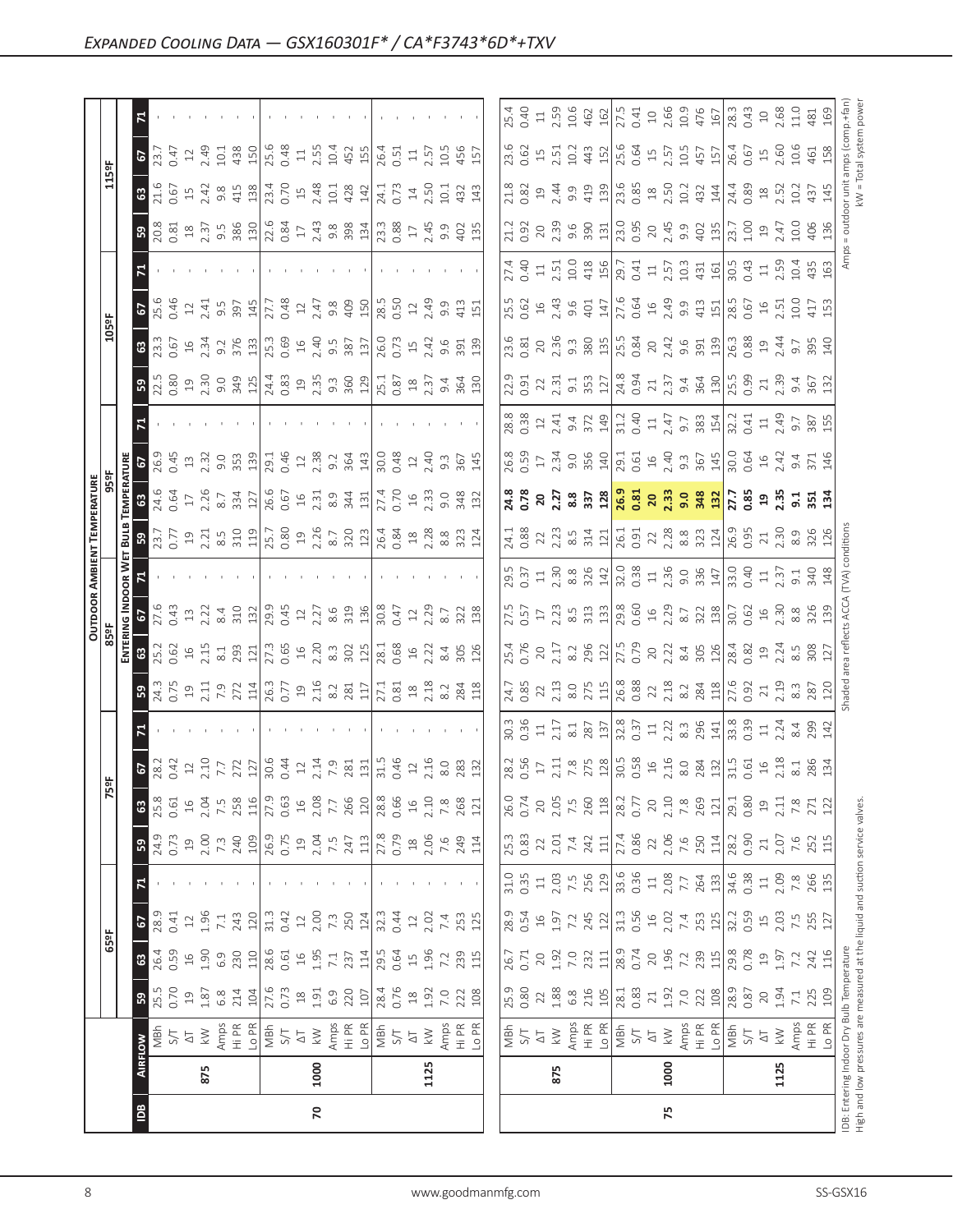# Expanded Cooling Data — GSX160301F* / CA*F3743*6D*+TXV

| IDB | Airflow | | 65°F 59 | 65°F 63 | 65°F 67 | 65°F 71 | 75°F 59 | 75°F 63 | 75°F 67 | 75°F 71 | 85°F 59 | 85°F 63 | 85°F 67 | 85°F 71 | 95°F 59 | 95°F 63 | 95°F 67 | 95°F 71 | 105°F 59 | 105°F 63 | 105°F 67 | 105°F 71 | 115°F 59 | 115°F 63 | 115°F 67 | 115°F 71 |
|---|---|---|---|---|---|---|---|---|---|---|---|---|---|---|---|---|---|---|---|---|---|---|---|---|---|---|
| | | | **Outdoor Ambient Temperature / Entering Indoor Wet Bulb Temperature** | | | | | | | | | | | | | | | | | | | | | | | |
| 70 | 875 | MBh | 25.5 | 26.4 | 28.9 | - | 24.9 | 25.8 | 28.2 | - | 24.3 | 25.2 | 27.6 | - | 23.7 | 24.6 | 26.9 | - | 22.5 | 23.3 | 25.6 | - | 20.8 | 21.6 | 23.7 | - |
| | | S/T | 0.70 | 0.59 | 0.41 | - | 0.73 | 0.61 | 0.42 | - | 0.75 | 0.62 | 0.43 | - | 0.77 | 0.64 | 0.45 | - | 0.80 | 0.67 | 0.46 | - | 0.81 | 0.67 | 0.47 | - |
| | | ΔT | 19 | 16 | 12 | - | 19 | 16 | 12 | - | 19 | 16 | 13 | - | 19 | 17 | 13 | - | 19 | 16 | 12 | - | 18 | 15 | 12 | - |
| | | kW | 1.87 | 1.90 | 1.96 | - | 2.00 | 2.04 | 2.10 | - | 2.11 | 2.15 | 2.22 | - | 2.21 | 2.26 | 2.32 | - | 2.30 | 2.34 | 2.41 | - | 2.37 | 2.42 | 2.49 | - |
| | | Amps | 6.8 | 6.9 | 7.1 | - | 7.3 | 7.5 | 7.7 | - | 7.9 | 8.1 | 8.4 | - | 8.5 | 8.7 | 9.0 | - | 9.0 | 9.2 | 9.5 | - | 9.5 | 9.8 | 10.1 | - |
| | | Hi PR | 214 | 230 | 243 | - | 240 | 258 | 272 | - | 272 | 293 | 310 | - | 310 | 334 | 353 | - | 349 | 376 | 397 | - | 386 | 415 | 438 | - |
| | | Lo PR | 104 | 110 | 120 | - | 109 | 116 | 127 | - | 114 | 121 | 132 | - | 119 | 127 | 139 | - | 125 | 133 | 145 | - | 130 | 138 | 150 | - |
| | 1000 | MBh | 27.6 | 28.6 | 31.3 | - | 26.9 | 27.9 | 30.6 | - | 26.3 | 27.3 | 29.9 | - | 25.7 | 26.6 | 29.1 | - | 24.4 | 25.3 | 27.7 | - | 22.6 | 23.4 | 25.6 | - |
| | | S/T | 0.73 | 0.61 | 0.42 | - | 0.75 | 0.63 | 0.44 | - | 0.77 | 0.65 | 0.45 | - | 0.80 | 0.67 | 0.46 | - | 0.83 | 0.69 | 0.48 | - | 0.84 | 0.70 | 0.48 | - |
| | | ΔT | 18 | 16 | 12 | - | 19 | 16 | 12 | - | 19 | 16 | 12 | - | 19 | 16 | 12 | - | 19 | 16 | 12 | - | 17 | 15 | 11 | - |
| | | kW | 1.91 | 1.95 | 2.00 | - | 2.04 | 2.08 | 2.14 | - | 2.16 | 2.20 | 2.27 | - | 2.26 | 2.31 | 2.38 | - | 2.35 | 2.40 | 2.47 | - | 2.43 | 2.48 | 2.55 | - |
| | | Amps | 6.9 | 7.1 | 7.3 | - | 7.5 | 7.7 | 7.9 | - | 8.2 | 8.3 | 8.6 | - | 8.7 | 8.9 | 9.2 | - | 9.3 | 9.5 | 9.8 | - | 9.8 | 10.1 | 10.4 | - |
| | | Hi PR | 220 | 237 | 250 | - | 247 | 266 | 281 | - | 281 | 302 | 319 | - | 320 | 344 | 364 | - | 360 | 387 | 409 | - | 398 | 428 | 452 | - |
| | | Lo PR | 107 | 114 | 124 | - | 113 | 120 | 131 | - | 117 | 125 | 136 | - | 123 | 131 | 143 | - | 129 | 137 | 150 | - | 134 | 142 | 155 | - |
| | 1125 | MBh | 28.4 | 29.5 | 32.3 | - | 27.8 | 28.8 | 31.5 | - | 27.1 | 28.1 | 30.8 | - | 26.4 | 27.4 | 30.0 | - | 25.1 | 26.0 | 28.5 | - | 23.3 | 24.1 | 26.4 | - |
| | | S/T | 0.76 | 0.64 | 0.44 | - | 0.79 | 0.66 | 0.46 | - | 0.81 | 0.68 | 0.47 | - | 0.84 | 0.70 | 0.48 | - | 0.87 | 0.73 | 0.50 | - | 0.88 | 0.73 | 0.51 | - |
| | | ΔT | 18 | 15 | 12 | - | 18 | 16 | 12 | - | 18 | 16 | 12 | - | 18 | 16 | 12 | - | 18 | 15 | 12 | - | 17 | 14 | 11 | - |
| | | kW | 1.92 | 1.96 | 2.02 | - | 2.06 | 2.10 | 2.16 | - | 2.18 | 2.22 | 2.29 | - | 2.28 | 2.33 | 2.40 | - | 2.37 | 2.42 | 2.49 | - | 2.45 | 2.50 | 2.57 | - |
| | | Amps | 7.0 | 7.2 | 7.4 | - | 7.6 | 7.8 | 8.0 | - | 8.2 | 8.4 | 8.7 | - | 8.8 | 9.0 | 9.3 | - | 9.4 | 9.6 | 9.9 | - | 9.9 | 10.1 | 10.5 | - |
| | | Hi PR | 222 | 239 | 253 | - | 249 | 268 | 283 | - | 284 | 305 | 322 | - | 323 | 348 | 367 | - | 364 | 391 | 413 | - | 402 | 432 | 456 | - |
| | | Lo PR | 108 | 115 | 125 | - | 114 | 121 | 132 | - | 118 | 126 | 138 | - | 124 | 132 | 145 | - | 130 | 139 | 151 | - | 135 | 143 | 157 | - |
| 75 | 875 | MBh | 25.9 | 26.7 | 28.9 | 31.0 | 25.3 | 26.0 | 28.2 | 30.3 | 24.7 | 25.4 | 27.5 | 29.5 | 24.1 | **24.8** | 26.8 | 28.8 | 22.9 | 23.6 | 25.5 | 27.4 | 21.2 | 21.8 | 23.6 | 25.4 |
| | | S/T | 0.80 | 0.71 | 0.54 | 0.35 | 0.83 | 0.74 | 0.56 | 0.36 | 0.85 | 0.76 | 0.57 | 0.37 | 0.88 | **0.78** | 0.59 | 0.38 | 0.91 | 0.81 | 0.62 | 0.40 | 0.92 | 0.82 | 0.62 | 0.40 |
| | | ΔT | 22 | 20 | 16 | 11 | 22 | 20 | 17 | 11 | 22 | 20 | 17 | 11 | 22 | **20** | 17 | 12 | 22 | 20 | 16 | 11 | 20 | 19 | 15 | 11 |
| | | kW | 1.88 | 1.92 | 1.97 | 2.03 | 2.01 | 2.05 | 2.11 | 2.17 | 2.13 | 2.17 | 2.23 | 2.30 | 2.23 | **2.27** | 2.34 | 2.41 | 2.31 | 2.36 | 2.43 | 2.51 | 2.39 | 2.44 | 2.51 | 2.59 |
| | | Amps | 6.8 | 7.0 | 7.2 | 7.5 | 7.4 | 7.5 | 7.8 | 8.1 | 8.0 | 8.2 | 8.5 | 8.8 | 8.5 | **8.8** | 9.0 | 9.4 | 9.1 | 9.3 | 9.6 | 10.0 | 9.6 | 9.9 | 10.2 | 10.6 |
| | | Hi PR | 216 | 232 | 245 | 256 | 242 | 260 | 275 | 287 | 275 | 296 | 313 | 326 | 314 | **337** | 356 | 372 | 353 | 380 | 401 | 418 | 390 | 419 | 443 | 462 |
| | | Lo PR | 105 | 111 | 122 | 129 | 111 | 118 | 128 | 137 | 115 | 122 | 133 | 142 | 121 | **128** | 140 | 149 | 127 | 135 | 147 | 156 | 131 | 139 | 152 | 162 |
| | 1000 | MBh | 28.1 | 28.9 | 31.3 | 33.6 | 27.4 | 28.2 | 30.5 | 32.8 | 26.8 | 27.5 | 29.8 | 32.0 | 26.1 | **26.9** | 29.1 | 31.2 | 24.8 | 25.5 | 27.6 | 29.7 | 23.0 | 23.6 | 25.6 | 27.5 |
| | | S/T | 0.83 | 0.74 | 0.56 | 0.36 | 0.86 | 0.77 | 0.58 | 0.37 | 0.88 | 0.79 | 0.60 | 0.38 | 0.91 | **0.81** | 0.61 | 0.40 | 0.94 | 0.84 | 0.64 | 0.41 | 0.95 | 0.85 | 0.64 | 0.41 |
| | | ΔT | 21 | 20 | 16 | 11 | 22 | 20 | 16 | 11 | 22 | 20 | 16 | 11 | 22 | **20** | 16 | 11 | 21 | 20 | 16 | 11 | 20 | 18 | 15 | 10 |
| | | kW | 1.92 | 1.96 | 2.02 | 2.08 | 2.06 | 2.10 | 2.16 | 2.22 | 2.18 | 2.22 | 2.29 | 2.36 | 2.28 | **2.33** | 2.40 | 2.47 | 2.37 | 2.42 | 2.49 | 2.57 | 2.45 | 2.50 | 2.57 | 2.66 |
| | | Amps | 7.0 | 7.2 | 7.4 | 7.7 | 7.6 | 7.8 | 8.0 | 8.3 | 8.2 | 8.4 | 8.7 | 9.0 | 8.8 | **9.0** | 9.3 | 9.7 | 9.4 | 9.6 | 9.9 | 10.3 | 9.9 | 10.2 | 10.5 | 10.9 |
| | | Hi PR | 222 | 239 | 253 | 264 | 250 | 269 | 284 | 296 | 284 | 305 | 322 | 336 | 323 | **348** | 367 | 383 | 364 | 391 | 413 | 431 | 402 | 432 | 457 | 476 |
| | | Lo PR | 108 | 115 | 125 | 133 | 114 | 121 | 132 | 141 | 118 | 126 | 138 | 147 | 124 | **132** | 145 | 154 | 130 | 139 | 151 | 161 | 135 | 144 | 157 | 167 |
| | 1125 | MBh | 28.9 | 29.8 | 32.2 | 34.6 | 28.2 | 29.1 | 31.5 | 33.8 | 27.6 | 28.4 | 30.7 | 33.0 | 26.9 | **27.7** | 30.0 | 32.2 | 25.5 | 26.3 | 28.5 | 30.5 | 23.7 | 24.4 | 26.4 | 28.3 |
| | | S/T | 0.87 | 0.78 | 0.59 | 0.38 | 0.90 | 0.80 | 0.61 | 0.39 | 0.92 | 0.82 | 0.62 | 0.40 | 0.95 | **0.85** | 0.64 | 0.41 | 0.99 | 0.88 | 0.67 | 0.43 | 1.00 | 0.89 | 0.67 | 0.43 |
| | | ΔT | 20 | 19 | 15 | 11 | 21 | 19 | 16 | 11 | 21 | 19 | 16 | 11 | 21 | **19** | 16 | 11 | 21 | 19 | 16 | 11 | 19 | 18 | 15 | 10 |
| | | kW | 1.94 | 1.97 | 2.03 | 2.09 | 2.07 | 2.11 | 2.18 | 2.24 | 2.19 | 2.24 | 2.30 | 2.37 | 2.30 | **2.35** | 2.42 | 2.49 | 2.39 | 2.44 | 2.51 | 2.59 | 2.47 | 2.52 | 2.60 | 2.68 |
| | | Amps | 7.1 | 7.2 | 7.5 | 7.8 | 7.6 | 7.8 | 8.1 | 8.4 | 8.3 | 8.5 | 8.8 | 9.1 | 8.9 | **9.1** | 9.4 | 9.7 | 9.4 | 9.7 | 10.0 | 10.4 | 10.0 | 10.2 | 10.6 | 11.0 |
| | | Hi PR | 225 | 242 | 255 | 266 | 252 | 271 | 286 | 299 | 287 | 308 | 326 | 340 | 326 | **351** | 371 | 387 | 367 | 395 | 417 | 435 | 406 | 437 | 461 | 481 |
| | | Lo PR | 109 | 116 | 127 | 135 | 115 | 122 | 134 | 142 | 120 | 127 | 139 | 148 | 126 | **134** | 146 | 155 | 132 | 140 | 153 | 163 | 136 | 145 | 158 | 169 |

IDB: Entering Indoor Dry Bulb Temperature
High and low pressures are measured at the liquid and suction service valves.

Shaded area reflects ACCA (TVA) conditions

Amps = outdoor unit amps (comp.+fan)
kW = Total system power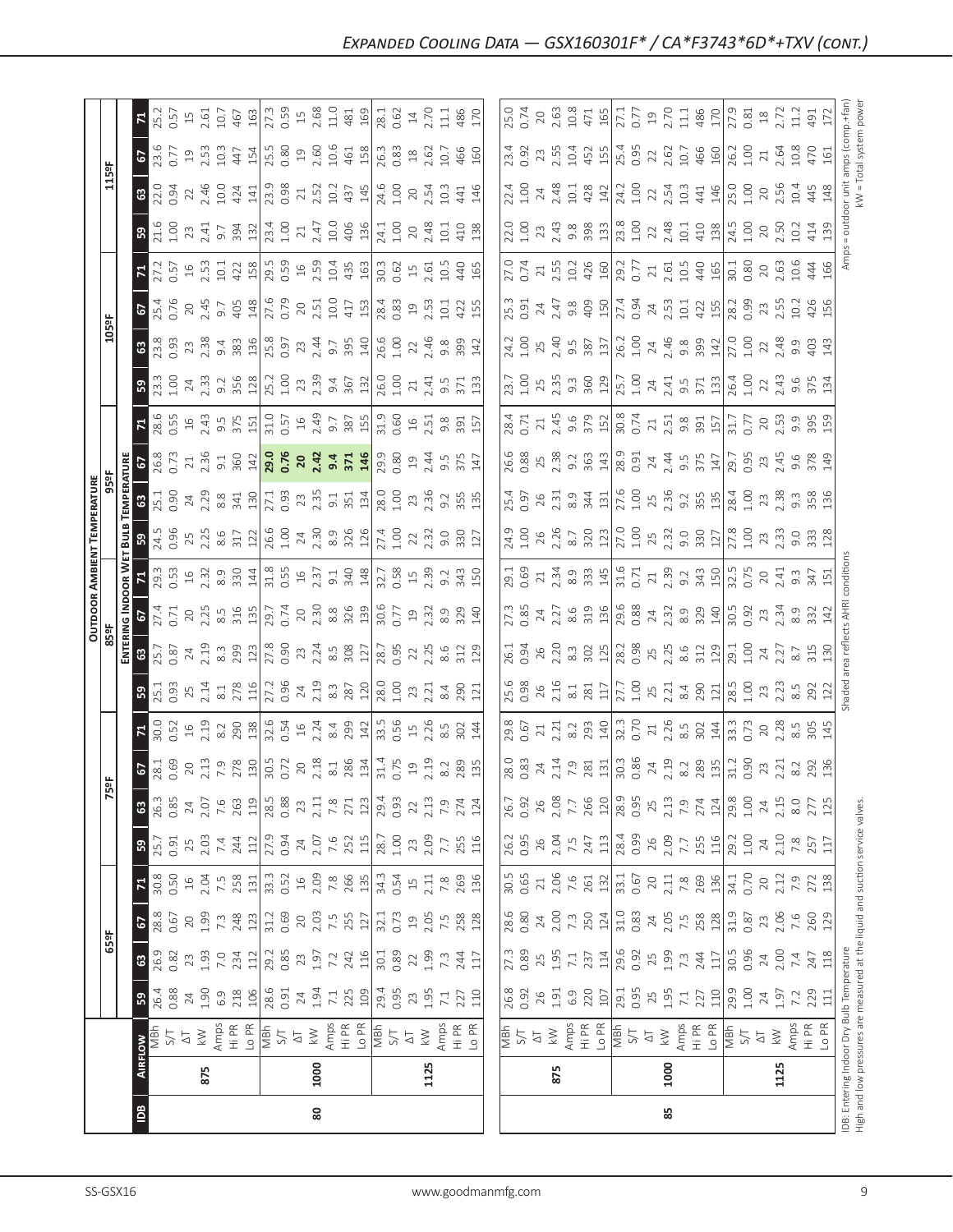## Expanded Cooling Data — GSX160301F* / CA*F3743*6D*+TXV (cont.)

| | | | Outdoor Ambient Temperature | | | | | | | | | | | | | | | | | | | | | |
|---|---|---|---|---|---|---|---|---|---|---|---|---|---|---|---|---|---|---|---|---|---|---|---|---|
| | | | 65ºF | | | | 75ºF | | | | 85ºF | | | | 95ºF | | | | 105ºF | | | | 115ºF | | | |
| | | | Entering Indoor Wet Bulb Temperature | | | | | | | | | | | | | | | | | | | | | | | |
| IDB | Airflow | | 59 | 63 | 67 | 71 | 59 | 63 | 67 | 71 | 59 | 63 | 67 | 71 | 59 | 63 | 67 | 71 | 59 | 63 | 67 | 71 | 59 | 63 | 67 | 71 |
| 80 | 875 | MBh | 26.4 | 26.9 | 28.8 | 30.8 | 25.7 | 26.3 | 28.1 | 30.0 | 25.1 | 25.7 | 27.4 | 29.3 | 24.5 | 25.1 | 26.8 | 28.6 | 23.3 | 23.8 | 25.4 | 27.2 | 21.6 | 22.0 | 23.6 | 25.2 |
| | | S/T | 0.88 | 0.82 | 0.67 | 0.50 | 0.91 | 0.85 | 0.69 | 0.52 | 0.93 | 0.87 | 0.71 | 0.53 | 0.96 | 0.90 | 0.73 | 0.55 | 1.00 | 0.93 | 0.76 | 0.57 | 1.00 | 0.94 | 0.77 | 0.57 |
| | | ΔT | 24 | 23 | 20 | 16 | 25 | 24 | 20 | 16 | 25 | 24 | 20 | 16 | 25 | 24 | 21 | 16 | 24 | 23 | 20 | 16 | 23 | 22 | 19 | 15 |
| | | kW | 1.90 | 1.93 | 1.99 | 2.04 | 2.03 | 2.07 | 2.13 | 2.19 | 2.14 | 2.19 | 2.25 | 2.32 | 2.25 | 2.29 | 2.36 | 2.43 | 2.33 | 2.38 | 2.45 | 2.53 | 2.41 | 2.46 | 2.53 | 2.61 |
| | | Amps | 6.9 | 7.0 | 7.3 | 7.5 | 7.4 | 7.6 | 7.9 | 8.2 | 8.1 | 8.3 | 8.5 | 8.9 | 8.6 | 8.8 | 9.1 | 9.5 | 9.2 | 9.4 | 9.7 | 10.1 | 9.7 | 10.0 | 10.3 | 10.7 |
| | | Hi PR | 218 | 234 | 248 | 258 | 244 | 263 | 278 | 290 | 278 | 299 | 316 | 330 | 317 | 341 | 360 | 375 | 356 | 383 | 405 | 422 | 394 | 424 | 447 | 467 |
| | | Lo PR | 106 | 112 | 123 | 131 | 112 | 119 | 130 | 138 | 116 | 123 | 135 | 144 | 122 | 130 | 142 | 151 | 128 | 136 | 148 | 158 | 132 | 141 | 154 | 163 |
| | 1000 | MBh | 28.6 | 29.2 | 31.2 | 33.3 | 27.9 | 28.5 | 30.5 | 32.6 | 27.2 | 27.8 | 29.7 | 31.8 | 26.6 | 27.1 | **29.0** | 31.0 | 25.2 | 25.8 | 27.6 | 29.5 | 23.4 | 23.9 | 25.5 | 27.3 |
| | | S/T | 0.91 | 0.85 | 0.69 | 0.52 | 0.94 | 0.88 | 0.72 | 0.54 | 0.96 | 0.90 | 0.74 | 0.55 | 1.00 | 0.93 | **0.76** | 0.57 | 1.00 | 0.97 | 0.79 | 0.59 | 1.00 | 0.98 | 0.80 | 0.59 |
| | | ΔT | 24 | 23 | 20 | 16 | 24 | 23 | 20 | 16 | 24 | 23 | 20 | 16 | 24 | 23 | **20** | 16 | 23 | 23 | 20 | 16 | 21 | 21 | 19 | 15 |
| | | kW | 1.94 | 1.97 | 2.03 | 2.09 | 2.07 | 2.11 | 2.18 | 2.24 | 2.19 | 2.24 | 2.30 | 2.37 | 2.30 | 2.35 | **2.42** | 2.49 | 2.39 | 2.44 | 2.51 | 2.59 | 2.47 | 2.52 | 2.60 | 2.68 |
| | | Amps | 7.1 | 7.2 | 7.5 | 7.8 | 7.6 | 7.8 | 8.1 | 8.4 | 8.3 | 8.5 | 8.8 | 9.1 | 8.9 | 9.1 | **9.4** | 9.7 | 9.4 | 9.7 | 10.0 | 10.4 | 10.0 | 10.2 | 10.6 | 11.0 |
| | | Hi PR | 225 | 242 | 255 | 266 | 252 | 271 | 286 | 299 | 287 | 308 | 326 | 340 | 326 | 351 | **371** | 387 | 367 | 395 | 417 | 435 | 406 | 437 | 461 | 481 |
| | | Lo PR | 109 | 116 | 127 | 135 | 115 | 123 | 134 | 142 | 120 | 127 | 139 | 148 | 126 | 134 | **146** | 155 | 132 | 140 | 153 | 163 | 136 | 145 | 158 | 169 |
| | 1125 | MBh | 29.4 | 30.1 | 32.1 | 34.3 | 28.7 | 29.4 | 31.4 | 33.5 | 28.0 | 28.7 | 30.6 | 32.7 | 27.4 | 28.0 | 29.9 | 31.9 | 26.0 | 26.6 | 28.4 | 30.3 | 24.1 | 24.6 | 26.3 | 28.1 |
| | | S/T | 0.95 | 0.89 | 0.73 | 0.54 | 1.00 | 0.93 | 0.75 | 0.56 | 1.00 | 0.95 | 0.77 | 0.58 | 1.00 | 1.00 | 0.80 | 0.60 | 1.00 | 1.00 | 0.83 | 0.62 | 1.00 | 1.00 | 0.83 | 0.62 |
| | | ΔT | 23 | 22 | 19 | 15 | 23 | 22 | 19 | 15 | 23 | 22 | 19 | 15 | 22 | 23 | 19 | 16 | 21 | 22 | 19 | 15 | 20 | 20 | 18 | 14 |
| | | kW | 1.95 | 1.99 | 2.05 | 2.11 | 2.09 | 2.13 | 2.19 | 2.26 | 2.21 | 2.25 | 2.32 | 2.39 | 2.32 | 2.36 | 2.44 | 2.51 | 2.41 | 2.46 | 2.53 | 2.61 | 2.48 | 2.54 | 2.62 | 2.70 |
| | | Amps | 7.1 | 7.3 | 7.5 | 7.8 | 7.7 | 7.9 | 8.2 | 8.5 | 8.4 | 8.6 | 8.9 | 9.2 | 9.0 | 9.2 | 9.5 | 9.8 | 9.5 | 9.8 | 10.1 | 10.5 | 10.1 | 10.3 | 10.7 | 11.1 |
| | | Hi PR | 227 | 244 | 258 | 269 | 255 | 274 | 289 | 302 | 290 | 312 | 329 | 343 | 330 | 355 | 375 | 391 | 371 | 399 | 422 | 440 | 410 | 441 | 466 | 486 |
| | | Lo PR | 110 | 117 | 128 | 136 | 116 | 124 | 135 | 144 | 121 | 129 | 140 | 150 | 127 | 135 | 147 | 157 | 133 | 142 | 155 | 165 | 138 | 146 | 160 | 170 |
| 85 | 875 | MBh | 26.8 | 27.3 | 28.6 | 30.5 | 26.2 | 26.7 | 28.0 | 29.8 | 25.6 | 26.1 | 27.3 | 29.1 | 24.9 | 25.4 | 26.6 | 28.4 | 23.7 | 24.2 | 25.3 | 27.0 | 22.0 | 22.4 | 23.4 | 25.0 |
| | | S/T | 0.92 | 0.89 | 0.80 | 0.65 | 0.95 | 0.92 | 0.83 | 0.67 | 0.98 | 0.94 | 0.85 | 0.69 | 1.00 | 0.97 | 0.88 | 0.71 | 1.00 | 1.00 | 0.91 | 0.74 | 1.00 | 1.00 | 0.92 | 0.74 |
| | | ΔT | 26 | 25 | 24 | 21 | 26 | 26 | 24 | 21 | 26 | 26 | 24 | 21 | 26 | 26 | 25 | 21 | 25 | 25 | 24 | 21 | 23 | 24 | 23 | 20 |
| | | kW | 1.91 | 1.95 | 2.00 | 2.06 | 2.04 | 2.08 | 2.14 | 2.21 | 2.16 | 2.20 | 2.27 | 2.34 | 2.26 | 2.31 | 2.38 | 2.45 | 2.35 | 2.40 | 2.47 | 2.55 | 2.43 | 2.48 | 2.55 | 2.63 |
| | | Amps | 6.9 | 7.1 | 7.3 | 7.6 | 7.5 | 7.7 | 7.9 | 8.2 | 8.1 | 8.3 | 8.6 | 8.9 | 8.7 | 8.9 | 9.2 | 9.6 | 9.3 | 9.5 | 9.8 | 10.2 | 9.8 | 10.1 | 10.4 | 10.8 |
| | | Hi PR | 220 | 237 | 250 | 261 | 247 | 266 | 281 | 293 | 281 | 302 | 319 | 333 | 320 | 344 | 363 | 379 | 360 | 387 | 409 | 426 | 398 | 428 | 452 | 471 |
| | | Lo PR | 107 | 114 | 124 | 132 | 113 | 120 | 131 | 140 | 117 | 125 | 136 | 145 | 123 | 131 | 143 | 152 | 129 | 137 | 150 | 160 | 133 | 142 | 155 | 165 |
| | 1000 | MBh | 29.1 | 29.6 | 31.0 | 33.1 | 28.4 | 28.9 | 30.3 | 32.3 | 27.7 | 28.2 | 29.6 | 31.6 | 27.0 | 27.6 | 28.9 | 30.8 | 25.7 | 26.2 | 27.4 | 29.2 | 23.8 | 24.2 | 25.4 | 27.1 |
| | | S/T | 0.95 | 0.92 | 0.83 | 0.67 | 0.99 | 0.95 | 0.86 | 0.70 | 1.00 | 0.98 | 0.88 | 0.71 | 1.00 | 1.00 | 0.91 | 0.74 | 1.00 | 1.00 | 0.94 | 0.77 | 1.00 | 1.00 | 0.95 | 0.77 |
| | | ΔT | 25 | 25 | 24 | 20 | 26 | 25 | 24 | 21 | 25 | 25 | 24 | 21 | 25 | 25 | 24 | 21 | 24 | 24 | 24 | 21 | 22 | 22 | 22 | 19 |
| | | kW | 1.95 | 1.99 | 2.05 | 2.11 | 2.09 | 2.13 | 2.19 | 2.26 | 2.21 | 2.25 | 2.32 | 2.39 | 2.32 | 2.36 | 2.44 | 2.51 | 2.41 | 2.46 | 2.53 | 2.61 | 2.48 | 2.54 | 2.62 | 2.70 |
| | | Amps | 7.1 | 7.3 | 7.5 | 7.8 | 7.7 | 7.9 | 8.2 | 8.5 | 8.4 | 8.6 | 8.9 | 9.2 | 9.0 | 9.2 | 9.5 | 9.8 | 9.5 | 9.8 | 10.1 | 10.5 | 10.1 | 10.3 | 10.7 | 11.1 |
| | | Hi PR | 227 | 244 | 258 | 269 | 255 | 274 | 289 | 302 | 290 | 312 | 329 | 343 | 330 | 355 | 375 | 391 | 371 | 399 | 422 | 440 | 410 | 441 | 466 | 486 |
| | | Lo PR | 110 | 117 | 128 | 136 | 116 | 124 | 135 | 144 | 121 | 129 | 140 | 150 | 127 | 135 | 147 | 157 | 133 | 142 | 155 | 165 | 138 | 146 | 160 | 170 |
| | 1125 | MBh | 29.9 | 30.5 | 31.9 | 34.1 | 29.2 | 29.8 | 31.2 | 33.3 | 28.5 | 29.1 | 30.5 | 32.5 | 27.8 | 28.4 | 29.7 | 31.7 | 26.4 | 27.0 | 28.2 | 30.1 | 24.5 | 25.0 | 26.2 | 27.9 |
| | | S/T | 1.00 | 0.96 | 0.87 | 0.70 | 1.00 | 1.00 | 0.90 | 0.73 | 1.00 | 1.00 | 0.92 | 0.75 | 1.00 | 1.00 | 0.95 | 0.77 | 1.00 | 1.00 | 0.99 | 0.80 | 1.00 | 1.00 | 1.00 | 0.81 |
| | | ΔT | 24 | 24 | 23 | 20 | 24 | 24 | 23 | 20 | 23 | 24 | 23 | 20 | 23 | 23 | 23 | 20 | 22 | 22 | 23 | 20 | 20 | 20 | 21 | 18 |
| | | kW | 1.97 | 2.00 | 2.06 | 2.12 | 2.10 | 2.15 | 2.21 | 2.28 | 2.23 | 2.27 | 2.34 | 2.41 | 2.33 | 2.38 | 2.45 | 2.53 | 2.43 | 2.48 | 2.55 | 2.63 | 2.50 | 2.56 | 2.64 | 2.72 |
| | | Amps | 7.2 | 7.4 | 7.6 | 7.9 | 7.8 | 8.0 | 8.2 | 8.5 | 8.5 | 8.7 | 8.9 | 9.3 | 9.0 | 9.3 | 9.6 | 9.9 | 9.6 | 9.9 | 10.2 | 10.6 | 10.2 | 10.4 | 10.8 | 11.2 |
| | | Hi PR | 229 | 247 | 260 | 272 | 257 | 277 | 292 | 305 | 292 | 315 | 332 | 347 | 333 | 358 | 378 | 395 | 375 | 403 | 426 | 444 | 414 | 445 | 470 | 491 |
| | | Lo PR | 111 | 118 | 129 | 138 | 117 | 125 | 136 | 145 | 122 | 130 | 142 | 151 | 128 | 136 | 149 | 159 | 134 | 143 | 156 | 166 | 139 | 148 | 161 | 172 |

IDB: Entering Indoor Dry Bulb Temperature
High and low pressures are measured at the liquid and suction service valves.

Shaded area reflects AHRI conditions

Amps = outdoor unit amps (comp.+fan)
kW = Total system power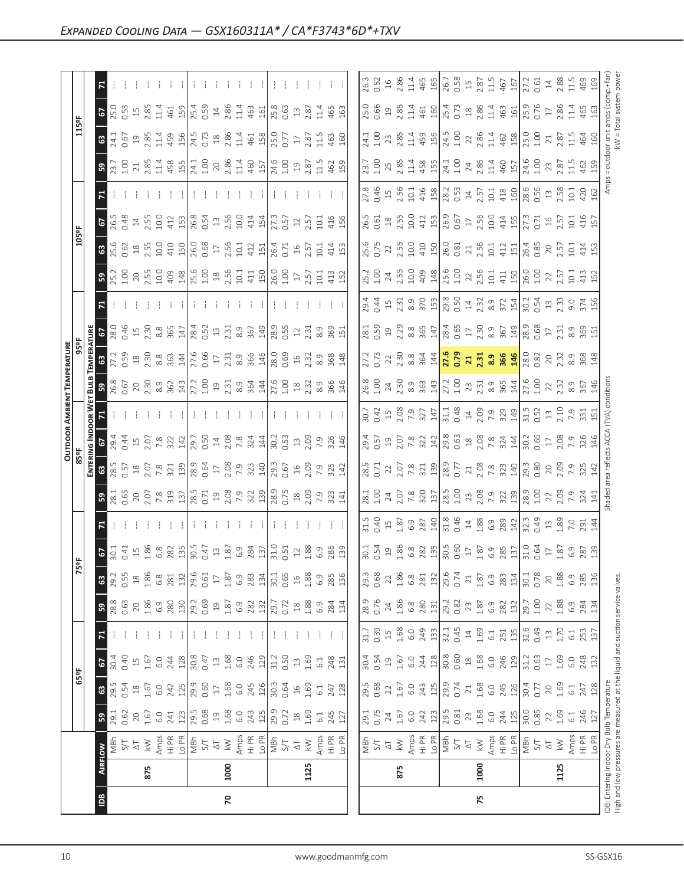## Expanded Cooling Data — GSX160311A* / CA*F3743*6D*+TXV

| IDB | AIRFLOW | | 65ºF | | | | 75ºF | | | | 85ºF | | | | 95ºF | | | | 105ºF | | | | 115ºF | | | |
|---|---|---|---|---|---|---|---|---|---|---|---|---|---|---|---|---|---|---|---|---|---|---|---|---|---|---|
| | | | 59 | 63 | 67 | 71 | 59 | 63 | 67 | 71 | 59 | 63 | 67 | 71 | 59 | 63 | 67 | 71 | 59 | 63 | 67 | 71 | 59 | 63 | 67 | 71 |
| 70 | 875 | MBh | 29.1 | 29.5 | 30.4 | -- | 28.8 | 29.2 | 30.1 | -- | 28.1 | 28.5 | 29.4 | -- | 26.8 | 27.2 | 28.0 | -- | 25.2 | 25.6 | 26.5 | -- | 23.7 | 24.1 | 25.0 | -- |
| | | S/T | 0.62 | 0.54 | 0.40 | -- | 0.63 | 0.55 | 0.41 | -- | 0.65 | 0.57 | 0.44 | -- | 0.67 | 0.59 | 0.46 | -- | 1.00 | 0.62 | 0.48 | -- | 1.00 | 0.67 | 0.53 | -- |
| | | ΔT | 20 | 18 | 15 | -- | 20 | 18 | 15 | -- | 20 | 18 | 15 | -- | 20 | 18 | 15 | -- | 20 | 18 | 14 | -- | 21 | 19 | 15 | -- |
| | | kW | 1.67 | 1.67 | 1.67 | -- | 1.86 | 1.86 | 1.86 | -- | 2.07 | 2.07 | 2.07 | -- | 2.30 | 2.30 | 2.30 | -- | 2.55 | 2.55 | 2.55 | -- | 2.85 | 2.85 | 2.85 | -- |
| | | Amps | 6.0 | 6.0 | 6.0 | -- | 6.9 | 6.8 | 6.8 | -- | 7.8 | 7.8 | 7.8 | -- | 8.9 | 8.8 | 8.8 | -- | 10.0 | 10.0 | 10.0 | -- | 11.4 | 11.4 | 11.4 | -- |
| | | Hi PR | 241 | 242 | 244 | -- | 280 | 281 | 282 | -- | 319 | 321 | 322 | -- | 362 | 363 | 365 | -- | 409 | 410 | 412 | -- | 458 | 459 | 461 | -- |
| | | Lo PR | 123 | 125 | 128 | -- | 130 | 132 | 135 | -- | 137 | 139 | 142 | -- | 143 | 144 | 147 | -- | 148 | 150 | 153 | -- | 155 | 156 | 159 | -- |
| | 1000 | MBh | 29.5 | 29.9 | 30.8 | -- | 29.2 | 29.6 | 30.5 | -- | 28.5 | 28.9 | 29.7 | -- | 27.2 | 27.6 | 28.4 | -- | 25.6 | 26.0 | 26.8 | -- | 24.1 | 24.5 | 25.4 | -- |
| | | S/T | 0.68 | 0.60 | 0.47 | -- | 0.69 | 0.61 | 0.47 | -- | 0.71 | 0.64 | 0.50 | -- | 1.00 | 0.66 | 0.52 | -- | 1.00 | 0.68 | 0.54 | -- | 1.00 | 0.73 | 0.59 | -- |
| | | ΔT | 19 | 17 | 13 | -- | 19 | 17 | 13 | -- | 19 | 17 | 14 | -- | 19 | 17 | 13 | -- | 18 | 17 | 13 | -- | 20 | 18 | 14 | -- |
| | | kW | 1.68 | 1.68 | 1.68 | -- | 1.87 | 1.87 | 1.87 | -- | 2.08 | 2.08 | 2.08 | -- | 2.31 | 2.31 | 2.31 | -- | 2.56 | 2.56 | 2.56 | -- | 2.86 | 2.86 | 2.86 | -- |
| | | Amps | 6.0 | 6.0 | 6.0 | -- | 6.9 | 6.9 | 6.9 | -- | 7.9 | 7.9 | 7.8 | -- | 8.9 | 8.9 | 8.9 | -- | 10.1 | 10.1 | 10.0 | -- | 11.4 | 11.4 | 11.4 | -- |
| | | Hi PR | 243 | 245 | 246 | -- | 282 | 283 | 284 | -- | 322 | 323 | 324 | -- | 364 | 366 | 367 | -- | 411 | 412 | 414 | -- | 460 | 461 | 463 | -- |
| | | Lo PR | 125 | 126 | 129 | -- | 132 | 134 | 137 | -- | 139 | 140 | 144 | -- | 144 | 146 | 149 | -- | 150 | 151 | 154 | -- | 157 | 158 | 161 | -- |
| | 1125 | MBh | 29.9 | 30.3 | 31.2 | -- | 29.7 | 30.1 | 31.0 | -- | 28.9 | 29.3 | 30.2 | -- | 27.6 | 28.0 | 28.9 | -- | 26.0 | 26.4 | 27.3 | -- | 24.6 | 25.0 | 25.8 | -- |
| | | S/T | 0.72 | 0.64 | 0.50 | -- | 0.72 | 0.65 | 0.51 | -- | 0.75 | 0.67 | 0.53 | -- | 1.00 | 0.69 | 0.55 | -- | 1.00 | 0.71 | 0.57 | -- | 1.00 | 0.77 | 0.63 | -- |
| | | ΔT | 18 | 16 | 13 | -- | 18 | 16 | 12 | -- | 18 | 16 | 13 | -- | 18 | 16 | 12 | -- | 17 | 16 | 12 | -- | 19 | 17 | 13 | -- |
| | | kW | 1.69 | 1.69 | 1.69 | -- | 1.88 | 1.88 | 1.88 | -- | 2.09 | 2.09 | 2.09 | -- | 2.32 | 2.32 | 2.31 | -- | 2.57 | 2.57 | 2.57 | -- | 2.87 | 2.87 | 2.87 | -- |
| | | Amps | 6.1 | 6.1 | 6.1 | -- | 6.9 | 6.9 | 6.9 | -- | 7.9 | 7.9 | 7.9 | -- | 8.9 | 8.9 | 8.9 | -- | 10.1 | 10.1 | 10.1 | -- | 11.5 | 11.5 | 11.4 | -- |
| | | Hi PR | 245 | 247 | 248 | -- | 284 | 285 | 286 | -- | 323 | 325 | 326 | -- | 366 | 368 | 369 | -- | 413 | 414 | 416 | -- | 462 | 463 | 465 | -- |
| | | Lo PR | 127 | 128 | 131 | -- | 134 | 136 | 139 | -- | 141 | 142 | 146 | -- | 146 | 148 | 151 | -- | 152 | 153 | 156 | -- | 159 | 160 | 163 | -- |
| 75 | 875 | MBh | 29.1 | 29.5 | 30.4 | 31.7 | 28.9 | 29.3 | 30.1 | 31.5 | 28.1 | 28.5 | 29.4 | 30.7 | 26.8 | 27.2 | 28.1 | 29.4 | 25.2 | 25.6 | 26.5 | 27.8 | 23.7 | 24.1 | 25.0 | 26.3 |
| | | S/T | 0.75 | 0.68 | 0.54 | 0.39 | 0.76 | 0.68 | 0.54 | 0.40 | 1.00 | 0.71 | 0.57 | 0.42 | 1.00 | 0.73 | 0.59 | 0.44 | 1.00 | 0.75 | 0.61 | 0.46 | 1.00 | 1.00 | 0.66 | 0.52 |
| | | ΔT | 24 | 22 | 19 | 15 | 24 | 22 | 19 | 15 | 24 | 22 | 19 | 15 | 24 | 22 | 19 | 15 | 24 | 22 | 18 | 15 | 25 | 23 | 19 | 16 |
| | | kW | 1.67 | 1.67 | 1.67 | 1.68 | 1.86 | 1.86 | 1.86 | 1.87 | 2.07 | 2.07 | 2.07 | 2.08 | 2.30 | 2.30 | 2.29 | 2.31 | 2.55 | 2.55 | 2.55 | 2.56 | 2.85 | 2.85 | 2.85 | 2.86 |
| | | Amps | 6.0 | 6.0 | 6.0 | 6.0 | 6.8 | 6.8 | 6.8 | 6.9 | 7.8 | 7.8 | 7.8 | 7.9 | 8.9 | 8.8 | 8.8 | 8.9 | 10.0 | 10.0 | 10.0 | 10.1 | 11.4 | 11.4 | 11.4 | 11.4 |
| | | Hi PR | 242 | 243 | 244 | 249 | 280 | 281 | 282 | 287 | 320 | 321 | 322 | 327 | 363 | 364 | 365 | 370 | 409 | 410 | 412 | 416 | 458 | 459 | 461 | 465 |
| | | Lo PR | 123 | 125 | 128 | 133 | 131 | 132 | 135 | 140 | 137 | 139 | 142 | 147 | 143 | 144 | 147 | 153 | 148 | 150 | 153 | 158 | 155 | 156 | 160 | 165 |
| | 1000 | MBh | 29.5 | 29.9 | 30.8 | 32.1 | 29.2 | 29.6 | 30.5 | 31.8 | 28.5 | 28.9 | 29.8 | 31.1 | 27.2 | **27.6** | 28.4 | 29.8 | 25.6 | 26.0 | 26.9 | 28.2 | 24.1 | 24.5 | 25.4 | 26.7 |
| | | S/T | 0.81 | 0.74 | 0.60 | 0.45 | 0.82 | 0.74 | 0.60 | 0.46 | 1.00 | 0.77 | 0.63 | 0.48 | 1.00 | **0.79** | 0.65 | 0.50 | 1.00 | 0.81 | 0.67 | 0.53 | 1.00 | 1.00 | 0.73 | 0.58 |
| | | ΔT | 23 | 21 | 18 | 14 | 23 | 21 | 17 | 14 | 23 | 21 | 18 | 14 | 23 | **21** | 17 | 14 | 22 | 21 | 17 | 14 | 24 | 22 | 18 | 15 |
| | | kW | 1.68 | 1.68 | 1.68 | 1.69 | 1.87 | 1.87 | 1.87 | 1.88 | 2.08 | 2.08 | 2.08 | 2.09 | 2.31 | **2.31** | 2.30 | 2.32 | 2.56 | 2.56 | 2.56 | 2.57 | 2.86 | 2.86 | 2.86 | 2.87 |
| | | Amps | 6.0 | 6.0 | 6.0 | 6.1 | 6.9 | 6.9 | 6.9 | 6.9 | 7.9 | 7.8 | 7.8 | 7.9 | 8.9 | **8.9** | 8.9 | 8.9 | 10.1 | 10.1 | 10.0 | 10.1 | 11.4 | 11.4 | 11.4 | 11.5 |
| | | Hi PR | 244 | 245 | 246 | 251 | 282 | 283 | 285 | 289 | 322 | 323 | 324 | 329 | 365 | **366** | 367 | 372 | 411 | 412 | 414 | 418 | 460 | 462 | 463 | 467 |
| | | Lo PR | 125 | 126 | 129 | 135 | 132 | 134 | 137 | 142 | 139 | 140 | 144 | 149 | 144 | **146** | 149 | 154 | 150 | 151 | 155 | 160 | 157 | 158 | 161 | 167 |
| | 1125 | MBh | 30.0 | 30.4 | 31.2 | 32.6 | 29.7 | 30.1 | 31.0 | 32.3 | 28.9 | 29.3 | 30.2 | 31.5 | 27.6 | 28.0 | 28.9 | 30.2 | 26.0 | 26.4 | 27.3 | 28.6 | 24.6 | 25.0 | 25.9 | 27.2 |
| | | S/T | 0.85 | 0.77 | 0.63 | 0.49 | 1.00 | 0.78 | 0.64 | 0.49 | 1.00 | 0.80 | 0.66 | 0.52 | 1.00 | 0.82 | 0.68 | 0.54 | 1.00 | 0.85 | 0.71 | 0.56 | 1.00 | 1.00 | 0.76 | 0.61 |
| | | ΔT | 22 | 20 | 17 | 13 | 22 | 20 | 17 | 13 | 22 | 20 | 17 | 13 | 22 | 20 | 17 | 13 | 22 | 20 | 16 | 13 | 23 | 21 | 17 | 14 |
| | | kW | 1.69 | 1.69 | 1.69 | 1.70 | 1.88 | 1.88 | 1.87 | 1.89 | 2.09 | 2.09 | 2.08 | 2.10 | 2.32 | 2.32 | 2.31 | 2.33 | 2.57 | 2.57 | 2.57 | 2.58 | 2.87 | 2.87 | 2.86 | 2.88 |
| | | Amps | 6.1 | 6.1 | 6.0 | 6.1 | 6.9 | 6.9 | 6.9 | 7.0 | 7.9 | 7.9 | 7.9 | 7.9 | 8.9 | 8.9 | 8.9 | 9.0 | 10.1 | 10.1 | 10.1 | 10.1 | 11.5 | 11.5 | 11.4 | 11.5 |
| | | Hi PR | 246 | 247 | 248 | 253 | 284 | 285 | 287 | 291 | 324 | 325 | 326 | 331 | 367 | 368 | 369 | 374 | 413 | 414 | 416 | 420 | 462 | 464 | 465 | 469 |
| | | Lo PR | 127 | 128 | 132 | 137 | 134 | 136 | 139 | 144 | 141 | 142 | 146 | 151 | 146 | 148 | 151 | 156 | 152 | 153 | 157 | 162 | 159 | 160 | 163 | 169 |

Column headings: Outdoor Ambient Temperature; Entering Indoor Wet Bulb Temperature.

IDB: Entering Indoor Dry Bulb Temperature
High and low pressures are measured at the liquid and suction service valves.

Shaded area reflects ACCA (TVA) conditions

Amps = outdoor unit amps (comp.+fan)
kW = Total system power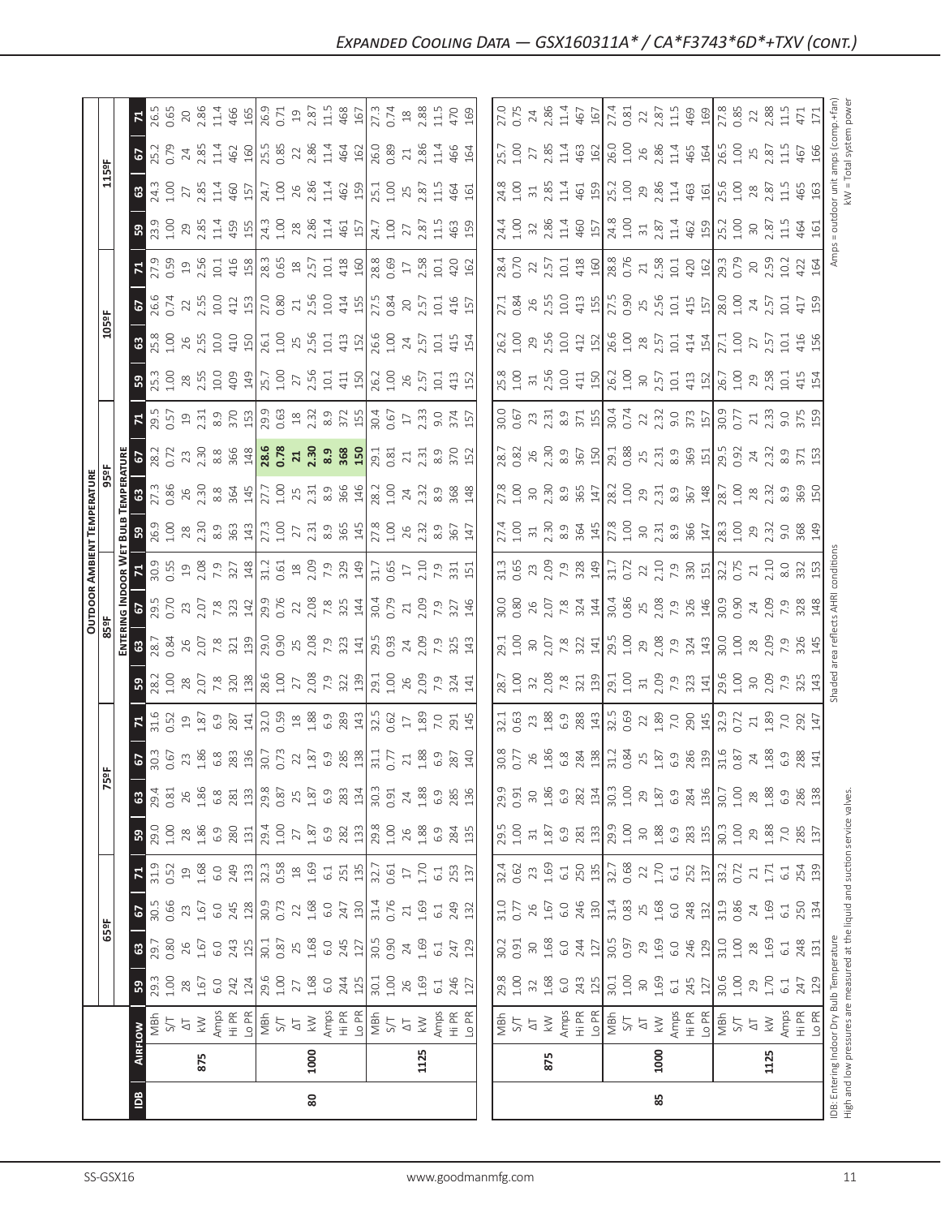# Expanded Cooling Data — GSX160311A* / CA*F3743*6D*+TXV (cont.)

| IDB | Airflow | | Outdoor Ambient Temperature | | | | | | | | | | | | | | | |
|---|---|---|---|---|---|---|---|---|---|---|---|---|---|---|---|---|---|---|
| | | | 65ºF | | | | 75ºF | | | | 85ºF | | | | 95ºF | | | |
| | | | Entering Indoor Wet Bulb Temperature | | | | | | | | | | | | | | | |
| | | | 59 | 63 | 67 | 71 | 59 | 63 | 67 | 71 | 59 | 63 | 67 | 71 | 59 | 63 | 67 | 71 |
| 80 | 875 | MBh | 29.3 | 29.7 | 30.5 | 31.9 | 29.0 | 29.4 | 30.3 | 31.6 | 28.2 | 28.7 | 29.5 | 30.9 | 26.9 | 27.3 | 28.2 | 29.5 |
| | | S/T | 1.00 | 0.80 | 0.66 | 0.52 | 1.00 | 0.81 | 0.67 | 0.52 | 1.00 | 0.84 | 0.70 | 0.55 | 1.00 | 0.86 | 0.72 | 0.57 |
| | | ΔT | 28 | 26 | 23 | 19 | 28 | 26 | 23 | 19 | 28 | 26 | 23 | 19 | 28 | 26 | 23 | 19 |
| | | kW | 1.67 | 1.67 | 1.67 | 1.68 | 1.86 | 1.86 | 1.86 | 1.87 | 2.07 | 2.07 | 2.07 | 2.08 | 2.30 | 2.30 | 2.30 | 2.31 |
| | | Amps | 6.0 | 6.0 | 6.0 | 6.0 | 6.9 | 6.8 | 6.8 | 6.9 | 7.8 | 7.8 | 7.8 | 7.9 | 8.9 | 8.8 | 8.8 | 8.9 |
| | | Hi PR | 242 | 243 | 245 | 249 | 280 | 281 | 283 | 287 | 320 | 321 | 323 | 327 | 363 | 364 | 366 | 370 |
| | | Lo PR | 124 | 125 | 128 | 131 | 131 | 133 | 136 | 141 | 138 | 139 | 142 | 148 | 143 | 145 | 148 | 153 |
| | 1000 | MBh | 29.6 | 30.1 | 30.9 | 32.3 | 29.4 | 29.8 | 30.7 | 32.0 | 28.6 | 29.0 | 29.9 | 31.2 | 27.3 | 27.7 | **28.6** | 29.9 |
| | | S/T | 1.00 | 0.87 | 0.73 | 0.58 | 1.00 | 0.87 | 0.73 | 0.59 | 1.00 | 0.90 | 0.76 | 0.61 | 1.00 | 1.00 | **0.78** | 0.63 |
| | | ΔT | 27 | 25 | 22 | 18 | 27 | 25 | 22 | 18 | 27 | 25 | 22 | 18 | 27 | 25 | **21** | 18 |
| | | kW | 1.68 | 1.68 | 1.68 | 1.69 | 1.87 | 1.87 | 1.87 | 1.88 | 2.08 | 2.08 | 2.08 | 2.09 | 2.31 | 2.31 | **2.30** | 2.32 |
| | | Amps | 6.0 | 6.0 | 6.0 | 6.1 | 6.9 | 6.9 | 6.9 | 6.9 | 7.9 | 7.9 | 7.8 | 7.9 | 8.9 | 8.9 | **8.9** | 8.9 |
| | | Hi PR | 244 | 245 | 247 | 251 | 282 | 283 | 285 | 289 | 322 | 323 | 325 | 329 | 365 | 366 | **368** | 372 |
| | | Lo PR | 125 | 127 | 130 | 135 | 133 | 134 | 138 | 143 | 139 | 141 | 144 | 149 | 145 | 146 | **150** | 155 |
| | 1125 | MBh | 30.1 | 30.5 | 31.4 | 32.7 | 29.8 | 30.3 | 31.1 | 32.5 | 29.1 | 29.5 | 30.4 | 31.7 | 27.8 | 28.2 | 29.1 | 30.4 |
| | | S/T | 1.00 | 0.90 | 0.76 | 0.61 | 1.00 | 0.91 | 0.77 | 0.62 | 1.00 | 0.93 | 0.79 | 0.65 | 1.00 | 1.00 | 0.81 | 0.67 |
| | | ΔT | 26 | 24 | 21 | 17 | 26 | 24 | 21 | 17 | 26 | 24 | 21 | 17 | 26 | 24 | 21 | 17 |
| | | kW | 1.69 | 1.69 | 1.69 | 1.70 | 1.88 | 1.88 | 1.88 | 1.89 | 2.09 | 2.09 | 2.09 | 2.10 | 2.32 | 2.32 | 2.31 | 2.33 |
| | | Amps | 6.1 | 6.1 | 6.1 | 6.1 | 6.9 | 6.9 | 6.9 | 7.0 | 7.9 | 7.9 | 7.9 | 7.9 | 8.9 | 8.9 | 8.9 | 9.0 |
| | | Hi PR | 246 | 247 | 249 | 253 | 284 | 285 | 287 | 291 | 324 | 325 | 327 | 331 | 367 | 368 | 370 | 374 |
| | | Lo PR | 127 | 129 | 132 | 137 | 135 | 136 | 140 | 145 | 141 | 143 | 146 | 151 | 147 | 148 | 152 | 157 |
| 85 | 875 | MBh | 29.8 | 30.2 | 31.0 | 32.4 | 29.5 | 29.9 | 30.8 | 32.1 | 28.7 | 29.1 | 30.0 | 31.3 | 27.4 | 27.8 | 28.7 | 30.0 |
| | | S/T | 1.00 | 0.91 | 0.77 | 0.62 | 1.00 | 0.91 | 0.77 | 0.63 | 1.00 | 1.00 | 0.80 | 0.65 | 1.00 | 1.00 | 0.82 | 0.67 |
| | | ΔT | 32 | 30 | 26 | 23 | 31 | 30 | 26 | 23 | 32 | 30 | 26 | 23 | 31 | 30 | 26 | 23 |
| | | kW | 1.68 | 1.68 | 1.67 | 1.69 | 1.87 | 1.86 | 1.86 | 1.88 | 2.08 | 2.07 | 2.07 | 2.09 | 2.30 | 2.30 | 2.30 | 2.31 |
| | | Amps | 6.0 | 6.0 | 6.0 | 6.1 | 6.9 | 6.9 | 6.8 | 6.9 | 7.8 | 7.8 | 7.8 | 7.9 | 8.9 | 8.9 | 8.9 | 8.9 |
| | | Hi PR | 243 | 244 | 246 | 250 | 281 | 282 | 284 | 288 | 321 | 322 | 324 | 328 | 364 | 365 | 367 | 371 |
| | | Lo PR | 125 | 127 | 130 | 135 | 133 | 134 | 138 | 143 | 139 | 141 | 144 | 149 | 145 | 147 | 150 | 155 |
| | 1000 | MBh | 30.1 | 30.5 | 31.4 | 32.7 | 29.9 | 30.3 | 31.2 | 32.5 | 29.1 | 29.5 | 30.4 | 31.7 | 27.8 | 28.2 | 29.1 | 30.4 |
| | | S/T | 1.00 | 0.97 | 0.83 | 0.68 | 1.00 | 1.00 | 0.84 | 0.69 | 1.00 | 1.00 | 0.86 | 0.72 | 1.00 | 1.00 | 0.88 | 0.74 |
| | | ΔT | 30 | 29 | 25 | 22 | 30 | 29 | 25 | 22 | 31 | 29 | 25 | 22 | 30 | 29 | 25 | 22 |
| | | kW | 1.69 | 1.69 | 1.68 | 1.70 | 1.88 | 1.87 | 1.87 | 1.89 | 2.09 | 2.08 | 2.08 | 2.10 | 2.31 | 2.31 | 2.31 | 2.32 |
| | | Amps | 6.1 | 6.0 | 6.0 | 6.1 | 6.9 | 6.9 | 6.9 | 7.0 | 7.9 | 7.9 | 7.9 | 7.9 | 8.9 | 8.9 | 8.9 | 9.0 |
| | | Hi PR | 245 | 246 | 248 | 252 | 283 | 284 | 286 | 290 | 323 | 324 | 326 | 330 | 366 | 367 | 369 | 373 |
| | | Lo PR | 127 | 129 | 132 | 137 | 135 | 136 | 139 | 145 | 141 | 143 | 146 | 151 | 147 | 148 | 151 | 157 |
| | 1125 | MBh | 30.6 | 31.0 | 31.9 | 33.2 | 30.3 | 30.7 | 31.6 | 32.9 | 29.6 | 30.0 | 30.9 | 32.2 | 28.3 | 28.7 | 29.5 | 30.9 |
| | | S/T | 1.00 | 1.00 | 0.86 | 0.72 | 1.00 | 1.00 | 0.87 | 0.72 | 1.00 | 1.00 | 0.90 | 0.75 | 1.00 | 1.00 | 0.92 | 0.77 |
| | | ΔT | 29 | 28 | 24 | 21 | 29 | 28 | 24 | 21 | 30 | 28 | 24 | 21 | 29 | 28 | 24 | 21 |
| | | kW | 1.70 | 1.69 | 1.69 | 1.71 | 1.88 | 1.88 | 1.88 | 1.89 | 2.09 | 2.09 | 2.09 | 2.10 | 2.32 | 2.32 | 2.32 | 2.33 |
| | | Amps | 6.1 | 6.1 | 6.1 | 6.1 | 7.0 | 6.9 | 6.9 | 7.0 | 7.9 | 7.9 | 7.9 | 8.0 | 9.0 | 8.9 | 8.9 | 9.0 |
| | | Hi PR | 247 | 248 | 250 | 254 | 285 | 286 | 288 | 292 | 325 | 326 | 328 | 332 | 368 | 369 | 371 | 375 |
| | | Lo PR | 129 | 131 | 134 | 139 | 137 | 138 | 141 | 147 | 143 | 145 | 148 | 153 | 149 | 150 | 153 | 159 |

| IDB | Airflow | | 105ºF | | | | 115ºF | | | |
|---|---|---|---|---|---|---|---|---|---|---|
| | | | 59 | 63 | 67 | 71 | 59 | 63 | 67 | 71 |
| 80 | 875 | MBh | 25.3 | 25.8 | 26.6 | 27.9 | 23.9 | 24.3 | 25.2 | 26.5 |
| | | S/T | 1.00 | 1.00 | 0.74 | 0.59 | 1.00 | 1.00 | 0.79 | 0.65 |
| | | ΔT | 28 | 26 | 22 | 19 | 29 | 27 | 24 | 20 |
| | | kW | 2.55 | 2.55 | 2.55 | 2.56 | 2.85 | 2.85 | 2.85 | 2.86 |
| | | Amps | 10.0 | 10.0 | 10.0 | 10.1 | 11.4 | 11.4 | 11.4 | 11.4 |
| | | Hi PR | 409 | 410 | 412 | 416 | 459 | 460 | 462 | 466 |
| | | Lo PR | 149 | 150 | 153 | 158 | 155 | 157 | 160 | 165 |
| | 1000 | MBh | 25.7 | 26.1 | 27.0 | 28.3 | 24.3 | 24.7 | 25.5 | 26.9 |
| | | S/T | 1.00 | 1.00 | 0.80 | 0.65 | 1.00 | 1.00 | 0.85 | 0.71 |
| | | ΔT | 27 | 25 | 21 | 18 | 28 | 26 | 22 | 19 |
| | | kW | 2.56 | 2.56 | 2.56 | 2.57 | 2.86 | 2.86 | 2.86 | 2.87 |
| | | Amps | 10.1 | 10.1 | 10.0 | 10.1 | 11.4 | 11.4 | 11.4 | 11.5 |
| | | Hi PR | 411 | 413 | 414 | 418 | 461 | 462 | 464 | 468 |
| | | Lo PR | 150 | 152 | 155 | 160 | 157 | 159 | 162 | 167 |
| | 1125 | MBh | 26.2 | 26.6 | 27.5 | 28.8 | 24.7 | 25.1 | 26.0 | 27.3 |
| | | S/T | 1.00 | 1.00 | 0.84 | 0.69 | 1.00 | 1.00 | 0.89 | 0.74 |
| | | ΔT | 26 | 24 | 20 | 17 | 27 | 25 | 21 | 18 |
| | | kW | 2.57 | 2.57 | 2.57 | 2.58 | 2.87 | 2.87 | 2.86 | 2.88 |
| | | Amps | 10.1 | 10.1 | 10.1 | 10.1 | 11.5 | 11.5 | 11.4 | 11.5 |
| | | Hi PR | 413 | 415 | 416 | 420 | 463 | 464 | 466 | 470 |
| | | Lo PR | 152 | 154 | 157 | 162 | 159 | 161 | 164 | 169 |
| 85 | 875 | MBh | 25.8 | 26.2 | 27.1 | 28.4 | 24.4 | 24.8 | 25.7 | 27.0 |
| | | S/T | 1.00 | 1.00 | 0.84 | 0.70 | 1.00 | 1.00 | 1.00 | 0.75 |
| | | ΔT | 31 | 29 | 26 | 22 | 32 | 31 | 27 | 24 |
| | | kW | 2.56 | 2.56 | 2.55 | 2.57 | 2.86 | 2.85 | 2.85 | 2.86 |
| | | Amps | 10.0 | 10.0 | 10.0 | 10.1 | 11.4 | 11.4 | 11.4 | 11.4 |
| | | Hi PR | 411 | 412 | 413 | 418 | 460 | 461 | 463 | 467 |
| | | Lo PR | 150 | 152 | 155 | 160 | 157 | 159 | 162 | 167 |
| | 1000 | MBh | 26.2 | 26.6 | 27.5 | 28.8 | 24.8 | 25.2 | 26.0 | 27.4 |
| | | S/T | 1.00 | 1.00 | 0.90 | 0.76 | 1.00 | 1.00 | 1.00 | 0.81 |
| | | ΔT | 30 | 28 | 25 | 21 | 31 | 29 | 26 | 22 |
| | | kW | 2.57 | 2.57 | 2.56 | 2.58 | 2.87 | 2.86 | 2.86 | 2.87 |
| | | Amps | 10.1 | 10.1 | 10.1 | 10.1 | 11.4 | 11.4 | 11.4 | 11.5 |
| | | Hi PR | 413 | 414 | 415 | 420 | 462 | 463 | 465 | 469 |
| | | Lo PR | 152 | 154 | 157 | 162 | 159 | 161 | 164 | 169 |
| | 1125 | MBh | 26.7 | 27.1 | 28.0 | 29.3 | 25.2 | 25.6 | 26.5 | 27.8 |
| | | S/T | 1.00 | 1.00 | 1.00 | 0.79 | 1.00 | 1.00 | 1.00 | 0.85 |
| | | ΔT | 29 | 27 | 24 | 20 | 30 | 28 | 25 | 22 |
| | | kW | 2.58 | 2.57 | 2.57 | 2.59 | 2.87 | 2.87 | 2.87 | 2.88 |
| | | Amps | 10.1 | 10.1 | 10.1 | 10.2 | 11.5 | 11.5 | 11.5 | 11.5 |
| | | Hi PR | 415 | 416 | 417 | 422 | 464 | 465 | 467 | 471 |
| | | Lo PR | 154 | 156 | 159 | 164 | 161 | 163 | 166 | 171 |

IDB: Entering Indoor Dry Bulb Temperature

High and low pressures are measured at the liquid and suction service valves.

Shaded area reflects AHRI conditions

Amps = outdoor unit amps (comp.+fan)

kW = Total system power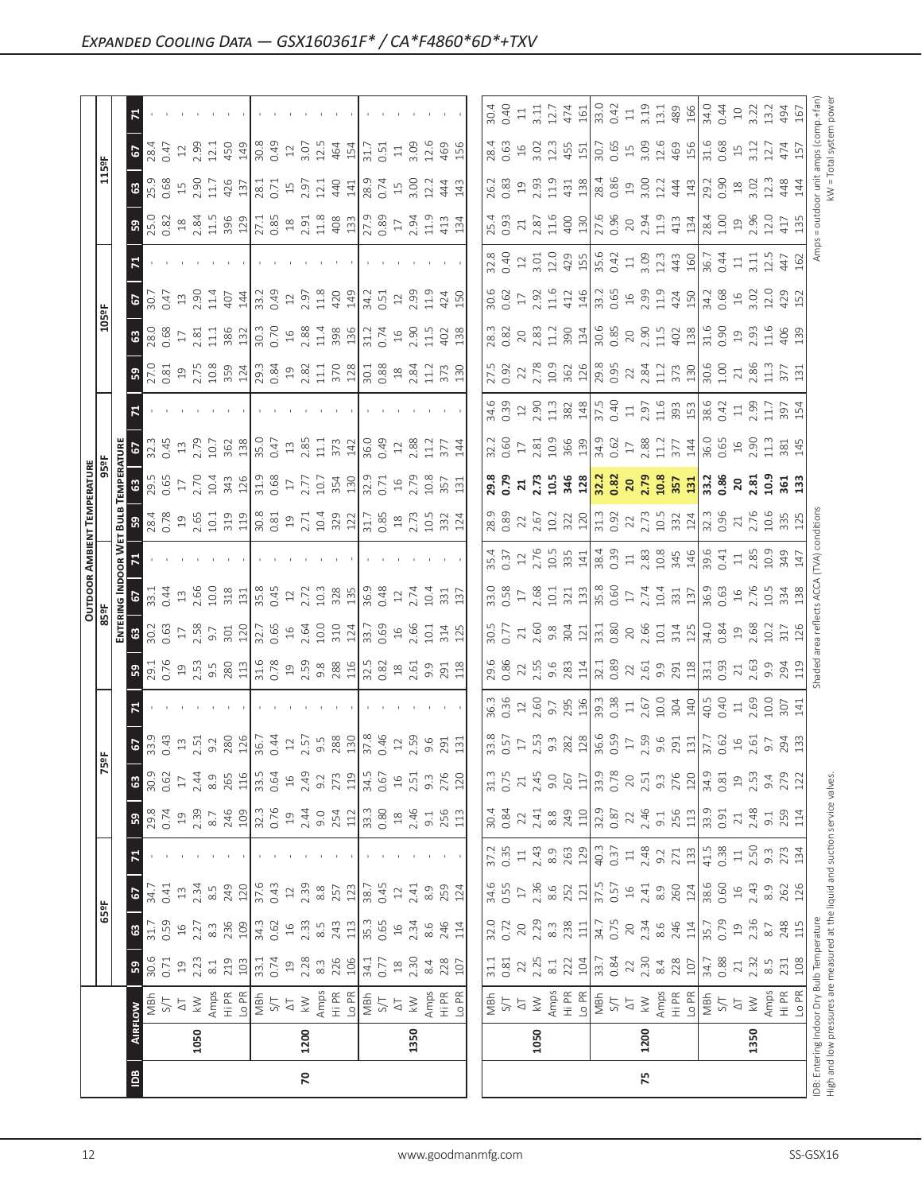## *Expanded Cooling Data — GSX160361F* / CA*F4860*6D*+TXV*

| | | | Outdoor Ambient Temperature | | | | | | | | | | | | | | | | | | | | | |
|---|---|---|---|---|---|---|---|---|---|---|---|---|---|---|---|---|---|---|---|---|---|---|---|---|
| | | | 65ºF | | | | 75ºF | | | | 85ºF | | | | 95ºF | | | | 105ºF | | | | 115ºF | | | |
| | | | Entering Indoor Wet Bulb Temperature | | | | | | | | | | | | | | | | | | | | | | | |
| IDB | Airflow | | 59 | 63 | 67 | 71 | 59 | 63 | 67 | 71 | 59 | 63 | 67 | 71 | 59 | 63 | 67 | 71 | 59 | 63 | 67 | 71 | 59 | 63 | 67 | 71 |
| 70 | 1050 | MBh | 30.6 | 31.7 | 34.7 | - | 29.8 | 30.9 | 33.9 | - | 29.1 | 30.2 | 33.1 | - | 28.4 | 29.5 | 32.3 | - | 27.0 | 28.0 | 30.7 | - | 25.0 | 25.9 | 28.4 | - |
| | | S/T | 0.71 | 0.59 | 0.41 | - | 0.74 | 0.62 | 0.43 | - | 0.76 | 0.63 | 0.44 | - | 0.78 | 0.65 | 0.45 | - | 0.81 | 0.68 | 0.47 | - | 0.82 | 0.68 | 0.47 | - |
| | | ΔT | 19 | 16 | 13 | - | 19 | 17 | 13 | - | 19 | 17 | 13 | - | 19 | 17 | 13 | - | 19 | 17 | 13 | - | 18 | 15 | 12 | - |
| | | kW | 2.23 | 2.27 | 2.34 | - | 2.39 | 2.44 | 2.51 | - | 2.53 | 2.58 | 2.66 | - | 2.65 | 2.70 | 2.79 | - | 2.75 | 2.81 | 2.90 | - | 2.84 | 2.90 | 2.99 | - |
| | | Amps | 8.1 | 8.3 | 8.5 | - | 8.7 | 8.9 | 9.2 | - | 9.5 | 9.7 | 10.0 | - | 10.1 | 10.4 | 10.7 | - | 10.8 | 11.1 | 11.4 | - | 11.5 | 11.7 | 12.1 | - |
| | | Hi PR | 219 | 236 | 249 | - | 246 | 265 | 280 | - | 280 | 301 | 318 | - | 319 | 343 | 362 | - | 359 | 386 | 407 | - | 396 | 426 | 450 | - |
| | | Lo PR | 103 | 109 | 120 | - | 109 | 116 | 126 | - | 113 | 120 | 131 | - | 119 | 126 | 138 | - | 124 | 132 | 144 | - | 129 | 137 | 149 | - |
| | 1200 | MBh | 33.1 | 34.3 | 37.6 | - | 32.3 | 33.5 | 36.7 | - | 31.6 | 32.7 | 35.8 | - | 30.8 | 31.9 | 35.0 | - | 29.3 | 30.3 | 33.2 | - | 27.1 | 28.1 | 30.8 | - |
| | | S/T | 0.74 | 0.62 | 0.43 | - | 0.76 | 0.64 | 0.44 | - | 0.78 | 0.65 | 0.45 | - | 0.81 | 0.68 | 0.47 | - | 0.84 | 0.70 | 0.49 | - | 0.85 | 0.71 | 0.49 | - |
| | | ΔT | 19 | 16 | 12 | - | 19 | 16 | 12 | - | 19 | 16 | 12 | - | 19 | 17 | 13 | - | 19 | 16 | 12 | - | 18 | 15 | 12 | - |
| | | kW | 2.28 | 2.33 | 2.39 | - | 2.44 | 2.49 | 2.57 | - | 2.59 | 2.64 | 2.72 | - | 2.71 | 2.77 | 2.85 | - | 2.82 | 2.88 | 2.97 | - | 2.91 | 2.97 | 3.07 | - |
| | | Amps | 8.3 | 8.5 | 8.8 | - | 9.0 | 9.2 | 9.5 | - | 9.8 | 10.0 | 10.3 | - | 10.4 | 10.7 | 11.1 | - | 11.1 | 11.4 | 11.8 | - | 11.8 | 12.1 | 12.5 | - |
| | | Hi PR | 226 | 243 | 257 | - | 254 | 273 | 288 | - | 288 | 310 | 328 | - | 329 | 354 | 373 | - | 370 | 398 | 420 | - | 408 | 440 | 464 | - |
| | | Lo PR | 106 | 113 | 123 | - | 112 | 119 | 130 | - | 116 | 124 | 135 | - | 122 | 130 | 142 | - | 128 | 136 | 149 | - | 133 | 141 | 154 | - |
| | 1350 | MBh | 34.1 | 35.3 | 38.7 | - | 33.3 | 34.5 | 37.8 | - | 32.5 | 33.7 | 36.9 | - | 31.7 | 32.9 | 36.0 | - | 30.1 | 31.2 | 34.2 | - | 27.9 | 28.9 | 31.7 | - |
| | | S/T | 0.77 | 0.65 | 0.45 | - | 0.80 | 0.67 | 0.46 | - | 0.82 | 0.69 | 0.48 | - | 0.85 | 0.71 | 0.49 | - | 0.88 | 0.74 | 0.51 | - | 0.89 | 0.74 | 0.51 | - |
| | | ΔT | 18 | 16 | 12 | - | 18 | 16 | 12 | - | 18 | 16 | 12 | - | 18 | 16 | 12 | - | 18 | 16 | 12 | - | 17 | 15 | 11 | - |
| | | kW | 2.30 | 2.34 | 2.41 | - | 2.46 | 2.51 | 2.59 | - | 2.61 | 2.66 | 2.74 | - | 2.73 | 2.79 | 2.88 | - | 2.84 | 2.90 | 2.99 | - | 2.94 | 3.00 | 3.09 | - |
| | | Amps | 8.4 | 8.6 | 8.9 | - | 9.1 | 9.3 | 9.6 | - | 9.9 | 10.1 | 10.4 | - | 10.5 | 10.8 | 11.2 | - | 11.2 | 11.5 | 11.9 | - | 11.9 | 12.2 | 12.6 | - |
| | | Hi PR | 228 | 246 | 259 | - | 256 | 276 | 291 | - | 291 | 314 | 331 | - | 332 | 357 | 377 | - | 373 | 402 | 424 | - | 413 | 444 | 469 | - |
| | | Lo PR | 107 | 114 | 124 | - | 113 | 120 | 131 | - | 118 | 125 | 137 | - | 124 | 131 | 144 | - | 130 | 138 | 150 | - | 134 | 143 | 156 | - |
| 75 | 1050 | MBh | 31.1 | 32.0 | 34.6 | 37.2 | 30.4 | 31.3 | 33.8 | 36.3 | 29.6 | 30.5 | 33.0 | 35.4 | 28.9 | **29.8** | 32.2 | 34.6 | 27.5 | 28.3 | 30.6 | 32.8 | 25.4 | 26.2 | 28.4 | 30.4 |
| | | S/T | 0.81 | 0.72 | 0.55 | 0.35 | 0.84 | 0.75 | 0.57 | 0.36 | 0.86 | 0.77 | 0.58 | 0.37 | 0.89 | **0.79** | 0.60 | 0.39 | 0.92 | 0.82 | 0.62 | 0.40 | 0.93 | 0.83 | 0.63 | 0.40 |
| | | ΔT | 22 | 20 | 17 | 11 | 22 | 21 | 17 | 12 | 22 | 21 | 17 | 12 | 22 | **21** | 17 | 12 | 22 | 20 | 17 | 12 | 21 | 19 | 16 | 11 |
| | | kW | 2.25 | 2.29 | 2.36 | 2.43 | 2.41 | 2.45 | 2.53 | 2.60 | 2.55 | 2.60 | 2.68 | 2.76 | 2.67 | **2.73** | 2.81 | 2.90 | 2.78 | 2.83 | 2.92 | 3.01 | 2.87 | 2.93 | 3.02 | 3.11 |
| | | Amps | 8.1 | 8.3 | 8.6 | 8.9 | 8.8 | 9.0 | 9.3 | 9.7 | 9.6 | 9.8 | 10.1 | 10.5 | 10.2 | **10.5** | 10.9 | 11.3 | 10.9 | 11.2 | 11.6 | 12.0 | 11.6 | 11.9 | 12.3 | 12.7 |
| | | Hi PR | 222 | 238 | 252 | 263 | 249 | 267 | 282 | 295 | 283 | 304 | 321 | 335 | 322 | **346** | 366 | 382 | 362 | 390 | 412 | 429 | 400 | 431 | 455 | 474 |
| | | Lo PR | 104 | 111 | 121 | 129 | 110 | 117 | 128 | 136 | 114 | 121 | 133 | 141 | 120 | **128** | 139 | 148 | 126 | 134 | 146 | 155 | 130 | 138 | 151 | 161 |
| | 1200 | MBh | 33.7 | 34.7 | 37.5 | 40.3 | 32.9 | 33.9 | 36.6 | 39.3 | 32.1 | 33.1 | 35.8 | 38.4 | 31.3 | **32.2** | 34.9 | 37.5 | 29.8 | 30.6 | 33.2 | 35.6 | 27.6 | 28.4 | 30.7 | 33.0 |
| | | S/T | 0.84 | 0.75 | 0.57 | 0.37 | 0.87 | 0.78 | 0.59 | 0.38 | 0.89 | 0.80 | 0.60 | 0.39 | 0.92 | **0.82** | 0.62 | 0.40 | 0.95 | 0.85 | 0.65 | 0.42 | 0.96 | 0.86 | 0.65 | 0.42 |
| | | ΔT | 22 | 20 | 16 | 11 | 22 | 20 | 17 | 11 | 22 | 20 | 17 | 11 | 22 | **20** | 17 | 11 | 22 | 20 | 16 | 11 | 20 | 19 | 15 | 11 |
| | | kW | 2.30 | 2.34 | 2.41 | 2.48 | 2.46 | 2.51 | 2.59 | 2.67 | 2.61 | 2.66 | 2.74 | 2.83 | 2.73 | **2.79** | 2.88 | 2.97 | 2.84 | 2.90 | 2.99 | 3.09 | 2.94 | 3.00 | 3.09 | 3.19 |
| | | Amps | 8.4 | 8.6 | 8.9 | 9.2 | 9.1 | 9.3 | 9.6 | 10.0 | 9.9 | 10.1 | 10.4 | 10.8 | 10.5 | **10.8** | 11.2 | 11.6 | 11.2 | 11.5 | 11.9 | 12.3 | 11.9 | 12.2 | 12.6 | 13.1 |
| | | Hi PR | 228 | 246 | 260 | 271 | 256 | 276 | 291 | 304 | 291 | 314 | 331 | 345 | 332 | **357** | 377 | 393 | 373 | 402 | 424 | 443 | 413 | 444 | 469 | 489 |
| | | Lo PR | 107 | 114 | 124 | 133 | 113 | 120 | 131 | 140 | 118 | 125 | 137 | 146 | 124 | **131** | 144 | 153 | 130 | 138 | 150 | 160 | 134 | 143 | 156 | 166 |
| | 1350 | MBh | 34.7 | 35.7 | 38.6 | 41.5 | 33.9 | 34.9 | 37.7 | 40.5 | 33.1 | 34.0 | 36.9 | 39.6 | 32.3 | **33.2** | 36.0 | 38.6 | 30.6 | 31.6 | 34.2 | 36.7 | 28.4 | 29.2 | 31.6 | 34.0 |
| | | S/T | 0.88 | 0.79 | 0.60 | 0.38 | 0.91 | 0.81 | 0.62 | 0.40 | 0.93 | 0.84 | 0.63 | 0.41 | 0.96 | **0.86** | 0.65 | 0.42 | 1.00 | 0.90 | 0.68 | 0.44 | 1.00 | 0.90 | 0.68 | 0.44 |
| | | ΔT | 21 | 19 | 16 | 11 | 21 | 19 | 16 | 11 | 21 | 19 | 16 | 11 | 21 | **20** | 16 | 11 | 21 | 19 | 16 | 11 | 19 | 18 | 15 | 10 |
| | | kW | 2.32 | 2.36 | 2.43 | 2.50 | 2.48 | 2.53 | 2.61 | 2.69 | 2.63 | 2.68 | 2.76 | 2.85 | 2.76 | **2.81** | 2.90 | 2.99 | 2.86 | 2.93 | 3.02 | 3.11 | 2.96 | 3.02 | 3.12 | 3.22 |
| | | Amps | 8.5 | 8.7 | 8.9 | 9.3 | 9.1 | 9.4 | 9.7 | 10.0 | 9.9 | 10.2 | 10.5 | 10.9 | 10.6 | **10.9** | 11.3 | 11.7 | 11.3 | 11.6 | 12.0 | 12.5 | 12.0 | 12.3 | 12.7 | 13.2 |
| | | Hi PR | 231 | 248 | 262 | 273 | 259 | 279 | 294 | 307 | 294 | 317 | 334 | 349 | 335 | **361** | 381 | 397 | 377 | 406 | 429 | 447 | 417 | 448 | 474 | 494 |
| | | Lo PR | 108 | 115 | 126 | 134 | 114 | 122 | 133 | 141 | 119 | 126 | 138 | 147 | 125 | **133** | 145 | 154 | 131 | 139 | 152 | 162 | 135 | 144 | 157 | 167 |

IDB: Entering Indoor Dry Bulb Temperature
High and low pressures are measured at the liquid and suction service valves.

Shaded area reflects ACCA (TVA) conditions

Amps = outdoor unit amps (comp.+fan)
kW = Total system power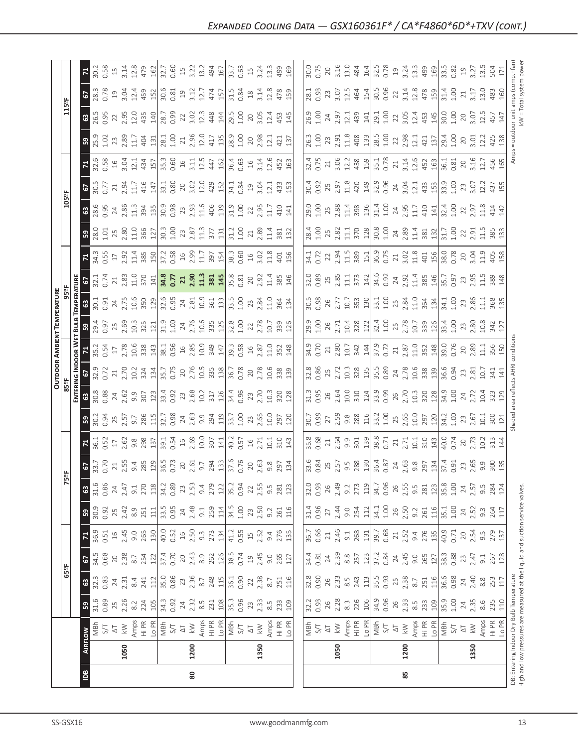# Expanded Cooling Data — GSX160361F* / CA*F4860*6D*+TXV (cont.)

| IDB | Airflow | | Outdoor Ambient Temperature | | | | | | | | | | | | | | | | | | | |
|---|---|---|---|---|---|---|---|---|---|---|---|---|---|---|---|---|---|---|---|---|---|---|
| | | | 65ºF | | | | 75ºF | | | | 85ºF | | | | 95ºF | | | | 105ºF | | | | 115ºF | | | |
| | | | Entering Indoor Wet Bulb Temperature | | | | | | | | | | | | | | | | | | | | | | | |
| | | | 59 | 63 | 67 | 71 | 59 | 63 | 67 | 71 | 59 | 63 | 67 | 71 | 59 | 63 | 67 | 71 | 59 | 63 | 67 | 71 | 59 | 63 | 67 | 71 |
| 80 | 1050 | MBh | 31.6 | 32.3 | 34.5 | 36.9 | 30.9 | 31.6 | 33.7 | 36.1 | 30.2 | 30.8 | 32.9 | 35.2 | 29.4 | 30.1 | 32.1 | 34.3 | 28.0 | 28.6 | 30.5 | 32.6 | 25.9 | 26.5 | 28.3 | 30.2 |
| | | S/T | 0.89 | 0.83 | 0.68 | 0.51 | 0.92 | 0.86 | 0.70 | 0.52 | 0.94 | 0.88 | 0.72 | 0.54 | 0.97 | 0.91 | 0.74 | 0.55 | 1.01 | 0.95 | 0.77 | 0.58 | 1.02 | 0.95 | 0.78 | 0.58 |
| | | ΔT | 25 | 24 | 20 | 16 | 25 | 24 | 21 | 17 | 25 | 24 | 21 | 17 | 25 | 24 | 21 | 17 | 25 | 24 | 21 | 16 | 23 | 22 | 19 | 15 |
| | | kW | 2.26 | 2.31 | 2.38 | 2.45 | 2.42 | 2.47 | 2.55 | 2.62 | 2.57 | 2.62 | 2.70 | 2.78 | 2.69 | 2.75 | 2.83 | 2.92 | 2.80 | 2.86 | 2.94 | 3.04 | 2.89 | 2.95 | 3.04 | 3.14 |
| | | Amps | 8.2 | 8.4 | 8.7 | 9.0 | 8.9 | 9.1 | 9.4 | 9.8 | 9.7 | 9.9 | 10.2 | 10.6 | 10.3 | 10.6 | 11.0 | 11.4 | 11.0 | 11.3 | 11.7 | 12.1 | 11.7 | 12.0 | 12.4 | 12.8 |
| | | Hi PR | 224 | 241 | 254 | 265 | 251 | 270 | 285 | 298 | 286 | 307 | 324 | 338 | 325 | 350 | 370 | 385 | 366 | 394 | 416 | 434 | 404 | 435 | 459 | 479 |
| | | Lo PR | 105 | 112 | 122 | 130 | 111 | 118 | 129 | 137 | 115 | 123 | 134 | 143 | 121 | 129 | 141 | 150 | 127 | 135 | 147 | 157 | 131 | 140 | 152 | 162 |
| | 1200 | MBh | 34.3 | 35.0 | 37.4 | 40.0 | 33.5 | 34.2 | 36.5 | 39.1 | 32.7 | 33.4 | 35.7 | 38.1 | 31.9 | 32.6 | **34.8** | 37.2 | 30.3 | 30.9 | 33.1 | 35.3 | 28.1 | 28.7 | 30.6 | 32.7 |
| | | S/T | 0.92 | 0.86 | 0.70 | 0.52 | 0.95 | 0.89 | 0.73 | 0.54 | 0.98 | 0.92 | 0.75 | 0.56 | 1.00 | 0.95 | **0.77** | 0.58 | 1.00 | 0.98 | 0.80 | 0.60 | 1.00 | 0.99 | 0.81 | 0.60 |
| | | ΔT | 24 | 23 | 20 | 16 | 24 | 23 | 20 | 16 | 24 | 23 | 20 | 16 | 24 | 24 | **21** | 16 | 23 | 23 | 20 | 16 | 21 | 22 | 19 | 15 |
| | | kW | 2.32 | 2.36 | 2.43 | 2.50 | 2.48 | 2.53 | 2.61 | 2.69 | 2.63 | 2.68 | 2.76 | 2.85 | 2.76 | 2.81 | **2.90** | 2.99 | 2.87 | 2.93 | 3.02 | 3.11 | 2.96 | 3.02 | 3.12 | 3.22 |
| | | Amps | 8.5 | 8.7 | 8.9 | 9.3 | 9.1 | 9.4 | 9.7 | 10.0 | 9.9 | 10.2 | 10.5 | 10.9 | 10.6 | 10.9 | **11.3** | 11.7 | 11.3 | 11.6 | 12.0 | 12.5 | 12.0 | 12.3 | 12.7 | 13.2 |
| | | Hi PR | 231 | 248 | 262 | 273 | 259 | 279 | 294 | 307 | 294 | 317 | 335 | 349 | 335 | 361 | **381** | 397 | 377 | 406 | 429 | 447 | 417 | 448 | 474 | 494 |
| | | Lo PR | 108 | 115 | 126 | 134 | 114 | 122 | 133 | 141 | 119 | 126 | 138 | 147 | 125 | 133 | **145** | 154 | 131 | 139 | 152 | 162 | 135 | 144 | 157 | 167 |
| | 1350 | MBh | 35.3 | 36.1 | 38.5 | 41.2 | 34.5 | 35.2 | 37.6 | 40.2 | 33.7 | 34.4 | 36.7 | 39.3 | 32.8 | 33.5 | 35.8 | 38.3 | 31.2 | 31.9 | 34.1 | 36.4 | 28.9 | 29.5 | 31.5 | 33.7 |
| | | S/T | 0.96 | 0.90 | 0.74 | 0.55 | 1.00 | 0.94 | 0.76 | 0.57 | 1.00 | 0.96 | 0.78 | 0.58 | 1.00 | 1.00 | 0.81 | 0.60 | 1.00 | 1.00 | 0.84 | 0.63 | 1.00 | 1.00 | 0.84 | 0.63 |
| | | ΔT | 23 | 22 | 19 | 15 | 23 | 22 | 20 | 16 | 23 | 23 | 20 | 16 | 22 | 23 | 20 | 16 | 21 | 22 | 19 | 16 | 20 | 20 | 18 | 15 |
| | | kW | 2.33 | 2.38 | 2.45 | 2.52 | 2.50 | 2.55 | 2.63 | 2.71 | 2.65 | 2.70 | 2.78 | 2.87 | 2.78 | 2.84 | 2.92 | 3.02 | 2.89 | 2.95 | 3.04 | 3.14 | 2.98 | 3.05 | 3.14 | 3.24 |
| | | Amps | 8.5 | 8.7 | 9.0 | 9.4 | 9.2 | 9.5 | 9.8 | 10.1 | 10.0 | 10.3 | 10.6 | 11.0 | 10.7 | 11.0 | 11.4 | 11.8 | 11.4 | 11.7 | 12.1 | 12.6 | 12.1 | 12.4 | 12.8 | 13.3 |
| | | Hi PR | 233 | 251 | 265 | 276 | 261 | 281 | 297 | 310 | 297 | 320 | 338 | 352 | 339 | 364 | 385 | 401 | 381 | 410 | 433 | 452 | 421 | 453 | 478 | 499 |
| | | Lo PR | 109 | 116 | 127 | 135 | 116 | 123 | 134 | 143 | 120 | 128 | 139 | 148 | 126 | 134 | 146 | 156 | 132 | 141 | 153 | 163 | 137 | 145 | 159 | 169 |
| 85 | 1050 | MBh | 32.2 | 32.8 | 34.4 | 36.7 | 31.4 | 32.0 | 33.6 | 35.8 | 30.7 | 31.3 | 32.8 | 34.9 | 29.9 | 30.5 | 32.0 | 34.1 | 28.4 | 29.0 | 30.4 | 32.4 | 26.3 | 26.9 | 28.1 | 30.0 |
| | | S/T | 0.93 | 0.90 | 0.81 | 0.66 | 0.96 | 0.93 | 0.84 | 0.68 | 0.99 | 0.95 | 0.86 | 0.70 | 1.00 | 0.98 | 0.89 | 0.72 | 1.00 | 1.00 | 0.92 | 0.75 | 1.00 | 1.00 | 0.93 | 0.75 |
| | | ΔT | 26 | 26 | 24 | 21 | 27 | 26 | 25 | 21 | 27 | 26 | 25 | 21 | 26 | 26 | 25 | 22 | 25 | 25 | 25 | 21 | 23 | 24 | 23 | 20 |
| | | kW | 2.28 | 2.33 | 2.39 | 2.46 | 2.44 | 2.49 | 2.57 | 2.64 | 2.59 | 2.64 | 2.72 | 2.80 | 2.71 | 2.77 | 2.85 | 2.94 | 2.82 | 2.88 | 2.97 | 3.06 | 2.91 | 2.97 | 3.07 | 3.16 |
| | | Amps | 8.3 | 8.5 | 8.8 | 9.1 | 9.0 | 9.2 | 9.5 | 9.9 | 9.8 | 10.0 | 10.3 | 10.7 | 10.4 | 10.7 | 11.1 | 11.5 | 11.1 | 11.4 | 11.8 | 12.2 | 11.8 | 12.1 | 12.5 | 13.0 |
| | | Hi PR | 226 | 243 | 257 | 268 | 254 | 273 | 288 | 301 | 288 | 310 | 328 | 342 | 328 | 353 | 373 | 389 | 370 | 398 | 420 | 438 | 408 | 439 | 464 | 484 |
| | | Lo PR | 106 | 113 | 123 | 131 | 112 | 119 | 130 | 139 | 116 | 124 | 135 | 144 | 122 | 130 | 142 | 151 | 128 | 136 | 149 | 159 | 133 | 141 | 154 | 164 |
| | 1200 | MBh | 34.9 | 35.5 | 37.2 | 39.7 | 34.1 | 34.7 | 36.4 | 38.8 | 33.2 | 33.9 | 35.5 | 37.9 | 32.4 | 33.1 | 34.6 | 36.9 | 30.8 | 31.4 | 32.9 | 35.1 | 28.5 | 29.1 | 30.5 | 32.5 |
| | | S/T | 0.96 | 0.93 | 0.84 | 0.68 | 1.00 | 0.96 | 0.87 | 0.71 | 1.00 | 0.99 | 0.89 | 0.72 | 1.00 | 1.00 | 0.92 | 0.75 | 1.00 | 1.00 | 0.96 | 0.78 | 1.00 | 1.00 | 0.96 | 0.78 |
| | | ΔT | 26 | 25 | 24 | 21 | 26 | 26 | 24 | 21 | 25 | 26 | 24 | 21 | 25 | 25 | 24 | 21 | 24 | 24 | 24 | 21 | 22 | 22 | 22 | 19 |
| | | kW | 2.33 | 2.38 | 2.45 | 2.52 | 2.50 | 2.55 | 2.63 | 2.71 | 2.65 | 2.70 | 2.78 | 2.87 | 2.78 | 2.84 | 2.92 | 3.02 | 2.89 | 2.95 | 3.04 | 3.14 | 2.98 | 3.05 | 3.14 | 3.24 |
| | | Amps | 8.5 | 8.7 | 9.0 | 9.4 | 9.2 | 9.5 | 9.8 | 10.1 | 10.0 | 10.3 | 10.6 | 11.0 | 10.7 | 11.0 | 11.4 | 11.8 | 11.4 | 11.7 | 12.1 | 12.6 | 12.1 | 12.4 | 12.8 | 13.3 |
| | | Hi PR | 233 | 251 | 265 | 276 | 261 | 281 | 297 | 310 | 297 | 320 | 338 | 352 | 339 | 364 | 385 | 401 | 381 | 410 | 433 | 452 | 421 | 453 | 478 | 499 |
| | | Lo PR | 109 | 116 | 127 | 135 | 116 | 123 | 134 | 143 | 120 | 128 | 139 | 148 | 126 | 134 | 146 | 156 | 132 | 141 | 153 | 163 | 137 | 145 | 159 | 169 |
| | 1350 | MBh | 35.9 | 36.6 | 38.3 | 40.9 | 35.1 | 35.8 | 37.4 | 40.0 | 34.2 | 34.9 | 36.6 | 39.0 | 33.4 | 34.1 | 35.7 | 38.0 | 31.7 | 32.4 | 33.9 | 36.1 | 29.4 | 30.0 | 31.4 | 33.5 |
| | | S/T | 1.00 | 0.98 | 0.88 | 0.71 | 1.00 | 1.00 | 0.91 | 0.74 | 1.00 | 1.00 | 0.94 | 0.76 | 1.00 | 1.00 | 0.97 | 0.78 | 1.00 | 1.00 | 1.00 | 0.81 | 1.00 | 1.00 | 1.00 | 0.82 |
| | | ΔT | 24 | 24 | 23 | 20 | 24 | 24 | 23 | 20 | 23 | 24 | 23 | 20 | 23 | 23 | 23 | 20 | 22 | 22 | 23 | 20 | 20 | 20 | 21 | 19 |
| | | kW | 2.35 | 2.40 | 2.47 | 2.54 | 2.52 | 2.57 | 2.65 | 2.73 | 2.67 | 2.72 | 2.81 | 2.89 | 2.80 | 2.86 | 2.95 | 3.04 | 2.91 | 2.97 | 3.07 | 3.16 | 3.01 | 3.07 | 3.17 | 3.27 |
| | | Amps | 8.6 | 8.8 | 9.1 | 9.5 | 9.3 | 9.5 | 9.9 | 10.2 | 10.1 | 10.4 | 10.7 | 11.1 | 10.8 | 11.1 | 11.5 | 11.9 | 11.5 | 11.8 | 12.2 | 12.7 | 12.2 | 12.5 | 13.0 | 13.5 |
| | | Hi PR | 235 | 253 | 267 | 279 | 264 | 284 | 300 | 313 | 300 | 323 | 341 | 356 | 342 | 368 | 389 | 405 | 385 | 414 | 437 | 456 | 425 | 457 | 483 | 504 |
| | | Lo PR | 110 | 117 | 128 | 137 | 117 | 124 | 135 | 144 | 121 | 129 | 141 | 150 | 127 | 135 | 148 | 158 | 133 | 142 | 155 | 165 | 138 | 147 | 160 | 171 |

IDB: Entering Indoor Dry Bulb Temperature
High and low pressures are measured at the liquid and suction service valves.

Shaded area reflects AHRI conditions

Amps = outdoor unit amps (comp.+fan)
kW = Total system power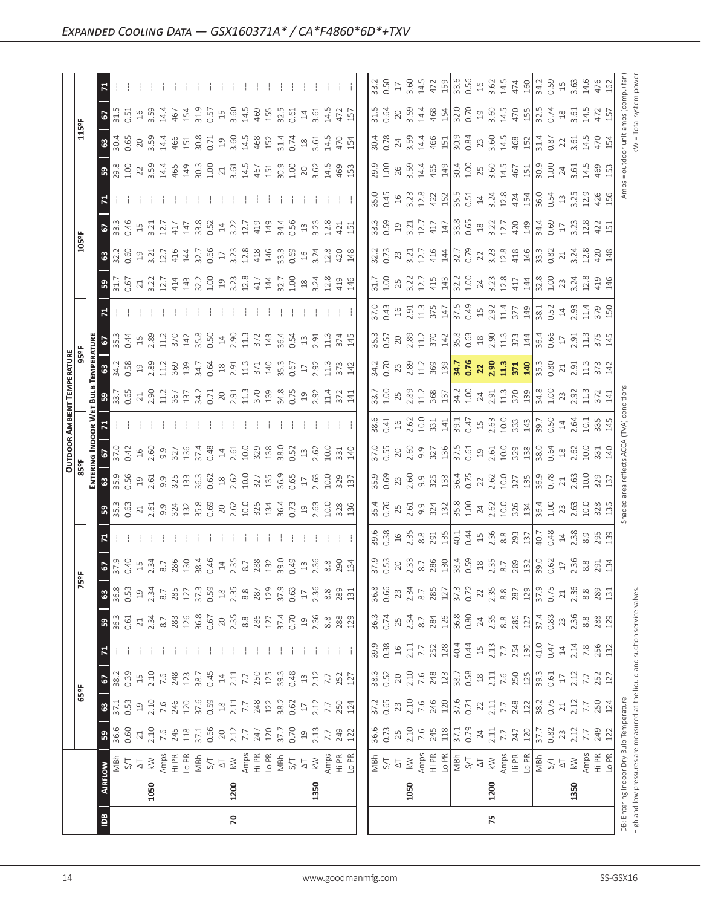## Expanded Cooling Data — GSX160371A* / CA*F4860*6D*+TXV

| IDB | AIRFLOW | | 65ºF | | | | 75ºF | | | | 85ºF | | | | 95ºF | | | | 105ºF | | | | 115ºF | | | |
|---|---|---|---|---|---|---|---|---|---|---|---|---|---|---|---|---|---|---|---|---|---|---|---|---|---|---|
| | | | 59 | 63 | 67 | 71 | 59 | 63 | 67 | 71 | 59 | 63 | 67 | 71 | 59 | 63 | 67 | 71 | 59 | 63 | 67 | 71 | 59 | 63 | 67 | 71 |
| 70 | 1050 | MBh | 36.6 | 37.1 | 38.2 | -- | 36.3 | 36.8 | 37.9 | -- | 35.3 | 35.9 | 37.0 | -- | 33.7 | 34.2 | 35.3 | -- | 31.7 | 32.2 | 33.3 | -- | 29.8 | 30.4 | 31.5 | -- |
| | | S/T | 0.60 | 0.53 | 0.39 | -- | 0.61 | 0.53 | 0.40 | -- | 0.63 | 0.56 | 0.42 | -- | 0.65 | 0.58 | 0.44 | -- | 0.67 | 0.60 | 0.46 | -- | 1.00 | 0.65 | 0.51 | -- |
| | | ΔT | 21 | 19 | 15 | -- | 21 | 19 | 15 | -- | 21 | 19 | 16 | -- | 21 | 19 | 15 | -- | 21 | 19 | 15 | -- | 22 | 20 | 16 | -- |
| | | kW | 2.10 | 2.10 | 2.10 | -- | 2.34 | 2.34 | 2.34 | -- | 2.61 | 2.61 | 2.60 | -- | 2.90 | 2.89 | 2.89 | -- | 3.22 | 3.21 | 3.21 | -- | 3.59 | 3.59 | 3.59 | -- |
| | | Amps | 7.6 | 7.6 | 7.6 | -- | 8.7 | 8.7 | 8.7 | -- | 9.9 | 9.9 | 9.9 | -- | 11.2 | 11.2 | 11.2 | -- | 12.7 | 12.7 | 12.7 | -- | 14.4 | 14.4 | 14.4 | -- |
| | | Hi PR | 245 | 246 | 248 | -- | 283 | 285 | 286 | -- | 324 | 325 | 327 | -- | 367 | 369 | 370 | -- | 414 | 416 | 417 | -- | 465 | 466 | 467 | -- |
| | | Lo PR | 118 | 120 | 123 | -- | 126 | 127 | 130 | -- | 132 | 133 | 136 | -- | 137 | 139 | 142 | -- | 143 | 144 | 147 | -- | 149 | 151 | 154 | -- |
| | 1200 | MBh | 37.1 | 37.6 | 38.7 | -- | 36.8 | 37.3 | 38.4 | -- | 35.8 | 36.3 | 37.4 | -- | 34.2 | 34.7 | 35.8 | -- | 32.2 | 32.7 | 33.8 | -- | 30.3 | 30.8 | 31.9 | -- |
| | | S/T | 0.66 | 0.59 | 0.45 | -- | 0.67 | 0.59 | 0.46 | -- | 0.69 | 0.62 | 0.48 | -- | 0.71 | 0.64 | 0.50 | -- | 1.00 | 0.66 | 0.52 | -- | 1.00 | 0.71 | 0.57 | -- |
| | | ΔT | 20 | 18 | 14 | -- | 20 | 18 | 14 | -- | 20 | 18 | 14 | -- | 20 | 18 | 14 | -- | 19 | 17 | 14 | -- | 21 | 19 | 15 | -- |
| | | kW | 2.12 | 2.11 | 2.11 | -- | 2.35 | 2.35 | 2.35 | -- | 2.62 | 2.62 | 2.61 | -- | 2.91 | 2.91 | 2.90 | -- | 3.23 | 3.23 | 3.22 | -- | 3.61 | 3.60 | 3.60 | -- |
| | | Amps | 7.7 | 7.7 | 7.7 | -- | 8.8 | 8.8 | 8.7 | -- | 10.0 | 10.0 | 10.0 | -- | 11.3 | 11.3 | 11.3 | -- | 12.8 | 12.8 | 12.7 | -- | 14.5 | 14.5 | 14.5 | -- |
| | | Hi PR | 247 | 248 | 250 | -- | 286 | 287 | 288 | -- | 326 | 327 | 329 | -- | 370 | 371 | 372 | -- | 417 | 418 | 419 | -- | 467 | 468 | 469 | -- |
| | | Lo PR | 120 | 122 | 125 | -- | 127 | 129 | 132 | -- | 134 | 135 | 138 | -- | 139 | 140 | 143 | -- | 144 | 146 | 149 | -- | 151 | 152 | 155 | -- |
| | 1350 | MBh | 37.7 | 38.2 | 39.3 | -- | 37.4 | 37.9 | 39.0 | -- | 36.4 | 36.9 | 38.0 | -- | 34.8 | 35.3 | 36.4 | -- | 32.7 | 33.3 | 34.4 | -- | 30.9 | 31.4 | 32.5 | -- |
| | | S/T | 0.70 | 0.62 | 0.48 | -- | 0.70 | 0.63 | 0.49 | -- | 0.73 | 0.65 | 0.52 | -- | 0.75 | 0.67 | 0.54 | -- | 1.00 | 0.69 | 0.56 | -- | 1.00 | 0.74 | 0.61 | -- |
| | | ΔT | 19 | 17 | 13 | -- | 19 | 17 | 13 | -- | 19 | 17 | 13 | -- | 19 | 17 | 13 | -- | 18 | 16 | 13 | -- | 20 | 18 | 14 | -- |
| | | kW | 2.13 | 2.12 | 2.12 | -- | 2.36 | 2.36 | 2.36 | -- | 2.63 | 2.63 | 2.62 | -- | 2.92 | 2.92 | 2.91 | -- | 3.24 | 3.24 | 3.23 | -- | 3.62 | 3.61 | 3.61 | -- |
| | | Amps | 7.7 | 7.7 | 7.7 | -- | 8.8 | 8.8 | 8.8 | -- | 10.0 | 10.0 | 10.0 | -- | 11.4 | 11.3 | 11.3 | -- | 12.8 | 12.8 | 12.8 | -- | 14.5 | 14.5 | 14.5 | -- |
| | | Hi PR | 249 | 250 | 252 | -- | 288 | 289 | 290 | -- | 328 | 329 | 331 | -- | 372 | 373 | 374 | -- | 419 | 420 | 421 | -- | 469 | 470 | 472 | -- |
| | | Lo PR | 122 | 124 | 127 | -- | 129 | 131 | 134 | -- | 136 | 137 | 140 | -- | 141 | 142 | 145 | -- | 146 | 148 | 151 | -- | 153 | 154 | 157 | -- |
| 75 | 1050 | MBh | 36.6 | 37.2 | 38.3 | 39.9 | 36.3 | 36.8 | 37.9 | 39.6 | 35.4 | 35.9 | 37.0 | 38.6 | 33.7 | 34.2 | 35.3 | 37.0 | 31.7 | 32.2 | 33.3 | 35.0 | 29.9 | 30.4 | 31.5 | 33.2 |
| | | S/T | 0.73 | 0.65 | 0.52 | 0.38 | 0.74 | 0.66 | 0.53 | 0.38 | 0.76 | 0.69 | 0.55 | 0.41 | 1.00 | 0.70 | 0.57 | 0.43 | 1.00 | 0.73 | 0.59 | 0.45 | 1.00 | 0.78 | 0.64 | 0.50 |
| | | ΔT | 25 | 23 | 20 | 16 | 25 | 23 | 20 | 16 | 25 | 23 | 20 | 16 | 25 | 23 | 20 | 16 | 25 | 23 | 19 | 16 | 26 | 24 | 20 | 17 |
| | | kW | 2.10 | 2.10 | 2.10 | 2.11 | 2.34 | 2.34 | 2.33 | 2.35 | 2.61 | 2.60 | 2.60 | 2.62 | 2.89 | 2.89 | 2.89 | 2.91 | 3.22 | 3.21 | 3.21 | 3.23 | 3.59 | 3.59 | 3.59 | 3.60 |
| | | Amps | 7.6 | 7.6 | 7.6 | 7.7 | 8.7 | 8.7 | 8.7 | 8.8 | 9.9 | 9.9 | 9.9 | 10.0 | 11.2 | 11.2 | 11.2 | 11.3 | 12.7 | 12.7 | 12.7 | 12.8 | 14.4 | 14.4 | 14.4 | 14.5 |
| | | Hi PR | 245 | 246 | 248 | 252 | 284 | 285 | 286 | 291 | 324 | 325 | 327 | 331 | 368 | 369 | 370 | 375 | 415 | 416 | 417 | 422 | 465 | 466 | 468 | 472 |
| | | Lo PR | 118 | 120 | 123 | 128 | 126 | 127 | 130 | 135 | 132 | 133 | 136 | 141 | 137 | 139 | 142 | 147 | 143 | 144 | 147 | 152 | 149 | 151 | 154 | 159 |
| | 1200 | MBh | 37.1 | 37.6 | 38.7 | 40.4 | 36.8 | 37.3 | 38.4 | 40.1 | 35.8 | 36.4 | 37.5 | 39.1 | 34.2 | **34.7** | 35.8 | 37.5 | 32.2 | 32.7 | 33.8 | 35.5 | 30.4 | 30.9 | 32.0 | 33.6 |
| | | S/T | 0.79 | 0.71 | 0.58 | 0.44 | 0.80 | 0.72 | 0.59 | 0.44 | 1.00 | 0.75 | 0.61 | 0.47 | 1.00 | **0.76** | 0.63 | 0.49 | 1.00 | 0.79 | 0.65 | 0.51 | 1.00 | 0.84 | 0.70 | 0.56 |
| | | ΔT | 24 | 22 | 18 | 15 | 24 | 22 | 18 | 15 | 24 | 22 | 19 | 15 | 24 | **22** | 18 | 15 | 24 | 22 | 18 | 14 | 25 | 23 | 19 | 16 |
| | | kW | 2.11 | 2.11 | 2.11 | 2.13 | 2.35 | 2.35 | 2.35 | 2.36 | 2.62 | 2.62 | 2.61 | 2.63 | 2.91 | **2.90** | 2.90 | 2.92 | 3.23 | 3.23 | 3.22 | 3.24 | 3.60 | 3.60 | 3.60 | 3.62 |
| | | Amps | 7.7 | 7.7 | 7.6 | 7.7 | 8.8 | 8.8 | 8.7 | 8.8 | 10.0 | 10.0 | 10.0 | 10.0 | 11.3 | **11.3** | 11.3 | 11.4 | 12.8 | 12.8 | 12.7 | 12.8 | 14.5 | 14.5 | 14.5 | 14.5 |
| | | Hi PR | 247 | 248 | 250 | 254 | 286 | 287 | 289 | 293 | 326 | 327 | 329 | 333 | 370 | **371** | 373 | 377 | 417 | 418 | 420 | 424 | 467 | 468 | 470 | 474 |
| | | Lo PR | 120 | 122 | 125 | 130 | 127 | 129 | 132 | 137 | 134 | 135 | 138 | 143 | 139 | **140** | 144 | 149 | 144 | 146 | 149 | 154 | 151 | 152 | 155 | 160 |
| | 1350 | MBh | 37.7 | 38.2 | 39.3 | 41.0 | 37.4 | 37.9 | 39.0 | 40.7 | 36.4 | 36.9 | 38.0 | 39.7 | 34.8 | 35.3 | 36.4 | 38.1 | 32.8 | 33.3 | 34.4 | 36.0 | 30.9 | 31.4 | 32.5 | 34.2 |
| | | S/T | 0.82 | 0.75 | 0.61 | 0.47 | 0.83 | 0.75 | 0.62 | 0.48 | 1.00 | 0.78 | 0.64 | 0.50 | 1.00 | 0.80 | 0.66 | 0.52 | 1.00 | 0.82 | 0.69 | 0.54 | 1.00 | 0.87 | 0.74 | 0.59 |
| | | ΔT | 23 | 21 | 17 | 14 | 23 | 21 | 17 | 14 | 23 | 21 | 18 | 14 | 23 | 21 | 17 | 14 | 23 | 21 | 17 | 13 | 24 | 22 | 18 | 15 |
| | | kW | 2.12 | 2.12 | 2.12 | 2.14 | 2.36 | 2.36 | 2.36 | 2.38 | 2.63 | 2.63 | 2.62 | 2.64 | 2.92 | 2.91 | 2.91 | 2.93 | 3.24 | 3.24 | 3.23 | 3.25 | 3.61 | 3.61 | 3.61 | 3.63 |
| | | Amps | 7.7 | 7.7 | 7.7 | 7.8 | 8.8 | 8.8 | 8.8 | 8.9 | 10.0 | 10.0 | 10.0 | 10.1 | 11.3 | 11.3 | 11.3 | 11.4 | 12.8 | 12.8 | 12.8 | 12.9 | 14.5 | 14.5 | 14.5 | 14.6 |
| | | Hi PR | 249 | 250 | 252 | 256 | 288 | 289 | 291 | 295 | 328 | 329 | 331 | 335 | 372 | 373 | 375 | 379 | 419 | 420 | 422 | 426 | 469 | 470 | 472 | 476 |
| | | Lo PR | 122 | 124 | 127 | 132 | 129 | 131 | 134 | 139 | 136 | 137 | 140 | 145 | 141 | 142 | 145 | 150 | 146 | 148 | 151 | 156 | 153 | 154 | 157 | 162 |

Outdoor Ambient Temperature; Entering Indoor Wet Bulb Temperature

IDB: Entering Indoor Dry Bulb Temperature
High and low pressures are measured at the liquid and suction service valves.

Shaded area reflects ACCA (TVA) conditions

Amps = outdoor unit amps (comp.+fan)
kW = Total system power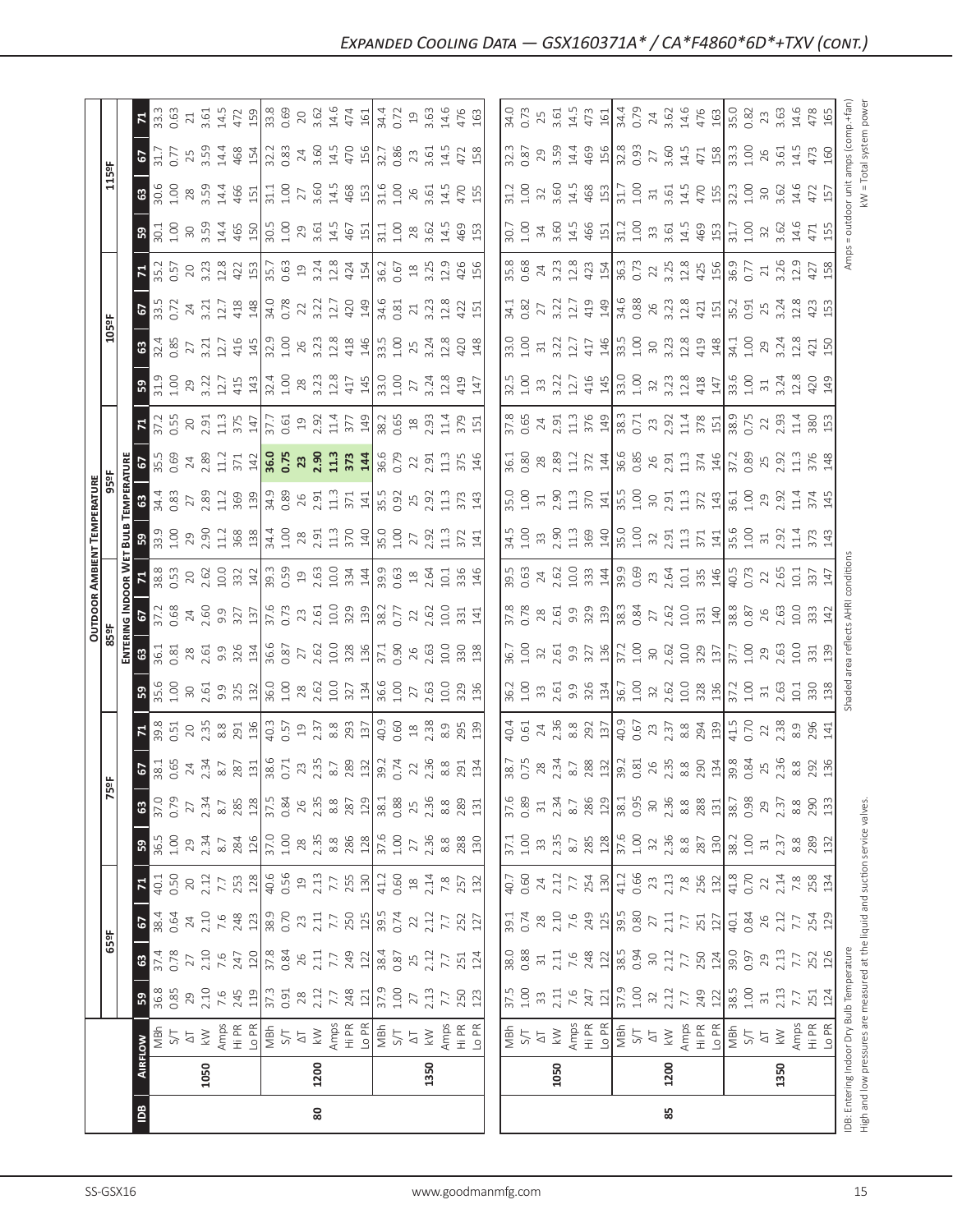## Expanded Cooling Data — GSX160371A* / CA*F4860*6D*+TXV (cont.)

| IDB | Airflow | | Outdoor Ambient Temperature | | | | | | | | | | | | | | | | | | | |
|---|---|---|---|---|---|---|---|---|---|---|---|---|---|---|---|---|---|---|---|---|---|---|
| | | | 65ºF | | | | 75ºF | | | | 85ºF | | | | 95ºF | | | | 105ºF | | | | 115ºF | | | |
| | | | Entering Indoor Wet Bulb Temperature | | | | | | | | | | | | | | | | | | | | | | | |
| | | | 59 | 63 | 67 | 71 | 59 | 63 | 67 | 71 | 59 | 63 | 67 | 71 | 59 | 63 | 67 | 71 | 59 | 63 | 67 | 71 | 59 | 63 | 67 | 71 |
| 80 | 1050 | MBh | 36.8 | 37.4 | 38.4 | 40.1 | 36.5 | 37.0 | 38.1 | 39.8 | 35.6 | 36.1 | 37.2 | 38.8 | 33.9 | 34.4 | 35.5 | 37.2 | 31.9 | 32.4 | 33.5 | 35.2 | 30.1 | 30.6 | 31.7 | 33.3 |
| | | S/T | 0.85 | 0.78 | 0.64 | 0.50 | 1.00 | 0.79 | 0.65 | 0.51 | 1.00 | 0.81 | 0.68 | 0.53 | 1.00 | 0.83 | 0.69 | 0.55 | 1.00 | 0.85 | 0.72 | 0.57 | 1.00 | 1.00 | 0.77 | 0.63 |
| | | ΔT | 29 | 27 | 24 | 20 | 29 | 27 | 24 | 20 | 30 | 28 | 24 | 20 | 29 | 27 | 24 | 20 | 29 | 27 | 24 | 20 | 30 | 28 | 25 | 21 |
| | | kW | 2.10 | 2.10 | 2.10 | 2.12 | 2.34 | 2.34 | 2.34 | 2.35 | 2.61 | 2.61 | 2.60 | 2.62 | 2.90 | 2.89 | 2.89 | 2.91 | 3.22 | 3.21 | 3.21 | 3.23 | 3.59 | 3.59 | 3.59 | 3.61 |
| | | Amps | 7.6 | 7.6 | 7.6 | 7.7 | 8.7 | 8.7 | 8.7 | 8.8 | 9.9 | 9.9 | 9.9 | 10.0 | 11.2 | 11.2 | 11.2 | 11.3 | 12.7 | 12.7 | 12.7 | 12.8 | 14.4 | 14.4 | 14.4 | 14.5 |
| | | Hi PR | 245 | 247 | 248 | 253 | 284 | 285 | 287 | 291 | 325 | 326 | 327 | 332 | 368 | 369 | 371 | 375 | 415 | 416 | 418 | 422 | 465 | 466 | 468 | 472 |
| | | Lo PR | 119 | 120 | 123 | 128 | 126 | 128 | 131 | 136 | 132 | 134 | 137 | 142 | 138 | 139 | 142 | 147 | 143 | 145 | 148 | 153 | 150 | 151 | 154 | 159 |
| | 1200 | MBh | 37.3 | 37.8 | 38.9 | 40.6 | 37.0 | 37.5 | 38.6 | 40.3 | 36.0 | 36.6 | 37.6 | 39.3 | 34.4 | 34.9 | **36.0** | 37.7 | 32.4 | 32.9 | 34.0 | 35.7 | 30.5 | 31.1 | 32.2 | 33.8 |
| | | S/T | 0.91 | 0.84 | 0.70 | 0.56 | 1.00 | 0.84 | 0.71 | 0.57 | 1.00 | 0.87 | 0.73 | 0.59 | 1.00 | 0.89 | **0.75** | 0.61 | 1.00 | 1.00 | 0.78 | 0.63 | 1.00 | 1.00 | 0.83 | 0.69 |
| | | ΔT | 28 | 26 | 23 | 19 | 28 | 26 | 23 | 19 | 28 | 27 | 23 | 19 | 28 | 26 | **23** | 19 | 28 | 26 | 22 | 19 | 29 | 27 | 24 | 20 |
| | | kW | 2.12 | 2.11 | 2.11 | 2.13 | 2.35 | 2.35 | 2.35 | 2.37 | 2.62 | 2.62 | 2.61 | 2.63 | 2.91 | 2.91 | **2.90** | 2.92 | 3.23 | 3.23 | 3.22 | 3.24 | 3.61 | 3.60 | 3.60 | 3.62 |
| | | Amps | 7.7 | 7.7 | 7.7 | 7.7 | 8.8 | 8.8 | 8.7 | 8.8 | 10.0 | 10.0 | 10.0 | 10.0 | 11.3 | 11.3 | **11.3** | 11.4 | 12.8 | 12.8 | 12.7 | 12.8 | 14.5 | 14.5 | 14.5 | 14.6 |
| | | Hi PR | 248 | 249 | 250 | 255 | 286 | 287 | 289 | 293 | 327 | 328 | 329 | 334 | 370 | 371 | **373** | 377 | 417 | 418 | 420 | 424 | 467 | 468 | 470 | 474 |
| | | Lo PR | 121 | 122 | 125 | 130 | 128 | 129 | 132 | 137 | 134 | 136 | 139 | 144 | 140 | 141 | **144** | 149 | 145 | 146 | 149 | 154 | 151 | 153 | 156 | 161 |
| | 1350 | MBh | 37.9 | 38.4 | 39.5 | 41.2 | 37.6 | 38.1 | 39.2 | 40.9 | 36.6 | 37.1 | 38.2 | 39.9 | 35.0 | 35.5 | 36.6 | 38.2 | 33.0 | 33.5 | 34.6 | 36.2 | 31.1 | 31.6 | 32.7 | 34.4 |
| | | S/T | 1.00 | 0.87 | 0.74 | 0.60 | 1.00 | 0.88 | 0.74 | 0.60 | 1.00 | 0.90 | 0.77 | 0.63 | 1.00 | 0.92 | 0.79 | 0.65 | 1.00 | 1.00 | 0.81 | 0.67 | 1.00 | 1.00 | 0.86 | 0.72 |
| | | ΔT | 27 | 25 | 22 | 18 | 27 | 25 | 22 | 18 | 27 | 26 | 22 | 18 | 27 | 25 | 22 | 18 | 27 | 25 | 21 | 18 | 28 | 26 | 23 | 19 |
| | | kW | 2.13 | 2.12 | 2.12 | 2.14 | 2.36 | 2.36 | 2.36 | 2.38 | 2.63 | 2.63 | 2.62 | 2.64 | 2.92 | 2.92 | 2.91 | 2.93 | 3.24 | 3.24 | 3.23 | 3.25 | 3.62 | 3.61 | 3.61 | 3.63 |
| | | Amps | 7.7 | 7.7 | 7.7 | 7.8 | 8.8 | 8.8 | 8.8 | 8.9 | 10.0 | 10.0 | 10.0 | 10.1 | 11.3 | 11.3 | 11.3 | 11.4 | 12.8 | 12.8 | 12.8 | 12.9 | 14.5 | 14.5 | 14.5 | 14.6 |
| | | Hi PR | 250 | 251 | 252 | 257 | 288 | 289 | 291 | 295 | 329 | 330 | 331 | 336 | 372 | 373 | 375 | 379 | 419 | 420 | 422 | 426 | 469 | 470 | 472 | 476 |
| | | Lo PR | 123 | 124 | 127 | 132 | 130 | 131 | 134 | 139 | 136 | 138 | 141 | 146 | 141 | 143 | 146 | 151 | 147 | 148 | 151 | 156 | 153 | 155 | 158 | 163 |
| 85 | 1050 | MBh | 37.5 | 38.0 | 39.1 | 40.7 | 37.1 | 37.6 | 38.7 | 40.4 | 36.2 | 36.7 | 37.8 | 39.5 | 34.5 | 35.0 | 36.1 | 37.8 | 32.5 | 33.0 | 34.1 | 35.8 | 30.7 | 31.2 | 32.3 | 34.0 |
| | | S/T | 1.00 | 0.88 | 0.74 | 0.60 | 1.00 | 0.89 | 0.75 | 0.61 | 1.00 | 1.00 | 0.78 | 0.63 | 1.00 | 1.00 | 0.80 | 0.65 | 1.00 | 1.00 | 0.82 | 0.68 | 1.00 | 1.00 | 0.87 | 0.73 |
| | | ΔT | 33 | 31 | 28 | 24 | 33 | 31 | 28 | 24 | 33 | 32 | 28 | 24 | 33 | 31 | 28 | 24 | 33 | 31 | 27 | 24 | 34 | 32 | 29 | 25 |
| | | kW | 2.11 | 2.11 | 2.10 | 2.12 | 2.35 | 2.34 | 2.34 | 2.36 | 2.61 | 2.61 | 2.61 | 2.62 | 2.90 | 2.90 | 2.89 | 2.91 | 3.22 | 3.22 | 3.22 | 3.23 | 3.60 | 3.60 | 3.59 | 3.61 |
| | | Amps | 7.6 | 7.6 | 7.6 | 7.7 | 8.7 | 8.7 | 8.7 | 8.8 | 9.9 | 9.9 | 9.9 | 10.0 | 11.3 | 11.3 | 11.2 | 11.3 | 12.7 | 12.7 | 12.7 | 12.8 | 14.5 | 14.5 | 14.4 | 14.5 |
| | | Hi PR | 247 | 248 | 249 | 254 | 285 | 286 | 288 | 292 | 326 | 327 | 329 | 333 | 369 | 370 | 372 | 376 | 416 | 417 | 419 | 423 | 466 | 468 | 469 | 473 |
| | | Lo PR | 121 | 122 | 125 | 130 | 128 | 129 | 132 | 137 | 134 | 136 | 139 | 144 | 140 | 141 | 144 | 149 | 145 | 146 | 149 | 154 | 151 | 153 | 156 | 161 |
| | 1200 | MBh | 37.9 | 38.5 | 39.5 | 41.2 | 37.6 | 38.1 | 39.2 | 40.9 | 36.7 | 37.2 | 38.3 | 39.9 | 35.0 | 35.5 | 36.6 | 38.3 | 33.0 | 33.5 | 34.6 | 36.3 | 31.2 | 31.7 | 32.8 | 34.4 |
| | | S/T | 1.00 | 0.94 | 0.80 | 0.66 | 1.00 | 0.95 | 0.81 | 0.67 | 1.00 | 1.00 | 0.84 | 0.69 | 1.00 | 1.00 | 0.85 | 0.71 | 1.00 | 1.00 | 0.88 | 0.73 | 1.00 | 1.00 | 0.93 | 0.79 |
| | | ΔT | 32 | 30 | 27 | 23 | 32 | 30 | 26 | 23 | 32 | 30 | 27 | 23 | 32 | 30 | 26 | 23 | 32 | 30 | 26 | 22 | 33 | 31 | 27 | 24 |
| | | kW | 2.12 | 2.12 | 2.11 | 2.13 | 2.36 | 2.36 | 2.35 | 2.37 | 2.62 | 2.62 | 2.62 | 2.64 | 2.91 | 2.91 | 2.91 | 2.92 | 3.23 | 3.23 | 3.23 | 3.25 | 3.61 | 3.61 | 3.60 | 3.62 |
| | | Amps | 7.7 | 7.7 | 7.7 | 7.8 | 8.8 | 8.8 | 8.8 | 8.8 | 10.0 | 10.0 | 10.0 | 10.1 | 11.3 | 11.3 | 11.3 | 11.4 | 12.8 | 12.8 | 12.8 | 12.8 | 14.5 | 14.5 | 14.5 | 14.6 |
| | | Hi PR | 249 | 250 | 251 | 256 | 287 | 288 | 290 | 294 | 328 | 329 | 331 | 335 | 371 | 372 | 374 | 378 | 418 | 419 | 421 | 425 | 469 | 470 | 471 | 476 |
| | | Lo PR | 122 | 124 | 127 | 132 | 130 | 131 | 134 | 139 | 136 | 137 | 140 | 146 | 141 | 143 | 146 | 151 | 147 | 148 | 151 | 156 | 153 | 155 | 158 | 163 |
| | 1350 | MBh | 38.5 | 39.0 | 40.1 | 41.8 | 38.2 | 38.7 | 39.8 | 41.5 | 37.2 | 37.7 | 38.8 | 40.5 | 35.6 | 36.1 | 37.2 | 38.9 | 33.6 | 34.1 | 35.2 | 36.9 | 31.7 | 32.3 | 33.3 | 35.0 |
| | | S/T | 1.00 | 0.97 | 0.84 | 0.70 | 1.00 | 0.98 | 0.84 | 0.70 | 1.00 | 1.00 | 0.87 | 0.73 | 1.00 | 1.00 | 0.89 | 0.75 | 1.00 | 1.00 | 0.91 | 0.77 | 1.00 | 1.00 | 1.00 | 0.82 |
| | | ΔT | 31 | 29 | 26 | 22 | 31 | 29 | 25 | 22 | 31 | 29 | 26 | 22 | 31 | 29 | 25 | 22 | 31 | 29 | 25 | 21 | 32 | 30 | 26 | 23 |
| | | kW | 2.13 | 2.13 | 2.12 | 2.14 | 2.37 | 2.37 | 2.36 | 2.38 | 2.63 | 2.63 | 2.63 | 2.65 | 2.92 | 2.92 | 2.92 | 2.93 | 3.24 | 3.24 | 3.24 | 3.26 | 3.62 | 3.62 | 3.61 | 3.63 |
| | | Amps | 7.7 | 7.7 | 7.7 | 7.8 | 8.8 | 8.8 | 8.8 | 8.9 | 10.1 | 10.0 | 10.0 | 10.1 | 11.4 | 11.4 | 11.3 | 11.4 | 12.8 | 12.8 | 12.8 | 12.9 | 14.6 | 14.6 | 14.5 | 14.6 |
| | | Hi PR | 251 | 252 | 254 | 258 | 289 | 290 | 292 | 296 | 330 | 331 | 333 | 337 | 373 | 374 | 376 | 380 | 420 | 421 | 423 | 427 | 471 | 472 | 473 | 478 |
| | | Lo PR | 124 | 126 | 129 | 134 | 132 | 133 | 136 | 141 | 138 | 139 | 142 | 147 | 143 | 145 | 148 | 153 | 149 | 150 | 153 | 158 | 155 | 157 | 160 | 165 |

IDB: Entering Indoor Dry Bulb Temperature

Shaded area reflects AHRI conditions

Amps = outdoor unit amps (comp.+fan)

High and low pressures are measured at the liquid and suction service valves.

kW = Total system power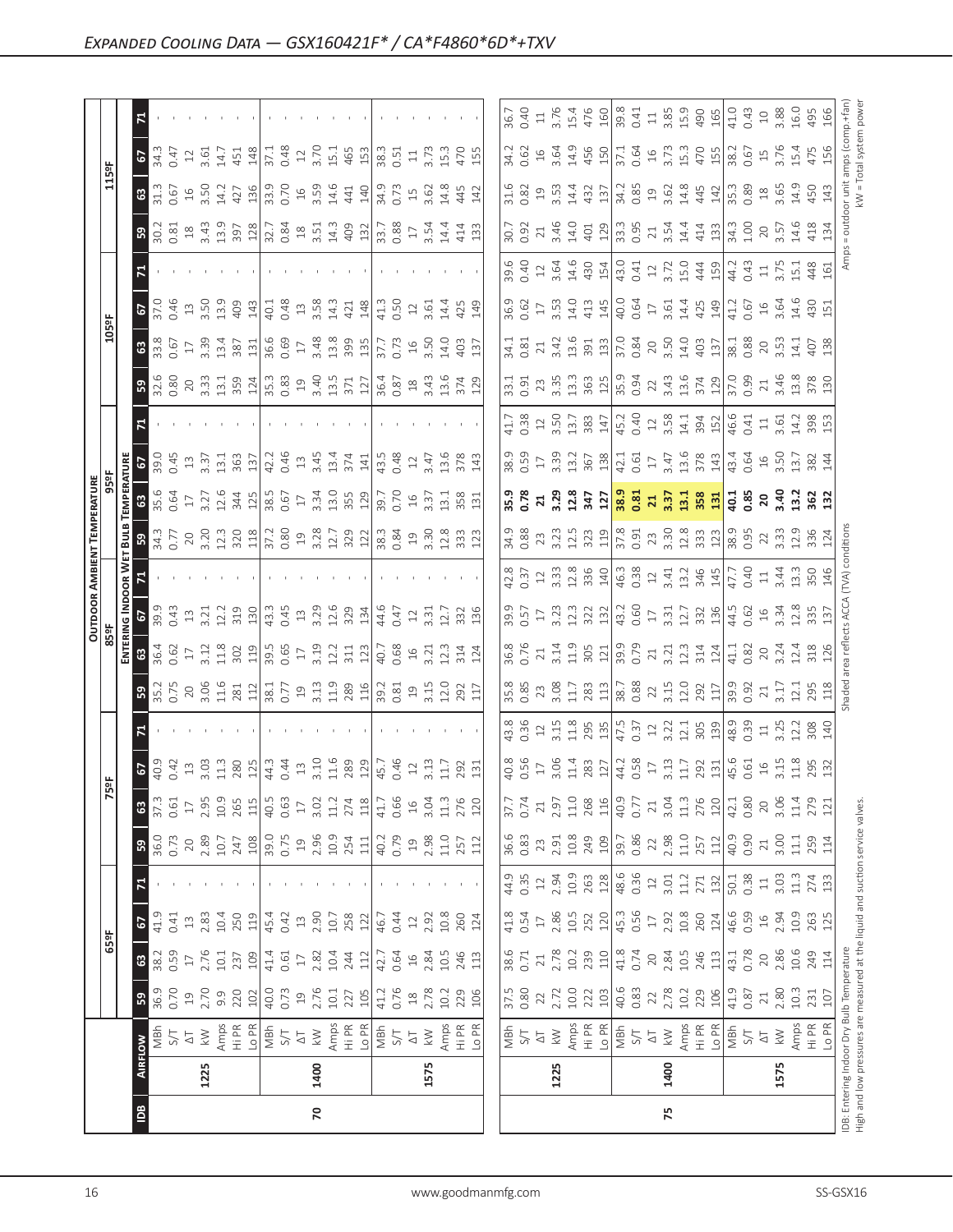## Expanded Cooling Data — GSX160421F* / CA*F4860*6D*+TXV

| | | | Outdoor Ambient Temperature | | | | | | | | | | | | | | | |
|---|---|---|---|---|---|---|---|---|---|---|---|---|---|---|---|---|---|---|
| | | | 65ºF | | | | 75ºF | | | | 85ºF | | | | 95ºF | | | |
| | | | Entering Indoor Wet Bulb Temperature | | | | | | | | | | | | | | | |
| IDB | Airflow | | 59 | 63 | 67 | 71 | 59 | 63 | 67 | 71 | 59 | 63 | 67 | 71 | 59 | 63 | 67 | 71 |
| 70 | 1225 | MBh | 36.9 | 38.2 | 41.9 | - | 36.0 | 37.3 | 40.9 | - | 35.2 | 36.4 | 39.9 | - | 34.3 | 35.6 | 39.0 | - |
| | | S/T | 0.70 | 0.59 | 0.41 | - | 0.73 | 0.61 | 0.42 | - | 0.75 | 0.62 | 0.43 | - | 0.77 | 0.64 | 0.45 | - |
| | | ΔT | 19 | 17 | 13 | - | 20 | 17 | 13 | - | 20 | 17 | 13 | - | 20 | 17 | 13 | - |
| | | kW | 2.70 | 2.76 | 2.83 | - | 2.89 | 2.95 | 3.03 | - | 3.06 | 3.12 | 3.21 | - | 3.20 | 3.27 | 3.37 | - |
| | | Amps | 9.9 | 10.1 | 10.4 | - | 10.7 | 10.9 | 11.3 | - | 11.6 | 11.8 | 12.2 | - | 12.3 | 12.6 | 13.1 | - |
| | | Hi PR | 220 | 237 | 250 | - | 247 | 265 | 280 | - | 281 | 302 | 319 | - | 320 | 344 | 363 | - |
| | | Lo PR | 102 | 109 | 119 | - | 108 | 115 | 125 | - | 112 | 119 | 130 | - | 118 | 125 | 137 | - |
| | 1400 | MBh | 40.0 | 41.4 | 45.4 | - | 39.0 | 40.5 | 44.3 | - | 38.1 | 39.5 | 43.3 | - | 37.2 | 38.5 | 42.2 | - |
| | | S/T | 0.73 | 0.61 | 0.42 | - | 0.75 | 0.63 | 0.44 | - | 0.77 | 0.65 | 0.45 | - | 0.80 | 0.67 | 0.46 | - |
| | | ΔT | 19 | 17 | 13 | - | 19 | 17 | 13 | - | 19 | 17 | 13 | - | 19 | 17 | 13 | - |
| | | kW | 2.76 | 2.82 | 2.90 | - | 2.96 | 3.02 | 3.10 | - | 3.13 | 3.19 | 3.29 | - | 3.28 | 3.34 | 3.45 | - |
| | | Amps | 10.1 | 10.4 | 10.7 | - | 10.9 | 11.2 | 11.6 | - | 11.9 | 12.2 | 12.6 | - | 12.7 | 13.0 | 13.4 | - |
| | | Hi PR | 227 | 244 | 258 | - | 254 | 274 | 289 | - | 289 | 311 | 329 | - | 329 | 355 | 374 | - |
| | | Lo PR | 105 | 112 | 122 | - | 111 | 118 | 129 | - | 116 | 123 | 134 | - | 122 | 129 | 141 | - |
| | 1575 | MBh | 41.2 | 42.7 | 46.7 | - | 40.2 | 41.7 | 45.7 | - | 39.2 | 40.7 | 44.6 | - | 38.3 | 39.7 | 43.5 | - |
| | | S/T | 0.76 | 0.64 | 0.44 | - | 0.79 | 0.66 | 0.46 | - | 0.81 | 0.68 | 0.47 | - | 0.84 | 0.70 | 0.48 | - |
| | | ΔT | 18 | 16 | 12 | - | 19 | 16 | 12 | - | 19 | 16 | 12 | - | 19 | 16 | 12 | - |
| | | kW | 2.78 | 2.84 | 2.92 | - | 2.98 | 3.04 | 3.13 | - | 3.15 | 3.21 | 3.31 | - | 3.30 | 3.37 | 3.47 | - |
| | | Amps | 10.2 | 10.5 | 10.8 | - | 11.0 | 11.3 | 11.7 | - | 12.0 | 12.3 | 12.7 | - | 12.8 | 13.1 | 13.6 | - |
| | | Hi PR | 229 | 246 | 260 | - | 257 | 276 | 292 | - | 292 | 314 | 332 | - | 333 | 358 | 378 | - |
| | | Lo PR | 106 | 113 | 124 | - | 112 | 120 | 131 | - | 117 | 124 | 136 | - | 123 | 131 | 143 | - |
| 75 | 1225 | MBh | 37.5 | 38.6 | 41.8 | 44.9 | 36.6 | 37.7 | 40.8 | 43.8 | 35.8 | 36.8 | 39.9 | 42.8 | 34.9 | **35.9** | 38.9 | 41.7 |
| | | S/T | 0.80 | 0.71 | 0.54 | 0.35 | 0.83 | 0.74 | 0.56 | 0.36 | 0.85 | 0.76 | 0.57 | 0.37 | 0.88 | **0.78** | 0.59 | 0.38 |
| | | ΔT | 22 | 21 | 17 | 12 | 23 | 21 | 17 | 12 | 23 | 21 | 17 | 12 | 23 | **21** | 17 | 12 |
| | | kW | 2.72 | 2.78 | 2.86 | 2.94 | 2.91 | 2.97 | 3.06 | 3.15 | 3.08 | 3.14 | 3.23 | 3.33 | 3.23 | **3.29** | 3.39 | 3.50 |
| | | Amps | 10.0 | 10.2 | 10.5 | 10.9 | 10.8 | 11.0 | 11.4 | 11.8 | 11.7 | 11.9 | 12.3 | 12.8 | 12.5 | **12.8** | 13.2 | 13.7 |
| | | Hi PR | 222 | 239 | 252 | 263 | 249 | 268 | 283 | 295 | 283 | 305 | 322 | 336 | 323 | **347** | 367 | 383 |
| | | Lo PR | 103 | 110 | 120 | 128 | 109 | 116 | 127 | 135 | 113 | 121 | 132 | 140 | 119 | **127** | 138 | 147 |
| | 1400 | MBh | 40.6 | 41.8 | 45.3 | 48.6 | 39.7 | 40.9 | 44.2 | 47.5 | 38.7 | 39.9 | 43.2 | 46.3 | 37.8 | **38.9** | 42.1 | 45.2 |
| | | S/T | 0.83 | 0.74 | 0.56 | 0.36 | 0.86 | 0.77 | 0.58 | 0.37 | 0.88 | 0.79 | 0.60 | 0.38 | 0.91 | **0.81** | 0.61 | 0.40 |
| | | ΔT | 22 | 20 | 17 | 12 | 22 | 21 | 17 | 12 | 22 | 21 | 17 | 12 | 23 | **21** | 17 | 12 |
| | | kW | 2.78 | 2.84 | 2.92 | 3.01 | 2.98 | 3.04 | 3.13 | 3.22 | 3.15 | 3.21 | 3.31 | 3.41 | 3.30 | **3.37** | 3.47 | 3.58 |
| | | Amps | 10.2 | 10.5 | 10.8 | 11.2 | 11.0 | 11.3 | 11.7 | 12.1 | 12.0 | 12.3 | 12.7 | 13.2 | 12.8 | **13.1** | 13.6 | 14.1 |
| | | Hi PR | 229 | 246 | 260 | 271 | 257 | 276 | 292 | 305 | 292 | 314 | 332 | 346 | 333 | **358** | 378 | 394 |
| | | Lo PR | 106 | 113 | 124 | 132 | 112 | 120 | 131 | 139 | 117 | 124 | 136 | 145 | 123 | **131** | 143 | 152 |
| | 1575 | MBh | 41.9 | 43.1 | 46.6 | 50.1 | 40.9 | 42.1 | 45.6 | 48.9 | 39.9 | 41.1 | 44.5 | 47.7 | 38.9 | **40.1** | 43.4 | 46.6 |
| | | S/T | 0.87 | 0.78 | 0.59 | 0.38 | 0.90 | 0.80 | 0.61 | 0.39 | 0.92 | 0.82 | 0.62 | 0.40 | 0.95 | **0.85** | 0.64 | 0.41 |
| | | ΔT | 21 | 20 | 16 | 11 | 21 | 20 | 16 | 11 | 21 | 20 | 16 | 11 | 22 | **20** | 16 | 11 |
| | | kW | 2.80 | 2.86 | 2.94 | 3.03 | 3.00 | 3.06 | 3.15 | 3.25 | 3.17 | 3.24 | 3.34 | 3.44 | 3.33 | **3.40** | 3.50 | 3.61 |
| | | Amps | 10.3 | 10.6 | 10.9 | 11.3 | 11.1 | 11.4 | 11.8 | 12.2 | 12.1 | 12.4 | 12.8 | 13.3 | 12.9 | **13.2** | 13.7 | 14.2 |
| | | Hi PR | 231 | 249 | 263 | 274 | 259 | 279 | 295 | 308 | 295 | 318 | 335 | 350 | 336 | **362** | 382 | 398 |
| | | Lo PR | 107 | 114 | 125 | 133 | 114 | 121 | 132 | 140 | 118 | 126 | 137 | 146 | 124 | **132** | 144 | 153 |

| | | | 105ºF | | | | 115ºF | | | |
|---|---|---|---|---|---|---|---|---|---|---|
| IDB | Airflow | | 59 | 63 | 67 | 71 | 59 | 63 | 67 | 71 |
| 70 | 1225 | MBh | 32.6 | 33.8 | 37.0 | - | 30.2 | 31.3 | 34.3 | - |
| | | S/T | 0.80 | 0.67 | 0.46 | - | 0.81 | 0.67 | 0.47 | - |
| | | ΔT | 20 | 17 | 13 | - | 18 | 16 | 12 | - |
| | | kW | 3.33 | 3.39 | 3.50 | - | 3.43 | 3.50 | 3.61 | - |
| | | Amps | 13.1 | 13.4 | 13.9 | - | 13.9 | 14.2 | 14.7 | - |
| | | Hi PR | 359 | 387 | 409 | - | 397 | 427 | 451 | - |
| | | Lo PR | 124 | 131 | 143 | - | 128 | 136 | 148 | - |
| | 1400 | MBh | 35.3 | 36.6 | 40.1 | - | 32.7 | 33.9 | 37.1 | - |
| | | S/T | 0.83 | 0.69 | 0.48 | - | 0.84 | 0.70 | 0.48 | - |
| | | ΔT | 19 | 17 | 13 | - | 18 | 16 | 12 | - |
| | | kW | 3.40 | 3.48 | 3.58 | - | 3.51 | 3.59 | 3.70 | - |
| | | Amps | 13.5 | 13.8 | 14.3 | - | 14.3 | 14.6 | 15.1 | - |
| | | Hi PR | 371 | 399 | 421 | - | 409 | 441 | 465 | - |
| | | Lo PR | 127 | 135 | 148 | - | 132 | 140 | 153 | - |
| | 1575 | MBh | 36.4 | 37.7 | 41.3 | - | 33.7 | 34.9 | 38.3 | - |
| | | S/T | 0.87 | 0.73 | 0.50 | - | 0.88 | 0.73 | 0.51 | - |
| | | ΔT | 18 | 16 | 12 | - | 17 | 15 | 11 | - |
| | | kW | 3.43 | 3.50 | 3.61 | - | 3.54 | 3.62 | 3.73 | - |
| | | Amps | 13.6 | 14.0 | 14.4 | - | 14.4 | 14.8 | 15.3 | - |
| | | Hi PR | 374 | 403 | 425 | - | 414 | 445 | 470 | - |
| | | Lo PR | 129 | 137 | 149 | - | 133 | 142 | 155 | - |
| 75 | 1225 | MBh | 33.1 | 34.1 | 36.9 | 39.6 | 30.7 | 31.6 | 34.2 | 36.7 |
| | | S/T | 0.91 | 0.81 | 0.62 | 0.40 | 0.92 | 0.82 | 0.62 | 0.40 |
| | | ΔT | 23 | 21 | 17 | 12 | 21 | 19 | 16 | 11 |
| | | kW | 3.35 | 3.42 | 3.53 | 3.64 | 3.46 | 3.53 | 3.64 | 3.76 |
| | | Amps | 13.3 | 13.6 | 14.0 | 14.6 | 14.0 | 14.4 | 14.9 | 15.4 |
| | | Hi PR | 363 | 391 | 413 | 430 | 401 | 432 | 456 | 476 |
| | | Lo PR | 125 | 133 | 145 | 154 | 129 | 137 | 150 | 160 |
| | 1400 | MBh | 35.9 | 37.0 | 40.0 | 43.0 | 33.3 | 34.2 | 37.1 | 39.8 |
| | | S/T | 0.94 | 0.84 | 0.64 | 0.41 | 0.95 | 0.85 | 0.64 | 0.41 |
| | | ΔT | 22 | 20 | 17 | 12 | 21 | 19 | 16 | 11 |
| | | kW | 3.43 | 3.50 | 3.61 | 3.72 | 3.54 | 3.62 | 3.73 | 3.85 |
| | | Amps | 13.6 | 14.0 | 14.4 | 15.0 | 14.4 | 14.8 | 15.3 | 15.9 |
| | | Hi PR | 374 | 403 | 425 | 444 | 414 | 445 | 470 | 490 |
| | | Lo PR | 129 | 137 | 149 | 159 | 133 | 142 | 155 | 165 |
| | 1575 | MBh | 37.0 | 38.1 | 41.2 | 44.2 | 34.3 | 35.3 | 38.2 | 41.0 |
| | | S/T | 0.99 | 0.88 | 0.67 | 0.43 | 1.00 | 0.89 | 0.67 | 0.43 |
| | | ΔT | 21 | 20 | 16 | 11 | 20 | 18 | 15 | 10 |
| | | kW | 3.46 | 3.53 | 3.64 | 3.75 | 3.57 | 3.65 | 3.76 | 3.88 |
| | | Amps | 13.8 | 14.1 | 14.6 | 15.1 | 14.6 | 14.9 | 15.4 | 16.0 |
| | | Hi PR | 378 | 407 | 430 | 448 | 418 | 450 | 475 | 495 |
| | | Lo PR | 130 | 138 | 151 | 161 | 134 | 143 | 156 | 166 |

IDB: Entering Indoor Dry Bulb Temperature
High and low pressures are measured at the liquid and suction service valves.

Shaded area reflects ACCA (TVA) conditions

Amps = outdoor unit amps (comp.+fan)
kW = Total system power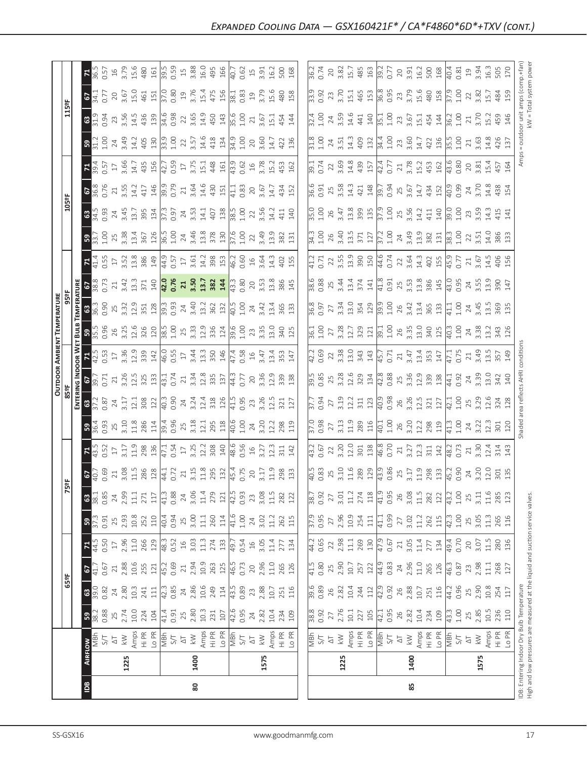## Expanded Cooling Data — GSX160421F* / CA*F4860*6D*+TXV (cont.)

| | | | Outdoor Ambient Temperature | | | | | | | | | | | | | | | | | | | | | | | |
|---|---|---|---|---|---|---|---|---|---|---|---|---|---|---|---|---|---|---|---|---|---|---|---|---|---|---|
| | | | 65ºF | | | | 75ºF | | | | 85ºF | | | | 95ºF | | | | 105ºF | | | | 115ºF | | | |
| | | | Entering Indoor Wet Bulb Temperature | | | | | | | | | | | | | | | | | | | | | | | |
| IDB | Airflow | | 59 | 63 | 67 | 71 | 59 | 63 | 67 | 71 | 59 | 63 | 67 | 71 | 59 | 63 | 67 | 71 | 59 | 63 | 67 | 71 | 59 | 63 | 67 | 71 |
| 80 | 1225 | MBh | 38.2 | 39.0 | 41.7 | 44.5 | 37.3 | 38.1 | 40.7 | 43.5 | 36.4 | 37.2 | 39.7 | 42.5 | 35.5 | 36.3 | 38.8 | 41.4 | 33.7 | 34.5 | 36.8 | 39.4 | 31.2 | 31.9 | 34.1 | 36.5 |
| | | S/T | 0.88 | 0.82 | 0.67 | 0.50 | 0.91 | 0.85 | 0.69 | 0.52 | 0.93 | 0.87 | 0.71 | 0.53 | 0.96 | 0.90 | 0.73 | 0.55 | 1.00 | 0.93 | 0.76 | 0.57 | 1.00 | 0.94 | 0.77 | 0.57 |
| | | ΔT | 25 | 24 | 21 | 17 | 25 | 24 | 21 | 17 | 25 | 24 | 21 | 17 | 26 | 25 | 21 | 17 | 25 | 24 | 21 | 17 | 24 | 23 | 20 | 16 |
| | | kW | 2.74 | 2.80 | 2.88 | 2.96 | 2.93 | 2.99 | 3.08 | 3.17 | 3.10 | 3.17 | 3.26 | 3.36 | 3.25 | 3.32 | 3.42 | 3.52 | 3.38 | 3.45 | 3.55 | 3.66 | 3.49 | 3.56 | 3.67 | 3.79 |
| | | Amps | 10.0 | 10.3 | 10.6 | 11.0 | 10.8 | 11.1 | 11.5 | 11.9 | 11.8 | 12.1 | 12.5 | 12.9 | 12.6 | 12.9 | 13.3 | 13.8 | 13.4 | 13.7 | 14.2 | 14.7 | 14.2 | 14.5 | 15.0 | 15.6 |
| | | Hi PR | 224 | 241 | 255 | 266 | 252 | 271 | 286 | 298 | 286 | 308 | 325 | 339 | 326 | 351 | 371 | 386 | 367 | 395 | 417 | 435 | 405 | 436 | 461 | 480 |
| | | Lo PR | 104 | 111 | 121 | 129 | 110 | 117 | 128 | 136 | 114 | 122 | 133 | 142 | 120 | 128 | 140 | 149 | 126 | 134 | 146 | 156 | 130 | 139 | 151 | 161 |
| | 1400 | MBh | 41.4 | 42.3 | 45.2 | 48.3 | 40.4 | 41.3 | 44.1 | 47.1 | 39.4 | 40.3 | 43.1 | 46.0 | 38.5 | 39.3 | **42.0** | 44.9 | 36.5 | 37.3 | 39.9 | 42.7 | 33.9 | 34.6 | 37.0 | 39.5 |
| | | S/T | 0.91 | 0.85 | 0.69 | 0.52 | 0.94 | 0.88 | 0.72 | 0.54 | 0.96 | 0.90 | 0.74 | 0.55 | 1.00 | 0.93 | **0.76** | 0.57 | 1.00 | 0.97 | 0.79 | 0.59 | 1.00 | 0.98 | 0.80 | 0.59 |
| | | ΔT | 25 | 24 | 21 | 16 | 25 | 24 | 21 | 17 | 25 | 24 | 21 | 17 | 25 | 24 | **21** | 17 | 24 | 24 | 21 | 17 | 22 | 22 | 19 | 15 |
| | | kW | 2.80 | 2.86 | 2.94 | 3.03 | 3.00 | 3.06 | 3.15 | 3.25 | 3.18 | 3.24 | 3.34 | 3.44 | 3.33 | 3.40 | **3.50** | 3.61 | 3.46 | 3.53 | 3.64 | 3.75 | 3.57 | 3.65 | 3.76 | 3.88 |
| | | Amps | 10.3 | 10.6 | 10.9 | 11.3 | 11.1 | 11.4 | 11.8 | 12.2 | 12.1 | 12.4 | 12.8 | 13.3 | 12.9 | 13.2 | **13.7** | 14.2 | 13.8 | 14.1 | 14.6 | 15.1 | 14.6 | 14.9 | 15.4 | 16.0 |
| | | Hi PR | 231 | 249 | 263 | 274 | 260 | 279 | 295 | 308 | 295 | 318 | 335 | 350 | 336 | 362 | **382** | 398 | 378 | 407 | 430 | 448 | 418 | 450 | 475 | 495 |
| | | Lo PR | 107 | 114 | 125 | 133 | 114 | 121 | 132 | 140 | 118 | 126 | 137 | 146 | 124 | 132 | **144** | 153 | 130 | 138 | 151 | 161 | 134 | 143 | 156 | 166 |
| | 1575 | MBh | 42.6 | 43.5 | 46.5 | 49.7 | 41.6 | 42.5 | 45.4 | 48.6 | 40.6 | 41.5 | 44.3 | 47.4 | 39.6 | 40.5 | 43.3 | 46.2 | 37.6 | 38.5 | 41.1 | 43.9 | 34.9 | 35.6 | 38.1 | 40.7 |
| | | S/T | 0.95 | 0.89 | 0.73 | 0.54 | 1.00 | 0.93 | 0.75 | 0.56 | 1.00 | 0.95 | 0.77 | 0.58 | 1.00 | 1.00 | 0.80 | 0.60 | 1.00 | 1.00 | 0.83 | 0.62 | 1.00 | 1.00 | 0.83 | 0.62 |
| | | ΔT | 24 | 23 | 20 | 16 | 24 | 23 | 20 | 16 | 24 | 23 | 20 | 16 | 23 | 24 | 20 | 16 | 22 | 22 | 20 | 16 | 20 | 21 | 19 | 15 |
| | | kW | 2.82 | 2.88 | 2.96 | 3.05 | 3.02 | 3.08 | 3.17 | 3.27 | 3.20 | 3.26 | 3.36 | 3.47 | 3.35 | 3.42 | 3.53 | 3.64 | 3.49 | 3.56 | 3.67 | 3.78 | 3.60 | 3.67 | 3.79 | 3.91 |
| | | Amps | 10.4 | 10.7 | 11.0 | 11.4 | 11.2 | 11.5 | 11.9 | 12.3 | 12.2 | 12.5 | 12.9 | 13.4 | 13.0 | 13.4 | 13.8 | 14.3 | 13.9 | 14.2 | 14.7 | 15.2 | 14.7 | 15.1 | 15.6 | 16.2 |
| | | Hi PR | 234 | 251 | 265 | 277 | 262 | 282 | 298 | 311 | 298 | 321 | 339 | 353 | 340 | 365 | 386 | 402 | 382 | 411 | 434 | 453 | 422 | 454 | 480 | 500 |
| | | Lo PR | 109 | 116 | 126 | 134 | 115 | 122 | 133 | 142 | 119 | 127 | 138 | 147 | 125 | 133 | 145 | 155 | 131 | 140 | 152 | 162 | 136 | 144 | 158 | 168 |
| 85 | 1225 | MBh | 38.8 | 39.6 | 41.5 | 44.2 | 37.9 | 38.7 | 40.5 | 43.2 | 37.0 | 37.7 | 39.5 | 42.2 | 36.1 | 36.8 | 38.6 | 41.2 | 34.3 | 35.0 | 36.6 | 39.1 | 31.8 | 32.4 | 33.9 | 36.2 |
| | | S/T | 0.92 | 0.89 | 0.80 | 0.65 | 0.95 | 0.92 | 0.83 | 0.67 | 0.98 | 0.94 | 0.85 | 0.69 | 1.00 | 0.97 | 0.88 | 0.71 | 1.00 | 1.00 | 0.91 | 0.74 | 1.00 | 1.00 | 0.92 | 0.74 |
| | | ΔT | 27 | 26 | 25 | 22 | 27 | 27 | 25 | 22 | 27 | 27 | 25 | 22 | 27 | 27 | 25 | 22 | 26 | 26 | 25 | 22 | 24 | 24 | 23 | 20 |
| | | kW | 2.76 | 2.82 | 2.90 | 2.98 | 2.96 | 3.01 | 3.10 | 3.20 | 3.13 | 3.19 | 3.28 | 3.38 | 3.28 | 3.34 | 3.44 | 3.55 | 3.40 | 3.47 | 3.58 | 3.69 | 3.51 | 3.59 | 3.70 | 3.82 |
| | | Amps | 10.1 | 10.4 | 10.7 | 11.1 | 10.9 | 11.2 | 11.6 | 12.0 | 11.9 | 12.2 | 12.6 | 13.0 | 12.7 | 13.0 | 13.4 | 13.9 | 13.5 | 13.8 | 14.3 | 14.8 | 14.3 | 14.6 | 15.1 | 15.7 |
| | | Hi PR | 227 | 244 | 257 | 269 | 254 | 274 | 289 | 301 | 289 | 311 | 329 | 343 | 329 | 354 | 374 | 390 | 371 | 399 | 421 | 439 | 409 | 441 | 465 | 485 |
| | | Lo PR | 105 | 112 | 122 | 130 | 111 | 118 | 129 | 138 | 116 | 123 | 134 | 143 | 121 | 129 | 141 | 150 | 127 | 135 | 148 | 157 | 132 | 140 | 153 | 163 |
| | 1400 | MBh | 42.1 | 42.9 | 44.9 | 47.9 | 41.1 | 41.9 | 43.9 | 46.8 | 40.1 | 40.9 | 42.8 | 45.7 | 39.1 | 39.9 | 41.8 | 44.6 | 37.2 | 37.9 | 39.7 | 42.4 | 34.4 | 35.1 | 36.8 | 39.2 |
| | | S/T | 0.95 | 0.92 | 0.83 | 0.67 | 0.99 | 0.95 | 0.86 | 0.70 | 1.00 | 0.98 | 0.88 | 0.71 | 1.00 | 1.00 | 0.91 | 0.74 | 1.00 | 1.00 | 0.94 | 0.77 | 1.00 | 1.00 | 0.95 | 0.77 |
| | | ΔT | 26 | 26 | 24 | 21 | 27 | 26 | 25 | 21 | 26 | 26 | 25 | 21 | 26 | 26 | 25 | 22 | 24 | 25 | 25 | 21 | 23 | 23 | 23 | 20 |
| | | kW | 2.82 | 2.88 | 2.96 | 3.05 | 3.02 | 3.08 | 3.17 | 3.27 | 3.20 | 3.26 | 3.36 | 3.47 | 3.35 | 3.42 | 3.53 | 3.64 | 3.49 | 3.56 | 3.67 | 3.78 | 3.60 | 3.67 | 3.79 | 3.91 |
| | | Amps | 10.4 | 10.7 | 11.0 | 11.4 | 11.2 | 11.5 | 11.9 | 12.3 | 12.2 | 12.5 | 12.9 | 13.4 | 13.0 | 13.4 | 13.8 | 14.3 | 13.9 | 14.2 | 14.7 | 15.2 | 14.7 | 15.1 | 15.6 | 16.2 |
| | | Hi PR | 234 | 251 | 265 | 277 | 262 | 282 | 298 | 311 | 298 | 321 | 339 | 353 | 340 | 365 | 386 | 402 | 382 | 411 | 434 | 453 | 422 | 454 | 480 | 500 |
| | | Lo PR | 109 | 116 | 126 | 134 | 115 | 122 | 133 | 142 | 119 | 127 | 138 | 147 | 125 | 133 | 145 | 155 | 131 | 140 | 152 | 162 | 136 | 144 | 158 | 168 |
| | 1575 | MBh | 43.3 | 44.2 | 46.3 | 49.4 | 42.3 | 43.2 | 45.2 | 48.2 | 41.3 | 42.1 | 44.1 | 47.1 | 40.3 | 41.1 | 43.0 | 45.9 | 38.3 | 39.0 | 40.9 | 43.6 | 35.5 | 36.2 | 37.9 | 40.4 |
| | | S/T | 1.00 | 0.96 | 0.87 | 0.70 | 1.00 | 1.00 | 0.90 | 0.73 | 1.00 | 1.00 | 0.92 | 0.75 | 1.00 | 1.00 | 0.95 | 0.77 | 1.00 | 1.00 | 0.99 | 0.80 | 1.00 | 1.00 | 1.00 | 0.81 |
| | | ΔT | 25 | 25 | 23 | 20 | 25 | 25 | 24 | 21 | 24 | 25 | 24 | 21 | 24 | 24 | 24 | 21 | 22 | 23 | 24 | 20 | 21 | 21 | 22 | 19 |
| | | kW | 2.85 | 2.90 | 2.98 | 3.07 | 3.05 | 3.11 | 3.20 | 3.30 | 3.22 | 3.29 | 3.39 | 3.49 | 3.38 | 3.45 | 3.55 | 3.67 | 3.51 | 3.59 | 3.70 | 3.81 | 3.63 | 3.70 | 3.82 | 3.94 |
| | | Amps | 10.5 | 10.8 | 11.1 | 11.5 | 11.3 | 11.6 | 12.0 | 12.4 | 12.3 | 12.6 | 13.0 | 13.5 | 13.2 | 13.5 | 13.9 | 14.5 | 14.0 | 14.3 | 14.8 | 15.4 | 14.8 | 15.2 | 15.7 | 16.3 |
| | | Hi PR | 236 | 254 | 268 | 280 | 265 | 285 | 301 | 314 | 301 | 324 | 342 | 357 | 343 | 369 | 390 | 406 | 386 | 415 | 438 | 457 | 426 | 459 | 484 | 505 |
| | | Lo PR | 110 | 117 | 127 | 136 | 116 | 123 | 135 | 143 | 120 | 128 | 140 | 149 | 126 | 135 | 147 | 156 | 133 | 141 | 154 | 164 | 137 | 146 | 159 | 170 |

IDB: Entering Indoor Dry Bulb Temperature
High and low pressures are measured at the liquid and suction service valves.

Shaded area reflects AHRI conditions

Amps = outdoor unit amps (comp.+fan)
kW = Total system power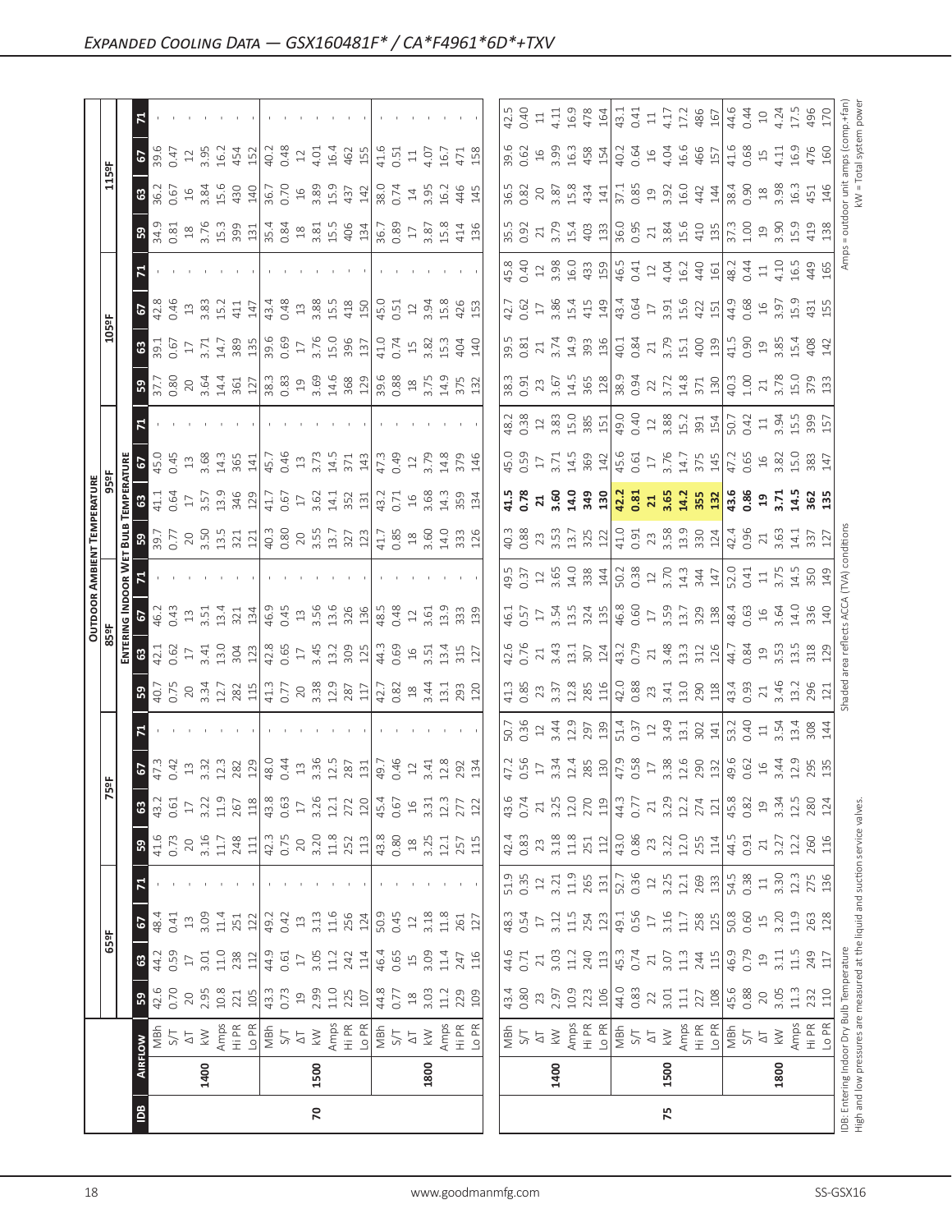## Expanded Cooling Data — GSX160481F* / CA*F4961*6D*+TXV

| IDB | Airflow | | Outdoor Ambient Temperature | | | | | | | | | | | | | | | | | | | | | | | |
|---|---|---|---|---|---|---|---|---|---|---|---|---|---|---|---|---|---|---|---|---|---|---|---|---|---|---|
| | | | 65ºF | | | | 75ºF | | | | 85ºF | | | | 95ºF | | | | 105ºF | | | | 115ºF | | | |
| | | | Entering Indoor Wet Bulb Temperature | | | | | | | | | | | | | | | | | | | | | | | |
| | | | 59 | 63 | 67 | 71 | 59 | 63 | 67 | 71 | 59 | 63 | 67 | 71 | 59 | 63 | 67 | 71 | 59 | 63 | 67 | 71 | 59 | 63 | 67 | 71 |
| 70 | 1400 | MBh | 42.6 | 44.2 | 48.4 | - | 41.6 | 43.2 | 47.3 | - | 40.7 | 42.1 | 46.2 | - | 39.7 | 41.1 | 45.0 | - | 37.7 | 39.1 | 42.8 | - | 34.9 | 36.2 | 39.6 | - |
| | | S/T | 0.70 | 0.59 | 0.41 | - | 0.73 | 0.61 | 0.42 | - | 0.75 | 0.62 | 0.43 | - | 0.77 | 0.64 | 0.45 | - | 0.80 | 0.67 | 0.46 | - | 0.81 | 0.67 | 0.47 | - |
| | | ΔT | 20 | 17 | 13 | - | 20 | 17 | 13 | - | 20 | 17 | 13 | - | 20 | 17 | 13 | - | 20 | 17 | 13 | - | 18 | 16 | 12 | - |
| | | kW | 2.95 | 3.01 | 3.09 | - | 3.16 | 3.22 | 3.32 | - | 3.34 | 3.41 | 3.51 | - | 3.50 | 3.57 | 3.68 | - | 3.64 | 3.71 | 3.83 | - | 3.76 | 3.84 | 3.95 | - |
| | | Amps | 10.8 | 11.0 | 11.4 | - | 11.7 | 11.9 | 12.3 | - | 12.7 | 13.0 | 13.4 | - | 13.5 | 13.9 | 14.3 | - | 14.4 | 14.7 | 15.2 | - | 15.3 | 15.6 | 16.2 | - |
| | | Hi PR | 221 | 238 | 251 | - | 248 | 267 | 282 | - | 282 | 304 | 321 | - | 321 | 346 | 365 | - | 361 | 389 | 411 | - | 399 | 430 | 454 | - |
| | | Lo PR | 105 | 112 | 122 | - | 111 | 118 | 129 | - | 115 | 123 | 134 | - | 121 | 129 | 141 | - | 127 | 135 | 147 | - | 131 | 140 | 152 | - |
| | 1500 | MBh | 43.3 | 44.9 | 49.2 | - | 42.3 | 43.8 | 48.0 | - | 41.3 | 42.8 | 46.9 | - | 40.3 | 41.7 | 45.7 | - | 38.3 | 39.6 | 43.4 | - | 35.4 | 36.7 | 40.2 | - |
| | | S/T | 0.73 | 0.61 | 0.42 | - | 0.75 | 0.63 | 0.44 | - | 0.77 | 0.65 | 0.45 | - | 0.80 | 0.67 | 0.46 | - | 0.83 | 0.69 | 0.48 | - | 0.84 | 0.70 | 0.48 | - |
| | | ΔT | 19 | 17 | 13 | - | 20 | 17 | 13 | - | 20 | 17 | 13 | - | 20 | 17 | 13 | - | 19 | 17 | 13 | - | 18 | 16 | 12 | - |
| | | kW | 2.99 | 3.05 | 3.13 | - | 3.20 | 3.26 | 3.36 | - | 3.38 | 3.45 | 3.56 | - | 3.55 | 3.62 | 3.73 | - | 3.69 | 3.76 | 3.88 | - | 3.81 | 3.89 | 4.01 | - |
| | | Amps | 11.0 | 11.2 | 11.6 | - | 11.8 | 12.1 | 12.5 | - | 12.9 | 13.2 | 13.6 | - | 13.7 | 14.1 | 14.5 | - | 14.6 | 15.0 | 15.5 | - | 15.5 | 15.9 | 16.4 | - |
| | | Hi PR | 225 | 242 | 256 | - | 252 | 272 | 287 | - | 287 | 309 | 326 | - | 327 | 352 | 371 | - | 368 | 396 | 418 | - | 406 | 437 | 462 | - |
| | | Lo PR | 107 | 114 | 124 | - | 113 | 120 | 131 | - | 117 | 125 | 136 | - | 123 | 131 | 143 | - | 129 | 137 | 150 | - | 134 | 142 | 155 | - |
| | 1800 | MBh | 44.8 | 46.4 | 50.9 | - | 43.8 | 45.4 | 49.7 | - | 42.7 | 44.3 | 48.5 | - | 41.7 | 43.2 | 47.3 | - | 39.6 | 41.0 | 45.0 | - | 36.7 | 38.0 | 41.6 | - |
| | | S/T | 0.77 | 0.65 | 0.45 | - | 0.80 | 0.67 | 0.46 | - | 0.82 | 0.69 | 0.48 | - | 0.85 | 0.71 | 0.49 | - | 0.88 | 0.74 | 0.51 | - | 0.89 | 0.74 | 0.51 | - |
| | | ΔT | 18 | 15 | 12 | - | 18 | 16 | 12 | - | 18 | 16 | 12 | - | 18 | 16 | 12 | - | 18 | 15 | 12 | - | 17 | 14 | 11 | - |
| | | kW | 3.03 | 3.09 | 3.18 | - | 3.25 | 3.31 | 3.41 | - | 3.44 | 3.51 | 3.61 | - | 3.60 | 3.68 | 3.79 | - | 3.75 | 3.82 | 3.94 | - | 3.87 | 3.95 | 4.07 | - |
| | | Amps | 11.2 | 11.4 | 11.8 | - | 12.1 | 12.3 | 12.8 | - | 13.1 | 13.4 | 13.9 | - | 14.0 | 14.3 | 14.8 | - | 14.9 | 15.3 | 15.8 | - | 15.8 | 16.2 | 16.7 | - |
| | | Hi PR | 229 | 247 | 261 | - | 257 | 277 | 292 | - | 293 | 315 | 333 | - | 333 | 359 | 379 | - | 375 | 404 | 426 | - | 414 | 446 | 471 | - |
| | | Lo PR | 109 | 116 | 127 | - | 115 | 122 | 134 | - | 120 | 127 | 139 | - | 126 | 134 | 146 | - | 132 | 140 | 153 | - | 136 | 145 | 158 | - |
| 75 | 1400 | MBh | 43.4 | 44.6 | 48.3 | 51.9 | 42.4 | 43.6 | 47.2 | 50.7 | 41.3 | 42.6 | 46.1 | 49.5 | 40.3 | **41.5** | 45.0 | 48.2 | 38.3 | 39.5 | 42.7 | 45.8 | 35.5 | 36.5 | 39.6 | 42.5 |
| | | S/T | 0.80 | 0.71 | 0.54 | 0.35 | 0.83 | 0.74 | 0.56 | 0.36 | 0.85 | 0.76 | 0.57 | 0.37 | 0.88 | **0.78** | 0.59 | 0.38 | 0.91 | 0.81 | 0.62 | 0.40 | 0.92 | 0.82 | 0.62 | 0.40 |
| | | ΔT | 23 | 21 | 17 | 12 | 23 | 21 | 17 | 12 | 23 | 21 | 17 | 12 | 23 | **21** | 17 | 12 | 23 | 21 | 17 | 12 | 21 | 20 | 16 | 11 |
| | | kW | 2.97 | 3.03 | 3.12 | 3.21 | 3.18 | 3.25 | 3.34 | 3.44 | 3.37 | 3.43 | 3.54 | 3.65 | 3.53 | **3.60** | 3.71 | 3.83 | 3.67 | 3.74 | 3.86 | 3.98 | 3.79 | 3.87 | 3.99 | 4.11 |
| | | Amps | 10.9 | 11.2 | 11.5 | 11.9 | 11.8 | 12.0 | 12.4 | 12.9 | 12.8 | 13.1 | 13.5 | 14.0 | 13.7 | **14.0** | 14.5 | 15.0 | 14.5 | 14.9 | 15.4 | 16.0 | 15.4 | 15.8 | 16.3 | 16.9 |
| | | Hi PR | 223 | 240 | 254 | 265 | 251 | 270 | 285 | 297 | 285 | 307 | 324 | 338 | 325 | **349** | 369 | 385 | 365 | 393 | 415 | 433 | 403 | 434 | 458 | 478 |
| | | Lo PR | 106 | 113 | 123 | 131 | 112 | 119 | 130 | 139 | 116 | 124 | 135 | 144 | 122 | **130** | 142 | 151 | 128 | 136 | 149 | 159 | 133 | 141 | 154 | 164 |
| | 1500 | MBh | 44.0 | 45.3 | 49.1 | 52.7 | 43.0 | 44.3 | 47.9 | 51.4 | 42.0 | 43.2 | 46.8 | 50.2 | 41.0 | **42.2** | 45.6 | 49.0 | 38.9 | 40.1 | 43.4 | 46.5 | 36.0 | 37.1 | 40.2 | 43.1 |
| | | S/T | 0.83 | 0.74 | 0.56 | 0.36 | 0.86 | 0.77 | 0.58 | 0.37 | 0.88 | 0.79 | 0.60 | 0.38 | 0.91 | **0.81** | 0.61 | 0.40 | 0.94 | 0.84 | 0.64 | 0.41 | 0.95 | 0.85 | 0.64 | 0.41 |
| | | ΔT | 22 | 21 | 17 | 12 | 23 | 21 | 17 | 12 | 23 | 21 | 17 | 12 | 23 | **21** | 17 | 12 | 22 | 21 | 17 | 12 | 21 | 19 | 16 | 11 |
| | | kW | 3.01 | 3.07 | 3.16 | 3.25 | 3.22 | 3.29 | 3.38 | 3.49 | 3.41 | 3.48 | 3.59 | 3.70 | 3.58 | **3.65** | 3.76 | 3.88 | 3.72 | 3.79 | 3.91 | 4.04 | 3.84 | 3.92 | 4.04 | 4.17 |
| | | Amps | 11.1 | 11.3 | 11.7 | 12.1 | 12.0 | 12.2 | 12.6 | 13.1 | 13.0 | 13.3 | 13.7 | 14.3 | 13.9 | **14.2** | 14.7 | 15.2 | 14.8 | 15.1 | 15.6 | 16.2 | 15.6 | 16.0 | 16.6 | 17.2 |
| | | Hi PR | 227 | 244 | 258 | 269 | 255 | 274 | 290 | 302 | 290 | 312 | 329 | 344 | 330 | **355** | 375 | 391 | 371 | 400 | 422 | 440 | 410 | 442 | 466 | 486 |
| | | Lo PR | 108 | 115 | 125 | 133 | 114 | 121 | 132 | 141 | 118 | 126 | 138 | 147 | 124 | **132** | 145 | 154 | 130 | 139 | 151 | 161 | 135 | 144 | 157 | 167 |
| | 1800 | MBh | 45.6 | 46.9 | 50.8 | 54.5 | 44.5 | 45.8 | 49.6 | 53.2 | 43.4 | 44.7 | 48.4 | 52.0 | 42.4 | **43.6** | 47.2 | 50.7 | 40.3 | 41.5 | 44.9 | 48.2 | 37.3 | 38.4 | 41.6 | 44.6 |
| | | S/T | 0.88 | 0.79 | 0.60 | 0.38 | 0.91 | 0.82 | 0.62 | 0.40 | 0.93 | 0.84 | 0.63 | 0.41 | 0.96 | **0.86** | 0.65 | 0.42 | 1.00 | 0.90 | 0.68 | 0.44 | 1.00 | 0.90 | 0.68 | 0.44 |
| | | ΔT | 20 | 19 | 15 | 11 | 21 | 19 | 16 | 11 | 21 | 19 | 16 | 11 | 21 | **19** | 16 | 11 | 21 | 19 | 16 | 11 | 19 | 18 | 15 | 10 |
| | | kW | 3.05 | 3.11 | 3.20 | 3.30 | 3.27 | 3.34 | 3.44 | 3.54 | 3.46 | 3.53 | 3.64 | 3.75 | 3.63 | **3.71** | 3.82 | 3.94 | 3.78 | 3.85 | 3.97 | 4.10 | 3.90 | 3.98 | 4.11 | 4.24 |
| | | Amps | 11.3 | 11.5 | 11.9 | 12.3 | 12.2 | 12.5 | 12.9 | 13.4 | 13.2 | 13.5 | 14.0 | 14.5 | 14.1 | **14.5** | 15.0 | 15.5 | 15.0 | 15.4 | 15.9 | 16.5 | 15.9 | 16.3 | 16.9 | 17.5 |
| | | Hi PR | 232 | 249 | 263 | 275 | 260 | 280 | 295 | 308 | 296 | 318 | 336 | 350 | 337 | **362** | 383 | 399 | 379 | 408 | 431 | 449 | 419 | 451 | 476 | 496 |
| | | Lo PR | 110 | 117 | 128 | 136 | 116 | 124 | 135 | 144 | 121 | 129 | 140 | 149 | 127 | **135** | 147 | 157 | 133 | 142 | 155 | 165 | 138 | 146 | 160 | 170 |

IDB: Entering Indoor Dry Bulb Temperature
High and low pressures are measured at the liquid and suction service valves.

Shaded area reflects ACCA (TVA) conditions

Amps = outdoor unit amps (comp.+fan)
kW = Total system power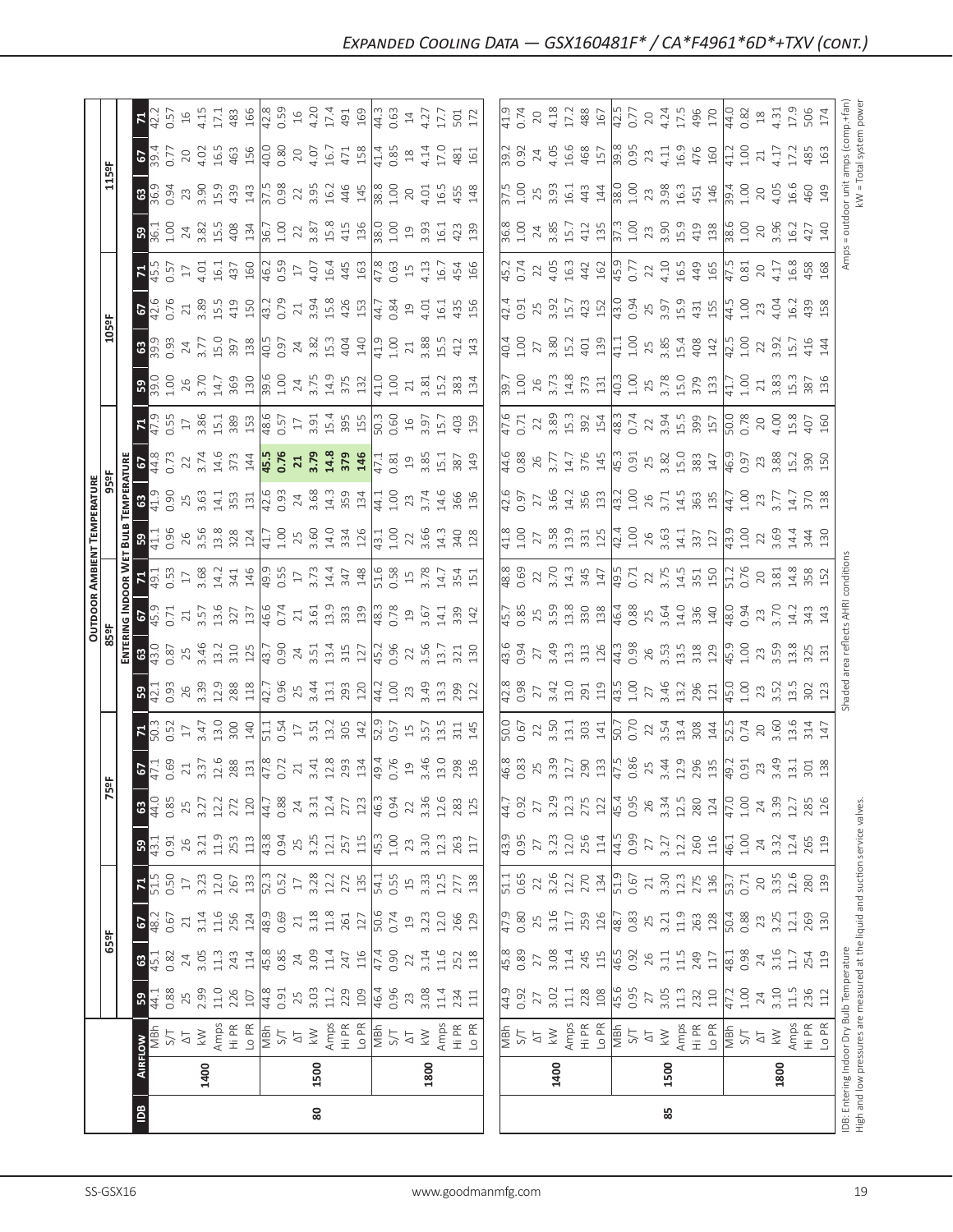## Expanded Cooling Data — GSX160481F* / CA*F4961*6D*+TXV (cont.)

| IDB | Airflow | | 65ºF | | | | 75ºF | | | | 85ºF | | | | 95ºF | | | | 105ºF | | | | 115ºF | | | |
|---|---|---|---|---|---|---|---|---|---|---|---|---|---|---|---|---|---|---|---|---|---|---|---|---|---|---|
| | | | 59 | 63 | 67 | 71 | 59 | 63 | 67 | 71 | 59 | 63 | 67 | 71 | 59 | 63 | 67 | 71 | 59 | 63 | 67 | 71 | 59 | 63 | 67 | 71 |
| 80 | 1400 | MBh | 44.1 | 45.1 | 48.2 | 51.5 | 43.1 | 44.0 | 47.1 | 50.3 | 42.1 | 43.0 | 45.9 | 49.1 | 41.1 | 41.9 | 44.8 | 47.9 | 39.0 | 39.9 | 42.6 | 45.5 | 36.1 | 36.9 | 39.4 | 42.2 |
| | | S/T | 0.88 | 0.82 | 0.67 | 0.50 | 0.91 | 0.85 | 0.69 | 0.52 | 0.93 | 0.87 | 0.71 | 0.53 | 0.96 | 0.90 | 0.73 | 0.55 | 1.00 | 0.93 | 0.76 | 0.57 | 1.00 | 0.94 | 0.77 | 0.57 |
| | | ΔT | 25 | 24 | 21 | 17 | 26 | 25 | 21 | 17 | 26 | 25 | 21 | 17 | 26 | 25 | 22 | 17 | 26 | 24 | 21 | 17 | 24 | 23 | 20 | 16 |
| | | kW | 2.99 | 3.05 | 3.14 | 3.23 | 3.21 | 3.27 | 3.37 | 3.47 | 3.39 | 3.46 | 3.57 | 3.68 | 3.56 | 3.63 | 3.74 | 3.86 | 3.70 | 3.77 | 3.89 | 4.01 | 3.82 | 3.90 | 4.02 | 4.15 |
| | | Amps | 11.0 | 11.3 | 11.6 | 12.0 | 11.9 | 12.2 | 12.6 | 13.0 | 12.9 | 13.2 | 13.6 | 14.2 | 13.8 | 14.1 | 14.6 | 15.1 | 14.7 | 15.0 | 15.5 | 16.1 | 15.5 | 15.9 | 16.5 | 17.1 |
| | | Hi PR | 226 | 243 | 256 | 267 | 253 | 272 | 288 | 300 | 288 | 310 | 327 | 341 | 328 | 353 | 373 | 389 | 369 | 397 | 419 | 437 | 408 | 439 | 463 | 483 |
| | | Lo PR | 107 | 114 | 124 | 133 | 113 | 120 | 131 | 140 | 118 | 125 | 137 | 146 | 124 | 131 | 144 | 153 | 130 | 138 | 150 | 160 | 134 | 143 | 156 | 166 |
| | 1500 | MBh | 44.8 | 45.8 | 48.9 | 52.3 | 43.8 | 44.7 | 47.8 | 51.1 | 42.7 | 43.7 | 46.6 | 49.9 | 41.7 | 42.6 | **45.5** | 48.6 | 39.6 | 40.5 | 43.2 | 46.2 | 36.7 | 37.5 | 40.0 | 42.8 |
| | | S/T | 0.91 | 0.85 | 0.69 | 0.52 | 0.94 | 0.88 | 0.72 | 0.54 | 0.96 | 0.90 | 0.74 | 0.55 | 1.00 | 0.93 | **0.76** | 0.57 | 1.00 | 0.97 | 0.79 | 0.59 | 1.00 | 0.98 | 0.80 | 0.59 |
| | | ΔT | 25 | 24 | 21 | 17 | 25 | 24 | 21 | 17 | 25 | 24 | 21 | 17 | 25 | 24 | **21** | 17 | 24 | 24 | 21 | 17 | 22 | 22 | 20 | 16 |
| | | kW | 3.03 | 3.09 | 3.18 | 3.28 | 3.25 | 3.31 | 3.41 | 3.51 | 3.44 | 3.51 | 3.61 | 3.73 | 3.60 | 3.68 | **3.79** | 3.91 | 3.75 | 3.82 | 3.94 | 4.07 | 3.87 | 3.95 | 4.07 | 4.20 |
| | | Amps | 11.2 | 11.4 | 11.8 | 12.2 | 12.1 | 12.4 | 12.8 | 13.2 | 13.1 | 13.4 | 13.9 | 14.4 | 14.0 | 14.3 | **14.8** | 15.4 | 14.9 | 15.3 | 15.8 | 16.4 | 15.8 | 16.2 | 16.7 | 17.4 |
| | | Hi PR | 229 | 247 | 261 | 272 | 257 | 277 | 293 | 305 | 293 | 315 | 333 | 347 | 334 | 359 | **379** | 395 | 375 | 404 | 426 | 445 | 415 | 446 | 471 | 491 |
| | | Lo PR | 109 | 116 | 127 | 135 | 115 | 123 | 134 | 142 | 120 | 127 | 139 | 148 | 126 | 134 | **146** | 155 | 132 | 140 | 153 | 163 | 136 | 145 | 158 | 169 |
| | 1800 | MBh | 46.4 | 47.4 | 50.6 | 54.1 | 45.3 | 46.3 | 49.4 | 52.9 | 44.2 | 45.2 | 48.3 | 51.6 | 43.1 | 44.1 | 47.1 | 50.3 | 41.0 | 41.9 | 44.7 | 47.8 | 38.0 | 38.8 | 41.4 | 44.3 |
| | | S/T | 0.96 | 0.90 | 0.74 | 0.55 | 1.00 | 0.94 | 0.76 | 0.57 | 1.00 | 0.96 | 0.78 | 0.58 | 1.00 | 1.00 | 0.81 | 0.60 | 1.00 | 1.00 | 0.84 | 0.63 | 1.00 | 1.00 | 0.85 | 0.63 |
| | | ΔT | 23 | 22 | 19 | 15 | 23 | 22 | 19 | 15 | 23 | 22 | 19 | 15 | 22 | 23 | 19 | 16 | 21 | 21 | 19 | 15 | 19 | 20 | 18 | 14 |
| | | kW | 3.08 | 3.14 | 3.23 | 3.33 | 3.30 | 3.36 | 3.46 | 3.57 | 3.49 | 3.56 | 3.67 | 3.78 | 3.66 | 3.74 | 3.85 | 3.97 | 3.81 | 3.88 | 4.01 | 4.13 | 3.93 | 4.01 | 4.14 | 4.27 |
| | | Amps | 11.4 | 11.6 | 12.0 | 12.5 | 12.3 | 12.6 | 13.0 | 13.5 | 13.3 | 13.7 | 14.1 | 14.7 | 14.3 | 14.6 | 15.1 | 15.7 | 15.2 | 15.5 | 16.1 | 16.7 | 16.1 | 16.5 | 17.0 | 17.7 |
| | | Hi PR | 234 | 252 | 266 | 277 | 263 | 283 | 298 | 311 | 299 | 321 | 339 | 354 | 340 | 366 | 387 | 403 | 383 | 412 | 435 | 454 | 423 | 455 | 481 | 501 |
| | | Lo PR | 111 | 118 | 129 | 138 | 117 | 125 | 136 | 145 | 122 | 130 | 142 | 151 | 128 | 136 | 149 | 159 | 134 | 143 | 156 | 166 | 139 | 148 | 161 | 172 |
| 85 | 1400 | MBh | 44.9 | 45.8 | 47.9 | 51.1 | 43.9 | 44.7 | 46.8 | 50.0 | 42.8 | 43.6 | 45.7 | 48.8 | 41.8 | 42.6 | 44.6 | 47.6 | 39.7 | 40.4 | 42.4 | 45.2 | 36.8 | 37.5 | 39.2 | 41.9 |
| | | S/T | 0.92 | 0.89 | 0.80 | 0.65 | 0.95 | 0.92 | 0.83 | 0.67 | 0.98 | 0.94 | 0.85 | 0.69 | 1.00 | 0.97 | 0.88 | 0.71 | 1.00 | 1.00 | 0.91 | 0.74 | 1.00 | 1.00 | 0.92 | 0.74 |
| | | ΔT | 27 | 27 | 25 | 22 | 27 | 27 | 25 | 22 | 27 | 27 | 25 | 22 | 27 | 27 | 26 | 22 | 26 | 27 | 25 | 22 | 24 | 25 | 24 | 20 |
| | | kW | 3.02 | 3.08 | 3.16 | 3.26 | 3.23 | 3.29 | 3.39 | 3.50 | 3.42 | 3.49 | 3.59 | 3.70 | 3.58 | 3.66 | 3.77 | 3.89 | 3.73 | 3.80 | 3.92 | 4.05 | 3.85 | 3.93 | 4.05 | 4.18 |
| | | Amps | 11.1 | 11.4 | 11.7 | 12.2 | 12.0 | 12.3 | 12.7 | 13.1 | 13.0 | 13.3 | 13.8 | 14.3 | 13.9 | 14.2 | 14.7 | 15.3 | 14.8 | 15.2 | 15.7 | 16.3 | 15.7 | 16.1 | 16.6 | 17.2 |
| | | Hi PR | 228 | 245 | 259 | 270 | 256 | 275 | 290 | 303 | 291 | 313 | 330 | 345 | 331 | 356 | 376 | 392 | 373 | 401 | 423 | 442 | 412 | 443 | 468 | 488 |
| | | Lo PR | 108 | 115 | 126 | 134 | 114 | 122 | 133 | 141 | 119 | 126 | 138 | 147 | 125 | 133 | 145 | 154 | 131 | 139 | 152 | 162 | 135 | 144 | 157 | 167 |
| | 1500 | MBh | 45.6 | 46.5 | 48.7 | 51.9 | 44.5 | 45.4 | 47.5 | 50.7 | 43.5 | 44.3 | 46.4 | 49.5 | 42.4 | 43.2 | 45.3 | 48.3 | 40.3 | 41.1 | 43.0 | 45.9 | 37.3 | 38.0 | 39.8 | 42.5 |
| | | S/T | 0.95 | 0.92 | 0.83 | 0.67 | 0.99 | 0.95 | 0.86 | 0.70 | 1.00 | 0.98 | 0.88 | 0.71 | 1.00 | 1.00 | 0.91 | 0.74 | 1.00 | 1.00 | 0.94 | 0.77 | 1.00 | 1.00 | 0.95 | 0.77 |
| | | ΔT | 27 | 26 | 25 | 21 | 27 | 26 | 25 | 22 | 27 | 26 | 25 | 22 | 26 | 26 | 25 | 22 | 25 | 25 | 25 | 22 | 23 | 23 | 23 | 20 |
| | | kW | 3.05 | 3.11 | 3.21 | 3.30 | 3.27 | 3.34 | 3.44 | 3.54 | 3.46 | 3.53 | 3.64 | 3.75 | 3.63 | 3.71 | 3.82 | 3.94 | 3.78 | 3.85 | 3.97 | 4.10 | 3.90 | 3.98 | 4.11 | 4.24 |
| | | Amps | 11.3 | 11.5 | 11.9 | 12.3 | 12.2 | 12.5 | 12.9 | 13.4 | 13.2 | 13.5 | 14.0 | 14.5 | 14.1 | 14.5 | 15.0 | 15.5 | 15.0 | 15.4 | 15.9 | 16.5 | 15.9 | 16.3 | 16.9 | 17.5 |
| | | Hi PR | 232 | 249 | 263 | 275 | 260 | 280 | 296 | 308 | 296 | 318 | 336 | 351 | 337 | 363 | 383 | 399 | 379 | 408 | 431 | 449 | 419 | 451 | 476 | 496 |
| | | Lo PR | 110 | 117 | 128 | 136 | 116 | 124 | 135 | 144 | 121 | 129 | 140 | 150 | 127 | 135 | 147 | 157 | 133 | 142 | 155 | 165 | 138 | 146 | 160 | 170 |
| | 1800 | MBh | 47.2 | 48.1 | 50.4 | 53.7 | 46.1 | 47.0 | 49.2 | 52.5 | 45.0 | 45.9 | 48.0 | 51.2 | 43.9 | 44.7 | 46.9 | 50.0 | 41.7 | 42.5 | 44.5 | 47.5 | 38.6 | 39.4 | 41.2 | 44.0 |
| | | S/T | 1.00 | 0.98 | 0.88 | 0.71 | 1.00 | 1.00 | 0.91 | 0.74 | 1.00 | 1.00 | 0.94 | 0.76 | 1.00 | 1.00 | 0.97 | 0.78 | 1.00 | 1.00 | 1.00 | 0.81 | 1.00 | 1.00 | 1.00 | 0.82 |
| | | ΔT | 24 | 24 | 23 | 20 | 24 | 24 | 23 | 20 | 23 | 23 | 23 | 20 | 22 | 23 | 23 | 20 | 21 | 22 | 23 | 20 | 20 | 20 | 21 | 18 |
| | | kW | 3.10 | 3.16 | 3.25 | 3.35 | 3.32 | 3.39 | 3.49 | 3.60 | 3.52 | 3.59 | 3.70 | 3.81 | 3.69 | 3.77 | 3.88 | 4.00 | 3.83 | 3.92 | 4.04 | 4.17 | 3.96 | 4.05 | 4.17 | 4.31 |
| | | Amps | 11.5 | 11.7 | 12.1 | 12.6 | 12.4 | 12.7 | 13.1 | 13.6 | 13.5 | 13.8 | 14.2 | 14.8 | 14.4 | 14.7 | 15.2 | 15.8 | 15.3 | 15.7 | 16.2 | 16.8 | 16.2 | 16.6 | 17.2 | 17.9 |
| | | Hi PR | 236 | 254 | 269 | 280 | 265 | 285 | 301 | 314 | 302 | 325 | 343 | 358 | 344 | 370 | 390 | 407 | 387 | 416 | 439 | 458 | 427 | 460 | 485 | 506 |
| | | Lo PR | 112 | 119 | 130 | 139 | 119 | 126 | 138 | 147 | 123 | 131 | 143 | 152 | 130 | 138 | 150 | 160 | 136 | 144 | 158 | 168 | 140 | 149 | 163 | 174 |

IDB: Entering Indoor Dry Bulb Temperature
High and low pressures are measured at the liquid and suction service valves.

Shaded area reflects AHRI conditions

Amps = outdoor unit amps (comp.+fan)
kW = Total system power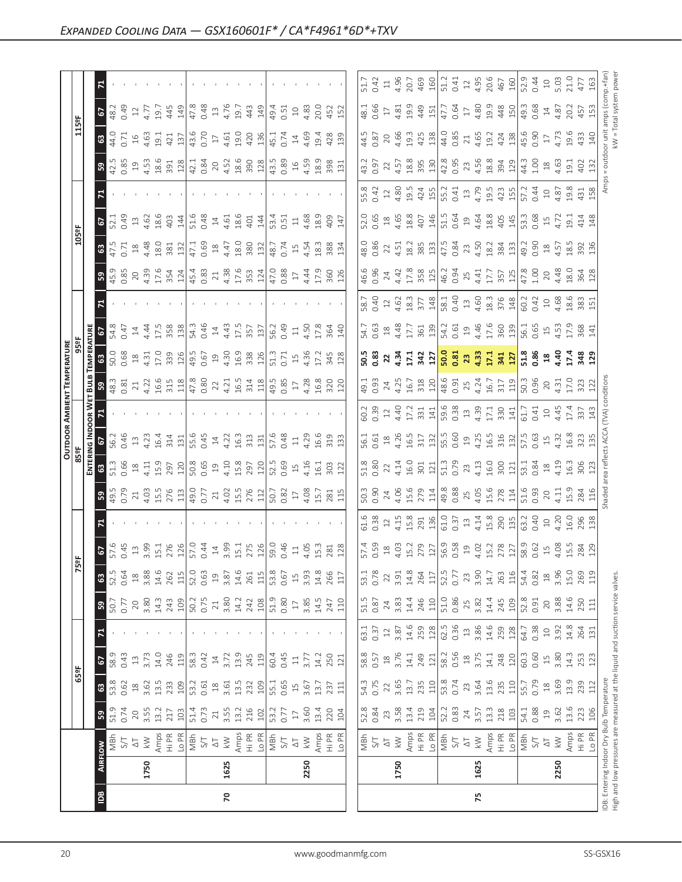## Expanded Cooling Data — GSX160601F* / CA*F4961*6D*+TXV

| | | | Outdoor Ambient Temperature | | | | | | | | | | | | | | | | | | | | | |
|---|---|---|---|---|---|---|---|---|---|---|---|---|---|---|---|---|---|---|---|---|---|---|---|---|
| | | | 65°F | | | | 75°F | | | | 85°F | | | | 95°F | | | | 105°F | | | | 115°F | | | |
| | | | Entering Indoor Wet Bulb Temperature | | | | | | | | | | | | | | | | | | | | | | | |
| IDB | Airflow | | 59 | 63 | 67 | 71 | 59 | 63 | 67 | 71 | 59 | 63 | 67 | 71 | 59 | 63 | 67 | 71 | 59 | 63 | 67 | 71 | 59 | 63 | 67 | 71 |
| 70 | 1750 | MBh | 51.9 | 53.8 | 58.9 | - | 50.7 | 52.5 | 57.6 | - | 49.5 | 51.3 | 56.2 | - | 48.3 | 50.0 | 54.8 | - | 45.9 | 47.5 | 52.1 | - | 42.5 | 44.0 | 48.2 | - |
| | | S/T | 0.74 | 0.62 | 0.43 | - | 0.77 | 0.64 | 0.45 | - | 0.79 | 0.66 | 0.46 | - | 0.81 | 0.68 | 0.47 | - | 0.85 | 0.71 | 0.49 | - | 0.85 | 0.71 | 0.49 | - |
| | | ΔT | 20 | 18 | 13 | - | 20 | 18 | 13 | - | 21 | 18 | 13 | - | 21 | 18 | 14 | - | 20 | 18 | 13 | - | 19 | 16 | 12 | - |
| | | kW | 3.55 | 3.62 | 3.73 | - | 3.80 | 3.88 | 3.99 | - | 4.03 | 4.11 | 4.23 | - | 4.22 | 4.31 | 4.44 | - | 4.39 | 4.48 | 4.62 | - | 4.53 | 4.63 | 4.77 | - |
| | | Amps | 13.2 | 13.5 | 14.0 | - | 14.3 | 14.6 | 15.1 | - | 15.5 | 15.9 | 16.4 | - | 16.6 | 17.0 | 17.5 | - | 17.6 | 18.0 | 18.6 | - | 18.6 | 19.1 | 19.7 | - |
| | | Hi PR | 217 | 233 | 246 | - | 243 | 262 | 276 | - | 276 | 297 | 314 | - | 315 | 339 | 358 | - | 354 | 381 | 403 | - | 391 | 421 | 445 | - |
| | | Lo PR | 103 | 109 | 119 | - | 109 | 115 | 126 | - | 113 | 120 | 131 | - | 118 | 126 | 138 | - | 124 | 132 | 144 | - | 128 | 137 | 149 | - |
| | 1625 | MBh | 51.4 | 53.2 | 58.3 | - | 50.2 | 52.0 | 57.0 | - | 49.0 | 50.8 | 55.6 | - | 47.8 | 49.5 | 54.3 | - | 45.4 | 47.1 | 51.6 | - | 42.1 | 43.6 | 47.8 | - |
| | | S/T | 0.73 | 0.61 | 0.42 | - | 0.75 | 0.63 | 0.44 | - | 0.77 | 0.65 | 0.45 | - | 0.80 | 0.67 | 0.46 | - | 0.83 | 0.69 | 0.48 | - | 0.84 | 0.70 | 0.48 | - |
| | | ΔT | 21 | 18 | 14 | - | 21 | 19 | 14 | - | 21 | 19 | 14 | - | 22 | 19 | 14 | - | 21 | 18 | 14 | - | 20 | 17 | 13 | - |
| | | kW | 3.55 | 3.61 | 3.72 | - | 3.80 | 3.87 | 3.99 | - | 4.02 | 4.10 | 4.22 | - | 4.21 | 4.30 | 4.43 | - | 4.38 | 4.47 | 4.61 | - | 4.52 | 4.61 | 4.76 | - |
| | | Amps | 13.2 | 13.5 | 13.9 | - | 14.2 | 14.6 | 15.1 | - | 15.5 | 15.8 | 16.3 | - | 16.5 | 16.9 | 17.5 | - | 17.6 | 18.0 | 18.6 | - | 18.6 | 19.0 | 19.7 | - |
| | | Hi PR | 216 | 232 | 245 | - | 242 | 261 | 275 | - | 276 | 297 | 313 | - | 314 | 338 | 357 | - | 353 | 380 | 401 | - | 390 | 420 | 443 | - |
| | | Lo PR | 102 | 109 | 119 | - | 108 | 115 | 126 | - | 112 | 120 | 131 | - | 118 | 126 | 137 | - | 124 | 132 | 144 | - | 128 | 136 | 149 | - |
| | 2250 | MBh | 53.2 | 55.1 | 60.4 | - | 51.9 | 53.8 | 59.0 | - | 50.7 | 52.5 | 57.6 | - | 49.5 | 51.3 | 56.2 | - | 47.0 | 48.7 | 53.4 | - | 43.5 | 45.1 | 49.4 | - |
| | | S/T | 0.77 | 0.65 | 0.45 | - | 0.80 | 0.67 | 0.46 | - | 0.82 | 0.69 | 0.48 | - | 0.85 | 0.71 | 0.49 | - | 0.88 | 0.74 | 0.51 | - | 0.89 | 0.74 | 0.51 | - |
| | | ΔT | 17 | 15 | 11 | - | 17 | 15 | 11 | - | 17 | 15 | 11 | - | 17 | 15 | 11 | - | 17 | 15 | 11 | - | 16 | 14 | 10 | - |
| | | kW | 3.60 | 3.67 | 3.77 | - | 3.85 | 3.93 | 4.05 | - | 4.08 | 4.16 | 4.29 | - | 4.28 | 4.36 | 4.50 | - | 4.44 | 4.54 | 4.68 | - | 4.59 | 4.69 | 4.83 | - |
| | | Amps | 13.4 | 13.7 | 14.2 | - | 14.5 | 14.8 | 15.3 | - | 15.7 | 16.1 | 16.6 | - | 16.8 | 17.2 | 17.8 | - | 17.9 | 18.3 | 18.9 | - | 18.9 | 19.4 | 20.0 | - |
| | | Hi PR | 220 | 237 | 250 | - | 247 | 266 | 281 | - | 281 | 303 | 319 | - | 320 | 345 | 364 | - | 360 | 388 | 409 | - | 398 | 428 | 452 | - |
| | | Lo PR | 104 | 111 | 121 | - | 110 | 117 | 128 | - | 115 | 122 | 133 | - | 120 | 128 | 140 | - | 126 | 134 | 147 | - | 131 | 139 | 152 | - |
| 75 | 1750 | MBh | 52.8 | 54.3 | 58.8 | 63.1 | 51.5 | 53.1 | 57.4 | 61.6 | 50.3 | 51.8 | 56.1 | 60.2 | 49.1 | **50.5** | 54.7 | 58.7 | 46.6 | 48.0 | 52.0 | 55.8 | 43.2 | 44.5 | 48.1 | 51.7 |
| | | S/T | 0.84 | 0.75 | 0.57 | 0.37 | 0.87 | 0.78 | 0.59 | 0.38 | 0.90 | 0.80 | 0.61 | 0.39 | 0.93 | **0.83** | 0.63 | 0.40 | 0.96 | 0.86 | 0.65 | 0.42 | 0.97 | 0.87 | 0.66 | 0.42 |
| | | ΔT | 23 | 22 | 18 | 12 | 24 | 22 | 18 | 12 | 24 | 22 | 18 | 12 | 24 | **22** | 18 | 12 | 24 | 22 | 18 | 12 | 22 | 20 | 17 | 11 |
| | | kW | 3.58 | 3.65 | 3.76 | 3.87 | 3.83 | 3.91 | 4.03 | 4.15 | 4.06 | 4.14 | 4.26 | 4.40 | 4.25 | **4.34** | 4.48 | 4.62 | 4.42 | 4.51 | 4.65 | 4.80 | 4.57 | 4.66 | 4.81 | 4.96 |
| | | Amps | 13.4 | 13.7 | 14.1 | 14.6 | 14.4 | 14.8 | 15.2 | 15.8 | 15.6 | 16.0 | 16.5 | 17.2 | 16.7 | **17.1** | 17.7 | 18.3 | 17.8 | 18.2 | 18.8 | 19.5 | 18.8 | 19.3 | 19.9 | 20.7 |
| | | Hi PR | 219 | 235 | 249 | 259 | 246 | 264 | 279 | 291 | 279 | 301 | 317 | 331 | 318 | **342** | 361 | 377 | 358 | 385 | 407 | 424 | 395 | 425 | 449 | 469 |
| | | Lo PR | 104 | 110 | 121 | 128 | 110 | 117 | 127 | 136 | 114 | 121 | 132 | 141 | 120 | **127** | 139 | 148 | 125 | 133 | 146 | 155 | 130 | 138 | 151 | 160 |
| | 1625 | MBh | 52.2 | 53.8 | 58.2 | 62.5 | 51.0 | 52.5 | 56.9 | 61.0 | 49.8 | 51.3 | 55.5 | 59.6 | 48.6 | **50.0** | 54.2 | 58.1 | 46.2 | 47.5 | 51.5 | 55.2 | 42.8 | 44.0 | 47.7 | 51.2 |
| | | S/T | 0.83 | 0.74 | 0.56 | 0.36 | 0.86 | 0.77 | 0.58 | 0.37 | 0.88 | 0.79 | 0.60 | 0.38 | 0.91 | **0.81** | 0.61 | 0.40 | 0.94 | 0.84 | 0.64 | 0.41 | 0.95 | 0.85 | 0.64 | 0.41 |
| | | ΔT | 24 | 23 | 18 | 13 | 25 | 23 | 19 | 13 | 25 | 23 | 19 | 13 | 25 | **23** | 19 | 13 | 25 | 23 | 19 | 13 | 23 | 21 | 17 | 12 |
| | | kW | 3.57 | 3.64 | 3.75 | 3.86 | 3.82 | 3.90 | 4.02 | 4.14 | 4.05 | 4.13 | 4.25 | 4.39 | 4.24 | **4.33** | 4.46 | 4.60 | 4.41 | 4.50 | 4.64 | 4.79 | 4.56 | 4.65 | 4.80 | 4.95 |
| | | Amps | 13.3 | 13.6 | 14.1 | 14.6 | 14.4 | 14.7 | 15.2 | 15.8 | 15.6 | 16.0 | 16.5 | 17.1 | 16.7 | **17.1** | 17.6 | 18.3 | 17.7 | 18.2 | 18.8 | 19.5 | 18.8 | 19.2 | 19.9 | 20.6 |
| | | Hi PR | 218 | 235 | 248 | 259 | 245 | 263 | 278 | 290 | 278 | 300 | 316 | 330 | 317 | **341** | 360 | 376 | 357 | 384 | 405 | 423 | 394 | 424 | 448 | 467 |
| | | Lo PR | 103 | 110 | 120 | 128 | 109 | 116 | 127 | 135 | 114 | 121 | 132 | 141 | 119 | **127** | 139 | 148 | 125 | 133 | 145 | 155 | 129 | 138 | 150 | 160 |
| | 2250 | MBh | 54.1 | 55.7 | 60.3 | 64.7 | 52.8 | 54.4 | 58.9 | 63.2 | 51.6 | 53.1 | 57.5 | 61.7 | 50.3 | **51.8** | 56.1 | 60.2 | 47.8 | 49.2 | 53.3 | 57.2 | 44.3 | 45.6 | 49.3 | 52.9 |
| | | S/T | 0.88 | 0.79 | 0.60 | 0.38 | 0.91 | 0.82 | 0.62 | 0.40 | 0.93 | 0.84 | 0.63 | 0.41 | 0.96 | **0.86** | 0.65 | 0.42 | 1.00 | 0.90 | 0.68 | 0.44 | 1.00 | 0.90 | 0.68 | 0.44 |
| | | ΔT | 19 | 18 | 15 | 10 | 20 | 18 | 15 | 10 | 20 | 18 | 15 | 10 | 20 | **18** | 15 | 10 | 20 | 18 | 15 | 10 | 18 | 17 | 14 | 10 |
| | | kW | 3.62 | 3.69 | 3.80 | 3.92 | 3.88 | 3.96 | 4.08 | 4.20 | 4.11 | 4.19 | 4.32 | 4.45 | 4.31 | **4.40** | 4.53 | 4.68 | 4.48 | 4.57 | 4.72 | 4.87 | 4.63 | 4.73 | 4.87 | 5.03 |
| | | Amps | 13.6 | 13.9 | 14.3 | 14.8 | 14.6 | 15.0 | 15.5 | 16.0 | 15.9 | 16.3 | 16.8 | 17.4 | 17.0 | **17.4** | 17.9 | 18.6 | 18.0 | 18.5 | 19.1 | 19.8 | 19.1 | 19.6 | 20.2 | 21.0 |
| | | Hi PR | 223 | 239 | 253 | 264 | 250 | 269 | 284 | 296 | 284 | 306 | 323 | 337 | 323 | **348** | 368 | 383 | 364 | 392 | 414 | 431 | 402 | 433 | 457 | 477 |
| | | Lo PR | 106 | 112 | 123 | 131 | 111 | 119 | 129 | 138 | 116 | 123 | 135 | 143 | 122 | **129** | 141 | 151 | 128 | 136 | 148 | 158 | 132 | 140 | 153 | 163 |

IDB: Entering Indoor Dry Bulb Temperature
High and low pressures are measured at the liquid and suction service valves.

Shaded area reflects ACCA (TVA) conditions

Amps = outdoor unit amps (comp.+fan)
kW = Total system power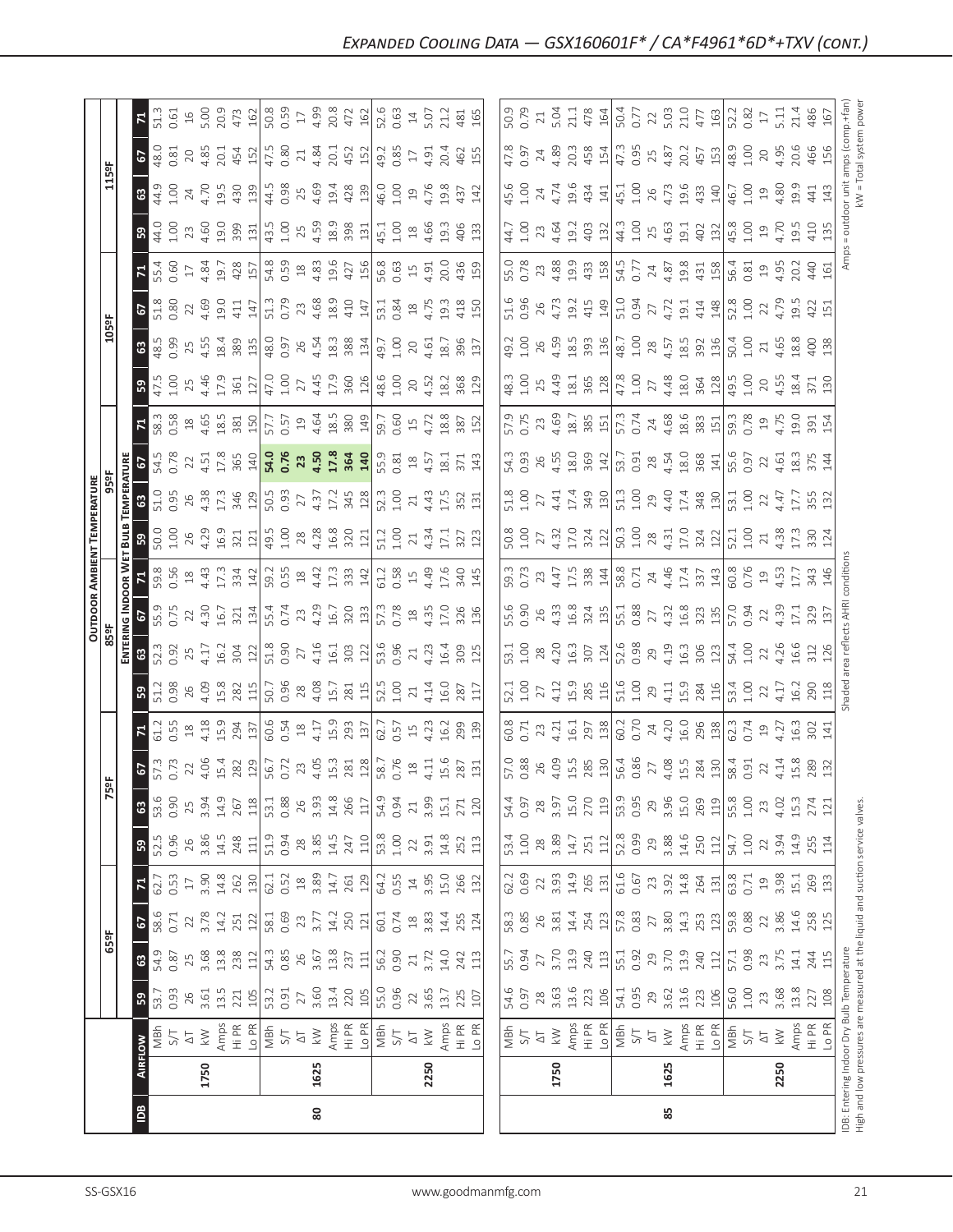## Expanded Cooling Data — GSX160601F* / CA*F4961*6D*+TXV (cont.)

| IDB | Airflow | | 65ºF | | | | 75ºF | | | | 85ºF | | | | 95ºF | | | | 105ºF | | | | 115ºF | | | |
|---|---|---|---|---|---|---|---|---|---|---|---|---|---|---|---|---|---|---|---|---|---|---|---|---|---|---|
| | | | Entering Indoor Wet Bulb Temperature | | | | | | | | | | | | | | | | | | | | | | | |
| | | | 59 | 63 | 67 | 71 | 59 | 63 | 67 | 71 | 59 | 63 | 67 | 71 | 59 | 63 | 67 | 71 | 59 | 63 | 67 | 71 | 59 | 63 | 67 | 71 |
| 80 | 1750 | MBh | 53.7 | 54.9 | 58.6 | 62.7 | 52.5 | 53.6 | 57.3 | 61.2 | 51.2 | 52.3 | 55.9 | 59.8 | 50.0 | 51.0 | 54.5 | 58.3 | 47.5 | 48.5 | 51.8 | 55.4 | 44.0 | 44.9 | 48.0 | 51.3 |
| | | S/T | 0.93 | 0.87 | 0.71 | 0.53 | 0.96 | 0.90 | 0.73 | 0.55 | 0.98 | 0.92 | 0.75 | 0.56 | 1.00 | 0.95 | 0.78 | 0.58 | 1.00 | 0.99 | 0.80 | 0.60 | 1.00 | 1.00 | 0.81 | 0.61 |
| | | ΔT | 26 | 25 | 22 | 17 | 26 | 25 | 22 | 18 | 26 | 25 | 22 | 18 | 26 | 26 | 22 | 18 | 25 | 25 | 22 | 17 | 23 | 24 | 20 | 16 |
| | | kW | 3.61 | 3.68 | 3.78 | 3.90 | 3.86 | 3.94 | 4.06 | 4.18 | 4.09 | 4.17 | 4.30 | 4.43 | 4.29 | 4.38 | 4.51 | 4.65 | 4.46 | 4.55 | 4.69 | 4.84 | 4.60 | 4.70 | 4.85 | 5.00 |
| | | Amps | 13.5 | 13.8 | 14.2 | 14.8 | 14.5 | 14.9 | 15.4 | 15.9 | 15.8 | 16.2 | 16.7 | 17.3 | 16.9 | 17.3 | 17.8 | 18.5 | 17.9 | 18.4 | 19.0 | 19.7 | 19.0 | 19.5 | 20.1 | 20.9 |
| | | Hi PR | 221 | 238 | 251 | 262 | 248 | 267 | 282 | 294 | 282 | 304 | 321 | 334 | 321 | 346 | 365 | 381 | 361 | 389 | 411 | 428 | 399 | 430 | 454 | 473 |
| | | Lo PR | 105 | 112 | 122 | 130 | 111 | 118 | 129 | 137 | 115 | 122 | 134 | 142 | 121 | 129 | 140 | 150 | 127 | 135 | 147 | 157 | 131 | 139 | 152 | 162 |
| | 1625 | MBh | 53.2 | 54.3 | 58.1 | 62.1 | 51.9 | 53.1 | 56.7 | 60.6 | 50.7 | 51.8 | 55.4 | 59.2 | 49.5 | 50.5 | **54.0** | 57.7 | 47.0 | 48.0 | 51.3 | 54.8 | 43.5 | 44.5 | 47.5 | 50.8 |
| | | S/T | 0.91 | 0.85 | 0.69 | 0.52 | 0.94 | 0.88 | 0.72 | 0.54 | 0.96 | 0.90 | 0.74 | 0.55 | 1.00 | 0.93 | **0.76** | 0.57 | 1.00 | 0.97 | 0.79 | 0.59 | 1.00 | 0.98 | 0.80 | 0.59 |
| | | ΔT | 27 | 26 | 23 | 18 | 28 | 26 | 23 | 18 | 28 | 27 | 23 | 18 | 28 | 27 | **23** | 19 | 27 | 26 | 23 | 18 | 25 | 25 | 21 | 17 |
| | | kW | 3.60 | 3.67 | 3.77 | 3.89 | 3.85 | 3.93 | 4.05 | 4.17 | 4.08 | 4.16 | 4.29 | 4.42 | 4.28 | 4.37 | **4.50** | 4.64 | 4.45 | 4.54 | 4.68 | 4.83 | 4.59 | 4.69 | 4.84 | 4.99 |
| | | Amps | 13.4 | 13.8 | 14.2 | 14.7 | 14.5 | 14.8 | 15.3 | 15.9 | 15.7 | 16.1 | 16.7 | 17.3 | 16.8 | 17.2 | **17.8** | 18.5 | 17.9 | 18.3 | 18.9 | 19.6 | 18.9 | 19.4 | 20.1 | 20.8 |
| | | Hi PR | 220 | 237 | 250 | 261 | 247 | 266 | 281 | 293 | 281 | 303 | 320 | 333 | 320 | 345 | **364** | 380 | 360 | 388 | 410 | 427 | 398 | 428 | 452 | 472 |
| | | Lo PR | 105 | 111 | 121 | 129 | 110 | 117 | 128 | 137 | 115 | 122 | 133 | 142 | 121 | 128 | **140** | 149 | 126 | 134 | 147 | 156 | 131 | 139 | 152 | 162 |
| | 2250 | MBh | 55.0 | 56.2 | 60.1 | 64.2 | 53.8 | 54.9 | 58.7 | 62.7 | 52.5 | 53.6 | 57.3 | 61.2 | 51.2 | 52.3 | 55.9 | 59.7 | 48.6 | 49.7 | 53.1 | 56.8 | 45.1 | 46.0 | 49.2 | 52.6 |
| | | S/T | 0.96 | 0.90 | 0.74 | 0.55 | 1.00 | 0.94 | 0.76 | 0.57 | 1.00 | 0.96 | 0.78 | 0.58 | 1.00 | 1.00 | 0.81 | 0.60 | 1.00 | 1.00 | 0.84 | 0.63 | 1.00 | 1.00 | 0.85 | 0.63 |
| | | ΔT | 22 | 21 | 18 | 14 | 22 | 21 | 18 | 15 | 21 | 21 | 18 | 15 | 21 | 21 | 18 | 15 | 20 | 20 | 18 | 15 | 18 | 19 | 17 | 14 |
| | | kW | 3.65 | 3.72 | 3.83 | 3.95 | 3.91 | 3.99 | 4.11 | 4.23 | 4.14 | 4.23 | 4.35 | 4.49 | 4.34 | 4.43 | 4.57 | 4.72 | 4.52 | 4.61 | 4.75 | 4.91 | 4.66 | 4.76 | 4.91 | 5.07 |
| | | Amps | 13.7 | 14.0 | 14.4 | 15.0 | 14.8 | 15.1 | 15.6 | 16.2 | 16.0 | 16.4 | 17.0 | 17.6 | 17.1 | 17.5 | 18.1 | 18.8 | 18.2 | 18.7 | 19.3 | 20.0 | 19.3 | 19.8 | 20.4 | 21.2 |
| | | Hi PR | 225 | 242 | 255 | 266 | 252 | 271 | 287 | 299 | 287 | 309 | 326 | 340 | 327 | 352 | 371 | 387 | 368 | 396 | 418 | 436 | 406 | 437 | 462 | 481 |
| | | Lo PR | 107 | 113 | 124 | 132 | 113 | 120 | 131 | 139 | 117 | 125 | 136 | 145 | 123 | 131 | 143 | 152 | 129 | 137 | 150 | 159 | 133 | 142 | 155 | 165 |
| 85 | 1750 | MBh | 54.6 | 55.7 | 58.3 | 62.2 | 53.4 | 54.4 | 57.0 | 60.8 | 52.1 | 53.1 | 55.6 | 59.3 | 50.8 | 51.8 | 54.3 | 57.9 | 48.3 | 49.2 | 51.6 | 55.0 | 44.7 | 45.6 | 47.8 | 50.9 |
| | | S/T | 0.97 | 0.94 | 0.85 | 0.69 | 1.00 | 0.97 | 0.88 | 0.71 | 1.00 | 1.00 | 0.90 | 0.73 | 1.00 | 1.00 | 0.93 | 0.75 | 1.00 | 1.00 | 0.96 | 0.78 | 1.00 | 1.00 | 0.97 | 0.79 |
| | | ΔT | 28 | 27 | 26 | 22 | 28 | 28 | 26 | 23 | 27 | 28 | 26 | 23 | 27 | 27 | 26 | 23 | 25 | 26 | 26 | 23 | 23 | 24 | 24 | 21 |
| | | kW | 3.63 | 3.70 | 3.81 | 3.93 | 3.89 | 3.97 | 4.09 | 4.21 | 4.12 | 4.20 | 4.33 | 4.47 | 4.32 | 4.41 | 4.55 | 4.69 | 4.49 | 4.59 | 4.73 | 4.88 | 4.64 | 4.74 | 4.89 | 5.04 |
| | | Amps | 13.6 | 13.9 | 14.4 | 14.9 | 14.7 | 15.0 | 15.5 | 16.1 | 15.9 | 16.3 | 16.8 | 17.5 | 17.0 | 17.4 | 18.0 | 18.7 | 18.1 | 18.5 | 19.2 | 19.9 | 19.2 | 19.6 | 20.3 | 21.1 |
| | | Hi PR | 223 | 240 | 254 | 265 | 251 | 270 | 285 | 297 | 285 | 307 | 324 | 338 | 324 | 349 | 369 | 385 | 365 | 393 | 415 | 433 | 403 | 434 | 458 | 478 |
| | | Lo PR | 106 | 113 | 123 | 131 | 112 | 119 | 130 | 138 | 116 | 124 | 135 | 144 | 122 | 130 | 142 | 151 | 128 | 136 | 149 | 158 | 132 | 141 | 154 | 164 |
| | 1625 | MBh | 54.1 | 55.1 | 57.8 | 61.6 | 52.8 | 53.9 | 56.4 | 60.2 | 51.6 | 52.6 | 55.1 | 58.8 | 50.3 | 51.3 | 53.7 | 57.3 | 47.8 | 48.7 | 51.0 | 54.5 | 44.3 | 45.1 | 47.3 | 50.4 |
| | | S/T | 0.95 | 0.92 | 0.83 | 0.67 | 0.99 | 0.95 | 0.86 | 0.70 | 1.00 | 0.98 | 0.88 | 0.71 | 1.00 | 1.00 | 0.91 | 0.74 | 1.00 | 1.00 | 0.94 | 0.77 | 1.00 | 1.00 | 0.95 | 0.77 |
| | | ΔT | 29 | 29 | 27 | 23 | 29 | 29 | 27 | 24 | 29 | 29 | 27 | 24 | 28 | 29 | 28 | 24 | 27 | 28 | 27 | 24 | 25 | 26 | 25 | 22 |
| | | kW | 3.62 | 3.70 | 3.80 | 3.92 | 3.88 | 3.96 | 4.08 | 4.20 | 4.11 | 4.19 | 4.32 | 4.46 | 4.31 | 4.40 | 4.54 | 4.68 | 4.48 | 4.57 | 4.72 | 4.87 | 4.63 | 4.73 | 4.87 | 5.03 |
| | | Amps | 13.6 | 13.9 | 14.3 | 14.8 | 14.6 | 15.0 | 15.5 | 16.0 | 15.9 | 16.3 | 16.8 | 17.4 | 17.0 | 17.4 | 18.0 | 18.6 | 18.0 | 18.5 | 19.1 | 19.8 | 19.1 | 19.6 | 20.2 | 21.0 |
| | | Hi PR | 223 | 240 | 253 | 264 | 250 | 269 | 284 | 296 | 284 | 306 | 323 | 337 | 324 | 348 | 368 | 383 | 364 | 392 | 414 | 431 | 402 | 433 | 457 | 477 |
| | | Lo PR | 106 | 112 | 123 | 131 | 112 | 119 | 130 | 138 | 116 | 123 | 135 | 143 | 122 | 130 | 141 | 151 | 128 | 136 | 148 | 158 | 132 | 140 | 153 | 163 |
| | 2250 | MBh | 56.0 | 57.1 | 59.8 | 63.8 | 54.7 | 55.8 | 58.4 | 62.3 | 53.4 | 54.4 | 57.0 | 60.8 | 52.1 | 53.1 | 55.6 | 59.3 | 49.5 | 50.4 | 52.8 | 56.4 | 45.8 | 46.7 | 48.9 | 52.2 |
| | | S/T | 1.00 | 0.98 | 0.88 | 0.71 | 1.00 | 1.00 | 0.91 | 0.74 | 1.00 | 1.00 | 0.94 | 0.76 | 1.00 | 1.00 | 0.97 | 0.78 | 1.00 | 1.00 | 1.00 | 0.81 | 1.00 | 1.00 | 1.00 | 0.82 |
| | | ΔT | 23 | 23 | 22 | 19 | 22 | 23 | 22 | 19 | 22 | 22 | 22 | 19 | 21 | 22 | 22 | 19 | 20 | 21 | 22 | 19 | 19 | 19 | 20 | 17 |
| | | kW | 3.68 | 3.75 | 3.86 | 3.98 | 3.94 | 4.02 | 4.14 | 4.27 | 4.17 | 4.26 | 4.39 | 4.53 | 4.38 | 4.47 | 4.61 | 4.75 | 4.55 | 4.65 | 4.79 | 4.95 | 4.70 | 4.80 | 4.95 | 5.11 |
| | | Amps | 13.8 | 14.1 | 14.6 | 15.1 | 14.9 | 15.3 | 15.8 | 16.3 | 16.2 | 16.6 | 17.1 | 17.7 | 17.3 | 17.7 | 18.3 | 19.0 | 18.4 | 18.8 | 19.5 | 20.2 | 19.5 | 19.9 | 20.6 | 21.4 |
| | | Hi PR | 227 | 244 | 258 | 269 | 255 | 274 | 289 | 302 | 290 | 312 | 329 | 343 | 330 | 355 | 375 | 391 | 371 | 400 | 422 | 440 | 410 | 441 | 466 | 486 |
| | | Lo PR | 108 | 115 | 125 | 133 | 114 | 121 | 132 | 141 | 118 | 126 | 137 | 146 | 124 | 132 | 144 | 154 | 130 | 138 | 151 | 161 | 135 | 143 | 156 | 167 |

IDB: Entering Indoor Dry Bulb Temperature
High and low pressures are measured at the liquid and suction service valves.

Shaded area reflects AHRI conditions

Amps = outdoor unit amps (comp.+fan)
kW = Total system power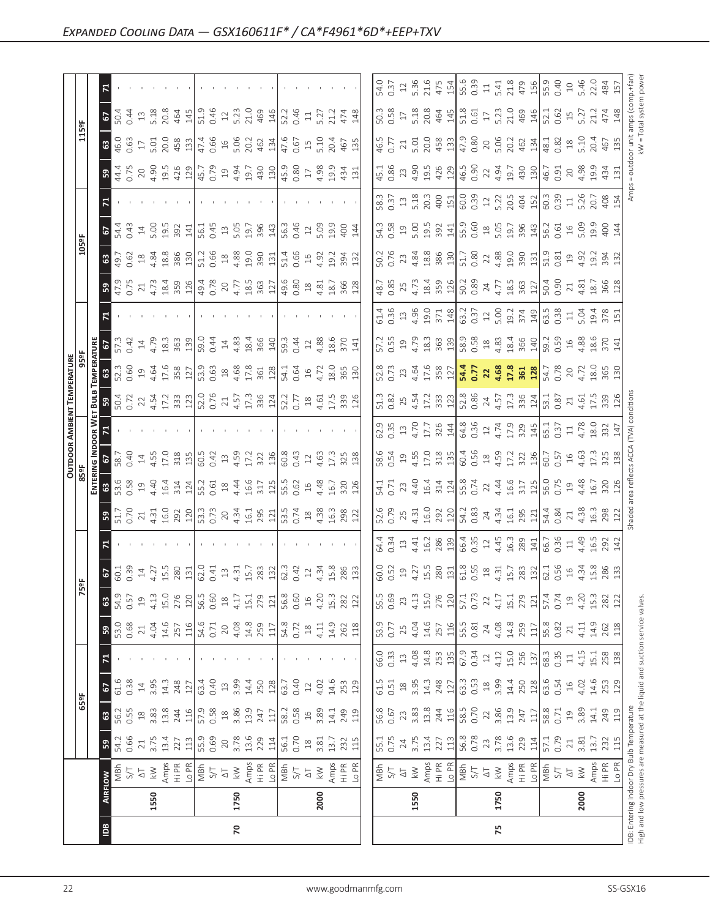## *Expanded Cooling Data — GSX160611F* / CA*F4961*6D*+EEP+TXV*

Outdoor Ambient Temperature (65°F, 75°F, 85°F, 95°F, 105°F, 115°F); Entering Indoor Wet Bulb Temperature (59, 63, 67, 71)

| IDB | Airflow | | 65°F 59 | 65°F 63 | 65°F 67 | 65°F 71 | 75°F 59 | 75°F 63 | 75°F 67 | 75°F 71 | 85°F 59 | 85°F 63 | 85°F 67 | 85°F 71 | 95°F 59 | 95°F 63 | 95°F 67 | 95°F 71 | 105°F 59 | 105°F 63 | 105°F 67 | 105°F 71 | 115°F 59 | 115°F 63 | 115°F 67 | 115°F 71 |
|---|---|---|---|---|---|---|---|---|---|---|---|---|---|---|---|---|---|---|---|---|---|---|---|---|---|---|
| 70 | 1550 | MBh | 54.2 | 56.2 | 61.6 | - | 53.0 | 54.9 | 60.1 | - | 51.7 | 53.6 | 58.7 | - | 50.4 | 52.3 | 57.3 | - | 47.9 | 49.7 | 54.4 | - | 44.4 | 46.0 | 50.4 | - |
| | | S/T | 0.66 | 0.55 | 0.38 | - | 0.68 | 0.57 | 0.39 | - | 0.70 | 0.58 | 0.40 | - | 0.72 | 0.60 | 0.42 | - | 0.75 | 0.62 | 0.43 | - | 0.75 | 0.63 | 0.44 | - |
| | | ΔT | 21 | 18 | 14 | - | 21 | 19 | 14 | - | 21 | 19 | 14 | - | 22 | 19 | 14 | - | 21 | 18 | 14 | - | 20 | 17 | 13 | - |
| | | kW | 3.75 | 3.83 | 3.95 | - | 4.04 | 4.13 | 4.27 | - | 4.31 | 4.40 | 4.55 | - | 4.54 | 4.64 | 4.79 | - | 4.73 | 4.84 | 5.00 | - | 4.90 | 5.01 | 5.18 | - |
| | | Amps | 13.4 | 13.8 | 14.3 | - | 14.6 | 15.0 | 15.5 | - | 16.0 | 16.4 | 17.0 | - | 17.2 | 17.6 | 18.3 | - | 18.4 | 18.8 | 19.5 | - | 19.5 | 20.0 | 20.8 | - |
| | | Hi PR | 227 | 244 | 248 | - | 257 | 276 | 280 | - | 292 | 314 | 318 | - | 333 | 358 | 363 | - | 359 | 386 | 392 | - | 426 | 458 | 464 | - |
| | | Lo PR | 113 | 116 | 127 | - | 116 | 120 | 131 | - | 120 | 124 | 135 | - | 123 | 127 | 139 | - | 126 | 130 | 141 | - | 129 | 133 | 145 | - |
| | 1750 | MBh | 55.9 | 57.9 | 63.4 | - | 54.6 | 56.5 | 62.0 | - | 53.3 | 55.2 | 60.5 | - | 52.0 | 53.9 | 59.0 | - | 49.4 | 51.2 | 56.1 | - | 45.7 | 47.4 | 51.9 | - |
| | | S/T | 0.69 | 0.58 | 0.40 | - | 0.71 | 0.60 | 0.41 | - | 0.73 | 0.61 | 0.42 | - | 0.76 | 0.63 | 0.44 | - | 0.78 | 0.66 | 0.45 | - | 0.79 | 0.66 | 0.46 | - |
| | | ΔT | 20 | 18 | 13 | - | 20 | 18 | 13 | - | 20 | 18 | 13 | - | 21 | 18 | 14 | - | 20 | 18 | 13 | - | 19 | 16 | 12 | - |
| | | kW | 3.78 | 3.86 | 3.99 | - | 4.08 | 4.17 | 4.31 | - | 4.34 | 4.44 | 4.59 | - | 4.57 | 4.68 | 4.83 | - | 4.77 | 4.88 | 5.05 | - | 4.94 | 5.06 | 5.23 | - |
| | | Amps | 13.6 | 13.9 | 14.4 | - | 14.8 | 15.1 | 15.7 | - | 16.1 | 16.6 | 17.2 | - | 17.3 | 17.8 | 18.4 | - | 18.5 | 19.0 | 19.7 | - | 19.7 | 20.2 | 21.0 | - |
| | | Hi PR | 229 | 247 | 250 | - | 259 | 279 | 283 | - | 295 | 317 | 322 | - | 336 | 361 | 366 | - | 363 | 390 | 396 | - | 430 | 462 | 469 | - |
| | | Lo PR | 114 | 117 | 128 | - | 117 | 121 | 132 | - | 121 | 125 | 136 | - | 124 | 128 | 140 | - | 127 | 131 | 143 | - | 130 | 134 | 146 | - |
| | 2000 | MBh | 56.1 | 58.2 | 63.7 | - | 54.8 | 56.8 | 62.3 | - | 53.5 | 55.5 | 60.8 | - | 52.2 | 54.1 | 59.3 | - | 49.6 | 51.4 | 56.3 | - | 45.9 | 47.6 | 52.2 | - |
| | | S/T | 0.70 | 0.58 | 0.40 | - | 0.72 | 0.60 | 0.42 | - | 0.74 | 0.62 | 0.43 | - | 0.77 | 0.64 | 0.44 | - | 0.80 | 0.66 | 0.46 | - | 0.80 | 0.67 | 0.46 | - |
| | | ΔT | 18 | 16 | 12 | - | 18 | 16 | 12 | - | 18 | 16 | 12 | - | 18 | 16 | 12 | - | 18 | 16 | 12 | - | 17 | 15 | 11 | - |
| | | kW | 3.81 | 3.89 | 4.02 | - | 4.11 | 4.20 | 4.34 | - | 4.38 | 4.48 | 4.63 | - | 4.61 | 4.72 | 4.88 | - | 4.81 | 4.92 | 5.09 | - | 4.98 | 5.10 | 5.27 | - |
| | | Amps | 13.7 | 14.1 | 14.6 | - | 14.9 | 15.3 | 15.8 | - | 16.3 | 16.7 | 17.3 | - | 17.5 | 18.0 | 18.6 | - | 18.7 | 19.2 | 19.9 | - | 19.9 | 20.4 | 21.2 | - |
| | | Hi PR | 232 | 249 | 253 | - | 262 | 282 | 286 | - | 298 | 320 | 325 | - | 339 | 365 | 370 | - | 366 | 394 | 400 | - | 434 | 467 | 474 | - |
| | | Lo PR | 115 | 119 | 129 | - | 118 | 122 | 133 | - | 122 | 126 | 138 | - | 126 | 130 | 141 | - | 128 | 132 | 144 | - | 131 | 135 | 148 | - |
| 75 | 1550 | MBh | 55.1 | 56.8 | 61.5 | 66.0 | 53.9 | 55.5 | 60.0 | 64.4 | 52.6 | 54.1 | 58.6 | 62.9 | 51.3 | 52.8 | 57.2 | 61.4 | 48.7 | 50.2 | 54.3 | 58.3 | 45.1 | 46.5 | 50.3 | 54.0 |
| | | S/T | 0.75 | 0.67 | 0.51 | 0.33 | 0.77 | 0.69 | 0.52 | 0.34 | 0.79 | 0.71 | 0.54 | 0.35 | 0.82 | 0.73 | 0.55 | 0.36 | 0.85 | 0.76 | 0.58 | 0.37 | 0.86 | 0.77 | 0.58 | 0.37 |
| | | ΔT | 24 | 23 | 18 | 13 | 25 | 23 | 19 | 13 | 25 | 23 | 19 | 13 | 25 | 23 | 19 | 13 | 25 | 23 | 19 | 13 | 23 | 21 | 17 | 12 |
| | | kW | 3.75 | 3.83 | 3.95 | 4.08 | 4.04 | 4.13 | 4.27 | 4.41 | 4.31 | 4.40 | 4.55 | 4.70 | 4.54 | 4.64 | 4.79 | 4.96 | 4.73 | 4.84 | 5.00 | 5.18 | 4.90 | 5.01 | 5.18 | 5.36 |
| | | Amps | 13.4 | 13.8 | 14.3 | 14.8 | 14.6 | 15.0 | 15.5 | 16.2 | 16.0 | 16.4 | 17.0 | 17.7 | 17.2 | 17.6 | 18.3 | 19.0 | 18.4 | 18.8 | 19.5 | 20.3 | 19.5 | 20.0 | 20.8 | 21.6 |
| | | Hi PR | 227 | 244 | 248 | 253 | 257 | 276 | 280 | 286 | 292 | 314 | 318 | 326 | 333 | 358 | 363 | 371 | 359 | 386 | 392 | 400 | 426 | 458 | 464 | 475 |
| | | Lo PR | 113 | 116 | 127 | 135 | 116 | 120 | 131 | 139 | 120 | 124 | 135 | 144 | 123 | 127 | 139 | 148 | 126 | 130 | 141 | 151 | 129 | 133 | 145 | 154 |
| | 1750 | MBh | 56.8 | 58.5 | 63.3 | 67.9 | 55.5 | 57.1 | 61.8 | 66.4 | 54.2 | 55.8 | 60.4 | 64.8 | 52.8 | **54.4** | 58.9 | 63.2 | 50.2 | 51.7 | 55.9 | 60.0 | 46.5 | 47.9 | 51.8 | 55.6 |
| | | S/T | 0.78 | 0.70 | 0.53 | 0.34 | 0.81 | 0.73 | 0.55 | 0.35 | 0.83 | 0.74 | 0.56 | 0.36 | 0.86 | **0.77** | 0.58 | 0.37 | 0.89 | 0.80 | 0.60 | 0.39 | 0.90 | 0.80 | 0.61 | 0.39 |
| | | ΔT | 23 | 22 | 18 | 12 | 24 | 22 | 18 | 12 | 24 | 22 | 18 | 12 | 24 | **22** | 18 | 12 | 24 | 22 | 18 | 12 | 22 | 20 | 17 | 11 |
| | | kW | 3.78 | 3.86 | 3.99 | 4.12 | 4.08 | 4.17 | 4.31 | 4.45 | 4.34 | 4.44 | 4.59 | 4.74 | 4.57 | **4.68** | 4.83 | 5.00 | 4.77 | 4.88 | 5.05 | 5.22 | 4.94 | 5.06 | 5.23 | 5.41 |
| | | Amps | 13.6 | 13.9 | 14.4 | 15.0 | 14.8 | 15.1 | 15.7 | 16.3 | 16.1 | 16.6 | 17.2 | 17.9 | 17.3 | **17.8** | 18.4 | 19.2 | 18.5 | 19.0 | 19.7 | 20.5 | 19.7 | 20.2 | 21.0 | 21.8 |
| | | Hi PR | 229 | 247 | 250 | 256 | 259 | 279 | 283 | 289 | 295 | 317 | 322 | 329 | 336 | **361** | 366 | 374 | 363 | 390 | 396 | 404 | 430 | 462 | 469 | 479 |
| | | Lo PR | 114 | 117 | 128 | 137 | 117 | 121 | 132 | 141 | 121 | 125 | 136 | 145 | 124 | **128** | 140 | 149 | 127 | 131 | 143 | 152 | 130 | 134 | 146 | 156 |
| | 2000 | MBh | 57.1 | 58.8 | 63.6 | 68.3 | 55.8 | 57.4 | 62.1 | 66.7 | 54.4 | 56.0 | 60.7 | 65.1 | 53.1 | 54.7 | 59.2 | 63.5 | 50.4 | 51.9 | 56.2 | 60.3 | 46.7 | 48.1 | 52.1 | 55.9 |
| | | S/T | 0.79 | 0.71 | 0.54 | 0.35 | 0.82 | 0.74 | 0.56 | 0.36 | 0.84 | 0.75 | 0.57 | 0.37 | 0.87 | 0.78 | 0.59 | 0.38 | 0.90 | 0.81 | 0.61 | 0.39 | 0.91 | 0.82 | 0.62 | 0.40 |
| | | ΔT | 21 | 19 | 16 | 11 | 21 | 19 | 16 | 11 | 21 | 19 | 16 | 11 | 21 | 20 | 16 | 11 | 21 | 19 | 16 | 11 | 20 | 18 | 15 | 10 |
| | | kW | 3.81 | 3.89 | 4.02 | 4.15 | 4.11 | 4.20 | 4.34 | 4.49 | 4.38 | 4.48 | 4.63 | 4.78 | 4.61 | 4.72 | 4.88 | 5.04 | 4.81 | 4.92 | 5.09 | 5.26 | 4.98 | 5.10 | 5.27 | 5.46 |
| | | Amps | 13.7 | 14.1 | 14.6 | 15.1 | 14.9 | 15.3 | 15.8 | 16.5 | 16.3 | 16.7 | 17.3 | 18.0 | 17.5 | 18.0 | 18.6 | 19.4 | 18.7 | 19.2 | 19.9 | 20.7 | 19.9 | 20.4 | 21.2 | 22.0 |
| | | Hi PR | 232 | 249 | 253 | 258 | 262 | 282 | 286 | 292 | 298 | 320 | 325 | 332 | 339 | 365 | 370 | 378 | 366 | 394 | 400 | 408 | 434 | 467 | 474 | 484 |
| | | Lo PR | 115 | 119 | 129 | 138 | 118 | 122 | 133 | 142 | 122 | 126 | 138 | 147 | 126 | 130 | 141 | 151 | 128 | 132 | 144 | 154 | 131 | 135 | 148 | 157 |

IDB: Entering Indoor Dry Bulb Temperature
High and low pressures are measured at the liquid and suction service valves.

Shaded area reflects ACCA (TVA) conditions

Amps = outdoor unit amps (comp.+fan)
kW = Total system power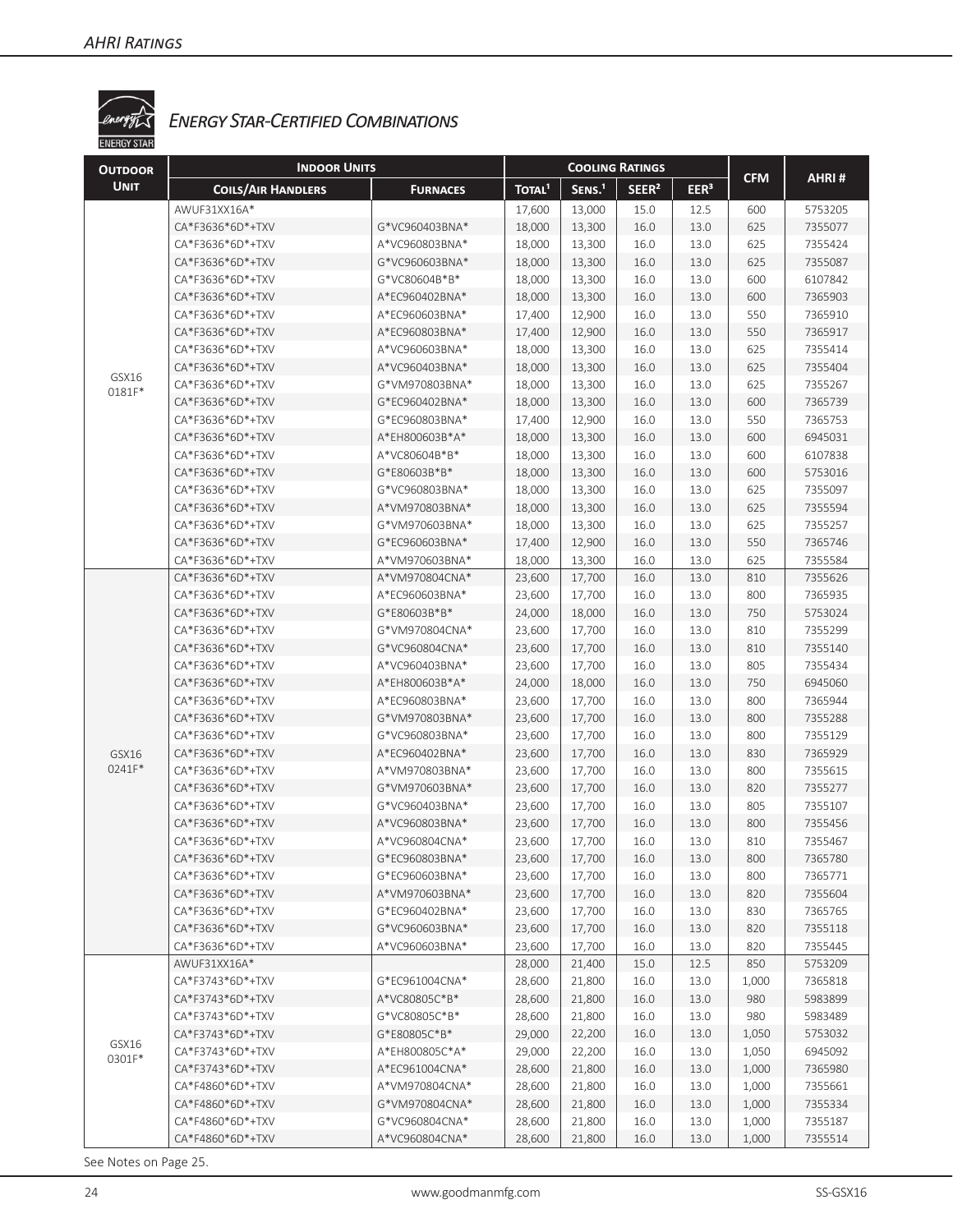## *Energy Star-Certified Combinations*

| Outdoor Unit | Indoor Units | | Cooling Ratings | | | | CFM | AHRI # |
|---|---|---|---|---|---|---|---|---|
| | Coils/Air Handlers | Furnaces | Total[1] | Sens.[1] | SEER[2] | EER[3] | | |
| GSX16 0181F* | AWUF31XX16A* | | 17,600 | 13,000 | 15.0 | 12.5 | 600 | 5753205 |
| | CA*F3636*6D*+TXV | G*VC960403BNA* | 18,000 | 13,300 | 16.0 | 13.0 | 625 | 7355077 |
| | CA*F3636*6D*+TXV | A*VC960803BNA* | 18,000 | 13,300 | 16.0 | 13.0 | 625 | 7355424 |
| | CA*F3636*6D*+TXV | G*VC960603BNA* | 18,000 | 13,300 | 16.0 | 13.0 | 625 | 7355087 |
| | CA*F3636*6D*+TXV | G*VC80604B*B* | 18,000 | 13,300 | 16.0 | 13.0 | 600 | 6107842 |
| | CA*F3636*6D*+TXV | A*EC960402BNA* | 18,000 | 13,300 | 16.0 | 13.0 | 600 | 7365903 |
| | CA*F3636*6D*+TXV | A*EC960603BNA* | 17,400 | 12,900 | 16.0 | 13.0 | 550 | 7365910 |
| | CA*F3636*6D*+TXV | A*EC960803BNA* | 17,400 | 12,900 | 16.0 | 13.0 | 550 | 7365917 |
| | CA*F3636*6D*+TXV | A*VC960603BNA* | 18,000 | 13,300 | 16.0 | 13.0 | 625 | 7355414 |
| | CA*F3636*6D*+TXV | A*VC960403BNA* | 18,000 | 13,300 | 16.0 | 13.0 | 625 | 7355404 |
| | CA*F3636*6D*+TXV | G*VM970803BNA* | 18,000 | 13,300 | 16.0 | 13.0 | 625 | 7355267 |
| | CA*F3636*6D*+TXV | G*EC960402BNA* | 18,000 | 13,300 | 16.0 | 13.0 | 600 | 7365739 |
| | CA*F3636*6D*+TXV | G*EC960803BNA* | 17,400 | 12,900 | 16.0 | 13.0 | 550 | 7365753 |
| | CA*F3636*6D*+TXV | A*EH800603B*A* | 18,000 | 13,300 | 16.0 | 13.0 | 600 | 6945031 |
| | CA*F3636*6D*+TXV | A*VC80604B*B* | 18,000 | 13,300 | 16.0 | 13.0 | 600 | 6107838 |
| | CA*F3636*6D*+TXV | G*E80603B*B* | 18,000 | 13,300 | 16.0 | 13.0 | 600 | 5753016 |
| | CA*F3636*6D*+TXV | G*VC960803BNA* | 18,000 | 13,300 | 16.0 | 13.0 | 625 | 7355097 |
| | CA*F3636*6D*+TXV | A*VM970803BNA* | 18,000 | 13,300 | 16.0 | 13.0 | 625 | 7355594 |
| | CA*F3636*6D*+TXV | G*VM970603BNA* | 18,000 | 13,300 | 16.0 | 13.0 | 625 | 7355257 |
| | CA*F3636*6D*+TXV | G*EC960603BNA* | 17,400 | 12,900 | 16.0 | 13.0 | 550 | 7365746 |
| | CA*F3636*6D*+TXV | A*VM970603BNA* | 18,000 | 13,300 | 16.0 | 13.0 | 625 | 7355584 |
| GSX16 0241F* | CA*F3636*6D*+TXV | A*VM970804CNA* | 23,600 | 17,700 | 16.0 | 13.0 | 810 | 7355626 |
| | CA*F3636*6D*+TXV | A*EC960603BNA* | 23,600 | 17,700 | 16.0 | 13.0 | 800 | 7365935 |
| | CA*F3636*6D*+TXV | G*E80603B*B* | 24,000 | 18,000 | 16.0 | 13.0 | 750 | 5753024 |
| | CA*F3636*6D*+TXV | G*VM970804CNA* | 23,600 | 17,700 | 16.0 | 13.0 | 810 | 7355299 |
| | CA*F3636*6D*+TXV | G*VC960804CNA* | 23,600 | 17,700 | 16.0 | 13.0 | 810 | 7355140 |
| | CA*F3636*6D*+TXV | A*VC960403BNA* | 23,600 | 17,700 | 16.0 | 13.0 | 805 | 7355434 |
| | CA*F3636*6D*+TXV | A*EH800603B*A* | 24,000 | 18,000 | 16.0 | 13.0 | 750 | 6945060 |
| | CA*F3636*6D*+TXV | A*EC960803BNA* | 23,600 | 17,700 | 16.0 | 13.0 | 800 | 7365944 |
| | CA*F3636*6D*+TXV | G*VM970803BNA* | 23,600 | 17,700 | 16.0 | 13.0 | 800 | 7355288 |
| | CA*F3636*6D*+TXV | G*VC960803BNA* | 23,600 | 17,700 | 16.0 | 13.0 | 800 | 7355129 |
| | CA*F3636*6D*+TXV | A*EC960402BNA* | 23,600 | 17,700 | 16.0 | 13.0 | 830 | 7365929 |
| | CA*F3636*6D*+TXV | A*VM970803BNA* | 23,600 | 17,700 | 16.0 | 13.0 | 800 | 7355615 |
| | CA*F3636*6D*+TXV | G*VM970603BNA* | 23,600 | 17,700 | 16.0 | 13.0 | 820 | 7355277 |
| | CA*F3636*6D*+TXV | G*VC960403BNA* | 23,600 | 17,700 | 16.0 | 13.0 | 805 | 7355107 |
| | CA*F3636*6D*+TXV | A*VC960803BNA* | 23,600 | 17,700 | 16.0 | 13.0 | 800 | 7355456 |
| | CA*F3636*6D*+TXV | A*VC960804CNA* | 23,600 | 17,700 | 16.0 | 13.0 | 810 | 7355467 |
| | CA*F3636*6D*+TXV | G*EC960803BNA* | 23,600 | 17,700 | 16.0 | 13.0 | 800 | 7365780 |
| | CA*F3636*6D*+TXV | G*EC960603BNA* | 23,600 | 17,700 | 16.0 | 13.0 | 800 | 7365771 |
| | CA*F3636*6D*+TXV | A*VM970603BNA* | 23,600 | 17,700 | 16.0 | 13.0 | 820 | 7355604 |
| | CA*F3636*6D*+TXV | G*EC960402BNA* | 23,600 | 17,700 | 16.0 | 13.0 | 830 | 7365765 |
| | CA*F3636*6D*+TXV | G*VC960603BNA* | 23,600 | 17,700 | 16.0 | 13.0 | 820 | 7355118 |
| | CA*F3636*6D*+TXV | A*VC960603BNA* | 23,600 | 17,700 | 16.0 | 13.0 | 820 | 7355445 |
| GSX16 0301F* | AWUF31XX16A* | | 28,000 | 21,400 | 15.0 | 12.5 | 850 | 5753209 |
| | CA*F3743*6D*+TXV | G*EC961004CNA* | 28,600 | 21,800 | 16.0 | 13.0 | 1,000 | 7365818 |
| | CA*F3743*6D*+TXV | A*VC80805C*B* | 28,600 | 21,800 | 16.0 | 13.0 | 980 | 5983899 |
| | CA*F3743*6D*+TXV | G*VC80805C*B* | 28,600 | 21,800 | 16.0 | 13.0 | 980 | 5983489 |
| | CA*F3743*6D*+TXV | G*E80805C*B* | 29,000 | 22,200 | 16.0 | 13.0 | 1,050 | 5753032 |
| | CA*F3743*6D*+TXV | A*EH800805C*A* | 29,000 | 22,200 | 16.0 | 13.0 | 1,050 | 6945092 |
| | CA*F3743*6D*+TXV | A*EC961004CNA* | 28,600 | 21,800 | 16.0 | 13.0 | 1,000 | 7365980 |
| | CA*F4860*6D*+TXV | A*VM970804CNA* | 28,600 | 21,800 | 16.0 | 13.0 | 1,000 | 7355661 |
| | CA*F4860*6D*+TXV | G*VM970804CNA* | 28,600 | 21,800 | 16.0 | 13.0 | 1,000 | 7355334 |
| | CA*F4860*6D*+TXV | G*VC960804CNA* | 28,600 | 21,800 | 16.0 | 13.0 | 1,000 | 7355187 |
| | CA*F4860*6D*+TXV | A*VC960804CNA* | 28,600 | 21,800 | 16.0 | 13.0 | 1,000 | 7355514 |

See Notes on Page 25.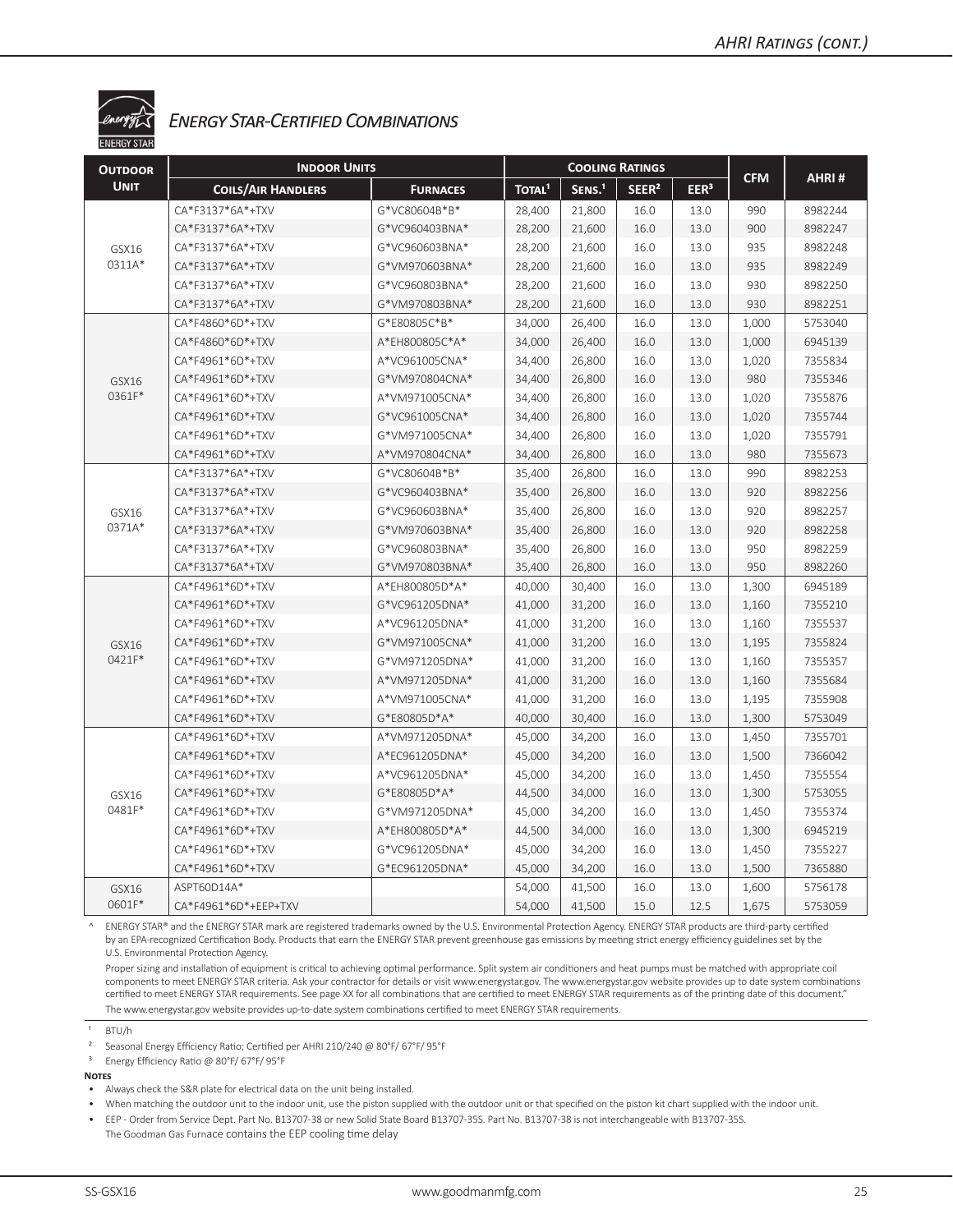## *Energy Star-Certified Combinations*

| Outdoor Unit | Indoor Units | | Cooling Ratings | | | | CFM | AHRI # |
|---|---|---|---|---|---|---|---|---|
| | Coils/Air Handlers | Furnaces | Total[1] | Sens.[1] | SEER[2] | EER[3] | | |
| GSX16 0311A* | CA*F3137*6A*+TXV | G*VC80604B*B* | 28,400 | 21,800 | 16.0 | 13.0 | 990 | 8982244 |
| | CA*F3137*6A*+TXV | G*VC960403BNA* | 28,200 | 21,600 | 16.0 | 13.0 | 900 | 8982247 |
| | CA*F3137*6A*+TXV | G*VC960603BNA* | 28,200 | 21,600 | 16.0 | 13.0 | 935 | 8982248 |
| | CA*F3137*6A*+TXV | G*VM970603BNA* | 28,200 | 21,600 | 16.0 | 13.0 | 935 | 8982249 |
| | CA*F3137*6A*+TXV | G*VC960803BNA* | 28,200 | 21,600 | 16.0 | 13.0 | 930 | 8982250 |
| | CA*F3137*6A*+TXV | G*VM970803BNA* | 28,200 | 21,600 | 16.0 | 13.0 | 930 | 8982251 |
| GSX16 0361F* | CA*F4860*6D*+TXV | G*E80805C*B* | 34,000 | 26,400 | 16.0 | 13.0 | 1,000 | 5753040 |
| | CA*F4860*6D*+TXV | A*EH800805C*A* | 34,000 | 26,400 | 16.0 | 13.0 | 1,000 | 6945139 |
| | CA*F4961*6D*+TXV | A*VC961005CNA* | 34,400 | 26,800 | 16.0 | 13.0 | 1,020 | 7355834 |
| | CA*F4961*6D*+TXV | G*VM970804CNA* | 34,400 | 26,800 | 16.0 | 13.0 | 980 | 7355346 |
| | CA*F4961*6D*+TXV | A*VM971005CNA* | 34,400 | 26,800 | 16.0 | 13.0 | 1,020 | 7355876 |
| | CA*F4961*6D*+TXV | G*VC961005CNA* | 34,400 | 26,800 | 16.0 | 13.0 | 1,020 | 7355744 |
| | CA*F4961*6D*+TXV | G*VM971005CNA* | 34,400 | 26,800 | 16.0 | 13.0 | 1,020 | 7355791 |
| | CA*F4961*6D*+TXV | A*VM970804CNA* | 34,400 | 26,800 | 16.0 | 13.0 | 980 | 7355673 |
| GSX16 0371A* | CA*F3137*6A*+TXV | G*VC80604B*B* | 35,400 | 26,800 | 16.0 | 13.0 | 990 | 8982253 |
| | CA*F3137*6A*+TXV | G*VC960403BNA* | 35,400 | 26,800 | 16.0 | 13.0 | 920 | 8982256 |
| | CA*F3137*6A*+TXV | G*VC960603BNA* | 35,400 | 26,800 | 16.0 | 13.0 | 920 | 8982257 |
| | CA*F3137*6A*+TXV | G*VM970603BNA* | 35,400 | 26,800 | 16.0 | 13.0 | 920 | 8982258 |
| | CA*F3137*6A*+TXV | G*VC960803BNA* | 35,400 | 26,800 | 16.0 | 13.0 | 950 | 8982259 |
| | CA*F3137*6A*+TXV | G*VM970803BNA* | 35,400 | 26,800 | 16.0 | 13.0 | 950 | 8982260 |
| GSX16 0421F* | CA*F4961*6D*+TXV | A*EH800805D*A* | 40,000 | 30,400 | 16.0 | 13.0 | 1,300 | 6945189 |
| | CA*F4961*6D*+TXV | G*VC961205DNA* | 41,000 | 31,200 | 16.0 | 13.0 | 1,160 | 7355210 |
| | CA*F4961*6D*+TXV | A*VC961205DNA* | 41,000 | 31,200 | 16.0 | 13.0 | 1,160 | 7355537 |
| | CA*F4961*6D*+TXV | G*VM971005CNA* | 41,000 | 31,200 | 16.0 | 13.0 | 1,195 | 7355824 |
| | CA*F4961*6D*+TXV | G*VM971205DNA* | 41,000 | 31,200 | 16.0 | 13.0 | 1,160 | 7355357 |
| | CA*F4961*6D*+TXV | A*VM971205DNA* | 41,000 | 31,200 | 16.0 | 13.0 | 1,160 | 7355684 |
| | CA*F4961*6D*+TXV | A*VM971005CNA* | 41,000 | 31,200 | 16.0 | 13.0 | 1,195 | 7355908 |
| | CA*F4961*6D*+TXV | G*E80805D*A* | 40,000 | 30,400 | 16.0 | 13.0 | 1,300 | 5753049 |
| GSX16 0481F* | CA*F4961*6D*+TXV | A*VM971205DNA* | 45,000 | 34,200 | 16.0 | 13.0 | 1,450 | 7355701 |
| | CA*F4961*6D*+TXV | A*EC961205DNA* | 45,000 | 34,200 | 16.0 | 13.0 | 1,500 | 7366042 |
| | CA*F4961*6D*+TXV | A*VC961205DNA* | 45,000 | 34,200 | 16.0 | 13.0 | 1,450 | 7355554 |
| | CA*F4961*6D*+TXV | G*E80805D*A* | 44,500 | 34,000 | 16.0 | 13.0 | 1,300 | 5753055 |
| | CA*F4961*6D*+TXV | G*VM971205DNA* | 45,000 | 34,200 | 16.0 | 13.0 | 1,450 | 7355374 |
| | CA*F4961*6D*+TXV | A*EH800805D*A* | 44,500 | 34,000 | 16.0 | 13.0 | 1,300 | 6945219 |
| | CA*F4961*6D*+TXV | G*VC961205DNA* | 45,000 | 34,200 | 16.0 | 13.0 | 1,450 | 7355227 |
| | CA*F4961*6D*+TXV | G*EC961205DNA* | 45,000 | 34,200 | 16.0 | 13.0 | 1,500 | 7365880 |
| GSX16 0601F* | ASPT60D14A* | | 54,000 | 41,500 | 16.0 | 13.0 | 1,600 | 5756178 |
| | CA*F4961*6D*+EEP+TXV | | 54,000 | 41,500 | 15.0 | 12.5 | 1,675 | 5753059 |

^ ENERGY STAR® and the ENERGY STAR mark are registered trademarks owned by the U.S. Environmental Protection Agency. ENERGY STAR products are third-party certified by an EPA-recognized Certification Body. Products that earn the ENERGY STAR prevent greenhouse gas emissions by meeting strict energy efficiency guidelines set by the U.S. Environmental Protection Agency.

Proper sizing and installation of equipment is critical to achieving optimal performance. Split system air conditioners and heat pumps must be matched with appropriate coil components to meet ENERGY STAR criteria. Ask your contractor for details or visit www.energystar.gov. The www.energystar.gov website provides up to date system combinations certified to meet ENERGY STAR requirements. See page XX for all combinations that are certified to meet ENERGY STAR requirements as of the printing date of this document."

The www.energystar.gov website provides up-to-date system combinations certified to meet ENERGY STAR requirements.

[1] BTU/h

[2] Seasonal Energy Efficiency Ratio; Certified per AHRI 210/240 @ 80°F/ 67°F/ 95°F

[3] Energy Efficiency Ratio @ 80°F/ 67°F/ 95°F

**Notes**

- Always check the S&R plate for electrical data on the unit being installed.
- When matching the outdoor unit to the indoor unit, use the piston supplied with the outdoor unit or that specified on the piston kit chart supplied with the indoor unit.
- EEP - Order from Service Dept. Part No. B13707-38 or new Solid State Board B13707-35S. Part No. B13707-38 is not interchangeable with B13707-35S.
  The Goodman Gas Furnace contains the EEP cooling time delay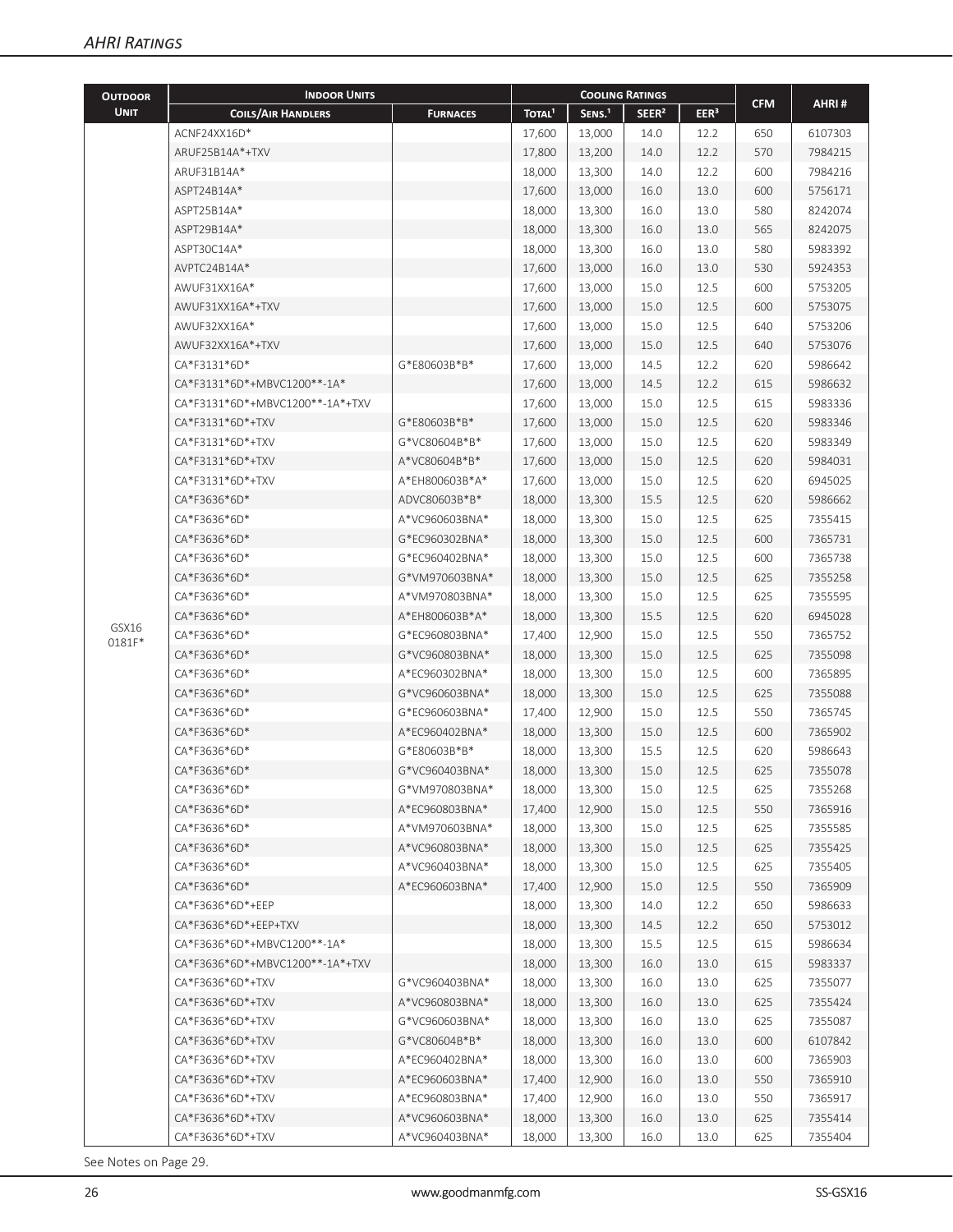## AHRI Ratings

| Outdoor Unit | Indoor Units | | Cooling Ratings | | | | CFM | AHRI # |
|---|---|---|---|---|---|---|---|---|
| | Coils/Air Handlers | Furnaces | Total[1] | Sens.[1] | SEER[2] | EER[3] | | |
| GSX16 0181F* | ACNF24XX16D* | | 17,600 | 13,000 | 14.0 | 12.2 | 650 | 6107303 |
| | ARUF25B14A*+TXV | | 17,800 | 13,200 | 14.0 | 12.2 | 570 | 7984215 |
| | ARUF31B14A* | | 18,000 | 13,300 | 14.0 | 12.2 | 600 | 7984216 |
| | ASPT24B14A* | | 17,600 | 13,000 | 16.0 | 13.0 | 600 | 5756171 |
| | ASPT25B14A* | | 18,000 | 13,300 | 16.0 | 13.0 | 580 | 8242074 |
| | ASPT29B14A* | | 18,000 | 13,300 | 16.0 | 13.0 | 565 | 8242075 |
| | ASPT30C14A* | | 18,000 | 13,300 | 16.0 | 13.0 | 580 | 5983392 |
| | AVPTC24B14A* | | 17,600 | 13,000 | 16.0 | 13.0 | 530 | 5924353 |
| | AWUF31XX16A* | | 17,600 | 13,000 | 15.0 | 12.5 | 600 | 5753205 |
| | AWUF31XX16A*+TXV | | 17,600 | 13,000 | 15.0 | 12.5 | 600 | 5753075 |
| | AWUF32XX16A* | | 17,600 | 13,000 | 15.0 | 12.5 | 640 | 5753206 |
| | AWUF32XX16A*+TXV | | 17,600 | 13,000 | 15.0 | 12.5 | 640 | 5753076 |
| | CA*F3131*6D* | G*E80603B*B* | 17,600 | 13,000 | 14.5 | 12.2 | 620 | 5986642 |
| | CA*F3131*6D*+MBVC1200**-1A* | | 17,600 | 13,000 | 14.5 | 12.2 | 615 | 5986632 |
| | CA*F3131*6D*+MBVC1200**-1A*+TXV | | 17,600 | 13,000 | 15.0 | 12.5 | 615 | 5983336 |
| | CA*F3131*6D*+TXV | G*E80603B*B* | 17,600 | 13,000 | 15.0 | 12.5 | 620 | 5983346 |
| | CA*F3131*6D*+TXV | G*VC80604B*B* | 17,600 | 13,000 | 15.0 | 12.5 | 620 | 5983349 |
| | CA*F3131*6D*+TXV | A*VC80604B*B* | 17,600 | 13,000 | 15.0 | 12.5 | 620 | 5984031 |
| | CA*F3131*6D*+TXV | A*EH800603B*A* | 17,600 | 13,000 | 15.0 | 12.5 | 620 | 6945025 |
| | CA*F3636*6D* | ADVC80603B*B* | 18,000 | 13,300 | 15.5 | 12.5 | 620 | 5986662 |
| | CA*F3636*6D* | A*VC960603BNA* | 18,000 | 13,300 | 15.0 | 12.5 | 625 | 7355415 |
| | CA*F3636*6D* | G*EC960302BNA* | 18,000 | 13,300 | 15.0 | 12.5 | 600 | 7365731 |
| | CA*F3636*6D* | G*EC960402BNA* | 18,000 | 13,300 | 15.0 | 12.5 | 600 | 7365738 |
| | CA*F3636*6D* | G*VM970603BNA* | 18,000 | 13,300 | 15.0 | 12.5 | 625 | 7355258 |
| | CA*F3636*6D* | A*VM970803BNA* | 18,000 | 13,300 | 15.0 | 12.5 | 625 | 7355595 |
| | CA*F3636*6D* | A*EH800603B*A* | 18,000 | 13,300 | 15.5 | 12.5 | 620 | 6945028 |
| | CA*F3636*6D* | G*EC960803BNA* | 17,400 | 12,900 | 15.0 | 12.5 | 550 | 7365752 |
| | CA*F3636*6D* | G*VC960803BNA* | 18,000 | 13,300 | 15.0 | 12.5 | 625 | 7355098 |
| | CA*F3636*6D* | A*EC960302BNA* | 18,000 | 13,300 | 15.0 | 12.5 | 600 | 7365895 |
| | CA*F3636*6D* | G*VC960603BNA* | 18,000 | 13,300 | 15.0 | 12.5 | 625 | 7355088 |
| | CA*F3636*6D* | G*EC960603BNA* | 17,400 | 12,900 | 15.0 | 12.5 | 550 | 7365745 |
| | CA*F3636*6D* | A*EC960402BNA* | 18,000 | 13,300 | 15.0 | 12.5 | 600 | 7365902 |
| | CA*F3636*6D* | G*E80603B*B* | 18,000 | 13,300 | 15.5 | 12.5 | 620 | 5986643 |
| | CA*F3636*6D* | G*VC960403BNA* | 18,000 | 13,300 | 15.0 | 12.5 | 625 | 7355078 |
| | CA*F3636*6D* | G*VM970803BNA* | 18,000 | 13,300 | 15.0 | 12.5 | 625 | 7355268 |
| | CA*F3636*6D* | A*EC960803BNA* | 17,400 | 12,900 | 15.0 | 12.5 | 550 | 7365916 |
| | CA*F3636*6D* | A*VM970603BNA* | 18,000 | 13,300 | 15.0 | 12.5 | 625 | 7355585 |
| | CA*F3636*6D* | A*VC960803BNA* | 18,000 | 13,300 | 15.0 | 12.5 | 625 | 7355425 |
| | CA*F3636*6D* | A*VC960403BNA* | 18,000 | 13,300 | 15.0 | 12.5 | 625 | 7355405 |
| | CA*F3636*6D* | A*EC960603BNA* | 17,400 | 12,900 | 15.0 | 12.5 | 550 | 7365909 |
| | CA*F3636*6D*+EEP | | 18,000 | 13,300 | 14.0 | 12.2 | 650 | 5986633 |
| | CA*F3636*6D*+EEP+TXV | | 18,000 | 13,300 | 14.5 | 12.2 | 650 | 5753012 |
| | CA*F3636*6D*+MBVC1200**-1A* | | 18,000 | 13,300 | 15.5 | 12.5 | 615 | 5986634 |
| | CA*F3636*6D*+MBVC1200**-1A*+TXV | | 18,000 | 13,300 | 16.0 | 13.0 | 615 | 5983337 |
| | CA*F3636*6D*+TXV | G*VC960403BNA* | 18,000 | 13,300 | 16.0 | 13.0 | 625 | 7355077 |
| | CA*F3636*6D*+TXV | A*VC960803BNA* | 18,000 | 13,300 | 16.0 | 13.0 | 625 | 7355424 |
| | CA*F3636*6D*+TXV | G*VC960603BNA* | 18,000 | 13,300 | 16.0 | 13.0 | 625 | 7355087 |
| | CA*F3636*6D*+TXV | G*VC80604B*B* | 18,000 | 13,300 | 16.0 | 13.0 | 600 | 6107842 |
| | CA*F3636*6D*+TXV | A*EC960402BNA* | 18,000 | 13,300 | 16.0 | 13.0 | 600 | 7365903 |
| | CA*F3636*6D*+TXV | A*EC960603BNA* | 17,400 | 12,900 | 16.0 | 13.0 | 550 | 7365910 |
| | CA*F3636*6D*+TXV | A*EC960803BNA* | 17,400 | 12,900 | 16.0 | 13.0 | 550 | 7365917 |
| | CA*F3636*6D*+TXV | A*VC960603BNA* | 18,000 | 13,300 | 16.0 | 13.0 | 625 | 7355414 |
| | CA*F3636*6D*+TXV | A*VC960403BNA* | 18,000 | 13,300 | 16.0 | 13.0 | 625 | 7355404 |

See Notes on Page 29.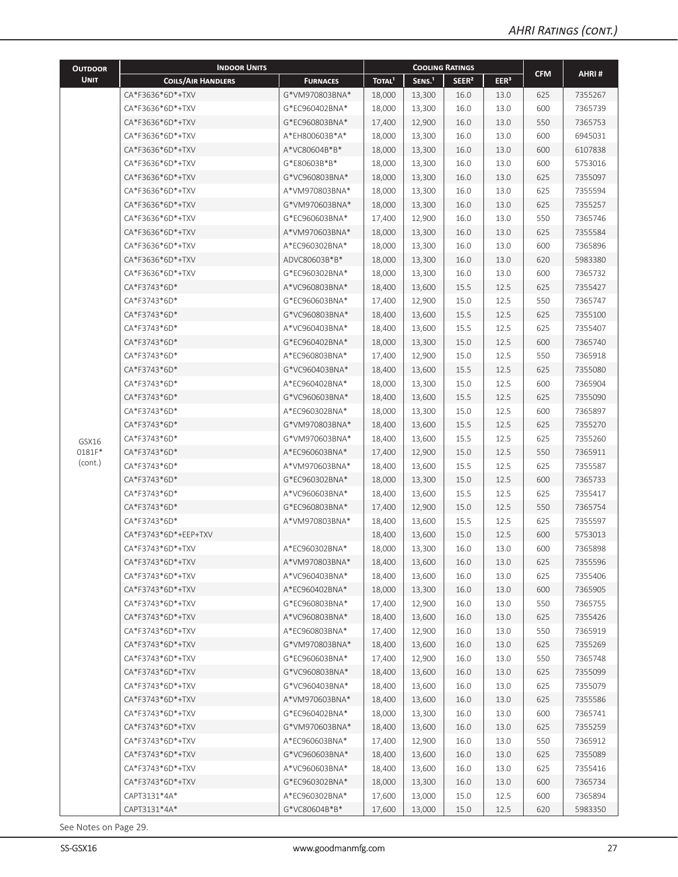## AHRI Ratings (cont.)

| Outdoor Unit | Indoor Units | | Cooling Ratings | | | | CFM | AHRI # |
|---|---|---|---|---|---|---|---|---|
| | Coils/Air Handlers | Furnaces | Total[1] | Sens.[1] | SEER[2] | EER[3] | | |
| GSX16 0181F* (cont.) | CA*F3636*6D*+TXV | G*VM970803BNA* | 18,000 | 13,300 | 16.0 | 13.0 | 625 | 7355267 |
| | CA*F3636*6D*+TXV | G*EC960402BNA* | 18,000 | 13,300 | 16.0 | 13.0 | 600 | 7365739 |
| | CA*F3636*6D*+TXV | G*EC960803BNA* | 17,400 | 12,900 | 16.0 | 13.0 | 550 | 7365753 |
| | CA*F3636*6D*+TXV | A*EH800603B*A* | 18,000 | 13,300 | 16.0 | 13.0 | 600 | 6945031 |
| | CA*F3636*6D*+TXV | A*VC80604B*B* | 18,000 | 13,300 | 16.0 | 13.0 | 600 | 6107838 |
| | CA*F3636*6D*+TXV | G*E80603B*B* | 18,000 | 13,300 | 16.0 | 13.0 | 600 | 5753016 |
| | CA*F3636*6D*+TXV | G*VC960803BNA* | 18,000 | 13,300 | 16.0 | 13.0 | 625 | 7355097 |
| | CA*F3636*6D*+TXV | A*VM970803BNA* | 18,000 | 13,300 | 16.0 | 13.0 | 625 | 7355594 |
| | CA*F3636*6D*+TXV | G*VM970603BNA* | 18,000 | 13,300 | 16.0 | 13.0 | 625 | 7355257 |
| | CA*F3636*6D*+TXV | G*EC960603BNA* | 17,400 | 12,900 | 16.0 | 13.0 | 550 | 7365746 |
| | CA*F3636*6D*+TXV | A*VM970603BNA* | 18,000 | 13,300 | 16.0 | 13.0 | 625 | 7355584 |
| | CA*F3636*6D*+TXV | A*EC960302BNA* | 18,000 | 13,300 | 16.0 | 13.0 | 600 | 7365896 |
| | CA*F3636*6D*+TXV | ADVC80603B*B* | 18,000 | 13,300 | 16.0 | 13.0 | 620 | 5983380 |
| | CA*F3636*6D*+TXV | G*EC960302BNA* | 18,000 | 13,300 | 16.0 | 13.0 | 600 | 7365732 |
| | CA*F3743*6D* | A*VC960803BNA* | 18,400 | 13,600 | 15.5 | 12.5 | 625 | 7355427 |
| | CA*F3743*6D* | G*EC960603BNA* | 17,400 | 12,900 | 15.0 | 12.5 | 550 | 7365747 |
| | CA*F3743*6D* | G*VC960803BNA* | 18,400 | 13,600 | 15.5 | 12.5 | 625 | 7355100 |
| | CA*F3743*6D* | A*VC960403BNA* | 18,400 | 13,600 | 15.5 | 12.5 | 625 | 7355407 |
| | CA*F3743*6D* | G*EC960402BNA* | 18,000 | 13,300 | 15.0 | 12.5 | 600 | 7365740 |
| | CA*F3743*6D* | A*EC960803BNA* | 17,400 | 12,900 | 15.0 | 12.5 | 550 | 7365918 |
| | CA*F3743*6D* | G*VC960403BNA* | 18,400 | 13,600 | 15.5 | 12.5 | 625 | 7355080 |
| | CA*F3743*6D* | A*EC960402BNA* | 18,000 | 13,300 | 15.0 | 12.5 | 600 | 7365904 |
| | CA*F3743*6D* | G*VC960603BNA* | 18,400 | 13,600 | 15.5 | 12.5 | 625 | 7355090 |
| | CA*F3743*6D* | A*EC960302BNA* | 18,000 | 13,300 | 15.0 | 12.5 | 600 | 7365897 |
| | CA*F3743*6D* | G*VM970803BNA* | 18,400 | 13,600 | 15.5 | 12.5 | 625 | 7355270 |
| | CA*F3743*6D* | G*VM970603BNA* | 18,400 | 13,600 | 15.5 | 12.5 | 625 | 7355260 |
| | CA*F3743*6D* | A*EC960603BNA* | 17,400 | 12,900 | 15.0 | 12.5 | 550 | 7365911 |
| | CA*F3743*6D* | A*VM970603BNA* | 18,400 | 13,600 | 15.5 | 12.5 | 625 | 7355587 |
| | CA*F3743*6D* | G*EC960302BNA* | 18,000 | 13,300 | 15.0 | 12.5 | 600 | 7365733 |
| | CA*F3743*6D* | A*VC960603BNA* | 18,400 | 13,600 | 15.5 | 12.5 | 625 | 7355417 |
| | CA*F3743*6D* | G*EC960803BNA* | 17,400 | 12,900 | 15.0 | 12.5 | 550 | 7365754 |
| | CA*F3743*6D* | A*VM970803BNA* | 18,400 | 13,600 | 15.5 | 12.5 | 625 | 7355597 |
| | CA*F3743*6D*+EEP+TXV | | 18,400 | 13,600 | 15.0 | 12.5 | 600 | 5753013 |
| | CA*F3743*6D*+TXV | A*EC960302BNA* | 18,000 | 13,300 | 16.0 | 13.0 | 600 | 7365898 |
| | CA*F3743*6D*+TXV | A*VM970803BNA* | 18,400 | 13,600 | 16.0 | 13.0 | 625 | 7355596 |
| | CA*F3743*6D*+TXV | A*VC960403BNA* | 18,400 | 13,600 | 16.0 | 13.0 | 625 | 7355406 |
| | CA*F3743*6D*+TXV | A*EC960402BNA* | 18,000 | 13,300 | 16.0 | 13.0 | 600 | 7365905 |
| | CA*F3743*6D*+TXV | G*EC960803BNA* | 17,400 | 12,900 | 16.0 | 13.0 | 550 | 7365755 |
| | CA*F3743*6D*+TXV | A*VC960803BNA* | 18,400 | 13,600 | 16.0 | 13.0 | 625 | 7355426 |
| | CA*F3743*6D*+TXV | A*EC960803BNA* | 17,400 | 12,900 | 16.0 | 13.0 | 550 | 7365919 |
| | CA*F3743*6D*+TXV | G*VM970803BNA* | 18,400 | 13,600 | 16.0 | 13.0 | 625 | 7355269 |
| | CA*F3743*6D*+TXV | G*EC960603BNA* | 17,400 | 12,900 | 16.0 | 13.0 | 550 | 7365748 |
| | CA*F3743*6D*+TXV | G*VC960803BNA* | 18,400 | 13,600 | 16.0 | 13.0 | 625 | 7355099 |
| | CA*F3743*6D*+TXV | G*VC960403BNA* | 18,400 | 13,600 | 16.0 | 13.0 | 625 | 7355079 |
| | CA*F3743*6D*+TXV | A*VM970603BNA* | 18,400 | 13,600 | 16.0 | 13.0 | 625 | 7355586 |
| | CA*F3743*6D*+TXV | G*EC960402BNA* | 18,000 | 13,300 | 16.0 | 13.0 | 600 | 7365741 |
| | CA*F3743*6D*+TXV | G*VM970603BNA* | 18,400 | 13,600 | 16.0 | 13.0 | 625 | 7355259 |
| | CA*F3743*6D*+TXV | A*EC960603BNA* | 17,400 | 12,900 | 16.0 | 13.0 | 550 | 7365912 |
| | CA*F3743*6D*+TXV | G*VC960603BNA* | 18,400 | 13,600 | 16.0 | 13.0 | 625 | 7355089 |
| | CA*F3743*6D*+TXV | A*VC960603BNA* | 18,400 | 13,600 | 16.0 | 13.0 | 625 | 7355416 |
| | CA*F3743*6D*+TXV | G*EC960302BNA* | 18,000 | 13,300 | 16.0 | 13.0 | 600 | 7365734 |
| | CAPT3131*4A* | A*EC960302BNA* | 17,600 | 13,000 | 15.0 | 12.5 | 600 | 7365894 |
| | CAPT3131*4A* | G*VC80604B*B* | 17,600 | 13,000 | 15.0 | 12.5 | 620 | 5983350 |

See Notes on Page 29.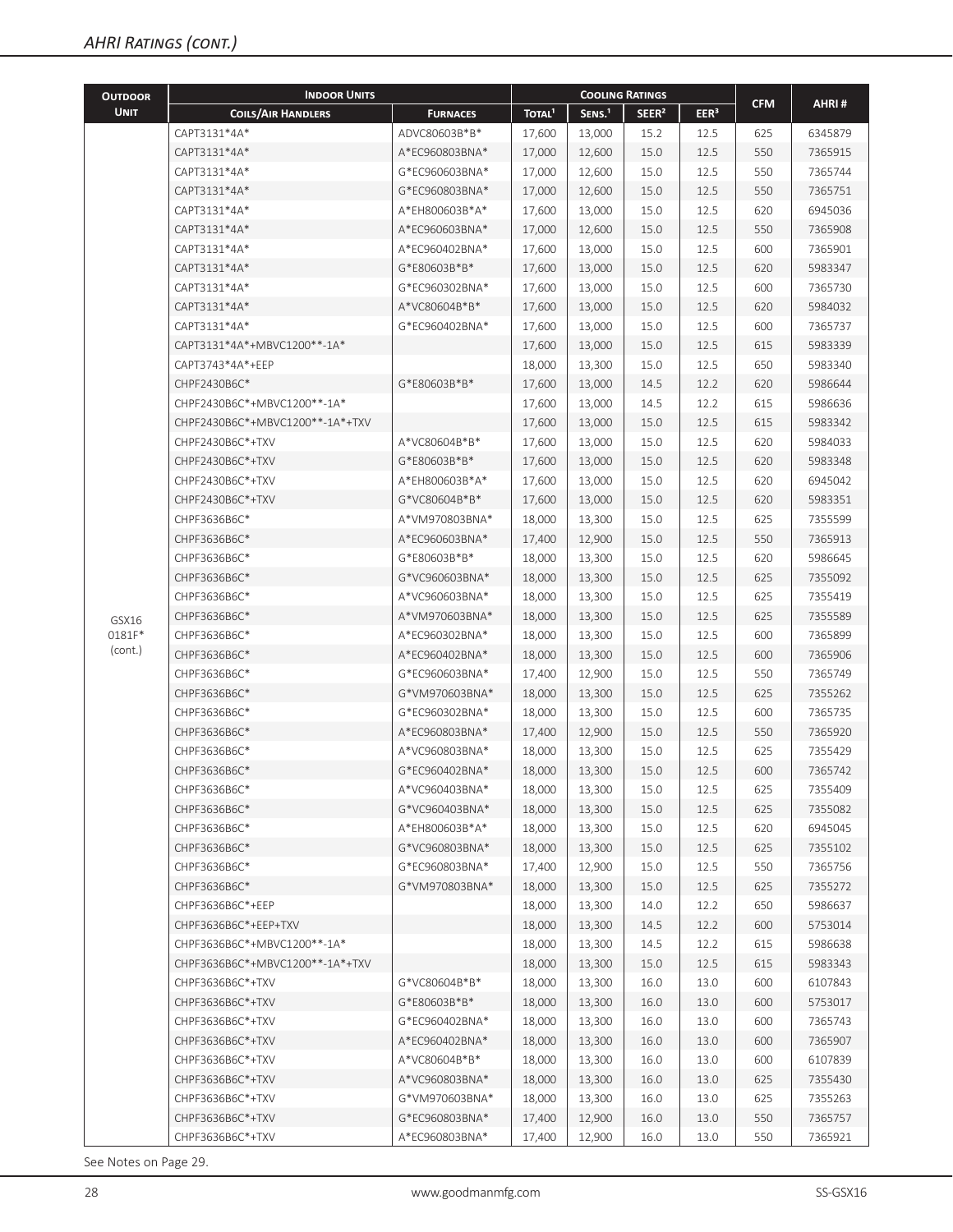## AHRI Ratings (cont.)

| Outdoor Unit | Indoor Units | | Cooling Ratings | | | | CFM | AHRI # |
|---|---|---|---|---|---|---|---|---|
| | Coils/Air Handlers | Furnaces | Total[1] | Sens.[1] | SEER[2] | EER[3] | | |
| GSX16 0181F* (cont.) | CAPT3131*4A* | ADVC80603B*B* | 17,600 | 13,000 | 15.2 | 12.5 | 625 | 6345879 |
| | CAPT3131*4A* | A*EC960803BNA* | 17,000 | 12,600 | 15.0 | 12.5 | 550 | 7365915 |
| | CAPT3131*4A* | G*EC960603BNA* | 17,000 | 12,600 | 15.0 | 12.5 | 550 | 7365744 |
| | CAPT3131*4A* | G*EC960803BNA* | 17,000 | 12,600 | 15.0 | 12.5 | 550 | 7365751 |
| | CAPT3131*4A* | A*EH800603B*A* | 17,600 | 13,000 | 15.0 | 12.5 | 620 | 6945036 |
| | CAPT3131*4A* | A*EC960603BNA* | 17,000 | 12,600 | 15.0 | 12.5 | 550 | 7365908 |
| | CAPT3131*4A* | A*EC960402BNA* | 17,600 | 13,000 | 15.0 | 12.5 | 600 | 7365901 |
| | CAPT3131*4A* | G*E80603B*B* | 17,600 | 13,000 | 15.0 | 12.5 | 620 | 5983347 |
| | CAPT3131*4A* | G*EC960302BNA* | 17,600 | 13,000 | 15.0 | 12.5 | 600 | 7365730 |
| | CAPT3131*4A* | A*VC80604B*B* | 17,600 | 13,000 | 15.0 | 12.5 | 620 | 5984032 |
| | CAPT3131*4A* | G*EC960402BNA* | 17,600 | 13,000 | 15.0 | 12.5 | 600 | 7365737 |
| | CAPT3131*4A*+MBVC1200**-1A* | | 17,600 | 13,000 | 15.0 | 12.5 | 615 | 5983339 |
| | CAPT3743*4A*+EEP | | 18,000 | 13,300 | 15.0 | 12.5 | 650 | 5983340 |
| | CHPF2430B6C* | G*E80603B*B* | 17,600 | 13,000 | 14.5 | 12.2 | 620 | 5986644 |
| | CHPF2430B6C*+MBVC1200**-1A* | | 17,600 | 13,000 | 14.5 | 12.2 | 615 | 5986636 |
| | CHPF2430B6C*+MBVC1200**-1A*+TXV | | 17,600 | 13,000 | 15.0 | 12.5 | 615 | 5983342 |
| | CHPF2430B6C*+TXV | A*VC80604B*B* | 17,600 | 13,000 | 15.0 | 12.5 | 620 | 5984033 |
| | CHPF2430B6C*+TXV | G*E80603B*B* | 17,600 | 13,000 | 15.0 | 12.5 | 620 | 5983348 |
| | CHPF2430B6C*+TXV | A*EH800603B*A* | 17,600 | 13,000 | 15.0 | 12.5 | 620 | 6945042 |
| | CHPF2430B6C*+TXV | G*VC80604B*B* | 17,600 | 13,000 | 15.0 | 12.5 | 620 | 5983351 |
| | CHPF3636B6C* | A*VM970803BNA* | 18,000 | 13,300 | 15.0 | 12.5 | 625 | 7355599 |
| | CHPF3636B6C* | A*EC960603BNA* | 17,400 | 12,900 | 15.0 | 12.5 | 550 | 7365913 |
| | CHPF3636B6C* | G*E80603B*B* | 18,000 | 13,300 | 15.0 | 12.5 | 620 | 5986645 |
| | CHPF3636B6C* | G*VC960603BNA* | 18,000 | 13,300 | 15.0 | 12.5 | 625 | 7355092 |
| | CHPF3636B6C* | A*VC960603BNA* | 18,000 | 13,300 | 15.0 | 12.5 | 625 | 7355419 |
| | CHPF3636B6C* | A*VM970603BNA* | 18,000 | 13,300 | 15.0 | 12.5 | 625 | 7355589 |
| | CHPF3636B6C* | A*EC960302BNA* | 18,000 | 13,300 | 15.0 | 12.5 | 600 | 7365899 |
| | CHPF3636B6C* | A*EC960402BNA* | 18,000 | 13,300 | 15.0 | 12.5 | 600 | 7365906 |
| | CHPF3636B6C* | G*EC960603BNA* | 17,400 | 12,900 | 15.0 | 12.5 | 550 | 7365749 |
| | CHPF3636B6C* | G*VM970603BNA* | 18,000 | 13,300 | 15.0 | 12.5 | 625 | 7355262 |
| | CHPF3636B6C* | G*EC960302BNA* | 18,000 | 13,300 | 15.0 | 12.5 | 600 | 7365735 |
| | CHPF3636B6C* | A*EC960803BNA* | 17,400 | 12,900 | 15.0 | 12.5 | 550 | 7365920 |
| | CHPF3636B6C* | A*VC960803BNA* | 18,000 | 13,300 | 15.0 | 12.5 | 625 | 7355429 |
| | CHPF3636B6C* | G*EC960402BNA* | 18,000 | 13,300 | 15.0 | 12.5 | 600 | 7365742 |
| | CHPF3636B6C* | A*VC960403BNA* | 18,000 | 13,300 | 15.0 | 12.5 | 625 | 7355409 |
| | CHPF3636B6C* | G*VC960403BNA* | 18,000 | 13,300 | 15.0 | 12.5 | 625 | 7355082 |
| | CHPF3636B6C* | A*EH800603B*A* | 18,000 | 13,300 | 15.0 | 12.5 | 620 | 6945045 |
| | CHPF3636B6C* | G*VC960803BNA* | 18,000 | 13,300 | 15.0 | 12.5 | 625 | 7355102 |
| | CHPF3636B6C* | G*EC960803BNA* | 17,400 | 12,900 | 15.0 | 12.5 | 550 | 7365756 |
| | CHPF3636B6C* | G*VM970803BNA* | 18,000 | 13,300 | 15.0 | 12.5 | 625 | 7355272 |
| | CHPF3636B6C*+EEP | | 18,000 | 13,300 | 14.0 | 12.2 | 650 | 5986637 |
| | CHPF3636B6C*+EEP+TXV | | 18,000 | 13,300 | 14.5 | 12.2 | 600 | 5753014 |
| | CHPF3636B6C*+MBVC1200**-1A* | | 18,000 | 13,300 | 14.5 | 12.2 | 615 | 5986638 |
| | CHPF3636B6C*+MBVC1200**-1A*+TXV | | 18,000 | 13,300 | 15.0 | 12.5 | 615 | 5983343 |
| | CHPF3636B6C*+TXV | G*VC80604B*B* | 18,000 | 13,300 | 16.0 | 13.0 | 600 | 6107843 |
| | CHPF3636B6C*+TXV | G*E80603B*B* | 18,000 | 13,300 | 16.0 | 13.0 | 600 | 5753017 |
| | CHPF3636B6C*+TXV | G*EC960402BNA* | 18,000 | 13,300 | 16.0 | 13.0 | 600 | 7365743 |
| | CHPF3636B6C*+TXV | A*EC960402BNA* | 18,000 | 13,300 | 16.0 | 13.0 | 600 | 7365907 |
| | CHPF3636B6C*+TXV | A*VC80604B*B* | 18,000 | 13,300 | 16.0 | 13.0 | 600 | 6107839 |
| | CHPF3636B6C*+TXV | A*VC960803BNA* | 18,000 | 13,300 | 16.0 | 13.0 | 625 | 7355430 |
| | CHPF3636B6C*+TXV | G*VM970603BNA* | 18,000 | 13,300 | 16.0 | 13.0 | 625 | 7355263 |
| | CHPF3636B6C*+TXV | G*EC960803BNA* | 17,400 | 12,900 | 16.0 | 13.0 | 550 | 7365757 |
| | CHPF3636B6C*+TXV | A*EC960803BNA* | 17,400 | 12,900 | 16.0 | 13.0 | 550 | 7365921 |

See Notes on Page 29.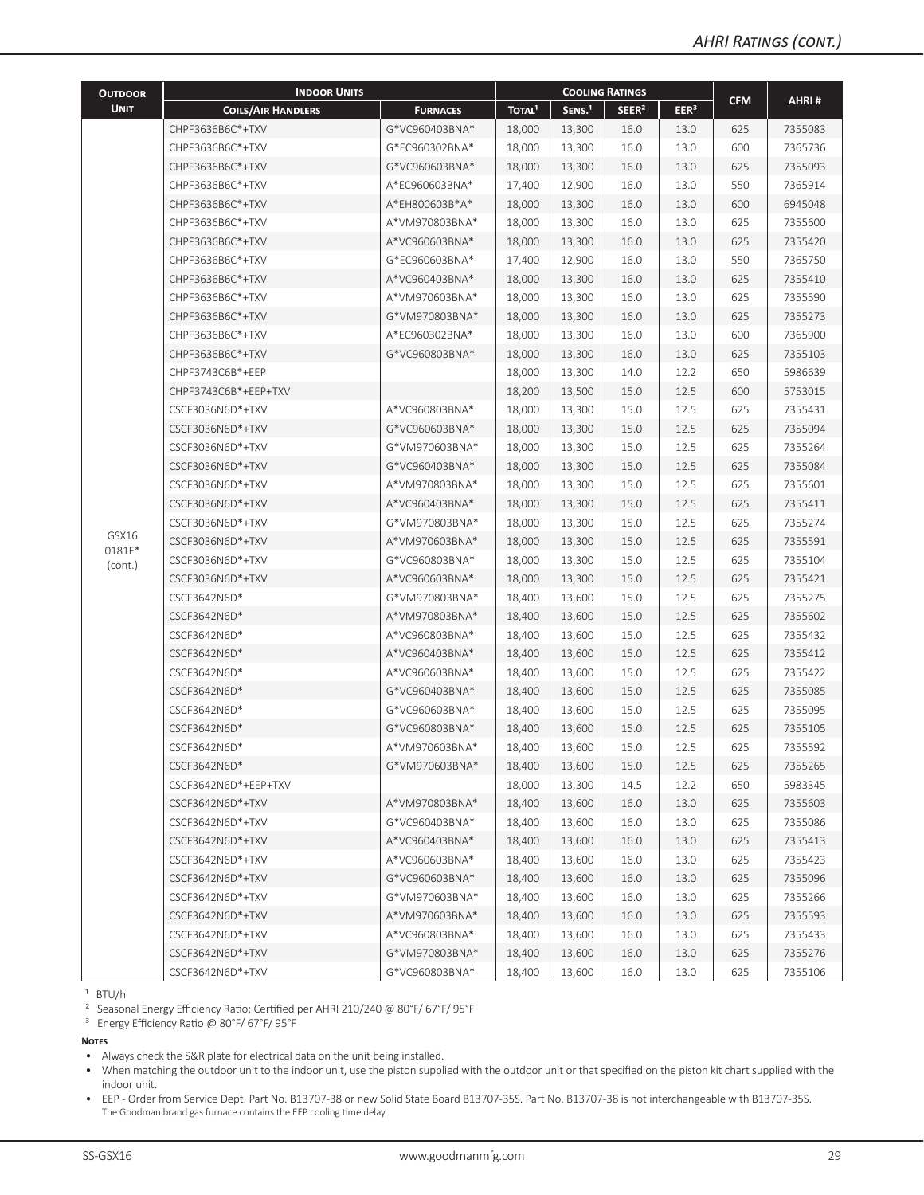## AHRI Ratings (cont.)

| Outdoor Unit | Indoor Units | | Cooling Ratings | | | | CFM | AHRI # |
|---|---|---|---|---|---|---|---|---|
| | Coils/Air Handlers | Furnaces | Total[1] | Sens.[1] | SEER[2] | EER[3] | | |
| GSX16 0181F* (cont.) | CHPF3636B6C*+TXV | G*VC960403BNA* | 18,000 | 13,300 | 16.0 | 13.0 | 625 | 7355083 |
| | CHPF3636B6C*+TXV | G*EC960302BNA* | 18,000 | 13,300 | 16.0 | 13.0 | 600 | 7365736 |
| | CHPF3636B6C*+TXV | G*VC960603BNA* | 18,000 | 13,300 | 16.0 | 13.0 | 625 | 7355093 |
| | CHPF3636B6C*+TXV | A*EC960603BNA* | 17,400 | 12,900 | 16.0 | 13.0 | 550 | 7365914 |
| | CHPF3636B6C*+TXV | A*EH800603B*A* | 18,000 | 13,300 | 16.0 | 13.0 | 600 | 6945048 |
| | CHPF3636B6C*+TXV | A*VM970803BNA* | 18,000 | 13,300 | 16.0 | 13.0 | 625 | 7355600 |
| | CHPF3636B6C*+TXV | A*VC960603BNA* | 18,000 | 13,300 | 16.0 | 13.0 | 625 | 7355420 |
| | CHPF3636B6C*+TXV | G*EC960603BNA* | 17,400 | 12,900 | 16.0 | 13.0 | 550 | 7365750 |
| | CHPF3636B6C*+TXV | A*VC960403BNA* | 18,000 | 13,300 | 16.0 | 13.0 | 625 | 7355410 |
| | CHPF3636B6C*+TXV | A*VM970603BNA* | 18,000 | 13,300 | 16.0 | 13.0 | 625 | 7355590 |
| | CHPF3636B6C*+TXV | G*VM970803BNA* | 18,000 | 13,300 | 16.0 | 13.0 | 625 | 7355273 |
| | CHPF3636B6C*+TXV | A*EC960302BNA* | 18,000 | 13,300 | 16.0 | 13.0 | 600 | 7365900 |
| | CHPF3636B6C*+TXV | G*VC960803BNA* | 18,000 | 13,300 | 16.0 | 13.0 | 625 | 7355103 |
| | CHPF3743C6B*+EEP | | 18,000 | 13,300 | 14.0 | 12.2 | 650 | 5986639 |
| | CHPF3743C6B*+EEP+TXV | | 18,200 | 13,500 | 15.0 | 12.5 | 600 | 5753015 |
| | CSCF3036N6D*+TXV | A*VC960803BNA* | 18,000 | 13,300 | 15.0 | 12.5 | 625 | 7355431 |
| | CSCF3036N6D*+TXV | G*VC960603BNA* | 18,000 | 13,300 | 15.0 | 12.5 | 625 | 7355094 |
| | CSCF3036N6D*+TXV | G*VM970603BNA* | 18,000 | 13,300 | 15.0 | 12.5 | 625 | 7355264 |
| | CSCF3036N6D*+TXV | G*VC960403BNA* | 18,000 | 13,300 | 15.0 | 12.5 | 625 | 7355084 |
| | CSCF3036N6D*+TXV | A*VM970803BNA* | 18,000 | 13,300 | 15.0 | 12.5 | 625 | 7355601 |
| | CSCF3036N6D*+TXV | A*VC960403BNA* | 18,000 | 13,300 | 15.0 | 12.5 | 625 | 7355411 |
| | CSCF3036N6D*+TXV | G*VM970803BNA* | 18,000 | 13,300 | 15.0 | 12.5 | 625 | 7355274 |
| | CSCF3036N6D*+TXV | A*VM970603BNA* | 18,000 | 13,300 | 15.0 | 12.5 | 625 | 7355591 |
| | CSCF3036N6D*+TXV | G*VC960803BNA* | 18,000 | 13,300 | 15.0 | 12.5 | 625 | 7355104 |
| | CSCF3036N6D*+TXV | A*VC960603BNA* | 18,000 | 13,300 | 15.0 | 12.5 | 625 | 7355421 |
| | CSCF3642N6D* | G*VM970803BNA* | 18,400 | 13,600 | 15.0 | 12.5 | 625 | 7355275 |
| | CSCF3642N6D* | A*VM970803BNA* | 18,400 | 13,600 | 15.0 | 12.5 | 625 | 7355602 |
| | CSCF3642N6D* | A*VC960803BNA* | 18,400 | 13,600 | 15.0 | 12.5 | 625 | 7355432 |
| | CSCF3642N6D* | A*VC960403BNA* | 18,400 | 13,600 | 15.0 | 12.5 | 625 | 7355412 |
| | CSCF3642N6D* | A*VC960603BNA* | 18,400 | 13,600 | 15.0 | 12.5 | 625 | 7355422 |
| | CSCF3642N6D* | G*VC960403BNA* | 18,400 | 13,600 | 15.0 | 12.5 | 625 | 7355085 |
| | CSCF3642N6D* | G*VC960603BNA* | 18,400 | 13,600 | 15.0 | 12.5 | 625 | 7355095 |
| | CSCF3642N6D* | G*VC960803BNA* | 18,400 | 13,600 | 15.0 | 12.5 | 625 | 7355105 |
| | CSCF3642N6D* | A*VM970603BNA* | 18,400 | 13,600 | 15.0 | 12.5 | 625 | 7355592 |
| | CSCF3642N6D* | G*VM970603BNA* | 18,400 | 13,600 | 15.0 | 12.5 | 625 | 7355265 |
| | CSCF3642N6D*+EEP+TXV | | 18,000 | 13,300 | 14.5 | 12.2 | 650 | 5983345 |
| | CSCF3642N6D*+TXV | A*VM970803BNA* | 18,400 | 13,600 | 16.0 | 13.0 | 625 | 7355603 |
| | CSCF3642N6D*+TXV | G*VC960403BNA* | 18,400 | 13,600 | 16.0 | 13.0 | 625 | 7355086 |
| | CSCF3642N6D*+TXV | A*VC960403BNA* | 18,400 | 13,600 | 16.0 | 13.0 | 625 | 7355413 |
| | CSCF3642N6D*+TXV | A*VC960603BNA* | 18,400 | 13,600 | 16.0 | 13.0 | 625 | 7355423 |
| | CSCF3642N6D*+TXV | G*VC960603BNA* | 18,400 | 13,600 | 16.0 | 13.0 | 625 | 7355096 |
| | CSCF3642N6D*+TXV | G*VM970603BNA* | 18,400 | 13,600 | 16.0 | 13.0 | 625 | 7355266 |
| | CSCF3642N6D*+TXV | A*VM970603BNA* | 18,400 | 13,600 | 16.0 | 13.0 | 625 | 7355593 |
| | CSCF3642N6D*+TXV | A*VC960803BNA* | 18,400 | 13,600 | 16.0 | 13.0 | 625 | 7355433 |
| | CSCF3642N6D*+TXV | G*VM970803BNA* | 18,400 | 13,600 | 16.0 | 13.0 | 625 | 7355276 |
| | CSCF3642N6D*+TXV | G*VC960803BNA* | 18,400 | 13,600 | 16.0 | 13.0 | 625 | 7355106 |

[1] BTU/h

[2] Seasonal Energy Efficiency Ratio; Certified per AHRI 210/240 @ 80°F/ 67°F/ 95°F

[3] Energy Efficiency Ratio @ 80°F/ 67°F/ 95°F

**Notes**

- Always check the S&R plate for electrical data on the unit being installed.
- When matching the outdoor unit to the indoor unit, use the piston supplied with the outdoor unit or that specified on the piston kit chart supplied with the indoor unit.
- EEP - Order from Service Dept. Part No. B13707-38 or new Solid State Board B13707-35S. Part No. B13707-38 is not interchangeable with B13707-35S.
  The Goodman brand gas furnace contains the EEP cooling time delay.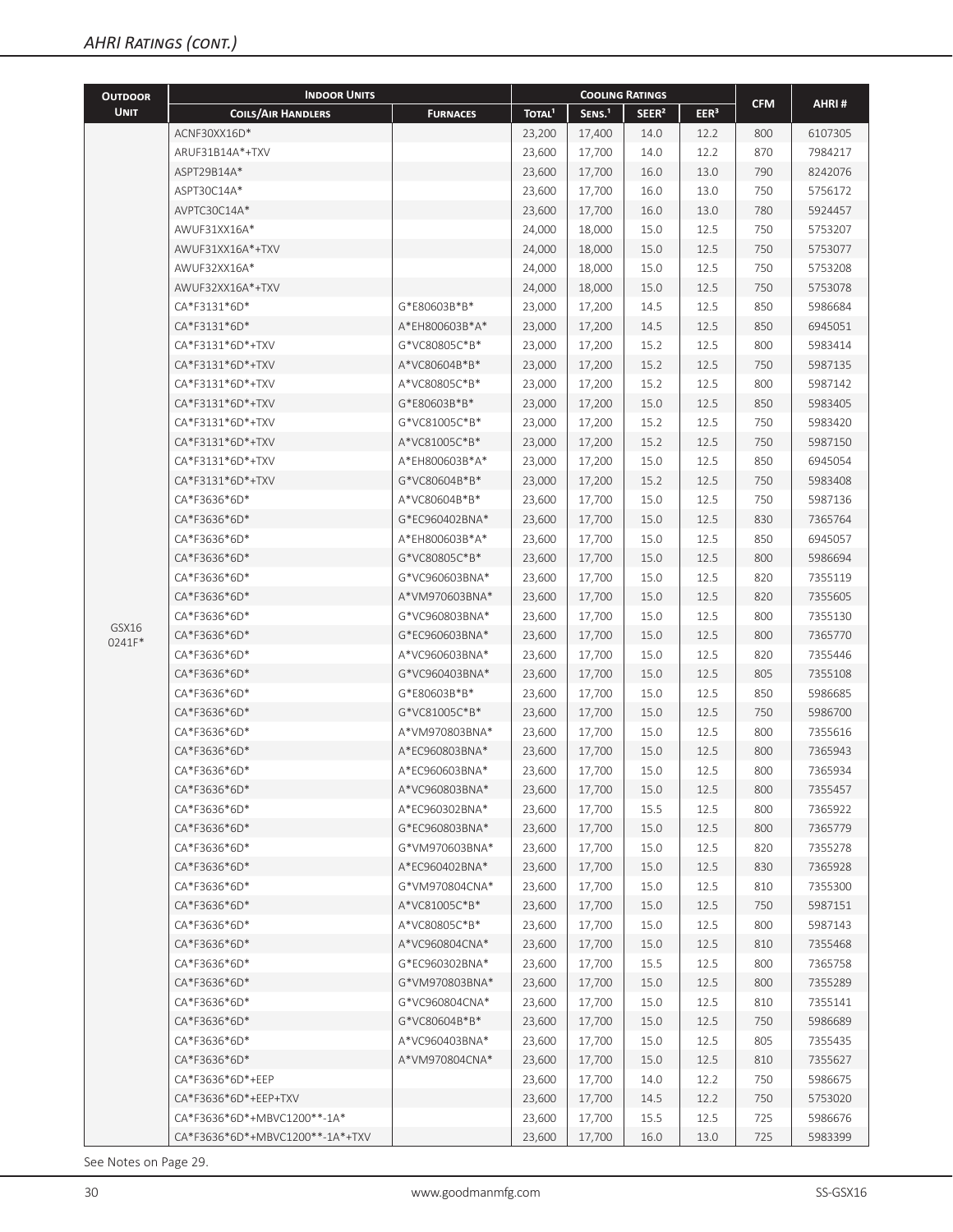## AHRI Ratings (cont.)

| Outdoor Unit | Indoor Units | | Cooling Ratings | | | | CFM | AHRI # |
|---|---|---|---|---|---|---|---|---|
| | Coils/Air Handlers | Furnaces | Total[1] | Sens.[1] | SEER[2] | EER[3] | | |
| GSX16 0241F* | ACNF30XX16D* | | 23,200 | 17,400 | 14.0 | 12.2 | 800 | 6107305 |
| | ARUF31B14A*+TXV | | 23,600 | 17,700 | 14.0 | 12.2 | 870 | 7984217 |
| | ASPT29B14A* | | 23,600 | 17,700 | 16.0 | 13.0 | 790 | 8242076 |
| | ASPT30C14A* | | 23,600 | 17,700 | 16.0 | 13.0 | 750 | 5756172 |
| | AVPTC30C14A* | | 23,600 | 17,700 | 16.0 | 13.0 | 780 | 5924457 |
| | AWUF31XX16A* | | 24,000 | 18,000 | 15.0 | 12.5 | 750 | 5753207 |
| | AWUF31XX16A*+TXV | | 24,000 | 18,000 | 15.0 | 12.5 | 750 | 5753077 |
| | AWUF32XX16A* | | 24,000 | 18,000 | 15.0 | 12.5 | 750 | 5753208 |
| | AWUF32XX16A*+TXV | | 24,000 | 18,000 | 15.0 | 12.5 | 750 | 5753078 |
| | CA*F3131*6D* | G*E80603B*B* | 23,000 | 17,200 | 14.5 | 12.5 | 850 | 5986684 |
| | CA*F3131*6D* | A*EH800603B*A* | 23,000 | 17,200 | 14.5 | 12.5 | 850 | 6945051 |
| | CA*F3131*6D*+TXV | G*VC80805C*B* | 23,000 | 17,200 | 15.2 | 12.5 | 800 | 5983414 |
| | CA*F3131*6D*+TXV | A*VC80604B*B* | 23,000 | 17,200 | 15.2 | 12.5 | 750 | 5987135 |
| | CA*F3131*6D*+TXV | A*VC80805C*B* | 23,000 | 17,200 | 15.2 | 12.5 | 800 | 5987142 |
| | CA*F3131*6D*+TXV | G*E80603B*B* | 23,000 | 17,200 | 15.0 | 12.5 | 850 | 5983405 |
| | CA*F3131*6D*+TXV | G*VC81005C*B* | 23,000 | 17,200 | 15.2 | 12.5 | 750 | 5983420 |
| | CA*F3131*6D*+TXV | A*VC81005C*B* | 23,000 | 17,200 | 15.2 | 12.5 | 750 | 5987150 |
| | CA*F3131*6D*+TXV | A*EH800603B*A* | 23,000 | 17,200 | 15.0 | 12.5 | 850 | 6945054 |
| | CA*F3131*6D*+TXV | G*VC80604B*B* | 23,000 | 17,200 | 15.2 | 12.5 | 750 | 5983408 |
| | CA*F3636*6D* | A*VC80604B*B* | 23,600 | 17,700 | 15.0 | 12.5 | 750 | 5987136 |
| | CA*F3636*6D* | G*EC960402BNA* | 23,600 | 17,700 | 15.0 | 12.5 | 830 | 7365764 |
| | CA*F3636*6D* | A*EH800603B*A* | 23,600 | 17,700 | 15.0 | 12.5 | 850 | 6945057 |
| | CA*F3636*6D* | G*VC80805C*B* | 23,600 | 17,700 | 15.0 | 12.5 | 800 | 5986694 |
| | CA*F3636*6D* | G*VC960603BNA* | 23,600 | 17,700 | 15.0 | 12.5 | 820 | 7355119 |
| | CA*F3636*6D* | A*VM970603BNA* | 23,600 | 17,700 | 15.0 | 12.5 | 820 | 7355605 |
| | CA*F3636*6D* | G*VC960803BNA* | 23,600 | 17,700 | 15.0 | 12.5 | 800 | 7355130 |
| | CA*F3636*6D* | G*EC960603BNA* | 23,600 | 17,700 | 15.0 | 12.5 | 800 | 7365770 |
| | CA*F3636*6D* | A*VC960603BNA* | 23,600 | 17,700 | 15.0 | 12.5 | 820 | 7355446 |
| | CA*F3636*6D* | G*VC960403BNA* | 23,600 | 17,700 | 15.0 | 12.5 | 805 | 7355108 |
| | CA*F3636*6D* | G*E80603B*B* | 23,600 | 17,700 | 15.0 | 12.5 | 850 | 5986685 |
| | CA*F3636*6D* | G*VC81005C*B* | 23,600 | 17,700 | 15.0 | 12.5 | 750 | 5986700 |
| | CA*F3636*6D* | A*VM970803BNA* | 23,600 | 17,700 | 15.0 | 12.5 | 800 | 7355616 |
| | CA*F3636*6D* | A*EC960803BNA* | 23,600 | 17,700 | 15.0 | 12.5 | 800 | 7365943 |
| | CA*F3636*6D* | A*EC960603BNA* | 23,600 | 17,700 | 15.0 | 12.5 | 800 | 7365934 |
| | CA*F3636*6D* | A*VC960803BNA* | 23,600 | 17,700 | 15.0 | 12.5 | 800 | 7355457 |
| | CA*F3636*6D* | A*EC960302BNA* | 23,600 | 17,700 | 15.5 | 12.5 | 800 | 7365922 |
| | CA*F3636*6D* | G*EC960803BNA* | 23,600 | 17,700 | 15.0 | 12.5 | 800 | 7365779 |
| | CA*F3636*6D* | G*VM970603BNA* | 23,600 | 17,700 | 15.0 | 12.5 | 820 | 7355278 |
| | CA*F3636*6D* | A*EC960402BNA* | 23,600 | 17,700 | 15.0 | 12.5 | 830 | 7365928 |
| | CA*F3636*6D* | G*VM970804CNA* | 23,600 | 17,700 | 15.0 | 12.5 | 810 | 7355300 |
| | CA*F3636*6D* | A*VC81005C*B* | 23,600 | 17,700 | 15.0 | 12.5 | 750 | 5987151 |
| | CA*F3636*6D* | A*VC80805C*B* | 23,600 | 17,700 | 15.0 | 12.5 | 800 | 5987143 |
| | CA*F3636*6D* | A*VC960804CNA* | 23,600 | 17,700 | 15.0 | 12.5 | 810 | 7355468 |
| | CA*F3636*6D* | G*EC960302BNA* | 23,600 | 17,700 | 15.5 | 12.5 | 800 | 7365758 |
| | CA*F3636*6D* | G*VM970803BNA* | 23,600 | 17,700 | 15.0 | 12.5 | 800 | 7355289 |
| | CA*F3636*6D* | G*VC960804CNA* | 23,600 | 17,700 | 15.0 | 12.5 | 810 | 7355141 |
| | CA*F3636*6D* | G*VC80604B*B* | 23,600 | 17,700 | 15.0 | 12.5 | 750 | 5986689 |
| | CA*F3636*6D* | A*VC960403BNA* | 23,600 | 17,700 | 15.0 | 12.5 | 805 | 7355435 |
| | CA*F3636*6D* | A*VM970804CNA* | 23,600 | 17,700 | 15.0 | 12.5 | 810 | 7355627 |
| | CA*F3636*6D*+EEP | | 23,600 | 17,700 | 14.0 | 12.2 | 750 | 5986675 |
| | CA*F3636*6D*+EEP+TXV | | 23,600 | 17,700 | 14.5 | 12.2 | 750 | 5753020 |
| | CA*F3636*6D*+MBVC1200**-1A* | | 23,600 | 17,700 | 15.5 | 12.5 | 725 | 5986676 |
| | CA*F3636*6D*+MBVC1200**-1A*+TXV | | 23,600 | 17,700 | 16.0 | 13.0 | 725 | 5983399 |

See Notes on Page 29.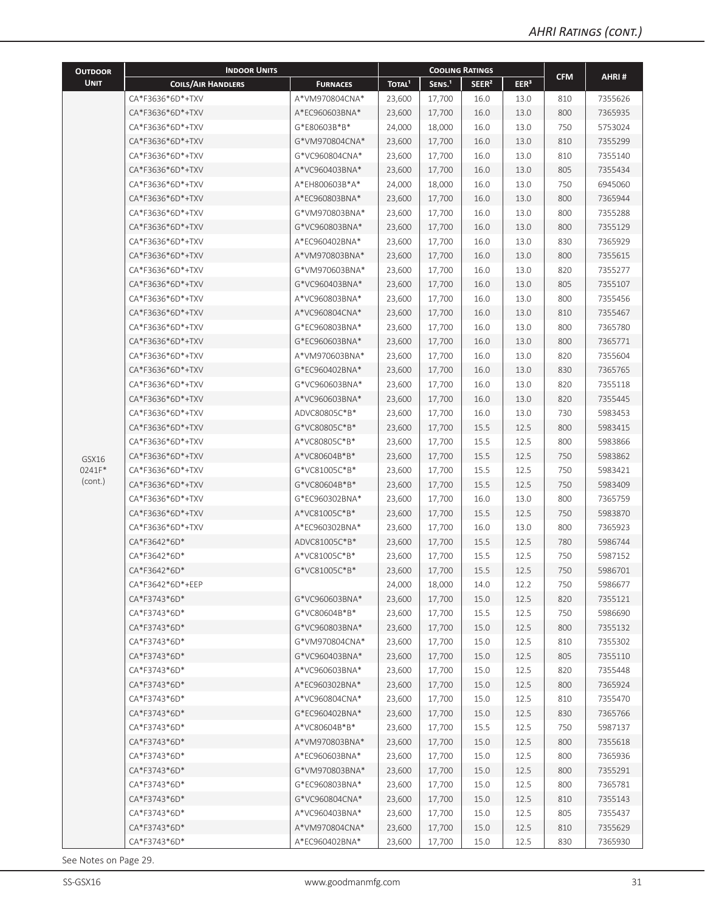| Outdoor Unit | Indoor Units | | Cooling Ratings | | | | CFM | AHRI # |
|---|---|---|---|---|---|---|---|---|
| | Coils/Air Handlers | Furnaces | Total[1] | Sens.[1] | SEER[2] | EER[3] | | |
| GSX16 0241F* (cont.) | CA*F3636*6D*+TXV | A*VM970804CNA* | 23,600 | 17,700 | 16.0 | 13.0 | 810 | 7355626 |
| | CA*F3636*6D*+TXV | A*EC960603BNA* | 23,600 | 17,700 | 16.0 | 13.0 | 800 | 7365935 |
| | CA*F3636*6D*+TXV | G*E80603B*B* | 24,000 | 18,000 | 16.0 | 13.0 | 750 | 5753024 |
| | CA*F3636*6D*+TXV | G*VM970804CNA* | 23,600 | 17,700 | 16.0 | 13.0 | 810 | 7355299 |
| | CA*F3636*6D*+TXV | G*VC960804CNA* | 23,600 | 17,700 | 16.0 | 13.0 | 810 | 7355140 |
| | CA*F3636*6D*+TXV | A*VC960403BNA* | 23,600 | 17,700 | 16.0 | 13.0 | 805 | 7355434 |
| | CA*F3636*6D*+TXV | A*EH800603B*A* | 24,000 | 18,000 | 16.0 | 13.0 | 750 | 6945060 |
| | CA*F3636*6D*+TXV | A*EC960803BNA* | 23,600 | 17,700 | 16.0 | 13.0 | 800 | 7365944 |
| | CA*F3636*6D*+TXV | G*VM970803BNA* | 23,600 | 17,700 | 16.0 | 13.0 | 800 | 7355288 |
| | CA*F3636*6D*+TXV | G*VC960803BNA* | 23,600 | 17,700 | 16.0 | 13.0 | 800 | 7355129 |
| | CA*F3636*6D*+TXV | A*EC960402BNA* | 23,600 | 17,700 | 16.0 | 13.0 | 830 | 7365929 |
| | CA*F3636*6D*+TXV | A*VM970803BNA* | 23,600 | 17,700 | 16.0 | 13.0 | 800 | 7355615 |
| | CA*F3636*6D*+TXV | G*VM970603BNA* | 23,600 | 17,700 | 16.0 | 13.0 | 820 | 7355277 |
| | CA*F3636*6D*+TXV | G*VC960403BNA* | 23,600 | 17,700 | 16.0 | 13.0 | 805 | 7355107 |
| | CA*F3636*6D*+TXV | A*VC960803BNA* | 23,600 | 17,700 | 16.0 | 13.0 | 800 | 7355456 |
| | CA*F3636*6D*+TXV | A*VC960804CNA* | 23,600 | 17,700 | 16.0 | 13.0 | 810 | 7355467 |
| | CA*F3636*6D*+TXV | G*EC960803BNA* | 23,600 | 17,700 | 16.0 | 13.0 | 800 | 7365780 |
| | CA*F3636*6D*+TXV | G*EC960603BNA* | 23,600 | 17,700 | 16.0 | 13.0 | 800 | 7365771 |
| | CA*F3636*6D*+TXV | A*VM970603BNA* | 23,600 | 17,700 | 16.0 | 13.0 | 820 | 7355604 |
| | CA*F3636*6D*+TXV | G*EC960402BNA* | 23,600 | 17,700 | 16.0 | 13.0 | 830 | 7365765 |
| | CA*F3636*6D*+TXV | G*VC960603BNA* | 23,600 | 17,700 | 16.0 | 13.0 | 820 | 7355118 |
| | CA*F3636*6D*+TXV | A*VC960603BNA* | 23,600 | 17,700 | 16.0 | 13.0 | 820 | 7355445 |
| | CA*F3636*6D*+TXV | ADVC80805C*B* | 23,600 | 17,700 | 16.0 | 13.0 | 730 | 5983453 |
| | CA*F3636*6D*+TXV | G*VC80805C*B* | 23,600 | 17,700 | 15.5 | 12.5 | 800 | 5983415 |
| | CA*F3636*6D*+TXV | A*VC80805C*B* | 23,600 | 17,700 | 15.5 | 12.5 | 800 | 5983866 |
| | CA*F3636*6D*+TXV | A*VC80604B*B* | 23,600 | 17,700 | 15.5 | 12.5 | 750 | 5983862 |
| | CA*F3636*6D*+TXV | G*VC81005C*B* | 23,600 | 17,700 | 15.5 | 12.5 | 750 | 5983421 |
| | CA*F3636*6D*+TXV | G*VC80604B*B* | 23,600 | 17,700 | 15.5 | 12.5 | 750 | 5983409 |
| | CA*F3636*6D*+TXV | G*EC960302BNA* | 23,600 | 17,700 | 16.0 | 13.0 | 800 | 7365759 |
| | CA*F3636*6D*+TXV | A*VC81005C*B* | 23,600 | 17,700 | 15.5 | 12.5 | 750 | 5983870 |
| | CA*F3636*6D*+TXV | A*EC960302BNA* | 23,600 | 17,700 | 16.0 | 13.0 | 800 | 7365923 |
| | CA*F3642*6D* | ADVC81005C*B* | 23,600 | 17,700 | 15.5 | 12.5 | 780 | 5986744 |
| | CA*F3642*6D* | A*VC81005C*B* | 23,600 | 17,700 | 15.5 | 12.5 | 750 | 5987152 |
| | CA*F3642*6D* | G*VC81005C*B* | 23,600 | 17,700 | 15.5 | 12.5 | 750 | 5986701 |
| | CA*F3642*6D*+EEP | | 24,000 | 18,000 | 14.0 | 12.2 | 750 | 5986677 |
| | CA*F3743*6D* | G*VC960603BNA* | 23,600 | 17,700 | 15.0 | 12.5 | 820 | 7355121 |
| | CA*F3743*6D* | G*VC80604B*B* | 23,600 | 17,700 | 15.5 | 12.5 | 750 | 5986690 |
| | CA*F3743*6D* | G*VC960803BNA* | 23,600 | 17,700 | 15.0 | 12.5 | 800 | 7355132 |
| | CA*F3743*6D* | G*VM970804CNA* | 23,600 | 17,700 | 15.0 | 12.5 | 810 | 7355302 |
| | CA*F3743*6D* | G*VC960403BNA* | 23,600 | 17,700 | 15.0 | 12.5 | 805 | 7355110 |
| | CA*F3743*6D* | A*VC960603BNA* | 23,600 | 17,700 | 15.0 | 12.5 | 820 | 7355448 |
| | CA*F3743*6D* | A*EC960302BNA* | 23,600 | 17,700 | 15.0 | 12.5 | 800 | 7365924 |
| | CA*F3743*6D* | A*VC960804CNA* | 23,600 | 17,700 | 15.0 | 12.5 | 810 | 7355470 |
| | CA*F3743*6D* | G*EC960402BNA* | 23,600 | 17,700 | 15.0 | 12.5 | 830 | 7365766 |
| | CA*F3743*6D* | A*VC80604B*B* | 23,600 | 17,700 | 15.5 | 12.5 | 750 | 5987137 |
| | CA*F3743*6D* | A*VM970803BNA* | 23,600 | 17,700 | 15.0 | 12.5 | 800 | 7355618 |
| | CA*F3743*6D* | A*EC960603BNA* | 23,600 | 17,700 | 15.0 | 12.5 | 800 | 7365936 |
| | CA*F3743*6D* | G*VM970803BNA* | 23,600 | 17,700 | 15.0 | 12.5 | 800 | 7355291 |
| | CA*F3743*6D* | G*EC960803BNA* | 23,600 | 17,700 | 15.0 | 12.5 | 800 | 7365781 |
| | CA*F3743*6D* | G*VC960804CNA* | 23,600 | 17,700 | 15.0 | 12.5 | 810 | 7355143 |
| | CA*F3743*6D* | A*VC960403BNA* | 23,600 | 17,700 | 15.0 | 12.5 | 805 | 7355437 |
| | CA*F3743*6D* | A*VM970804CNA* | 23,600 | 17,700 | 15.0 | 12.5 | 810 | 7355629 |
| | CA*F3743*6D* | A*EC960402BNA* | 23,600 | 17,700 | 15.0 | 12.5 | 830 | 7365930 |

See Notes on Page 29.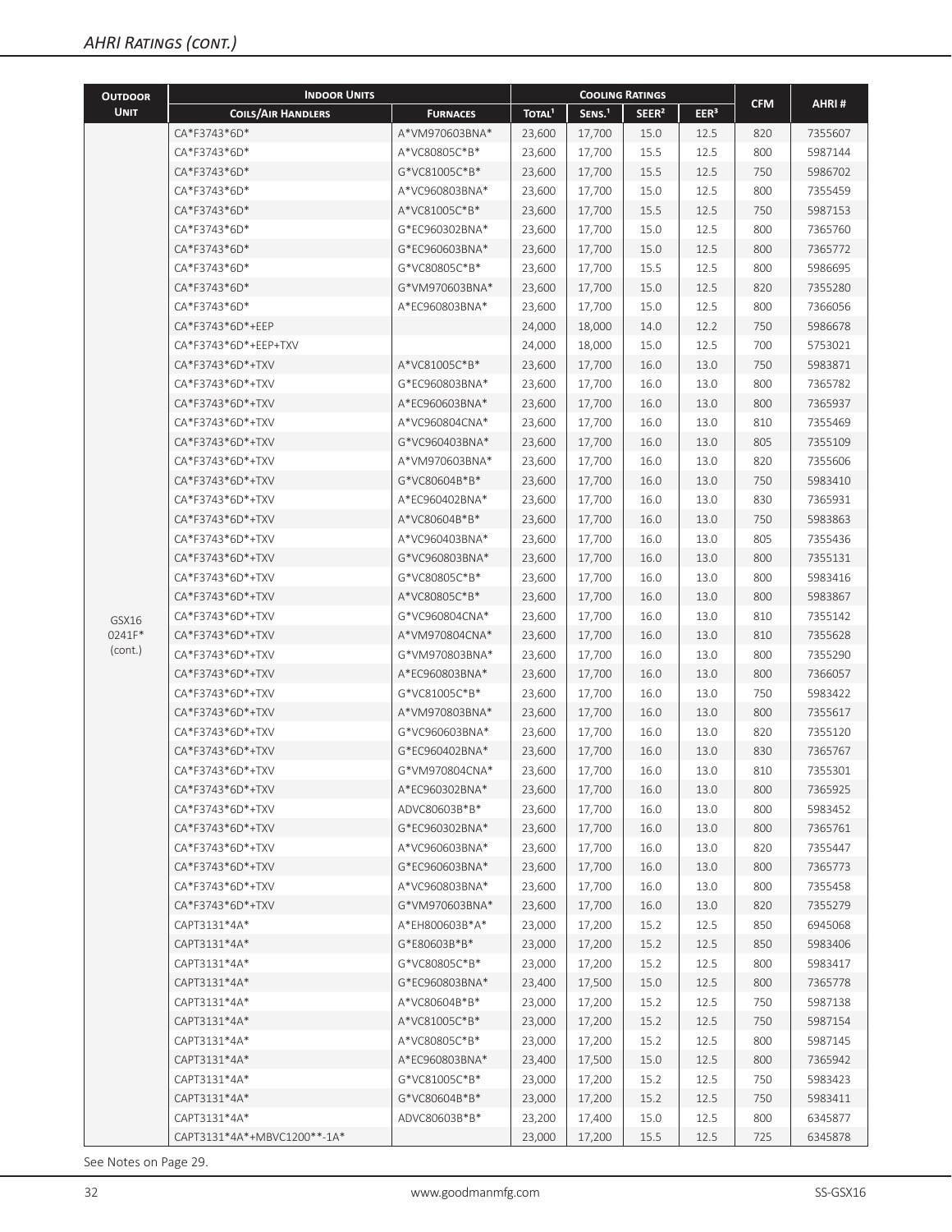## AHRI Ratings (cont.)

| Outdoor Unit | Indoor Units | | Cooling Ratings | | | | CFM | AHRI # |
|---|---|---|---|---|---|---|---|---|
| | Coils/Air Handlers | Furnaces | Total[1] | Sens.[1] | SEER[2] | EER[3] | | |
| GSX16 0241F* (cont.) | CA*F3743*6D* | A*VM970603BNA* | 23,600 | 17,700 | 15.0 | 12.5 | 820 | 7355607 |
| | CA*F3743*6D* | A*VC80805C*B* | 23,600 | 17,700 | 15.5 | 12.5 | 800 | 5987144 |
| | CA*F3743*6D* | G*VC81005C*B* | 23,600 | 17,700 | 15.5 | 12.5 | 750 | 5986702 |
| | CA*F3743*6D* | A*VC960803BNA* | 23,600 | 17,700 | 15.0 | 12.5 | 800 | 7355459 |
| | CA*F3743*6D* | A*VC81005C*B* | 23,600 | 17,700 | 15.5 | 12.5 | 750 | 5987153 |
| | CA*F3743*6D* | G*EC960302BNA* | 23,600 | 17,700 | 15.0 | 12.5 | 800 | 7365760 |
| | CA*F3743*6D* | G*EC960603BNA* | 23,600 | 17,700 | 15.0 | 12.5 | 800 | 7365772 |
| | CA*F3743*6D* | G*VC80805C*B* | 23,600 | 17,700 | 15.5 | 12.5 | 800 | 5986695 |
| | CA*F3743*6D* | G*VM970603BNA* | 23,600 | 17,700 | 15.0 | 12.5 | 820 | 7355280 |
| | CA*F3743*6D* | A*EC960803BNA* | 23,600 | 17,700 | 15.0 | 12.5 | 800 | 7366056 |
| | CA*F3743*6D*+EEP | | 24,000 | 18,000 | 14.0 | 12.2 | 750 | 5986678 |
| | CA*F3743*6D*+EEP+TXV | | 24,000 | 18,000 | 15.0 | 12.5 | 700 | 5753021 |
| | CA*F3743*6D*+TXV | A*VC81005C*B* | 23,600 | 17,700 | 16.0 | 13.0 | 750 | 5983871 |
| | CA*F3743*6D*+TXV | G*EC960803BNA* | 23,600 | 17,700 | 16.0 | 13.0 | 800 | 7365782 |
| | CA*F3743*6D*+TXV | A*EC960603BNA* | 23,600 | 17,700 | 16.0 | 13.0 | 800 | 7365937 |
| | CA*F3743*6D*+TXV | A*VC960804CNA* | 23,600 | 17,700 | 16.0 | 13.0 | 810 | 7355469 |
| | CA*F3743*6D*+TXV | G*VC960403BNA* | 23,600 | 17,700 | 16.0 | 13.0 | 805 | 7355109 |
| | CA*F3743*6D*+TXV | A*VM970603BNA* | 23,600 | 17,700 | 16.0 | 13.0 | 820 | 7355606 |
| | CA*F3743*6D*+TXV | G*VC80604B*B* | 23,600 | 17,700 | 16.0 | 13.0 | 750 | 5983410 |
| | CA*F3743*6D*+TXV | A*EC960402BNA* | 23,600 | 17,700 | 16.0 | 13.0 | 830 | 7365931 |
| | CA*F3743*6D*+TXV | A*VC80604B*B* | 23,600 | 17,700 | 16.0 | 13.0 | 750 | 5983863 |
| | CA*F3743*6D*+TXV | A*VC960403BNA* | 23,600 | 17,700 | 16.0 | 13.0 | 805 | 7355436 |
| | CA*F3743*6D*+TXV | G*VC960803BNA* | 23,600 | 17,700 | 16.0 | 13.0 | 800 | 7355131 |
| | CA*F3743*6D*+TXV | G*VC80805C*B* | 23,600 | 17,700 | 16.0 | 13.0 | 800 | 5983416 |
| | CA*F3743*6D*+TXV | A*VC80805C*B* | 23,600 | 17,700 | 16.0 | 13.0 | 800 | 5983867 |
| | CA*F3743*6D*+TXV | G*VC960804CNA* | 23,600 | 17,700 | 16.0 | 13.0 | 810 | 7355142 |
| | CA*F3743*6D*+TXV | A*VM970804CNA* | 23,600 | 17,700 | 16.0 | 13.0 | 810 | 7355628 |
| | CA*F3743*6D*+TXV | G*VM970803BNA* | 23,600 | 17,700 | 16.0 | 13.0 | 800 | 7355290 |
| | CA*F3743*6D*+TXV | A*EC960803BNA* | 23,600 | 17,700 | 16.0 | 13.0 | 800 | 7366057 |
| | CA*F3743*6D*+TXV | G*VC81005C*B* | 23,600 | 17,700 | 16.0 | 13.0 | 750 | 5983422 |
| | CA*F3743*6D*+TXV | A*VM970803BNA* | 23,600 | 17,700 | 16.0 | 13.0 | 800 | 7355617 |
| | CA*F3743*6D*+TXV | G*VC960603BNA* | 23,600 | 17,700 | 16.0 | 13.0 | 820 | 7355120 |
| | CA*F3743*6D*+TXV | G*EC960402BNA* | 23,600 | 17,700 | 16.0 | 13.0 | 830 | 7365767 |
| | CA*F3743*6D*+TXV | G*VM970804CNA* | 23,600 | 17,700 | 16.0 | 13.0 | 810 | 7355301 |
| | CA*F3743*6D*+TXV | A*EC960302BNA* | 23,600 | 17,700 | 16.0 | 13.0 | 800 | 7365925 |
| | CA*F3743*6D*+TXV | ADVC80603B*B* | 23,600 | 17,700 | 16.0 | 13.0 | 800 | 5983452 |
| | CA*F3743*6D*+TXV | G*EC960302BNA* | 23,600 | 17,700 | 16.0 | 13.0 | 800 | 7365761 |
| | CA*F3743*6D*+TXV | A*VC960603BNA* | 23,600 | 17,700 | 16.0 | 13.0 | 820 | 7355447 |
| | CA*F3743*6D*+TXV | G*EC960603BNA* | 23,600 | 17,700 | 16.0 | 13.0 | 800 | 7365773 |
| | CA*F3743*6D*+TXV | A*VC960803BNA* | 23,600 | 17,700 | 16.0 | 13.0 | 800 | 7355458 |
| | CA*F3743*6D*+TXV | G*VM970603BNA* | 23,600 | 17,700 | 16.0 | 13.0 | 820 | 7355279 |
| | CAPT3131*4A* | A*EH800603B*A* | 23,000 | 17,200 | 15.2 | 12.5 | 850 | 6945068 |
| | CAPT3131*4A* | G*E80603B*B* | 23,000 | 17,200 | 15.2 | 12.5 | 850 | 5983406 |
| | CAPT3131*4A* | G*VC80805C*B* | 23,000 | 17,200 | 15.2 | 12.5 | 800 | 5983417 |
| | CAPT3131*4A* | G*EC960803BNA* | 23,400 | 17,500 | 15.0 | 12.5 | 800 | 7365778 |
| | CAPT3131*4A* | A*VC80604B*B* | 23,000 | 17,200 | 15.2 | 12.5 | 750 | 5987138 |
| | CAPT3131*4A* | A*VC81005C*B* | 23,000 | 17,200 | 15.2 | 12.5 | 750 | 5987154 |
| | CAPT3131*4A* | A*VC80805C*B* | 23,000 | 17,200 | 15.2 | 12.5 | 800 | 5987145 |
| | CAPT3131*4A* | A*EC960803BNA* | 23,400 | 17,500 | 15.0 | 12.5 | 800 | 7365942 |
| | CAPT3131*4A* | G*VC81005C*B* | 23,000 | 17,200 | 15.2 | 12.5 | 750 | 5983423 |
| | CAPT3131*4A* | G*VC80604B*B* | 23,000 | 17,200 | 15.2 | 12.5 | 750 | 5983411 |
| | CAPT3131*4A* | ADVC80603B*B* | 23,200 | 17,400 | 15.0 | 12.5 | 800 | 6345877 |
| | CAPT3131*4A*+MBVC1200**-1A* | | 23,000 | 17,200 | 15.5 | 12.5 | 725 | 6345878 |

See Notes on Page 29.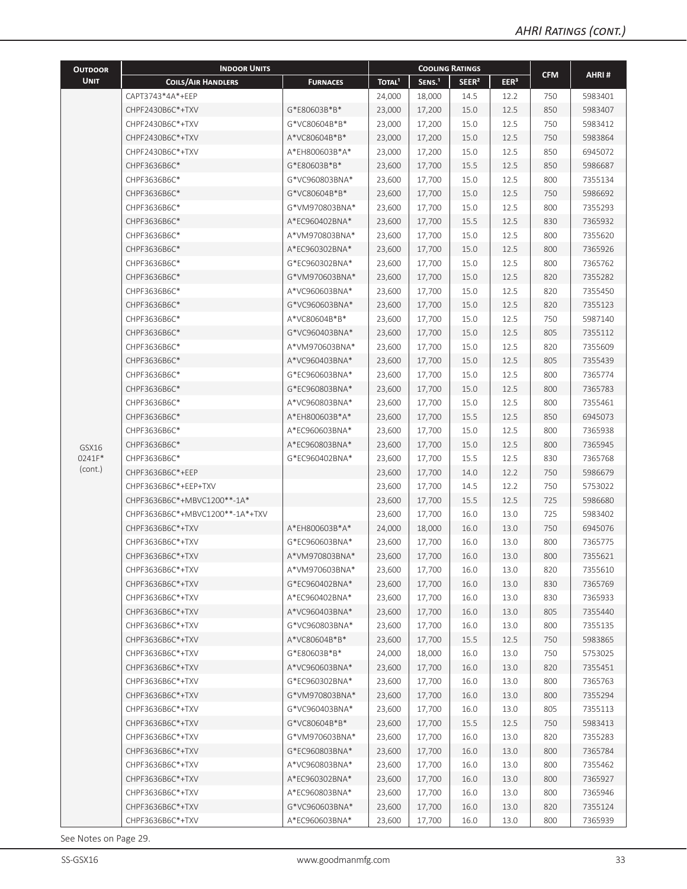## AHRI Ratings (cont.)

| Outdoor Unit | Indoor Units | | Cooling Ratings | | | | CFM | AHRI # |
|---|---|---|---|---|---|---|---|---|
| | Coils/Air Handlers | Furnaces | Total[1] | Sens.[1] | SEER[2] | EER[3] | | |
| GSX16 0241F* (cont.) | CAPT3743*4A*+EEP | | 24,000 | 18,000 | 14.5 | 12.2 | 750 | 5983401 |
| | CHPF2430B6C*+TXV | G*E80603B*B* | 23,000 | 17,200 | 15.0 | 12.5 | 850 | 5983407 |
| | CHPF2430B6C*+TXV | G*VC80604B*B* | 23,000 | 17,200 | 15.0 | 12.5 | 750 | 5983412 |
| | CHPF2430B6C*+TXV | A*VC80604B*B* | 23,000 | 17,200 | 15.0 | 12.5 | 750 | 5983864 |
| | CHPF2430B6C*+TXV | A*EH800603B*A* | 23,000 | 17,200 | 15.0 | 12.5 | 850 | 6945072 |
| | CHPF3636B6C* | G*E80603B*B* | 23,600 | 17,700 | 15.5 | 12.5 | 850 | 5986687 |
| | CHPF3636B6C* | G*VC960803BNA* | 23,600 | 17,700 | 15.0 | 12.5 | 800 | 7355134 |
| | CHPF3636B6C* | G*VC80604B*B* | 23,600 | 17,700 | 15.0 | 12.5 | 750 | 5986692 |
| | CHPF3636B6C* | G*VM970803BNA* | 23,600 | 17,700 | 15.0 | 12.5 | 800 | 7355293 |
| | CHPF3636B6C* | A*EC960402BNA* | 23,600 | 17,700 | 15.5 | 12.5 | 830 | 7365932 |
| | CHPF3636B6C* | A*VM970803BNA* | 23,600 | 17,700 | 15.0 | 12.5 | 800 | 7355620 |
| | CHPF3636B6C* | A*EC960302BNA* | 23,600 | 17,700 | 15.0 | 12.5 | 800 | 7365926 |
| | CHPF3636B6C* | G*EC960302BNA* | 23,600 | 17,700 | 15.0 | 12.5 | 800 | 7365762 |
| | CHPF3636B6C* | G*VM970603BNA* | 23,600 | 17,700 | 15.0 | 12.5 | 820 | 7355282 |
| | CHPF3636B6C* | A*VC960603BNA* | 23,600 | 17,700 | 15.0 | 12.5 | 820 | 7355450 |
| | CHPF3636B6C* | G*VC960603BNA* | 23,600 | 17,700 | 15.0 | 12.5 | 820 | 7355123 |
| | CHPF3636B6C* | A*VC80604B*B* | 23,600 | 17,700 | 15.0 | 12.5 | 750 | 5987140 |
| | CHPF3636B6C* | G*VC960403BNA* | 23,600 | 17,700 | 15.0 | 12.5 | 805 | 7355112 |
| | CHPF3636B6C* | A*VM970603BNA* | 23,600 | 17,700 | 15.0 | 12.5 | 820 | 7355609 |
| | CHPF3636B6C* | A*VC960403BNA* | 23,600 | 17,700 | 15.0 | 12.5 | 805 | 7355439 |
| | CHPF3636B6C* | G*EC960603BNA* | 23,600 | 17,700 | 15.0 | 12.5 | 800 | 7365774 |
| | CHPF3636B6C* | G*EC960803BNA* | 23,600 | 17,700 | 15.0 | 12.5 | 800 | 7365783 |
| | CHPF3636B6C* | A*VC960803BNA* | 23,600 | 17,700 | 15.0 | 12.5 | 800 | 7355461 |
| | CHPF3636B6C* | A*EH800603B*A* | 23,600 | 17,700 | 15.5 | 12.5 | 850 | 6945073 |
| | CHPF3636B6C* | A*EC960603BNA* | 23,600 | 17,700 | 15.0 | 12.5 | 800 | 7365938 |
| | CHPF3636B6C* | A*EC960803BNA* | 23,600 | 17,700 | 15.0 | 12.5 | 800 | 7365945 |
| | CHPF3636B6C* | G*EC960402BNA* | 23,600 | 17,700 | 15.5 | 12.5 | 830 | 7365768 |
| | CHPF3636B6C*+EEP | | 23,600 | 17,700 | 14.0 | 12.2 | 750 | 5986679 |
| | CHPF3636B6C*+EEP+TXV | | 23,600 | 17,700 | 14.5 | 12.2 | 750 | 5753022 |
| | CHPF3636B6C*+MBVC1200**-1A* | | 23,600 | 17,700 | 15.5 | 12.5 | 725 | 5986680 |
| | CHPF3636B6C*+MBVC1200**-1A*+TXV | | 23,600 | 17,700 | 16.0 | 13.0 | 725 | 5983402 |
| | CHPF3636B6C*+TXV | A*EH800603B*A* | 24,000 | 18,000 | 16.0 | 13.0 | 750 | 6945076 |
| | CHPF3636B6C*+TXV | G*EC960603BNA* | 23,600 | 17,700 | 16.0 | 13.0 | 800 | 7365775 |
| | CHPF3636B6C*+TXV | A*VM970803BNA* | 23,600 | 17,700 | 16.0 | 13.0 | 800 | 7355621 |
| | CHPF3636B6C*+TXV | A*VM970603BNA* | 23,600 | 17,700 | 16.0 | 13.0 | 820 | 7355610 |
| | CHPF3636B6C*+TXV | G*EC960402BNA* | 23,600 | 17,700 | 16.0 | 13.0 | 830 | 7365769 |
| | CHPF3636B6C*+TXV | A*EC960402BNA* | 23,600 | 17,700 | 16.0 | 13.0 | 830 | 7365933 |
| | CHPF3636B6C*+TXV | A*VC960403BNA* | 23,600 | 17,700 | 16.0 | 13.0 | 805 | 7355440 |
| | CHPF3636B6C*+TXV | G*VC960803BNA* | 23,600 | 17,700 | 16.0 | 13.0 | 800 | 7355135 |
| | CHPF3636B6C*+TXV | A*VC80604B*B* | 23,600 | 17,700 | 15.5 | 12.5 | 750 | 5983865 |
| | CHPF3636B6C*+TXV | G*E80603B*B* | 24,000 | 18,000 | 16.0 | 13.0 | 750 | 5753025 |
| | CHPF3636B6C*+TXV | A*VC960603BNA* | 23,600 | 17,700 | 16.0 | 13.0 | 820 | 7355451 |
| | CHPF3636B6C*+TXV | G*EC960302BNA* | 23,600 | 17,700 | 16.0 | 13.0 | 800 | 7365763 |
| | CHPF3636B6C*+TXV | G*VM970803BNA* | 23,600 | 17,700 | 16.0 | 13.0 | 800 | 7355294 |
| | CHPF3636B6C*+TXV | G*VC960403BNA* | 23,600 | 17,700 | 16.0 | 13.0 | 805 | 7355113 |
| | CHPF3636B6C*+TXV | G*VC80604B*B* | 23,600 | 17,700 | 15.5 | 12.5 | 750 | 5983413 |
| | CHPF3636B6C*+TXV | G*VM970603BNA* | 23,600 | 17,700 | 16.0 | 13.0 | 820 | 7355283 |
| | CHPF3636B6C*+TXV | G*EC960803BNA* | 23,600 | 17,700 | 16.0 | 13.0 | 800 | 7365784 |
| | CHPF3636B6C*+TXV | A*VC960803BNA* | 23,600 | 17,700 | 16.0 | 13.0 | 800 | 7355462 |
| | CHPF3636B6C*+TXV | A*EC960302BNA* | 23,600 | 17,700 | 16.0 | 13.0 | 800 | 7365927 |
| | CHPF3636B6C*+TXV | A*EC960803BNA* | 23,600 | 17,700 | 16.0 | 13.0 | 800 | 7365946 |
| | CHPF3636B6C*+TXV | G*VC960603BNA* | 23,600 | 17,700 | 16.0 | 13.0 | 820 | 7355124 |
| | CHPF3636B6C*+TXV | A*EC960603BNA* | 23,600 | 17,700 | 16.0 | 13.0 | 800 | 7365939 |

See Notes on Page 29.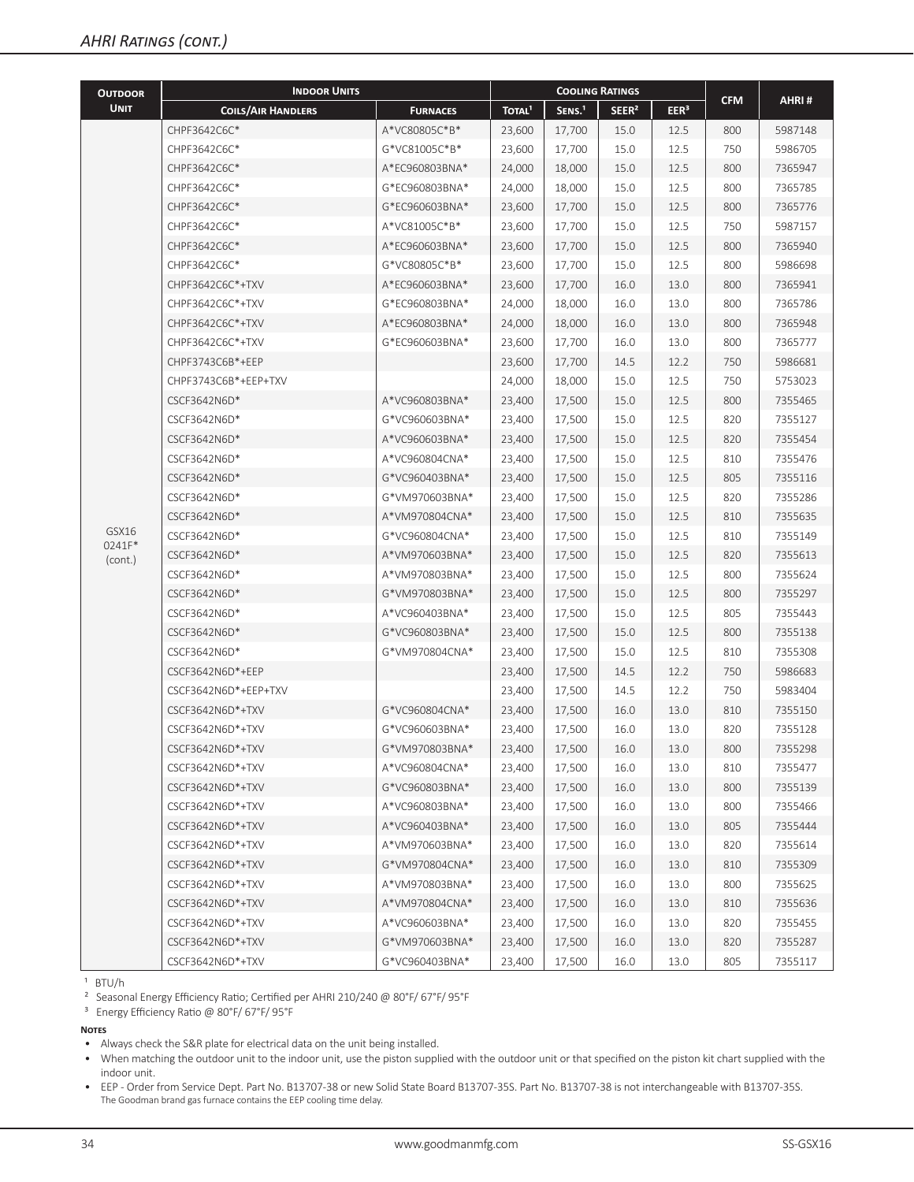## AHRI Ratings (cont.)

| Outdoor Unit | Indoor Units | | Cooling Ratings | | | | CFM | AHRI # |
|---|---|---|---|---|---|---|---|---|
| | Coils/Air Handlers | Furnaces | Total[1] | Sens.[1] | SEER[2] | EER[3] | | |
| GSX16 0241F* (cont.) | CHPF3642C6C* | A*VC80805C*B* | 23,600 | 17,700 | 15.0 | 12.5 | 800 | 5987148 |
| | CHPF3642C6C* | G*VC81005C*B* | 23,600 | 17,700 | 15.0 | 12.5 | 750 | 5986705 |
| | CHPF3642C6C* | A*EC960803BNA* | 24,000 | 18,000 | 15.0 | 12.5 | 800 | 7365947 |
| | CHPF3642C6C* | G*EC960803BNA* | 24,000 | 18,000 | 15.0 | 12.5 | 800 | 7365785 |
| | CHPF3642C6C* | G*EC960603BNA* | 23,600 | 17,700 | 15.0 | 12.5 | 800 | 7365776 |
| | CHPF3642C6C* | A*VC81005C*B* | 23,600 | 17,700 | 15.0 | 12.5 | 750 | 5987157 |
| | CHPF3642C6C* | A*EC960603BNA* | 23,600 | 17,700 | 15.0 | 12.5 | 800 | 7365940 |
| | CHPF3642C6C* | G*VC80805C*B* | 23,600 | 17,700 | 15.0 | 12.5 | 800 | 5986698 |
| | CHPF3642C6C*+TXV | A*EC960603BNA* | 23,600 | 17,700 | 16.0 | 13.0 | 800 | 7365941 |
| | CHPF3642C6C*+TXV | G*EC960803BNA* | 24,000 | 18,000 | 16.0 | 13.0 | 800 | 7365786 |
| | CHPF3642C6C*+TXV | A*EC960803BNA* | 24,000 | 18,000 | 16.0 | 13.0 | 800 | 7365948 |
| | CHPF3642C6C*+TXV | G*EC960603BNA* | 23,600 | 17,700 | 16.0 | 13.0 | 800 | 7365777 |
| | CHPF3743C6B*+EEP | | 23,600 | 17,700 | 14.5 | 12.2 | 750 | 5986681 |
| | CHPF3743C6B*+EEP+TXV | | 24,000 | 18,000 | 15.0 | 12.5 | 750 | 5753023 |
| | CSCF3642N6D* | A*VC960803BNA* | 23,400 | 17,500 | 15.0 | 12.5 | 800 | 7355465 |
| | CSCF3642N6D* | G*VC960603BNA* | 23,400 | 17,500 | 15.0 | 12.5 | 820 | 7355127 |
| | CSCF3642N6D* | A*VC960603BNA* | 23,400 | 17,500 | 15.0 | 12.5 | 820 | 7355454 |
| | CSCF3642N6D* | A*VC960804CNA* | 23,400 | 17,500 | 15.0 | 12.5 | 810 | 7355476 |
| | CSCF3642N6D* | G*VC960403BNA* | 23,400 | 17,500 | 15.0 | 12.5 | 805 | 7355116 |
| | CSCF3642N6D* | G*VM970603BNA* | 23,400 | 17,500 | 15.0 | 12.5 | 820 | 7355286 |
| | CSCF3642N6D* | A*VM970804CNA* | 23,400 | 17,500 | 15.0 | 12.5 | 810 | 7355635 |
| | CSCF3642N6D* | G*VC960804CNA* | 23,400 | 17,500 | 15.0 | 12.5 | 810 | 7355149 |
| | CSCF3642N6D* | A*VM970603BNA* | 23,400 | 17,500 | 15.0 | 12.5 | 820 | 7355613 |
| | CSCF3642N6D* | A*VM970803BNA* | 23,400 | 17,500 | 15.0 | 12.5 | 800 | 7355624 |
| | CSCF3642N6D* | G*VM970803BNA* | 23,400 | 17,500 | 15.0 | 12.5 | 800 | 7355297 |
| | CSCF3642N6D* | A*VC960403BNA* | 23,400 | 17,500 | 15.0 | 12.5 | 805 | 7355443 |
| | CSCF3642N6D* | G*VC960803BNA* | 23,400 | 17,500 | 15.0 | 12.5 | 800 | 7355138 |
| | CSCF3642N6D* | G*VM970804CNA* | 23,400 | 17,500 | 15.0 | 12.5 | 810 | 7355308 |
| | CSCF3642N6D*+EEP | | 23,400 | 17,500 | 14.5 | 12.2 | 750 | 5986683 |
| | CSCF3642N6D*+EEP+TXV | | 23,400 | 17,500 | 14.5 | 12.2 | 750 | 5983404 |
| | CSCF3642N6D*+TXV | G*VC960804CNA* | 23,400 | 17,500 | 16.0 | 13.0 | 810 | 7355150 |
| | CSCF3642N6D*+TXV | G*VC960603BNA* | 23,400 | 17,500 | 16.0 | 13.0 | 820 | 7355128 |
| | CSCF3642N6D*+TXV | G*VM970803BNA* | 23,400 | 17,500 | 16.0 | 13.0 | 800 | 7355298 |
| | CSCF3642N6D*+TXV | A*VC960804CNA* | 23,400 | 17,500 | 16.0 | 13.0 | 810 | 7355477 |
| | CSCF3642N6D*+TXV | G*VC960803BNA* | 23,400 | 17,500 | 16.0 | 13.0 | 800 | 7355139 |
| | CSCF3642N6D*+TXV | A*VC960803BNA* | 23,400 | 17,500 | 16.0 | 13.0 | 800 | 7355466 |
| | CSCF3642N6D*+TXV | A*VC960403BNA* | 23,400 | 17,500 | 16.0 | 13.0 | 805 | 7355444 |
| | CSCF3642N6D*+TXV | A*VM970603BNA* | 23,400 | 17,500 | 16.0 | 13.0 | 820 | 7355614 |
| | CSCF3642N6D*+TXV | G*VM970804CNA* | 23,400 | 17,500 | 16.0 | 13.0 | 810 | 7355309 |
| | CSCF3642N6D*+TXV | A*VM970803BNA* | 23,400 | 17,500 | 16.0 | 13.0 | 800 | 7355625 |
| | CSCF3642N6D*+TXV | A*VM970804CNA* | 23,400 | 17,500 | 16.0 | 13.0 | 810 | 7355636 |
| | CSCF3642N6D*+TXV | A*VC960603BNA* | 23,400 | 17,500 | 16.0 | 13.0 | 820 | 7355455 |
| | CSCF3642N6D*+TXV | G*VM970603BNA* | 23,400 | 17,500 | 16.0 | 13.0 | 820 | 7355287 |
| | CSCF3642N6D*+TXV | G*VC960403BNA* | 23,400 | 17,500 | 16.0 | 13.0 | 805 | 7355117 |

[1] BTU/h

[2] Seasonal Energy Efficiency Ratio; Certified per AHRI 210/240 @ 80°F/ 67°F/ 95°F

[3] Energy Efficiency Ratio @ 80°F/ 67°F/ 95°F

**Notes**

- Always check the S&R plate for electrical data on the unit being installed.
- When matching the outdoor unit to the indoor unit, use the piston supplied with the outdoor unit or that specified on the piston kit chart supplied with the indoor unit.
- EEP - Order from Service Dept. Part No. B13707-38 or new Solid State Board B13707-35S. Part No. B13707-38 is not interchangeable with B13707-35S. The Goodman brand gas furnace contains the EEP cooling time delay.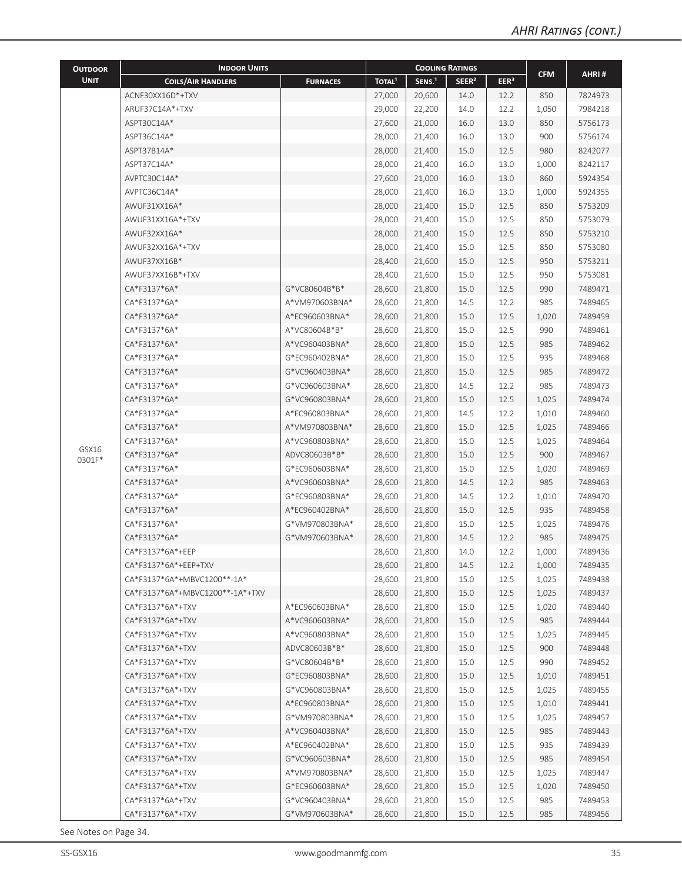## AHRI Ratings (cont.)

| Outdoor Unit | Indoor Units | | Cooling Ratings | | | | CFM | AHRI # |
|---|---|---|---|---|---|---|---|---|
| | Coils/Air Handlers | Furnaces | Total[1] | Sens.[1] | SEER[2] | EER[3] | | |
| GSX16 0301F* | ACNF30XX16D*+TXV | | 27,000 | 20,600 | 14.0 | 12.2 | 850 | 7824973 |
| | ARUF37C14A*+TXV | | 29,000 | 22,200 | 14.0 | 12.2 | 1,050 | 7984218 |
| | ASPT30C14A* | | 27,600 | 21,000 | 16.0 | 13.0 | 850 | 5756173 |
| | ASPT36C14A* | | 28,000 | 21,400 | 16.0 | 13.0 | 900 | 5756174 |
| | ASPT37B14A* | | 28,000 | 21,400 | 15.0 | 12.5 | 980 | 8242077 |
| | ASPT37C14A* | | 28,000 | 21,400 | 16.0 | 13.0 | 1,000 | 8242117 |
| | AVPTC30C14A* | | 27,600 | 21,000 | 16.0 | 13.0 | 860 | 5924354 |
| | AVPTC36C14A* | | 28,000 | 21,400 | 16.0 | 13.0 | 1,000 | 5924355 |
| | AWUF31XX16A* | | 28,000 | 21,400 | 15.0 | 12.5 | 850 | 5753209 |
| | AWUF31XX16A*+TXV | | 28,000 | 21,400 | 15.0 | 12.5 | 850 | 5753079 |
| | AWUF32XX16A* | | 28,000 | 21,400 | 15.0 | 12.5 | 850 | 5753210 |
| | AWUF32XX16A*+TXV | | 28,000 | 21,400 | 15.0 | 12.5 | 850 | 5753080 |
| | AWUF37XX16B* | | 28,400 | 21,600 | 15.0 | 12.5 | 950 | 5753211 |
| | AWUF37XX16B*+TXV | | 28,400 | 21,600 | 15.0 | 12.5 | 950 | 5753081 |
| | CA*F3137*6A* | G*VC80604B*B* | 28,600 | 21,800 | 15.0 | 12.5 | 990 | 7489471 |
| | CA*F3137*6A* | A*VM970603BNA* | 28,600 | 21,800 | 14.5 | 12.2 | 985 | 7489465 |
| | CA*F3137*6A* | A*EC960603BNA* | 28,600 | 21,800 | 15.0 | 12.5 | 1,020 | 7489459 |
| | CA*F3137*6A* | A*VC80604B*B* | 28,600 | 21,800 | 15.0 | 12.5 | 990 | 7489461 |
| | CA*F3137*6A* | A*VC960403BNA* | 28,600 | 21,800 | 15.0 | 12.5 | 985 | 7489462 |
| | CA*F3137*6A* | G*EC960402BNA* | 28,600 | 21,800 | 15.0 | 12.5 | 935 | 7489468 |
| | CA*F3137*6A* | G*VC960403BNA* | 28,600 | 21,800 | 15.0 | 12.5 | 985 | 7489472 |
| | CA*F3137*6A* | G*VC960603BNA* | 28,600 | 21,800 | 14.5 | 12.2 | 985 | 7489473 |
| | CA*F3137*6A* | G*VC960803BNA* | 28,600 | 21,800 | 15.0 | 12.5 | 1,025 | 7489474 |
| | CA*F3137*6A* | A*EC960803BNA* | 28,600 | 21,800 | 14.5 | 12.2 | 1,010 | 7489460 |
| | CA*F3137*6A* | A*VM970803BNA* | 28,600 | 21,800 | 15.0 | 12.5 | 1,025 | 7489466 |
| | CA*F3137*6A* | A*VC960803BNA* | 28,600 | 21,800 | 15.0 | 12.5 | 1,025 | 7489464 |
| | CA*F3137*6A* | ADVC80603B*B* | 28,600 | 21,800 | 15.0 | 12.5 | 900 | 7489467 |
| | CA*F3137*6A* | G*EC960603BNA* | 28,600 | 21,800 | 15.0 | 12.5 | 1,020 | 7489469 |
| | CA*F3137*6A* | A*VC960603BNA* | 28,600 | 21,800 | 14.5 | 12.2 | 985 | 7489463 |
| | CA*F3137*6A* | G*EC960803BNA* | 28,600 | 21,800 | 14.5 | 12.2 | 1,010 | 7489470 |
| | CA*F3137*6A* | A*EC960402BNA* | 28,600 | 21,800 | 15.0 | 12.5 | 935 | 7489458 |
| | CA*F3137*6A* | G*VM970803BNA* | 28,600 | 21,800 | 15.0 | 12.5 | 1,025 | 7489476 |
| | CA*F3137*6A* | G*VM970603BNA* | 28,600 | 21,800 | 14.5 | 12.2 | 985 | 7489475 |
| | CA*F3137*6A*+EEP | | 28,600 | 21,800 | 14.0 | 12.2 | 1,000 | 7489436 |
| | CA*F3137*6A*+EEP+TXV | | 28,600 | 21,800 | 14.5 | 12.2 | 1,000 | 7489435 |
| | CA*F3137*6A*+MBVC1200**-1A* | | 28,600 | 21,800 | 15.0 | 12.5 | 1,025 | 7489438 |
| | CA*F3137*6A*+MBVC1200**-1A*+TXV | | 28,600 | 21,800 | 15.0 | 12.5 | 1,025 | 7489437 |
| | CA*F3137*6A*+TXV | A*EC960603BNA* | 28,600 | 21,800 | 15.0 | 12.5 | 1,020 | 7489440 |
| | CA*F3137*6A*+TXV | A*VC960603BNA* | 28,600 | 21,800 | 15.0 | 12.5 | 985 | 7489444 |
| | CA*F3137*6A*+TXV | A*VC960803BNA* | 28,600 | 21,800 | 15.0 | 12.5 | 1,025 | 7489445 |
| | CA*F3137*6A*+TXV | ADVC80603B*B* | 28,600 | 21,800 | 15.0 | 12.5 | 900 | 7489448 |
| | CA*F3137*6A*+TXV | G*VC80604B*B* | 28,600 | 21,800 | 15.0 | 12.5 | 990 | 7489452 |
| | CA*F3137*6A*+TXV | G*EC960803BNA* | 28,600 | 21,800 | 15.0 | 12.5 | 1,010 | 7489451 |
| | CA*F3137*6A*+TXV | G*VC960803BNA* | 28,600 | 21,800 | 15.0 | 12.5 | 1,025 | 7489455 |
| | CA*F3137*6A*+TXV | A*EC960803BNA* | 28,600 | 21,800 | 15.0 | 12.5 | 1,010 | 7489441 |
| | CA*F3137*6A*+TXV | G*VM970803BNA* | 28,600 | 21,800 | 15.0 | 12.5 | 1,025 | 7489457 |
| | CA*F3137*6A*+TXV | A*VC960403BNA* | 28,600 | 21,800 | 15.0 | 12.5 | 985 | 7489443 |
| | CA*F3137*6A*+TXV | A*EC960402BNA* | 28,600 | 21,800 | 15.0 | 12.5 | 935 | 7489439 |
| | CA*F3137*6A*+TXV | G*VC960603BNA* | 28,600 | 21,800 | 15.0 | 12.5 | 985 | 7489454 |
| | CA*F3137*6A*+TXV | A*VM970803BNA* | 28,600 | 21,800 | 15.0 | 12.5 | 1,025 | 7489447 |
| | CA*F3137*6A*+TXV | G*EC960603BNA* | 28,600 | 21,800 | 15.0 | 12.5 | 1,020 | 7489450 |
| | CA*F3137*6A*+TXV | G*VC960403BNA* | 28,600 | 21,800 | 15.0 | 12.5 | 985 | 7489453 |
| | CA*F3137*6A*+TXV | G*VM970603BNA* | 28,600 | 21,800 | 15.0 | 12.5 | 985 | 7489456 |

See Notes on Page 34.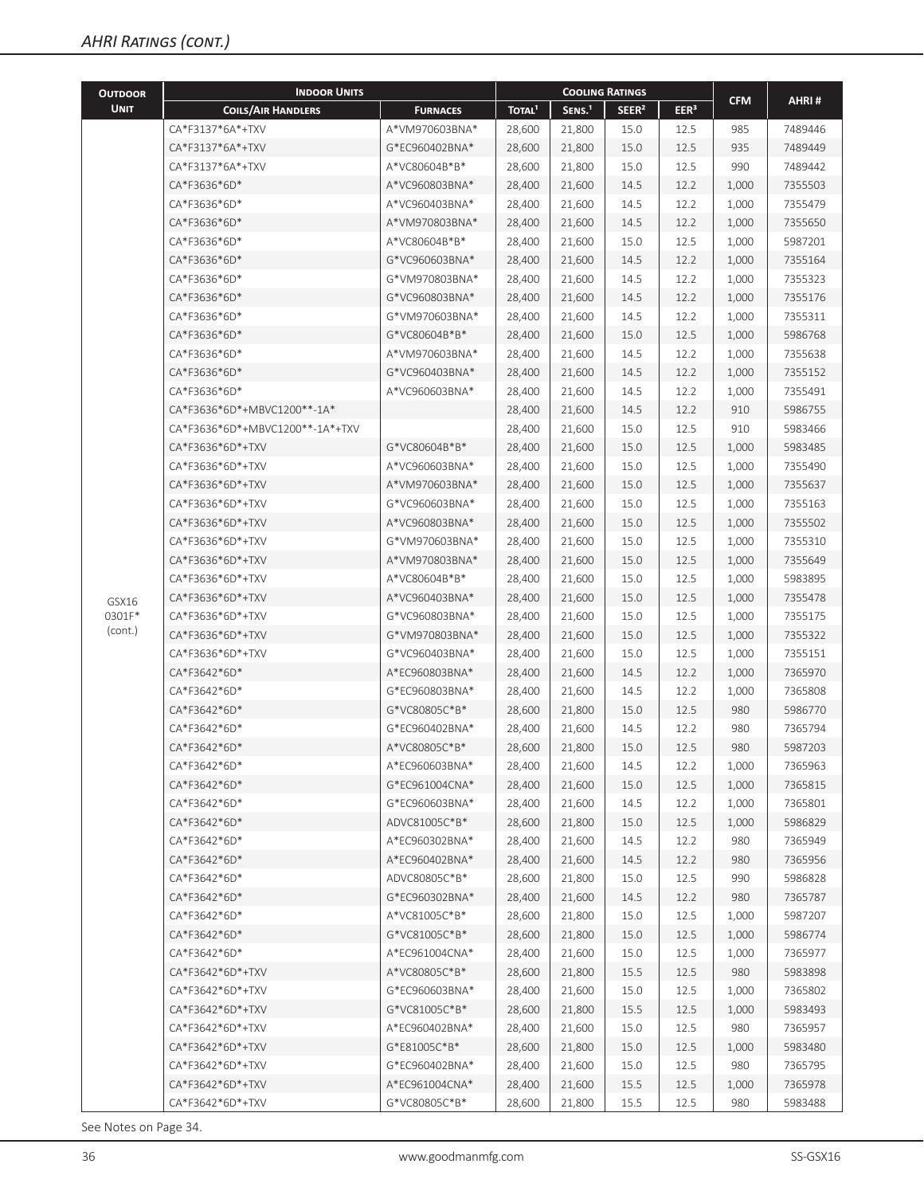## AHRI Ratings (cont.)

| Outdoor Unit | Indoor Units | | Cooling Ratings | | | | CFM | AHRI # |
|---|---|---|---|---|---|---|---|---|
| | Coils/Air Handlers | Furnaces | Total[1] | Sens.[1] | SEER[2] | EER[3] | | |
| GSX16 0301F* (cont.) | CA*F3137*6A*+TXV | A*VM970603BNA* | 28,600 | 21,800 | 15.0 | 12.5 | 985 | 7489446 |
| | CA*F3137*6A*+TXV | G*EC960402BNA* | 28,600 | 21,800 | 15.0 | 12.5 | 935 | 7489449 |
| | CA*F3137*6A*+TXV | A*VC80604B*B* | 28,600 | 21,800 | 15.0 | 12.5 | 990 | 7489442 |
| | CA*F3636*6D* | A*VC960803BNA* | 28,400 | 21,600 | 14.5 | 12.2 | 1,000 | 7355503 |
| | CA*F3636*6D* | A*VC960403BNA* | 28,400 | 21,600 | 14.5 | 12.2 | 1,000 | 7355479 |
| | CA*F3636*6D* | A*VM970803BNA* | 28,400 | 21,600 | 14.5 | 12.2 | 1,000 | 7355650 |
| | CA*F3636*6D* | A*VC80604B*B* | 28,400 | 21,600 | 15.0 | 12.5 | 1,000 | 5987201 |
| | CA*F3636*6D* | G*VC960603BNA* | 28,400 | 21,600 | 14.5 | 12.2 | 1,000 | 7355164 |
| | CA*F3636*6D* | G*VM970803BNA* | 28,400 | 21,600 | 14.5 | 12.2 | 1,000 | 7355323 |
| | CA*F3636*6D* | G*VC960803BNA* | 28,400 | 21,600 | 14.5 | 12.2 | 1,000 | 7355176 |
| | CA*F3636*6D* | G*VM970603BNA* | 28,400 | 21,600 | 14.5 | 12.2 | 1,000 | 7355311 |
| | CA*F3636*6D* | G*VC80604B*B* | 28,400 | 21,600 | 15.0 | 12.5 | 1,000 | 5986768 |
| | CA*F3636*6D* | A*VM970603BNA* | 28,400 | 21,600 | 14.5 | 12.2 | 1,000 | 7355638 |
| | CA*F3636*6D* | G*VC960403BNA* | 28,400 | 21,600 | 14.5 | 12.2 | 1,000 | 7355152 |
| | CA*F3636*6D* | A*VC960603BNA* | 28,400 | 21,600 | 14.5 | 12.2 | 1,000 | 7355491 |
| | CA*F3636*6D*+MBVC1200**-1A* | | 28,400 | 21,600 | 14.5 | 12.2 | 910 | 5986755 |
| | CA*F3636*6D*+MBVC1200**-1A*+TXV | | 28,400 | 21,600 | 15.0 | 12.5 | 910 | 5983466 |
| | CA*F3636*6D*+TXV | G*VC80604B*B* | 28,400 | 21,600 | 15.0 | 12.5 | 1,000 | 5983485 |
| | CA*F3636*6D*+TXV | A*VC960603BNA* | 28,400 | 21,600 | 15.0 | 12.5 | 1,000 | 7355490 |
| | CA*F3636*6D*+TXV | A*VM970603BNA* | 28,400 | 21,600 | 15.0 | 12.5 | 1,000 | 7355637 |
| | CA*F3636*6D*+TXV | G*VC960603BNA* | 28,400 | 21,600 | 15.0 | 12.5 | 1,000 | 7355163 |
| | CA*F3636*6D*+TXV | A*VC960803BNA* | 28,400 | 21,600 | 15.0 | 12.5 | 1,000 | 7355502 |
| | CA*F3636*6D*+TXV | G*VM970603BNA* | 28,400 | 21,600 | 15.0 | 12.5 | 1,000 | 7355310 |
| | CA*F3636*6D*+TXV | A*VM970803BNA* | 28,400 | 21,600 | 15.0 | 12.5 | 1,000 | 7355649 |
| | CA*F3636*6D*+TXV | A*VC80604B*B* | 28,400 | 21,600 | 15.0 | 12.5 | 1,000 | 5983895 |
| | CA*F3636*6D*+TXV | A*VC960403BNA* | 28,400 | 21,600 | 15.0 | 12.5 | 1,000 | 7355478 |
| | CA*F3636*6D*+TXV | G*VC960803BNA* | 28,400 | 21,600 | 15.0 | 12.5 | 1,000 | 7355175 |
| | CA*F3636*6D*+TXV | G*VM970803BNA* | 28,400 | 21,600 | 15.0 | 12.5 | 1,000 | 7355322 |
| | CA*F3636*6D*+TXV | G*VC960403BNA* | 28,400 | 21,600 | 15.0 | 12.5 | 1,000 | 7355151 |
| | CA*F3642*6D* | A*EC960803BNA* | 28,400 | 21,600 | 14.5 | 12.2 | 1,000 | 7365970 |
| | CA*F3642*6D* | G*EC960803BNA* | 28,400 | 21,600 | 14.5 | 12.2 | 1,000 | 7365808 |
| | CA*F3642*6D* | G*VC80805C*B* | 28,600 | 21,800 | 15.0 | 12.5 | 980 | 5986770 |
| | CA*F3642*6D* | G*EC960402BNA* | 28,400 | 21,600 | 14.5 | 12.2 | 980 | 7365794 |
| | CA*F3642*6D* | A*VC80805C*B* | 28,600 | 21,800 | 15.0 | 12.5 | 980 | 5987203 |
| | CA*F3642*6D* | A*EC960603BNA* | 28,400 | 21,600 | 14.5 | 12.2 | 1,000 | 7365963 |
| | CA*F3642*6D* | G*EC961004CNA* | 28,400 | 21,600 | 15.0 | 12.5 | 1,000 | 7365815 |
| | CA*F3642*6D* | G*EC960603BNA* | 28,400 | 21,600 | 14.5 | 12.2 | 1,000 | 7365801 |
| | CA*F3642*6D* | ADVC81005C*B* | 28,600 | 21,800 | 15.0 | 12.5 | 1,000 | 5986829 |
| | CA*F3642*6D* | A*EC960302BNA* | 28,400 | 21,600 | 14.5 | 12.2 | 980 | 7365949 |
| | CA*F3642*6D* | A*EC960402BNA* | 28,400 | 21,600 | 14.5 | 12.2 | 980 | 7365956 |
| | CA*F3642*6D* | ADVC80805C*B* | 28,600 | 21,800 | 15.0 | 12.5 | 990 | 5986828 |
| | CA*F3642*6D* | G*EC960302BNA* | 28,400 | 21,600 | 14.5 | 12.2 | 980 | 7365787 |
| | CA*F3642*6D* | A*VC81005C*B* | 28,600 | 21,800 | 15.0 | 12.5 | 1,000 | 5987207 |
| | CA*F3642*6D* | G*VC81005C*B* | 28,600 | 21,800 | 15.0 | 12.5 | 1,000 | 5986774 |
| | CA*F3642*6D* | A*EC961004CNA* | 28,400 | 21,600 | 15.0 | 12.5 | 1,000 | 7365977 |
| | CA*F3642*6D*+TXV | A*VC80805C*B* | 28,600 | 21,800 | 15.5 | 12.5 | 980 | 5983898 |
| | CA*F3642*6D*+TXV | G*EC960603BNA* | 28,400 | 21,600 | 15.0 | 12.5 | 1,000 | 7365802 |
| | CA*F3642*6D*+TXV | G*VC81005C*B* | 28,600 | 21,800 | 15.5 | 12.5 | 1,000 | 5983493 |
| | CA*F3642*6D*+TXV | A*EC960402BNA* | 28,400 | 21,600 | 15.0 | 12.5 | 980 | 7365957 |
| | CA*F3642*6D*+TXV | G*E81005C*B* | 28,600 | 21,800 | 15.0 | 12.5 | 1,000 | 5983480 |
| | CA*F3642*6D*+TXV | G*EC960402BNA* | 28,400 | 21,600 | 15.0 | 12.5 | 980 | 7365795 |
| | CA*F3642*6D*+TXV | A*EC961004CNA* | 28,400 | 21,600 | 15.5 | 12.5 | 1,000 | 7365978 |
| | CA*F3642*6D*+TXV | G*VC80805C*B* | 28,600 | 21,800 | 15.5 | 12.5 | 980 | 5983488 |

See Notes on Page 34.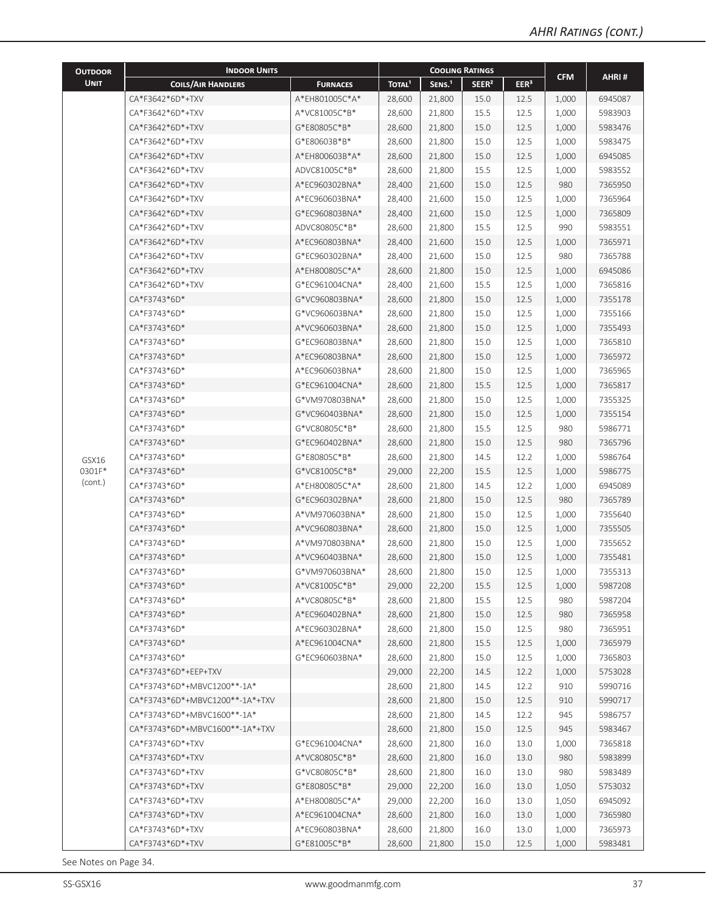## AHRI Ratings (cont.)

| Outdoor Unit | Indoor Units | | Cooling Ratings | | | | CFM | AHRI # |
|---|---|---|---|---|---|---|---|---|
| | Coils/Air Handlers | Furnaces | Total[1] | Sens.[1] | SEER[2] | EER[3] | | |
| GSX16 0301F* (cont.) | CA*F3642*6D*+TXV | A*EH801005C*A* | 28,600 | 21,800 | 15.0 | 12.5 | 1,000 | 6945087 |
| | CA*F3642*6D*+TXV | A*VC81005C*B* | 28,600 | 21,800 | 15.5 | 12.5 | 1,000 | 5983903 |
| | CA*F3642*6D*+TXV | G*E80805C*B* | 28,600 | 21,800 | 15.0 | 12.5 | 1,000 | 5983476 |
| | CA*F3642*6D*+TXV | G*E80603B*B* | 28,600 | 21,800 | 15.0 | 12.5 | 1,000 | 5983475 |
| | CA*F3642*6D*+TXV | A*EH800603B*A* | 28,600 | 21,800 | 15.0 | 12.5 | 1,000 | 6945085 |
| | CA*F3642*6D*+TXV | ADVC81005C*B* | 28,600 | 21,800 | 15.5 | 12.5 | 1,000 | 5983552 |
| | CA*F3642*6D*+TXV | A*EC960302BNA* | 28,400 | 21,600 | 15.0 | 12.5 | 980 | 7365950 |
| | CA*F3642*6D*+TXV | A*EC960603BNA* | 28,400 | 21,600 | 15.0 | 12.5 | 1,000 | 7365964 |
| | CA*F3642*6D*+TXV | G*EC960803BNA* | 28,400 | 21,600 | 15.0 | 12.5 | 1,000 | 7365809 |
| | CA*F3642*6D*+TXV | ADVC80805C*B* | 28,600 | 21,800 | 15.5 | 12.5 | 990 | 5983551 |
| | CA*F3642*6D*+TXV | A*EC960803BNA* | 28,400 | 21,600 | 15.0 | 12.5 | 1,000 | 7365971 |
| | CA*F3642*6D*+TXV | G*EC960302BNA* | 28,400 | 21,600 | 15.0 | 12.5 | 980 | 7365788 |
| | CA*F3642*6D*+TXV | A*EH800805C*A* | 28,600 | 21,800 | 15.0 | 12.5 | 1,000 | 6945086 |
| | CA*F3642*6D*+TXV | G*EC961004CNA* | 28,400 | 21,600 | 15.5 | 12.5 | 1,000 | 7365816 |
| | CA*F3743*6D* | G*VC960803BNA* | 28,600 | 21,800 | 15.0 | 12.5 | 1,000 | 7355178 |
| | CA*F3743*6D* | G*VC960603BNA* | 28,600 | 21,800 | 15.0 | 12.5 | 1,000 | 7355166 |
| | CA*F3743*6D* | A*VC960603BNA* | 28,600 | 21,800 | 15.0 | 12.5 | 1,000 | 7355493 |
| | CA*F3743*6D* | G*EC960803BNA* | 28,600 | 21,800 | 15.0 | 12.5 | 1,000 | 7365810 |
| | CA*F3743*6D* | A*EC960803BNA* | 28,600 | 21,800 | 15.0 | 12.5 | 1,000 | 7365972 |
| | CA*F3743*6D* | A*EC960603BNA* | 28,600 | 21,800 | 15.0 | 12.5 | 1,000 | 7365965 |
| | CA*F3743*6D* | G*EC961004CNA* | 28,600 | 21,800 | 15.5 | 12.5 | 1,000 | 7365817 |
| | CA*F3743*6D* | G*VM970803BNA* | 28,600 | 21,800 | 15.0 | 12.5 | 1,000 | 7355325 |
| | CA*F3743*6D* | G*VC960403BNA* | 28,600 | 21,800 | 15.0 | 12.5 | 1,000 | 7355154 |
| | CA*F3743*6D* | G*VC80805C*B* | 28,600 | 21,800 | 15.5 | 12.5 | 980 | 5986771 |
| | CA*F3743*6D* | G*EC960402BNA* | 28,600 | 21,800 | 15.0 | 12.5 | 980 | 7365796 |
| | CA*F3743*6D* | G*E80805C*B* | 28,600 | 21,800 | 14.5 | 12.2 | 1,000 | 5986764 |
| | CA*F3743*6D* | G*VC81005C*B* | 29,000 | 22,200 | 15.5 | 12.5 | 1,000 | 5986775 |
| | CA*F3743*6D* | A*EH800805C*A* | 28,600 | 21,800 | 14.5 | 12.2 | 1,000 | 6945089 |
| | CA*F3743*6D* | G*EC960302BNA* | 28,600 | 21,800 | 15.0 | 12.5 | 980 | 7365789 |
| | CA*F3743*6D* | A*VM970603BNA* | 28,600 | 21,800 | 15.0 | 12.5 | 1,000 | 7355640 |
| | CA*F3743*6D* | A*VC960803BNA* | 28,600 | 21,800 | 15.0 | 12.5 | 1,000 | 7355505 |
| | CA*F3743*6D* | A*VM970803BNA* | 28,600 | 21,800 | 15.0 | 12.5 | 1,000 | 7355652 |
| | CA*F3743*6D* | A*VC960403BNA* | 28,600 | 21,800 | 15.0 | 12.5 | 1,000 | 7355481 |
| | CA*F3743*6D* | G*VM970603BNA* | 28,600 | 21,800 | 15.0 | 12.5 | 1,000 | 7355313 |
| | CA*F3743*6D* | A*VC81005C*B* | 29,000 | 22,200 | 15.5 | 12.5 | 1,000 | 5987208 |
| | CA*F3743*6D* | A*VC80805C*B* | 28,600 | 21,800 | 15.5 | 12.5 | 980 | 5987204 |
| | CA*F3743*6D* | A*EC960402BNA* | 28,600 | 21,800 | 15.0 | 12.5 | 980 | 7365958 |
| | CA*F3743*6D* | A*EC960302BNA* | 28,600 | 21,800 | 15.0 | 12.5 | 980 | 7365951 |
| | CA*F3743*6D* | A*EC961004CNA* | 28,600 | 21,800 | 15.5 | 12.5 | 1,000 | 7365979 |
| | CA*F3743*6D* | G*EC960603BNA* | 28,600 | 21,800 | 15.0 | 12.5 | 1,000 | 7365803 |
| | CA*F3743*6D*+EEP+TXV | | 29,000 | 22,200 | 14.5 | 12.2 | 1,000 | 5753028 |
| | CA*F3743*6D*+MBVC1200**-1A* | | 28,600 | 21,800 | 14.5 | 12.2 | 910 | 5990716 |
| | CA*F3743*6D*+MBVC1200**-1A*+TXV | | 28,600 | 21,800 | 15.0 | 12.5 | 910 | 5990717 |
| | CA*F3743*6D*+MBVC1600**-1A* | | 28,600 | 21,800 | 14.5 | 12.2 | 945 | 5986757 |
| | CA*F3743*6D*+MBVC1600**-1A*+TXV | | 28,600 | 21,800 | 15.0 | 12.5 | 945 | 5983467 |
| | CA*F3743*6D*+TXV | G*EC961004CNA* | 28,600 | 21,800 | 16.0 | 13.0 | 1,000 | 7365818 |
| | CA*F3743*6D*+TXV | A*VC80805C*B* | 28,600 | 21,800 | 16.0 | 13.0 | 980 | 5983899 |
| | CA*F3743*6D*+TXV | G*VC80805C*B* | 28,600 | 21,800 | 16.0 | 13.0 | 980 | 5983489 |
| | CA*F3743*6D*+TXV | G*E80805C*B* | 29,000 | 22,200 | 16.0 | 13.0 | 1,050 | 5753032 |
| | CA*F3743*6D*+TXV | A*EH800805C*A* | 29,000 | 22,200 | 16.0 | 13.0 | 1,050 | 6945092 |
| | CA*F3743*6D*+TXV | A*EC961004CNA* | 28,600 | 21,800 | 16.0 | 13.0 | 1,000 | 7365980 |
| | CA*F3743*6D*+TXV | A*EC960803BNA* | 28,600 | 21,800 | 16.0 | 13.0 | 1,000 | 7365973 |
| | CA*F3743*6D*+TXV | G*E81005C*B* | 28,600 | 21,800 | 15.0 | 12.5 | 1,000 | 5983481 |

See Notes on Page 34.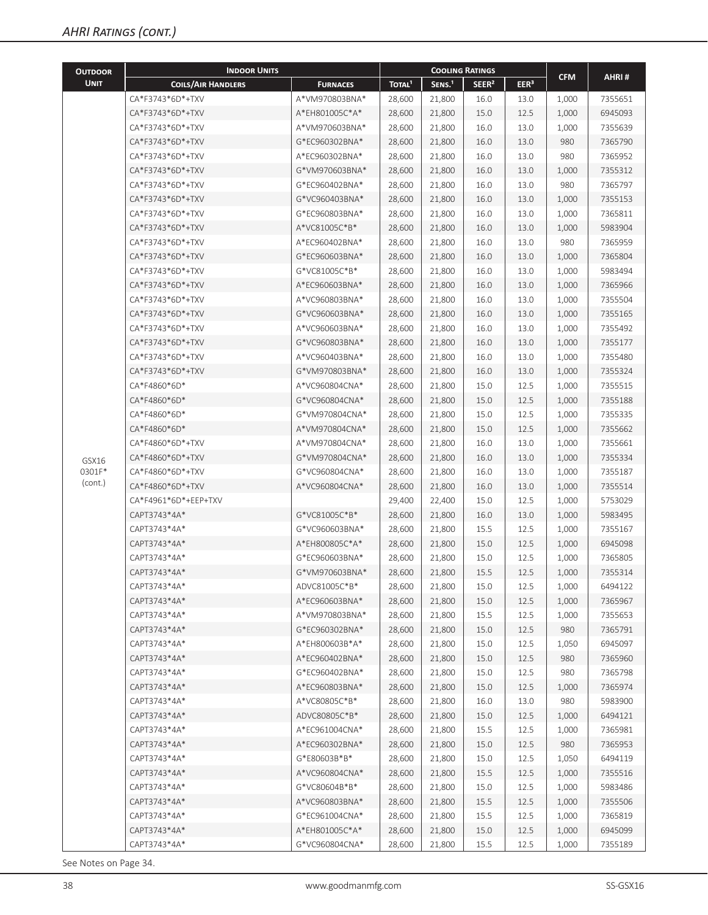## AHRI Ratings (cont.)

| Outdoor Unit | Indoor Units | | Cooling Ratings | | | | CFM | AHRI # |
|---|---|---|---|---|---|---|---|---|
| | Coils/Air Handlers | Furnaces | Total[1] | Sens.[1] | SEER[2] | EER[3] | | |
| GSX16 0301F* (cont.) | CA*F3743*6D*+TXV | A*VM970803BNA* | 28,600 | 21,800 | 16.0 | 13.0 | 1,000 | 7355651 |
| | CA*F3743*6D*+TXV | A*EH801005C*A* | 28,600 | 21,800 | 15.0 | 12.5 | 1,000 | 6945093 |
| | CA*F3743*6D*+TXV | A*VM970603BNA* | 28,600 | 21,800 | 16.0 | 13.0 | 1,000 | 7355639 |
| | CA*F3743*6D*+TXV | G*EC960302BNA* | 28,600 | 21,800 | 16.0 | 13.0 | 980 | 7365790 |
| | CA*F3743*6D*+TXV | A*EC960302BNA* | 28,600 | 21,800 | 16.0 | 13.0 | 980 | 7365952 |
| | CA*F3743*6D*+TXV | G*VM970603BNA* | 28,600 | 21,800 | 16.0 | 13.0 | 1,000 | 7355312 |
| | CA*F3743*6D*+TXV | G*EC960402BNA* | 28,600 | 21,800 | 16.0 | 13.0 | 980 | 7365797 |
| | CA*F3743*6D*+TXV | G*VC960403BNA* | 28,600 | 21,800 | 16.0 | 13.0 | 1,000 | 7355153 |
| | CA*F3743*6D*+TXV | G*EC960803BNA* | 28,600 | 21,800 | 16.0 | 13.0 | 1,000 | 7365811 |
| | CA*F3743*6D*+TXV | A*VC81005C*B* | 28,600 | 21,800 | 16.0 | 13.0 | 1,000 | 5983904 |
| | CA*F3743*6D*+TXV | A*EC960402BNA* | 28,600 | 21,800 | 16.0 | 13.0 | 980 | 7365959 |
| | CA*F3743*6D*+TXV | G*EC960603BNA* | 28,600 | 21,800 | 16.0 | 13.0 | 1,000 | 7365804 |
| | CA*F3743*6D*+TXV | G*VC81005C*B* | 28,600 | 21,800 | 16.0 | 13.0 | 1,000 | 5983494 |
| | CA*F3743*6D*+TXV | A*EC960603BNA* | 28,600 | 21,800 | 16.0 | 13.0 | 1,000 | 7365966 |
| | CA*F3743*6D*+TXV | A*VC960803BNA* | 28,600 | 21,800 | 16.0 | 13.0 | 1,000 | 7355504 |
| | CA*F3743*6D*+TXV | G*VC960603BNA* | 28,600 | 21,800 | 16.0 | 13.0 | 1,000 | 7355165 |
| | CA*F3743*6D*+TXV | A*VC960603BNA* | 28,600 | 21,800 | 16.0 | 13.0 | 1,000 | 7355492 |
| | CA*F3743*6D*+TXV | G*VC960803BNA* | 28,600 | 21,800 | 16.0 | 13.0 | 1,000 | 7355177 |
| | CA*F3743*6D*+TXV | A*VC960403BNA* | 28,600 | 21,800 | 16.0 | 13.0 | 1,000 | 7355480 |
| | CA*F3743*6D*+TXV | G*VM970803BNA* | 28,600 | 21,800 | 16.0 | 13.0 | 1,000 | 7355324 |
| | CA*F4860*6D* | A*VC960804CNA* | 28,600 | 21,800 | 15.0 | 12.5 | 1,000 | 7355515 |
| | CA*F4860*6D* | G*VC960804CNA* | 28,600 | 21,800 | 15.0 | 12.5 | 1,000 | 7355188 |
| | CA*F4860*6D* | G*VM970804CNA* | 28,600 | 21,800 | 15.0 | 12.5 | 1,000 | 7355335 |
| | CA*F4860*6D* | A*VM970804CNA* | 28,600 | 21,800 | 15.0 | 12.5 | 1,000 | 7355662 |
| | CA*F4860*6D*+TXV | A*VM970804CNA* | 28,600 | 21,800 | 16.0 | 13.0 | 1,000 | 7355661 |
| | CA*F4860*6D*+TXV | G*VM970804CNA* | 28,600 | 21,800 | 16.0 | 13.0 | 1,000 | 7355334 |
| | CA*F4860*6D*+TXV | G*VC960804CNA* | 28,600 | 21,800 | 16.0 | 13.0 | 1,000 | 7355187 |
| | CA*F4860*6D*+TXV | A*VC960804CNA* | 28,600 | 21,800 | 16.0 | 13.0 | 1,000 | 7355514 |
| | CA*F4961*6D*+EEP+TXV | | 29,400 | 22,400 | 15.0 | 12.5 | 1,000 | 5753029 |
| | CAPT3743*4A* | G*VC81005C*B* | 28,600 | 21,800 | 16.0 | 13.0 | 1,000 | 5983495 |
| | CAPT3743*4A* | G*VC960603BNA* | 28,600 | 21,800 | 15.5 | 12.5 | 1,000 | 7355167 |
| | CAPT3743*4A* | A*EH800805C*A* | 28,600 | 21,800 | 15.0 | 12.5 | 1,000 | 6945098 |
| | CAPT3743*4A* | G*EC960603BNA* | 28,600 | 21,800 | 15.0 | 12.5 | 1,000 | 7365805 |
| | CAPT3743*4A* | G*VM970603BNA* | 28,600 | 21,800 | 15.5 | 12.5 | 1,000 | 7355314 |
| | CAPT3743*4A* | ADVC81005C*B* | 28,600 | 21,800 | 15.0 | 12.5 | 1,000 | 6494122 |
| | CAPT3743*4A* | A*EC960603BNA* | 28,600 | 21,800 | 15.0 | 12.5 | 1,000 | 7365967 |
| | CAPT3743*4A* | A*VM970803BNA* | 28,600 | 21,800 | 15.5 | 12.5 | 1,000 | 7355653 |
| | CAPT3743*4A* | G*EC960302BNA* | 28,600 | 21,800 | 15.0 | 12.5 | 980 | 7365791 |
| | CAPT3743*4A* | A*EH800603B*A* | 28,600 | 21,800 | 15.0 | 12.5 | 1,050 | 6945097 |
| | CAPT3743*4A* | A*EC960402BNA* | 28,600 | 21,800 | 15.0 | 12.5 | 980 | 7365960 |
| | CAPT3743*4A* | G*EC960402BNA* | 28,600 | 21,800 | 15.0 | 12.5 | 980 | 7365798 |
| | CAPT3743*4A* | A*EC960803BNA* | 28,600 | 21,800 | 15.0 | 12.5 | 1,000 | 7365974 |
| | CAPT3743*4A* | A*VC80805C*B* | 28,600 | 21,800 | 16.0 | 13.0 | 980 | 5983900 |
| | CAPT3743*4A* | ADVC80805C*B* | 28,600 | 21,800 | 15.0 | 12.5 | 1,000 | 6494121 |
| | CAPT3743*4A* | A*EC961004CNA* | 28,600 | 21,800 | 15.5 | 12.5 | 1,000 | 7365981 |
| | CAPT3743*4A* | A*EC960302BNA* | 28,600 | 21,800 | 15.0 | 12.5 | 980 | 7365953 |
| | CAPT3743*4A* | G*E80603B*B* | 28,600 | 21,800 | 15.0 | 12.5 | 1,050 | 6494119 |
| | CAPT3743*4A* | A*VC960804CNA* | 28,600 | 21,800 | 15.5 | 12.5 | 1,000 | 7355516 |
| | CAPT3743*4A* | G*VC80604B*B* | 28,600 | 21,800 | 15.0 | 12.5 | 1,000 | 5983486 |
| | CAPT3743*4A* | A*VC960803BNA* | 28,600 | 21,800 | 15.5 | 12.5 | 1,000 | 7355506 |
| | CAPT3743*4A* | G*EC961004CNA* | 28,600 | 21,800 | 15.5 | 12.5 | 1,000 | 7365819 |
| | CAPT3743*4A* | A*EH801005C*A* | 28,600 | 21,800 | 15.0 | 12.5 | 1,000 | 6945099 |
| | CAPT3743*4A* | G*VC960804CNA* | 28,600 | 21,800 | 15.5 | 12.5 | 1,000 | 7355189 |

See Notes on Page 34.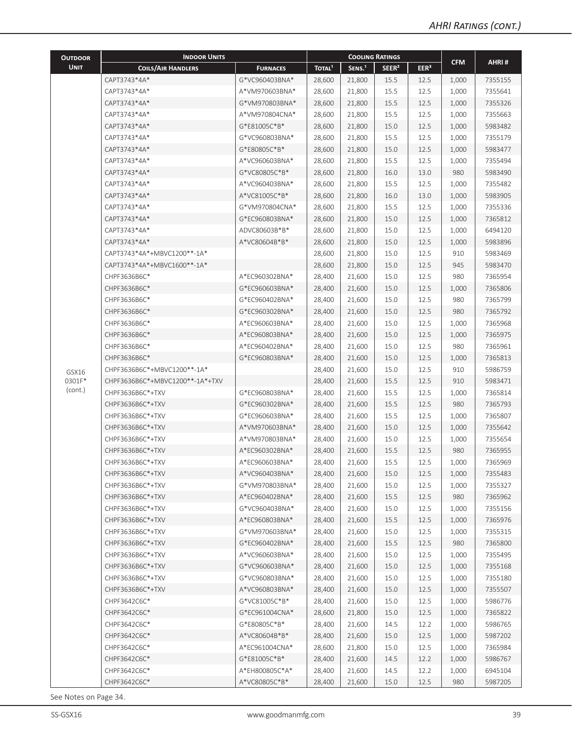## AHRI Ratings (cont.)

| Outdoor Unit | Indoor Units | | Cooling Ratings | | | | CFM | AHRI # |
|---|---|---|---|---|---|---|---|---|
| | Coils/Air Handlers | Furnaces | Total[1] | Sens.[1] | SEER[2] | EER[3] | | |
| GSX16 0301F* (cont.) | CAPT3743*4A* | G*VC960403BNA* | 28,600 | 21,800 | 15.5 | 12.5 | 1,000 | 7355155 |
| | CAPT3743*4A* | A*VM970803BNA* | 28,600 | 21,800 | 15.5 | 12.5 | 1,000 | 7355641 |
| | CAPT3743*4A* | G*VM970803BNA* | 28,600 | 21,800 | 15.5 | 12.5 | 1,000 | 7355326 |
| | CAPT3743*4A* | A*VM970804CNA* | 28,600 | 21,800 | 15.5 | 12.5 | 1,000 | 7355663 |
| | CAPT3743*4A* | G*E81005C*B* | 28,600 | 21,800 | 15.0 | 12.5 | 1,000 | 5983482 |
| | CAPT3743*4A* | G*VC960803BNA* | 28,600 | 21,800 | 15.5 | 12.5 | 1,000 | 7355179 |
| | CAPT3743*4A* | G*E80805C*B* | 28,600 | 21,800 | 15.0 | 12.5 | 1,000 | 5983477 |
| | CAPT3743*4A* | A*VC960603BNA* | 28,600 | 21,800 | 15.5 | 12.5 | 1,000 | 7355494 |
| | CAPT3743*4A* | G*VC80805C*B* | 28,600 | 21,800 | 16.0 | 13.0 | 980 | 5983490 |
| | CAPT3743*4A* | A*VC960403BNA* | 28,600 | 21,800 | 15.5 | 12.5 | 1,000 | 7355482 |
| | CAPT3743*4A* | A*VC81005C*B* | 28,600 | 21,800 | 16.0 | 13.0 | 1,000 | 5983905 |
| | CAPT3743*4A* | G*VM970804CNA* | 28,600 | 21,800 | 15.5 | 12.5 | 1,000 | 7355336 |
| | CAPT3743*4A* | G*EC960803BNA* | 28,600 | 21,800 | 15.0 | 12.5 | 1,000 | 7365812 |
| | CAPT3743*4A* | ADVC80603B*B* | 28,600 | 21,800 | 15.0 | 12.5 | 1,000 | 6494120 |
| | CAPT3743*4A* | A*VC80604B*B* | 28,600 | 21,800 | 15.0 | 12.5 | 1,000 | 5983896 |
| | CAPT3743*4A*+MBVC1200**-1A* | | 28,600 | 21,800 | 15.0 | 12.5 | 910 | 5983469 |
| | CAPT3743*4A*+MBVC1600**-1A* | | 28,600 | 21,800 | 15.0 | 12.5 | 945 | 5983470 |
| | CHPF3636B6C* | A*EC960302BNA* | 28,400 | 21,600 | 15.0 | 12.5 | 980 | 7365954 |
| | CHPF3636B6C* | G*EC960603BNA* | 28,400 | 21,600 | 15.0 | 12.5 | 1,000 | 7365806 |
| | CHPF3636B6C* | G*EC960402BNA* | 28,400 | 21,600 | 15.0 | 12.5 | 980 | 7365799 |
| | CHPF3636B6C* | G*EC960302BNA* | 28,400 | 21,600 | 15.0 | 12.5 | 980 | 7365792 |
| | CHPF3636B6C* | A*EC960603BNA* | 28,400 | 21,600 | 15.0 | 12.5 | 1,000 | 7365968 |
| | CHPF3636B6C* | A*EC960803BNA* | 28,400 | 21,600 | 15.0 | 12.5 | 1,000 | 7365975 |
| | CHPF3636B6C* | A*EC960402BNA* | 28,400 | 21,600 | 15.0 | 12.5 | 980 | 7365961 |
| | CHPF3636B6C* | G*EC960803BNA* | 28,400 | 21,600 | 15.0 | 12.5 | 1,000 | 7365813 |
| | CHPF3636B6C*+MBVC1200**-1A* | | 28,400 | 21,600 | 15.0 | 12.5 | 910 | 5986759 |
| | CHPF3636B6C*+MBVC1200**-1A*+TXV | | 28,400 | 21,600 | 15.5 | 12.5 | 910 | 5983471 |
| | CHPF3636B6C*+TXV | G*EC960803BNA* | 28,400 | 21,600 | 15.5 | 12.5 | 1,000 | 7365814 |
| | CHPF3636B6C*+TXV | G*EC960302BNA* | 28,400 | 21,600 | 15.5 | 12.5 | 980 | 7365793 |
| | CHPF3636B6C*+TXV | G*EC960603BNA* | 28,400 | 21,600 | 15.5 | 12.5 | 1,000 | 7365807 |
| | CHPF3636B6C*+TXV | A*VM970603BNA* | 28,400 | 21,600 | 15.0 | 12.5 | 1,000 | 7355642 |
| | CHPF3636B6C*+TXV | A*VM970803BNA* | 28,400 | 21,600 | 15.0 | 12.5 | 1,000 | 7355654 |
| | CHPF3636B6C*+TXV | A*EC960302BNA* | 28,400 | 21,600 | 15.5 | 12.5 | 980 | 7365955 |
| | CHPF3636B6C*+TXV | A*EC960603BNA* | 28,400 | 21,600 | 15.5 | 12.5 | 1,000 | 7365969 |
| | CHPF3636B6C*+TXV | A*VC960403BNA* | 28,400 | 21,600 | 15.0 | 12.5 | 1,000 | 7355483 |
| | CHPF3636B6C*+TXV | G*VM970803BNA* | 28,400 | 21,600 | 15.0 | 12.5 | 1,000 | 7355327 |
| | CHPF3636B6C*+TXV | A*EC960402BNA* | 28,400 | 21,600 | 15.5 | 12.5 | 980 | 7365962 |
| | CHPF3636B6C*+TXV | G*VC960403BNA* | 28,400 | 21,600 | 15.0 | 12.5 | 1,000 | 7355156 |
| | CHPF3636B6C*+TXV | A*EC960803BNA* | 28,400 | 21,600 | 15.5 | 12.5 | 1,000 | 7365976 |
| | CHPF3636B6C*+TXV | G*VM970603BNA* | 28,400 | 21,600 | 15.0 | 12.5 | 1,000 | 7355315 |
| | CHPF3636B6C*+TXV | G*EC960402BNA* | 28,400 | 21,600 | 15.5 | 12.5 | 980 | 7365800 |
| | CHPF3636B6C*+TXV | A*VC960603BNA* | 28,400 | 21,600 | 15.0 | 12.5 | 1,000 | 7355495 |
| | CHPF3636B6C*+TXV | G*VC960603BNA* | 28,400 | 21,600 | 15.0 | 12.5 | 1,000 | 7355168 |
| | CHPF3636B6C*+TXV | G*VC960803BNA* | 28,400 | 21,600 | 15.0 | 12.5 | 1,000 | 7355180 |
| | CHPF3636B6C*+TXV | A*VC960803BNA* | 28,400 | 21,600 | 15.0 | 12.5 | 1,000 | 7355507 |
| | CHPF3642C6C* | G*VC81005C*B* | 28,400 | 21,600 | 15.0 | 12.5 | 1,000 | 5986776 |
| | CHPF3642C6C* | G*EC961004CNA* | 28,600 | 21,800 | 15.0 | 12.5 | 1,000 | 7365822 |
| | CHPF3642C6C* | G*E80805C*B* | 28,400 | 21,600 | 14.5 | 12.2 | 1,000 | 5986765 |
| | CHPF3642C6C* | A*VC80604B*B* | 28,400 | 21,600 | 15.0 | 12.5 | 1,000 | 5987202 |
| | CHPF3642C6C* | A*EC961004CNA* | 28,600 | 21,800 | 15.0 | 12.5 | 1,000 | 7365984 |
| | CHPF3642C6C* | G*E81005C*B* | 28,400 | 21,600 | 14.5 | 12.2 | 1,000 | 5986767 |
| | CHPF3642C6C* | A*EH800805C*A* | 28,400 | 21,600 | 14.5 | 12.2 | 1,000 | 6945104 |
| | CHPF3642C6C* | A*VC80805C*B* | 28,400 | 21,600 | 15.0 | 12.5 | 980 | 5987205 |

See Notes on Page 34.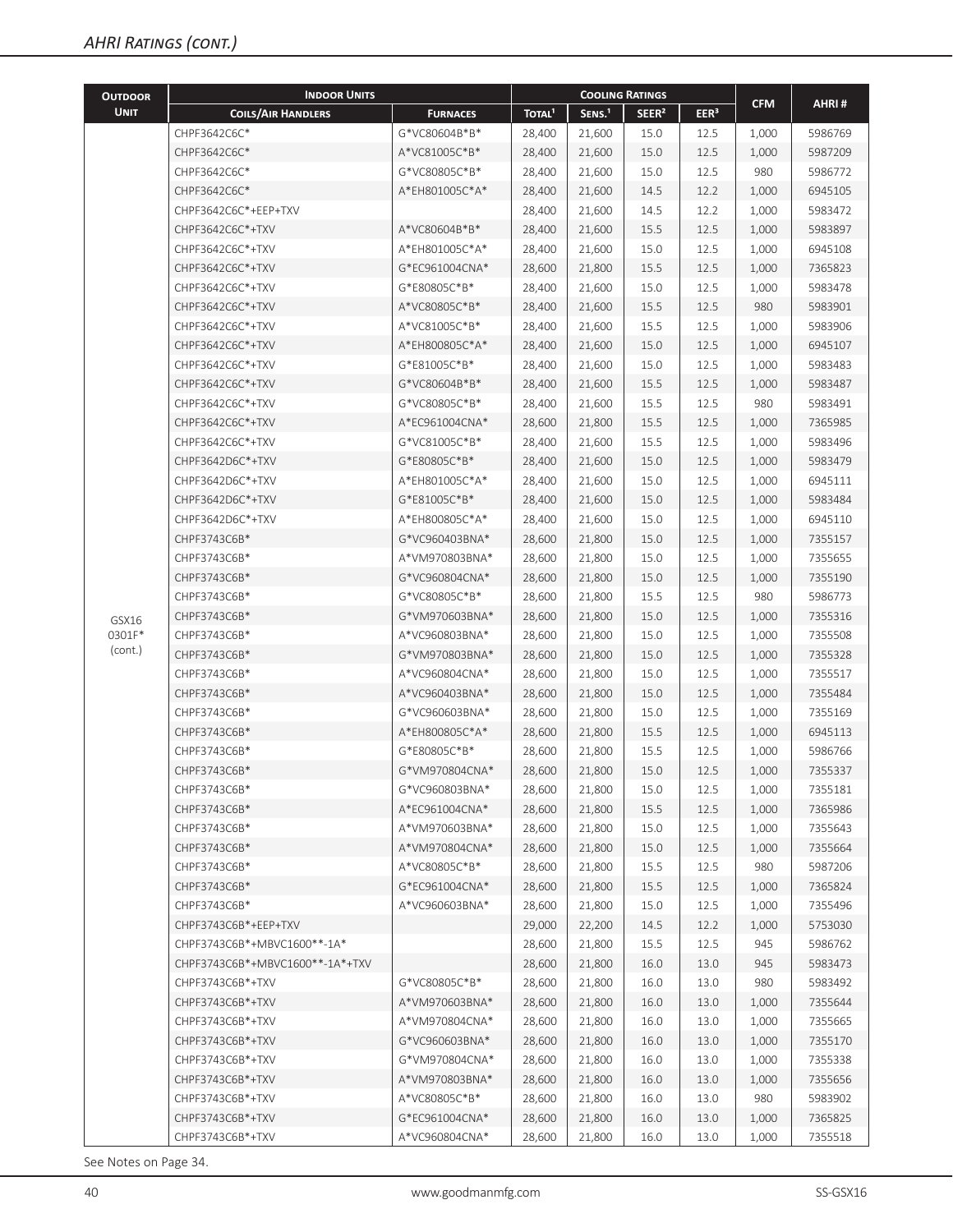## AHRI Ratings (cont.)

| Outdoor Unit | Indoor Units | | Cooling Ratings | | | | CFM | AHRI # |
|---|---|---|---|---|---|---|---|---|
| | Coils/Air Handlers | Furnaces | Total[1] | Sens.[1] | SEER[2] | EER[3] | | |
| GSX16 0301F* (cont.) | CHPF3642C6C* | G*VC80604B*B* | 28,400 | 21,600 | 15.0 | 12.5 | 1,000 | 5986769 |
| | CHPF3642C6C* | A*VC81005C*B* | 28,400 | 21,600 | 15.0 | 12.5 | 1,000 | 5987209 |
| | CHPF3642C6C* | G*VC80805C*B* | 28,400 | 21,600 | 15.0 | 12.5 | 980 | 5986772 |
| | CHPF3642C6C* | A*EH801005C*A* | 28,400 | 21,600 | 14.5 | 12.2 | 1,000 | 6945105 |
| | CHPF3642C6C*+EEP+TXV | | 28,400 | 21,600 | 14.5 | 12.2 | 1,000 | 5983472 |
| | CHPF3642C6C*+TXV | A*VC80604B*B* | 28,400 | 21,600 | 15.5 | 12.5 | 1,000 | 5983897 |
| | CHPF3642C6C*+TXV | A*EH801005C*A* | 28,400 | 21,600 | 15.0 | 12.5 | 1,000 | 6945108 |
| | CHPF3642C6C*+TXV | G*EC961004CNA* | 28,600 | 21,800 | 15.5 | 12.5 | 1,000 | 7365823 |
| | CHPF3642C6C*+TXV | G*E80805C*B* | 28,400 | 21,600 | 15.0 | 12.5 | 1,000 | 5983478 |
| | CHPF3642C6C*+TXV | A*VC80805C*B* | 28,400 | 21,600 | 15.5 | 12.5 | 980 | 5983901 |
| | CHPF3642C6C*+TXV | A*VC81005C*B* | 28,400 | 21,600 | 15.5 | 12.5 | 1,000 | 5983906 |
| | CHPF3642C6C*+TXV | A*EH800805C*A* | 28,400 | 21,600 | 15.0 | 12.5 | 1,000 | 6945107 |
| | CHPF3642C6C*+TXV | G*E81005C*B* | 28,400 | 21,600 | 15.0 | 12.5 | 1,000 | 5983483 |
| | CHPF3642C6C*+TXV | G*VC80604B*B* | 28,400 | 21,600 | 15.5 | 12.5 | 1,000 | 5983487 |
| | CHPF3642C6C*+TXV | G*VC80805C*B* | 28,400 | 21,600 | 15.5 | 12.5 | 980 | 5983491 |
| | CHPF3642C6C*+TXV | A*EC961004CNA* | 28,600 | 21,800 | 15.5 | 12.5 | 1,000 | 7365985 |
| | CHPF3642C6C*+TXV | G*VC81005C*B* | 28,400 | 21,600 | 15.5 | 12.5 | 1,000 | 5983496 |
| | CHPF3642D6C*+TXV | G*E80805C*B* | 28,400 | 21,600 | 15.0 | 12.5 | 1,000 | 5983479 |
| | CHPF3642D6C*+TXV | A*EH801005C*A* | 28,400 | 21,600 | 15.0 | 12.5 | 1,000 | 6945111 |
| | CHPF3642D6C*+TXV | G*E81005C*B* | 28,400 | 21,600 | 15.0 | 12.5 | 1,000 | 5983484 |
| | CHPF3642D6C*+TXV | A*EH800805C*A* | 28,400 | 21,600 | 15.0 | 12.5 | 1,000 | 6945110 |
| | CHPF3743C6B* | G*VC960403BNA* | 28,600 | 21,800 | 15.0 | 12.5 | 1,000 | 7355157 |
| | CHPF3743C6B* | A*VM970803BNA* | 28,600 | 21,800 | 15.0 | 12.5 | 1,000 | 7355655 |
| | CHPF3743C6B* | G*VC960804CNA* | 28,600 | 21,800 | 15.0 | 12.5 | 1,000 | 7355190 |
| | CHPF3743C6B* | G*VC80805C*B* | 28,600 | 21,800 | 15.5 | 12.5 | 980 | 5986773 |
| | CHPF3743C6B* | G*VM970603BNA* | 28,600 | 21,800 | 15.0 | 12.5 | 1,000 | 7355316 |
| | CHPF3743C6B* | A*VC960803BNA* | 28,600 | 21,800 | 15.0 | 12.5 | 1,000 | 7355508 |
| | CHPF3743C6B* | G*VM970803BNA* | 28,600 | 21,800 | 15.0 | 12.5 | 1,000 | 7355328 |
| | CHPF3743C6B* | A*VC960804CNA* | 28,600 | 21,800 | 15.0 | 12.5 | 1,000 | 7355517 |
| | CHPF3743C6B* | A*VC960403BNA* | 28,600 | 21,800 | 15.0 | 12.5 | 1,000 | 7355484 |
| | CHPF3743C6B* | G*VC960603BNA* | 28,600 | 21,800 | 15.0 | 12.5 | 1,000 | 7355169 |
| | CHPF3743C6B* | A*EH800805C*A* | 28,600 | 21,800 | 15.5 | 12.5 | 1,000 | 6945113 |
| | CHPF3743C6B* | G*E80805C*B* | 28,600 | 21,800 | 15.5 | 12.5 | 1,000 | 5986766 |
| | CHPF3743C6B* | G*VM970804CNA* | 28,600 | 21,800 | 15.0 | 12.5 | 1,000 | 7355337 |
| | CHPF3743C6B* | G*VC960803BNA* | 28,600 | 21,800 | 15.0 | 12.5 | 1,000 | 7355181 |
| | CHPF3743C6B* | A*EC961004CNA* | 28,600 | 21,800 | 15.5 | 12.5 | 1,000 | 7365986 |
| | CHPF3743C6B* | A*VM970603BNA* | 28,600 | 21,800 | 15.0 | 12.5 | 1,000 | 7355643 |
| | CHPF3743C6B* | A*VM970804CNA* | 28,600 | 21,800 | 15.0 | 12.5 | 1,000 | 7355664 |
| | CHPF3743C6B* | A*VC80805C*B* | 28,600 | 21,800 | 15.5 | 12.5 | 980 | 5987206 |
| | CHPF3743C6B* | G*EC961004CNA* | 28,600 | 21,800 | 15.5 | 12.5 | 1,000 | 7365824 |
| | CHPF3743C6B* | A*VC960603BNA* | 28,600 | 21,800 | 15.0 | 12.5 | 1,000 | 7355496 |
| | CHPF3743C6B*+EEP+TXV | | 29,000 | 22,200 | 14.5 | 12.2 | 1,000 | 5753030 |
| | CHPF3743C6B*+MBVC1600**-1A* | | 28,600 | 21,800 | 15.5 | 12.5 | 945 | 5986762 |
| | CHPF3743C6B*+MBVC1600**-1A*+TXV | | 28,600 | 21,800 | 16.0 | 13.0 | 945 | 5983473 |
| | CHPF3743C6B*+TXV | G*VC80805C*B* | 28,600 | 21,800 | 16.0 | 13.0 | 980 | 5983492 |
| | CHPF3743C6B*+TXV | A*VM970603BNA* | 28,600 | 21,800 | 16.0 | 13.0 | 1,000 | 7355644 |
| | CHPF3743C6B*+TXV | A*VM970804CNA* | 28,600 | 21,800 | 16.0 | 13.0 | 1,000 | 7355665 |
| | CHPF3743C6B*+TXV | G*VC960603BNA* | 28,600 | 21,800 | 16.0 | 13.0 | 1,000 | 7355170 |
| | CHPF3743C6B*+TXV | G*VM970804CNA* | 28,600 | 21,800 | 16.0 | 13.0 | 1,000 | 7355338 |
| | CHPF3743C6B*+TXV | A*VM970803BNA* | 28,600 | 21,800 | 16.0 | 13.0 | 1,000 | 7355656 |
| | CHPF3743C6B*+TXV | A*VC80805C*B* | 28,600 | 21,800 | 16.0 | 13.0 | 980 | 5983902 |
| | CHPF3743C6B*+TXV | G*EC961004CNA* | 28,600 | 21,800 | 16.0 | 13.0 | 1,000 | 7365825 |
| | CHPF3743C6B*+TXV | A*VC960804CNA* | 28,600 | 21,800 | 16.0 | 13.0 | 1,000 | 7355518 |

See Notes on Page 34.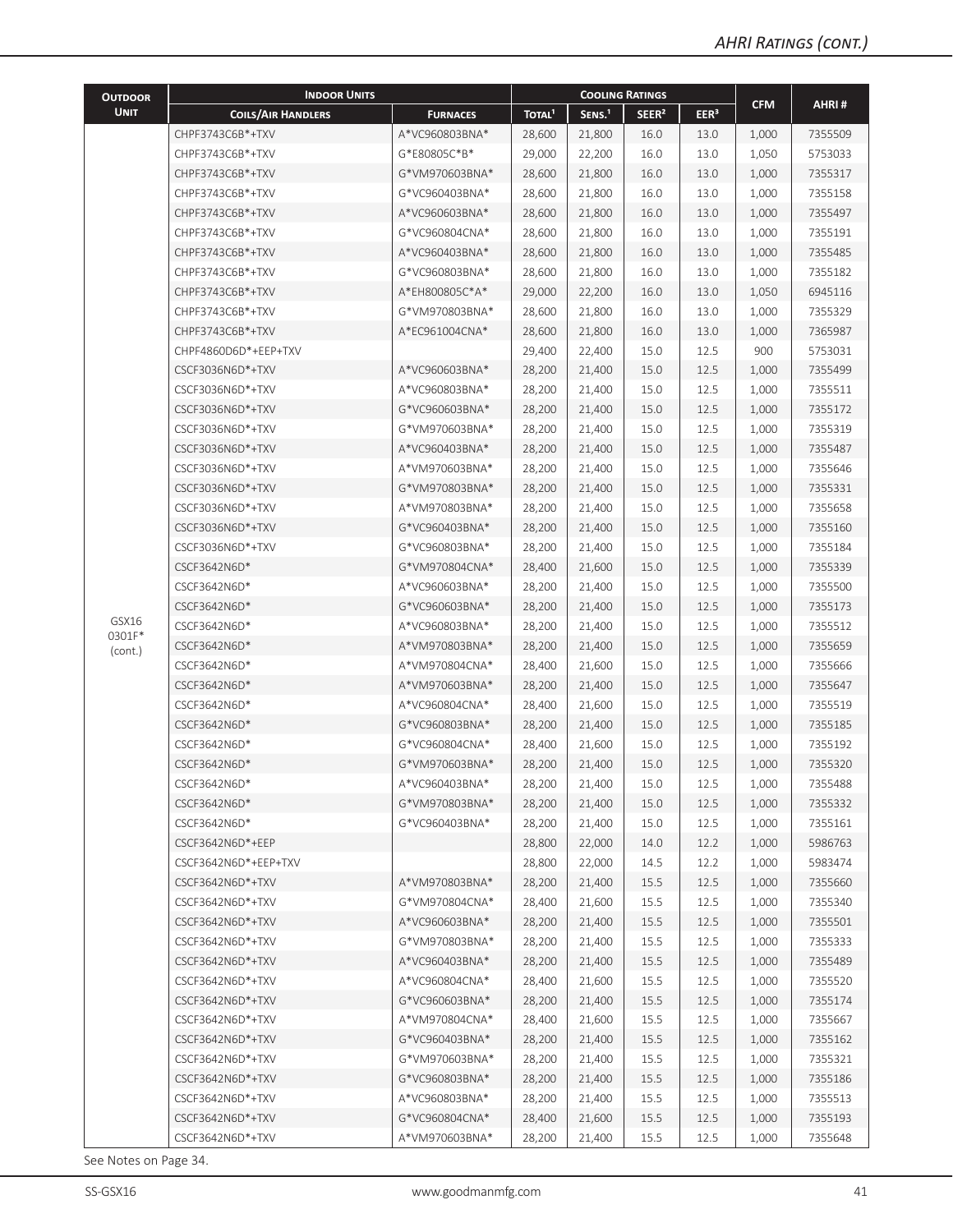## AHRI Ratings (cont.)

| Outdoor Unit | Indoor Units | | Cooling Ratings | | | | CFM | AHRI # |
|---|---|---|---|---|---|---|---|---|
| | Coils/Air Handlers | Furnaces | Total[1] | Sens.[1] | SEER[2] | EER[3] | | |
| GSX16 0301F* (cont.) | CHPF3743C6B*+TXV | A*VC960803BNA* | 28,600 | 21,800 | 16.0 | 13.0 | 1,000 | 7355509 |
| | CHPF3743C6B*+TXV | G*E80805C*B* | 29,000 | 22,200 | 16.0 | 13.0 | 1,050 | 5753033 |
| | CHPF3743C6B*+TXV | G*VM970603BNA* | 28,600 | 21,800 | 16.0 | 13.0 | 1,000 | 7355317 |
| | CHPF3743C6B*+TXV | G*VC960403BNA* | 28,600 | 21,800 | 16.0 | 13.0 | 1,000 | 7355158 |
| | CHPF3743C6B*+TXV | A*VC960603BNA* | 28,600 | 21,800 | 16.0 | 13.0 | 1,000 | 7355497 |
| | CHPF3743C6B*+TXV | G*VC960804CNA* | 28,600 | 21,800 | 16.0 | 13.0 | 1,000 | 7355191 |
| | CHPF3743C6B*+TXV | A*VC960403BNA* | 28,600 | 21,800 | 16.0 | 13.0 | 1,000 | 7355485 |
| | CHPF3743C6B*+TXV | G*VC960803BNA* | 28,600 | 21,800 | 16.0 | 13.0 | 1,000 | 7355182 |
| | CHPF3743C6B*+TXV | A*EH800805C*A* | 29,000 | 22,200 | 16.0 | 13.0 | 1,050 | 6945116 |
| | CHPF3743C6B*+TXV | G*VM970803BNA* | 28,600 | 21,800 | 16.0 | 13.0 | 1,000 | 7355329 |
| | CHPF3743C6B*+TXV | A*EC961004CNA* | 28,600 | 21,800 | 16.0 | 13.0 | 1,000 | 7365987 |
| | CHPF4860D6D*+EEP+TXV | | 29,400 | 22,400 | 15.0 | 12.5 | 900 | 5753031 |
| | CSCF3036N6D*+TXV | A*VC960603BNA* | 28,200 | 21,400 | 15.0 | 12.5 | 1,000 | 7355499 |
| | CSCF3036N6D*+TXV | A*VC960803BNA* | 28,200 | 21,400 | 15.0 | 12.5 | 1,000 | 7355511 |
| | CSCF3036N6D*+TXV | G*VC960603BNA* | 28,200 | 21,400 | 15.0 | 12.5 | 1,000 | 7355172 |
| | CSCF3036N6D*+TXV | G*VM970603BNA* | 28,200 | 21,400 | 15.0 | 12.5 | 1,000 | 7355319 |
| | CSCF3036N6D*+TXV | A*VC960403BNA* | 28,200 | 21,400 | 15.0 | 12.5 | 1,000 | 7355487 |
| | CSCF3036N6D*+TXV | A*VM970603BNA* | 28,200 | 21,400 | 15.0 | 12.5 | 1,000 | 7355646 |
| | CSCF3036N6D*+TXV | G*VM970803BNA* | 28,200 | 21,400 | 15.0 | 12.5 | 1,000 | 7355331 |
| | CSCF3036N6D*+TXV | A*VM970803BNA* | 28,200 | 21,400 | 15.0 | 12.5 | 1,000 | 7355658 |
| | CSCF3036N6D*+TXV | G*VC960403BNA* | 28,200 | 21,400 | 15.0 | 12.5 | 1,000 | 7355160 |
| | CSCF3036N6D*+TXV | G*VC960803BNA* | 28,200 | 21,400 | 15.0 | 12.5 | 1,000 | 7355184 |
| | CSCF3642N6D* | G*VM970804CNA* | 28,400 | 21,600 | 15.0 | 12.5 | 1,000 | 7355339 |
| | CSCF3642N6D* | A*VC960603BNA* | 28,200 | 21,400 | 15.0 | 12.5 | 1,000 | 7355500 |
| | CSCF3642N6D* | G*VC960603BNA* | 28,200 | 21,400 | 15.0 | 12.5 | 1,000 | 7355173 |
| | CSCF3642N6D* | A*VC960803BNA* | 28,200 | 21,400 | 15.0 | 12.5 | 1,000 | 7355512 |
| | CSCF3642N6D* | A*VM970803BNA* | 28,200 | 21,400 | 15.0 | 12.5 | 1,000 | 7355659 |
| | CSCF3642N6D* | A*VM970804CNA* | 28,400 | 21,600 | 15.0 | 12.5 | 1,000 | 7355666 |
| | CSCF3642N6D* | A*VM970603BNA* | 28,200 | 21,400 | 15.0 | 12.5 | 1,000 | 7355647 |
| | CSCF3642N6D* | A*VC960804CNA* | 28,400 | 21,600 | 15.0 | 12.5 | 1,000 | 7355519 |
| | CSCF3642N6D* | G*VC960803BNA* | 28,200 | 21,400 | 15.0 | 12.5 | 1,000 | 7355185 |
| | CSCF3642N6D* | G*VC960804CNA* | 28,400 | 21,600 | 15.0 | 12.5 | 1,000 | 7355192 |
| | CSCF3642N6D* | G*VM970603BNA* | 28,200 | 21,400 | 15.0 | 12.5 | 1,000 | 7355320 |
| | CSCF3642N6D* | A*VC960403BNA* | 28,200 | 21,400 | 15.0 | 12.5 | 1,000 | 7355488 |
| | CSCF3642N6D* | G*VM970803BNA* | 28,200 | 21,400 | 15.0 | 12.5 | 1,000 | 7355332 |
| | CSCF3642N6D* | G*VC960403BNA* | 28,200 | 21,400 | 15.0 | 12.5 | 1,000 | 7355161 |
| | CSCF3642N6D*+EEP | | 28,800 | 22,000 | 14.0 | 12.2 | 1,000 | 5986763 |
| | CSCF3642N6D*+EEP+TXV | | 28,800 | 22,000 | 14.5 | 12.2 | 1,000 | 5983474 |
| | CSCF3642N6D*+TXV | A*VM970803BNA* | 28,200 | 21,400 | 15.5 | 12.5 | 1,000 | 7355660 |
| | CSCF3642N6D*+TXV | G*VM970804CNA* | 28,400 | 21,600 | 15.5 | 12.5 | 1,000 | 7355340 |
| | CSCF3642N6D*+TXV | A*VC960603BNA* | 28,200 | 21,400 | 15.5 | 12.5 | 1,000 | 7355501 |
| | CSCF3642N6D*+TXV | G*VM970803BNA* | 28,200 | 21,400 | 15.5 | 12.5 | 1,000 | 7355333 |
| | CSCF3642N6D*+TXV | A*VC960403BNA* | 28,200 | 21,400 | 15.5 | 12.5 | 1,000 | 7355489 |
| | CSCF3642N6D*+TXV | A*VC960804CNA* | 28,400 | 21,600 | 15.5 | 12.5 | 1,000 | 7355520 |
| | CSCF3642N6D*+TXV | G*VC960603BNA* | 28,200 | 21,400 | 15.5 | 12.5 | 1,000 | 7355174 |
| | CSCF3642N6D*+TXV | A*VM970804CNA* | 28,400 | 21,600 | 15.5 | 12.5 | 1,000 | 7355667 |
| | CSCF3642N6D*+TXV | G*VC960403BNA* | 28,200 | 21,400 | 15.5 | 12.5 | 1,000 | 7355162 |
| | CSCF3642N6D*+TXV | G*VM970603BNA* | 28,200 | 21,400 | 15.5 | 12.5 | 1,000 | 7355321 |
| | CSCF3642N6D*+TXV | G*VC960803BNA* | 28,200 | 21,400 | 15.5 | 12.5 | 1,000 | 7355186 |
| | CSCF3642N6D*+TXV | A*VC960803BNA* | 28,200 | 21,400 | 15.5 | 12.5 | 1,000 | 7355513 |
| | CSCF3642N6D*+TXV | G*VC960804CNA* | 28,400 | 21,600 | 15.5 | 12.5 | 1,000 | 7355193 |
| | CSCF3642N6D*+TXV | A*VM970603BNA* | 28,200 | 21,400 | 15.5 | 12.5 | 1,000 | 7355648 |

See Notes on Page 34.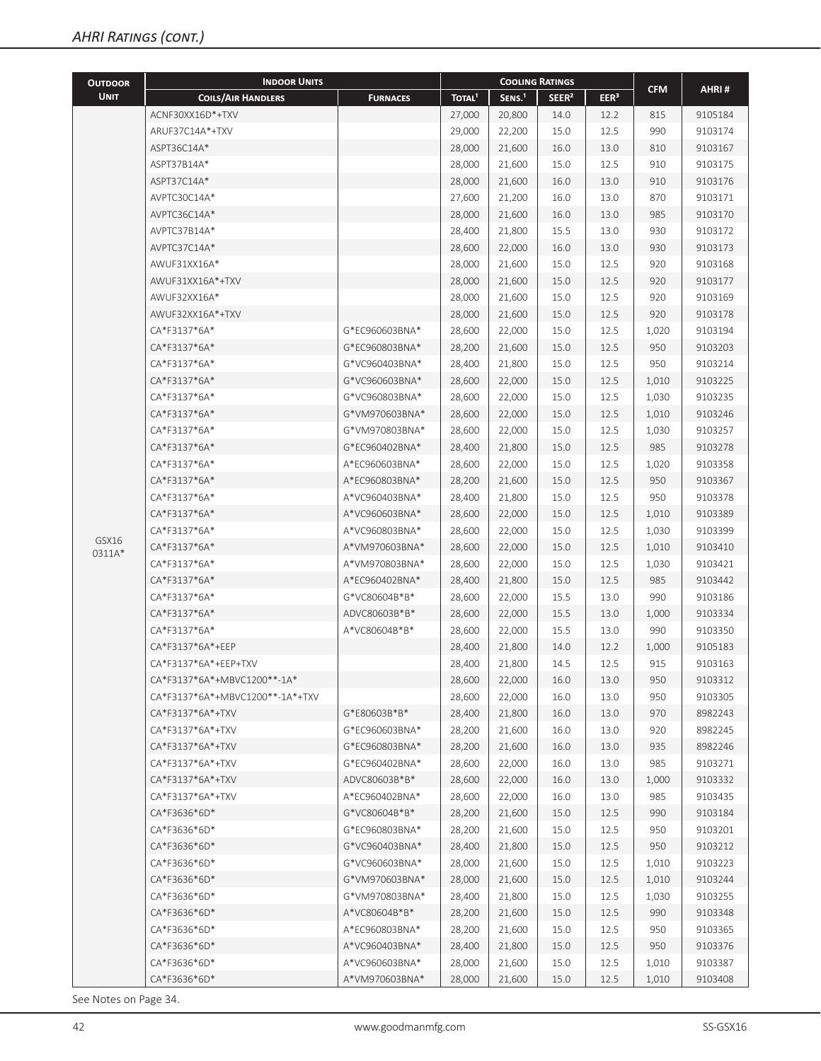## *AHRI Ratings (cont.)*

| Outdoor Unit | Indoor Units | | Cooling Ratings | | | | CFM | AHRI # |
|---|---|---|---|---|---|---|---|---|
| | Coils/Air Handlers | Furnaces | Total[1] | Sens.[1] | SEER[2] | EER[3] | | |
| GSX16 0311A* | ACNF30XX16D*+TXV | | 27,000 | 20,800 | 14.0 | 12.2 | 815 | 9105184 |
| | ARUF37C14A*+TXV | | 29,000 | 22,200 | 15.0 | 12.5 | 990 | 9103174 |
| | ASPT36C14A* | | 28,000 | 21,600 | 16.0 | 13.0 | 810 | 9103167 |
| | ASPT37B14A* | | 28,000 | 21,600 | 15.0 | 12.5 | 910 | 9103175 |
| | ASPT37C14A* | | 28,000 | 21,600 | 16.0 | 13.0 | 910 | 9103176 |
| | AVPTC30C14A* | | 27,600 | 21,200 | 16.0 | 13.0 | 870 | 9103171 |
| | AVPTC36C14A* | | 28,000 | 21,600 | 16.0 | 13.0 | 985 | 9103170 |
| | AVPTC37B14A* | | 28,400 | 21,800 | 15.5 | 13.0 | 930 | 9103172 |
| | AVPTC37C14A* | | 28,600 | 22,000 | 16.0 | 13.0 | 930 | 9103173 |
| | AWUF31XX16A* | | 28,000 | 21,600 | 15.0 | 12.5 | 920 | 9103168 |
| | AWUF31XX16A*+TXV | | 28,000 | 21,600 | 15.0 | 12.5 | 920 | 9103177 |
| | AWUF32XX16A* | | 28,000 | 21,600 | 15.0 | 12.5 | 920 | 9103169 |
| | AWUF32XX16A*+TXV | | 28,000 | 21,600 | 15.0 | 12.5 | 920 | 9103178 |
| | CA*F3137*6A* | G*EC960603BNA* | 28,600 | 22,000 | 15.0 | 12.5 | 1,020 | 9103194 |
| | CA*F3137*6A* | G*EC960803BNA* | 28,200 | 21,600 | 15.0 | 12.5 | 950 | 9103203 |
| | CA*F3137*6A* | G*VC960403BNA* | 28,400 | 21,800 | 15.0 | 12.5 | 950 | 9103214 |
| | CA*F3137*6A* | G*VC960603BNA* | 28,600 | 22,000 | 15.0 | 12.5 | 1,010 | 9103225 |
| | CA*F3137*6A* | G*VC960803BNA* | 28,600 | 22,000 | 15.0 | 12.5 | 1,030 | 9103235 |
| | CA*F3137*6A* | G*VM970603BNA* | 28,600 | 22,000 | 15.0 | 12.5 | 1,010 | 9103246 |
| | CA*F3137*6A* | G*VM970803BNA* | 28,600 | 22,000 | 15.0 | 12.5 | 1,030 | 9103257 |
| | CA*F3137*6A* | G*EC960402BNA* | 28,400 | 21,800 | 15.0 | 12.5 | 985 | 9103278 |
| | CA*F3137*6A* | A*EC960603BNA* | 28,600 | 22,000 | 15.0 | 12.5 | 1,020 | 9103358 |
| | CA*F3137*6A* | A*EC960803BNA* | 28,200 | 21,600 | 15.0 | 12.5 | 950 | 9103367 |
| | CA*F3137*6A* | A*VC960403BNA* | 28,400 | 21,800 | 15.0 | 12.5 | 950 | 9103378 |
| | CA*F3137*6A* | A*VC960603BNA* | 28,600 | 22,000 | 15.0 | 12.5 | 1,010 | 9103389 |
| | CA*F3137*6A* | A*VC960803BNA* | 28,600 | 22,000 | 15.0 | 12.5 | 1,030 | 9103399 |
| | CA*F3137*6A* | A*VM970603BNA* | 28,600 | 22,000 | 15.0 | 12.5 | 1,010 | 9103410 |
| | CA*F3137*6A* | A*VM970803BNA* | 28,600 | 22,000 | 15.0 | 12.5 | 1,030 | 9103421 |
| | CA*F3137*6A* | A*EC960402BNA* | 28,400 | 21,800 | 15.0 | 12.5 | 985 | 9103442 |
| | CA*F3137*6A* | G*VC80604B*B* | 28,600 | 22,000 | 15.5 | 13.0 | 990 | 9103186 |
| | CA*F3137*6A* | ADVC80603B*B* | 28,600 | 22,000 | 15.5 | 13.0 | 1,000 | 9103334 |
| | CA*F3137*6A* | A*VC80604B*B* | 28,600 | 22,000 | 15.5 | 13.0 | 990 | 9103350 |
| | CA*F3137*6A*+EEP | | 28,400 | 21,800 | 14.0 | 12.2 | 1,000 | 9105183 |
| | CA*F3137*6A*+EEP+TXV | | 28,400 | 21,800 | 14.5 | 12.5 | 915 | 9103163 |
| | CA*F3137*6A*+MBVC1200**-1A* | | 28,600 | 22,000 | 16.0 | 13.0 | 950 | 9103312 |
| | CA*F3137*6A*+MBVC1200**-1A*+TXV | | 28,600 | 22,000 | 16.0 | 13.0 | 950 | 9103305 |
| | CA*F3137*6A*+TXV | G*E80603B*B* | 28,400 | 21,800 | 16.0 | 13.0 | 970 | 8982243 |
| | CA*F3137*6A*+TXV | G*EC960603BNA* | 28,200 | 21,600 | 16.0 | 13.0 | 920 | 8982245 |
| | CA*F3137*6A*+TXV | G*EC960803BNA* | 28,200 | 21,600 | 16.0 | 13.0 | 935 | 8982246 |
| | CA*F3137*6A*+TXV | G*EC960402BNA* | 28,600 | 22,000 | 16.0 | 13.0 | 985 | 9103271 |
| | CA*F3137*6A*+TXV | ADVC80603B*B* | 28,600 | 22,000 | 16.0 | 13.0 | 1,000 | 9103332 |
| | CA*F3137*6A*+TXV | A*EC960402BNA* | 28,600 | 22,000 | 16.0 | 13.0 | 985 | 9103435 |
| | CA*F3636*6D* | G*VC80604B*B* | 28,200 | 21,600 | 15.0 | 12.5 | 990 | 9103184 |
| | CA*F3636*6D* | G*EC960803BNA* | 28,200 | 21,600 | 15.0 | 12.5 | 950 | 9103201 |
| | CA*F3636*6D* | G*VC960403BNA* | 28,400 | 21,800 | 15.0 | 12.5 | 950 | 9103212 |
| | CA*F3636*6D* | G*VC960603BNA* | 28,000 | 21,600 | 15.0 | 12.5 | 1,010 | 9103223 |
| | CA*F3636*6D* | G*VM970603BNA* | 28,000 | 21,600 | 15.0 | 12.5 | 1,010 | 9103244 |
| | CA*F3636*6D* | G*VM970803BNA* | 28,400 | 21,800 | 15.0 | 12.5 | 1,030 | 9103255 |
| | CA*F3636*6D* | A*VC80604B*B* | 28,200 | 21,600 | 15.0 | 12.5 | 990 | 9103348 |
| | CA*F3636*6D* | A*EC960803BNA* | 28,200 | 21,600 | 15.0 | 12.5 | 950 | 9103365 |
| | CA*F3636*6D* | A*VC960403BNA* | 28,400 | 21,800 | 15.0 | 12.5 | 950 | 9103376 |
| | CA*F3636*6D* | A*VC960603BNA* | 28,000 | 21,600 | 15.0 | 12.5 | 1,010 | 9103387 |
| | CA*F3636*6D* | A*VM970603BNA* | 28,000 | 21,600 | 15.0 | 12.5 | 1,010 | 9103408 |

See Notes on Page 34.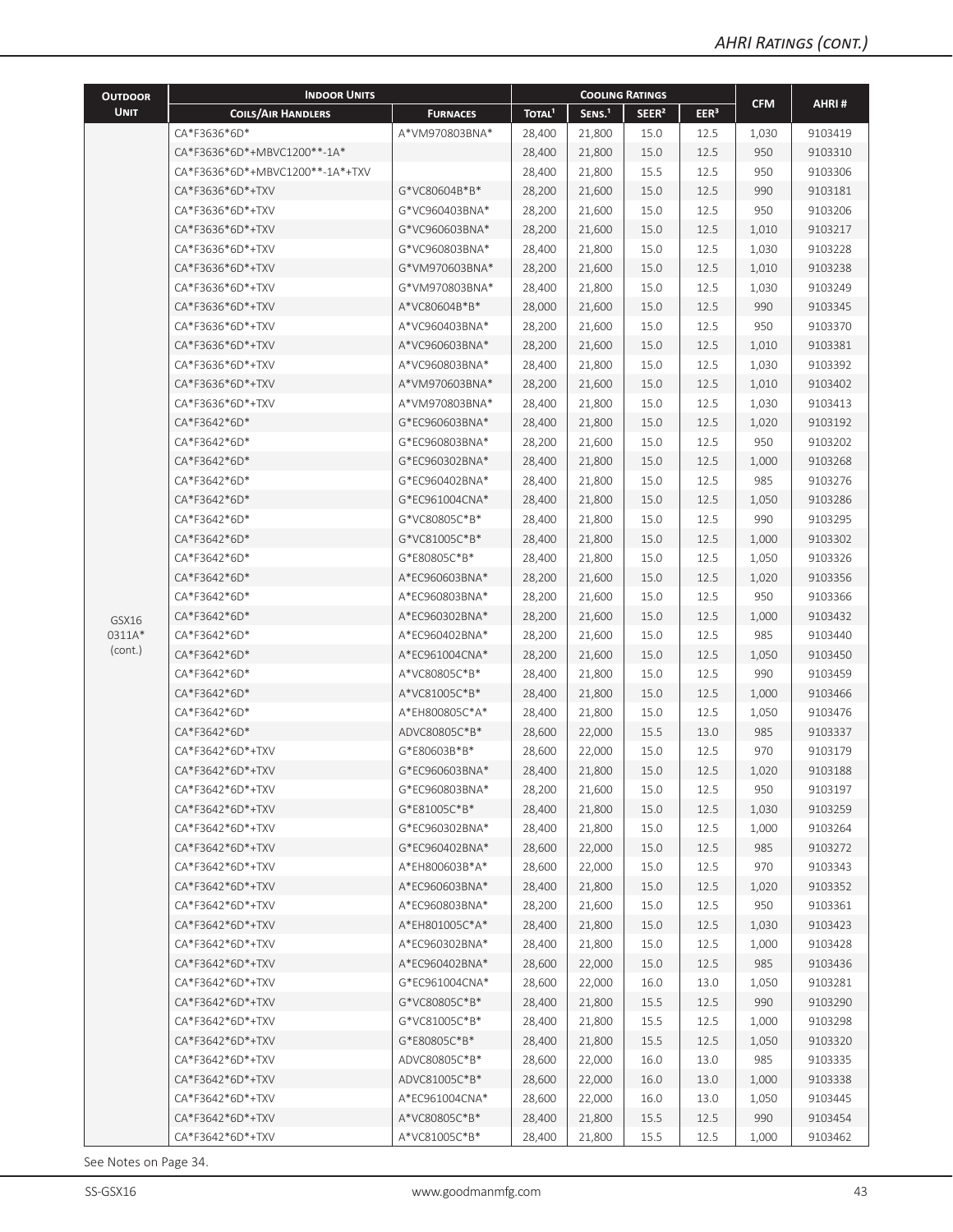## AHRI Ratings (cont.)

| Outdoor Unit | Indoor Units | | Cooling Ratings | | | | CFM | AHRI # |
|---|---|---|---|---|---|---|---|---|
| | Coils/Air Handlers | Furnaces | Total[1] | Sens.[1] | SEER[2] | EER[3] | | |
| GSX16 0311A* (cont.) | CA*F3636*6D* | A*VM970803BNA* | 28,400 | 21,800 | 15.0 | 12.5 | 1,030 | 9103419 |
| | CA*F3636*6D*+MBVC1200**-1A* | | 28,400 | 21,800 | 15.0 | 12.5 | 950 | 9103310 |
| | CA*F3636*6D*+MBVC1200**-1A*+TXV | | 28,400 | 21,800 | 15.5 | 12.5 | 950 | 9103306 |
| | CA*F3636*6D*+TXV | G*VC80604B*B* | 28,200 | 21,600 | 15.0 | 12.5 | 990 | 9103181 |
| | CA*F3636*6D*+TXV | G*VC960403BNA* | 28,200 | 21,600 | 15.0 | 12.5 | 950 | 9103206 |
| | CA*F3636*6D*+TXV | G*VC960603BNA* | 28,200 | 21,600 | 15.0 | 12.5 | 1,010 | 9103217 |
| | CA*F3636*6D*+TXV | G*VC960803BNA* | 28,400 | 21,800 | 15.0 | 12.5 | 1,030 | 9103228 |
| | CA*F3636*6D*+TXV | G*VM970603BNA* | 28,200 | 21,600 | 15.0 | 12.5 | 1,010 | 9103238 |
| | CA*F3636*6D*+TXV | G*VM970803BNA* | 28,400 | 21,800 | 15.0 | 12.5 | 1,030 | 9103249 |
| | CA*F3636*6D*+TXV | A*VC80604B*B* | 28,000 | 21,600 | 15.0 | 12.5 | 990 | 9103345 |
| | CA*F3636*6D*+TXV | A*VC960403BNA* | 28,200 | 21,600 | 15.0 | 12.5 | 950 | 9103370 |
| | CA*F3636*6D*+TXV | A*VC960603BNA* | 28,200 | 21,600 | 15.0 | 12.5 | 1,010 | 9103381 |
| | CA*F3636*6D*+TXV | A*VC960803BNA* | 28,400 | 21,800 | 15.0 | 12.5 | 1,030 | 9103392 |
| | CA*F3636*6D*+TXV | A*VM970603BNA* | 28,200 | 21,600 | 15.0 | 12.5 | 1,010 | 9103402 |
| | CA*F3636*6D*+TXV | A*VM970803BNA* | 28,400 | 21,800 | 15.0 | 12.5 | 1,030 | 9103413 |
| | CA*F3642*6D* | G*EC960603BNA* | 28,400 | 21,800 | 15.0 | 12.5 | 1,020 | 9103192 |
| | CA*F3642*6D* | G*EC960803BNA* | 28,200 | 21,600 | 15.0 | 12.5 | 950 | 9103202 |
| | CA*F3642*6D* | G*EC960302BNA* | 28,400 | 21,800 | 15.0 | 12.5 | 1,000 | 9103268 |
| | CA*F3642*6D* | G*EC960402BNA* | 28,400 | 21,800 | 15.0 | 12.5 | 985 | 9103276 |
| | CA*F3642*6D* | G*EC961004CNA* | 28,400 | 21,800 | 15.0 | 12.5 | 1,050 | 9103286 |
| | CA*F3642*6D* | G*VC80805C*B* | 28,400 | 21,800 | 15.0 | 12.5 | 990 | 9103295 |
| | CA*F3642*6D* | G*VC81005C*B* | 28,400 | 21,800 | 15.0 | 12.5 | 1,000 | 9103302 |
| | CA*F3642*6D* | G*E80805C*B* | 28,400 | 21,800 | 15.0 | 12.5 | 1,050 | 9103326 |
| | CA*F3642*6D* | A*EC960603BNA* | 28,200 | 21,600 | 15.0 | 12.5 | 1,020 | 9103356 |
| | CA*F3642*6D* | A*EC960803BNA* | 28,200 | 21,600 | 15.0 | 12.5 | 950 | 9103366 |
| | CA*F3642*6D* | A*EC960302BNA* | 28,200 | 21,600 | 15.0 | 12.5 | 1,000 | 9103432 |
| | CA*F3642*6D* | A*EC960402BNA* | 28,200 | 21,600 | 15.0 | 12.5 | 985 | 9103440 |
| | CA*F3642*6D* | A*EC961004CNA* | 28,200 | 21,600 | 15.0 | 12.5 | 1,050 | 9103450 |
| | CA*F3642*6D* | A*VC80805C*B* | 28,400 | 21,800 | 15.0 | 12.5 | 990 | 9103459 |
| | CA*F3642*6D* | A*VC81005C*B* | 28,400 | 21,800 | 15.0 | 12.5 | 1,000 | 9103466 |
| | CA*F3642*6D* | A*EH800805C*A* | 28,400 | 21,800 | 15.0 | 12.5 | 1,050 | 9103476 |
| | CA*F3642*6D* | ADVC80805C*B* | 28,600 | 22,000 | 15.5 | 13.0 | 985 | 9103337 |
| | CA*F3642*6D*+TXV | G*E80603B*B* | 28,600 | 22,000 | 15.0 | 12.5 | 970 | 9103179 |
| | CA*F3642*6D*+TXV | G*EC960603BNA* | 28,400 | 21,800 | 15.0 | 12.5 | 1,020 | 9103188 |
| | CA*F3642*6D*+TXV | G*EC960803BNA* | 28,200 | 21,600 | 15.0 | 12.5 | 950 | 9103197 |
| | CA*F3642*6D*+TXV | G*E81005C*B* | 28,400 | 21,800 | 15.0 | 12.5 | 1,030 | 9103259 |
| | CA*F3642*6D*+TXV | G*EC960302BNA* | 28,400 | 21,800 | 15.0 | 12.5 | 1,000 | 9103264 |
| | CA*F3642*6D*+TXV | G*EC960402BNA* | 28,600 | 22,000 | 15.0 | 12.5 | 985 | 9103272 |
| | CA*F3642*6D*+TXV | A*EH800603B*A* | 28,600 | 22,000 | 15.0 | 12.5 | 970 | 9103343 |
| | CA*F3642*6D*+TXV | A*EC960603BNA* | 28,400 | 21,800 | 15.0 | 12.5 | 1,020 | 9103352 |
| | CA*F3642*6D*+TXV | A*EC960803BNA* | 28,200 | 21,600 | 15.0 | 12.5 | 950 | 9103361 |
| | CA*F3642*6D*+TXV | A*EH801005C*A* | 28,400 | 21,800 | 15.0 | 12.5 | 1,030 | 9103423 |
| | CA*F3642*6D*+TXV | A*EC960302BNA* | 28,400 | 21,800 | 15.0 | 12.5 | 1,000 | 9103428 |
| | CA*F3642*6D*+TXV | A*EC960402BNA* | 28,600 | 22,000 | 15.0 | 12.5 | 985 | 9103436 |
| | CA*F3642*6D*+TXV | G*EC961004CNA* | 28,600 | 22,000 | 16.0 | 13.0 | 1,050 | 9103281 |
| | CA*F3642*6D*+TXV | G*VC80805C*B* | 28,400 | 21,800 | 15.5 | 12.5 | 990 | 9103290 |
| | CA*F3642*6D*+TXV | G*VC81005C*B* | 28,400 | 21,800 | 15.5 | 12.5 | 1,000 | 9103298 |
| | CA*F3642*6D*+TXV | G*E80805C*B* | 28,400 | 21,800 | 15.5 | 12.5 | 1,050 | 9103320 |
| | CA*F3642*6D*+TXV | ADVC80805C*B* | 28,600 | 22,000 | 16.0 | 13.0 | 985 | 9103335 |
| | CA*F3642*6D*+TXV | ADVC81005C*B* | 28,600 | 22,000 | 16.0 | 13.0 | 1,000 | 9103338 |
| | CA*F3642*6D*+TXV | A*EC961004CNA* | 28,600 | 22,000 | 16.0 | 13.0 | 1,050 | 9103445 |
| | CA*F3642*6D*+TXV | A*VC80805C*B* | 28,400 | 21,800 | 15.5 | 12.5 | 990 | 9103454 |
| | CA*F3642*6D*+TXV | A*VC81005C*B* | 28,400 | 21,800 | 15.5 | 12.5 | 1,000 | 9103462 |

See Notes on Page 34.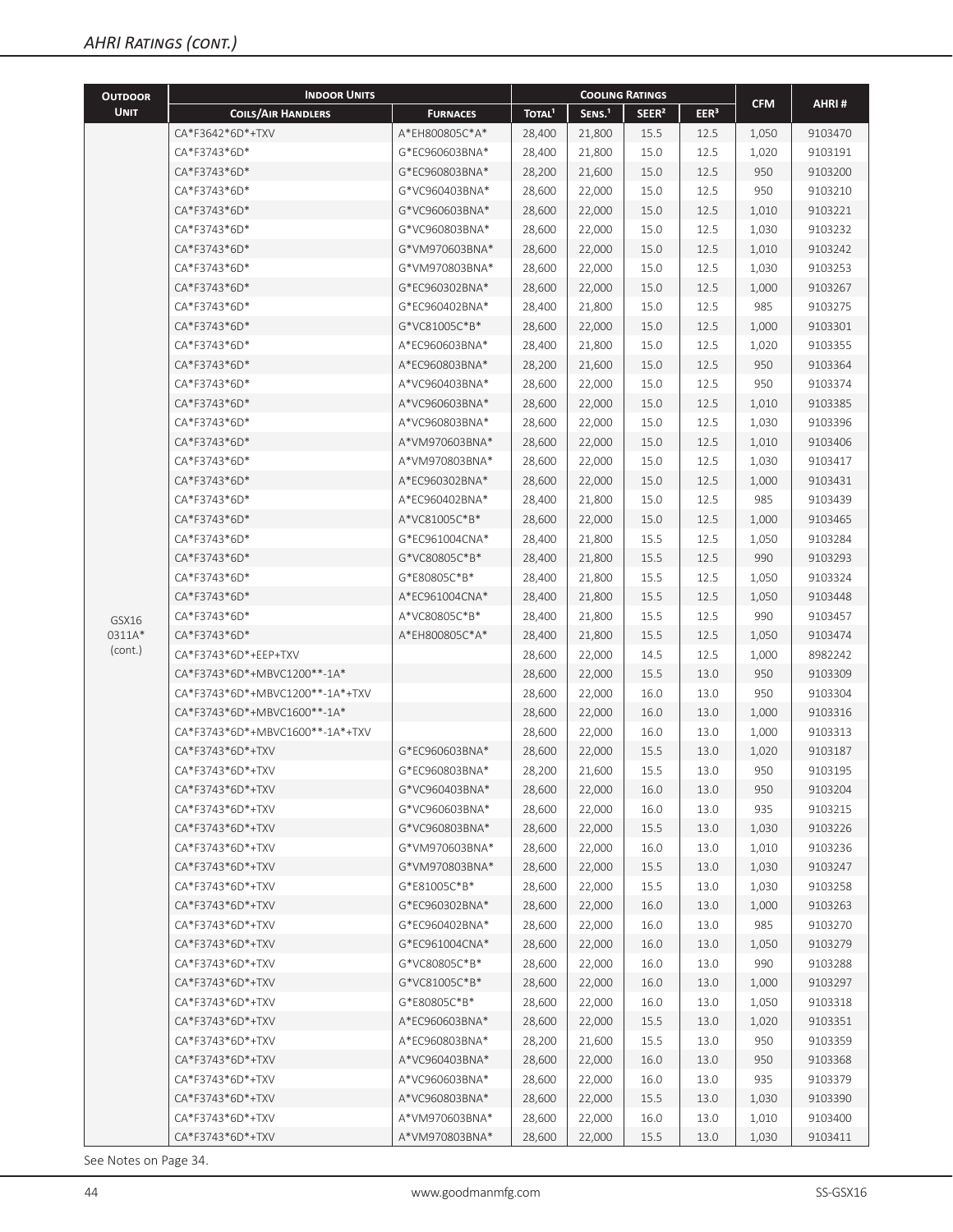## AHRI Ratings (cont.)

| Outdoor Unit | Indoor Units | | Cooling Ratings | | | | CFM | AHRI # |
|---|---|---|---|---|---|---|---|---|
| | Coils/Air Handlers | Furnaces | Total[1] | Sens.[1] | SEER[2] | EER[3] | | |
| GSX16 0311A* (cont.) | CA*F3642*6D*+TXV | A*EH800805C*A* | 28,400 | 21,800 | 15.5 | 12.5 | 1,050 | 9103470 |
| | CA*F3743*6D* | G*EC960603BNA* | 28,400 | 21,800 | 15.0 | 12.5 | 1,020 | 9103191 |
| | CA*F3743*6D* | G*EC960803BNA* | 28,200 | 21,600 | 15.0 | 12.5 | 950 | 9103200 |
| | CA*F3743*6D* | G*VC960403BNA* | 28,600 | 22,000 | 15.0 | 12.5 | 950 | 9103210 |
| | CA*F3743*6D* | G*VC960603BNA* | 28,600 | 22,000 | 15.0 | 12.5 | 1,010 | 9103221 |
| | CA*F3743*6D* | G*VC960803BNA* | 28,600 | 22,000 | 15.0 | 12.5 | 1,030 | 9103232 |
| | CA*F3743*6D* | G*VM970603BNA* | 28,600 | 22,000 | 15.0 | 12.5 | 1,010 | 9103242 |
| | CA*F3743*6D* | G*VM970803BNA* | 28,600 | 22,000 | 15.0 | 12.5 | 1,030 | 9103253 |
| | CA*F3743*6D* | G*EC960302BNA* | 28,600 | 22,000 | 15.0 | 12.5 | 1,000 | 9103267 |
| | CA*F3743*6D* | G*EC960402BNA* | 28,400 | 21,800 | 15.0 | 12.5 | 985 | 9103275 |
| | CA*F3743*6D* | G*VC81005C*B* | 28,600 | 22,000 | 15.0 | 12.5 | 1,000 | 9103301 |
| | CA*F3743*6D* | A*EC960603BNA* | 28,400 | 21,800 | 15.0 | 12.5 | 1,020 | 9103355 |
| | CA*F3743*6D* | A*EC960803BNA* | 28,200 | 21,600 | 15.0 | 12.5 | 950 | 9103364 |
| | CA*F3743*6D* | A*VC960403BNA* | 28,600 | 22,000 | 15.0 | 12.5 | 950 | 9103374 |
| | CA*F3743*6D* | A*VC960603BNA* | 28,600 | 22,000 | 15.0 | 12.5 | 1,010 | 9103385 |
| | CA*F3743*6D* | A*VC960803BNA* | 28,600 | 22,000 | 15.0 | 12.5 | 1,030 | 9103396 |
| | CA*F3743*6D* | A*VM970603BNA* | 28,600 | 22,000 | 15.0 | 12.5 | 1,010 | 9103406 |
| | CA*F3743*6D* | A*VM970803BNA* | 28,600 | 22,000 | 15.0 | 12.5 | 1,030 | 9103417 |
| | CA*F3743*6D* | A*EC960302BNA* | 28,600 | 22,000 | 15.0 | 12.5 | 1,000 | 9103431 |
| | CA*F3743*6D* | A*EC960402BNA* | 28,400 | 21,800 | 15.0 | 12.5 | 985 | 9103439 |
| | CA*F3743*6D* | A*VC81005C*B* | 28,600 | 22,000 | 15.0 | 12.5 | 1,000 | 9103465 |
| | CA*F3743*6D* | G*EC961004CNA* | 28,400 | 21,800 | 15.5 | 12.5 | 1,050 | 9103284 |
| | CA*F3743*6D* | G*VC80805C*B* | 28,400 | 21,800 | 15.5 | 12.5 | 990 | 9103293 |
| | CA*F3743*6D* | G*E80805C*B* | 28,400 | 21,800 | 15.5 | 12.5 | 1,050 | 9103324 |
| | CA*F3743*6D* | A*EC961004CNA* | 28,400 | 21,800 | 15.5 | 12.5 | 1,050 | 9103448 |
| | CA*F3743*6D* | A*VC80805C*B* | 28,400 | 21,800 | 15.5 | 12.5 | 990 | 9103457 |
| | CA*F3743*6D* | A*EH800805C*A* | 28,400 | 21,800 | 15.5 | 12.5 | 1,050 | 9103474 |
| | CA*F3743*6D*+EEP+TXV | | 28,600 | 22,000 | 14.5 | 12.5 | 1,000 | 8982242 |
| | CA*F3743*6D*+MBVC1200**-1A* | | 28,600 | 22,000 | 15.5 | 13.0 | 950 | 9103309 |
| | CA*F3743*6D*+MBVC1200**-1A*+TXV | | 28,600 | 22,000 | 16.0 | 13.0 | 950 | 9103304 |
| | CA*F3743*6D*+MBVC1600**-1A* | | 28,600 | 22,000 | 16.0 | 13.0 | 1,000 | 9103316 |
| | CA*F3743*6D*+MBVC1600**-1A*+TXV | | 28,600 | 22,000 | 16.0 | 13.0 | 1,000 | 9103313 |
| | CA*F3743*6D*+TXV | G*EC960603BNA* | 28,600 | 22,000 | 15.5 | 13.0 | 1,020 | 9103187 |
| | CA*F3743*6D*+TXV | G*EC960803BNA* | 28,200 | 21,600 | 15.5 | 13.0 | 950 | 9103195 |
| | CA*F3743*6D*+TXV | G*VC960403BNA* | 28,600 | 22,000 | 16.0 | 13.0 | 950 | 9103204 |
| | CA*F3743*6D*+TXV | G*VC960603BNA* | 28,600 | 22,000 | 16.0 | 13.0 | 935 | 9103215 |
| | CA*F3743*6D*+TXV | G*VC960803BNA* | 28,600 | 22,000 | 15.5 | 13.0 | 1,030 | 9103226 |
| | CA*F3743*6D*+TXV | G*VM970603BNA* | 28,600 | 22,000 | 16.0 | 13.0 | 1,010 | 9103236 |
| | CA*F3743*6D*+TXV | G*VM970803BNA* | 28,600 | 22,000 | 15.5 | 13.0 | 1,030 | 9103247 |
| | CA*F3743*6D*+TXV | G*E81005C*B* | 28,600 | 22,000 | 15.5 | 13.0 | 1,030 | 9103258 |
| | CA*F3743*6D*+TXV | G*EC960302BNA* | 28,600 | 22,000 | 16.0 | 13.0 | 1,000 | 9103263 |
| | CA*F3743*6D*+TXV | G*EC960402BNA* | 28,600 | 22,000 | 16.0 | 13.0 | 985 | 9103270 |
| | CA*F3743*6D*+TXV | G*EC961004CNA* | 28,600 | 22,000 | 16.0 | 13.0 | 1,050 | 9103279 |
| | CA*F3743*6D*+TXV | G*VC80805C*B* | 28,600 | 22,000 | 16.0 | 13.0 | 990 | 9103288 |
| | CA*F3743*6D*+TXV | G*VC81005C*B* | 28,600 | 22,000 | 16.0 | 13.0 | 1,000 | 9103297 |
| | CA*F3743*6D*+TXV | G*E80805C*B* | 28,600 | 22,000 | 16.0 | 13.0 | 1,050 | 9103318 |
| | CA*F3743*6D*+TXV | A*EC960603BNA* | 28,600 | 22,000 | 15.5 | 13.0 | 1,020 | 9103351 |
| | CA*F3743*6D*+TXV | A*EC960803BNA* | 28,200 | 21,600 | 15.5 | 13.0 | 950 | 9103359 |
| | CA*F3743*6D*+TXV | A*VC960403BNA* | 28,600 | 22,000 | 16.0 | 13.0 | 950 | 9103368 |
| | CA*F3743*6D*+TXV | A*VC960603BNA* | 28,600 | 22,000 | 16.0 | 13.0 | 935 | 9103379 |
| | CA*F3743*6D*+TXV | A*VC960803BNA* | 28,600 | 22,000 | 15.5 | 13.0 | 1,030 | 9103390 |
| | CA*F3743*6D*+TXV | A*VM970603BNA* | 28,600 | 22,000 | 16.0 | 13.0 | 1,010 | 9103400 |
| | CA*F3743*6D*+TXV | A*VM970803BNA* | 28,600 | 22,000 | 15.5 | 13.0 | 1,030 | 9103411 |

See Notes on Page 34.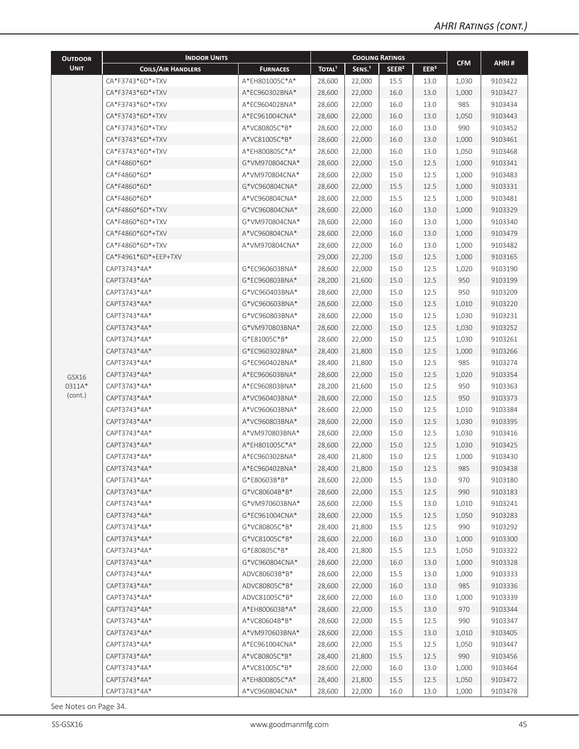## AHRI Ratings (cont.)

| Outdoor Unit | Indoor Units | | Cooling Ratings | | | | CFM | AHRI # |
|---|---|---|---|---|---|---|---|---|
| | Coils/Air Handlers | Furnaces | Total[1] | Sens.[1] | SEER[2] | EER[3] | | |
| GSX16 0311A* (cont.) | CA*F3743*6D*+TXV | A*EH801005C*A* | 28,600 | 22,000 | 15.5 | 13.0 | 1,030 | 9103422 |
| | CA*F3743*6D*+TXV | A*EC960302BNA* | 28,600 | 22,000 | 16.0 | 13.0 | 1,000 | 9103427 |
| | CA*F3743*6D*+TXV | A*EC960402BNA* | 28,600 | 22,000 | 16.0 | 13.0 | 985 | 9103434 |
| | CA*F3743*6D*+TXV | A*EC961004CNA* | 28,600 | 22,000 | 16.0 | 13.0 | 1,050 | 9103443 |
| | CA*F3743*6D*+TXV | A*VC80805C*B* | 28,600 | 22,000 | 16.0 | 13.0 | 990 | 9103452 |
| | CA*F3743*6D*+TXV | A*VC81005C*B* | 28,600 | 22,000 | 16.0 | 13.0 | 1,000 | 9103461 |
| | CA*F3743*6D*+TXV | A*EH800805C*A* | 28,600 | 22,000 | 16.0 | 13.0 | 1,050 | 9103468 |
| | CA*F4860*6D* | G*VM970804CNA* | 28,600 | 22,000 | 15.0 | 12.5 | 1,000 | 9103341 |
| | CA*F4860*6D* | A*VM970804CNA* | 28,600 | 22,000 | 15.0 | 12.5 | 1,000 | 9103483 |
| | CA*F4860*6D* | G*VC960804CNA* | 28,600 | 22,000 | 15.5 | 12.5 | 1,000 | 9103331 |
| | CA*F4860*6D* | A*VC960804CNA* | 28,600 | 22,000 | 15.5 | 12.5 | 1,000 | 9103481 |
| | CA*F4860*6D*+TXV | G*VC960804CNA* | 28,600 | 22,000 | 16.0 | 13.0 | 1,000 | 9103329 |
| | CA*F4860*6D*+TXV | G*VM970804CNA* | 28,600 | 22,000 | 16.0 | 13.0 | 1,000 | 9103340 |
| | CA*F4860*6D*+TXV | A*VC960804CNA* | 28,600 | 22,000 | 16.0 | 13.0 | 1,000 | 9103479 |
| | CA*F4860*6D*+TXV | A*VM970804CNA* | 28,600 | 22,000 | 16.0 | 13.0 | 1,000 | 9103482 |
| | CA*F4961*6D*+EEP+TXV | | 29,000 | 22,200 | 15.0 | 12.5 | 1,000 | 9103165 |
| | CAPT3743*4A* | G*EC960603BNA* | 28,600 | 22,000 | 15.0 | 12.5 | 1,020 | 9103190 |
| | CAPT3743*4A* | G*EC960803BNA* | 28,200 | 21,600 | 15.0 | 12.5 | 950 | 9103199 |
| | CAPT3743*4A* | G*VC960403BNA* | 28,600 | 22,000 | 15.0 | 12.5 | 950 | 9103209 |
| | CAPT3743*4A* | G*VC960603BNA* | 28,600 | 22,000 | 15.0 | 12.5 | 1,010 | 9103220 |
| | CAPT3743*4A* | G*VC960803BNA* | 28,600 | 22,000 | 15.0 | 12.5 | 1,030 | 9103231 |
| | CAPT3743*4A* | G*VM970803BNA* | 28,600 | 22,000 | 15.0 | 12.5 | 1,030 | 9103252 |
| | CAPT3743*4A* | G*E81005C*B* | 28,600 | 22,000 | 15.0 | 12.5 | 1,030 | 9103261 |
| | CAPT3743*4A* | G*EC960302BNA* | 28,400 | 21,800 | 15.0 | 12.5 | 1,000 | 9103266 |
| | CAPT3743*4A* | G*EC960402BNA* | 28,400 | 21,800 | 15.0 | 12.5 | 985 | 9103274 |
| | CAPT3743*4A* | A*EC960603BNA* | 28,600 | 22,000 | 15.0 | 12.5 | 1,020 | 9103354 |
| | CAPT3743*4A* | A*EC960803BNA* | 28,200 | 21,600 | 15.0 | 12.5 | 950 | 9103363 |
| | CAPT3743*4A* | A*VC960403BNA* | 28,600 | 22,000 | 15.0 | 12.5 | 950 | 9103373 |
| | CAPT3743*4A* | A*VC960603BNA* | 28,600 | 22,000 | 15.0 | 12.5 | 1,010 | 9103384 |
| | CAPT3743*4A* | A*VC960803BNA* | 28,600 | 22,000 | 15.0 | 12.5 | 1,030 | 9103395 |
| | CAPT3743*4A* | A*VM970803BNA* | 28,600 | 22,000 | 15.0 | 12.5 | 1,030 | 9103416 |
| | CAPT3743*4A* | A*EH801005C*A* | 28,600 | 22,000 | 15.0 | 12.5 | 1,030 | 9103425 |
| | CAPT3743*4A* | A*EC960302BNA* | 28,400 | 21,800 | 15.0 | 12.5 | 1,000 | 9103430 |
| | CAPT3743*4A* | A*EC960402BNA* | 28,400 | 21,800 | 15.0 | 12.5 | 985 | 9103438 |
| | CAPT3743*4A* | G*E80603B*B* | 28,600 | 22,000 | 15.5 | 13.0 | 970 | 9103180 |
| | CAPT3743*4A* | G*VC80604B*B* | 28,600 | 22,000 | 15.5 | 12.5 | 990 | 9103183 |
| | CAPT3743*4A* | G*VM970603BNA* | 28,600 | 22,000 | 15.5 | 13.0 | 1,010 | 9103241 |
| | CAPT3743*4A* | G*EC961004CNA* | 28,600 | 22,000 | 15.5 | 12.5 | 1,050 | 9103283 |
| | CAPT3743*4A* | G*VC80805C*B* | 28,400 | 21,800 | 15.5 | 12.5 | 990 | 9103292 |
| | CAPT3743*4A* | G*VC81005C*B* | 28,600 | 22,000 | 16.0 | 13.0 | 1,000 | 9103300 |
| | CAPT3743*4A* | G*E80805C*B* | 28,400 | 21,800 | 15.5 | 12.5 | 1,050 | 9103322 |
| | CAPT3743*4A* | G*VC960804CNA* | 28,600 | 22,000 | 16.0 | 13.0 | 1,000 | 9103328 |
| | CAPT3743*4A* | ADVC80603B*B* | 28,600 | 22,000 | 15.5 | 13.0 | 1,000 | 9103333 |
| | CAPT3743*4A* | ADVC80805C*B* | 28,600 | 22,000 | 16.0 | 13.0 | 985 | 9103336 |
| | CAPT3743*4A* | ADVC81005C*B* | 28,600 | 22,000 | 16.0 | 13.0 | 1,000 | 9103339 |
| | CAPT3743*4A* | A*EH800603B*A* | 28,600 | 22,000 | 15.5 | 13.0 | 970 | 9103344 |
| | CAPT3743*4A* | A*VC80604B*B* | 28,600 | 22,000 | 15.5 | 12.5 | 990 | 9103347 |
| | CAPT3743*4A* | A*VM970603BNA* | 28,600 | 22,000 | 15.5 | 13.0 | 1,010 | 9103405 |
| | CAPT3743*4A* | A*EC961004CNA* | 28,600 | 22,000 | 15.5 | 12.5 | 1,050 | 9103447 |
| | CAPT3743*4A* | A*VC80805C*B* | 28,400 | 21,800 | 15.5 | 12.5 | 990 | 9103456 |
| | CAPT3743*4A* | A*VC81005C*B* | 28,600 | 22,000 | 16.0 | 13.0 | 1,000 | 9103464 |
| | CAPT3743*4A* | A*EH800805C*A* | 28,400 | 21,800 | 15.5 | 12.5 | 1,050 | 9103472 |
| | CAPT3743*4A* | A*VC960804CNA* | 28,600 | 22,000 | 16.0 | 13.0 | 1,000 | 9103478 |

See Notes on Page 34.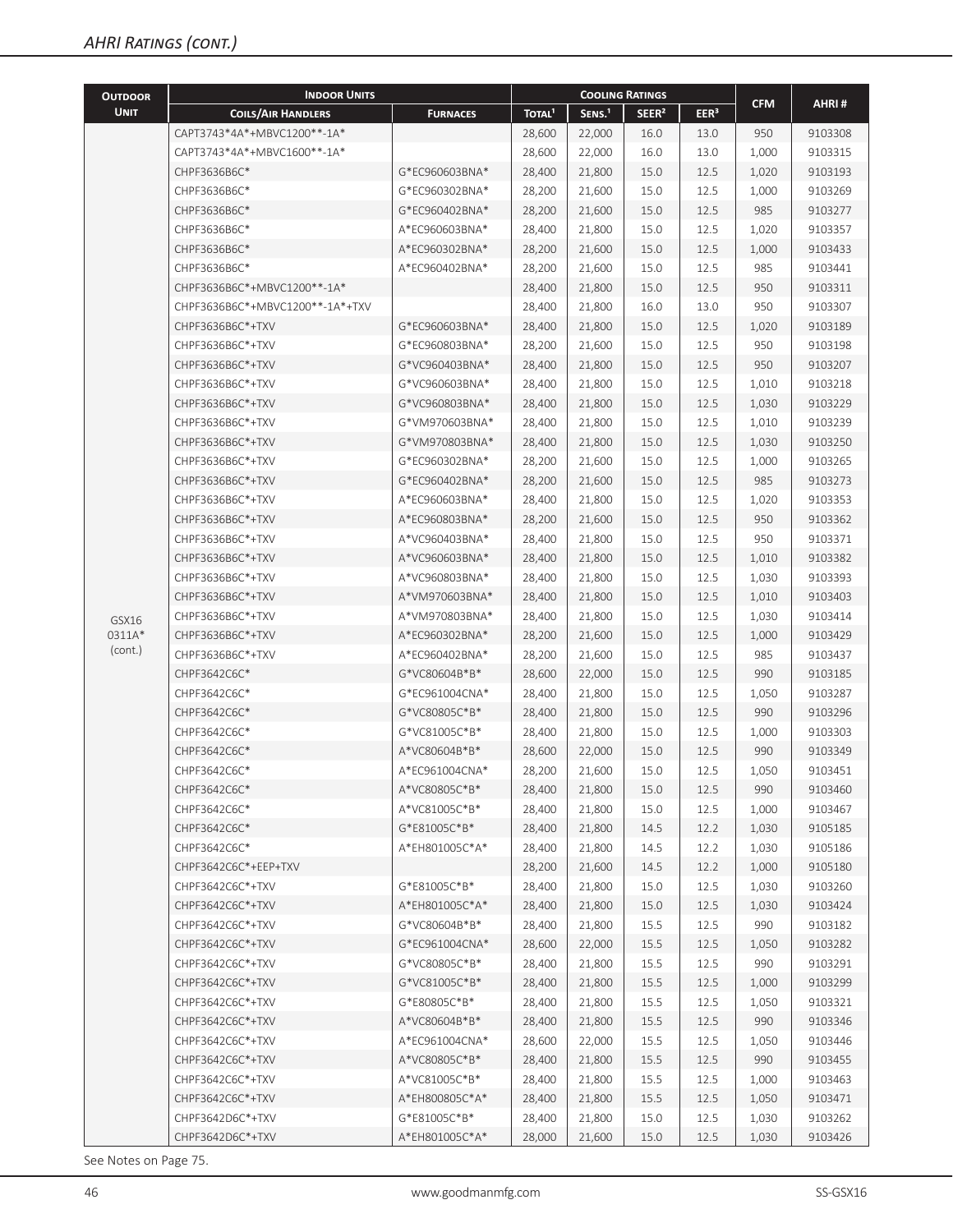## AHRI Ratings (cont.)

| Outdoor Unit | Indoor Units | | Cooling Ratings | | | | CFM | AHRI # |
|---|---|---|---|---|---|---|---|---|
| | Coils/Air Handlers | Furnaces | Total[1] | Sens.[1] | SEER[2] | EER[3] | | |
| GSX16 0311A* (cont.) | CAPT3743*4A*+MBVC1200**-1A* | | 28,600 | 22,000 | 16.0 | 13.0 | 950 | 9103308 |
| | CAPT3743*4A*+MBVC1600**-1A* | | 28,600 | 22,000 | 16.0 | 13.0 | 1,000 | 9103315 |
| | CHPF3636B6C* | G*EC960603BNA* | 28,400 | 21,800 | 15.0 | 12.5 | 1,020 | 9103193 |
| | CHPF3636B6C* | G*EC960302BNA* | 28,200 | 21,600 | 15.0 | 12.5 | 1,000 | 9103269 |
| | CHPF3636B6C* | G*EC960402BNA* | 28,200 | 21,600 | 15.0 | 12.5 | 985 | 9103277 |
| | CHPF3636B6C* | A*EC960603BNA* | 28,400 | 21,800 | 15.0 | 12.5 | 1,020 | 9103357 |
| | CHPF3636B6C* | A*EC960302BNA* | 28,200 | 21,600 | 15.0 | 12.5 | 1,000 | 9103433 |
| | CHPF3636B6C* | A*EC960402BNA* | 28,200 | 21,600 | 15.0 | 12.5 | 985 | 9103441 |
| | CHPF3636B6C*+MBVC1200**-1A* | | 28,400 | 21,800 | 15.0 | 12.5 | 950 | 9103311 |
| | CHPF3636B6C*+MBVC1200**-1A*+TXV | | 28,400 | 21,800 | 16.0 | 13.0 | 950 | 9103307 |
| | CHPF3636B6C*+TXV | G*EC960603BNA* | 28,400 | 21,800 | 15.0 | 12.5 | 1,020 | 9103189 |
| | CHPF3636B6C*+TXV | G*EC960803BNA* | 28,200 | 21,600 | 15.0 | 12.5 | 950 | 9103198 |
| | CHPF3636B6C*+TXV | G*VC960403BNA* | 28,400 | 21,800 | 15.0 | 12.5 | 950 | 9103207 |
| | CHPF3636B6C*+TXV | G*VC960603BNA* | 28,400 | 21,800 | 15.0 | 12.5 | 1,010 | 9103218 |
| | CHPF3636B6C*+TXV | G*VC960803BNA* | 28,400 | 21,800 | 15.0 | 12.5 | 1,030 | 9103229 |
| | CHPF3636B6C*+TXV | G*VM970603BNA* | 28,400 | 21,800 | 15.0 | 12.5 | 1,010 | 9103239 |
| | CHPF3636B6C*+TXV | G*VM970803BNA* | 28,400 | 21,800 | 15.0 | 12.5 | 1,030 | 9103250 |
| | CHPF3636B6C*+TXV | G*EC960302BNA* | 28,200 | 21,600 | 15.0 | 12.5 | 1,000 | 9103265 |
| | CHPF3636B6C*+TXV | G*EC960402BNA* | 28,200 | 21,600 | 15.0 | 12.5 | 985 | 9103273 |
| | CHPF3636B6C*+TXV | A*EC960603BNA* | 28,400 | 21,800 | 15.0 | 12.5 | 1,020 | 9103353 |
| | CHPF3636B6C*+TXV | A*EC960803BNA* | 28,200 | 21,600 | 15.0 | 12.5 | 950 | 9103362 |
| | CHPF3636B6C*+TXV | A*VC960403BNA* | 28,400 | 21,800 | 15.0 | 12.5 | 950 | 9103371 |
| | CHPF3636B6C*+TXV | A*VC960603BNA* | 28,400 | 21,800 | 15.0 | 12.5 | 1,010 | 9103382 |
| | CHPF3636B6C*+TXV | A*VC960803BNA* | 28,400 | 21,800 | 15.0 | 12.5 | 1,030 | 9103393 |
| | CHPF3636B6C*+TXV | A*VM970603BNA* | 28,400 | 21,800 | 15.0 | 12.5 | 1,010 | 9103403 |
| | CHPF3636B6C*+TXV | A*VM970803BNA* | 28,400 | 21,800 | 15.0 | 12.5 | 1,030 | 9103414 |
| | CHPF3636B6C*+TXV | A*EC960302BNA* | 28,200 | 21,600 | 15.0 | 12.5 | 1,000 | 9103429 |
| | CHPF3636B6C*+TXV | A*EC960402BNA* | 28,200 | 21,600 | 15.0 | 12.5 | 985 | 9103437 |
| | CHPF3642C6C* | G*VC80604B*B* | 28,600 | 22,000 | 15.0 | 12.5 | 990 | 9103185 |
| | CHPF3642C6C* | G*EC961004CNA* | 28,400 | 21,800 | 15.0 | 12.5 | 1,050 | 9103287 |
| | CHPF3642C6C* | G*VC80805C*B* | 28,400 | 21,800 | 15.0 | 12.5 | 990 | 9103296 |
| | CHPF3642C6C* | G*VC81005C*B* | 28,400 | 21,800 | 15.0 | 12.5 | 1,000 | 9103303 |
| | CHPF3642C6C* | A*VC80604B*B* | 28,600 | 22,000 | 15.0 | 12.5 | 990 | 9103349 |
| | CHPF3642C6C* | A*EC961004CNA* | 28,200 | 21,600 | 15.0 | 12.5 | 1,050 | 9103451 |
| | CHPF3642C6C* | A*VC80805C*B* | 28,400 | 21,800 | 15.0 | 12.5 | 990 | 9103460 |
| | CHPF3642C6C* | A*VC81005C*B* | 28,400 | 21,800 | 15.0 | 12.5 | 1,000 | 9103467 |
| | CHPF3642C6C* | G*E81005C*B* | 28,400 | 21,800 | 14.5 | 12.2 | 1,030 | 9105185 |
| | CHPF3642C6C* | A*EH801005C*A* | 28,400 | 21,800 | 14.5 | 12.2 | 1,030 | 9105186 |
| | CHPF3642C6C*+EEP+TXV | | 28,200 | 21,600 | 14.5 | 12.2 | 1,000 | 9105180 |
| | CHPF3642C6C*+TXV | G*E81005C*B* | 28,400 | 21,800 | 15.0 | 12.5 | 1,030 | 9103260 |
| | CHPF3642C6C*+TXV | A*EH801005C*A* | 28,400 | 21,800 | 15.0 | 12.5 | 1,030 | 9103424 |
| | CHPF3642C6C*+TXV | G*VC80604B*B* | 28,400 | 21,800 | 15.5 | 12.5 | 990 | 9103182 |
| | CHPF3642C6C*+TXV | G*EC961004CNA* | 28,600 | 22,000 | 15.5 | 12.5 | 1,050 | 9103282 |
| | CHPF3642C6C*+TXV | G*VC80805C*B* | 28,400 | 21,800 | 15.5 | 12.5 | 990 | 9103291 |
| | CHPF3642C6C*+TXV | G*VC81005C*B* | 28,400 | 21,800 | 15.5 | 12.5 | 1,000 | 9103299 |
| | CHPF3642C6C*+TXV | G*E80805C*B* | 28,400 | 21,800 | 15.5 | 12.5 | 1,050 | 9103321 |
| | CHPF3642C6C*+TXV | A*VC80604B*B* | 28,400 | 21,800 | 15.5 | 12.5 | 990 | 9103346 |
| | CHPF3642C6C*+TXV | A*EC961004CNA* | 28,600 | 22,000 | 15.5 | 12.5 | 1,050 | 9103446 |
| | CHPF3642C6C*+TXV | A*VC80805C*B* | 28,400 | 21,800 | 15.5 | 12.5 | 990 | 9103455 |
| | CHPF3642C6C*+TXV | A*VC81005C*B* | 28,400 | 21,800 | 15.5 | 12.5 | 1,000 | 9103463 |
| | CHPF3642C6C*+TXV | A*EH800805C*A* | 28,400 | 21,800 | 15.5 | 12.5 | 1,050 | 9103471 |
| | CHPF3642D6C*+TXV | G*E81005C*B* | 28,400 | 21,800 | 15.0 | 12.5 | 1,030 | 9103262 |
| | CHPF3642D6C*+TXV | A*EH801005C*A* | 28,000 | 21,600 | 15.0 | 12.5 | 1,030 | 9103426 |

See Notes on Page 75.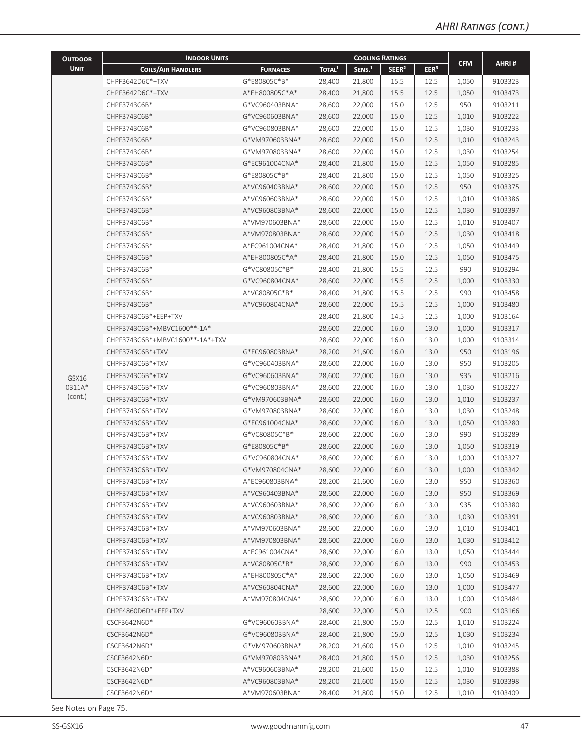| Outdoor Unit | Indoor Units | | Cooling Ratings | | | | CFM | AHRI # |
|---|---|---|---|---|---|---|---|---|
| | Coils/Air Handlers | Furnaces | Total[1] | Sens.[1] | SEER[2] | EER[3] | | |
| GSX16 0311A* (cont.) | CHPF3642D6C*+TXV | G*E80805C*B* | 28,400 | 21,800 | 15.5 | 12.5 | 1,050 | 9103323 |
| | CHPF3642D6C*+TXV | A*EH800805C*A* | 28,400 | 21,800 | 15.5 | 12.5 | 1,050 | 9103473 |
| | CHPF3743C6B* | G*VC960403BNA* | 28,600 | 22,000 | 15.0 | 12.5 | 950 | 9103211 |
| | CHPF3743C6B* | G*VC960603BNA* | 28,600 | 22,000 | 15.0 | 12.5 | 1,010 | 9103222 |
| | CHPF3743C6B* | G*VC960803BNA* | 28,600 | 22,000 | 15.0 | 12.5 | 1,030 | 9103233 |
| | CHPF3743C6B* | G*VM970603BNA* | 28,600 | 22,000 | 15.0 | 12.5 | 1,010 | 9103243 |
| | CHPF3743C6B* | G*VM970803BNA* | 28,600 | 22,000 | 15.0 | 12.5 | 1,030 | 9103254 |
| | CHPF3743C6B* | G*EC961004CNA* | 28,400 | 21,800 | 15.0 | 12.5 | 1,050 | 9103285 |
| | CHPF3743C6B* | G*E80805C*B* | 28,400 | 21,800 | 15.0 | 12.5 | 1,050 | 9103325 |
| | CHPF3743C6B* | A*VC960403BNA* | 28,600 | 22,000 | 15.0 | 12.5 | 950 | 9103375 |
| | CHPF3743C6B* | A*VC960603BNA* | 28,600 | 22,000 | 15.0 | 12.5 | 1,010 | 9103386 |
| | CHPF3743C6B* | A*VC960803BNA* | 28,600 | 22,000 | 15.0 | 12.5 | 1,030 | 9103397 |
| | CHPF3743C6B* | A*VM970603BNA* | 28,600 | 22,000 | 15.0 | 12.5 | 1,010 | 9103407 |
| | CHPF3743C6B* | A*VM970803BNA* | 28,600 | 22,000 | 15.0 | 12.5 | 1,030 | 9103418 |
| | CHPF3743C6B* | A*EC961004CNA* | 28,400 | 21,800 | 15.0 | 12.5 | 1,050 | 9103449 |
| | CHPF3743C6B* | A*EH800805C*A* | 28,400 | 21,800 | 15.0 | 12.5 | 1,050 | 9103475 |
| | CHPF3743C6B* | G*VC80805C*B* | 28,400 | 21,800 | 15.5 | 12.5 | 990 | 9103294 |
| | CHPF3743C6B* | G*VC960804CNA* | 28,600 | 22,000 | 15.5 | 12.5 | 1,000 | 9103330 |
| | CHPF3743C6B* | A*VC80805C*B* | 28,400 | 21,800 | 15.5 | 12.5 | 990 | 9103458 |
| | CHPF3743C6B* | A*VC960804CNA* | 28,600 | 22,000 | 15.5 | 12.5 | 1,000 | 9103480 |
| | CHPF3743C6B*+EEP+TXV | | 28,400 | 21,800 | 14.5 | 12.5 | 1,000 | 9103164 |
| | CHPF3743C6B*+MBVC1600**-1A* | | 28,600 | 22,000 | 16.0 | 13.0 | 1,000 | 9103317 |
| | CHPF3743C6B*+MBVC1600**-1A*+TXV | | 28,600 | 22,000 | 16.0 | 13.0 | 1,000 | 9103314 |
| | CHPF3743C6B*+TXV | G*EC960803BNA* | 28,200 | 21,600 | 16.0 | 13.0 | 950 | 9103196 |
| | CHPF3743C6B*+TXV | G*VC960403BNA* | 28,600 | 22,000 | 16.0 | 13.0 | 950 | 9103205 |
| | CHPF3743C6B*+TXV | G*VC960603BNA* | 28,600 | 22,000 | 16.0 | 13.0 | 935 | 9103216 |
| | CHPF3743C6B*+TXV | G*VC960803BNA* | 28,600 | 22,000 | 16.0 | 13.0 | 1,030 | 9103227 |
| | CHPF3743C6B*+TXV | G*VM970603BNA* | 28,600 | 22,000 | 16.0 | 13.0 | 1,010 | 9103237 |
| | CHPF3743C6B*+TXV | G*VM970803BNA* | 28,600 | 22,000 | 16.0 | 13.0 | 1,030 | 9103248 |
| | CHPF3743C6B*+TXV | G*EC961004CNA* | 28,600 | 22,000 | 16.0 | 13.0 | 1,050 | 9103280 |
| | CHPF3743C6B*+TXV | G*VC80805C*B* | 28,600 | 22,000 | 16.0 | 13.0 | 990 | 9103289 |
| | CHPF3743C6B*+TXV | G*E80805C*B* | 28,600 | 22,000 | 16.0 | 13.0 | 1,050 | 9103319 |
| | CHPF3743C6B*+TXV | G*VC960804CNA* | 28,600 | 22,000 | 16.0 | 13.0 | 1,000 | 9103327 |
| | CHPF3743C6B*+TXV | G*VM970804CNA* | 28,600 | 22,000 | 16.0 | 13.0 | 1,000 | 9103342 |
| | CHPF3743C6B*+TXV | A*EC960803BNA* | 28,200 | 21,600 | 16.0 | 13.0 | 950 | 9103360 |
| | CHPF3743C6B*+TXV | A*VC960403BNA* | 28,600 | 22,000 | 16.0 | 13.0 | 950 | 9103369 |
| | CHPF3743C6B*+TXV | A*VC960603BNA* | 28,600 | 22,000 | 16.0 | 13.0 | 935 | 9103380 |
| | CHPF3743C6B*+TXV | A*VC960803BNA* | 28,600 | 22,000 | 16.0 | 13.0 | 1,030 | 9103391 |
| | CHPF3743C6B*+TXV | A*VM970603BNA* | 28,600 | 22,000 | 16.0 | 13.0 | 1,010 | 9103401 |
| | CHPF3743C6B*+TXV | A*VM970803BNA* | 28,600 | 22,000 | 16.0 | 13.0 | 1,030 | 9103412 |
| | CHPF3743C6B*+TXV | A*EC961004CNA* | 28,600 | 22,000 | 16.0 | 13.0 | 1,050 | 9103444 |
| | CHPF3743C6B*+TXV | A*VC80805C*B* | 28,600 | 22,000 | 16.0 | 13.0 | 990 | 9103453 |
| | CHPF3743C6B*+TXV | A*EH800805C*A* | 28,600 | 22,000 | 16.0 | 13.0 | 1,050 | 9103469 |
| | CHPF3743C6B*+TXV | A*VC960804CNA* | 28,600 | 22,000 | 16.0 | 13.0 | 1,000 | 9103477 |
| | CHPF3743C6B*+TXV | A*VM970804CNA* | 28,600 | 22,000 | 16.0 | 13.0 | 1,000 | 9103484 |
| | CHPF4860D6D*+EEP+TXV | | 28,600 | 22,000 | 15.0 | 12.5 | 900 | 9103166 |
| | CSCF3642N6D* | G*VC960603BNA* | 28,400 | 21,800 | 15.0 | 12.5 | 1,010 | 9103224 |
| | CSCF3642N6D* | G*VC960803BNA* | 28,400 | 21,800 | 15.0 | 12.5 | 1,030 | 9103234 |
| | CSCF3642N6D* | G*VM970603BNA* | 28,200 | 21,600 | 15.0 | 12.5 | 1,010 | 9103245 |
| | CSCF3642N6D* | G*VM970803BNA* | 28,400 | 21,800 | 15.0 | 12.5 | 1,030 | 9103256 |
| | CSCF3642N6D* | A*VC960603BNA* | 28,200 | 21,600 | 15.0 | 12.5 | 1,010 | 9103388 |
| | CSCF3642N6D* | A*VC960803BNA* | 28,200 | 21,600 | 15.0 | 12.5 | 1,030 | 9103398 |
| | CSCF3642N6D* | A*VM970603BNA* | 28,400 | 21,800 | 15.0 | 12.5 | 1,010 | 9103409 |

See Notes on Page 75.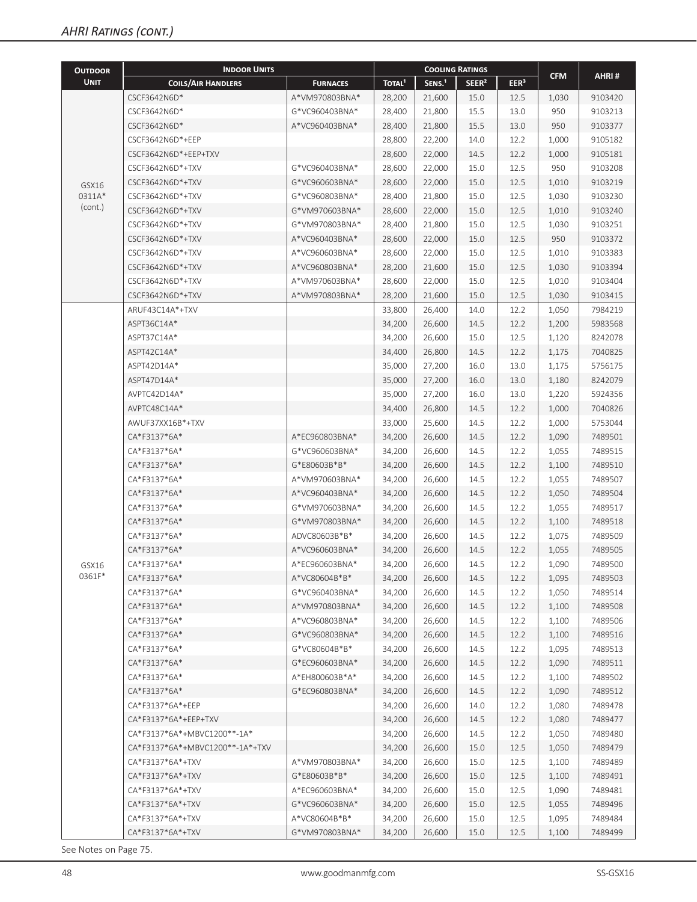## AHRI Ratings (cont.)

| Outdoor Unit | Indoor Units | | Cooling Ratings | | | | CFM | AHRI # |
|---|---|---|---|---|---|---|---|---|
| | Coils/Air Handlers | Furnaces | Total[1] | Sens.[1] | SEER[2] | EER[3] | | |
| GSX16 0311A* (cont.) | CSCF3642N6D* | A*VM970803BNA* | 28,200 | 21,600 | 15.0 | 12.5 | 1,030 | 9103420 |
| | CSCF3642N6D* | G*VC960403BNA* | 28,400 | 21,800 | 15.5 | 13.0 | 950 | 9103213 |
| | CSCF3642N6D* | A*VC960403BNA* | 28,400 | 21,800 | 15.5 | 13.0 | 950 | 9103377 |
| | CSCF3642N6D*+EEP | | 28,800 | 22,200 | 14.0 | 12.2 | 1,000 | 9105182 |
| | CSCF3642N6D*+EEP+TXV | | 28,600 | 22,000 | 14.5 | 12.2 | 1,000 | 9105181 |
| | CSCF3642N6D*+TXV | G*VC960403BNA* | 28,600 | 22,000 | 15.0 | 12.5 | 950 | 9103208 |
| | CSCF3642N6D*+TXV | G*VC960603BNA* | 28,600 | 22,000 | 15.0 | 12.5 | 1,010 | 9103219 |
| | CSCF3642N6D*+TXV | G*VC960803BNA* | 28,400 | 21,800 | 15.0 | 12.5 | 1,030 | 9103230 |
| | CSCF3642N6D*+TXV | G*VM970603BNA* | 28,600 | 22,000 | 15.0 | 12.5 | 1,010 | 9103240 |
| | CSCF3642N6D*+TXV | G*VM970803BNA* | 28,400 | 21,800 | 15.0 | 12.5 | 1,030 | 9103251 |
| | CSCF3642N6D*+TXV | A*VC960403BNA* | 28,600 | 22,000 | 15.0 | 12.5 | 950 | 9103372 |
| | CSCF3642N6D*+TXV | A*VC960603BNA* | 28,600 | 22,000 | 15.0 | 12.5 | 1,010 | 9103383 |
| | CSCF3642N6D*+TXV | A*VC960803BNA* | 28,200 | 21,600 | 15.0 | 12.5 | 1,030 | 9103394 |
| | CSCF3642N6D*+TXV | A*VM970603BNA* | 28,600 | 22,000 | 15.0 | 12.5 | 1,010 | 9103404 |
| | CSCF3642N6D*+TXV | A*VM970803BNA* | 28,200 | 21,600 | 15.0 | 12.5 | 1,030 | 9103415 |
| GSX16 0361F* | ARUF43C14A*+TXV | | 33,800 | 26,400 | 14.0 | 12.2 | 1,050 | 7984219 |
| | ASPT36C14A* | | 34,200 | 26,600 | 14.5 | 12.2 | 1,200 | 5983568 |
| | ASPT37C14A* | | 34,200 | 26,600 | 15.0 | 12.5 | 1,120 | 8242078 |
| | ASPT42C14A* | | 34,400 | 26,800 | 14.5 | 12.2 | 1,175 | 7040825 |
| | ASPT42D14A* | | 35,000 | 27,200 | 16.0 | 13.0 | 1,175 | 5756175 |
| | ASPT47D14A* | | 35,000 | 27,200 | 16.0 | 13.0 | 1,180 | 8242079 |
| | AVPTC42D14A* | | 35,000 | 27,200 | 16.0 | 13.0 | 1,220 | 5924356 |
| | AVPTC48C14A* | | 34,400 | 26,800 | 14.5 | 12.2 | 1,000 | 7040826 |
| | AWUF37XX16B*+TXV | | 33,000 | 25,600 | 14.5 | 12.2 | 1,000 | 5753044 |
| | CA*F3137*6A* | A*EC960803BNA* | 34,200 | 26,600 | 14.5 | 12.2 | 1,090 | 7489501 |
| | CA*F3137*6A* | G*VC960603BNA* | 34,200 | 26,600 | 14.5 | 12.2 | 1,055 | 7489515 |
| | CA*F3137*6A* | G*E80603B*B* | 34,200 | 26,600 | 14.5 | 12.2 | 1,100 | 7489510 |
| | CA*F3137*6A* | A*VM970603BNA* | 34,200 | 26,600 | 14.5 | 12.2 | 1,055 | 7489507 |
| | CA*F3137*6A* | A*VC960403BNA* | 34,200 | 26,600 | 14.5 | 12.2 | 1,050 | 7489504 |
| | CA*F3137*6A* | G*VM970603BNA* | 34,200 | 26,600 | 14.5 | 12.2 | 1,055 | 7489517 |
| | CA*F3137*6A* | G*VM970803BNA* | 34,200 | 26,600 | 14.5 | 12.2 | 1,100 | 7489518 |
| | CA*F3137*6A* | ADVC80603B*B* | 34,200 | 26,600 | 14.5 | 12.2 | 1,075 | 7489509 |
| | CA*F3137*6A* | A*VC960603BNA* | 34,200 | 26,600 | 14.5 | 12.2 | 1,055 | 7489505 |
| | CA*F3137*6A* | A*EC960603BNA* | 34,200 | 26,600 | 14.5 | 12.2 | 1,090 | 7489500 |
| | CA*F3137*6A* | A*VC80604B*B* | 34,200 | 26,600 | 14.5 | 12.2 | 1,095 | 7489503 |
| | CA*F3137*6A* | G*VC960403BNA* | 34,200 | 26,600 | 14.5 | 12.2 | 1,050 | 7489514 |
| | CA*F3137*6A* | A*VM970803BNA* | 34,200 | 26,600 | 14.5 | 12.2 | 1,100 | 7489508 |
| | CA*F3137*6A* | A*VC960803BNA* | 34,200 | 26,600 | 14.5 | 12.2 | 1,100 | 7489506 |
| | CA*F3137*6A* | G*VC960803BNA* | 34,200 | 26,600 | 14.5 | 12.2 | 1,100 | 7489516 |
| | CA*F3137*6A* | G*VC80604B*B* | 34,200 | 26,600 | 14.5 | 12.2 | 1,095 | 7489513 |
| | CA*F3137*6A* | G*EC960603BNA* | 34,200 | 26,600 | 14.5 | 12.2 | 1,090 | 7489511 |
| | CA*F3137*6A* | A*EH800603B*A* | 34,200 | 26,600 | 14.5 | 12.2 | 1,100 | 7489502 |
| | CA*F3137*6A* | G*EC960803BNA* | 34,200 | 26,600 | 14.5 | 12.2 | 1,090 | 7489512 |
| | CA*F3137*6A*+EEP | | 34,200 | 26,600 | 14.0 | 12.2 | 1,080 | 7489478 |
| | CA*F3137*6A*+EEP+TXV | | 34,200 | 26,600 | 14.5 | 12.2 | 1,080 | 7489477 |
| | CA*F3137*6A*+MBVC1200**-1A* | | 34,200 | 26,600 | 14.5 | 12.2 | 1,050 | 7489480 |
| | CA*F3137*6A*+MBVC1200**-1A*+TXV | | 34,200 | 26,600 | 15.0 | 12.5 | 1,050 | 7489479 |
| | CA*F3137*6A*+TXV | A*VM970803BNA* | 34,200 | 26,600 | 15.0 | 12.5 | 1,100 | 7489489 |
| | CA*F3137*6A*+TXV | G*E80603B*B* | 34,200 | 26,600 | 15.0 | 12.5 | 1,100 | 7489491 |
| | CA*F3137*6A*+TXV | A*EC960603BNA* | 34,200 | 26,600 | 15.0 | 12.5 | 1,090 | 7489481 |
| | CA*F3137*6A*+TXV | G*VC960603BNA* | 34,200 | 26,600 | 15.0 | 12.5 | 1,055 | 7489496 |
| | CA*F3137*6A*+TXV | A*VC80604B*B* | 34,200 | 26,600 | 15.0 | 12.5 | 1,095 | 7489484 |
| | CA*F3137*6A*+TXV | G*VM970803BNA* | 34,200 | 26,600 | 15.0 | 12.5 | 1,100 | 7489499 |

See Notes on Page 75.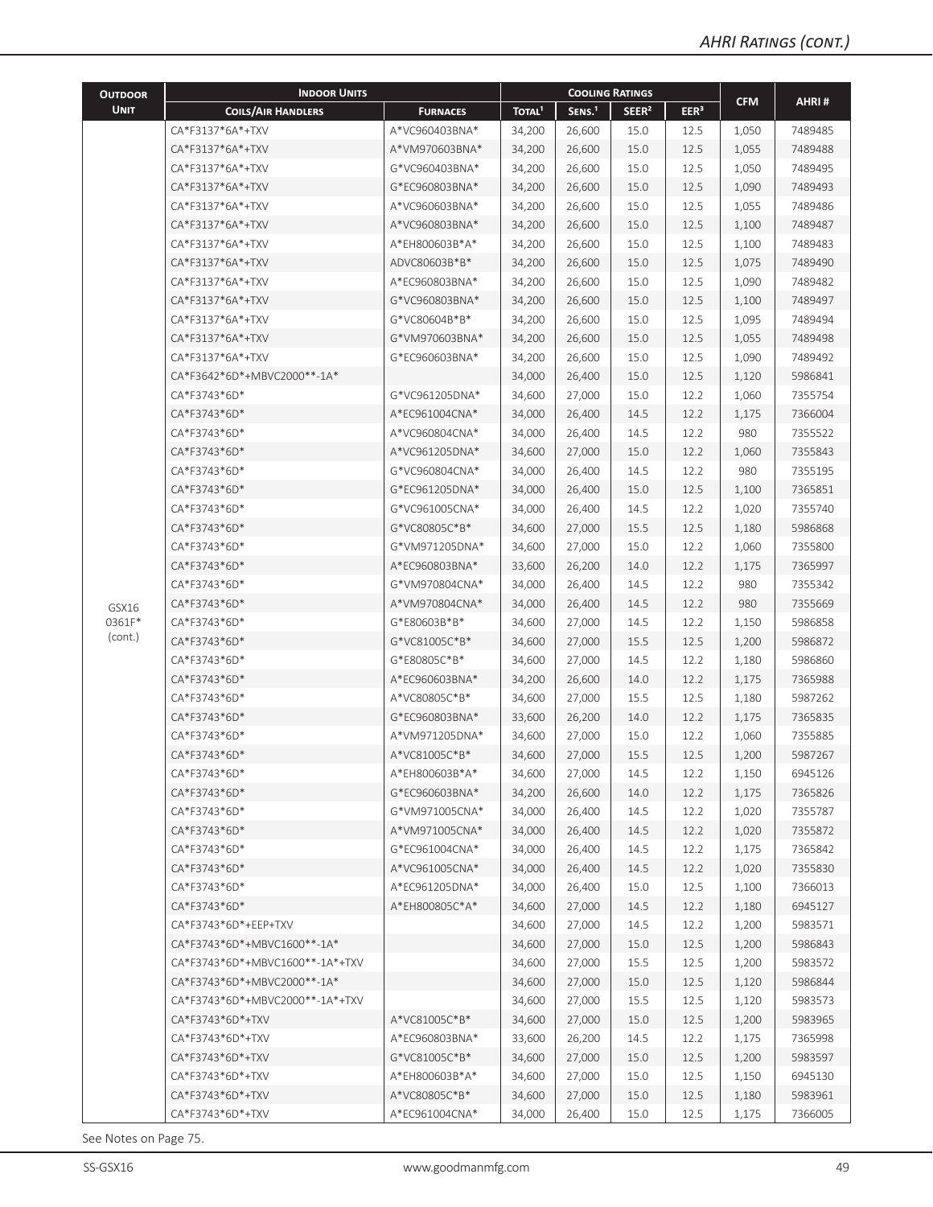## AHRI Ratings (cont.)

| Outdoor Unit | Indoor Units | | Cooling Ratings | | | | CFM | AHRI # |
|---|---|---|---|---|---|---|---|---|
| | Coils/Air Handlers | Furnaces | Total[1] | Sens.[1] | SEER[2] | EER[3] | | |
| GSX16 0361F* (cont.) | CA*F3137*6A*+TXV | A*VC960403BNA* | 34,200 | 26,600 | 15.0 | 12.5 | 1,050 | 7489485 |
| | CA*F3137*6A*+TXV | A*VM970603BNA* | 34,200 | 26,600 | 15.0 | 12.5 | 1,055 | 7489488 |
| | CA*F3137*6A*+TXV | G*VC960403BNA* | 34,200 | 26,600 | 15.0 | 12.5 | 1,050 | 7489495 |
| | CA*F3137*6A*+TXV | G*EC960803BNA* | 34,200 | 26,600 | 15.0 | 12.5 | 1,090 | 7489493 |
| | CA*F3137*6A*+TXV | A*VC960603BNA* | 34,200 | 26,600 | 15.0 | 12.5 | 1,055 | 7489486 |
| | CA*F3137*6A*+TXV | A*VC960803BNA* | 34,200 | 26,600 | 15.0 | 12.5 | 1,100 | 7489487 |
| | CA*F3137*6A*+TXV | A*EH800603B*A* | 34,200 | 26,600 | 15.0 | 12.5 | 1,100 | 7489483 |
| | CA*F3137*6A*+TXV | ADVC80603B*B* | 34,200 | 26,600 | 15.0 | 12.5 | 1,075 | 7489490 |
| | CA*F3137*6A*+TXV | A*EC960803BNA* | 34,200 | 26,600 | 15.0 | 12.5 | 1,090 | 7489482 |
| | CA*F3137*6A*+TXV | G*VC960803BNA* | 34,200 | 26,600 | 15.0 | 12.5 | 1,100 | 7489497 |
| | CA*F3137*6A*+TXV | G*VC80604B*B* | 34,200 | 26,600 | 15.0 | 12.5 | 1,095 | 7489494 |
| | CA*F3137*6A*+TXV | G*VM970603BNA* | 34,200 | 26,600 | 15.0 | 12.5 | 1,055 | 7489498 |
| | CA*F3137*6A*+TXV | G*EC960603BNA* | 34,200 | 26,600 | 15.0 | 12.5 | 1,090 | 7489492 |
| | CA*F3642*6D*+MBVC2000**-1A* | | 34,000 | 26,400 | 15.0 | 12.5 | 1,120 | 5986841 |
| | CA*F3743*6D* | G*VC961205DNA* | 34,600 | 27,000 | 15.0 | 12.2 | 1,060 | 7355754 |
| | CA*F3743*6D* | A*EC961004CNA* | 34,000 | 26,400 | 14.5 | 12.2 | 1,175 | 7366004 |
| | CA*F3743*6D* | A*VC960804CNA* | 34,000 | 26,400 | 14.5 | 12.2 | 980 | 7355522 |
| | CA*F3743*6D* | A*VC961205DNA* | 34,600 | 27,000 | 15.0 | 12.2 | 1,060 | 7355843 |
| | CA*F3743*6D* | G*VC960804CNA* | 34,000 | 26,400 | 14.5 | 12.2 | 980 | 7355195 |
| | CA*F3743*6D* | G*EC961205DNA* | 34,000 | 26,400 | 15.0 | 12.5 | 1,100 | 7365851 |
| | CA*F3743*6D* | G*VC961005CNA* | 34,000 | 26,400 | 14.5 | 12.2 | 1,020 | 7355740 |
| | CA*F3743*6D* | G*VC80805C*B* | 34,600 | 27,000 | 15.5 | 12.5 | 1,180 | 5986868 |
| | CA*F3743*6D* | G*VM971205DNA* | 34,600 | 27,000 | 15.0 | 12.2 | 1,060 | 7355800 |
| | CA*F3743*6D* | A*EC960803BNA* | 33,600 | 26,200 | 14.0 | 12.2 | 1,175 | 7365997 |
| | CA*F3743*6D* | G*VM970804CNA* | 34,000 | 26,400 | 14.5 | 12.2 | 980 | 7355342 |
| | CA*F3743*6D* | A*VM970804CNA* | 34,000 | 26,400 | 14.5 | 12.2 | 980 | 7355669 |
| | CA*F3743*6D* | G*E80603B*B* | 34,600 | 27,000 | 14.5 | 12.2 | 1,150 | 5986858 |
| | CA*F3743*6D* | G*VC81005C*B* | 34,600 | 27,000 | 15.5 | 12.5 | 1,200 | 5986872 |
| | CA*F3743*6D* | G*E80805C*B* | 34,600 | 27,000 | 14.5 | 12.2 | 1,180 | 5986860 |
| | CA*F3743*6D* | A*EC960603BNA* | 34,200 | 26,600 | 14.0 | 12.2 | 1,175 | 7365988 |
| | CA*F3743*6D* | A*VC80805C*B* | 34,600 | 27,000 | 15.5 | 12.5 | 1,180 | 5987262 |
| | CA*F3743*6D* | G*EC960803BNA* | 33,600 | 26,200 | 14.0 | 12.2 | 1,175 | 7365835 |
| | CA*F3743*6D* | A*VM971205DNA* | 34,600 | 27,000 | 15.0 | 12.2 | 1,060 | 7355885 |
| | CA*F3743*6D* | A*VC81005C*B* | 34,600 | 27,000 | 15.5 | 12.5 | 1,200 | 5987267 |
| | CA*F3743*6D* | A*EH800603B*A* | 34,600 | 27,000 | 14.5 | 12.2 | 1,150 | 6945126 |
| | CA*F3743*6D* | G*EC960603BNA* | 34,200 | 26,600 | 14.0 | 12.2 | 1,175 | 7365826 |
| | CA*F3743*6D* | G*VM971005CNA* | 34,000 | 26,400 | 14.5 | 12.2 | 1,020 | 7355787 |
| | CA*F3743*6D* | A*VM971005CNA* | 34,000 | 26,400 | 14.5 | 12.2 | 1,020 | 7355872 |
| | CA*F3743*6D* | G*EC961004CNA* | 34,000 | 26,400 | 14.5 | 12.2 | 1,175 | 7365842 |
| | CA*F3743*6D* | A*VC961005CNA* | 34,000 | 26,400 | 14.5 | 12.2 | 1,020 | 7355830 |
| | CA*F3743*6D* | A*EC961205DNA* | 34,000 | 26,400 | 15.0 | 12.5 | 1,100 | 7366013 |
| | CA*F3743*6D* | A*EH800805C*A* | 34,600 | 27,000 | 14.5 | 12.2 | 1,180 | 6945127 |
| | CA*F3743*6D*+EEP+TXV | | 34,600 | 27,000 | 14.5 | 12.2 | 1,200 | 5983571 |
| | CA*F3743*6D*+MBVC1600**-1A* | | 34,600 | 27,000 | 15.0 | 12.5 | 1,200 | 5986843 |
| | CA*F3743*6D*+MBVC1600**-1A*+TXV | | 34,600 | 27,000 | 15.5 | 12.5 | 1,200 | 5983572 |
| | CA*F3743*6D*+MBVC2000**-1A* | | 34,600 | 27,000 | 15.0 | 12.5 | 1,120 | 5986844 |
| | CA*F3743*6D*+MBVC2000**-1A*+TXV | | 34,600 | 27,000 | 15.5 | 12.5 | 1,120 | 5983573 |
| | CA*F3743*6D*+TXV | A*VC81005C*B* | 34,600 | 27,000 | 15.0 | 12.5 | 1,200 | 5983965 |
| | CA*F3743*6D*+TXV | A*EC960803BNA* | 33,600 | 26,200 | 14.5 | 12.2 | 1,175 | 7365998 |
| | CA*F3743*6D*+TXV | G*VC81005C*B* | 34,600 | 27,000 | 15.0 | 12.5 | 1,200 | 5983597 |
| | CA*F3743*6D*+TXV | A*EH800603B*A* | 34,600 | 27,000 | 15.0 | 12.5 | 1,150 | 6945130 |
| | CA*F3743*6D*+TXV | A*VC80805C*B* | 34,600 | 27,000 | 15.0 | 12.5 | 1,180 | 5983961 |
| | CA*F3743*6D*+TXV | A*EC961004CNA* | 34,000 | 26,400 | 15.0 | 12.5 | 1,175 | 7366005 |

See Notes on Page 75.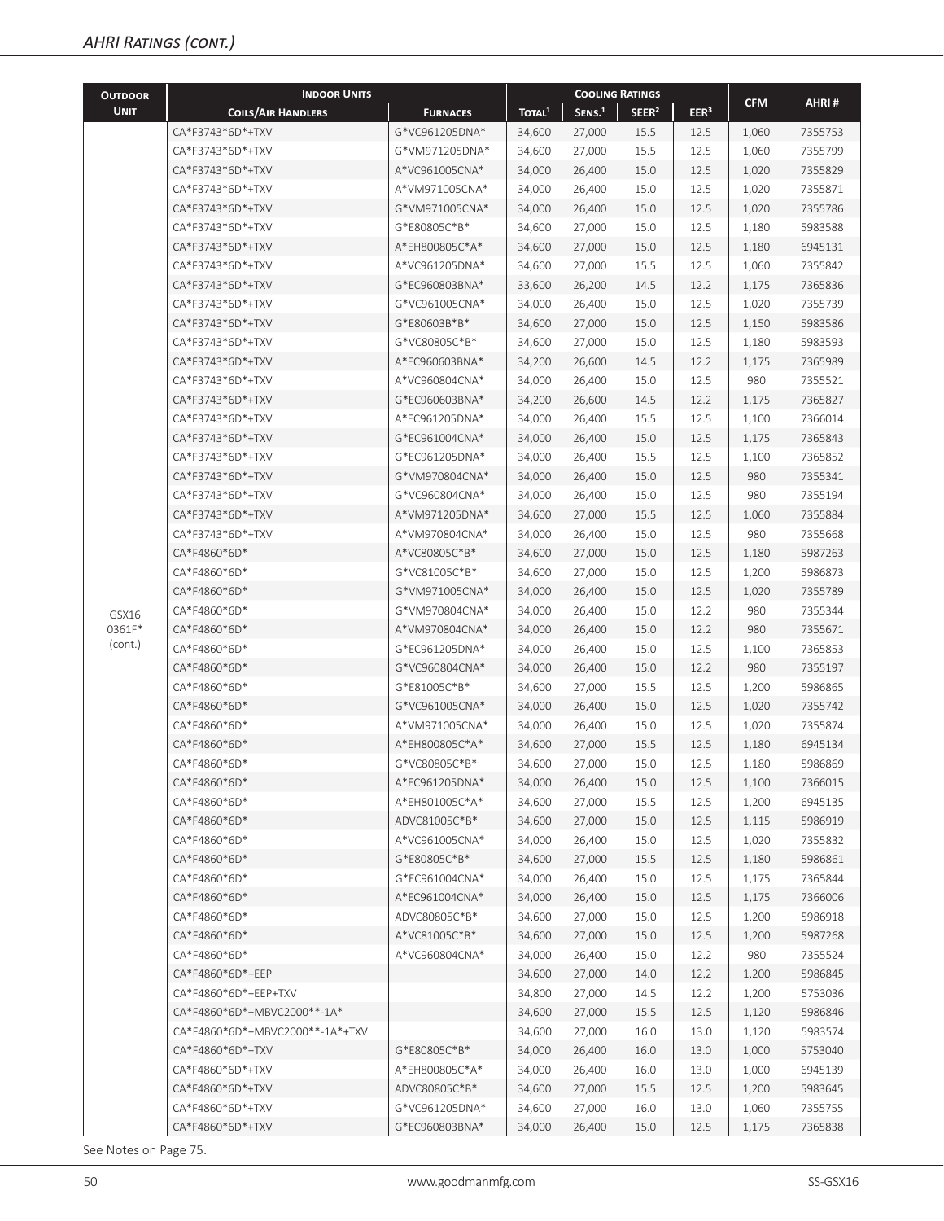## AHRI Ratings (cont.)

| Outdoor Unit | Indoor Units | | Cooling Ratings | | | | CFM | AHRI # |
|---|---|---|---|---|---|---|---|---|
| | Coils/Air Handlers | Furnaces | Total[1] | Sens.[1] | SEER[2] | EER[3] | | |
| GSX16 0361F* (cont.) | CA*F3743*6D*+TXV | G*VC961205DNA* | 34,600 | 27,000 | 15.5 | 12.5 | 1,060 | 7355753 |
| | CA*F3743*6D*+TXV | G*VM971205DNA* | 34,600 | 27,000 | 15.5 | 12.5 | 1,060 | 7355799 |
| | CA*F3743*6D*+TXV | A*VC961005CNA* | 34,000 | 26,400 | 15.0 | 12.5 | 1,020 | 7355829 |
| | CA*F3743*6D*+TXV | A*VM971005CNA* | 34,000 | 26,400 | 15.0 | 12.5 | 1,020 | 7355871 |
| | CA*F3743*6D*+TXV | G*VM971005CNA* | 34,000 | 26,400 | 15.0 | 12.5 | 1,020 | 7355786 |
| | CA*F3743*6D*+TXV | G*E80805C*B* | 34,600 | 27,000 | 15.0 | 12.5 | 1,180 | 5983588 |
| | CA*F3743*6D*+TXV | A*EH800805C*A* | 34,600 | 27,000 | 15.0 | 12.5 | 1,180 | 6945131 |
| | CA*F3743*6D*+TXV | A*VC961205DNA* | 34,600 | 27,000 | 15.5 | 12.5 | 1,060 | 7355842 |
| | CA*F3743*6D*+TXV | G*EC960803BNA* | 33,600 | 26,200 | 14.5 | 12.2 | 1,175 | 7365836 |
| | CA*F3743*6D*+TXV | G*VC961005CNA* | 34,000 | 26,400 | 15.0 | 12.5 | 1,020 | 7355739 |
| | CA*F3743*6D*+TXV | G*E80603B*B* | 34,600 | 27,000 | 15.0 | 12.5 | 1,150 | 5983586 |
| | CA*F3743*6D*+TXV | G*VC80805C*B* | 34,600 | 27,000 | 15.0 | 12.5 | 1,180 | 5983593 |
| | CA*F3743*6D*+TXV | A*EC960603BNA* | 34,200 | 26,600 | 14.5 | 12.2 | 1,175 | 7365989 |
| | CA*F3743*6D*+TXV | A*VC960804CNA* | 34,000 | 26,400 | 15.0 | 12.5 | 980 | 7355521 |
| | CA*F3743*6D*+TXV | G*EC960603BNA* | 34,200 | 26,600 | 14.5 | 12.2 | 1,175 | 7365827 |
| | CA*F3743*6D*+TXV | A*EC961205DNA* | 34,000 | 26,400 | 15.5 | 12.5 | 1,100 | 7366014 |
| | CA*F3743*6D*+TXV | G*EC961004CNA* | 34,000 | 26,400 | 15.0 | 12.5 | 1,175 | 7365843 |
| | CA*F3743*6D*+TXV | G*EC961205DNA* | 34,000 | 26,400 | 15.5 | 12.5 | 1,100 | 7365852 |
| | CA*F3743*6D*+TXV | G*VM970804CNA* | 34,000 | 26,400 | 15.0 | 12.5 | 980 | 7355341 |
| | CA*F3743*6D*+TXV | G*VC960804CNA* | 34,000 | 26,400 | 15.0 | 12.5 | 980 | 7355194 |
| | CA*F3743*6D*+TXV | A*VM971205DNA* | 34,600 | 27,000 | 15.5 | 12.5 | 1,060 | 7355884 |
| | CA*F3743*6D*+TXV | A*VM970804CNA* | 34,000 | 26,400 | 15.0 | 12.5 | 980 | 7355668 |
| | CA*F4860*6D* | A*VC80805C*B* | 34,600 | 27,000 | 15.0 | 12.5 | 1,180 | 5987263 |
| | CA*F4860*6D* | G*VC81005C*B* | 34,600 | 27,000 | 15.0 | 12.5 | 1,200 | 5986873 |
| | CA*F4860*6D* | G*VM971005CNA* | 34,000 | 26,400 | 15.0 | 12.5 | 1,020 | 7355789 |
| | CA*F4860*6D* | G*VM970804CNA* | 34,000 | 26,400 | 15.0 | 12.2 | 980 | 7355344 |
| | CA*F4860*6D* | A*VM970804CNA* | 34,000 | 26,400 | 15.0 | 12.2 | 980 | 7355671 |
| | CA*F4860*6D* | G*EC961205DNA* | 34,000 | 26,400 | 15.0 | 12.5 | 1,100 | 7365853 |
| | CA*F4860*6D* | G*VC960804CNA* | 34,000 | 26,400 | 15.0 | 12.2 | 980 | 7355197 |
| | CA*F4860*6D* | G*E81005C*B* | 34,600 | 27,000 | 15.5 | 12.5 | 1,200 | 5986865 |
| | CA*F4860*6D* | G*VC961005CNA* | 34,000 | 26,400 | 15.0 | 12.5 | 1,020 | 7355742 |
| | CA*F4860*6D* | A*VM971005CNA* | 34,000 | 26,400 | 15.0 | 12.5 | 1,020 | 7355874 |
| | CA*F4860*6D* | A*EH800805C*A* | 34,600 | 27,000 | 15.5 | 12.5 | 1,180 | 6945134 |
| | CA*F4860*6D* | G*VC80805C*B* | 34,600 | 27,000 | 15.0 | 12.5 | 1,180 | 5986869 |
| | CA*F4860*6D* | A*EC961205DNA* | 34,000 | 26,400 | 15.0 | 12.5 | 1,100 | 7366015 |
| | CA*F4860*6D* | A*EH801005C*A* | 34,600 | 27,000 | 15.5 | 12.5 | 1,200 | 6945135 |
| | CA*F4860*6D* | ADVC81005C*B* | 34,600 | 27,000 | 15.0 | 12.5 | 1,115 | 5986919 |
| | CA*F4860*6D* | A*VC961005CNA* | 34,000 | 26,400 | 15.0 | 12.5 | 1,020 | 7355832 |
| | CA*F4860*6D* | G*E80805C*B* | 34,600 | 27,000 | 15.5 | 12.5 | 1,180 | 5986861 |
| | CA*F4860*6D* | G*EC961004CNA* | 34,000 | 26,400 | 15.0 | 12.5 | 1,175 | 7365844 |
| | CA*F4860*6D* | A*EC961004CNA* | 34,000 | 26,400 | 15.0 | 12.5 | 1,175 | 7366006 |
| | CA*F4860*6D* | ADVC80805C*B* | 34,600 | 27,000 | 15.0 | 12.5 | 1,200 | 5986918 |
| | CA*F4860*6D* | A*VC81005C*B* | 34,600 | 27,000 | 15.0 | 12.5 | 1,200 | 5987268 |
| | CA*F4860*6D* | A*VC960804CNA* | 34,000 | 26,400 | 15.0 | 12.2 | 980 | 7355524 |
| | CA*F4860*6D*+EEP | | 34,600 | 27,000 | 14.0 | 12.2 | 1,200 | 5986845 |
| | CA*F4860*6D*+EEP+TXV | | 34,800 | 27,000 | 14.5 | 12.2 | 1,200 | 5753036 |
| | CA*F4860*6D*+MBVC2000**-1A* | | 34,600 | 27,000 | 15.5 | 12.5 | 1,120 | 5986846 |
| | CA*F4860*6D*+MBVC2000**-1A*+TXV | | 34,600 | 27,000 | 16.0 | 13.0 | 1,120 | 5983574 |
| | CA*F4860*6D*+TXV | G*E80805C*B* | 34,000 | 26,400 | 16.0 | 13.0 | 1,000 | 5753040 |
| | CA*F4860*6D*+TXV | A*EH800805C*A* | 34,000 | 26,400 | 16.0 | 13.0 | 1,000 | 6945139 |
| | CA*F4860*6D*+TXV | ADVC80805C*B* | 34,600 | 27,000 | 15.5 | 12.5 | 1,200 | 5983645 |
| | CA*F4860*6D*+TXV | G*VC961205DNA* | 34,600 | 27,000 | 16.0 | 13.0 | 1,060 | 7355755 |
| | CA*F4860*6D*+TXV | G*EC960803BNA* | 34,000 | 26,400 | 15.0 | 12.5 | 1,175 | 7365838 |

See Notes on Page 75.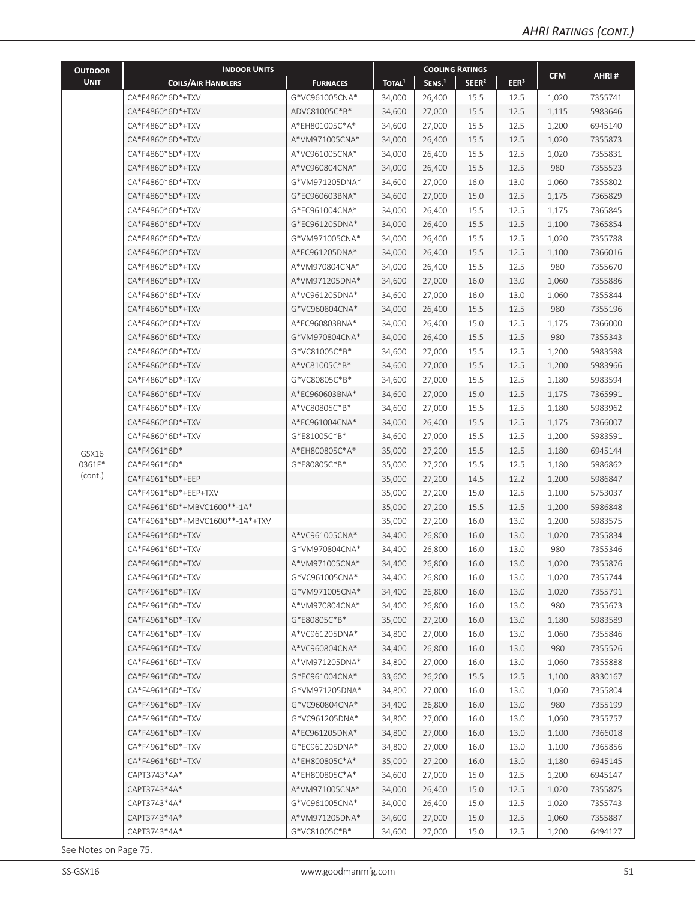## AHRI Ratings (cont.)

| Outdoor Unit | Indoor Units | | Cooling Ratings | | | | CFM | AHRI # |
|---|---|---|---|---|---|---|---|---|
| | Coils/Air Handlers | Furnaces | Total[1] | Sens.[1] | SEER[2] | EER[3] | | |
| GSX16 0361F* (cont.) | CA*F4860*6D*+TXV | G*VC961005CNA* | 34,000 | 26,400 | 15.5 | 12.5 | 1,020 | 7355741 |
| | CA*F4860*6D*+TXV | ADVC81005C*B* | 34,600 | 27,000 | 15.5 | 12.5 | 1,115 | 5983646 |
| | CA*F4860*6D*+TXV | A*EH801005C*A* | 34,600 | 27,000 | 15.5 | 12.5 | 1,200 | 6945140 |
| | CA*F4860*6D*+TXV | A*VM971005CNA* | 34,000 | 26,400 | 15.5 | 12.5 | 1,020 | 7355873 |
| | CA*F4860*6D*+TXV | A*VC961005CNA* | 34,000 | 26,400 | 15.5 | 12.5 | 1,020 | 7355831 |
| | CA*F4860*6D*+TXV | A*VC960804CNA* | 34,000 | 26,400 | 15.5 | 12.5 | 980 | 7355523 |
| | CA*F4860*6D*+TXV | G*VM971205DNA* | 34,600 | 27,000 | 16.0 | 13.0 | 1,060 | 7355802 |
| | CA*F4860*6D*+TXV | G*EC960603BNA* | 34,600 | 27,000 | 15.0 | 12.5 | 1,175 | 7365829 |
| | CA*F4860*6D*+TXV | G*EC961004CNA* | 34,000 | 26,400 | 15.5 | 12.5 | 1,175 | 7365845 |
| | CA*F4860*6D*+TXV | G*EC961205DNA* | 34,000 | 26,400 | 15.5 | 12.5 | 1,100 | 7365854 |
| | CA*F4860*6D*+TXV | G*VM971005CNA* | 34,000 | 26,400 | 15.5 | 12.5 | 1,020 | 7355788 |
| | CA*F4860*6D*+TXV | A*EC961205DNA* | 34,000 | 26,400 | 15.5 | 12.5 | 1,100 | 7366016 |
| | CA*F4860*6D*+TXV | A*VM970804CNA* | 34,000 | 26,400 | 15.5 | 12.5 | 980 | 7355670 |
| | CA*F4860*6D*+TXV | A*VM971205DNA* | 34,600 | 27,000 | 16.0 | 13.0 | 1,060 | 7355886 |
| | CA*F4860*6D*+TXV | A*VC961205DNA* | 34,600 | 27,000 | 16.0 | 13.0 | 1,060 | 7355844 |
| | CA*F4860*6D*+TXV | G*VC960804CNA* | 34,000 | 26,400 | 15.5 | 12.5 | 980 | 7355196 |
| | CA*F4860*6D*+TXV | A*EC960803BNA* | 34,000 | 26,400 | 15.0 | 12.5 | 1,175 | 7366000 |
| | CA*F4860*6D*+TXV | G*VM970804CNA* | 34,000 | 26,400 | 15.5 | 12.5 | 980 | 7355343 |
| | CA*F4860*6D*+TXV | G*VC81005C*B* | 34,600 | 27,000 | 15.5 | 12.5 | 1,200 | 5983598 |
| | CA*F4860*6D*+TXV | A*VC81005C*B* | 34,600 | 27,000 | 15.5 | 12.5 | 1,200 | 5983966 |
| | CA*F4860*6D*+TXV | G*VC80805C*B* | 34,600 | 27,000 | 15.5 | 12.5 | 1,180 | 5983594 |
| | CA*F4860*6D*+TXV | A*EC960603BNA* | 34,600 | 27,000 | 15.0 | 12.5 | 1,175 | 7365991 |
| | CA*F4860*6D*+TXV | A*VC80805C*B* | 34,600 | 27,000 | 15.5 | 12.5 | 1,180 | 5983962 |
| | CA*F4860*6D*+TXV | A*EC961004CNA* | 34,000 | 26,400 | 15.5 | 12.5 | 1,175 | 7366007 |
| | CA*F4860*6D*+TXV | G*E81005C*B* | 34,600 | 27,000 | 15.5 | 12.5 | 1,200 | 5983591 |
| | CA*F4961*6D* | A*EH800805C*A* | 35,000 | 27,200 | 15.5 | 12.5 | 1,180 | 6945144 |
| | CA*F4961*6D* | G*E80805C*B* | 35,000 | 27,200 | 15.5 | 12.5 | 1,180 | 5986862 |
| | CA*F4961*6D*+EEP | | 35,000 | 27,200 | 14.5 | 12.2 | 1,200 | 5986847 |
| | CA*F4961*6D*+EEP+TXV | | 35,000 | 27,200 | 15.0 | 12.5 | 1,100 | 5753037 |
| | CA*F4961*6D*+MBVC1600**-1A* | | 35,000 | 27,200 | 15.5 | 12.5 | 1,200 | 5986848 |
| | CA*F4961*6D*+MBVC1600**-1A*+TXV | | 35,000 | 27,200 | 16.0 | 13.0 | 1,200 | 5983575 |
| | CA*F4961*6D*+TXV | A*VC961005CNA* | 34,400 | 26,800 | 16.0 | 13.0 | 1,020 | 7355834 |
| | CA*F4961*6D*+TXV | G*VM970804CNA* | 34,400 | 26,800 | 16.0 | 13.0 | 980 | 7355346 |
| | CA*F4961*6D*+TXV | A*VM971005CNA* | 34,400 | 26,800 | 16.0 | 13.0 | 1,020 | 7355876 |
| | CA*F4961*6D*+TXV | G*VC961005CNA* | 34,400 | 26,800 | 16.0 | 13.0 | 1,020 | 7355744 |
| | CA*F4961*6D*+TXV | G*VM971005CNA* | 34,400 | 26,800 | 16.0 | 13.0 | 1,020 | 7355791 |
| | CA*F4961*6D*+TXV | A*VM970804CNA* | 34,400 | 26,800 | 16.0 | 13.0 | 980 | 7355673 |
| | CA*F4961*6D*+TXV | G*E80805C*B* | 35,000 | 27,200 | 16.0 | 13.0 | 1,180 | 5983589 |
| | CA*F4961*6D*+TXV | A*VC961205DNA* | 34,800 | 27,000 | 16.0 | 13.0 | 1,060 | 7355846 |
| | CA*F4961*6D*+TXV | A*VC960804CNA* | 34,400 | 26,800 | 16.0 | 13.0 | 980 | 7355526 |
| | CA*F4961*6D*+TXV | A*VM971205DNA* | 34,800 | 27,000 | 16.0 | 13.0 | 1,060 | 7355888 |
| | CA*F4961*6D*+TXV | G*EC961004CNA* | 33,600 | 26,200 | 15.5 | 12.5 | 1,100 | 8330167 |
| | CA*F4961*6D*+TXV | G*VM971205DNA* | 34,800 | 27,000 | 16.0 | 13.0 | 1,060 | 7355804 |
| | CA*F4961*6D*+TXV | G*VC960804CNA* | 34,400 | 26,800 | 16.0 | 13.0 | 980 | 7355199 |
| | CA*F4961*6D*+TXV | G*VC961205DNA* | 34,800 | 27,000 | 16.0 | 13.0 | 1,060 | 7355757 |
| | CA*F4961*6D*+TXV | A*EC961205DNA* | 34,800 | 27,000 | 16.0 | 13.0 | 1,100 | 7366018 |
| | CA*F4961*6D*+TXV | G*EC961205DNA* | 34,800 | 27,000 | 16.0 | 13.0 | 1,100 | 7365856 |
| | CA*F4961*6D*+TXV | A*EH800805C*A* | 35,000 | 27,200 | 16.0 | 13.0 | 1,180 | 6945145 |
| | CAPT3743*4A* | A*EH800805C*A* | 34,600 | 27,000 | 15.0 | 12.5 | 1,200 | 6945147 |
| | CAPT3743*4A* | A*VM971005CNA* | 34,000 | 26,400 | 15.0 | 12.5 | 1,020 | 7355875 |
| | CAPT3743*4A* | G*VC961005CNA* | 34,000 | 26,400 | 15.0 | 12.5 | 1,020 | 7355743 |
| | CAPT3743*4A* | A*VM971205DNA* | 34,600 | 27,000 | 15.0 | 12.5 | 1,060 | 7355887 |
| | CAPT3743*4A* | G*VC81005C*B* | 34,600 | 27,000 | 15.0 | 12.5 | 1,200 | 6494127 |

See Notes on Page 75.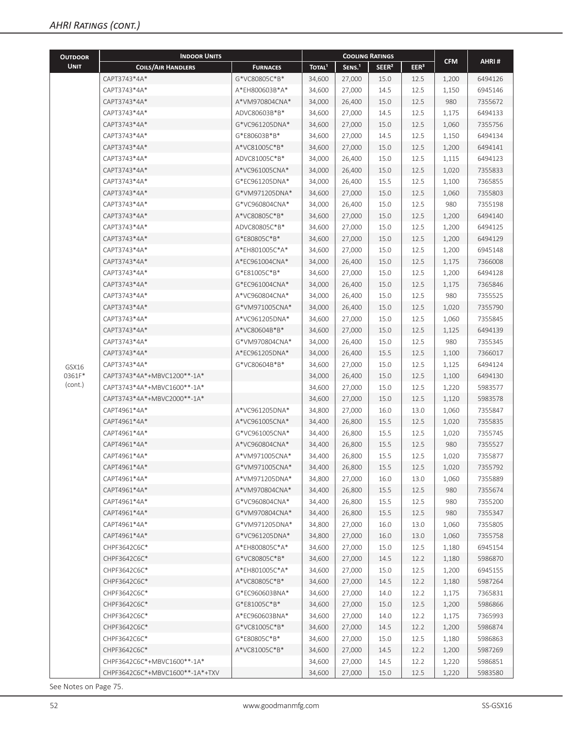## AHRI Ratings (cont.)

| Outdoor Unit | Indoor Units | | Cooling Ratings | | | | CFM | AHRI # |
|---|---|---|---|---|---|---|---|---|
| | Coils/Air Handlers | Furnaces | Total[1] | Sens.[1] | SEER[2] | EER[3] | | |
| GSX16 0361F* (cont.) | CAPT3743*4A* | G*VC80805C*B* | 34,600 | 27,000 | 15.0 | 12.5 | 1,200 | 6494126 |
| | CAPT3743*4A* | A*EH800603B*A* | 34,600 | 27,000 | 14.5 | 12.5 | 1,150 | 6945146 |
| | CAPT3743*4A* | A*VM970804CNA* | 34,000 | 26,400 | 15.0 | 12.5 | 980 | 7355672 |
| | CAPT3743*4A* | ADVC80603B*B* | 34,600 | 27,000 | 14.5 | 12.5 | 1,175 | 6494133 |
| | CAPT3743*4A* | G*VC961205DNA* | 34,600 | 27,000 | 15.0 | 12.5 | 1,060 | 7355756 |
| | CAPT3743*4A* | G*E80603B*B* | 34,600 | 27,000 | 14.5 | 12.5 | 1,150 | 6494134 |
| | CAPT3743*4A* | A*VC81005C*B* | 34,600 | 27,000 | 15.0 | 12.5 | 1,200 | 6494141 |
| | CAPT3743*4A* | ADVC81005C*B* | 34,000 | 26,400 | 15.0 | 12.5 | 1,115 | 6494123 |
| | CAPT3743*4A* | A*VC961005CNA* | 34,000 | 26,400 | 15.0 | 12.5 | 1,020 | 7355833 |
| | CAPT3743*4A* | G*EC961205DNA* | 34,000 | 26,400 | 15.5 | 12.5 | 1,100 | 7365855 |
| | CAPT3743*4A* | G*VM971205DNA* | 34,600 | 27,000 | 15.0 | 12.5 | 1,060 | 7355803 |
| | CAPT3743*4A* | G*VC960804CNA* | 34,000 | 26,400 | 15.0 | 12.5 | 980 | 7355198 |
| | CAPT3743*4A* | A*VC80805C*B* | 34,600 | 27,000 | 15.0 | 12.5 | 1,200 | 6494140 |
| | CAPT3743*4A* | ADVC80805C*B* | 34,600 | 27,000 | 15.0 | 12.5 | 1,200 | 6494125 |
| | CAPT3743*4A* | G*E80805C*B* | 34,600 | 27,000 | 15.0 | 12.5 | 1,200 | 6494129 |
| | CAPT3743*4A* | A*EH801005C*A* | 34,600 | 27,000 | 15.0 | 12.5 | 1,200 | 6945148 |
| | CAPT3743*4A* | A*EC961004CNA* | 34,000 | 26,400 | 15.0 | 12.5 | 1,175 | 7366008 |
| | CAPT3743*4A* | G*E81005C*B* | 34,600 | 27,000 | 15.0 | 12.5 | 1,200 | 6494128 |
| | CAPT3743*4A* | G*EC961004CNA* | 34,000 | 26,400 | 15.0 | 12.5 | 1,175 | 7365846 |
| | CAPT3743*4A* | A*VC960804CNA* | 34,000 | 26,400 | 15.0 | 12.5 | 980 | 7355525 |
| | CAPT3743*4A* | G*VM971005CNA* | 34,000 | 26,400 | 15.0 | 12.5 | 1,020 | 7355790 |
| | CAPT3743*4A* | A*VC961205DNA* | 34,600 | 27,000 | 15.0 | 12.5 | 1,060 | 7355845 |
| | CAPT3743*4A* | A*VC80604B*B* | 34,600 | 27,000 | 15.0 | 12.5 | 1,125 | 6494139 |
| | CAPT3743*4A* | G*VM970804CNA* | 34,000 | 26,400 | 15.0 | 12.5 | 980 | 7355345 |
| | CAPT3743*4A* | A*EC961205DNA* | 34,000 | 26,400 | 15.5 | 12.5 | 1,100 | 7366017 |
| | CAPT3743*4A* | G*VC80604B*B* | 34,600 | 27,000 | 15.0 | 12.5 | 1,125 | 6494124 |
| | CAPT3743*4A*+MBVC1200**-1A* | | 34,000 | 26,400 | 15.0 | 12.5 | 1,100 | 6494130 |
| | CAPT3743*4A*+MBVC1600**-1A* | | 34,600 | 27,000 | 15.0 | 12.5 | 1,220 | 5983577 |
| | CAPT3743*4A*+MBVC2000**-1A* | | 34,600 | 27,000 | 15.0 | 12.5 | 1,120 | 5983578 |
| | CAPT4961*4A* | A*VC961205DNA* | 34,800 | 27,000 | 16.0 | 13.0 | 1,060 | 7355847 |
| | CAPT4961*4A* | A*VC961005CNA* | 34,400 | 26,800 | 15.5 | 12.5 | 1,020 | 7355835 |
| | CAPT4961*4A* | G*VC961005CNA* | 34,400 | 26,800 | 15.5 | 12.5 | 1,020 | 7355745 |
| | CAPT4961*4A* | A*VC960804CNA* | 34,400 | 26,800 | 15.5 | 12.5 | 980 | 7355527 |
| | CAPT4961*4A* | A*VM971005CNA* | 34,400 | 26,800 | 15.5 | 12.5 | 1,020 | 7355877 |
| | CAPT4961*4A* | G*VM971005CNA* | 34,400 | 26,800 | 15.5 | 12.5 | 1,020 | 7355792 |
| | CAPT4961*4A* | A*VM971205DNA* | 34,800 | 27,000 | 16.0 | 13.0 | 1,060 | 7355889 |
| | CAPT4961*4A* | A*VM970804CNA* | 34,400 | 26,800 | 15.5 | 12.5 | 980 | 7355674 |
| | CAPT4961*4A* | G*VC960804CNA* | 34,400 | 26,800 | 15.5 | 12.5 | 980 | 7355200 |
| | CAPT4961*4A* | G*VM970804CNA* | 34,400 | 26,800 | 15.5 | 12.5 | 980 | 7355347 |
| | CAPT4961*4A* | G*VM971205DNA* | 34,800 | 27,000 | 16.0 | 13.0 | 1,060 | 7355805 |
| | CAPT4961*4A* | G*VC961205DNA* | 34,800 | 27,000 | 16.0 | 13.0 | 1,060 | 7355758 |
| | CHPF3642C6C* | A*EH800805C*A* | 34,600 | 27,000 | 15.0 | 12.5 | 1,180 | 6945154 |
| | CHPF3642C6C* | G*VC80805C*B* | 34,600 | 27,000 | 14.5 | 12.2 | 1,180 | 5986870 |
| | CHPF3642C6C* | A*EH801005C*A* | 34,600 | 27,000 | 15.0 | 12.5 | 1,200 | 6945155 |
| | CHPF3642C6C* | A*VC80805C*B* | 34,600 | 27,000 | 14.5 | 12.2 | 1,180 | 5987264 |
| | CHPF3642C6C* | G*EC960603BNA* | 34,600 | 27,000 | 14.0 | 12.2 | 1,175 | 7365831 |
| | CHPF3642C6C* | G*E81005C*B* | 34,600 | 27,000 | 15.0 | 12.5 | 1,200 | 5986866 |
| | CHPF3642C6C* | A*EC960603BNA* | 34,600 | 27,000 | 14.0 | 12.2 | 1,175 | 7365993 |
| | CHPF3642C6C* | G*VC81005C*B* | 34,600 | 27,000 | 14.5 | 12.2 | 1,200 | 5986874 |
| | CHPF3642C6C* | G*E80805C*B* | 34,600 | 27,000 | 15.0 | 12.5 | 1,180 | 5986863 |
| | CHPF3642C6C* | A*VC81005C*B* | 34,600 | 27,000 | 14.5 | 12.2 | 1,200 | 5987269 |
| | CHPF3642C6C*+MBVC1600**-1A* | | 34,600 | 27,000 | 14.5 | 12.2 | 1,220 | 5986851 |
| | CHPF3642C6C*+MBVC1600**-1A*+TXV | | 34,600 | 27,000 | 15.0 | 12.5 | 1,220 | 5983580 |

See Notes on Page 75.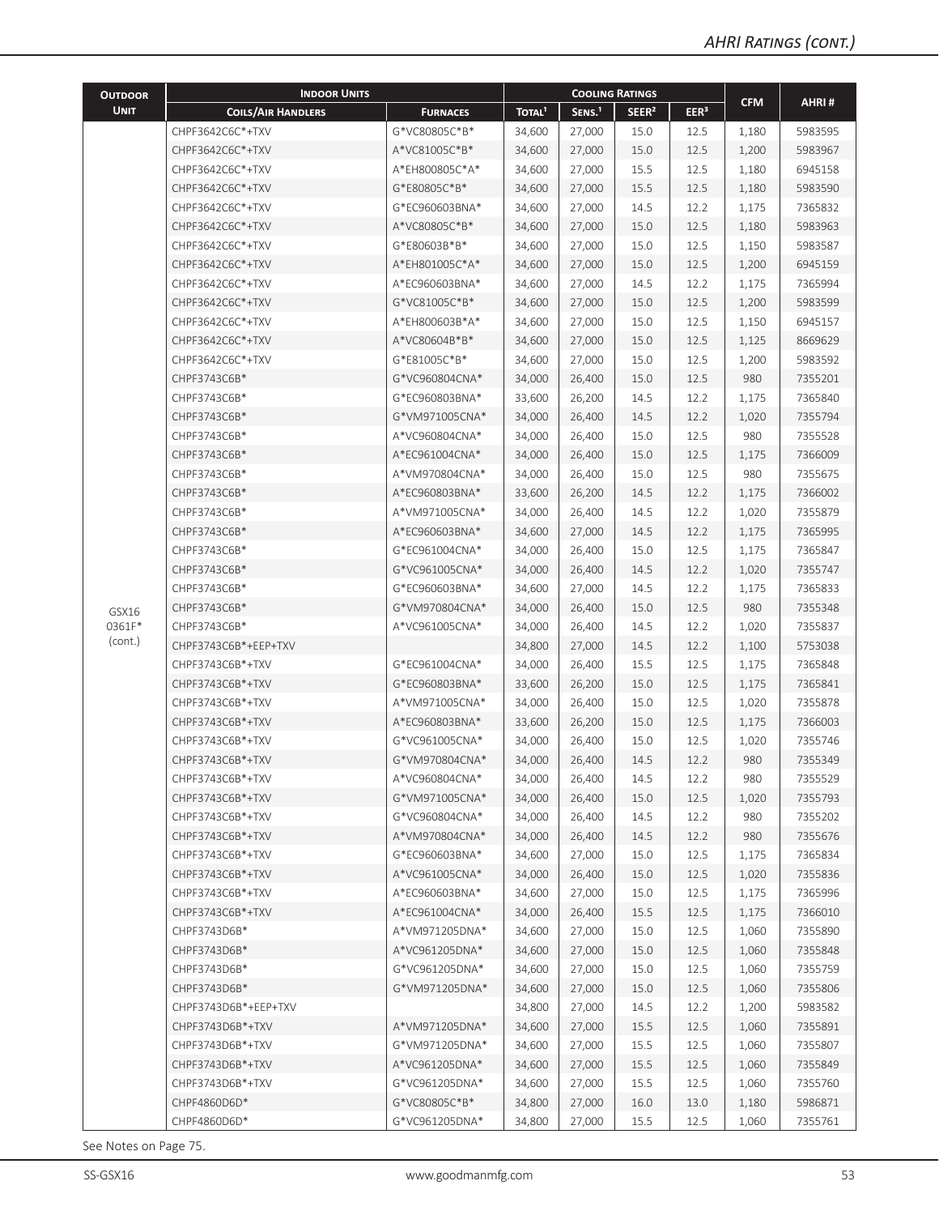## AHRI Ratings (cont.)

| Outdoor Unit | Indoor Units | | Cooling Ratings | | | | CFM | AHRI # |
|---|---|---|---|---|---|---|---|---|
| | Coils/Air Handlers | Furnaces | Total[1] | Sens.[1] | SEER[2] | EER[3] | | |
| GSX16 0361F* (cont.) | CHPF3642C6C*+TXV | G*VC80805C*B* | 34,600 | 27,000 | 15.0 | 12.5 | 1,180 | 5983595 |
| | CHPF3642C6C*+TXV | A*VC81005C*B* | 34,600 | 27,000 | 15.0 | 12.5 | 1,200 | 5983967 |
| | CHPF3642C6C*+TXV | A*EH800805C*A* | 34,600 | 27,000 | 15.5 | 12.5 | 1,180 | 6945158 |
| | CHPF3642C6C*+TXV | G*E80805C*B* | 34,600 | 27,000 | 15.5 | 12.5 | 1,180 | 5983590 |
| | CHPF3642C6C*+TXV | G*EC960603BNA* | 34,600 | 27,000 | 14.5 | 12.2 | 1,175 | 7365832 |
| | CHPF3642C6C*+TXV | A*VC80805C*B* | 34,600 | 27,000 | 15.0 | 12.5 | 1,180 | 5983963 |
| | CHPF3642C6C*+TXV | G*E80603B*B* | 34,600 | 27,000 | 15.0 | 12.5 | 1,150 | 5983587 |
| | CHPF3642C6C*+TXV | A*EH801005C*A* | 34,600 | 27,000 | 15.0 | 12.5 | 1,200 | 6945159 |
| | CHPF3642C6C*+TXV | A*EC960603BNA* | 34,600 | 27,000 | 14.5 | 12.2 | 1,175 | 7365994 |
| | CHPF3642C6C*+TXV | G*VC81005C*B* | 34,600 | 27,000 | 15.0 | 12.5 | 1,200 | 5983599 |
| | CHPF3642C6C*+TXV | A*EH800603B*A* | 34,600 | 27,000 | 15.0 | 12.5 | 1,150 | 6945157 |
| | CHPF3642C6C*+TXV | A*VC80604B*B* | 34,600 | 27,000 | 15.0 | 12.5 | 1,125 | 8669629 |
| | CHPF3642C6C*+TXV | G*E81005C*B* | 34,600 | 27,000 | 15.0 | 12.5 | 1,200 | 5983592 |
| | CHPF3743C6B* | G*VC960804CNA* | 34,000 | 26,400 | 15.0 | 12.5 | 980 | 7355201 |
| | CHPF3743C6B* | G*EC960803BNA* | 33,600 | 26,200 | 14.5 | 12.2 | 1,175 | 7365840 |
| | CHPF3743C6B* | G*VM971005CNA* | 34,000 | 26,400 | 14.5 | 12.2 | 1,020 | 7355794 |
| | CHPF3743C6B* | A*VC960804CNA* | 34,000 | 26,400 | 15.0 | 12.5 | 980 | 7355528 |
| | CHPF3743C6B* | A*EC961004CNA* | 34,000 | 26,400 | 15.0 | 12.5 | 1,175 | 7366009 |
| | CHPF3743C6B* | A*VM970804CNA* | 34,000 | 26,400 | 15.0 | 12.5 | 980 | 7355675 |
| | CHPF3743C6B* | A*EC960803BNA* | 33,600 | 26,200 | 14.5 | 12.2 | 1,175 | 7366002 |
| | CHPF3743C6B* | A*VM971005CNA* | 34,000 | 26,400 | 14.5 | 12.2 | 1,020 | 7355879 |
| | CHPF3743C6B* | A*EC960603BNA* | 34,600 | 27,000 | 14.5 | 12.2 | 1,175 | 7365995 |
| | CHPF3743C6B* | G*EC961004CNA* | 34,000 | 26,400 | 15.0 | 12.5 | 1,175 | 7365847 |
| | CHPF3743C6B* | G*VC961005CNA* | 34,000 | 26,400 | 14.5 | 12.2 | 1,020 | 7355747 |
| | CHPF3743C6B* | G*EC960603BNA* | 34,600 | 27,000 | 14.5 | 12.2 | 1,175 | 7365833 |
| | CHPF3743C6B* | G*VM970804CNA* | 34,000 | 26,400 | 15.0 | 12.5 | 980 | 7355348 |
| | CHPF3743C6B* | A*VC961005CNA* | 34,000 | 26,400 | 14.5 | 12.2 | 1,020 | 7355837 |
| | CHPF3743C6B*+EEP+TXV | | 34,800 | 27,000 | 14.5 | 12.2 | 1,100 | 5753038 |
| | CHPF3743C6B*+TXV | G*EC961004CNA* | 34,000 | 26,400 | 15.5 | 12.5 | 1,175 | 7365848 |
| | CHPF3743C6B*+TXV | G*EC960803BNA* | 33,600 | 26,200 | 15.0 | 12.5 | 1,175 | 7365841 |
| | CHPF3743C6B*+TXV | A*VM971005CNA* | 34,000 | 26,400 | 15.0 | 12.5 | 1,020 | 7355878 |
| | CHPF3743C6B*+TXV | A*EC960803BNA* | 33,600 | 26,200 | 15.0 | 12.5 | 1,175 | 7366003 |
| | CHPF3743C6B*+TXV | G*VC961005CNA* | 34,000 | 26,400 | 15.0 | 12.5 | 1,020 | 7355746 |
| | CHPF3743C6B*+TXV | G*VM970804CNA* | 34,000 | 26,400 | 14.5 | 12.2 | 980 | 7355349 |
| | CHPF3743C6B*+TXV | A*VC960804CNA* | 34,000 | 26,400 | 14.5 | 12.2 | 980 | 7355529 |
| | CHPF3743C6B*+TXV | G*VM971005CNA* | 34,000 | 26,400 | 15.0 | 12.5 | 1,020 | 7355793 |
| | CHPF3743C6B*+TXV | G*VC960804CNA* | 34,000 | 26,400 | 14.5 | 12.2 | 980 | 7355202 |
| | CHPF3743C6B*+TXV | A*VM970804CNA* | 34,000 | 26,400 | 14.5 | 12.2 | 980 | 7355676 |
| | CHPF3743C6B*+TXV | G*EC960603BNA* | 34,600 | 27,000 | 15.0 | 12.5 | 1,175 | 7365834 |
| | CHPF3743C6B*+TXV | A*VC961005CNA* | 34,000 | 26,400 | 15.0 | 12.5 | 1,020 | 7355836 |
| | CHPF3743C6B*+TXV | A*EC960603BNA* | 34,600 | 27,000 | 15.0 | 12.5 | 1,175 | 7365996 |
| | CHPF3743C6B*+TXV | A*EC961004CNA* | 34,000 | 26,400 | 15.5 | 12.5 | 1,175 | 7366010 |
| | CHPF3743D6B* | A*VM971205DNA* | 34,600 | 27,000 | 15.0 | 12.5 | 1,060 | 7355890 |
| | CHPF3743D6B* | A*VC961205DNA* | 34,600 | 27,000 | 15.0 | 12.5 | 1,060 | 7355848 |
| | CHPF3743D6B* | G*VC961205DNA* | 34,600 | 27,000 | 15.0 | 12.5 | 1,060 | 7355759 |
| | CHPF3743D6B* | G*VM971205DNA* | 34,600 | 27,000 | 15.0 | 12.5 | 1,060 | 7355806 |
| | CHPF3743D6B*+EEP+TXV | | 34,800 | 27,000 | 14.5 | 12.2 | 1,200 | 5983582 |
| | CHPF3743D6B*+TXV | A*VM971205DNA* | 34,600 | 27,000 | 15.5 | 12.5 | 1,060 | 7355891 |
| | CHPF3743D6B*+TXV | G*VM971205DNA* | 34,600 | 27,000 | 15.5 | 12.5 | 1,060 | 7355807 |
| | CHPF3743D6B*+TXV | A*VC961205DNA* | 34,600 | 27,000 | 15.5 | 12.5 | 1,060 | 7355849 |
| | CHPF3743D6B*+TXV | G*VC961205DNA* | 34,600 | 27,000 | 15.5 | 12.5 | 1,060 | 7355760 |
| | CHPF4860D6D* | G*VC80805C*B* | 34,800 | 27,000 | 16.0 | 13.0 | 1,180 | 5986871 |
| | CHPF4860D6D* | G*VC961205DNA* | 34,800 | 27,000 | 15.5 | 12.5 | 1,060 | 7355761 |

See Notes on Page 75.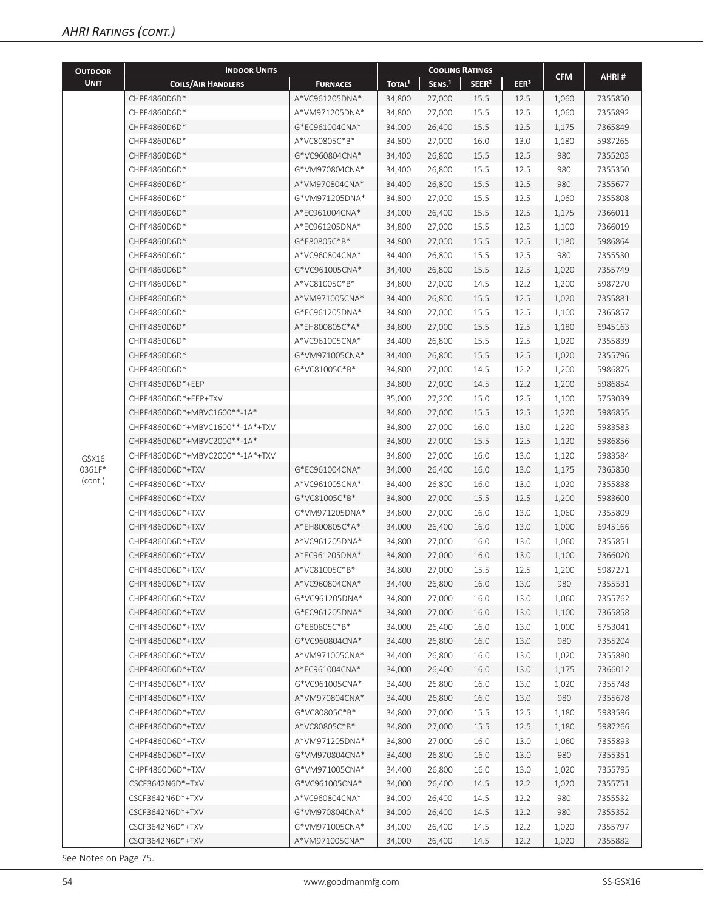## AHRI Ratings (cont.)

| Outdoor Unit | Indoor Units | | Cooling Ratings | | | | CFM | AHRI # |
|---|---|---|---|---|---|---|---|---|
| | Coils/Air Handlers | Furnaces | Total[1] | Sens.[1] | SEER[2] | EER[3] | | |
| GSX16 0361F* (cont.) | CHPF4860D6D* | A*VC961205DNA* | 34,800 | 27,000 | 15.5 | 12.5 | 1,060 | 7355850 |
| | CHPF4860D6D* | A*VM971205DNA* | 34,800 | 27,000 | 15.5 | 12.5 | 1,060 | 7355892 |
| | CHPF4860D6D* | G*EC961004CNA* | 34,000 | 26,400 | 15.5 | 12.5 | 1,175 | 7365849 |
| | CHPF4860D6D* | A*VC80805C*B* | 34,800 | 27,000 | 16.0 | 13.0 | 1,180 | 5987265 |
| | CHPF4860D6D* | G*VC960804CNA* | 34,400 | 26,800 | 15.5 | 12.5 | 980 | 7355203 |
| | CHPF4860D6D* | G*VM970804CNA* | 34,400 | 26,800 | 15.5 | 12.5 | 980 | 7355350 |
| | CHPF4860D6D* | A*VM970804CNA* | 34,400 | 26,800 | 15.5 | 12.5 | 980 | 7355677 |
| | CHPF4860D6D* | G*VM971205DNA* | 34,800 | 27,000 | 15.5 | 12.5 | 1,060 | 7355808 |
| | CHPF4860D6D* | A*EC961004CNA* | 34,000 | 26,400 | 15.5 | 12.5 | 1,175 | 7366011 |
| | CHPF4860D6D* | A*EC961205DNA* | 34,800 | 27,000 | 15.5 | 12.5 | 1,100 | 7366019 |
| | CHPF4860D6D* | G*E80805C*B* | 34,800 | 27,000 | 15.5 | 12.5 | 1,180 | 5986864 |
| | CHPF4860D6D* | A*VC960804CNA* | 34,400 | 26,800 | 15.5 | 12.5 | 980 | 7355530 |
| | CHPF4860D6D* | G*VC961005CNA* | 34,400 | 26,800 | 15.5 | 12.5 | 1,020 | 7355749 |
| | CHPF4860D6D* | A*VC81005C*B* | 34,800 | 27,000 | 14.5 | 12.2 | 1,200 | 5987270 |
| | CHPF4860D6D* | A*VM971005CNA* | 34,400 | 26,800 | 15.5 | 12.5 | 1,020 | 7355881 |
| | CHPF4860D6D* | G*EC961205DNA* | 34,800 | 27,000 | 15.5 | 12.5 | 1,100 | 7365857 |
| | CHPF4860D6D* | A*EH800805C*A* | 34,800 | 27,000 | 15.5 | 12.5 | 1,180 | 6945163 |
| | CHPF4860D6D* | A*VC961005CNA* | 34,400 | 26,800 | 15.5 | 12.5 | 1,020 | 7355839 |
| | CHPF4860D6D* | G*VM971005CNA* | 34,400 | 26,800 | 15.5 | 12.5 | 1,020 | 7355796 |
| | CHPF4860D6D* | G*VC81005C*B* | 34,800 | 27,000 | 14.5 | 12.2 | 1,200 | 5986875 |
| | CHPF4860D6D*+EEP | | 34,800 | 27,000 | 14.5 | 12.2 | 1,200 | 5986854 |
| | CHPF4860D6D*+EEP+TXV | | 35,000 | 27,200 | 15.0 | 12.5 | 1,100 | 5753039 |
| | CHPF4860D6D*+MBVC1600**-1A* | | 34,800 | 27,000 | 15.5 | 12.5 | 1,220 | 5986855 |
| | CHPF4860D6D*+MBVC1600**-1A*+TXV | | 34,800 | 27,000 | 16.0 | 13.0 | 1,220 | 5983583 |
| | CHPF4860D6D*+MBVC2000**-1A* | | 34,800 | 27,000 | 15.5 | 12.5 | 1,120 | 5986856 |
| | CHPF4860D6D*+MBVC2000**-1A*+TXV | | 34,800 | 27,000 | 16.0 | 13.0 | 1,120 | 5983584 |
| | CHPF4860D6D*+TXV | G*EC961004CNA* | 34,000 | 26,400 | 16.0 | 13.0 | 1,175 | 7365850 |
| | CHPF4860D6D*+TXV | A*VC961005CNA* | 34,400 | 26,800 | 16.0 | 13.0 | 1,020 | 7355838 |
| | CHPF4860D6D*+TXV | G*VC81005C*B* | 34,800 | 27,000 | 15.5 | 12.5 | 1,200 | 5983600 |
| | CHPF4860D6D*+TXV | G*VM971205DNA* | 34,800 | 27,000 | 16.0 | 13.0 | 1,060 | 7355809 |
| | CHPF4860D6D*+TXV | A*EH800805C*A* | 34,000 | 26,400 | 16.0 | 13.0 | 1,000 | 6945166 |
| | CHPF4860D6D*+TXV | A*VC961205DNA* | 34,800 | 27,000 | 16.0 | 13.0 | 1,060 | 7355851 |
| | CHPF4860D6D*+TXV | A*EC961205DNA* | 34,800 | 27,000 | 16.0 | 13.0 | 1,100 | 7366020 |
| | CHPF4860D6D*+TXV | A*VC81005C*B* | 34,800 | 27,000 | 15.5 | 12.5 | 1,200 | 5987271 |
| | CHPF4860D6D*+TXV | A*VC960804CNA* | 34,400 | 26,800 | 16.0 | 13.0 | 980 | 7355531 |
| | CHPF4860D6D*+TXV | G*VC961205DNA* | 34,800 | 27,000 | 16.0 | 13.0 | 1,060 | 7355762 |
| | CHPF4860D6D*+TXV | G*EC961205DNA* | 34,800 | 27,000 | 16.0 | 13.0 | 1,100 | 7365858 |
| | CHPF4860D6D*+TXV | G*E80805C*B* | 34,000 | 26,400 | 16.0 | 13.0 | 1,000 | 5753041 |
| | CHPF4860D6D*+TXV | G*VC960804CNA* | 34,400 | 26,800 | 16.0 | 13.0 | 980 | 7355204 |
| | CHPF4860D6D*+TXV | A*VM971005CNA* | 34,400 | 26,800 | 16.0 | 13.0 | 1,020 | 7355880 |
| | CHPF4860D6D*+TXV | A*EC961004CNA* | 34,000 | 26,400 | 16.0 | 13.0 | 1,175 | 7366012 |
| | CHPF4860D6D*+TXV | G*VC961005CNA* | 34,400 | 26,800 | 16.0 | 13.0 | 1,020 | 7355748 |
| | CHPF4860D6D*+TXV | A*VM970804CNA* | 34,400 | 26,800 | 16.0 | 13.0 | 980 | 7355678 |
| | CHPF4860D6D*+TXV | G*VC80805C*B* | 34,800 | 27,000 | 15.5 | 12.5 | 1,180 | 5983596 |
| | CHPF4860D6D*+TXV | A*VC80805C*B* | 34,800 | 27,000 | 15.5 | 12.5 | 1,180 | 5987266 |
| | CHPF4860D6D*+TXV | A*VM971205DNA* | 34,800 | 27,000 | 16.0 | 13.0 | 1,060 | 7355893 |
| | CHPF4860D6D*+TXV | G*VM970804CNA* | 34,400 | 26,800 | 16.0 | 13.0 | 980 | 7355351 |
| | CHPF4860D6D*+TXV | G*VM971005CNA* | 34,400 | 26,800 | 16.0 | 13.0 | 1,020 | 7355795 |
| | CSCF3642N6D*+TXV | G*VC961005CNA* | 34,000 | 26,400 | 14.5 | 12.2 | 1,020 | 7355751 |
| | CSCF3642N6D*+TXV | A*VC960804CNA* | 34,000 | 26,400 | 14.5 | 12.2 | 980 | 7355532 |
| | CSCF3642N6D*+TXV | G*VM970804CNA* | 34,000 | 26,400 | 14.5 | 12.2 | 980 | 7355352 |
| | CSCF3642N6D*+TXV | G*VM971005CNA* | 34,000 | 26,400 | 14.5 | 12.2 | 1,020 | 7355797 |
| | CSCF3642N6D*+TXV | A*VM971005CNA* | 34,000 | 26,400 | 14.5 | 12.2 | 1,020 | 7355882 |

See Notes on Page 75.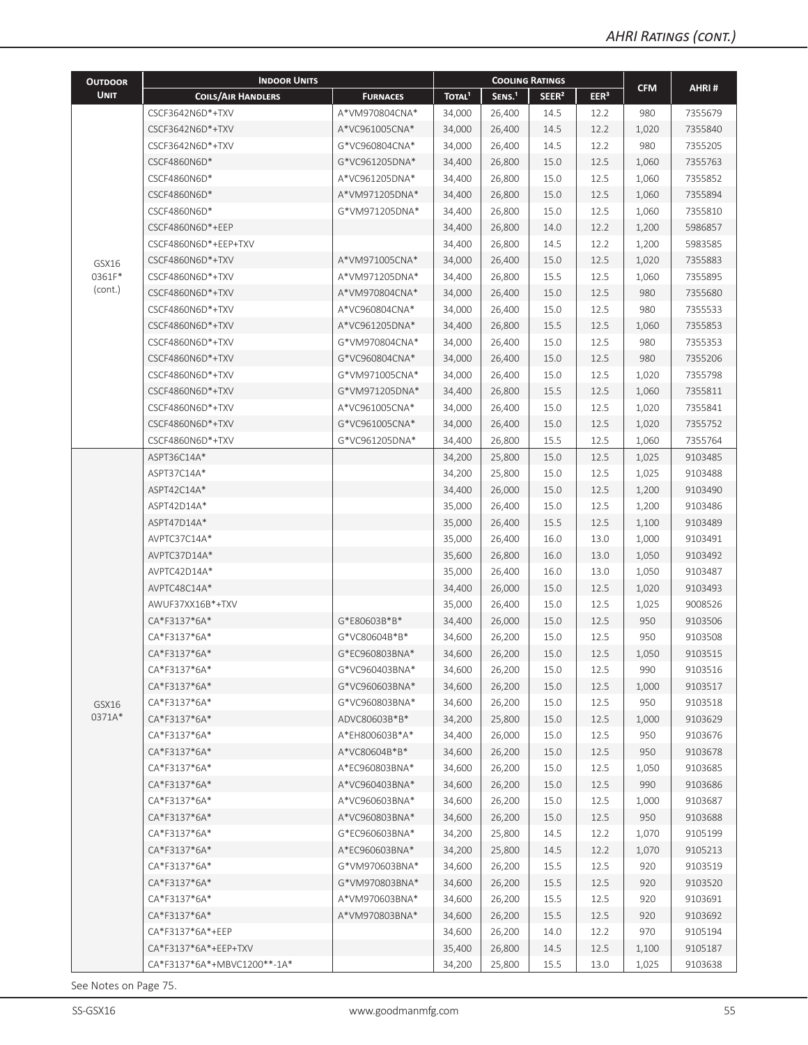## AHRI Ratings (cont.)

| Outdoor | Indoor Units | | Cooling Ratings | | | | CFM | AHRI # |
|---|---|---|---|---|---|---|---|---|
| Unit | Coils/Air Handlers | Furnaces | Total[1] | Sens.[1] | SEER[2] | EER[3] | | |
| GSX16 0361F* (cont.) | CSCF3642N6D*+TXV | A*VM970804CNA* | 34,000 | 26,400 | 14.5 | 12.2 | 980 | 7355679 |
| | CSCF3642N6D*+TXV | A*VC961005CNA* | 34,000 | 26,400 | 14.5 | 12.2 | 1,020 | 7355840 |
| | CSCF3642N6D*+TXV | G*VC960804CNA* | 34,000 | 26,400 | 14.5 | 12.2 | 980 | 7355205 |
| | CSCF4860N6D* | G*VC961205DNA* | 34,400 | 26,800 | 15.0 | 12.5 | 1,060 | 7355763 |
| | CSCF4860N6D* | A*VC961205DNA* | 34,400 | 26,800 | 15.0 | 12.5 | 1,060 | 7355852 |
| | CSCF4860N6D* | A*VM971205DNA* | 34,400 | 26,800 | 15.0 | 12.5 | 1,060 | 7355894 |
| | CSCF4860N6D* | G*VM971205DNA* | 34,400 | 26,800 | 15.0 | 12.5 | 1,060 | 7355810 |
| | CSCF4860N6D*+EEP | | 34,400 | 26,800 | 14.0 | 12.2 | 1,200 | 5986857 |
| | CSCF4860N6D*+EEP+TXV | | 34,400 | 26,800 | 14.5 | 12.2 | 1,200 | 5983585 |
| | CSCF4860N6D*+TXV | A*VM971005CNA* | 34,000 | 26,400 | 15.0 | 12.5 | 1,020 | 7355883 |
| | CSCF4860N6D*+TXV | A*VM971205DNA* | 34,400 | 26,800 | 15.5 | 12.5 | 1,060 | 7355895 |
| | CSCF4860N6D*+TXV | A*VM970804CNA* | 34,000 | 26,400 | 15.0 | 12.5 | 980 | 7355680 |
| | CSCF4860N6D*+TXV | A*VC960804CNA* | 34,000 | 26,400 | 15.0 | 12.5 | 980 | 7355533 |
| | CSCF4860N6D*+TXV | A*VC961205DNA* | 34,400 | 26,800 | 15.5 | 12.5 | 1,060 | 7355853 |
| | CSCF4860N6D*+TXV | G*VM970804CNA* | 34,000 | 26,400 | 15.0 | 12.5 | 980 | 7355353 |
| | CSCF4860N6D*+TXV | G*VC960804CNA* | 34,000 | 26,400 | 15.0 | 12.5 | 980 | 7355206 |
| | CSCF4860N6D*+TXV | G*VM971005CNA* | 34,000 | 26,400 | 15.0 | 12.5 | 1,020 | 7355798 |
| | CSCF4860N6D*+TXV | G*VM971205DNA* | 34,400 | 26,800 | 15.5 | 12.5 | 1,060 | 7355811 |
| | CSCF4860N6D*+TXV | A*VC961005CNA* | 34,000 | 26,400 | 15.0 | 12.5 | 1,020 | 7355841 |
| | CSCF4860N6D*+TXV | G*VC961005CNA* | 34,000 | 26,400 | 15.0 | 12.5 | 1,020 | 7355752 |
| | CSCF4860N6D*+TXV | G*VC961205DNA* | 34,400 | 26,800 | 15.5 | 12.5 | 1,060 | 7355764 |
| GSX16 0371A* | ASPT36C14A* | | 34,200 | 25,800 | 15.0 | 12.5 | 1,025 | 9103485 |
| | ASPT37C14A* | | 34,200 | 25,800 | 15.0 | 12.5 | 1,025 | 9103488 |
| | ASPT42C14A* | | 34,400 | 26,000 | 15.0 | 12.5 | 1,200 | 9103490 |
| | ASPT42D14A* | | 35,000 | 26,400 | 15.0 | 12.5 | 1,200 | 9103486 |
| | ASPT47D14A* | | 35,000 | 26,400 | 15.5 | 12.5 | 1,100 | 9103489 |
| | AVPTC37C14A* | | 35,000 | 26,400 | 16.0 | 13.0 | 1,000 | 9103491 |
| | AVPTC37D14A* | | 35,600 | 26,800 | 16.0 | 13.0 | 1,050 | 9103492 |
| | AVPTC42D14A* | | 35,000 | 26,400 | 16.0 | 13.0 | 1,050 | 9103487 |
| | AVPTC48C14A* | | 34,400 | 26,000 | 15.0 | 12.5 | 1,020 | 9103493 |
| | AWUF37XX16B*+TXV | | 35,000 | 26,400 | 15.0 | 12.5 | 1,025 | 9008526 |
| | CA*F3137*6A* | G*E80603B*B* | 34,400 | 26,000 | 15.0 | 12.5 | 950 | 9103506 |
| | CA*F3137*6A* | G*VC80604B*B* | 34,600 | 26,200 | 15.0 | 12.5 | 950 | 9103508 |
| | CA*F3137*6A* | G*EC960803BNA* | 34,600 | 26,200 | 15.0 | 12.5 | 1,050 | 9103515 |
| | CA*F3137*6A* | G*VC960403BNA* | 34,600 | 26,200 | 15.0 | 12.5 | 990 | 9103516 |
| | CA*F3137*6A* | G*VC960603BNA* | 34,600 | 26,200 | 15.0 | 12.5 | 1,000 | 9103517 |
| | CA*F3137*6A* | G*VC960803BNA* | 34,600 | 26,200 | 15.0 | 12.5 | 950 | 9103518 |
| | CA*F3137*6A* | ADVC80603B*B* | 34,200 | 25,800 | 15.0 | 12.5 | 1,000 | 9103629 |
| | CA*F3137*6A* | A*EH800603B*A* | 34,400 | 26,000 | 15.0 | 12.5 | 950 | 9103676 |
| | CA*F3137*6A* | A*VC80604B*B* | 34,600 | 26,200 | 15.0 | 12.5 | 950 | 9103678 |
| | CA*F3137*6A* | A*EC960803BNA* | 34,600 | 26,200 | 15.0 | 12.5 | 1,050 | 9103685 |
| | CA*F3137*6A* | A*VC960403BNA* | 34,600 | 26,200 | 15.0 | 12.5 | 990 | 9103686 |
| | CA*F3137*6A* | A*VC960603BNA* | 34,600 | 26,200 | 15.0 | 12.5 | 1,000 | 9103687 |
| | CA*F3137*6A* | A*VC960803BNA* | 34,600 | 26,200 | 15.0 | 12.5 | 950 | 9103688 |
| | CA*F3137*6A* | G*EC960603BNA* | 34,200 | 25,800 | 14.5 | 12.2 | 1,070 | 9105199 |
| | CA*F3137*6A* | A*EC960603BNA* | 34,200 | 25,800 | 14.5 | 12.2 | 1,070 | 9105213 |
| | CA*F3137*6A* | G*VM970603BNA* | 34,600 | 26,200 | 15.5 | 12.5 | 920 | 9103519 |
| | CA*F3137*6A* | G*VM970803BNA* | 34,600 | 26,200 | 15.5 | 12.5 | 920 | 9103520 |
| | CA*F3137*6A* | A*VM970603BNA* | 34,600 | 26,200 | 15.5 | 12.5 | 920 | 9103691 |
| | CA*F3137*6A* | A*VM970803BNA* | 34,600 | 26,200 | 15.5 | 12.5 | 920 | 9103692 |
| | CA*F3137*6A*+EEP | | 34,600 | 26,200 | 14.0 | 12.2 | 970 | 9105194 |
| | CA*F3137*6A*+EEP+TXV | | 35,400 | 26,800 | 14.5 | 12.5 | 1,100 | 9105187 |
| | CA*F3137*6A*+MBVC1200**-1A* | | 34,200 | 25,800 | 15.5 | 13.0 | 1,025 | 9103638 |

See Notes on Page 75.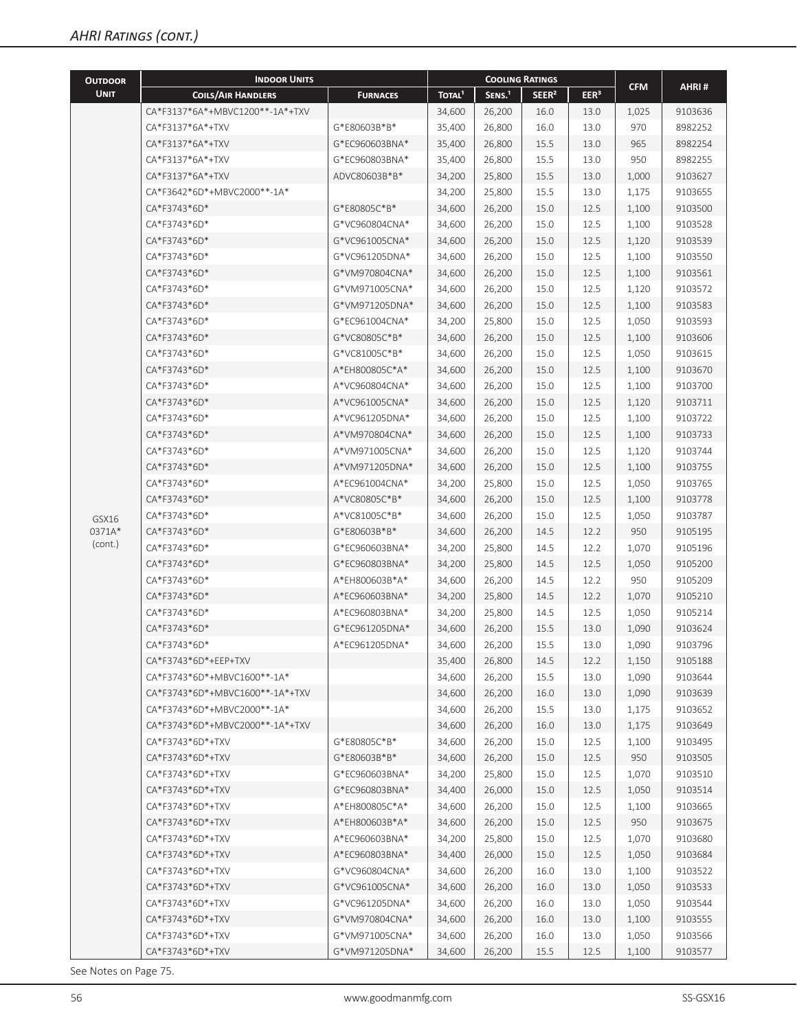## AHRI Ratings (cont.)

| Outdoor Unit | Indoor Units | | Cooling Ratings | | | | CFM | AHRI # |
|---|---|---|---|---|---|---|---|---|
| | Coils/Air Handlers | Furnaces | Total[1] | Sens.[1] | SEER[2] | EER[3] | | |
| GSX16 0371A* (cont.) | CA*F3137*6A*+MBVC1200**-1A*+TXV | | 34,600 | 26,200 | 16.0 | 13.0 | 1,025 | 9103636 |
| | CA*F3137*6A*+TXV | G*E80603B*B* | 35,400 | 26,800 | 16.0 | 13.0 | 970 | 8982252 |
| | CA*F3137*6A*+TXV | G*EC960603BNA* | 35,400 | 26,800 | 15.5 | 13.0 | 965 | 8982254 |
| | CA*F3137*6A*+TXV | G*EC960803BNA* | 35,400 | 26,800 | 15.5 | 13.0 | 950 | 8982255 |
| | CA*F3137*6A*+TXV | ADVC80603B*B* | 34,200 | 25,800 | 15.5 | 13.0 | 1,000 | 9103627 |
| | CA*F3642*6D*+MBVC2000**-1A* | | 34,200 | 25,800 | 15.5 | 13.0 | 1,175 | 9103655 |
| | CA*F3743*6D* | G*E80805C*B* | 34,600 | 26,200 | 15.0 | 12.5 | 1,100 | 9103500 |
| | CA*F3743*6D* | G*VC960804CNA* | 34,600 | 26,200 | 15.0 | 12.5 | 1,100 | 9103528 |
| | CA*F3743*6D* | G*VC961005CNA* | 34,600 | 26,200 | 15.0 | 12.5 | 1,120 | 9103539 |
| | CA*F3743*6D* | G*VC961205DNA* | 34,600 | 26,200 | 15.0 | 12.5 | 1,100 | 9103550 |
| | CA*F3743*6D* | G*VM970804CNA* | 34,600 | 26,200 | 15.0 | 12.5 | 1,100 | 9103561 |
| | CA*F3743*6D* | G*VM971005CNA* | 34,600 | 26,200 | 15.0 | 12.5 | 1,120 | 9103572 |
| | CA*F3743*6D* | G*VM971205DNA* | 34,600 | 26,200 | 15.0 | 12.5 | 1,100 | 9103583 |
| | CA*F3743*6D* | G*EC961004CNA* | 34,200 | 25,800 | 15.0 | 12.5 | 1,050 | 9103593 |
| | CA*F3743*6D* | G*VC80805C*B* | 34,600 | 26,200 | 15.0 | 12.5 | 1,100 | 9103606 |
| | CA*F3743*6D* | G*VC81005C*B* | 34,600 | 26,200 | 15.0 | 12.5 | 1,050 | 9103615 |
| | CA*F3743*6D* | A*EH800805C*A* | 34,600 | 26,200 | 15.0 | 12.5 | 1,100 | 9103670 |
| | CA*F3743*6D* | A*VC960804CNA* | 34,600 | 26,200 | 15.0 | 12.5 | 1,100 | 9103700 |
| | CA*F3743*6D* | A*VC961005CNA* | 34,600 | 26,200 | 15.0 | 12.5 | 1,120 | 9103711 |
| | CA*F3743*6D* | A*VC961205DNA* | 34,600 | 26,200 | 15.0 | 12.5 | 1,100 | 9103722 |
| | CA*F3743*6D* | A*VM970804CNA* | 34,600 | 26,200 | 15.0 | 12.5 | 1,100 | 9103733 |
| | CA*F3743*6D* | A*VM971005CNA* | 34,600 | 26,200 | 15.0 | 12.5 | 1,120 | 9103744 |
| | CA*F3743*6D* | A*VM971205DNA* | 34,600 | 26,200 | 15.0 | 12.5 | 1,100 | 9103755 |
| | CA*F3743*6D* | A*EC961004CNA* | 34,200 | 25,800 | 15.0 | 12.5 | 1,050 | 9103765 |
| | CA*F3743*6D* | A*VC80805C*B* | 34,600 | 26,200 | 15.0 | 12.5 | 1,100 | 9103778 |
| | CA*F3743*6D* | A*VC81005C*B* | 34,600 | 26,200 | 15.0 | 12.5 | 1,050 | 9103787 |
| | CA*F3743*6D* | G*E80603B*B* | 34,600 | 26,200 | 14.5 | 12.2 | 950 | 9105195 |
| | CA*F3743*6D* | G*EC960603BNA* | 34,200 | 25,800 | 14.5 | 12.2 | 1,070 | 9105196 |
| | CA*F3743*6D* | G*EC960803BNA* | 34,200 | 25,800 | 14.5 | 12.5 | 1,050 | 9105200 |
| | CA*F3743*6D* | A*EH800603B*A* | 34,600 | 26,200 | 14.5 | 12.2 | 950 | 9105209 |
| | CA*F3743*6D* | A*EC960603BNA* | 34,200 | 25,800 | 14.5 | 12.2 | 1,070 | 9105210 |
| | CA*F3743*6D* | A*EC960803BNA* | 34,200 | 25,800 | 14.5 | 12.5 | 1,050 | 9105214 |
| | CA*F3743*6D* | G*EC961205DNA* | 34,600 | 26,200 | 15.5 | 13.0 | 1,090 | 9103624 |
| | CA*F3743*6D* | A*EC961205DNA* | 34,600 | 26,200 | 15.5 | 13.0 | 1,090 | 9103796 |
| | CA*F3743*6D*+EEP+TXV | | 35,400 | 26,800 | 14.5 | 12.2 | 1,150 | 9105188 |
| | CA*F3743*6D*+MBVC1600**-1A* | | 34,600 | 26,200 | 15.5 | 13.0 | 1,090 | 9103644 |
| | CA*F3743*6D*+MBVC1600**-1A*+TXV | | 34,600 | 26,200 | 16.0 | 13.0 | 1,090 | 9103639 |
| | CA*F3743*6D*+MBVC2000**-1A* | | 34,600 | 26,200 | 15.5 | 13.0 | 1,175 | 9103652 |
| | CA*F3743*6D*+MBVC2000**-1A*+TXV | | 34,600 | 26,200 | 16.0 | 13.0 | 1,175 | 9103649 |
| | CA*F3743*6D*+TXV | G*E80805C*B* | 34,600 | 26,200 | 15.0 | 12.5 | 1,100 | 9103495 |
| | CA*F3743*6D*+TXV | G*E80603B*B* | 34,600 | 26,200 | 15.0 | 12.5 | 950 | 9103505 |
| | CA*F3743*6D*+TXV | G*EC960603BNA* | 34,200 | 25,800 | 15.0 | 12.5 | 1,070 | 9103510 |
| | CA*F3743*6D*+TXV | G*EC960803BNA* | 34,400 | 26,000 | 15.0 | 12.5 | 1,050 | 9103514 |
| | CA*F3743*6D*+TXV | A*EH800805C*A* | 34,600 | 26,200 | 15.0 | 12.5 | 1,100 | 9103665 |
| | CA*F3743*6D*+TXV | A*EH800603B*A* | 34,600 | 26,200 | 15.0 | 12.5 | 950 | 9103675 |
| | CA*F3743*6D*+TXV | A*EC960603BNA* | 34,200 | 25,800 | 15.0 | 12.5 | 1,070 | 9103680 |
| | CA*F3743*6D*+TXV | A*EC960803BNA* | 34,400 | 26,000 | 15.0 | 12.5 | 1,050 | 9103684 |
| | CA*F3743*6D*+TXV | G*VC960804CNA* | 34,600 | 26,200 | 16.0 | 13.0 | 1,100 | 9103522 |
| | CA*F3743*6D*+TXV | G*VC961005CNA* | 34,600 | 26,200 | 16.0 | 13.0 | 1,050 | 9103533 |
| | CA*F3743*6D*+TXV | G*VC961205DNA* | 34,600 | 26,200 | 16.0 | 13.0 | 1,050 | 9103544 |
| | CA*F3743*6D*+TXV | G*VM970804CNA* | 34,600 | 26,200 | 16.0 | 13.0 | 1,100 | 9103555 |
| | CA*F3743*6D*+TXV | G*VM971005CNA* | 34,600 | 26,200 | 16.0 | 13.0 | 1,050 | 9103566 |
| | CA*F3743*6D*+TXV | G*VM971205DNA* | 34,600 | 26,200 | 15.5 | 12.5 | 1,100 | 9103577 |

See Notes on Page 75.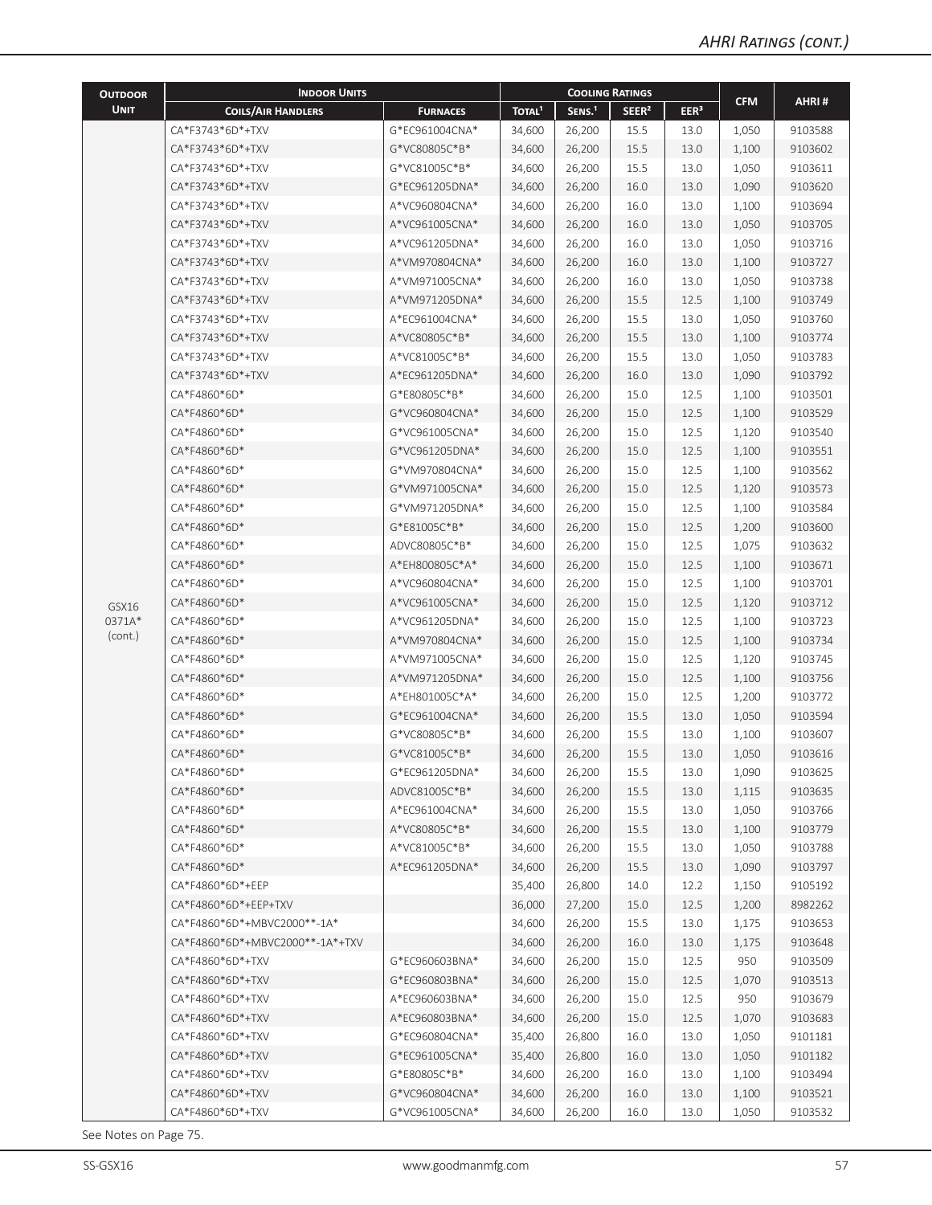## AHRI Ratings (cont.)

| Outdoor Unit | Indoor Units | | Cooling Ratings | | | | CFM | AHRI # |
|---|---|---|---|---|---|---|---|---|
| | Coils/Air Handlers | Furnaces | Total[1] | Sens.[1] | SEER[2] | EER[3] | | |
| GSX16 0371A* (cont.) | CA*F3743*6D*+TXV | G*EC961004CNA* | 34,600 | 26,200 | 15.5 | 13.0 | 1,050 | 9103588 |
| | CA*F3743*6D*+TXV | G*VC80805C*B* | 34,600 | 26,200 | 15.5 | 13.0 | 1,100 | 9103602 |
| | CA*F3743*6D*+TXV | G*VC81005C*B* | 34,600 | 26,200 | 15.5 | 13.0 | 1,050 | 9103611 |
| | CA*F3743*6D*+TXV | G*EC961205DNA* | 34,600 | 26,200 | 16.0 | 13.0 | 1,090 | 9103620 |
| | CA*F3743*6D*+TXV | A*VC960804CNA* | 34,600 | 26,200 | 16.0 | 13.0 | 1,100 | 9103694 |
| | CA*F3743*6D*+TXV | A*VC961005CNA* | 34,600 | 26,200 | 16.0 | 13.0 | 1,050 | 9103705 |
| | CA*F3743*6D*+TXV | A*VC961205DNA* | 34,600 | 26,200 | 16.0 | 13.0 | 1,050 | 9103716 |
| | CA*F3743*6D*+TXV | A*VM970804CNA* | 34,600 | 26,200 | 16.0 | 13.0 | 1,100 | 9103727 |
| | CA*F3743*6D*+TXV | A*VM971005CNA* | 34,600 | 26,200 | 16.0 | 13.0 | 1,050 | 9103738 |
| | CA*F3743*6D*+TXV | A*VM971205DNA* | 34,600 | 26,200 | 15.5 | 12.5 | 1,100 | 9103749 |
| | CA*F3743*6D*+TXV | A*EC961004CNA* | 34,600 | 26,200 | 15.5 | 13.0 | 1,050 | 9103760 |
| | CA*F3743*6D*+TXV | A*VC80805C*B* | 34,600 | 26,200 | 15.5 | 13.0 | 1,100 | 9103774 |
| | CA*F3743*6D*+TXV | A*VC81005C*B* | 34,600 | 26,200 | 15.5 | 13.0 | 1,050 | 9103783 |
| | CA*F3743*6D*+TXV | A*EC961205DNA* | 34,600 | 26,200 | 16.0 | 13.0 | 1,090 | 9103792 |
| | CA*F4860*6D* | G*E80805C*B* | 34,600 | 26,200 | 15.0 | 12.5 | 1,100 | 9103501 |
| | CA*F4860*6D* | G*VC960804CNA* | 34,600 | 26,200 | 15.0 | 12.5 | 1,100 | 9103529 |
| | CA*F4860*6D* | G*VC961005CNA* | 34,600 | 26,200 | 15.0 | 12.5 | 1,120 | 9103540 |
| | CA*F4860*6D* | G*VC961205DNA* | 34,600 | 26,200 | 15.0 | 12.5 | 1,100 | 9103551 |
| | CA*F4860*6D* | G*VM970804CNA* | 34,600 | 26,200 | 15.0 | 12.5 | 1,100 | 9103562 |
| | CA*F4860*6D* | G*VM971005CNA* | 34,600 | 26,200 | 15.0 | 12.5 | 1,120 | 9103573 |
| | CA*F4860*6D* | G*VM971205DNA* | 34,600 | 26,200 | 15.0 | 12.5 | 1,100 | 9103584 |
| | CA*F4860*6D* | G*E81005C*B* | 34,600 | 26,200 | 15.0 | 12.5 | 1,200 | 9103600 |
| | CA*F4860*6D* | ADVC80805C*B* | 34,600 | 26,200 | 15.0 | 12.5 | 1,075 | 9103632 |
| | CA*F4860*6D* | A*EH800805C*A* | 34,600 | 26,200 | 15.0 | 12.5 | 1,100 | 9103671 |
| | CA*F4860*6D* | A*VC960804CNA* | 34,600 | 26,200 | 15.0 | 12.5 | 1,100 | 9103701 |
| | CA*F4860*6D* | A*VC961005CNA* | 34,600 | 26,200 | 15.0 | 12.5 | 1,120 | 9103712 |
| | CA*F4860*6D* | A*VC961205DNA* | 34,600 | 26,200 | 15.0 | 12.5 | 1,100 | 9103723 |
| | CA*F4860*6D* | A*VM970804CNA* | 34,600 | 26,200 | 15.0 | 12.5 | 1,100 | 9103734 |
| | CA*F4860*6D* | A*VM971005CNA* | 34,600 | 26,200 | 15.0 | 12.5 | 1,120 | 9103745 |
| | CA*F4860*6D* | A*VM971205DNA* | 34,600 | 26,200 | 15.0 | 12.5 | 1,100 | 9103756 |
| | CA*F4860*6D* | A*EH801005C*A* | 34,600 | 26,200 | 15.0 | 12.5 | 1,200 | 9103772 |
| | CA*F4860*6D* | G*EC961004CNA* | 34,600 | 26,200 | 15.5 | 13.0 | 1,050 | 9103594 |
| | CA*F4860*6D* | G*VC80805C*B* | 34,600 | 26,200 | 15.5 | 13.0 | 1,100 | 9103607 |
| | CA*F4860*6D* | G*VC81005C*B* | 34,600 | 26,200 | 15.5 | 13.0 | 1,050 | 9103616 |
| | CA*F4860*6D* | G*EC961205DNA* | 34,600 | 26,200 | 15.5 | 13.0 | 1,090 | 9103625 |
| | CA*F4860*6D* | ADVC81005C*B* | 34,600 | 26,200 | 15.5 | 13.0 | 1,115 | 9103635 |
| | CA*F4860*6D* | A*EC961004CNA* | 34,600 | 26,200 | 15.5 | 13.0 | 1,050 | 9103766 |
| | CA*F4860*6D* | A*VC80805C*B* | 34,600 | 26,200 | 15.5 | 13.0 | 1,100 | 9103779 |
| | CA*F4860*6D* | A*VC81005C*B* | 34,600 | 26,200 | 15.5 | 13.0 | 1,050 | 9103788 |
| | CA*F4860*6D* | A*EC961205DNA* | 34,600 | 26,200 | 15.5 | 13.0 | 1,090 | 9103797 |
| | CA*F4860*6D*+EEP | | 35,400 | 26,800 | 14.0 | 12.2 | 1,150 | 9105192 |
| | CA*F4860*6D*+EEP+TXV | | 36,000 | 27,200 | 15.0 | 12.5 | 1,200 | 8982262 |
| | CA*F4860*6D*+MBVC2000**-1A* | | 34,600 | 26,200 | 15.5 | 13.0 | 1,175 | 9103653 |
| | CA*F4860*6D*+MBVC2000**-1A*+TXV | | 34,600 | 26,200 | 16.0 | 13.0 | 1,175 | 9103648 |
| | CA*F4860*6D*+TXV | G*EC960603BNA* | 34,600 | 26,200 | 15.0 | 12.5 | 950 | 9103509 |
| | CA*F4860*6D*+TXV | G*EC960803BNA* | 34,600 | 26,200 | 15.0 | 12.5 | 1,070 | 9103513 |
| | CA*F4860*6D*+TXV | A*EC960603BNA* | 34,600 | 26,200 | 15.0 | 12.5 | 950 | 9103679 |
| | CA*F4860*6D*+TXV | A*EC960803BNA* | 34,600 | 26,200 | 15.0 | 12.5 | 1,070 | 9103683 |
| | CA*F4860*6D*+TXV | G*EC960804CNA* | 35,400 | 26,800 | 16.0 | 13.0 | 1,050 | 9101181 |
| | CA*F4860*6D*+TXV | G*EC961005CNA* | 35,400 | 26,800 | 16.0 | 13.0 | 1,050 | 9101182 |
| | CA*F4860*6D*+TXV | G*E80805C*B* | 34,600 | 26,200 | 16.0 | 13.0 | 1,100 | 9103494 |
| | CA*F4860*6D*+TXV | G*VC960804CNA* | 34,600 | 26,200 | 16.0 | 13.0 | 1,100 | 9103521 |
| | CA*F4860*6D*+TXV | G*VC961005CNA* | 34,600 | 26,200 | 16.0 | 13.0 | 1,050 | 9103532 |

See Notes on Page 75.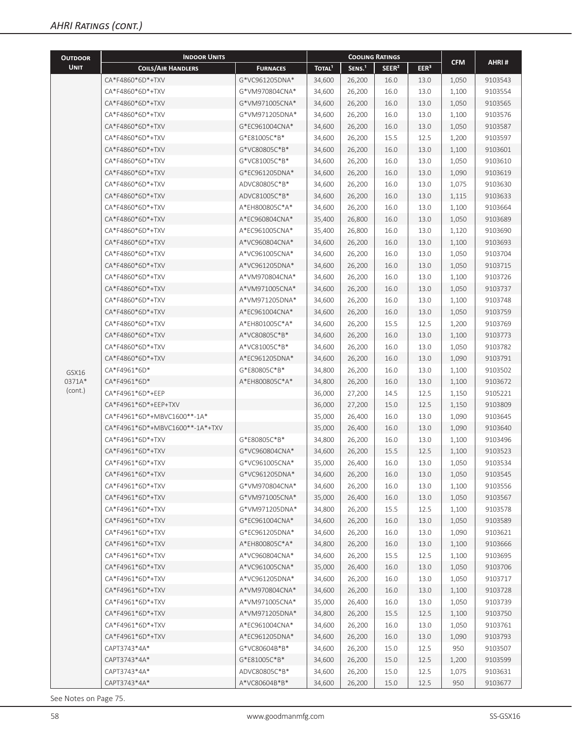## AHRI Ratings (cont.)

| Outdoor Unit | Indoor Units | | Cooling Ratings | | | | CFM | AHRI # |
|---|---|---|---|---|---|---|---|---|
| | Coils/Air Handlers | Furnaces | Total[1] | Sens.[1] | SEER[2] | EER[3] | | |
| GSX16 0371A* (cont.) | CA*F4860*6D*+TXV | G*VC961205DNA* | 34,600 | 26,200 | 16.0 | 13.0 | 1,050 | 9103543 |
| | CA*F4860*6D*+TXV | G*VM970804CNA* | 34,600 | 26,200 | 16.0 | 13.0 | 1,100 | 9103554 |
| | CA*F4860*6D*+TXV | G*VM971005CNA* | 34,600 | 26,200 | 16.0 | 13.0 | 1,050 | 9103565 |
| | CA*F4860*6D*+TXV | G*VM971205DNA* | 34,600 | 26,200 | 16.0 | 13.0 | 1,100 | 9103576 |
| | CA*F4860*6D*+TXV | G*EC961004CNA* | 34,600 | 26,200 | 16.0 | 13.0 | 1,050 | 9103587 |
| | CA*F4860*6D*+TXV | G*E81005C*B* | 34,600 | 26,200 | 15.5 | 12.5 | 1,200 | 9103597 |
| | CA*F4860*6D*+TXV | G*VC80805C*B* | 34,600 | 26,200 | 16.0 | 13.0 | 1,100 | 9103601 |
| | CA*F4860*6D*+TXV | G*VC81005C*B* | 34,600 | 26,200 | 16.0 | 13.0 | 1,050 | 9103610 |
| | CA*F4860*6D*+TXV | G*EC961205DNA* | 34,600 | 26,200 | 16.0 | 13.0 | 1,090 | 9103619 |
| | CA*F4860*6D*+TXV | ADVC80805C*B* | 34,600 | 26,200 | 16.0 | 13.0 | 1,075 | 9103630 |
| | CA*F4860*6D*+TXV | ADVC81005C*B* | 34,600 | 26,200 | 16.0 | 13.0 | 1,115 | 9103633 |
| | CA*F4860*6D*+TXV | A*EH800805C*A* | 34,600 | 26,200 | 16.0 | 13.0 | 1,100 | 9103664 |
| | CA*F4860*6D*+TXV | A*EC960804CNA* | 35,400 | 26,800 | 16.0 | 13.0 | 1,050 | 9103689 |
| | CA*F4860*6D*+TXV | A*EC961005CNA* | 35,400 | 26,800 | 16.0 | 13.0 | 1,120 | 9103690 |
| | CA*F4860*6D*+TXV | A*VC960804CNA* | 34,600 | 26,200 | 16.0 | 13.0 | 1,100 | 9103693 |
| | CA*F4860*6D*+TXV | A*VC961005CNA* | 34,600 | 26,200 | 16.0 | 13.0 | 1,050 | 9103704 |
| | CA*F4860*6D*+TXV | A*VC961205DNA* | 34,600 | 26,200 | 16.0 | 13.0 | 1,050 | 9103715 |
| | CA*F4860*6D*+TXV | A*VM970804CNA* | 34,600 | 26,200 | 16.0 | 13.0 | 1,100 | 9103726 |
| | CA*F4860*6D*+TXV | A*VM971005CNA* | 34,600 | 26,200 | 16.0 | 13.0 | 1,050 | 9103737 |
| | CA*F4860*6D*+TXV | A*VM971205DNA* | 34,600 | 26,200 | 16.0 | 13.0 | 1,100 | 9103748 |
| | CA*F4860*6D*+TXV | A*EC961004CNA* | 34,600 | 26,200 | 16.0 | 13.0 | 1,050 | 9103759 |
| | CA*F4860*6D*+TXV | A*EH801005C*A* | 34,600 | 26,200 | 15.5 | 12.5 | 1,200 | 9103769 |
| | CA*F4860*6D*+TXV | A*VC80805C*B* | 34,600 | 26,200 | 16.0 | 13.0 | 1,100 | 9103773 |
| | CA*F4860*6D*+TXV | A*VC81005C*B* | 34,600 | 26,200 | 16.0 | 13.0 | 1,050 | 9103782 |
| | CA*F4860*6D*+TXV | A*EC961205DNA* | 34,600 | 26,200 | 16.0 | 13.0 | 1,090 | 9103791 |
| | CA*F4961*6D* | G*E80805C*B* | 34,800 | 26,200 | 16.0 | 13.0 | 1,100 | 9103502 |
| | CA*F4961*6D* | A*EH800805C*A* | 34,800 | 26,200 | 16.0 | 13.0 | 1,100 | 9103672 |
| | CA*F4961*6D*+EEP | | 36,000 | 27,200 | 14.5 | 12.5 | 1,150 | 9105221 |
| | CA*F4961*6D*+EEP+TXV | | 36,000 | 27,200 | 15.0 | 12.5 | 1,150 | 9103809 |
| | CA*F4961*6D*+MBVC1600**-1A* | | 35,000 | 26,400 | 16.0 | 13.0 | 1,090 | 9103645 |
| | CA*F4961*6D*+MBVC1600**-1A*+TXV | | 35,000 | 26,400 | 16.0 | 13.0 | 1,090 | 9103640 |
| | CA*F4961*6D*+TXV | G*E80805C*B* | 34,800 | 26,200 | 16.0 | 13.0 | 1,100 | 9103496 |
| | CA*F4961*6D*+TXV | G*VC960804CNA* | 34,600 | 26,200 | 15.5 | 12.5 | 1,100 | 9103523 |
| | CA*F4961*6D*+TXV | G*VC961005CNA* | 35,000 | 26,400 | 16.0 | 13.0 | 1,050 | 9103534 |
| | CA*F4961*6D*+TXV | G*VC961205DNA* | 34,600 | 26,200 | 16.0 | 13.0 | 1,050 | 9103545 |
| | CA*F4961*6D*+TXV | G*VM970804CNA* | 34,600 | 26,200 | 16.0 | 13.0 | 1,100 | 9103556 |
| | CA*F4961*6D*+TXV | G*VM971005CNA* | 35,000 | 26,400 | 16.0 | 13.0 | 1,050 | 9103567 |
| | CA*F4961*6D*+TXV | G*VM971205DNA* | 34,800 | 26,200 | 15.5 | 12.5 | 1,100 | 9103578 |
| | CA*F4961*6D*+TXV | G*EC961004CNA* | 34,600 | 26,200 | 16.0 | 13.0 | 1,050 | 9103589 |
| | CA*F4961*6D*+TXV | G*EC961205DNA* | 34,600 | 26,200 | 16.0 | 13.0 | 1,090 | 9103621 |
| | CA*F4961*6D*+TXV | A*EH800805C*A* | 34,800 | 26,200 | 16.0 | 13.0 | 1,100 | 9103666 |
| | CA*F4961*6D*+TXV | A*VC960804CNA* | 34,600 | 26,200 | 15.5 | 12.5 | 1,100 | 9103695 |
| | CA*F4961*6D*+TXV | A*VC961005CNA* | 35,000 | 26,400 | 16.0 | 13.0 | 1,050 | 9103706 |
| | CA*F4961*6D*+TXV | A*VC961205DNA* | 34,600 | 26,200 | 16.0 | 13.0 | 1,050 | 9103717 |
| | CA*F4961*6D*+TXV | A*VM970804CNA* | 34,600 | 26,200 | 16.0 | 13.0 | 1,100 | 9103728 |
| | CA*F4961*6D*+TXV | A*VM971005CNA* | 35,000 | 26,400 | 16.0 | 13.0 | 1,050 | 9103739 |
| | CA*F4961*6D*+TXV | A*VM971205DNA* | 34,800 | 26,200 | 15.5 | 12.5 | 1,100 | 9103750 |
| | CA*F4961*6D*+TXV | A*EC961004CNA* | 34,600 | 26,200 | 16.0 | 13.0 | 1,050 | 9103761 |
| | CA*F4961*6D*+TXV | A*EC961205DNA* | 34,600 | 26,200 | 16.0 | 13.0 | 1,090 | 9103793 |
| | CAPT3743*4A* | G*VC80604B*B* | 34,600 | 26,200 | 15.0 | 12.5 | 950 | 9103507 |
| | CAPT3743*4A* | G*E81005C*B* | 34,600 | 26,200 | 15.0 | 12.5 | 1,200 | 9103599 |
| | CAPT3743*4A* | ADVC80805C*B* | 34,600 | 26,200 | 15.0 | 12.5 | 1,075 | 9103631 |
| | CAPT3743*4A* | A*VC80604B*B* | 34,600 | 26,200 | 15.0 | 12.5 | 950 | 9103677 |

See Notes on Page 75.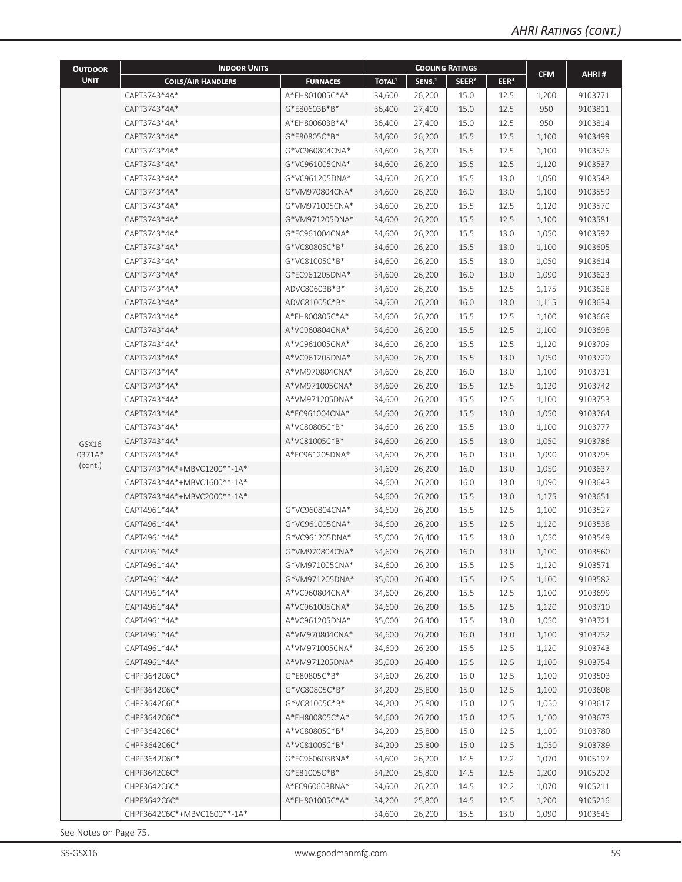## AHRI Ratings (cont.)

| Outdoor Unit | Indoor Units | | Cooling Ratings | | | | CFM | AHRI # |
|---|---|---|---|---|---|---|---|---|
| | Coils/Air Handlers | Furnaces | Total[1] | Sens.[1] | SEER[2] | EER[3] | | |
| GSX16 0371A* (cont.) | CAPT3743*4A* | A*EH801005C*A* | 34,600 | 26,200 | 15.0 | 12.5 | 1,200 | 9103771 |
| | CAPT3743*4A* | G*E80603B*B* | 36,400 | 27,400 | 15.0 | 12.5 | 950 | 9103811 |
| | CAPT3743*4A* | A*EH800603B*A* | 36,400 | 27,400 | 15.0 | 12.5 | 950 | 9103814 |
| | CAPT3743*4A* | G*E80805C*B* | 34,600 | 26,200 | 15.5 | 12.5 | 1,100 | 9103499 |
| | CAPT3743*4A* | G*VC960804CNA* | 34,600 | 26,200 | 15.5 | 12.5 | 1,100 | 9103526 |
| | CAPT3743*4A* | G*VC961005CNA* | 34,600 | 26,200 | 15.5 | 12.5 | 1,120 | 9103537 |
| | CAPT3743*4A* | G*VC961205DNA* | 34,600 | 26,200 | 15.5 | 13.0 | 1,050 | 9103548 |
| | CAPT3743*4A* | G*VM970804CNA* | 34,600 | 26,200 | 16.0 | 13.0 | 1,100 | 9103559 |
| | CAPT3743*4A* | G*VM971005CNA* | 34,600 | 26,200 | 15.5 | 12.5 | 1,120 | 9103570 |
| | CAPT3743*4A* | G*VM971205DNA* | 34,600 | 26,200 | 15.5 | 12.5 | 1,100 | 9103581 |
| | CAPT3743*4A* | G*EC961004CNA* | 34,600 | 26,200 | 15.5 | 13.0 | 1,050 | 9103592 |
| | CAPT3743*4A* | G*VC80805C*B* | 34,600 | 26,200 | 15.5 | 13.0 | 1,100 | 9103605 |
| | CAPT3743*4A* | G*VC81005C*B* | 34,600 | 26,200 | 15.5 | 13.0 | 1,050 | 9103614 |
| | CAPT3743*4A* | G*EC961205DNA* | 34,600 | 26,200 | 16.0 | 13.0 | 1,090 | 9103623 |
| | CAPT3743*4A* | ADVC80603B*B* | 34,600 | 26,200 | 15.5 | 12.5 | 1,175 | 9103628 |
| | CAPT3743*4A* | ADVC81005C*B* | 34,600 | 26,200 | 16.0 | 13.0 | 1,115 | 9103634 |
| | CAPT3743*4A* | A*EH800805C*A* | 34,600 | 26,200 | 15.5 | 12.5 | 1,100 | 9103669 |
| | CAPT3743*4A* | A*VC960804CNA* | 34,600 | 26,200 | 15.5 | 12.5 | 1,100 | 9103698 |
| | CAPT3743*4A* | A*VC961005CNA* | 34,600 | 26,200 | 15.5 | 12.5 | 1,120 | 9103709 |
| | CAPT3743*4A* | A*VC961205DNA* | 34,600 | 26,200 | 15.5 | 13.0 | 1,050 | 9103720 |
| | CAPT3743*4A* | A*VM970804CNA* | 34,600 | 26,200 | 16.0 | 13.0 | 1,100 | 9103731 |
| | CAPT3743*4A* | A*VM971005CNA* | 34,600 | 26,200 | 15.5 | 12.5 | 1,120 | 9103742 |
| | CAPT3743*4A* | A*VM971205DNA* | 34,600 | 26,200 | 15.5 | 12.5 | 1,100 | 9103753 |
| | CAPT3743*4A* | A*EC961004CNA* | 34,600 | 26,200 | 15.5 | 13.0 | 1,050 | 9103764 |
| | CAPT3743*4A* | A*VC80805C*B* | 34,600 | 26,200 | 15.5 | 13.0 | 1,100 | 9103777 |
| | CAPT3743*4A* | A*VC81005C*B* | 34,600 | 26,200 | 15.5 | 13.0 | 1,050 | 9103786 |
| | CAPT3743*4A* | A*EC961205DNA* | 34,600 | 26,200 | 16.0 | 13.0 | 1,090 | 9103795 |
| | CAPT3743*4A*+MBVC1200**-1A* | | 34,600 | 26,200 | 16.0 | 13.0 | 1,050 | 9103637 |
| | CAPT3743*4A*+MBVC1600**-1A* | | 34,600 | 26,200 | 16.0 | 13.0 | 1,090 | 9103643 |
| | CAPT3743*4A*+MBVC2000**-1A* | | 34,600 | 26,200 | 15.5 | 13.0 | 1,175 | 9103651 |
| | CAPT4961*4A* | G*VC960804CNA* | 34,600 | 26,200 | 15.5 | 12.5 | 1,100 | 9103527 |
| | CAPT4961*4A* | G*VC961005CNA* | 34,600 | 26,200 | 15.5 | 12.5 | 1,120 | 9103538 |
| | CAPT4961*4A* | G*VC961205DNA* | 35,000 | 26,400 | 15.5 | 13.0 | 1,050 | 9103549 |
| | CAPT4961*4A* | G*VM970804CNA* | 34,600 | 26,200 | 16.0 | 13.0 | 1,100 | 9103560 |
| | CAPT4961*4A* | G*VM971005CNA* | 34,600 | 26,200 | 15.5 | 12.5 | 1,120 | 9103571 |
| | CAPT4961*4A* | G*VM971205DNA* | 35,000 | 26,400 | 15.5 | 12.5 | 1,100 | 9103582 |
| | CAPT4961*4A* | A*VC960804CNA* | 34,600 | 26,200 | 15.5 | 12.5 | 1,100 | 9103699 |
| | CAPT4961*4A* | A*VC961005CNA* | 34,600 | 26,200 | 15.5 | 12.5 | 1,120 | 9103710 |
| | CAPT4961*4A* | A*VC961205DNA* | 35,000 | 26,400 | 15.5 | 13.0 | 1,050 | 9103721 |
| | CAPT4961*4A* | A*VM970804CNA* | 34,600 | 26,200 | 16.0 | 13.0 | 1,100 | 9103732 |
| | CAPT4961*4A* | A*VM971005CNA* | 34,600 | 26,200 | 15.5 | 12.5 | 1,120 | 9103743 |
| | CAPT4961*4A* | A*VM971205DNA* | 35,000 | 26,400 | 15.5 | 12.5 | 1,100 | 9103754 |
| | CHPF3642C6C* | G*E80805C*B* | 34,600 | 26,200 | 15.0 | 12.5 | 1,100 | 9103503 |
| | CHPF3642C6C* | G*VC80805C*B* | 34,200 | 25,800 | 15.0 | 12.5 | 1,100 | 9103608 |
| | CHPF3642C6C* | G*VC81005C*B* | 34,200 | 25,800 | 15.0 | 12.5 | 1,050 | 9103617 |
| | CHPF3642C6C* | A*EH800805C*A* | 34,600 | 26,200 | 15.0 | 12.5 | 1,100 | 9103673 |
| | CHPF3642C6C* | A*VC80805C*B* | 34,200 | 25,800 | 15.0 | 12.5 | 1,100 | 9103780 |
| | CHPF3642C6C* | A*VC81005C*B* | 34,200 | 25,800 | 15.0 | 12.5 | 1,050 | 9103789 |
| | CHPF3642C6C* | G*EC960603BNA* | 34,600 | 26,200 | 14.5 | 12.2 | 1,070 | 9105197 |
| | CHPF3642C6C* | G*E81005C*B* | 34,200 | 25,800 | 14.5 | 12.5 | 1,200 | 9105202 |
| | CHPF3642C6C* | A*EC960603BNA* | 34,600 | 26,200 | 14.5 | 12.2 | 1,070 | 9105211 |
| | CHPF3642C6C* | A*EH801005C*A* | 34,200 | 25,800 | 14.5 | 12.5 | 1,200 | 9105216 |
| | CHPF3642C6C*+MBVC1600**-1A* | | 34,600 | 26,200 | 15.5 | 13.0 | 1,090 | 9103646 |

See Notes on Page 75.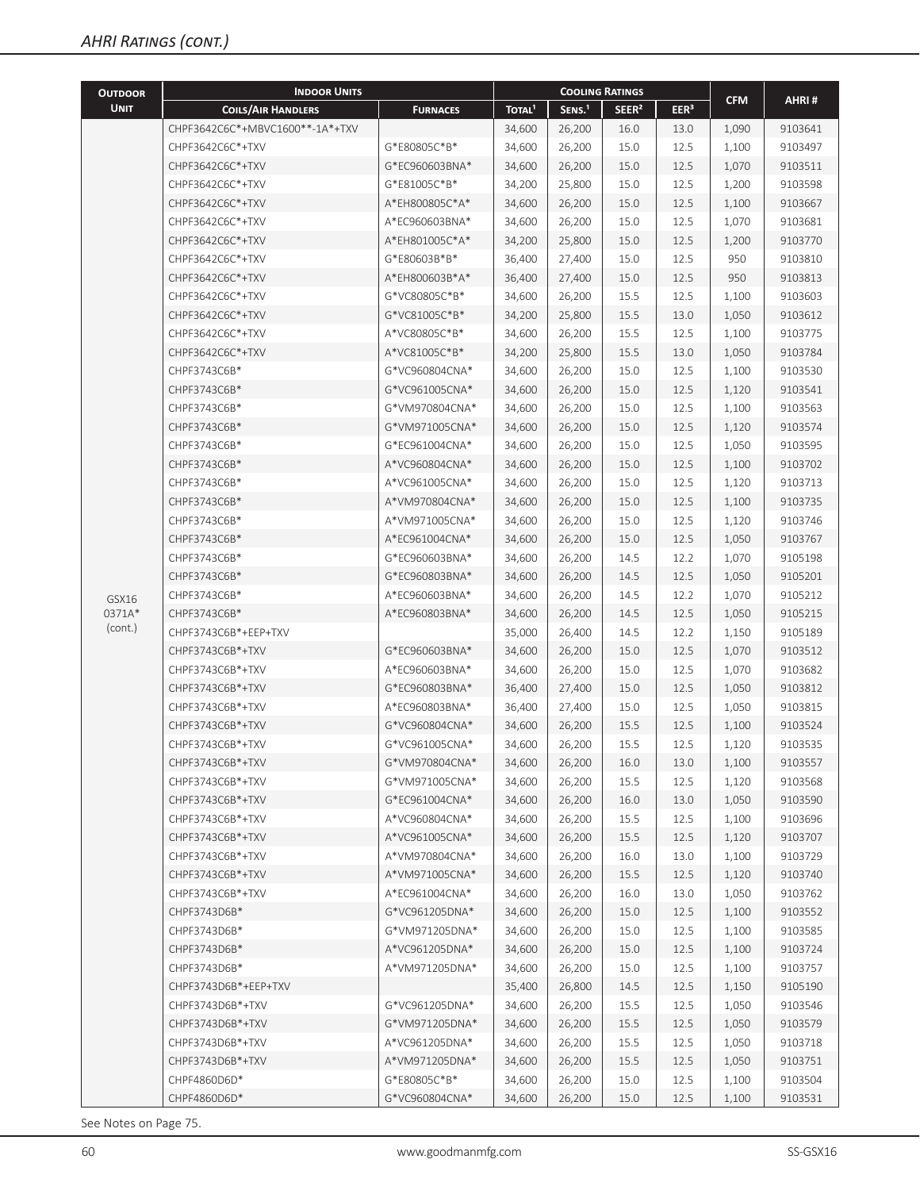## AHRI Ratings (cont.)

| Outdoor Unit | Indoor Units | | Cooling Ratings | | | | CFM | AHRI # |
|---|---|---|---|---|---|---|---|---|
| | Coils/Air Handlers | Furnaces | Total[1] | Sens.[1] | SEER[2] | EER[3] | | |
| GSX16 0371A* (cont.) | CHPF3642C6C*+MBVC1600**-1A*+TXV | | 34,600 | 26,200 | 16.0 | 13.0 | 1,090 | 9103641 |
| | CHPF3642C6C*+TXV | G*E80805C*B* | 34,600 | 26,200 | 15.0 | 12.5 | 1,100 | 9103497 |
| | CHPF3642C6C*+TXV | G*EC960603BNA* | 34,600 | 26,200 | 15.0 | 12.5 | 1,070 | 9103511 |
| | CHPF3642C6C*+TXV | G*E81005C*B* | 34,200 | 25,800 | 15.0 | 12.5 | 1,200 | 9103598 |
| | CHPF3642C6C*+TXV | A*EH800805C*A* | 34,600 | 26,200 | 15.0 | 12.5 | 1,100 | 9103667 |
| | CHPF3642C6C*+TXV | A*EC960603BNA* | 34,600 | 26,200 | 15.0 | 12.5 | 1,070 | 9103681 |
| | CHPF3642C6C*+TXV | A*EH801005C*A* | 34,200 | 25,800 | 15.0 | 12.5 | 1,200 | 9103770 |
| | CHPF3642C6C*+TXV | G*E80603B*B* | 36,400 | 27,400 | 15.0 | 12.5 | 950 | 9103810 |
| | CHPF3642C6C*+TXV | A*EH800603B*A* | 36,400 | 27,400 | 15.0 | 12.5 | 950 | 9103813 |
| | CHPF3642C6C*+TXV | G*VC80805C*B* | 34,600 | 26,200 | 15.5 | 12.5 | 1,100 | 9103603 |
| | CHPF3642C6C*+TXV | G*VC81005C*B* | 34,200 | 25,800 | 15.5 | 13.0 | 1,050 | 9103612 |
| | CHPF3642C6C*+TXV | A*VC80805C*B* | 34,600 | 26,200 | 15.5 | 12.5 | 1,100 | 9103775 |
| | CHPF3642C6C*+TXV | A*VC81005C*B* | 34,200 | 25,800 | 15.5 | 13.0 | 1,050 | 9103784 |
| | CHPF3743C6B* | G*VC960804CNA* | 34,600 | 26,200 | 15.0 | 12.5 | 1,100 | 9103530 |
| | CHPF3743C6B* | G*VC961005CNA* | 34,600 | 26,200 | 15.0 | 12.5 | 1,120 | 9103541 |
| | CHPF3743C6B* | G*VM970804CNA* | 34,600 | 26,200 | 15.0 | 12.5 | 1,100 | 9103563 |
| | CHPF3743C6B* | G*VM971005CNA* | 34,600 | 26,200 | 15.0 | 12.5 | 1,120 | 9103574 |
| | CHPF3743C6B* | G*EC961004CNA* | 34,600 | 26,200 | 15.0 | 12.5 | 1,050 | 9103595 |
| | CHPF3743C6B* | A*VC960804CNA* | 34,600 | 26,200 | 15.0 | 12.5 | 1,100 | 9103702 |
| | CHPF3743C6B* | A*VC961005CNA* | 34,600 | 26,200 | 15.0 | 12.5 | 1,120 | 9103713 |
| | CHPF3743C6B* | A*VM970804CNA* | 34,600 | 26,200 | 15.0 | 12.5 | 1,100 | 9103735 |
| | CHPF3743C6B* | A*VM971005CNA* | 34,600 | 26,200 | 15.0 | 12.5 | 1,120 | 9103746 |
| | CHPF3743C6B* | A*EC961004CNA* | 34,600 | 26,200 | 15.0 | 12.5 | 1,050 | 9103767 |
| | CHPF3743C6B* | G*EC960603BNA* | 34,600 | 26,200 | 14.5 | 12.2 | 1,070 | 9105198 |
| | CHPF3743C6B* | G*EC960803BNA* | 34,600 | 26,200 | 14.5 | 12.5 | 1,050 | 9105201 |
| | CHPF3743C6B* | A*EC960603BNA* | 34,600 | 26,200 | 14.5 | 12.2 | 1,070 | 9105212 |
| | CHPF3743C6B* | A*EC960803BNA* | 34,600 | 26,200 | 14.5 | 12.5 | 1,050 | 9105215 |
| | CHPF3743C6B*+EEP+TXV | | 35,000 | 26,400 | 14.5 | 12.2 | 1,150 | 9105189 |
| | CHPF3743C6B*+TXV | G*EC960603BNA* | 34,600 | 26,200 | 15.0 | 12.5 | 1,070 | 9103512 |
| | CHPF3743C6B*+TXV | A*EC960603BNA* | 34,600 | 26,200 | 15.0 | 12.5 | 1,070 | 9103682 |
| | CHPF3743C6B*+TXV | G*EC960803BNA* | 36,400 | 27,400 | 15.0 | 12.5 | 1,050 | 9103812 |
| | CHPF3743C6B*+TXV | A*EC960803BNA* | 36,400 | 27,400 | 15.0 | 12.5 | 1,050 | 9103815 |
| | CHPF3743C6B*+TXV | G*VC960804CNA* | 34,600 | 26,200 | 15.5 | 12.5 | 1,100 | 9103524 |
| | CHPF3743C6B*+TXV | G*VC961005CNA* | 34,600 | 26,200 | 15.5 | 12.5 | 1,120 | 9103535 |
| | CHPF3743C6B*+TXV | G*VM970804CNA* | 34,600 | 26,200 | 16.0 | 13.0 | 1,100 | 9103557 |
| | CHPF3743C6B*+TXV | G*VM971005CNA* | 34,600 | 26,200 | 15.5 | 12.5 | 1,120 | 9103568 |
| | CHPF3743C6B*+TXV | G*EC961004CNA* | 34,600 | 26,200 | 16.0 | 13.0 | 1,050 | 9103590 |
| | CHPF3743C6B*+TXV | A*VC960804CNA* | 34,600 | 26,200 | 15.5 | 12.5 | 1,100 | 9103696 |
| | CHPF3743C6B*+TXV | A*VC961005CNA* | 34,600 | 26,200 | 15.5 | 12.5 | 1,120 | 9103707 |
| | CHPF3743C6B*+TXV | A*VM970804CNA* | 34,600 | 26,200 | 16.0 | 13.0 | 1,100 | 9103729 |
| | CHPF3743C6B*+TXV | A*VM971005CNA* | 34,600 | 26,200 | 15.5 | 12.5 | 1,120 | 9103740 |
| | CHPF3743C6B*+TXV | A*EC961004CNA* | 34,600 | 26,200 | 16.0 | 13.0 | 1,050 | 9103762 |
| | CHPF3743D6B* | G*VC961205DNA* | 34,600 | 26,200 | 15.0 | 12.5 | 1,100 | 9103552 |
| | CHPF3743D6B* | G*VM971205DNA* | 34,600 | 26,200 | 15.0 | 12.5 | 1,100 | 9103585 |
| | CHPF3743D6B* | A*VC961205DNA* | 34,600 | 26,200 | 15.0 | 12.5 | 1,100 | 9103724 |
| | CHPF3743D6B* | A*VM971205DNA* | 34,600 | 26,200 | 15.0 | 12.5 | 1,100 | 9103757 |
| | CHPF3743D6B*+EEP+TXV | | 35,400 | 26,800 | 14.5 | 12.5 | 1,150 | 9105190 |
| | CHPF3743D6B*+TXV | G*VC961205DNA* | 34,600 | 26,200 | 15.5 | 12.5 | 1,050 | 9103546 |
| | CHPF3743D6B*+TXV | G*VM971205DNA* | 34,600 | 26,200 | 15.5 | 12.5 | 1,050 | 9103579 |
| | CHPF3743D6B*+TXV | A*VC961205DNA* | 34,600 | 26,200 | 15.5 | 12.5 | 1,050 | 9103718 |
| | CHPF3743D6B*+TXV | A*VM971205DNA* | 34,600 | 26,200 | 15.5 | 12.5 | 1,050 | 9103751 |
| | CHPF4860D6D* | G*E80805C*B* | 34,600 | 26,200 | 15.0 | 12.5 | 1,100 | 9103504 |
| | CHPF4860D6D* | G*VC960804CNA* | 34,600 | 26,200 | 15.0 | 12.5 | 1,100 | 9103531 |

See Notes on Page 75.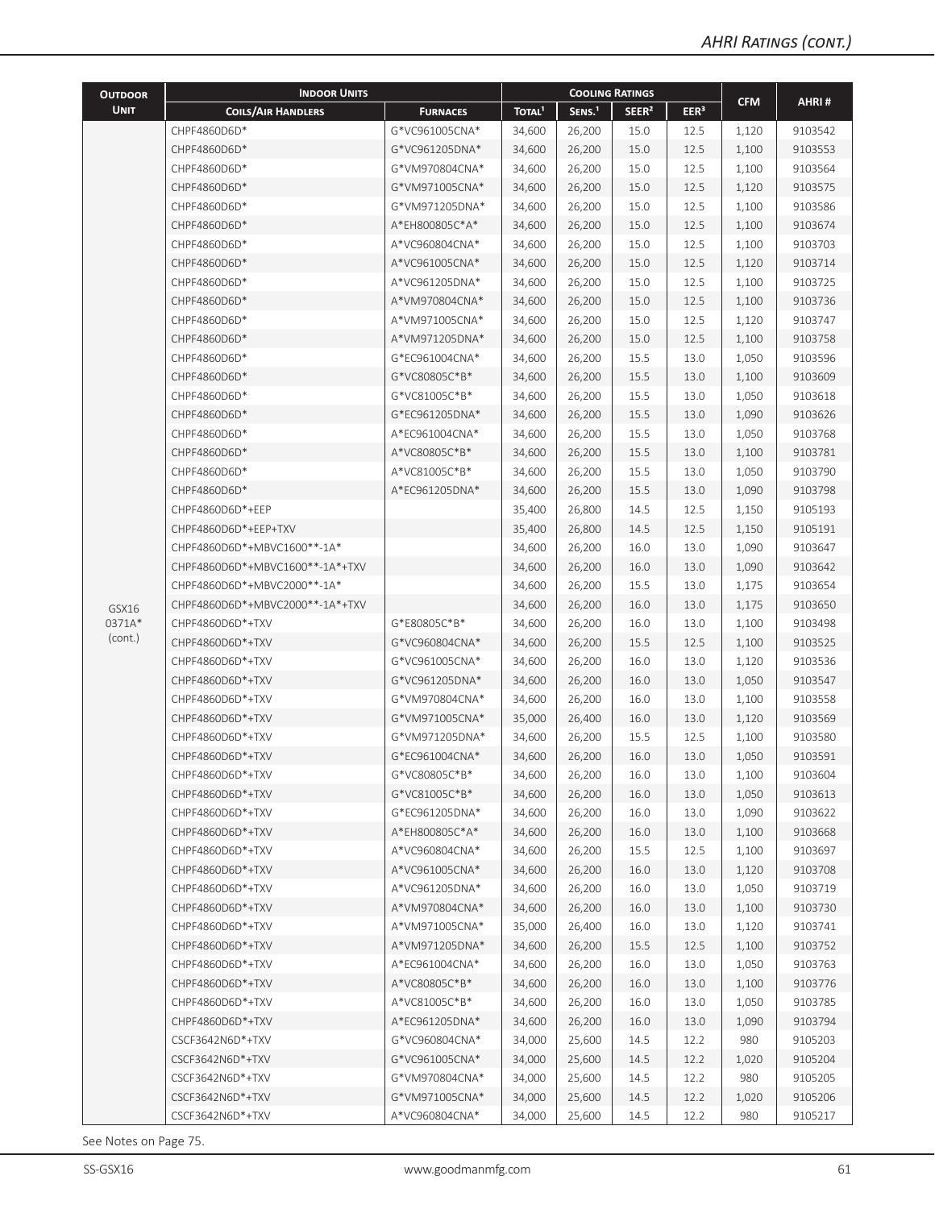## AHRI Ratings (cont.)

| Outdoor Unit | Indoor Units | | Cooling Ratings | | | | CFM | AHRI # |
|---|---|---|---|---|---|---|---|---|
| | Coils/Air Handlers | Furnaces | Total[1] | Sens.[1] | SEER[2] | EER[3] | | |
| GSX16 0371A* (cont.) | CHPF4860D6D* | G*VC961005CNA* | 34,600 | 26,200 | 15.0 | 12.5 | 1,120 | 9103542 |
| | CHPF4860D6D* | G*VC961205DNA* | 34,600 | 26,200 | 15.0 | 12.5 | 1,100 | 9103553 |
| | CHPF4860D6D* | G*VM970804CNA* | 34,600 | 26,200 | 15.0 | 12.5 | 1,100 | 9103564 |
| | CHPF4860D6D* | G*VM971005CNA* | 34,600 | 26,200 | 15.0 | 12.5 | 1,120 | 9103575 |
| | CHPF4860D6D* | G*VM971205DNA* | 34,600 | 26,200 | 15.0 | 12.5 | 1,100 | 9103586 |
| | CHPF4860D6D* | A*EH800805C*A* | 34,600 | 26,200 | 15.0 | 12.5 | 1,100 | 9103674 |
| | CHPF4860D6D* | A*VC960804CNA* | 34,600 | 26,200 | 15.0 | 12.5 | 1,100 | 9103703 |
| | CHPF4860D6D* | A*VC961005CNA* | 34,600 | 26,200 | 15.0 | 12.5 | 1,120 | 9103714 |
| | CHPF4860D6D* | A*VC961205DNA* | 34,600 | 26,200 | 15.0 | 12.5 | 1,100 | 9103725 |
| | CHPF4860D6D* | A*VM970804CNA* | 34,600 | 26,200 | 15.0 | 12.5 | 1,100 | 9103736 |
| | CHPF4860D6D* | A*VM971005CNA* | 34,600 | 26,200 | 15.0 | 12.5 | 1,120 | 9103747 |
| | CHPF4860D6D* | A*VM971205DNA* | 34,600 | 26,200 | 15.0 | 12.5 | 1,100 | 9103758 |
| | CHPF4860D6D* | G*EC961004CNA* | 34,600 | 26,200 | 15.5 | 13.0 | 1,050 | 9103596 |
| | CHPF4860D6D* | G*VC80805C*B* | 34,600 | 26,200 | 15.5 | 13.0 | 1,100 | 9103609 |
| | CHPF4860D6D* | G*VC81005C*B* | 34,600 | 26,200 | 15.5 | 13.0 | 1,050 | 9103618 |
| | CHPF4860D6D* | G*EC961205DNA* | 34,600 | 26,200 | 15.5 | 13.0 | 1,090 | 9103626 |
| | CHPF4860D6D* | A*EC961004CNA* | 34,600 | 26,200 | 15.5 | 13.0 | 1,050 | 9103768 |
| | CHPF4860D6D* | A*VC80805C*B* | 34,600 | 26,200 | 15.5 | 13.0 | 1,100 | 9103781 |
| | CHPF4860D6D* | A*VC81005C*B* | 34,600 | 26,200 | 15.5 | 13.0 | 1,050 | 9103790 |
| | CHPF4860D6D* | A*EC961205DNA* | 34,600 | 26,200 | 15.5 | 13.0 | 1,090 | 9103798 |
| | CHPF4860D6D*+EEP | | 35,400 | 26,800 | 14.5 | 12.5 | 1,150 | 9105193 |
| | CHPF4860D6D*+EEP+TXV | | 35,400 | 26,800 | 14.5 | 12.5 | 1,150 | 9105191 |
| | CHPF4860D6D*+MBVC1600**-1A* | | 34,600 | 26,200 | 16.0 | 13.0 | 1,090 | 9103647 |
| | CHPF4860D6D*+MBVC1600**-1A*+TXV | | 34,600 | 26,200 | 16.0 | 13.0 | 1,090 | 9103642 |
| | CHPF4860D6D*+MBVC2000**-1A* | | 34,600 | 26,200 | 15.5 | 13.0 | 1,175 | 9103654 |
| | CHPF4860D6D*+MBVC2000**-1A*+TXV | | 34,600 | 26,200 | 16.0 | 13.0 | 1,175 | 9103650 |
| | CHPF4860D6D*+TXV | G*E80805C*B* | 34,600 | 26,200 | 16.0 | 13.0 | 1,100 | 9103498 |
| | CHPF4860D6D*+TXV | G*VC960804CNA* | 34,600 | 26,200 | 15.5 | 12.5 | 1,100 | 9103525 |
| | CHPF4860D6D*+TXV | G*VC961005CNA* | 34,600 | 26,200 | 16.0 | 13.0 | 1,120 | 9103536 |
| | CHPF4860D6D*+TXV | G*VC961205DNA* | 34,600 | 26,200 | 16.0 | 13.0 | 1,050 | 9103547 |
| | CHPF4860D6D*+TXV | G*VM970804CNA* | 34,600 | 26,200 | 16.0 | 13.0 | 1,100 | 9103558 |
| | CHPF4860D6D*+TXV | G*VM971005CNA* | 35,000 | 26,400 | 16.0 | 13.0 | 1,120 | 9103569 |
| | CHPF4860D6D*+TXV | G*VM971205DNA* | 34,600 | 26,200 | 15.5 | 12.5 | 1,100 | 9103580 |
| | CHPF4860D6D*+TXV | G*EC961004CNA* | 34,600 | 26,200 | 16.0 | 13.0 | 1,050 | 9103591 |
| | CHPF4860D6D*+TXV | G*VC80805C*B* | 34,600 | 26,200 | 16.0 | 13.0 | 1,100 | 9103604 |
| | CHPF4860D6D*+TXV | G*VC81005C*B* | 34,600 | 26,200 | 16.0 | 13.0 | 1,050 | 9103613 |
| | CHPF4860D6D*+TXV | G*EC961205DNA* | 34,600 | 26,200 | 16.0 | 13.0 | 1,090 | 9103622 |
| | CHPF4860D6D*+TXV | A*EH800805C*A* | 34,600 | 26,200 | 16.0 | 13.0 | 1,100 | 9103668 |
| | CHPF4860D6D*+TXV | A*VC960804CNA* | 34,600 | 26,200 | 15.5 | 12.5 | 1,100 | 9103697 |
| | CHPF4860D6D*+TXV | A*VC961005CNA* | 34,600 | 26,200 | 16.0 | 13.0 | 1,120 | 9103708 |
| | CHPF4860D6D*+TXV | A*VC961205DNA* | 34,600 | 26,200 | 16.0 | 13.0 | 1,050 | 9103719 |
| | CHPF4860D6D*+TXV | A*VM970804CNA* | 34,600 | 26,200 | 16.0 | 13.0 | 1,100 | 9103730 |
| | CHPF4860D6D*+TXV | A*VM971005CNA* | 35,000 | 26,400 | 16.0 | 13.0 | 1,120 | 9103741 |
| | CHPF4860D6D*+TXV | A*VM971205DNA* | 34,600 | 26,200 | 15.5 | 12.5 | 1,100 | 9103752 |
| | CHPF4860D6D*+TXV | A*EC961004CNA* | 34,600 | 26,200 | 16.0 | 13.0 | 1,050 | 9103763 |
| | CHPF4860D6D*+TXV | A*VC80805C*B* | 34,600 | 26,200 | 16.0 | 13.0 | 1,100 | 9103776 |
| | CHPF4860D6D*+TXV | A*VC81005C*B* | 34,600 | 26,200 | 16.0 | 13.0 | 1,050 | 9103785 |
| | CHPF4860D6D*+TXV | A*EC961205DNA* | 34,600 | 26,200 | 16.0 | 13.0 | 1,090 | 9103794 |
| | CSCF3642N6D*+TXV | G*VC960804CNA* | 34,000 | 25,600 | 14.5 | 12.2 | 980 | 9105203 |
| | CSCF3642N6D*+TXV | G*VC961005CNA* | 34,000 | 25,600 | 14.5 | 12.2 | 1,020 | 9105204 |
| | CSCF3642N6D*+TXV | G*VM970804CNA* | 34,000 | 25,600 | 14.5 | 12.2 | 980 | 9105205 |
| | CSCF3642N6D*+TXV | G*VM971005CNA* | 34,000 | 25,600 | 14.5 | 12.2 | 1,020 | 9105206 |
| | CSCF3642N6D*+TXV | A*VC960804CNA* | 34,000 | 25,600 | 14.5 | 12.2 | 980 | 9105217 |

See Notes on Page 75.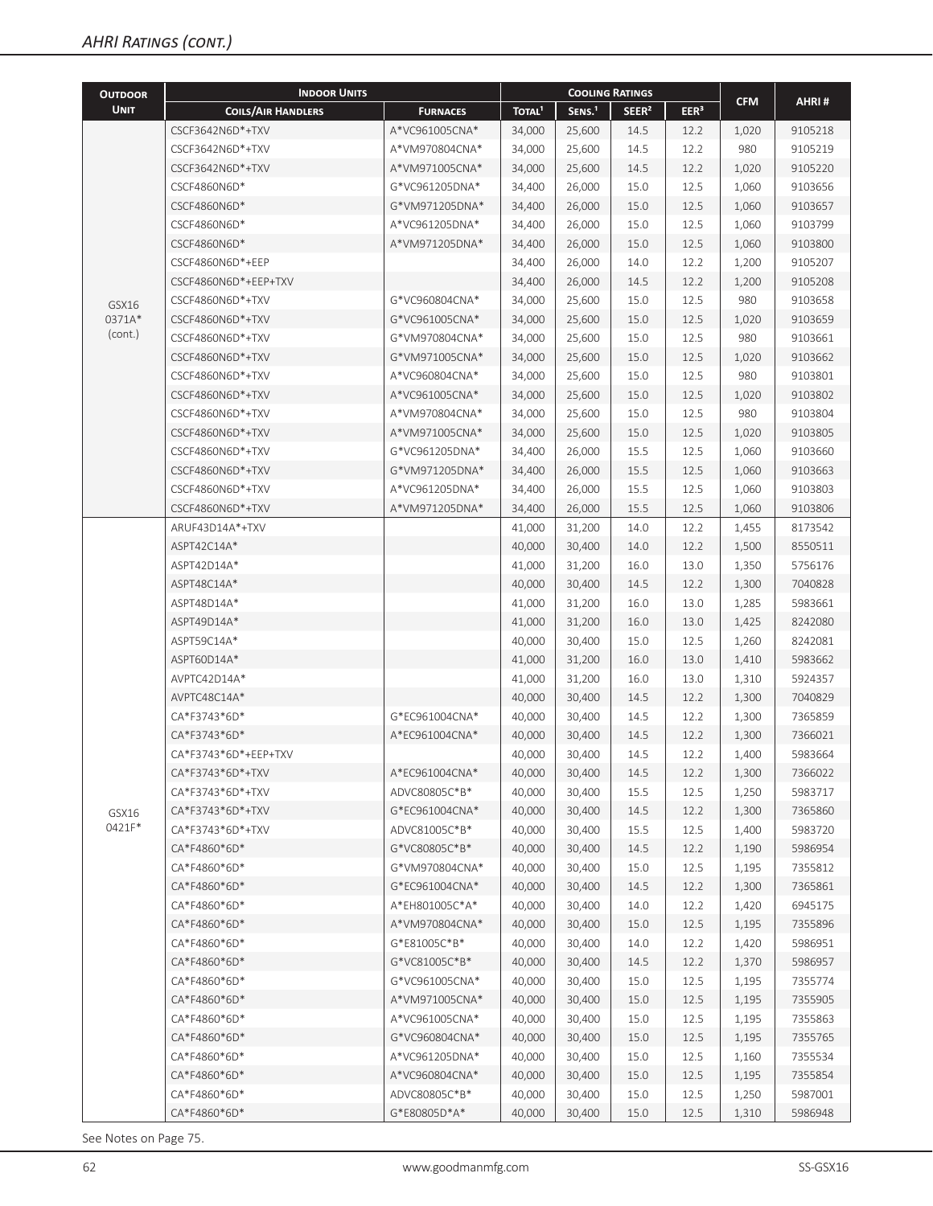## AHRI Ratings (cont.)

| Outdoor Unit | Indoor Units | | Cooling Ratings | | | | CFM | AHRI # |
|---|---|---|---|---|---|---|---|---|
| | Coils/Air Handlers | Furnaces | Total[1] | Sens.[1] | SEER[2] | EER[3] | | |
| GSX16 0371A* (cont.) | CSCF3642N6D*+TXV | A*VC961005CNA* | 34,000 | 25,600 | 14.5 | 12.2 | 1,020 | 9105218 |
| | CSCF3642N6D*+TXV | A*VM970804CNA* | 34,000 | 25,600 | 14.5 | 12.2 | 980 | 9105219 |
| | CSCF3642N6D*+TXV | A*VM971005CNA* | 34,000 | 25,600 | 14.5 | 12.2 | 1,020 | 9105220 |
| | CSCF4860N6D* | G*VC961205DNA* | 34,400 | 26,000 | 15.0 | 12.5 | 1,060 | 9103656 |
| | CSCF4860N6D* | G*VM971205DNA* | 34,400 | 26,000 | 15.0 | 12.5 | 1,060 | 9103657 |
| | CSCF4860N6D* | A*VC961205DNA* | 34,400 | 26,000 | 15.0 | 12.5 | 1,060 | 9103799 |
| | CSCF4860N6D* | A*VM971205DNA* | 34,400 | 26,000 | 15.0 | 12.5 | 1,060 | 9103800 |
| | CSCF4860N6D*+EEP | | 34,400 | 26,000 | 14.0 | 12.2 | 1,200 | 9105207 |
| | CSCF4860N6D*+EEP+TXV | | 34,400 | 26,000 | 14.5 | 12.2 | 1,200 | 9105208 |
| | CSCF4860N6D*+TXV | G*VC960804CNA* | 34,000 | 25,600 | 15.0 | 12.5 | 980 | 9103658 |
| | CSCF4860N6D*+TXV | G*VC961005CNA* | 34,000 | 25,600 | 15.0 | 12.5 | 1,020 | 9103659 |
| | CSCF4860N6D*+TXV | G*VM970804CNA* | 34,000 | 25,600 | 15.0 | 12.5 | 980 | 9103661 |
| | CSCF4860N6D*+TXV | G*VM971005CNA* | 34,000 | 25,600 | 15.0 | 12.5 | 1,020 | 9103662 |
| | CSCF4860N6D*+TXV | A*VC960804CNA* | 34,000 | 25,600 | 15.0 | 12.5 | 980 | 9103801 |
| | CSCF4860N6D*+TXV | A*VC961005CNA* | 34,000 | 25,600 | 15.0 | 12.5 | 1,020 | 9103802 |
| | CSCF4860N6D*+TXV | A*VM970804CNA* | 34,000 | 25,600 | 15.0 | 12.5 | 980 | 9103804 |
| | CSCF4860N6D*+TXV | A*VM971005CNA* | 34,000 | 25,600 | 15.0 | 12.5 | 1,020 | 9103805 |
| | CSCF4860N6D*+TXV | G*VC961205DNA* | 34,400 | 26,000 | 15.5 | 12.5 | 1,060 | 9103660 |
| | CSCF4860N6D*+TXV | G*VM971205DNA* | 34,400 | 26,000 | 15.5 | 12.5 | 1,060 | 9103663 |
| | CSCF4860N6D*+TXV | A*VC961205DNA* | 34,400 | 26,000 | 15.5 | 12.5 | 1,060 | 9103803 |
| | CSCF4860N6D*+TXV | A*VM971205DNA* | 34,400 | 26,000 | 15.5 | 12.5 | 1,060 | 9103806 |
| GSX16 0421F* | ARUF43D14A*+TXV | | 41,000 | 31,200 | 14.0 | 12.2 | 1,455 | 8173542 |
| | ASPT42C14A* | | 40,000 | 30,400 | 14.0 | 12.2 | 1,500 | 8550511 |
| | ASPT42D14A* | | 41,000 | 31,200 | 16.0 | 13.0 | 1,350 | 5756176 |
| | ASPT48C14A* | | 40,000 | 30,400 | 14.5 | 12.2 | 1,300 | 7040828 |
| | ASPT48D14A* | | 41,000 | 31,200 | 16.0 | 13.0 | 1,285 | 5983661 |
| | ASPT49D14A* | | 41,000 | 31,200 | 16.0 | 13.0 | 1,425 | 8242080 |
| | ASPT59C14A* | | 40,000 | 30,400 | 15.0 | 12.5 | 1,260 | 8242081 |
| | ASPT60D14A* | | 41,000 | 31,200 | 16.0 | 13.0 | 1,410 | 5983662 |
| | AVPTC42D14A* | | 41,000 | 31,200 | 16.0 | 13.0 | 1,310 | 5924357 |
| | AVPTC48C14A* | | 40,000 | 30,400 | 14.5 | 12.2 | 1,300 | 7040829 |
| | CA*F3743*6D* | G*EC961004CNA* | 40,000 | 30,400 | 14.5 | 12.2 | 1,300 | 7365859 |
| | CA*F3743*6D* | A*EC961004CNA* | 40,000 | 30,400 | 14.5 | 12.2 | 1,300 | 7366021 |
| | CA*F3743*6D*+EEP+TXV | | 40,000 | 30,400 | 14.5 | 12.2 | 1,400 | 5983664 |
| | CA*F3743*6D*+TXV | A*EC961004CNA* | 40,000 | 30,400 | 14.5 | 12.2 | 1,300 | 7366022 |
| | CA*F3743*6D*+TXV | ADVC80805C*B* | 40,000 | 30,400 | 15.5 | 12.5 | 1,250 | 5983717 |
| | CA*F3743*6D*+TXV | G*EC961004CNA* | 40,000 | 30,400 | 14.5 | 12.2 | 1,300 | 7365860 |
| | CA*F3743*6D*+TXV | ADVC81005C*B* | 40,000 | 30,400 | 15.5 | 12.5 | 1,400 | 5983720 |
| | CA*F4860*6D* | G*VC80805C*B* | 40,000 | 30,400 | 14.5 | 12.2 | 1,190 | 5986954 |
| | CA*F4860*6D* | G*VM970804CNA* | 40,000 | 30,400 | 15.0 | 12.5 | 1,195 | 7355812 |
| | CA*F4860*6D* | G*EC961004CNA* | 40,000 | 30,400 | 14.5 | 12.2 | 1,300 | 7365861 |
| | CA*F4860*6D* | A*EH801005C*A* | 40,000 | 30,400 | 14.0 | 12.2 | 1,420 | 6945175 |
| | CA*F4860*6D* | A*VM970804CNA* | 40,000 | 30,400 | 15.0 | 12.5 | 1,195 | 7355896 |
| | CA*F4860*6D* | G*E81005C*B* | 40,000 | 30,400 | 14.0 | 12.2 | 1,420 | 5986951 |
| | CA*F4860*6D* | G*VC81005C*B* | 40,000 | 30,400 | 14.5 | 12.2 | 1,370 | 5986957 |
| | CA*F4860*6D* | G*VC961005CNA* | 40,000 | 30,400 | 15.0 | 12.5 | 1,195 | 7355774 |
| | CA*F4860*6D* | A*VM971005CNA* | 40,000 | 30,400 | 15.0 | 12.5 | 1,195 | 7355905 |
| | CA*F4860*6D* | A*VC961005CNA* | 40,000 | 30,400 | 15.0 | 12.5 | 1,195 | 7355863 |
| | CA*F4860*6D* | G*VC960804CNA* | 40,000 | 30,400 | 15.0 | 12.5 | 1,195 | 7355765 |
| | CA*F4860*6D* | A*VC961205DNA* | 40,000 | 30,400 | 15.0 | 12.5 | 1,160 | 7355534 |
| | CA*F4860*6D* | A*VC960804CNA* | 40,000 | 30,400 | 15.0 | 12.5 | 1,195 | 7355854 |
| | CA*F4860*6D* | ADVC80805C*B* | 40,000 | 30,400 | 15.0 | 12.5 | 1,250 | 5987001 |
| | CA*F4860*6D* | G*E80805D*A* | 40,000 | 30,400 | 15.0 | 12.5 | 1,310 | 5986948 |

See Notes on Page 75.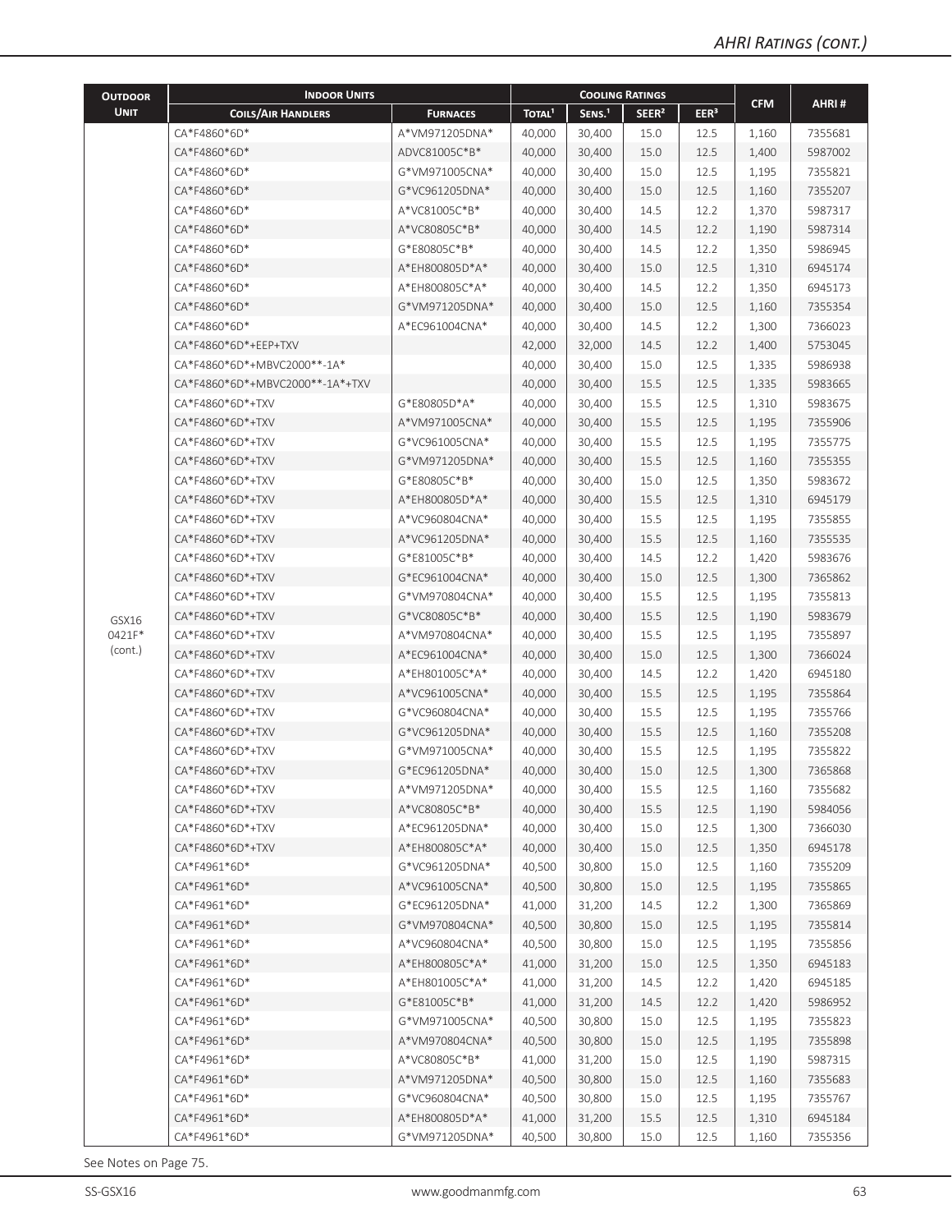## AHRI Ratings (cont.)

| Outdoor Unit | Indoor Units | | Cooling Ratings | | | | CFM | AHRI # |
|---|---|---|---|---|---|---|---|---|
| | Coils/Air Handlers | Furnaces | Total[1] | Sens.[1] | SEER[2] | EER[3] | | |
| GSX16 0421F* (cont.) | CA*F4860*6D* | A*VM971205DNA* | 40,000 | 30,400 | 15.0 | 12.5 | 1,160 | 7355681 |
| | CA*F4860*6D* | ADVC81005C*B* | 40,000 | 30,400 | 15.0 | 12.5 | 1,400 | 5987002 |
| | CA*F4860*6D* | G*VM971005CNA* | 40,000 | 30,400 | 15.0 | 12.5 | 1,195 | 7355821 |
| | CA*F4860*6D* | G*VC961205DNA* | 40,000 | 30,400 | 15.0 | 12.5 | 1,160 | 7355207 |
| | CA*F4860*6D* | A*VC81005C*B* | 40,000 | 30,400 | 14.5 | 12.2 | 1,370 | 5987317 |
| | CA*F4860*6D* | A*VC80805C*B* | 40,000 | 30,400 | 14.5 | 12.2 | 1,190 | 5987314 |
| | CA*F4860*6D* | G*E80805C*B* | 40,000 | 30,400 | 14.5 | 12.2 | 1,350 | 5986945 |
| | CA*F4860*6D* | A*EH800805D*A* | 40,000 | 30,400 | 15.0 | 12.5 | 1,310 | 6945174 |
| | CA*F4860*6D* | A*EH800805C*A* | 40,000 | 30,400 | 14.5 | 12.2 | 1,350 | 6945173 |
| | CA*F4860*6D* | G*VM971205DNA* | 40,000 | 30,400 | 15.0 | 12.5 | 1,160 | 7355354 |
| | CA*F4860*6D* | A*EC961004CNA* | 40,000 | 30,400 | 14.5 | 12.2 | 1,300 | 7366023 |
| | CA*F4860*6D*+EEP+TXV | | 42,000 | 32,000 | 14.5 | 12.2 | 1,400 | 5753045 |
| | CA*F4860*6D*+MBVC2000**-1A* | | 40,000 | 30,400 | 15.0 | 12.5 | 1,335 | 5986938 |
| | CA*F4860*6D*+MBVC2000**-1A*+TXV | | 40,000 | 30,400 | 15.5 | 12.5 | 1,335 | 5983665 |
| | CA*F4860*6D*+TXV | G*E80805D*A* | 40,000 | 30,400 | 15.5 | 12.5 | 1,310 | 5983675 |
| | CA*F4860*6D*+TXV | A*VM971005CNA* | 40,000 | 30,400 | 15.5 | 12.5 | 1,195 | 7355906 |
| | CA*F4860*6D*+TXV | G*VC961005CNA* | 40,000 | 30,400 | 15.5 | 12.5 | 1,195 | 7355775 |
| | CA*F4860*6D*+TXV | G*VM971205DNA* | 40,000 | 30,400 | 15.5 | 12.5 | 1,160 | 7355355 |
| | CA*F4860*6D*+TXV | G*E80805C*B* | 40,000 | 30,400 | 15.0 | 12.5 | 1,350 | 5983672 |
| | CA*F4860*6D*+TXV | A*EH800805D*A* | 40,000 | 30,400 | 15.5 | 12.5 | 1,310 | 6945179 |
| | CA*F4860*6D*+TXV | A*VC960804CNA* | 40,000 | 30,400 | 15.5 | 12.5 | 1,195 | 7355855 |
| | CA*F4860*6D*+TXV | A*VC961205DNA* | 40,000 | 30,400 | 15.5 | 12.5 | 1,160 | 7355535 |
| | CA*F4860*6D*+TXV | G*E81005C*B* | 40,000 | 30,400 | 14.5 | 12.2 | 1,420 | 5983676 |
| | CA*F4860*6D*+TXV | G*EC961004CNA* | 40,000 | 30,400 | 15.0 | 12.5 | 1,300 | 7365862 |
| | CA*F4860*6D*+TXV | G*VM970804CNA* | 40,000 | 30,400 | 15.5 | 12.5 | 1,195 | 7355813 |
| | CA*F4860*6D*+TXV | G*VC80805C*B* | 40,000 | 30,400 | 15.5 | 12.5 | 1,190 | 5983679 |
| | CA*F4860*6D*+TXV | A*VM970804CNA* | 40,000 | 30,400 | 15.5 | 12.5 | 1,195 | 7355897 |
| | CA*F4860*6D*+TXV | A*EC961004CNA* | 40,000 | 30,400 | 15.0 | 12.5 | 1,300 | 7366024 |
| | CA*F4860*6D*+TXV | A*EH801005C*A* | 40,000 | 30,400 | 14.5 | 12.2 | 1,420 | 6945180 |
| | CA*F4860*6D*+TXV | A*VC961005CNA* | 40,000 | 30,400 | 15.5 | 12.5 | 1,195 | 7355864 |
| | CA*F4860*6D*+TXV | G*VC960804CNA* | 40,000 | 30,400 | 15.5 | 12.5 | 1,195 | 7355766 |
| | CA*F4860*6D*+TXV | G*VC961205DNA* | 40,000 | 30,400 | 15.5 | 12.5 | 1,160 | 7355208 |
| | CA*F4860*6D*+TXV | G*VM971005CNA* | 40,000 | 30,400 | 15.5 | 12.5 | 1,195 | 7355822 |
| | CA*F4860*6D*+TXV | G*EC961205DNA* | 40,000 | 30,400 | 15.0 | 12.5 | 1,300 | 7365868 |
| | CA*F4860*6D*+TXV | A*VM971205DNA* | 40,000 | 30,400 | 15.5 | 12.5 | 1,160 | 7355682 |
| | CA*F4860*6D*+TXV | A*VC80805C*B* | 40,000 | 30,400 | 15.5 | 12.5 | 1,190 | 5984056 |
| | CA*F4860*6D*+TXV | A*EC961205DNA* | 40,000 | 30,400 | 15.0 | 12.5 | 1,300 | 7366030 |
| | CA*F4860*6D*+TXV | A*EH800805C*A* | 40,000 | 30,400 | 15.0 | 12.5 | 1,350 | 6945178 |
| | CA*F4961*6D* | G*VC961205DNA* | 40,500 | 30,800 | 15.0 | 12.5 | 1,160 | 7355209 |
| | CA*F4961*6D* | A*VC961005CNA* | 40,500 | 30,800 | 15.0 | 12.5 | 1,195 | 7355865 |
| | CA*F4961*6D* | G*EC961205DNA* | 41,000 | 31,200 | 14.5 | 12.2 | 1,300 | 7365869 |
| | CA*F4961*6D* | G*VM970804CNA* | 40,500 | 30,800 | 15.0 | 12.5 | 1,195 | 7355814 |
| | CA*F4961*6D* | A*VC960804CNA* | 40,500 | 30,800 | 15.0 | 12.5 | 1,195 | 7355856 |
| | CA*F4961*6D* | A*EH800805C*A* | 41,000 | 31,200 | 15.0 | 12.5 | 1,350 | 6945183 |
| | CA*F4961*6D* | A*EH801005C*A* | 41,000 | 31,200 | 14.5 | 12.2 | 1,420 | 6945185 |
| | CA*F4961*6D* | G*E81005C*B* | 41,000 | 31,200 | 14.5 | 12.2 | 1,420 | 5986952 |
| | CA*F4961*6D* | G*VM971005CNA* | 40,500 | 30,800 | 15.0 | 12.5 | 1,195 | 7355823 |
| | CA*F4961*6D* | A*VM970804CNA* | 40,500 | 30,800 | 15.0 | 12.5 | 1,195 | 7355898 |
| | CA*F4961*6D* | A*VC80805C*B* | 41,000 | 31,200 | 15.0 | 12.5 | 1,190 | 5987315 |
| | CA*F4961*6D* | A*VM971205DNA* | 40,500 | 30,800 | 15.0 | 12.5 | 1,160 | 7355683 |
| | CA*F4961*6D* | G*VC960804CNA* | 40,500 | 30,800 | 15.0 | 12.5 | 1,195 | 7355767 |
| | CA*F4961*6D* | A*EH800805D*A* | 41,000 | 31,200 | 15.5 | 12.5 | 1,310 | 6945184 |
| | CA*F4961*6D* | G*VM971205DNA* | 40,500 | 30,800 | 15.0 | 12.5 | 1,160 | 7355356 |

See Notes on Page 75.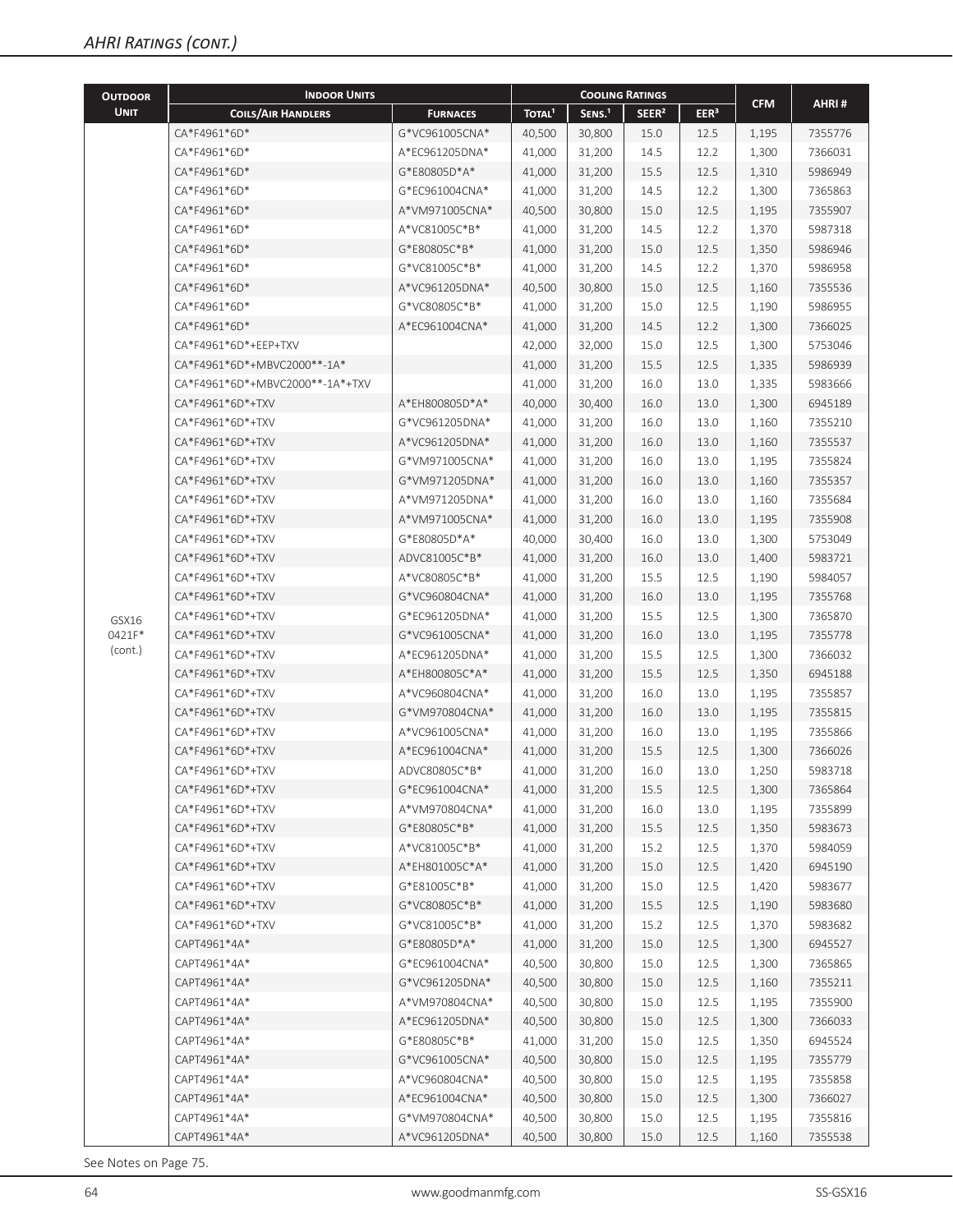## AHRI Ratings (cont.)

| Outdoor Unit | Indoor Units | | Cooling Ratings | | | | CFM | AHRI # |
|---|---|---|---|---|---|---|---|---|
| | Coils/Air Handlers | Furnaces | Total[1] | Sens.[1] | SEER[2] | EER[3] | | |
| GSX16 0421F* (cont.) | CA*F4961*6D* | G*VC961005CNA* | 40,500 | 30,800 | 15.0 | 12.5 | 1,195 | 7355776 |
| | CA*F4961*6D* | A*EC961205DNA* | 41,000 | 31,200 | 14.5 | 12.2 | 1,300 | 7366031 |
| | CA*F4961*6D* | G*E80805D*A* | 41,000 | 31,200 | 15.5 | 12.5 | 1,310 | 5986949 |
| | CA*F4961*6D* | G*EC961004CNA* | 41,000 | 31,200 | 14.5 | 12.2 | 1,300 | 7365863 |
| | CA*F4961*6D* | A*VM971005CNA* | 40,500 | 30,800 | 15.0 | 12.5 | 1,195 | 7355907 |
| | CA*F4961*6D* | A*VC81005C*B* | 41,000 | 31,200 | 14.5 | 12.2 | 1,370 | 5987318 |
| | CA*F4961*6D* | G*E80805C*B* | 41,000 | 31,200 | 15.0 | 12.5 | 1,350 | 5986946 |
| | CA*F4961*6D* | G*VC81005C*B* | 41,000 | 31,200 | 14.5 | 12.2 | 1,370 | 5986958 |
| | CA*F4961*6D* | A*VC961205DNA* | 40,500 | 30,800 | 15.0 | 12.5 | 1,160 | 7355536 |
| | CA*F4961*6D* | G*VC80805C*B* | 41,000 | 31,200 | 15.0 | 12.5 | 1,190 | 5986955 |
| | CA*F4961*6D* | A*EC961004CNA* | 41,000 | 31,200 | 14.5 | 12.2 | 1,300 | 7366025 |
| | CA*F4961*6D*+EEP+TXV | | 42,000 | 32,000 | 15.0 | 12.5 | 1,300 | 5753046 |
| | CA*F4961*6D*+MBVC2000**-1A* | | 41,000 | 31,200 | 15.5 | 12.5 | 1,335 | 5986939 |
| | CA*F4961*6D*+MBVC2000**-1A*+TXV | | 41,000 | 31,200 | 16.0 | 13.0 | 1,335 | 5983666 |
| | CA*F4961*6D*+TXV | A*EH800805D*A* | 40,000 | 30,400 | 16.0 | 13.0 | 1,300 | 6945189 |
| | CA*F4961*6D*+TXV | G*VC961205DNA* | 41,000 | 31,200 | 16.0 | 13.0 | 1,160 | 7355210 |
| | CA*F4961*6D*+TXV | A*VC961205DNA* | 41,000 | 31,200 | 16.0 | 13.0 | 1,160 | 7355537 |
| | CA*F4961*6D*+TXV | G*VM971005CNA* | 41,000 | 31,200 | 16.0 | 13.0 | 1,195 | 7355824 |
| | CA*F4961*6D*+TXV | G*VM971205DNA* | 41,000 | 31,200 | 16.0 | 13.0 | 1,160 | 7355357 |
| | CA*F4961*6D*+TXV | A*VM971205DNA* | 41,000 | 31,200 | 16.0 | 13.0 | 1,160 | 7355684 |
| | CA*F4961*6D*+TXV | A*VM971005CNA* | 41,000 | 31,200 | 16.0 | 13.0 | 1,195 | 7355908 |
| | CA*F4961*6D*+TXV | G*E80805D*A* | 40,000 | 30,400 | 16.0 | 13.0 | 1,300 | 5753049 |
| | CA*F4961*6D*+TXV | ADVC81005C*B* | 41,000 | 31,200 | 16.0 | 13.0 | 1,400 | 5983721 |
| | CA*F4961*6D*+TXV | A*VC80805C*B* | 41,000 | 31,200 | 15.5 | 12.5 | 1,190 | 5984057 |
| | CA*F4961*6D*+TXV | G*VC960804CNA* | 41,000 | 31,200 | 16.0 | 13.0 | 1,195 | 7355768 |
| | CA*F4961*6D*+TXV | G*EC961205DNA* | 41,000 | 31,200 | 15.5 | 12.5 | 1,300 | 7365870 |
| | CA*F4961*6D*+TXV | G*VC961005CNA* | 41,000 | 31,200 | 16.0 | 13.0 | 1,195 | 7355778 |
| | CA*F4961*6D*+TXV | A*EC961205DNA* | 41,000 | 31,200 | 15.5 | 12.5 | 1,300 | 7366032 |
| | CA*F4961*6D*+TXV | A*EH800805C*A* | 41,000 | 31,200 | 15.5 | 12.5 | 1,350 | 6945188 |
| | CA*F4961*6D*+TXV | A*VC960804CNA* | 41,000 | 31,200 | 16.0 | 13.0 | 1,195 | 7355857 |
| | CA*F4961*6D*+TXV | G*VM970804CNA* | 41,000 | 31,200 | 16.0 | 13.0 | 1,195 | 7355815 |
| | CA*F4961*6D*+TXV | A*VC961005CNA* | 41,000 | 31,200 | 16.0 | 13.0 | 1,195 | 7355866 |
| | CA*F4961*6D*+TXV | A*EC961004CNA* | 41,000 | 31,200 | 15.5 | 12.5 | 1,300 | 7366026 |
| | CA*F4961*6D*+TXV | ADVC80805C*B* | 41,000 | 31,200 | 16.0 | 13.0 | 1,250 | 5983718 |
| | CA*F4961*6D*+TXV | G*EC961004CNA* | 41,000 | 31,200 | 15.5 | 12.5 | 1,300 | 7365864 |
| | CA*F4961*6D*+TXV | A*VM970804CNA* | 41,000 | 31,200 | 16.0 | 13.0 | 1,195 | 7355899 |
| | CA*F4961*6D*+TXV | G*E80805C*B* | 41,000 | 31,200 | 15.5 | 12.5 | 1,350 | 5983673 |
| | CA*F4961*6D*+TXV | A*VC81005C*B* | 41,000 | 31,200 | 15.2 | 12.5 | 1,370 | 5984059 |
| | CA*F4961*6D*+TXV | A*EH801005C*A* | 41,000 | 31,200 | 15.0 | 12.5 | 1,420 | 6945190 |
| | CA*F4961*6D*+TXV | G*E81005C*B* | 41,000 | 31,200 | 15.0 | 12.5 | 1,420 | 5983677 |
| | CA*F4961*6D*+TXV | G*VC80805C*B* | 41,000 | 31,200 | 15.5 | 12.5 | 1,190 | 5983680 |
| | CA*F4961*6D*+TXV | G*VC81005C*B* | 41,000 | 31,200 | 15.2 | 12.5 | 1,370 | 5983682 |
| | CAPT4961*4A* | G*E80805D*A* | 41,000 | 31,200 | 15.0 | 12.5 | 1,300 | 6945527 |
| | CAPT4961*4A* | G*EC961004CNA* | 40,500 | 30,800 | 15.0 | 12.5 | 1,300 | 7365865 |
| | CAPT4961*4A* | G*VC961205DNA* | 40,500 | 30,800 | 15.0 | 12.5 | 1,160 | 7355211 |
| | CAPT4961*4A* | A*VM970804CNA* | 40,500 | 30,800 | 15.0 | 12.5 | 1,195 | 7355900 |
| | CAPT4961*4A* | A*EC961205DNA* | 40,500 | 30,800 | 15.0 | 12.5 | 1,300 | 7366033 |
| | CAPT4961*4A* | G*E80805C*B* | 41,000 | 31,200 | 15.0 | 12.5 | 1,350 | 6945524 |
| | CAPT4961*4A* | G*VC961005CNA* | 40,500 | 30,800 | 15.0 | 12.5 | 1,195 | 7355779 |
| | CAPT4961*4A* | A*VC960804CNA* | 40,500 | 30,800 | 15.0 | 12.5 | 1,195 | 7355858 |
| | CAPT4961*4A* | A*EC961004CNA* | 40,500 | 30,800 | 15.0 | 12.5 | 1,300 | 7366027 |
| | CAPT4961*4A* | G*VM970804CNA* | 40,500 | 30,800 | 15.0 | 12.5 | 1,195 | 7355816 |
| | CAPT4961*4A* | A*VC961205DNA* | 40,500 | 30,800 | 15.0 | 12.5 | 1,160 | 7355538 |

See Notes on Page 75.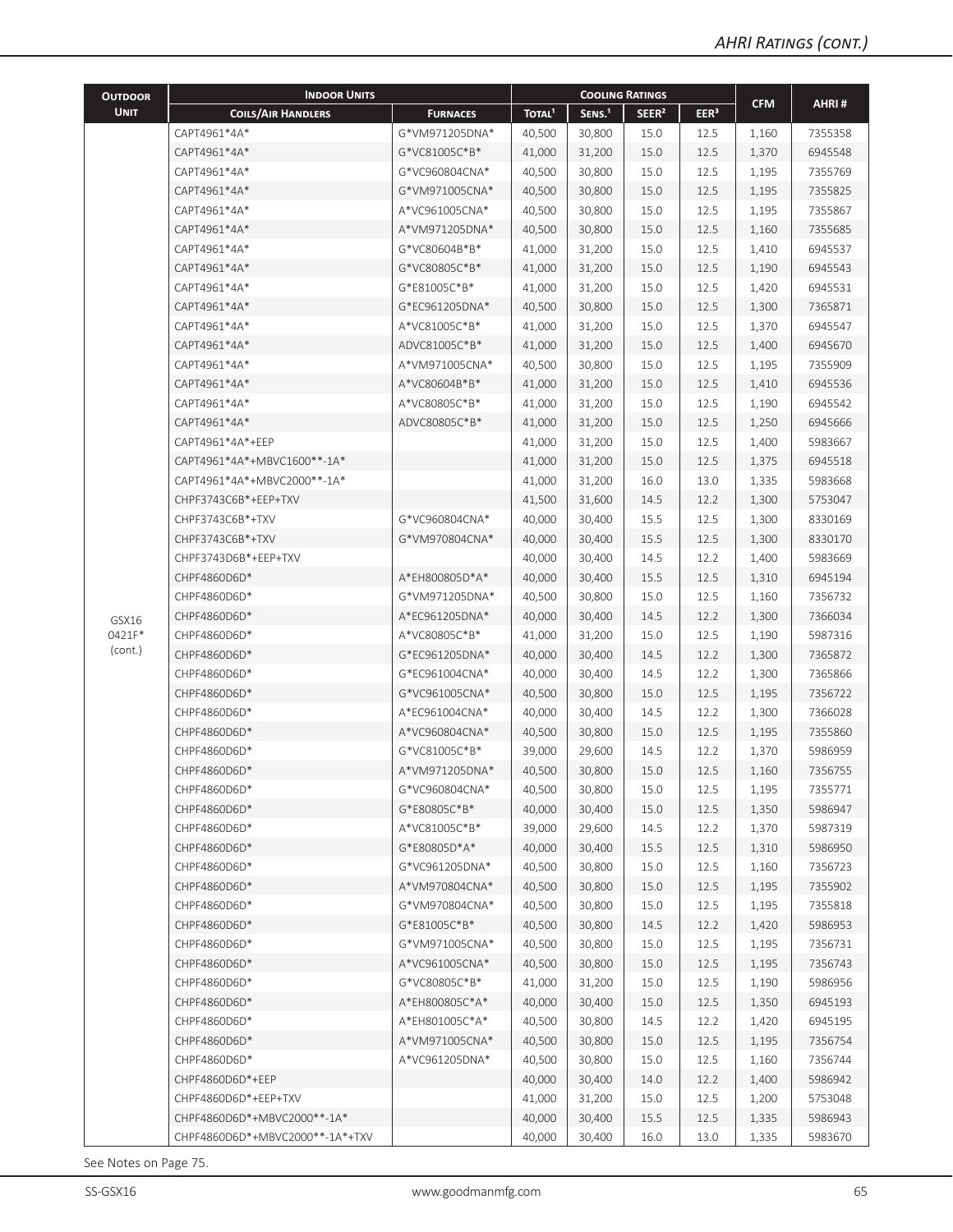| Outdoor Unit | Indoor Units | | Cooling Ratings | | | | CFM | AHRI # |
|---|---|---|---|---|---|---|---|---|
| | Coils/Air Handlers | Furnaces | Total[1] | Sens.[1] | SEER[2] | EER[3] | | |
| GSX16 0421F* (cont.) | CAPT4961*4A* | G*VM971205DNA* | 40,500 | 30,800 | 15.0 | 12.5 | 1,160 | 7355358 |
| | CAPT4961*4A* | G*VC81005C*B* | 41,000 | 31,200 | 15.0 | 12.5 | 1,370 | 6945548 |
| | CAPT4961*4A* | G*VC960804CNA* | 40,500 | 30,800 | 15.0 | 12.5 | 1,195 | 7355769 |
| | CAPT4961*4A* | G*VM971005CNA* | 40,500 | 30,800 | 15.0 | 12.5 | 1,195 | 7355825 |
| | CAPT4961*4A* | A*VC961005CNA* | 40,500 | 30,800 | 15.0 | 12.5 | 1,195 | 7355867 |
| | CAPT4961*4A* | A*VM971205DNA* | 40,500 | 30,800 | 15.0 | 12.5 | 1,160 | 7355685 |
| | CAPT4961*4A* | G*VC80604B*B* | 41,000 | 31,200 | 15.0 | 12.5 | 1,410 | 6945537 |
| | CAPT4961*4A* | G*VC80805C*B* | 41,000 | 31,200 | 15.0 | 12.5 | 1,190 | 6945543 |
| | CAPT4961*4A* | G*E81005C*B* | 41,000 | 31,200 | 15.0 | 12.5 | 1,420 | 6945531 |
| | CAPT4961*4A* | G*EC961205DNA* | 40,500 | 30,800 | 15.0 | 12.5 | 1,300 | 7365871 |
| | CAPT4961*4A* | A*VC81005C*B* | 41,000 | 31,200 | 15.0 | 12.5 | 1,370 | 6945547 |
| | CAPT4961*4A* | ADVC81005C*B* | 41,000 | 31,200 | 15.0 | 12.5 | 1,400 | 6945670 |
| | CAPT4961*4A* | A*VM971005CNA* | 40,500 | 30,800 | 15.0 | 12.5 | 1,195 | 7355909 |
| | CAPT4961*4A* | A*VC80604B*B* | 41,000 | 31,200 | 15.0 | 12.5 | 1,410 | 6945536 |
| | CAPT4961*4A* | A*VC80805C*B* | 41,000 | 31,200 | 15.0 | 12.5 | 1,190 | 6945542 |
| | CAPT4961*4A* | ADVC80805C*B* | 41,000 | 31,200 | 15.0 | 12.5 | 1,250 | 6945666 |
| | CAPT4961*4A*+EEP | | 41,000 | 31,200 | 15.0 | 12.5 | 1,400 | 5983667 |
| | CAPT4961*4A*+MBVC1600**-1A* | | 41,000 | 31,200 | 15.0 | 12.5 | 1,375 | 6945518 |
| | CAPT4961*4A*+MBVC2000**-1A* | | 41,000 | 31,200 | 16.0 | 13.0 | 1,335 | 5983668 |
| | CHPF3743C6B*+EEP+TXV | | 41,500 | 31,600 | 14.5 | 12.2 | 1,300 | 5753047 |
| | CHPF3743C6B*+TXV | G*VC960804CNA* | 40,000 | 30,400 | 15.5 | 12.5 | 1,300 | 8330169 |
| | CHPF3743C6B*+TXV | G*VM970804CNA* | 40,000 | 30,400 | 15.5 | 12.5 | 1,300 | 8330170 |
| | CHPF3743D6B*+EEP+TXV | | 40,000 | 30,400 | 14.5 | 12.2 | 1,400 | 5983669 |
| | CHPF4860D6D* | A*EH800805D*A* | 40,000 | 30,400 | 15.5 | 12.5 | 1,310 | 6945194 |
| | CHPF4860D6D* | G*VM971205DNA* | 40,500 | 30,800 | 15.0 | 12.5 | 1,160 | 7356732 |
| | CHPF4860D6D* | A*EC961205DNA* | 40,000 | 30,400 | 14.5 | 12.2 | 1,300 | 7366034 |
| | CHPF4860D6D* | A*VC80805C*B* | 41,000 | 31,200 | 15.0 | 12.5 | 1,190 | 5987316 |
| | CHPF4860D6D* | G*EC961205DNA* | 40,000 | 30,400 | 14.5 | 12.2 | 1,300 | 7365872 |
| | CHPF4860D6D* | G*EC961004CNA* | 40,000 | 30,400 | 14.5 | 12.2 | 1,300 | 7365866 |
| | CHPF4860D6D* | G*VC961005CNA* | 40,500 | 30,800 | 15.0 | 12.5 | 1,195 | 7356722 |
| | CHPF4860D6D* | A*EC961004CNA* | 40,000 | 30,400 | 14.5 | 12.2 | 1,300 | 7366028 |
| | CHPF4860D6D* | A*VC960804CNA* | 40,500 | 30,800 | 15.0 | 12.5 | 1,195 | 7355860 |
| | CHPF4860D6D* | G*VC81005C*B* | 39,000 | 29,600 | 14.5 | 12.2 | 1,370 | 5986959 |
| | CHPF4860D6D* | A*VM971205DNA* | 40,500 | 30,800 | 15.0 | 12.5 | 1,160 | 7356755 |
| | CHPF4860D6D* | G*VC960804CNA* | 40,500 | 30,800 | 15.0 | 12.5 | 1,195 | 7355771 |
| | CHPF4860D6D* | G*E80805C*B* | 40,000 | 30,400 | 15.0 | 12.5 | 1,350 | 5986947 |
| | CHPF4860D6D* | A*VC81005C*B* | 39,000 | 29,600 | 14.5 | 12.2 | 1,370 | 5987319 |
| | CHPF4860D6D* | G*E80805D*A* | 40,000 | 30,400 | 15.5 | 12.5 | 1,310 | 5986950 |
| | CHPF4860D6D* | G*VC961205DNA* | 40,500 | 30,800 | 15.0 | 12.5 | 1,160 | 7356723 |
| | CHPF4860D6D* | A*VM970804CNA* | 40,500 | 30,800 | 15.0 | 12.5 | 1,195 | 7355902 |
| | CHPF4860D6D* | G*VM970804CNA* | 40,500 | 30,800 | 15.0 | 12.5 | 1,195 | 7355818 |
| | CHPF4860D6D* | G*E81005C*B* | 40,500 | 30,800 | 14.5 | 12.2 | 1,420 | 5986953 |
| | CHPF4860D6D* | G*VM971005CNA* | 40,500 | 30,800 | 15.0 | 12.5 | 1,195 | 7356731 |
| | CHPF4860D6D* | A*VC961005CNA* | 40,500 | 30,800 | 15.0 | 12.5 | 1,195 | 7356743 |
| | CHPF4860D6D* | G*VC80805C*B* | 41,000 | 31,200 | 15.0 | 12.5 | 1,190 | 5986956 |
| | CHPF4860D6D* | A*EH800805C*A* | 40,000 | 30,400 | 15.0 | 12.5 | 1,350 | 6945193 |
| | CHPF4860D6D* | A*EH801005C*A* | 40,500 | 30,800 | 14.5 | 12.2 | 1,420 | 6945195 |
| | CHPF4860D6D* | A*VM971005CNA* | 40,500 | 30,800 | 15.0 | 12.5 | 1,195 | 7356754 |
| | CHPF4860D6D* | A*VC961205DNA* | 40,500 | 30,800 | 15.0 | 12.5 | 1,160 | 7356744 |
| | CHPF4860D6D*+EEP | | 40,000 | 30,400 | 14.0 | 12.2 | 1,400 | 5986942 |
| | CHPF4860D6D*+EEP+TXV | | 41,000 | 31,200 | 15.0 | 12.5 | 1,200 | 5753048 |
| | CHPF4860D6D*+MBVC2000**-1A* | | 40,000 | 30,400 | 15.5 | 12.5 | 1,335 | 5986943 |
| | CHPF4860D6D*+MBVC2000**-1A*+TXV | | 40,000 | 30,400 | 16.0 | 13.0 | 1,335 | 5983670 |

See Notes on Page 75.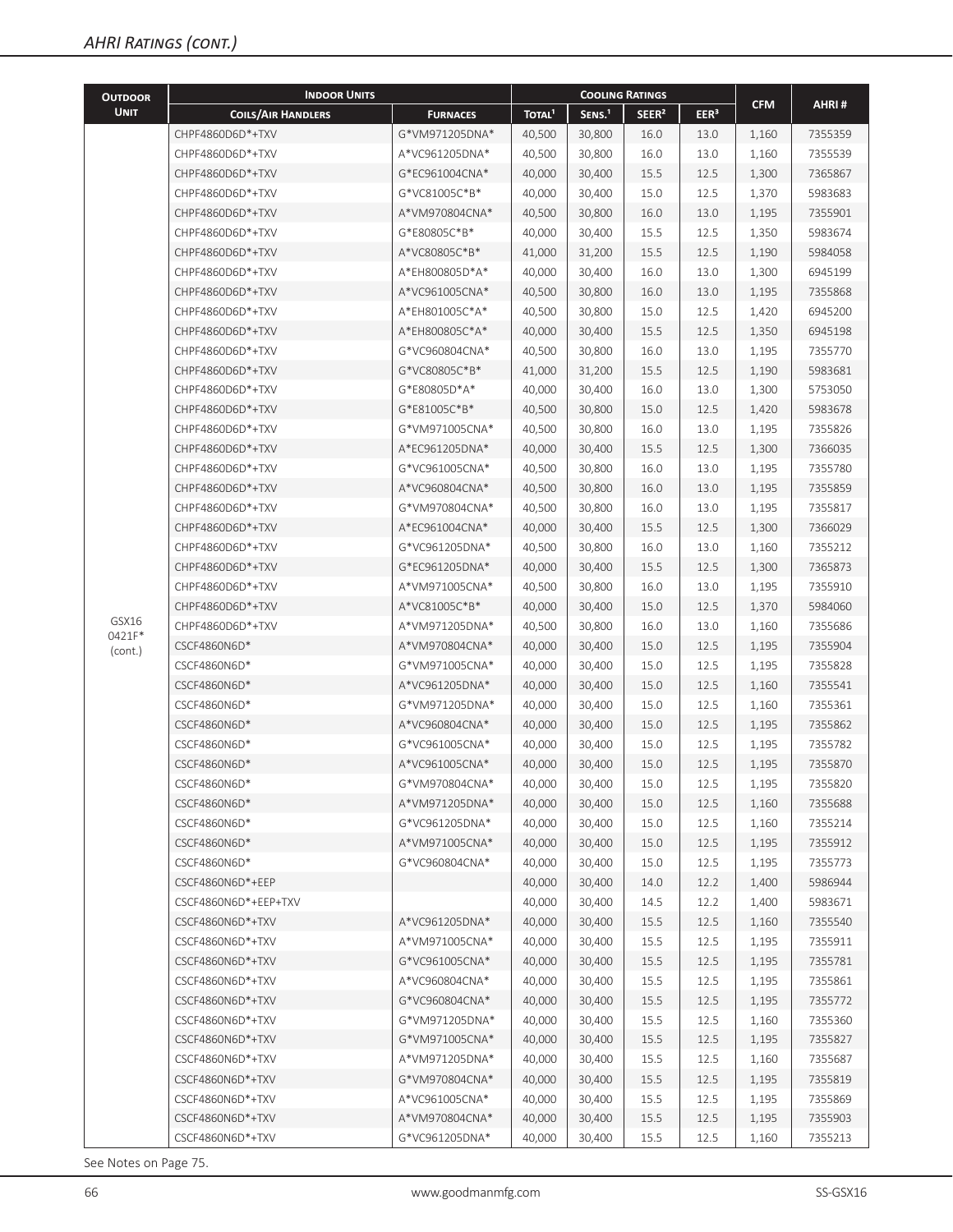## *AHRI Ratings (cont.)*

| Outdoor Unit | Indoor Units | | Cooling Ratings | | | | CFM | AHRI # |
|---|---|---|---|---|---|---|---|---|
| | Coils/Air Handlers | Furnaces | Total[1] | Sens.[1] | SEER[2] | EER[3] | | |
| GSX16 0421F* (cont.) | CHPF4860D6D*+TXV | G*VM971205DNA* | 40,500 | 30,800 | 16.0 | 13.0 | 1,160 | 7355359 |
| | CHPF4860D6D*+TXV | A*VC961205DNA* | 40,500 | 30,800 | 16.0 | 13.0 | 1,160 | 7355539 |
| | CHPF4860D6D*+TXV | G*EC961004CNA* | 40,000 | 30,400 | 15.5 | 12.5 | 1,300 | 7365867 |
| | CHPF4860D6D*+TXV | G*VC81005C*B* | 40,000 | 30,400 | 15.0 | 12.5 | 1,370 | 5983683 |
| | CHPF4860D6D*+TXV | A*VM970804CNA* | 40,500 | 30,800 | 16.0 | 13.0 | 1,195 | 7355901 |
| | CHPF4860D6D*+TXV | G*E80805C*B* | 40,000 | 30,400 | 15.5 | 12.5 | 1,350 | 5983674 |
| | CHPF4860D6D*+TXV | A*VC80805C*B* | 41,000 | 31,200 | 15.5 | 12.5 | 1,190 | 5984058 |
| | CHPF4860D6D*+TXV | A*EH800805D*A* | 40,000 | 30,400 | 16.0 | 13.0 | 1,300 | 6945199 |
| | CHPF4860D6D*+TXV | A*VC961005CNA* | 40,500 | 30,800 | 16.0 | 13.0 | 1,195 | 7355868 |
| | CHPF4860D6D*+TXV | A*EH801005C*A* | 40,500 | 30,800 | 15.0 | 12.5 | 1,420 | 6945200 |
| | CHPF4860D6D*+TXV | A*EH800805C*A* | 40,000 | 30,400 | 15.5 | 12.5 | 1,350 | 6945198 |
| | CHPF4860D6D*+TXV | G*VC960804CNA* | 40,500 | 30,800 | 16.0 | 13.0 | 1,195 | 7355770 |
| | CHPF4860D6D*+TXV | G*VC80805C*B* | 41,000 | 31,200 | 15.5 | 12.5 | 1,190 | 5983681 |
| | CHPF4860D6D*+TXV | G*E80805D*A* | 40,000 | 30,400 | 16.0 | 13.0 | 1,300 | 5753050 |
| | CHPF4860D6D*+TXV | G*E81005C*B* | 40,500 | 30,800 | 15.0 | 12.5 | 1,420 | 5983678 |
| | CHPF4860D6D*+TXV | G*VM971005CNA* | 40,500 | 30,800 | 16.0 | 13.0 | 1,195 | 7355826 |
| | CHPF4860D6D*+TXV | A*EC961205DNA* | 40,000 | 30,400 | 15.5 | 12.5 | 1,300 | 7366035 |
| | CHPF4860D6D*+TXV | G*VC961005CNA* | 40,500 | 30,800 | 16.0 | 13.0 | 1,195 | 7355780 |
| | CHPF4860D6D*+TXV | A*VC960804CNA* | 40,500 | 30,800 | 16.0 | 13.0 | 1,195 | 7355859 |
| | CHPF4860D6D*+TXV | G*VM970804CNA* | 40,500 | 30,800 | 16.0 | 13.0 | 1,195 | 7355817 |
| | CHPF4860D6D*+TXV | A*EC961004CNA* | 40,000 | 30,400 | 15.5 | 12.5 | 1,300 | 7366029 |
| | CHPF4860D6D*+TXV | G*VC961205DNA* | 40,500 | 30,800 | 16.0 | 13.0 | 1,160 | 7355212 |
| | CHPF4860D6D*+TXV | G*EC961205DNA* | 40,000 | 30,400 | 15.5 | 12.5 | 1,300 | 7365873 |
| | CHPF4860D6D*+TXV | A*VM971005CNA* | 40,500 | 30,800 | 16.0 | 13.0 | 1,195 | 7355910 |
| | CHPF4860D6D*+TXV | A*VC81005C*B* | 40,000 | 30,400 | 15.0 | 12.5 | 1,370 | 5984060 |
| | CHPF4860D6D*+TXV | A*VM971205DNA* | 40,500 | 30,800 | 16.0 | 13.0 | 1,160 | 7355686 |
| | CSCF4860N6D* | A*VM970804CNA* | 40,000 | 30,400 | 15.0 | 12.5 | 1,195 | 7355904 |
| | CSCF4860N6D* | G*VM971005CNA* | 40,000 | 30,400 | 15.0 | 12.5 | 1,195 | 7355828 |
| | CSCF4860N6D* | A*VC961205DNA* | 40,000 | 30,400 | 15.0 | 12.5 | 1,160 | 7355541 |
| | CSCF4860N6D* | G*VM971205DNA* | 40,000 | 30,400 | 15.0 | 12.5 | 1,160 | 7355361 |
| | CSCF4860N6D* | A*VC960804CNA* | 40,000 | 30,400 | 15.0 | 12.5 | 1,195 | 7355862 |
| | CSCF4860N6D* | G*VC961005CNA* | 40,000 | 30,400 | 15.0 | 12.5 | 1,195 | 7355782 |
| | CSCF4860N6D* | A*VC961005CNA* | 40,000 | 30,400 | 15.0 | 12.5 | 1,195 | 7355870 |
| | CSCF4860N6D* | G*VM970804CNA* | 40,000 | 30,400 | 15.0 | 12.5 | 1,195 | 7355820 |
| | CSCF4860N6D* | A*VM971205DNA* | 40,000 | 30,400 | 15.0 | 12.5 | 1,160 | 7355688 |
| | CSCF4860N6D* | G*VC961205DNA* | 40,000 | 30,400 | 15.0 | 12.5 | 1,160 | 7355214 |
| | CSCF4860N6D* | A*VM971005CNA* | 40,000 | 30,400 | 15.0 | 12.5 | 1,195 | 7355912 |
| | CSCF4860N6D* | G*VC960804CNA* | 40,000 | 30,400 | 15.0 | 12.5 | 1,195 | 7355773 |
| | CSCF4860N6D*+EEP | | 40,000 | 30,400 | 14.0 | 12.2 | 1,400 | 5986944 |
| | CSCF4860N6D*+EEP+TXV | | 40,000 | 30,400 | 14.5 | 12.2 | 1,400 | 5983671 |
| | CSCF4860N6D*+TXV | A*VC961205DNA* | 40,000 | 30,400 | 15.5 | 12.5 | 1,160 | 7355540 |
| | CSCF4860N6D*+TXV | A*VM971005CNA* | 40,000 | 30,400 | 15.5 | 12.5 | 1,195 | 7355911 |
| | CSCF4860N6D*+TXV | G*VC961005CNA* | 40,000 | 30,400 | 15.5 | 12.5 | 1,195 | 7355781 |
| | CSCF4860N6D*+TXV | A*VC960804CNA* | 40,000 | 30,400 | 15.5 | 12.5 | 1,195 | 7355861 |
| | CSCF4860N6D*+TXV | G*VC960804CNA* | 40,000 | 30,400 | 15.5 | 12.5 | 1,195 | 7355772 |
| | CSCF4860N6D*+TXV | G*VM971205DNA* | 40,000 | 30,400 | 15.5 | 12.5 | 1,160 | 7355360 |
| | CSCF4860N6D*+TXV | G*VM971005CNA* | 40,000 | 30,400 | 15.5 | 12.5 | 1,195 | 7355827 |
| | CSCF4860N6D*+TXV | A*VM971205DNA* | 40,000 | 30,400 | 15.5 | 12.5 | 1,160 | 7355687 |
| | CSCF4860N6D*+TXV | G*VM970804CNA* | 40,000 | 30,400 | 15.5 | 12.5 | 1,195 | 7355819 |
| | CSCF4860N6D*+TXV | A*VC961005CNA* | 40,000 | 30,400 | 15.5 | 12.5 | 1,195 | 7355869 |
| | CSCF4860N6D*+TXV | A*VM970804CNA* | 40,000 | 30,400 | 15.5 | 12.5 | 1,195 | 7355903 |
| | CSCF4860N6D*+TXV | G*VC961205DNA* | 40,000 | 30,400 | 15.5 | 12.5 | 1,160 | 7355213 |

See Notes on Page 75.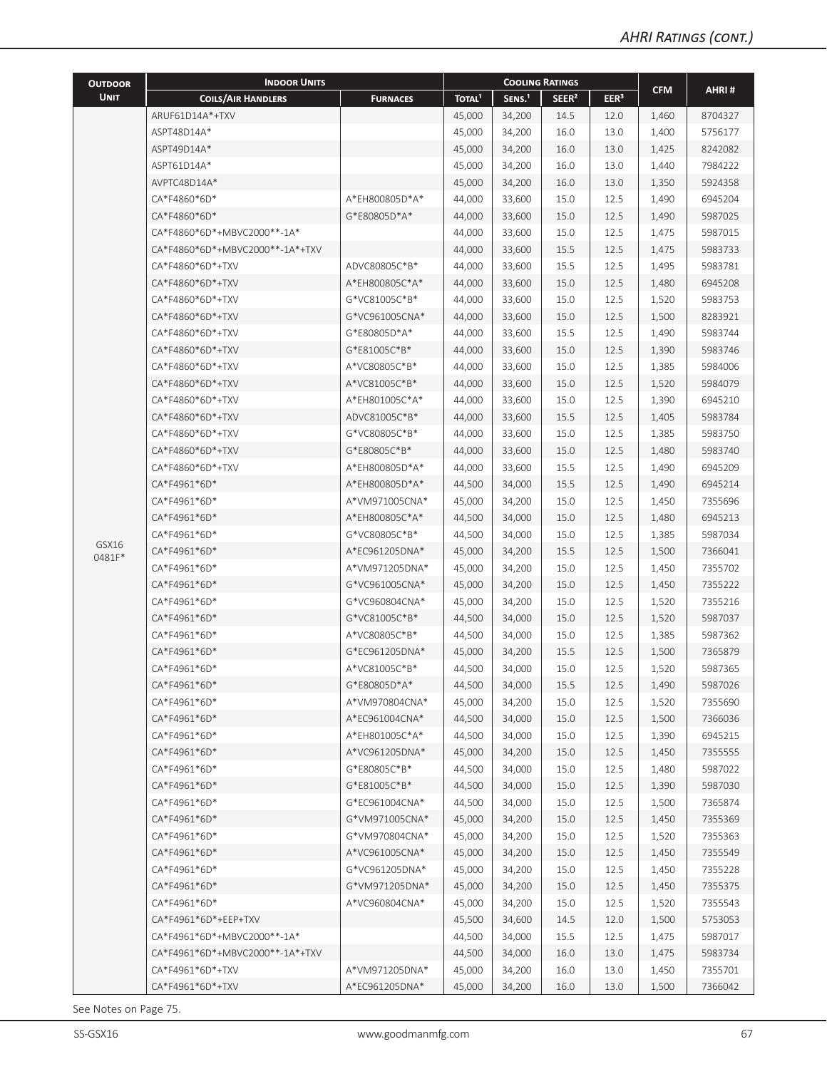## AHRI Ratings (cont.)

| Outdoor Unit | Indoor Units | | Cooling Ratings | | | | CFM | AHRI # |
|---|---|---|---|---|---|---|---|---|
| | Coils/Air Handlers | Furnaces | Total[1] | Sens.[1] | SEER[2] | EER[3] | | |
| GSX16 0481F* | ARUF61D14A*+TXV | | 45,000 | 34,200 | 14.5 | 12.0 | 1,460 | 8704327 |
| | ASPT48D14A* | | 45,000 | 34,200 | 16.0 | 13.0 | 1,400 | 5756177 |
| | ASPT49D14A* | | 45,000 | 34,200 | 16.0 | 13.0 | 1,425 | 8242082 |
| | ASPT61D14A* | | 45,000 | 34,200 | 16.0 | 13.0 | 1,440 | 7984222 |
| | AVPTC48D14A* | | 45,000 | 34,200 | 16.0 | 13.0 | 1,350 | 5924358 |
| | CA*F4860*6D* | A*EH800805D*A* | 44,000 | 33,600 | 15.0 | 12.5 | 1,490 | 6945204 |
| | CA*F4860*6D* | G*E80805D*A* | 44,000 | 33,600 | 15.0 | 12.5 | 1,490 | 5987025 |
| | CA*F4860*6D*+MBVC2000**-1A* | | 44,000 | 33,600 | 15.0 | 12.5 | 1,475 | 5987015 |
| | CA*F4860*6D*+MBVC2000**-1A*+TXV | | 44,000 | 33,600 | 15.5 | 12.5 | 1,475 | 5983733 |
| | CA*F4860*6D*+TXV | ADVC80805C*B* | 44,000 | 33,600 | 15.5 | 12.5 | 1,495 | 5983781 |
| | CA*F4860*6D*+TXV | A*EH800805C*A* | 44,000 | 33,600 | 15.0 | 12.5 | 1,480 | 6945208 |
| | CA*F4860*6D*+TXV | G*VC81005C*B* | 44,000 | 33,600 | 15.0 | 12.5 | 1,520 | 5983753 |
| | CA*F4860*6D*+TXV | G*VC961005CNA* | 44,000 | 33,600 | 15.0 | 12.5 | 1,500 | 8283921 |
| | CA*F4860*6D*+TXV | G*E80805D*A* | 44,000 | 33,600 | 15.5 | 12.5 | 1,490 | 5983744 |
| | CA*F4860*6D*+TXV | G*E81005C*B* | 44,000 | 33,600 | 15.0 | 12.5 | 1,390 | 5983746 |
| | CA*F4860*6D*+TXV | A*VC80805C*B* | 44,000 | 33,600 | 15.0 | 12.5 | 1,385 | 5984006 |
| | CA*F4860*6D*+TXV | A*VC81005C*B* | 44,000 | 33,600 | 15.0 | 12.5 | 1,520 | 5984079 |
| | CA*F4860*6D*+TXV | A*EH801005C*A* | 44,000 | 33,600 | 15.0 | 12.5 | 1,390 | 6945210 |
| | CA*F4860*6D*+TXV | ADVC81005C*B* | 44,000 | 33,600 | 15.5 | 12.5 | 1,405 | 5983784 |
| | CA*F4860*6D*+TXV | G*VC80805C*B* | 44,000 | 33,600 | 15.0 | 12.5 | 1,385 | 5983750 |
| | CA*F4860*6D*+TXV | G*E80805C*B* | 44,000 | 33,600 | 15.0 | 12.5 | 1,480 | 5983740 |
| | CA*F4860*6D*+TXV | A*EH800805D*A* | 44,000 | 33,600 | 15.5 | 12.5 | 1,490 | 6945209 |
| | CA*F4961*6D* | A*EH800805D*A* | 44,500 | 34,000 | 15.5 | 12.5 | 1,490 | 6945214 |
| | CA*F4961*6D* | A*VM971005CNA* | 45,000 | 34,200 | 15.0 | 12.5 | 1,450 | 7355696 |
| | CA*F4961*6D* | A*EH800805C*A* | 44,500 | 34,000 | 15.0 | 12.5 | 1,480 | 6945213 |
| | CA*F4961*6D* | G*VC80805C*B* | 44,500 | 34,000 | 15.0 | 12.5 | 1,385 | 5987034 |
| | CA*F4961*6D* | A*EC961205DNA* | 45,000 | 34,200 | 15.5 | 12.5 | 1,500 | 7366041 |
| | CA*F4961*6D* | A*VM971205DNA* | 45,000 | 34,200 | 15.0 | 12.5 | 1,450 | 7355702 |
| | CA*F4961*6D* | G*VC961005CNA* | 45,000 | 34,200 | 15.0 | 12.5 | 1,450 | 7355222 |
| | CA*F4961*6D* | G*VC960804CNA* | 45,000 | 34,200 | 15.0 | 12.5 | 1,520 | 7355216 |
| | CA*F4961*6D* | G*VC81005C*B* | 44,500 | 34,000 | 15.0 | 12.5 | 1,520 | 5987037 |
| | CA*F4961*6D* | A*VC80805C*B* | 44,500 | 34,000 | 15.0 | 12.5 | 1,385 | 5987362 |
| | CA*F4961*6D* | G*EC961205DNA* | 45,000 | 34,200 | 15.5 | 12.5 | 1,500 | 7365879 |
| | CA*F4961*6D* | A*VC81005C*B* | 44,500 | 34,000 | 15.0 | 12.5 | 1,520 | 5987365 |
| | CA*F4961*6D* | G*E80805D*A* | 44,500 | 34,000 | 15.5 | 12.5 | 1,490 | 5987026 |
| | CA*F4961*6D* | A*VM970804CNA* | 45,000 | 34,200 | 15.0 | 12.5 | 1,520 | 7355690 |
| | CA*F4961*6D* | A*EC961004CNA* | 44,500 | 34,000 | 15.0 | 12.5 | 1,500 | 7366036 |
| | CA*F4961*6D* | A*EH801005C*A* | 44,500 | 34,000 | 15.0 | 12.5 | 1,390 | 6945215 |
| | CA*F4961*6D* | A*VC961205DNA* | 45,000 | 34,200 | 15.0 | 12.5 | 1,450 | 7355555 |
| | CA*F4961*6D* | G*E80805C*B* | 44,500 | 34,000 | 15.0 | 12.5 | 1,480 | 5987022 |
| | CA*F4961*6D* | G*E81005C*B* | 44,500 | 34,000 | 15.0 | 12.5 | 1,390 | 5987030 |
| | CA*F4961*6D* | G*EC961004CNA* | 44,500 | 34,000 | 15.0 | 12.5 | 1,500 | 7365874 |
| | CA*F4961*6D* | G*VM971005CNA* | 45,000 | 34,200 | 15.0 | 12.5 | 1,450 | 7355369 |
| | CA*F4961*6D* | G*VM970804CNA* | 45,000 | 34,200 | 15.0 | 12.5 | 1,520 | 7355363 |
| | CA*F4961*6D* | A*VC961005CNA* | 45,000 | 34,200 | 15.0 | 12.5 | 1,450 | 7355549 |
| | CA*F4961*6D* | G*VC961205DNA* | 45,000 | 34,200 | 15.0 | 12.5 | 1,450 | 7355228 |
| | CA*F4961*6D* | G*VM971205DNA* | 45,000 | 34,200 | 15.0 | 12.5 | 1,450 | 7355375 |
| | CA*F4961*6D* | A*VC960804CNA* | 45,000 | 34,200 | 15.0 | 12.5 | 1,520 | 7355543 |
| | CA*F4961*6D*+EEP+TXV | | 45,500 | 34,600 | 14.5 | 12.0 | 1,500 | 5753053 |
| | CA*F4961*6D*+MBVC2000**-1A* | | 44,500 | 34,000 | 15.5 | 12.5 | 1,475 | 5987017 |
| | CA*F4961*6D*+MBVC2000**-1A*+TXV | | 44,500 | 34,000 | 16.0 | 13.0 | 1,475 | 5983734 |
| | CA*F4961*6D*+TXV | A*VM971205DNA* | 45,000 | 34,200 | 16.0 | 13.0 | 1,450 | 7355701 |
| | CA*F4961*6D*+TXV | A*EC961205DNA* | 45,000 | 34,200 | 16.0 | 13.0 | 1,500 | 7366042 |

See Notes on Page 75.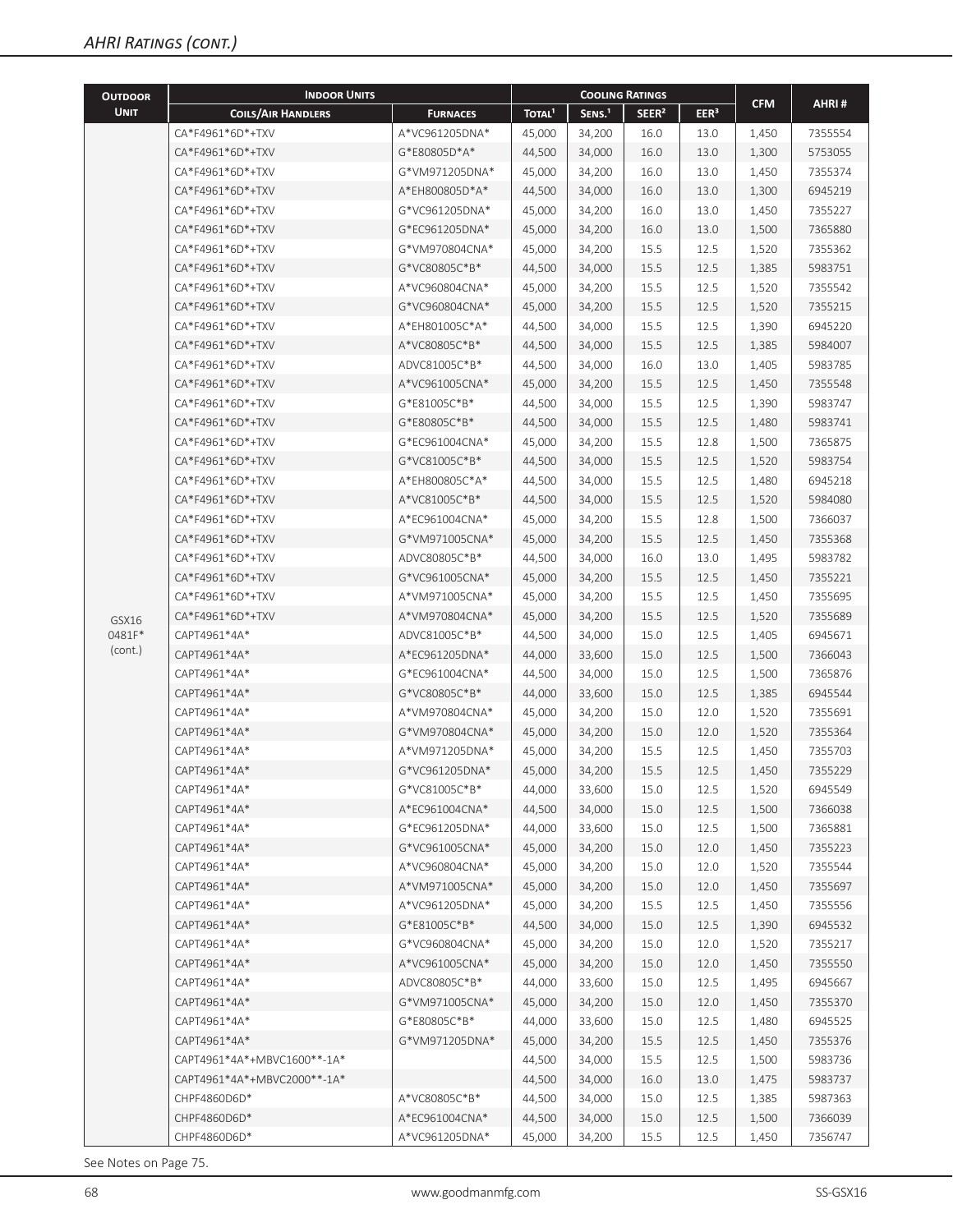## AHRI Ratings (cont.)

| Outdoor Unit | Indoor Units | | Cooling Ratings | | | | CFM | AHRI # |
|---|---|---|---|---|---|---|---|---|
| | Coils/Air Handlers | Furnaces | Total[1] | Sens.[1] | SEER[2] | EER[3] | | |
| GSX16 0481F* (cont.) | CA*F4961*6D*+TXV | A*VC961205DNA* | 45,000 | 34,200 | 16.0 | 13.0 | 1,450 | 7355554 |
| | CA*F4961*6D*+TXV | G*E80805D*A* | 44,500 | 34,000 | 16.0 | 13.0 | 1,300 | 5753055 |
| | CA*F4961*6D*+TXV | G*VM971205DNA* | 45,000 | 34,200 | 16.0 | 13.0 | 1,450 | 7355374 |
| | CA*F4961*6D*+TXV | A*EH800805D*A* | 44,500 | 34,000 | 16.0 | 13.0 | 1,300 | 6945219 |
| | CA*F4961*6D*+TXV | G*VC961205DNA* | 45,000 | 34,200 | 16.0 | 13.0 | 1,450 | 7355227 |
| | CA*F4961*6D*+TXV | G*EC961205DNA* | 45,000 | 34,200 | 16.0 | 13.0 | 1,500 | 7365880 |
| | CA*F4961*6D*+TXV | G*VM970804CNA* | 45,000 | 34,200 | 15.5 | 12.5 | 1,520 | 7355362 |
| | CA*F4961*6D*+TXV | G*VC80805C*B* | 44,500 | 34,000 | 15.5 | 12.5 | 1,385 | 5983751 |
| | CA*F4961*6D*+TXV | A*VC960804CNA* | 45,000 | 34,200 | 15.5 | 12.5 | 1,520 | 7355542 |
| | CA*F4961*6D*+TXV | G*VC960804CNA* | 45,000 | 34,200 | 15.5 | 12.5 | 1,520 | 7355215 |
| | CA*F4961*6D*+TXV | A*EH801005C*A* | 44,500 | 34,000 | 15.5 | 12.5 | 1,390 | 6945220 |
| | CA*F4961*6D*+TXV | A*VC80805C*B* | 44,500 | 34,000 | 15.5 | 12.5 | 1,385 | 5984007 |
| | CA*F4961*6D*+TXV | ADVC81005C*B* | 44,500 | 34,000 | 16.0 | 13.0 | 1,405 | 5983785 |
| | CA*F4961*6D*+TXV | A*VC961005CNA* | 45,000 | 34,200 | 15.5 | 12.5 | 1,450 | 7355548 |
| | CA*F4961*6D*+TXV | G*E81005C*B* | 44,500 | 34,000 | 15.5 | 12.5 | 1,390 | 5983747 |
| | CA*F4961*6D*+TXV | G*E80805C*B* | 44,500 | 34,000 | 15.5 | 12.5 | 1,480 | 5983741 |
| | CA*F4961*6D*+TXV | G*EC961004CNA* | 45,000 | 34,200 | 15.5 | 12.8 | 1,500 | 7365875 |
| | CA*F4961*6D*+TXV | G*VC81005C*B* | 44,500 | 34,000 | 15.5 | 12.5 | 1,520 | 5983754 |
| | CA*F4961*6D*+TXV | A*EH800805C*A* | 44,500 | 34,000 | 15.5 | 12.5 | 1,480 | 6945218 |
| | CA*F4961*6D*+TXV | A*VC81005C*B* | 44,500 | 34,000 | 15.5 | 12.5 | 1,520 | 5984080 |
| | CA*F4961*6D*+TXV | A*EC961004CNA* | 45,000 | 34,200 | 15.5 | 12.8 | 1,500 | 7366037 |
| | CA*F4961*6D*+TXV | G*VM971005CNA* | 45,000 | 34,200 | 15.5 | 12.5 | 1,450 | 7355368 |
| | CA*F4961*6D*+TXV | ADVC80805C*B* | 44,500 | 34,000 | 16.0 | 13.0 | 1,495 | 5983782 |
| | CA*F4961*6D*+TXV | G*VC961005CNA* | 45,000 | 34,200 | 15.5 | 12.5 | 1,450 | 7355221 |
| | CA*F4961*6D*+TXV | A*VM971005CNA* | 45,000 | 34,200 | 15.5 | 12.5 | 1,450 | 7355695 |
| | CA*F4961*6D*+TXV | A*VM970804CNA* | 45,000 | 34,200 | 15.5 | 12.5 | 1,520 | 7355689 |
| | CAPT4961*4A* | ADVC81005C*B* | 44,500 | 34,000 | 15.0 | 12.5 | 1,405 | 6945671 |
| | CAPT4961*4A* | A*EC961205DNA* | 44,000 | 33,600 | 15.0 | 12.5 | 1,500 | 7366043 |
| | CAPT4961*4A* | G*EC961004CNA* | 44,500 | 34,000 | 15.0 | 12.5 | 1,500 | 7365876 |
| | CAPT4961*4A* | G*VC80805C*B* | 44,000 | 33,600 | 15.0 | 12.5 | 1,385 | 6945544 |
| | CAPT4961*4A* | A*VM970804CNA* | 45,000 | 34,200 | 15.0 | 12.0 | 1,520 | 7355691 |
| | CAPT4961*4A* | G*VM970804CNA* | 45,000 | 34,200 | 15.0 | 12.0 | 1,520 | 7355364 |
| | CAPT4961*4A* | A*VM971205DNA* | 45,000 | 34,200 | 15.5 | 12.5 | 1,450 | 7355703 |
| | CAPT4961*4A* | G*VC961205DNA* | 45,000 | 34,200 | 15.5 | 12.5 | 1,450 | 7355229 |
| | CAPT4961*4A* | G*VC81005C*B* | 44,000 | 33,600 | 15.0 | 12.5 | 1,520 | 6945549 |
| | CAPT4961*4A* | A*EC961004CNA* | 44,500 | 34,000 | 15.0 | 12.5 | 1,500 | 7366038 |
| | CAPT4961*4A* | G*EC961205DNA* | 44,000 | 33,600 | 15.0 | 12.5 | 1,500 | 7365881 |
| | CAPT4961*4A* | G*VC961005CNA* | 45,000 | 34,200 | 15.0 | 12.0 | 1,450 | 7355223 |
| | CAPT4961*4A* | A*VC960804CNA* | 45,000 | 34,200 | 15.0 | 12.0 | 1,520 | 7355544 |
| | CAPT4961*4A* | A*VM971005CNA* | 45,000 | 34,200 | 15.0 | 12.0 | 1,450 | 7355697 |
| | CAPT4961*4A* | A*VC961205DNA* | 45,000 | 34,200 | 15.5 | 12.5 | 1,450 | 7355556 |
| | CAPT4961*4A* | G*E81005C*B* | 44,500 | 34,000 | 15.0 | 12.5 | 1,390 | 6945532 |
| | CAPT4961*4A* | G*VC960804CNA* | 45,000 | 34,200 | 15.0 | 12.0 | 1,520 | 7355217 |
| | CAPT4961*4A* | A*VC961005CNA* | 45,000 | 34,200 | 15.0 | 12.0 | 1,450 | 7355550 |
| | CAPT4961*4A* | ADVC80805C*B* | 44,000 | 33,600 | 15.0 | 12.5 | 1,495 | 6945667 |
| | CAPT4961*4A* | G*VM971005CNA* | 45,000 | 34,200 | 15.0 | 12.0 | 1,450 | 7355370 |
| | CAPT4961*4A* | G*E80805C*B* | 44,000 | 33,600 | 15.0 | 12.5 | 1,480 | 6945525 |
| | CAPT4961*4A* | G*VM971205DNA* | 45,000 | 34,200 | 15.5 | 12.5 | 1,450 | 7355376 |
| | CAPT4961*4A*+MBVC1600**-1A* | | 44,500 | 34,000 | 15.5 | 12.5 | 1,500 | 5983736 |
| | CAPT4961*4A*+MBVC2000**-1A* | | 44,500 | 34,000 | 16.0 | 13.0 | 1,475 | 5983737 |
| | CHPF4860D6D* | A*VC80805C*B* | 44,500 | 34,000 | 15.0 | 12.5 | 1,385 | 5987363 |
| | CHPF4860D6D* | A*EC961004CNA* | 44,500 | 34,000 | 15.0 | 12.5 | 1,500 | 7366039 |
| | CHPF4860D6D* | A*VC961205DNA* | 45,000 | 34,200 | 15.5 | 12.5 | 1,450 | 7356747 |

See Notes on Page 75.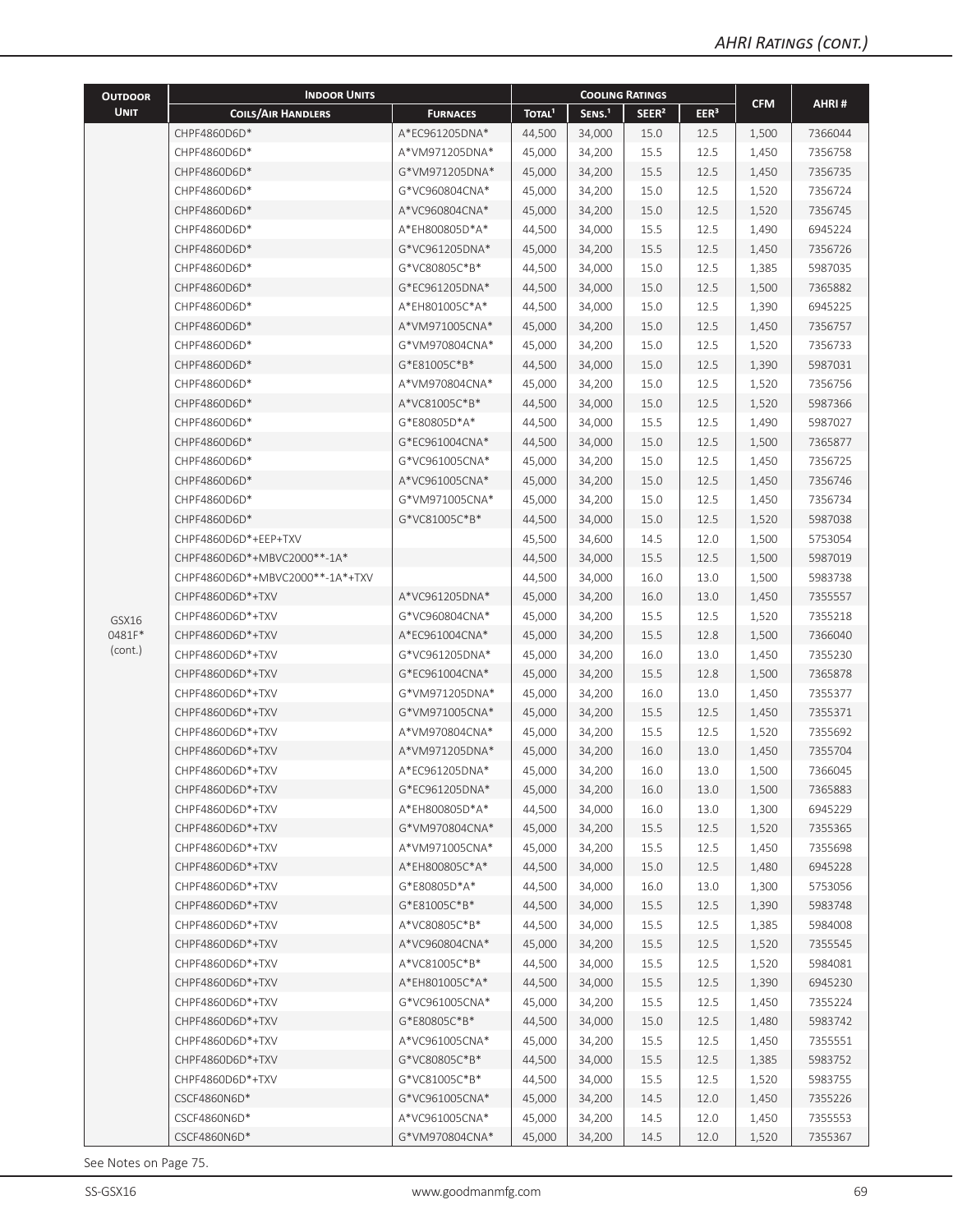## AHRI Ratings (cont.)

| Outdoor Unit | Indoor Units | | Cooling Ratings | | | | CFM | AHRI # |
|---|---|---|---|---|---|---|---|---|
| | Coils/Air Handlers | Furnaces | Total[1] | Sens.[1] | SEER[2] | EER[3] | | |
| GSX16 0481F* (cont.) | CHPF4860D6D* | A*EC961205DNA* | 44,500 | 34,000 | 15.0 | 12.5 | 1,500 | 7366044 |
| | CHPF4860D6D* | A*VM971205DNA* | 45,000 | 34,200 | 15.5 | 12.5 | 1,450 | 7356758 |
| | CHPF4860D6D* | G*VM971205DNA* | 45,000 | 34,200 | 15.5 | 12.5 | 1,450 | 7356735 |
| | CHPF4860D6D* | G*VC960804CNA* | 45,000 | 34,200 | 15.0 | 12.5 | 1,520 | 7356724 |
| | CHPF4860D6D* | A*VC960804CNA* | 45,000 | 34,200 | 15.0 | 12.5 | 1,520 | 7356745 |
| | CHPF4860D6D* | A*EH800805D*A* | 44,500 | 34,000 | 15.5 | 12.5 | 1,490 | 6945224 |
| | CHPF4860D6D* | G*VC961205DNA* | 45,000 | 34,200 | 15.5 | 12.5 | 1,450 | 7356726 |
| | CHPF4860D6D* | G*VC80805C*B* | 44,500 | 34,000 | 15.0 | 12.5 | 1,385 | 5987035 |
| | CHPF4860D6D* | G*EC961205DNA* | 44,500 | 34,000 | 15.0 | 12.5 | 1,500 | 7365882 |
| | CHPF4860D6D* | A*EH801005C*A* | 44,500 | 34,000 | 15.0 | 12.5 | 1,390 | 6945225 |
| | CHPF4860D6D* | A*VM971005CNA* | 45,000 | 34,200 | 15.0 | 12.5 | 1,450 | 7356757 |
| | CHPF4860D6D* | G*VM970804CNA* | 45,000 | 34,200 | 15.0 | 12.5 | 1,520 | 7356733 |
| | CHPF4860D6D* | G*E81005C*B* | 44,500 | 34,000 | 15.0 | 12.5 | 1,390 | 5987031 |
| | CHPF4860D6D* | A*VM970804CNA* | 45,000 | 34,200 | 15.0 | 12.5 | 1,520 | 7356756 |
| | CHPF4860D6D* | A*VC81005C*B* | 44,500 | 34,000 | 15.0 | 12.5 | 1,520 | 5987366 |
| | CHPF4860D6D* | G*E80805D*A* | 44,500 | 34,000 | 15.5 | 12.5 | 1,490 | 5987027 |
| | CHPF4860D6D* | G*EC961004CNA* | 44,500 | 34,000 | 15.0 | 12.5 | 1,500 | 7365877 |
| | CHPF4860D6D* | G*VC961005CNA* | 45,000 | 34,200 | 15.0 | 12.5 | 1,450 | 7356725 |
| | CHPF4860D6D* | A*VC961005CNA* | 45,000 | 34,200 | 15.0 | 12.5 | 1,450 | 7356746 |
| | CHPF4860D6D* | G*VM971005CNA* | 45,000 | 34,200 | 15.0 | 12.5 | 1,450 | 7356734 |
| | CHPF4860D6D* | G*VC81005C*B* | 44,500 | 34,000 | 15.0 | 12.5 | 1,520 | 5987038 |
| | CHPF4860D6D*+EEP+TXV | | 45,500 | 34,600 | 14.5 | 12.0 | 1,500 | 5753054 |
| | CHPF4860D6D*+MBVC2000**-1A* | | 44,500 | 34,000 | 15.5 | 12.5 | 1,500 | 5987019 |
| | CHPF4860D6D*+MBVC2000**-1A*+TXV | | 44,500 | 34,000 | 16.0 | 13.0 | 1,500 | 5983738 |
| | CHPF4860D6D*+TXV | A*VC961205DNA* | 45,000 | 34,200 | 16.0 | 13.0 | 1,450 | 7355557 |
| | CHPF4860D6D*+TXV | G*VC960804CNA* | 45,000 | 34,200 | 15.5 | 12.5 | 1,520 | 7355218 |
| | CHPF4860D6D*+TXV | A*EC961004CNA* | 45,000 | 34,200 | 15.5 | 12.8 | 1,500 | 7366040 |
| | CHPF4860D6D*+TXV | G*VC961205DNA* | 45,000 | 34,200 | 16.0 | 13.0 | 1,450 | 7355230 |
| | CHPF4860D6D*+TXV | G*EC961004CNA* | 45,000 | 34,200 | 15.5 | 12.8 | 1,500 | 7365878 |
| | CHPF4860D6D*+TXV | G*VM971205DNA* | 45,000 | 34,200 | 16.0 | 13.0 | 1,450 | 7355377 |
| | CHPF4860D6D*+TXV | G*VM971005CNA* | 45,000 | 34,200 | 15.5 | 12.5 | 1,450 | 7355371 |
| | CHPF4860D6D*+TXV | A*VM970804CNA* | 45,000 | 34,200 | 15.5 | 12.5 | 1,520 | 7355692 |
| | CHPF4860D6D*+TXV | A*VM971205DNA* | 45,000 | 34,200 | 16.0 | 13.0 | 1,450 | 7355704 |
| | CHPF4860D6D*+TXV | A*EC961205DNA* | 45,000 | 34,200 | 16.0 | 13.0 | 1,500 | 7366045 |
| | CHPF4860D6D*+TXV | G*EC961205DNA* | 45,000 | 34,200 | 16.0 | 13.0 | 1,500 | 7365883 |
| | CHPF4860D6D*+TXV | A*EH800805D*A* | 44,500 | 34,000 | 16.0 | 13.0 | 1,300 | 6945229 |
| | CHPF4860D6D*+TXV | G*VM970804CNA* | 45,000 | 34,200 | 15.5 | 12.5 | 1,520 | 7355365 |
| | CHPF4860D6D*+TXV | A*VM971005CNA* | 45,000 | 34,200 | 15.5 | 12.5 | 1,450 | 7355698 |
| | CHPF4860D6D*+TXV | A*EH800805C*A* | 44,500 | 34,000 | 15.0 | 12.5 | 1,480 | 6945228 |
| | CHPF4860D6D*+TXV | G*E80805D*A* | 44,500 | 34,000 | 16.0 | 13.0 | 1,300 | 5753056 |
| | CHPF4860D6D*+TXV | G*E81005C*B* | 44,500 | 34,000 | 15.5 | 12.5 | 1,390 | 5983748 |
| | CHPF4860D6D*+TXV | A*VC80805C*B* | 44,500 | 34,000 | 15.5 | 12.5 | 1,385 | 5984008 |
| | CHPF4860D6D*+TXV | A*VC960804CNA* | 45,000 | 34,200 | 15.5 | 12.5 | 1,520 | 7355545 |
| | CHPF4860D6D*+TXV | A*VC81005C*B* | 44,500 | 34,000 | 15.5 | 12.5 | 1,520 | 5984081 |
| | CHPF4860D6D*+TXV | A*EH801005C*A* | 44,500 | 34,000 | 15.5 | 12.5 | 1,390 | 6945230 |
| | CHPF4860D6D*+TXV | G*VC961005CNA* | 45,000 | 34,200 | 15.5 | 12.5 | 1,450 | 7355224 |
| | CHPF4860D6D*+TXV | G*E80805C*B* | 44,500 | 34,000 | 15.0 | 12.5 | 1,480 | 5983742 |
| | CHPF4860D6D*+TXV | A*VC961005CNA* | 45,000 | 34,200 | 15.5 | 12.5 | 1,450 | 7355551 |
| | CHPF4860D6D*+TXV | G*VC80805C*B* | 44,500 | 34,000 | 15.5 | 12.5 | 1,385 | 5983752 |
| | CHPF4860D6D*+TXV | G*VC81005C*B* | 44,500 | 34,000 | 15.5 | 12.5 | 1,520 | 5983755 |
| | CSCF4860N6D* | G*VC961005CNA* | 45,000 | 34,200 | 14.5 | 12.0 | 1,450 | 7355226 |
| | CSCF4860N6D* | A*VC961005CNA* | 45,000 | 34,200 | 14.5 | 12.0 | 1,450 | 7355553 |
| | CSCF4860N6D* | G*VM970804CNA* | 45,000 | 34,200 | 14.5 | 12.0 | 1,520 | 7355367 |

See Notes on Page 75.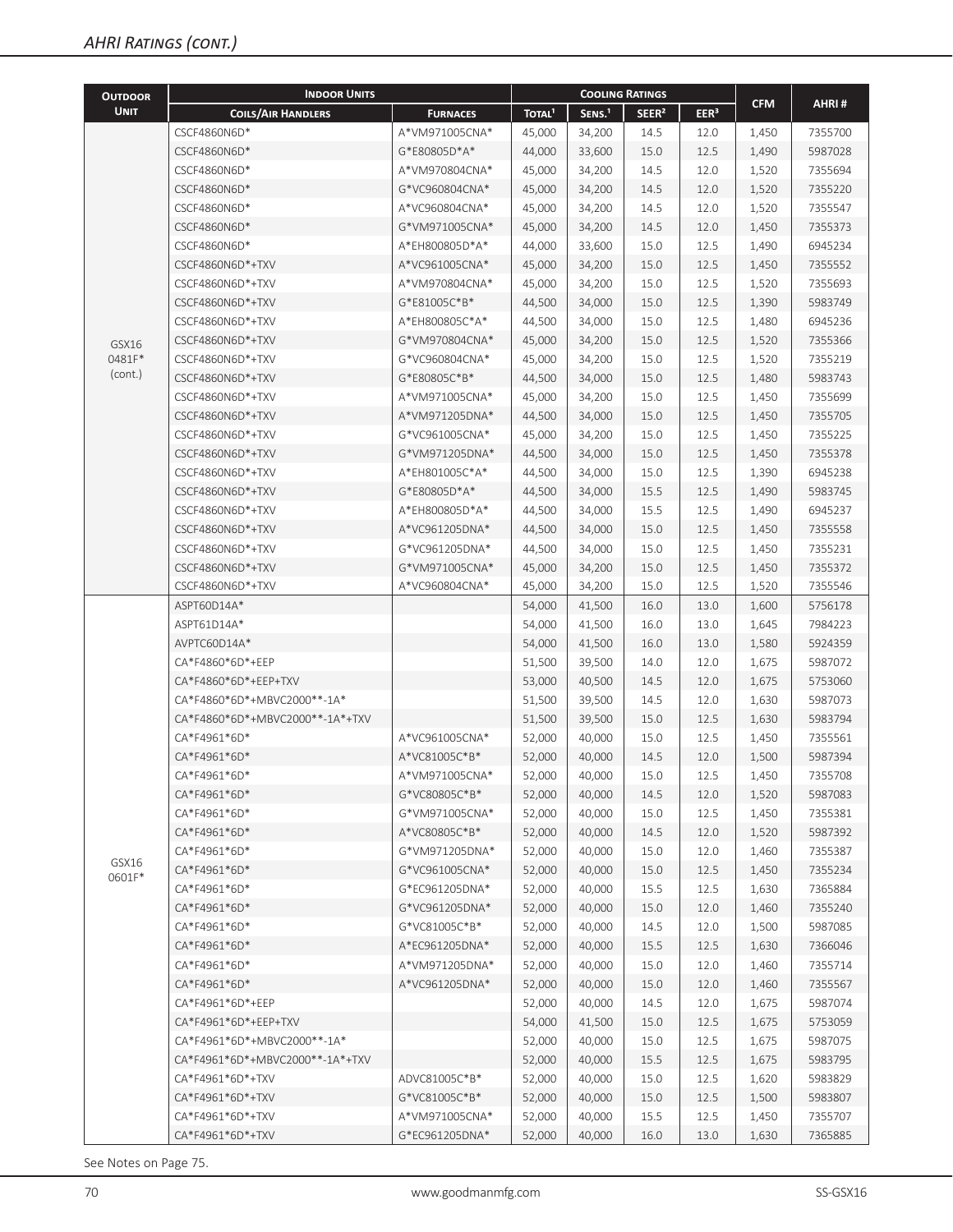## AHRI Ratings (cont.)

| Outdoor Unit | Indoor Units | | Cooling Ratings | | | | CFM | AHRI # |
|---|---|---|---|---|---|---|---|---|
| | Coils/Air Handlers | Furnaces | Total[1] | Sens.[1] | SEER[2] | EER[3] | | |
| GSX16 0481F* (cont.) | CSCF4860N6D* | A*VM971005CNA* | 45,000 | 34,200 | 14.5 | 12.0 | 1,450 | 7355700 |
| | CSCF4860N6D* | G*E80805D*A* | 44,000 | 33,600 | 15.0 | 12.5 | 1,490 | 5987028 |
| | CSCF4860N6D* | A*VM970804CNA* | 45,000 | 34,200 | 14.5 | 12.0 | 1,520 | 7355694 |
| | CSCF4860N6D* | G*VC960804CNA* | 45,000 | 34,200 | 14.5 | 12.0 | 1,520 | 7355220 |
| | CSCF4860N6D* | A*VC960804CNA* | 45,000 | 34,200 | 14.5 | 12.0 | 1,520 | 7355547 |
| | CSCF4860N6D* | G*VM971005CNA* | 45,000 | 34,200 | 14.5 | 12.0 | 1,450 | 7355373 |
| | CSCF4860N6D* | A*EH800805D*A* | 44,000 | 33,600 | 15.0 | 12.5 | 1,490 | 6945234 |
| | CSCF4860N6D*+TXV | A*VC961005CNA* | 45,000 | 34,200 | 15.0 | 12.5 | 1,450 | 7355552 |
| | CSCF4860N6D*+TXV | A*VM970804CNA* | 45,000 | 34,200 | 15.0 | 12.5 | 1,520 | 7355693 |
| | CSCF4860N6D*+TXV | G*E81005C*B* | 44,500 | 34,000 | 15.0 | 12.5 | 1,390 | 5983749 |
| | CSCF4860N6D*+TXV | A*EH800805C*A* | 44,500 | 34,000 | 15.0 | 12.5 | 1,480 | 6945236 |
| | CSCF4860N6D*+TXV | G*VM970804CNA* | 45,000 | 34,200 | 15.0 | 12.5 | 1,520 | 7355366 |
| | CSCF4860N6D*+TXV | G*VC960804CNA* | 45,000 | 34,200 | 15.0 | 12.5 | 1,520 | 7355219 |
| | CSCF4860N6D*+TXV | G*E80805C*B* | 44,500 | 34,000 | 15.0 | 12.5 | 1,480 | 5983743 |
| | CSCF4860N6D*+TXV | A*VM971005CNA* | 45,000 | 34,200 | 15.0 | 12.5 | 1,450 | 7355699 |
| | CSCF4860N6D*+TXV | A*VM971205DNA* | 44,500 | 34,000 | 15.0 | 12.5 | 1,450 | 7355705 |
| | CSCF4860N6D*+TXV | G*VC961005CNA* | 45,000 | 34,200 | 15.0 | 12.5 | 1,450 | 7355225 |
| | CSCF4860N6D*+TXV | G*VM971205DNA* | 44,500 | 34,000 | 15.0 | 12.5 | 1,450 | 7355378 |
| | CSCF4860N6D*+TXV | A*EH801005C*A* | 44,500 | 34,000 | 15.0 | 12.5 | 1,390 | 6945238 |
| | CSCF4860N6D*+TXV | G*E80805D*A* | 44,500 | 34,000 | 15.5 | 12.5 | 1,490 | 5983745 |
| | CSCF4860N6D*+TXV | A*EH800805D*A* | 44,500 | 34,000 | 15.5 | 12.5 | 1,490 | 6945237 |
| | CSCF4860N6D*+TXV | A*VC961205DNA* | 44,500 | 34,000 | 15.0 | 12.5 | 1,450 | 7355558 |
| | CSCF4860N6D*+TXV | G*VC961205DNA* | 44,500 | 34,000 | 15.0 | 12.5 | 1,450 | 7355231 |
| | CSCF4860N6D*+TXV | G*VM971005CNA* | 45,000 | 34,200 | 15.0 | 12.5 | 1,450 | 7355372 |
| | CSCF4860N6D*+TXV | A*VC960804CNA* | 45,000 | 34,200 | 15.0 | 12.5 | 1,520 | 7355546 |
| GSX16 0601F* | ASPT60D14A* | | 54,000 | 41,500 | 16.0 | 13.0 | 1,600 | 5756178 |
| | ASPT61D14A* | | 54,000 | 41,500 | 16.0 | 13.0 | 1,645 | 7984223 |
| | AVPTC60D14A* | | 54,000 | 41,500 | 16.0 | 13.0 | 1,580 | 5924359 |
| | CA*F4860*6D*+EEP | | 51,500 | 39,500 | 14.0 | 12.0 | 1,675 | 5987072 |
| | CA*F4860*6D*+EEP+TXV | | 53,000 | 40,500 | 14.5 | 12.0 | 1,675 | 5753060 |
| | CA*F4860*6D*+MBVC2000**-1A* | | 51,500 | 39,500 | 14.5 | 12.0 | 1,630 | 5987073 |
| | CA*F4860*6D*+MBVC2000**-1A*+TXV | | 51,500 | 39,500 | 15.0 | 12.5 | 1,630 | 5983794 |
| | CA*F4961*6D* | A*VC961005CNA* | 52,000 | 40,000 | 15.0 | 12.5 | 1,450 | 7355561 |
| | CA*F4961*6D* | A*VC81005C*B* | 52,000 | 40,000 | 14.5 | 12.0 | 1,500 | 5987394 |
| | CA*F4961*6D* | A*VM971005CNA* | 52,000 | 40,000 | 15.0 | 12.5 | 1,450 | 7355708 |
| | CA*F4961*6D* | G*VC80805C*B* | 52,000 | 40,000 | 14.5 | 12.0 | 1,520 | 5987083 |
| | CA*F4961*6D* | G*VM971005CNA* | 52,000 | 40,000 | 15.0 | 12.5 | 1,450 | 7355381 |
| | CA*F4961*6D* | A*VC80805C*B* | 52,000 | 40,000 | 14.5 | 12.0 | 1,520 | 5987392 |
| | CA*F4961*6D* | G*VM971205DNA* | 52,000 | 40,000 | 15.0 | 12.0 | 1,460 | 7355387 |
| | CA*F4961*6D* | G*VC961005CNA* | 52,000 | 40,000 | 15.0 | 12.5 | 1,450 | 7355234 |
| | CA*F4961*6D* | G*EC961205DNA* | 52,000 | 40,000 | 15.5 | 12.5 | 1,630 | 7365884 |
| | CA*F4961*6D* | G*VC961205DNA* | 52,000 | 40,000 | 15.0 | 12.0 | 1,460 | 7355240 |
| | CA*F4961*6D* | G*VC81005C*B* | 52,000 | 40,000 | 14.5 | 12.0 | 1,500 | 5987085 |
| | CA*F4961*6D* | A*EC961205DNA* | 52,000 | 40,000 | 15.5 | 12.5 | 1,630 | 7366046 |
| | CA*F4961*6D* | A*VM971205DNA* | 52,000 | 40,000 | 15.0 | 12.0 | 1,460 | 7355714 |
| | CA*F4961*6D* | A*VC961205DNA* | 52,000 | 40,000 | 15.0 | 12.0 | 1,460 | 7355567 |
| | CA*F4961*6D*+EEP | | 52,000 | 40,000 | 14.5 | 12.0 | 1,675 | 5987074 |
| | CA*F4961*6D*+EEP+TXV | | 54,000 | 41,500 | 15.0 | 12.5 | 1,675 | 5753059 |
| | CA*F4961*6D*+MBVC2000**-1A* | | 52,000 | 40,000 | 15.0 | 12.5 | 1,675 | 5987075 |
| | CA*F4961*6D*+MBVC2000**-1A*+TXV | | 52,000 | 40,000 | 15.5 | 12.5 | 1,675 | 5983795 |
| | CA*F4961*6D*+TXV | ADVC81005C*B* | 52,000 | 40,000 | 15.0 | 12.5 | 1,620 | 5983829 |
| | CA*F4961*6D*+TXV | G*VC81005C*B* | 52,000 | 40,000 | 15.0 | 12.5 | 1,500 | 5983807 |
| | CA*F4961*6D*+TXV | A*VM971005CNA* | 52,000 | 40,000 | 15.5 | 12.5 | 1,450 | 7355707 |
| | CA*F4961*6D*+TXV | G*EC961205DNA* | 52,000 | 40,000 | 16.0 | 13.0 | 1,630 | 7365885 |

See Notes on Page 75.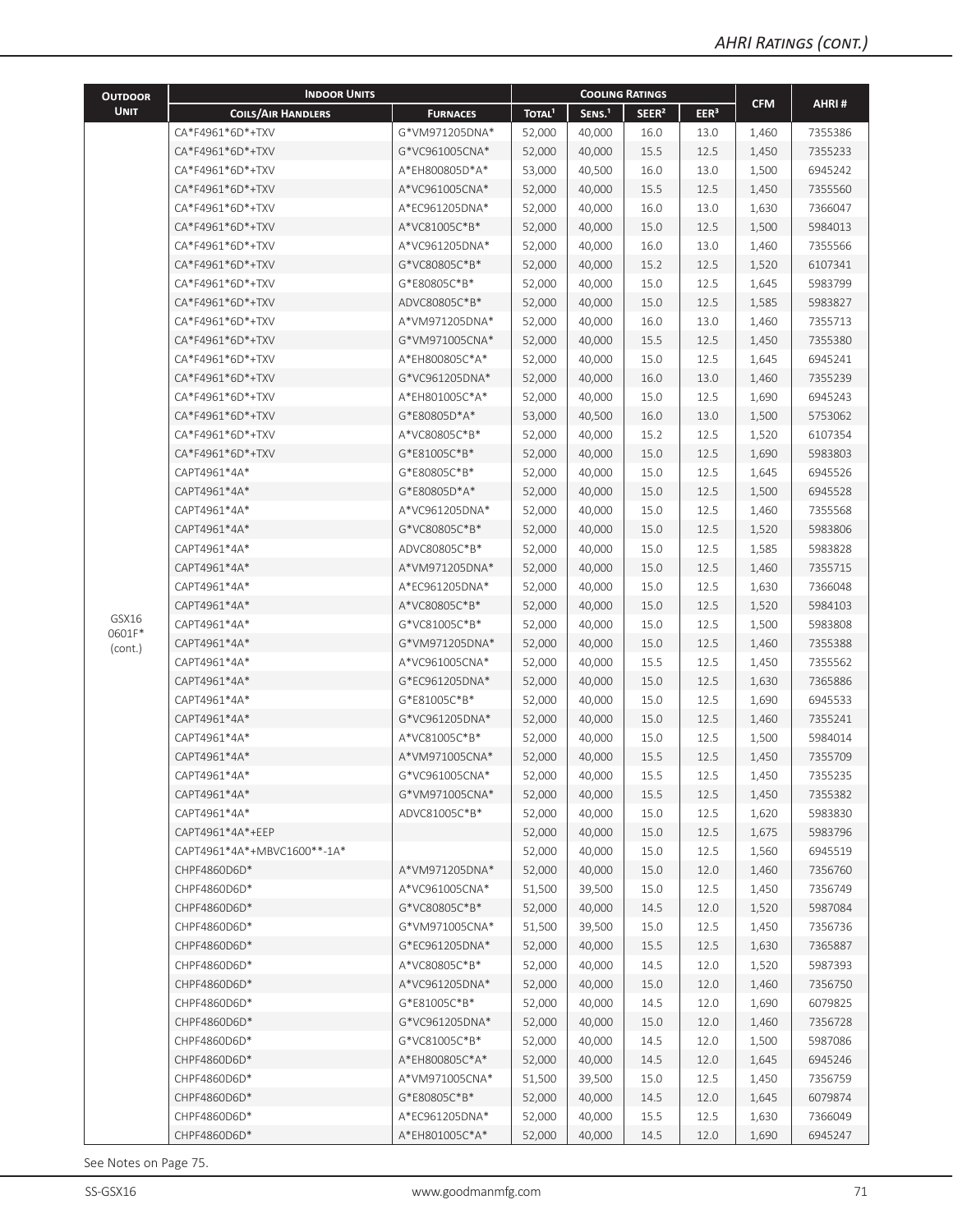## AHRI Ratings (cont.)

| Outdoor Unit | Indoor Units | | Cooling Ratings | | | | CFM | AHRI # |
|---|---|---|---|---|---|---|---|---|
| | Coils/Air Handlers | Furnaces | Total[1] | Sens.[1] | SEER[2] | EER[3] | | |
| GSX16 0601F* (cont.) | CA*F4961*6D*+TXV | G*VM971205DNA* | 52,000 | 40,000 | 16.0 | 13.0 | 1,460 | 7355386 |
| | CA*F4961*6D*+TXV | G*VC961005CNA* | 52,000 | 40,000 | 15.5 | 12.5 | 1,450 | 7355233 |
| | CA*F4961*6D*+TXV | A*EH800805D*A* | 53,000 | 40,500 | 16.0 | 13.0 | 1,500 | 6945242 |
| | CA*F4961*6D*+TXV | A*VC961005CNA* | 52,000 | 40,000 | 15.5 | 12.5 | 1,450 | 7355560 |
| | CA*F4961*6D*+TXV | A*EC961205DNA* | 52,000 | 40,000 | 16.0 | 13.0 | 1,630 | 7366047 |
| | CA*F4961*6D*+TXV | A*VC81005C*B* | 52,000 | 40,000 | 15.0 | 12.5 | 1,500 | 5984013 |
| | CA*F4961*6D*+TXV | A*VC961205DNA* | 52,000 | 40,000 | 16.0 | 13.0 | 1,460 | 7355566 |
| | CA*F4961*6D*+TXV | G*VC80805C*B* | 52,000 | 40,000 | 15.2 | 12.5 | 1,520 | 6107341 |
| | CA*F4961*6D*+TXV | G*E80805C*B* | 52,000 | 40,000 | 15.0 | 12.5 | 1,645 | 5983799 |
| | CA*F4961*6D*+TXV | ADVC80805C*B* | 52,000 | 40,000 | 15.0 | 12.5 | 1,585 | 5983827 |
| | CA*F4961*6D*+TXV | A*VM971205DNA* | 52,000 | 40,000 | 16.0 | 13.0 | 1,460 | 7355713 |
| | CA*F4961*6D*+TXV | G*VM971005CNA* | 52,000 | 40,000 | 15.5 | 12.5 | 1,450 | 7355380 |
| | CA*F4961*6D*+TXV | A*EH800805C*A* | 52,000 | 40,000 | 15.0 | 12.5 | 1,645 | 6945241 |
| | CA*F4961*6D*+TXV | G*VC961205DNA* | 52,000 | 40,000 | 16.0 | 13.0 | 1,460 | 7355239 |
| | CA*F4961*6D*+TXV | A*EH801005C*A* | 52,000 | 40,000 | 15.0 | 12.5 | 1,690 | 6945243 |
| | CA*F4961*6D*+TXV | G*E80805D*A* | 53,000 | 40,500 | 16.0 | 13.0 | 1,500 | 5753062 |
| | CA*F4961*6D*+TXV | A*VC80805C*B* | 52,000 | 40,000 | 15.2 | 12.5 | 1,520 | 6107354 |
| | CA*F4961*6D*+TXV | G*E81005C*B* | 52,000 | 40,000 | 15.0 | 12.5 | 1,690 | 5983803 |
| | CAPT4961*4A* | G*E80805C*B* | 52,000 | 40,000 | 15.0 | 12.5 | 1,645 | 6945526 |
| | CAPT4961*4A* | G*E80805D*A* | 52,000 | 40,000 | 15.0 | 12.5 | 1,500 | 6945528 |
| | CAPT4961*4A* | A*VC961205DNA* | 52,000 | 40,000 | 15.0 | 12.5 | 1,460 | 7355568 |
| | CAPT4961*4A* | G*VC80805C*B* | 52,000 | 40,000 | 15.0 | 12.5 | 1,520 | 5983806 |
| | CAPT4961*4A* | ADVC80805C*B* | 52,000 | 40,000 | 15.0 | 12.5 | 1,585 | 5983828 |
| | CAPT4961*4A* | A*VM971205DNA* | 52,000 | 40,000 | 15.0 | 12.5 | 1,460 | 7355715 |
| | CAPT4961*4A* | A*EC961205DNA* | 52,000 | 40,000 | 15.0 | 12.5 | 1,630 | 7366048 |
| | CAPT4961*4A* | A*VC80805C*B* | 52,000 | 40,000 | 15.0 | 12.5 | 1,520 | 5984103 |
| | CAPT4961*4A* | G*VC81005C*B* | 52,000 | 40,000 | 15.0 | 12.5 | 1,500 | 5983808 |
| | CAPT4961*4A* | G*VM971205DNA* | 52,000 | 40,000 | 15.0 | 12.5 | 1,460 | 7355388 |
| | CAPT4961*4A* | A*VC961005CNA* | 52,000 | 40,000 | 15.5 | 12.5 | 1,450 | 7355562 |
| | CAPT4961*4A* | G*EC961205DNA* | 52,000 | 40,000 | 15.0 | 12.5 | 1,630 | 7365886 |
| | CAPT4961*4A* | G*E81005C*B* | 52,000 | 40,000 | 15.0 | 12.5 | 1,690 | 6945533 |
| | CAPT4961*4A* | G*VC961205DNA* | 52,000 | 40,000 | 15.0 | 12.5 | 1,460 | 7355241 |
| | CAPT4961*4A* | A*VC81005C*B* | 52,000 | 40,000 | 15.0 | 12.5 | 1,500 | 5984014 |
| | CAPT4961*4A* | A*VM971005CNA* | 52,000 | 40,000 | 15.5 | 12.5 | 1,450 | 7355709 |
| | CAPT4961*4A* | G*VC961005CNA* | 52,000 | 40,000 | 15.5 | 12.5 | 1,450 | 7355235 |
| | CAPT4961*4A* | G*VM971005CNA* | 52,000 | 40,000 | 15.5 | 12.5 | 1,450 | 7355382 |
| | CAPT4961*4A* | ADVC81005C*B* | 52,000 | 40,000 | 15.0 | 12.5 | 1,620 | 5983830 |
| | CAPT4961*4A*+EEP | | 52,000 | 40,000 | 15.0 | 12.5 | 1,675 | 5983796 |
| | CAPT4961*4A*+MBVC1600**-1A* | | 52,000 | 40,000 | 15.0 | 12.5 | 1,560 | 6945519 |
| | CHPF4860D6D* | A*VM971205DNA* | 52,000 | 40,000 | 15.0 | 12.0 | 1,460 | 7356760 |
| | CHPF4860D6D* | A*VC961005CNA* | 51,500 | 39,500 | 15.0 | 12.5 | 1,450 | 7356749 |
| | CHPF4860D6D* | G*VC80805C*B* | 52,000 | 40,000 | 14.5 | 12.0 | 1,520 | 5987084 |
| | CHPF4860D6D* | G*VM971005CNA* | 51,500 | 39,500 | 15.0 | 12.5 | 1,450 | 7356736 |
| | CHPF4860D6D* | G*EC961205DNA* | 52,000 | 40,000 | 15.5 | 12.5 | 1,630 | 7365887 |
| | CHPF4860D6D* | A*VC80805C*B* | 52,000 | 40,000 | 14.5 | 12.0 | 1,520 | 5987393 |
| | CHPF4860D6D* | A*VC961205DNA* | 52,000 | 40,000 | 15.0 | 12.0 | 1,460 | 7356750 |
| | CHPF4860D6D* | G*E81005C*B* | 52,000 | 40,000 | 14.5 | 12.0 | 1,690 | 6079825 |
| | CHPF4860D6D* | G*VC961205DNA* | 52,000 | 40,000 | 15.0 | 12.0 | 1,460 | 7356728 |
| | CHPF4860D6D* | G*VC81005C*B* | 52,000 | 40,000 | 14.5 | 12.0 | 1,500 | 5987086 |
| | CHPF4860D6D* | A*EH800805C*A* | 52,000 | 40,000 | 14.5 | 12.0 | 1,645 | 6945246 |
| | CHPF4860D6D* | A*VM971005CNA* | 51,500 | 39,500 | 15.0 | 12.5 | 1,450 | 7356759 |
| | CHPF4860D6D* | G*E80805C*B* | 52,000 | 40,000 | 14.5 | 12.0 | 1,645 | 6079874 |
| | CHPF4860D6D* | A*EC961205DNA* | 52,000 | 40,000 | 15.5 | 12.5 | 1,630 | 7366049 |
| | CHPF4860D6D* | A*EH801005C*A* | 52,000 | 40,000 | 14.5 | 12.0 | 1,690 | 6945247 |

See Notes on Page 75.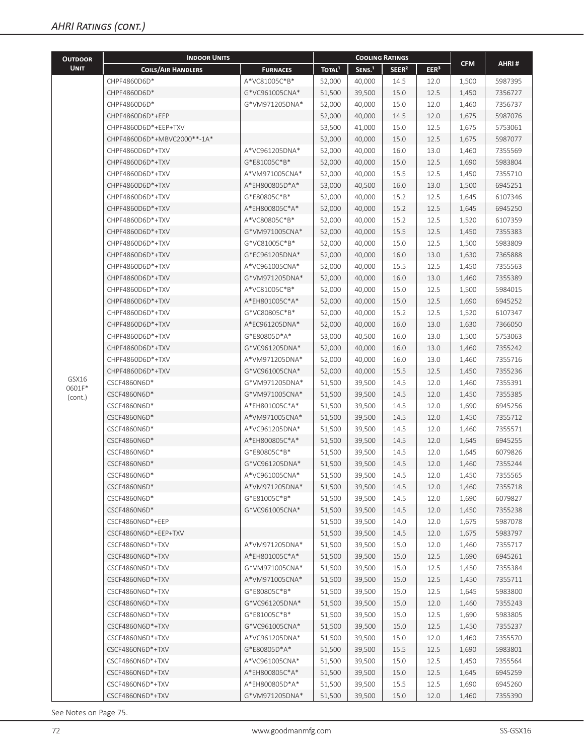## AHRI Ratings (cont.)

| Outdoor Unit | Indoor Units | | Cooling Ratings | | | | CFM | AHRI # |
|---|---|---|---|---|---|---|---|---|
| | Coils/Air Handlers | Furnaces | Total[1] | Sens.[1] | SEER[2] | EER[3] | | |
| GSX16 0601F* (cont.) | CHPF4860D6D* | A*VC81005C*B* | 52,000 | 40,000 | 14.5 | 12.0 | 1,500 | 5987395 |
| | CHPF4860D6D* | G*VC961005CNA* | 51,500 | 39,500 | 15.0 | 12.5 | 1,450 | 7356727 |
| | CHPF4860D6D* | G*VM971205DNA* | 52,000 | 40,000 | 15.0 | 12.0 | 1,460 | 7356737 |
| | CHPF4860D6D*+EEP | | 52,000 | 40,000 | 14.5 | 12.0 | 1,675 | 5987076 |
| | CHPF4860D6D*+EEP+TXV | | 53,500 | 41,000 | 15.0 | 12.5 | 1,675 | 5753061 |
| | CHPF4860D6D*+MBVC2000**-1A* | | 52,000 | 40,000 | 15.0 | 12.5 | 1,675 | 5987077 |
| | CHPF4860D6D*+TXV | A*VC961205DNA* | 52,000 | 40,000 | 16.0 | 13.0 | 1,460 | 7355569 |
| | CHPF4860D6D*+TXV | G*E81005C*B* | 52,000 | 40,000 | 15.0 | 12.5 | 1,690 | 5983804 |
| | CHPF4860D6D*+TXV | A*VM971005CNA* | 52,000 | 40,000 | 15.5 | 12.5 | 1,450 | 7355710 |
| | CHPF4860D6D*+TXV | A*EH800805D*A* | 53,000 | 40,500 | 16.0 | 13.0 | 1,500 | 6945251 |
| | CHPF4860D6D*+TXV | G*E80805C*B* | 52,000 | 40,000 | 15.2 | 12.5 | 1,645 | 6107346 |
| | CHPF4860D6D*+TXV | A*EH800805C*A* | 52,000 | 40,000 | 15.2 | 12.5 | 1,645 | 6945250 |
| | CHPF4860D6D*+TXV | A*VC80805C*B* | 52,000 | 40,000 | 15.2 | 12.5 | 1,520 | 6107359 |
| | CHPF4860D6D*+TXV | G*VM971005CNA* | 52,000 | 40,000 | 15.5 | 12.5 | 1,450 | 7355383 |
| | CHPF4860D6D*+TXV | G*VC81005C*B* | 52,000 | 40,000 | 15.0 | 12.5 | 1,500 | 5983809 |
| | CHPF4860D6D*+TXV | G*EC961205DNA* | 52,000 | 40,000 | 16.0 | 13.0 | 1,630 | 7365888 |
| | CHPF4860D6D*+TXV | A*VC961005CNA* | 52,000 | 40,000 | 15.5 | 12.5 | 1,450 | 7355563 |
| | CHPF4860D6D*+TXV | G*VM971205DNA* | 52,000 | 40,000 | 16.0 | 13.0 | 1,460 | 7355389 |
| | CHPF4860D6D*+TXV | A*VC81005C*B* | 52,000 | 40,000 | 15.0 | 12.5 | 1,500 | 5984015 |
| | CHPF4860D6D*+TXV | A*EH801005C*A* | 52,000 | 40,000 | 15.0 | 12.5 | 1,690 | 6945252 |
| | CHPF4860D6D*+TXV | G*VC80805C*B* | 52,000 | 40,000 | 15.2 | 12.5 | 1,520 | 6107347 |
| | CHPF4860D6D*+TXV | A*EC961205DNA* | 52,000 | 40,000 | 16.0 | 13.0 | 1,630 | 7366050 |
| | CHPF4860D6D*+TXV | G*E80805D*A* | 53,000 | 40,500 | 16.0 | 13.0 | 1,500 | 5753063 |
| | CHPF4860D6D*+TXV | G*VC961205DNA* | 52,000 | 40,000 | 16.0 | 13.0 | 1,460 | 7355242 |
| | CHPF4860D6D*+TXV | A*VM971205DNA* | 52,000 | 40,000 | 16.0 | 13.0 | 1,460 | 7355716 |
| | CHPF4860D6D*+TXV | G*VC961005CNA* | 52,000 | 40,000 | 15.5 | 12.5 | 1,450 | 7355236 |
| | CSCF4860N6D* | G*VM971205DNA* | 51,500 | 39,500 | 14.5 | 12.0 | 1,460 | 7355391 |
| | CSCF4860N6D* | G*VM971005CNA* | 51,500 | 39,500 | 14.5 | 12.0 | 1,450 | 7355385 |
| | CSCF4860N6D* | A*EH801005C*A* | 51,500 | 39,500 | 14.5 | 12.0 | 1,690 | 6945256 |
| | CSCF4860N6D* | A*VM971005CNA* | 51,500 | 39,500 | 14.5 | 12.0 | 1,450 | 7355712 |
| | CSCF4860N6D* | A*VC961205DNA* | 51,500 | 39,500 | 14.5 | 12.0 | 1,460 | 7355571 |
| | CSCF4860N6D* | A*EH800805C*A* | 51,500 | 39,500 | 14.5 | 12.0 | 1,645 | 6945255 |
| | CSCF4860N6D* | G*E80805C*B* | 51,500 | 39,500 | 14.5 | 12.0 | 1,645 | 6079826 |
| | CSCF4860N6D* | G*VC961205DNA* | 51,500 | 39,500 | 14.5 | 12.0 | 1,460 | 7355244 |
| | CSCF4860N6D* | A*VC961005CNA* | 51,500 | 39,500 | 14.5 | 12.0 | 1,450 | 7355565 |
| | CSCF4860N6D* | A*VM971205DNA* | 51,500 | 39,500 | 14.5 | 12.0 | 1,460 | 7355718 |
| | CSCF4860N6D* | G*E81005C*B* | 51,500 | 39,500 | 14.5 | 12.0 | 1,690 | 6079827 |
| | CSCF4860N6D* | G*VC961005CNA* | 51,500 | 39,500 | 14.5 | 12.0 | 1,450 | 7355238 |
| | CSCF4860N6D*+EEP | | 51,500 | 39,500 | 14.0 | 12.0 | 1,675 | 5987078 |
| | CSCF4860N6D*+EEP+TXV | | 51,500 | 39,500 | 14.5 | 12.0 | 1,675 | 5983797 |
| | CSCF4860N6D*+TXV | A*VM971205DNA* | 51,500 | 39,500 | 15.0 | 12.0 | 1,460 | 7355717 |
| | CSCF4860N6D*+TXV | A*EH801005C*A* | 51,500 | 39,500 | 15.0 | 12.5 | 1,690 | 6945261 |
| | CSCF4860N6D*+TXV | G*VM971005CNA* | 51,500 | 39,500 | 15.0 | 12.5 | 1,450 | 7355384 |
| | CSCF4860N6D*+TXV | A*VM971005CNA* | 51,500 | 39,500 | 15.0 | 12.5 | 1,450 | 7355711 |
| | CSCF4860N6D*+TXV | G*E80805C*B* | 51,500 | 39,500 | 15.0 | 12.5 | 1,645 | 5983800 |
| | CSCF4860N6D*+TXV | G*VC961205DNA* | 51,500 | 39,500 | 15.0 | 12.0 | 1,460 | 7355243 |
| | CSCF4860N6D*+TXV | G*E81005C*B* | 51,500 | 39,500 | 15.0 | 12.5 | 1,690 | 5983805 |
| | CSCF4860N6D*+TXV | G*VC961005CNA* | 51,500 | 39,500 | 15.0 | 12.5 | 1,450 | 7355237 |
| | CSCF4860N6D*+TXV | A*VC961205DNA* | 51,500 | 39,500 | 15.0 | 12.0 | 1,460 | 7355570 |
| | CSCF4860N6D*+TXV | G*E80805D*A* | 51,500 | 39,500 | 15.5 | 12.5 | 1,690 | 5983801 |
| | CSCF4860N6D*+TXV | A*VC961005CNA* | 51,500 | 39,500 | 15.0 | 12.5 | 1,450 | 7355564 |
| | CSCF4860N6D*+TXV | A*EH800805C*A* | 51,500 | 39,500 | 15.0 | 12.5 | 1,645 | 6945259 |
| | CSCF4860N6D*+TXV | A*EH800805D*A* | 51,500 | 39,500 | 15.5 | 12.5 | 1,690 | 6945260 |
| | CSCF4860N6D*+TXV | G*VM971205DNA* | 51,500 | 39,500 | 15.0 | 12.0 | 1,460 | 7355390 |

See Notes on Page 75.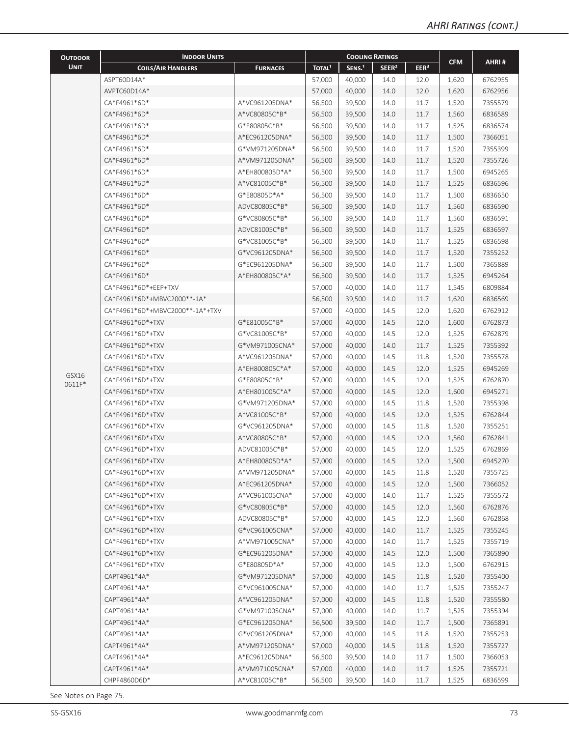## AHRI Ratings (cont.)

| Outdoor Unit | Indoor Units | | Cooling Ratings | | | | CFM | AHRI # |
|---|---|---|---|---|---|---|---|---|
| | Coils/Air Handlers | Furnaces | Total[1] | Sens.[1] | SEER[2] | EER[3] | | |
| GSX16 0611F* | ASPT60D14A* | | 57,000 | 40,000 | 14.0 | 12.0 | 1,620 | 6762955 |
| | AVPTC60D14A* | | 57,000 | 40,000 | 14.0 | 12.0 | 1,620 | 6762956 |
| | CA*F4961*6D* | A*VC961205DNA* | 56,500 | 39,500 | 14.0 | 11.7 | 1,520 | 7355579 |
| | CA*F4961*6D* | A*VC80805C*B* | 56,500 | 39,500 | 14.0 | 11.7 | 1,560 | 6836589 |
| | CA*F4961*6D* | G*E80805C*B* | 56,500 | 39,500 | 14.0 | 11.7 | 1,525 | 6836574 |
| | CA*F4961*6D* | A*EC961205DNA* | 56,500 | 39,500 | 14.0 | 11.7 | 1,500 | 7366051 |
| | CA*F4961*6D* | G*VM971205DNA* | 56,500 | 39,500 | 14.0 | 11.7 | 1,520 | 7355399 |
| | CA*F4961*6D* | A*VM971205DNA* | 56,500 | 39,500 | 14.0 | 11.7 | 1,520 | 7355726 |
| | CA*F4961*6D* | A*EH800805D*A* | 56,500 | 39,500 | 14.0 | 11.7 | 1,500 | 6945265 |
| | CA*F4961*6D* | A*VC81005C*B* | 56,500 | 39,500 | 14.0 | 11.7 | 1,525 | 6836596 |
| | CA*F4961*6D* | G*E80805D*A* | 56,500 | 39,500 | 14.0 | 11.7 | 1,500 | 6836650 |
| | CA*F4961*6D* | ADVC80805C*B* | 56,500 | 39,500 | 14.0 | 11.7 | 1,560 | 6836590 |
| | CA*F4961*6D* | G*VC80805C*B* | 56,500 | 39,500 | 14.0 | 11.7 | 1,560 | 6836591 |
| | CA*F4961*6D* | ADVC81005C*B* | 56,500 | 39,500 | 14.0 | 11.7 | 1,525 | 6836597 |
| | CA*F4961*6D* | G*VC81005C*B* | 56,500 | 39,500 | 14.0 | 11.7 | 1,525 | 6836598 |
| | CA*F4961*6D* | G*VC961205DNA* | 56,500 | 39,500 | 14.0 | 11.7 | 1,520 | 7355252 |
| | CA*F4961*6D* | G*EC961205DNA* | 56,500 | 39,500 | 14.0 | 11.7 | 1,500 | 7365889 |
| | CA*F4961*6D* | A*EH800805C*A* | 56,500 | 39,500 | 14.0 | 11.7 | 1,525 | 6945264 |
| | CA*F4961*6D*+EEP+TXV | | 57,000 | 40,000 | 14.0 | 11.7 | 1,545 | 6809884 |
| | CA*F4961*6D*+MBVC2000**-1A* | | 56,500 | 39,500 | 14.0 | 11.7 | 1,620 | 6836569 |
| | CA*F4961*6D*+MBVC2000**-1A*+TXV | | 57,000 | 40,000 | 14.5 | 12.0 | 1,620 | 6762912 |
| | CA*F4961*6D*+TXV | G*E81005C*B* | 57,000 | 40,000 | 14.5 | 12.0 | 1,600 | 6762873 |
| | CA*F4961*6D*+TXV | G*VC81005C*B* | 57,000 | 40,000 | 14.5 | 12.0 | 1,525 | 6762879 |
| | CA*F4961*6D*+TXV | G*VM971005CNA* | 57,000 | 40,000 | 14.0 | 11.7 | 1,525 | 7355392 |
| | CA*F4961*6D*+TXV | A*VC961205DNA* | 57,000 | 40,000 | 14.5 | 11.8 | 1,520 | 7355578 |
| | CA*F4961*6D*+TXV | A*EH800805C*A* | 57,000 | 40,000 | 14.5 | 12.0 | 1,525 | 6945269 |
| | CA*F4961*6D*+TXV | G*E80805C*B* | 57,000 | 40,000 | 14.5 | 12.0 | 1,525 | 6762870 |
| | CA*F4961*6D*+TXV | A*EH801005C*A* | 57,000 | 40,000 | 14.5 | 12.0 | 1,600 | 6945271 |
| | CA*F4961*6D*+TXV | G*VM971205DNA* | 57,000 | 40,000 | 14.5 | 11.8 | 1,520 | 7355398 |
| | CA*F4961*6D*+TXV | A*VC81005C*B* | 57,000 | 40,000 | 14.5 | 12.0 | 1,525 | 6762844 |
| | CA*F4961*6D*+TXV | G*VC961205DNA* | 57,000 | 40,000 | 14.5 | 11.8 | 1,520 | 7355251 |
| | CA*F4961*6D*+TXV | A*VC80805C*B* | 57,000 | 40,000 | 14.5 | 12.0 | 1,560 | 6762841 |
| | CA*F4961*6D*+TXV | ADVC81005C*B* | 57,000 | 40,000 | 14.5 | 12.0 | 1,525 | 6762869 |
| | CA*F4961*6D*+TXV | A*EH800805D*A* | 57,000 | 40,000 | 14.5 | 12.0 | 1,500 | 6945270 |
| | CA*F4961*6D*+TXV | A*VM971205DNA* | 57,000 | 40,000 | 14.5 | 11.8 | 1,520 | 7355725 |
| | CA*F4961*6D*+TXV | A*EC961205DNA* | 57,000 | 40,000 | 14.5 | 12.0 | 1,500 | 7366052 |
| | CA*F4961*6D*+TXV | A*VC961005CNA* | 57,000 | 40,000 | 14.0 | 11.7 | 1,525 | 7355572 |
| | CA*F4961*6D*+TXV | G*VC80805C*B* | 57,000 | 40,000 | 14.5 | 12.0 | 1,560 | 6762876 |
| | CA*F4961*6D*+TXV | ADVC80805C*B* | 57,000 | 40,000 | 14.5 | 12.0 | 1,560 | 6762868 |
| | CA*F4961*6D*+TXV | G*VC961005CNA* | 57,000 | 40,000 | 14.0 | 11.7 | 1,525 | 7355245 |
| | CA*F4961*6D*+TXV | A*VM971005CNA* | 57,000 | 40,000 | 14.0 | 11.7 | 1,525 | 7355719 |
| | CA*F4961*6D*+TXV | G*EC961205DNA* | 57,000 | 40,000 | 14.5 | 12.0 | 1,500 | 7365890 |
| | CA*F4961*6D*+TXV | G*E80805D*A* | 57,000 | 40,000 | 14.5 | 12.0 | 1,500 | 6762915 |
| | CAPT4961*4A* | G*VM971205DNA* | 57,000 | 40,000 | 14.5 | 11.8 | 1,520 | 7355400 |
| | CAPT4961*4A* | G*VC961005CNA* | 57,000 | 40,000 | 14.0 | 11.7 | 1,525 | 7355247 |
| | CAPT4961*4A* | A*VC961205DNA* | 57,000 | 40,000 | 14.5 | 11.8 | 1,520 | 7355580 |
| | CAPT4961*4A* | G*VM971005CNA* | 57,000 | 40,000 | 14.0 | 11.7 | 1,525 | 7355394 |
| | CAPT4961*4A* | G*EC961205DNA* | 56,500 | 39,500 | 14.0 | 11.7 | 1,500 | 7365891 |
| | CAPT4961*4A* | G*VC961205DNA* | 57,000 | 40,000 | 14.5 | 11.8 | 1,520 | 7355253 |
| | CAPT4961*4A* | A*VM971205DNA* | 57,000 | 40,000 | 14.5 | 11.8 | 1,520 | 7355727 |
| | CAPT4961*4A* | A*EC961205DNA* | 56,500 | 39,500 | 14.0 | 11.7 | 1,500 | 7366053 |
| | CAPT4961*4A* | A*VM971005CNA* | 57,000 | 40,000 | 14.0 | 11.7 | 1,525 | 7355721 |
| | CHPF4860D6D* | A*VC81005C*B* | 56,500 | 39,500 | 14.0 | 11.7 | 1,525 | 6836599 |

See Notes on Page 75.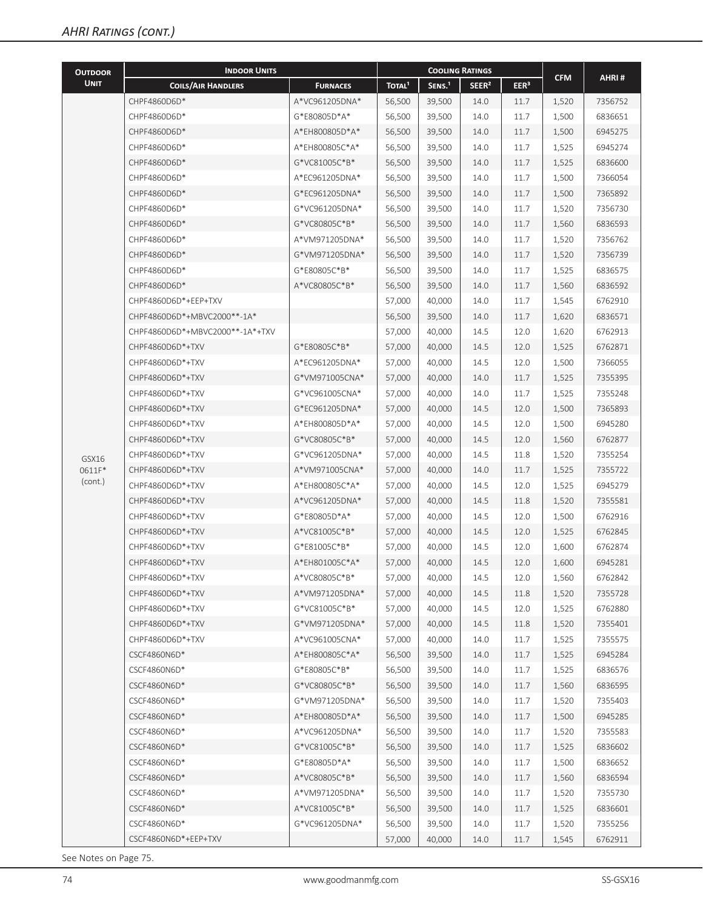## AHRI Ratings (cont.)

| Outdoor Unit | Indoor Units | | Cooling Ratings | | | | CFM | AHRI # |
|---|---|---|---|---|---|---|---|---|
| | Coils/Air Handlers | Furnaces | Total[1] | Sens.[1] | SEER[2] | EER[3] | | |
| GSX16 0611F* (cont.) | CHPF4860D6D* | A*VC961205DNA* | 56,500 | 39,500 | 14.0 | 11.7 | 1,520 | 7356752 |
| | CHPF4860D6D* | G*E80805D*A* | 56,500 | 39,500 | 14.0 | 11.7 | 1,500 | 6836651 |
| | CHPF4860D6D* | A*EH800805D*A* | 56,500 | 39,500 | 14.0 | 11.7 | 1,500 | 6945275 |
| | CHPF4860D6D* | A*EH800805C*A* | 56,500 | 39,500 | 14.0 | 11.7 | 1,525 | 6945274 |
| | CHPF4860D6D* | G*VC81005C*B* | 56,500 | 39,500 | 14.0 | 11.7 | 1,525 | 6836600 |
| | CHPF4860D6D* | A*EC961205DNA* | 56,500 | 39,500 | 14.0 | 11.7 | 1,500 | 7366054 |
| | CHPF4860D6D* | G*EC961205DNA* | 56,500 | 39,500 | 14.0 | 11.7 | 1,500 | 7365892 |
| | CHPF4860D6D* | G*VC961205DNA* | 56,500 | 39,500 | 14.0 | 11.7 | 1,520 | 7356730 |
| | CHPF4860D6D* | G*VC80805C*B* | 56,500 | 39,500 | 14.0 | 11.7 | 1,560 | 6836593 |
| | CHPF4860D6D* | A*VM971205DNA* | 56,500 | 39,500 | 14.0 | 11.7 | 1,520 | 7356762 |
| | CHPF4860D6D* | G*VM971205DNA* | 56,500 | 39,500 | 14.0 | 11.7 | 1,520 | 7356739 |
| | CHPF4860D6D* | G*E80805C*B* | 56,500 | 39,500 | 14.0 | 11.7 | 1,525 | 6836575 |
| | CHPF4860D6D* | A*VC80805C*B* | 56,500 | 39,500 | 14.0 | 11.7 | 1,560 | 6836592 |
| | CHPF4860D6D*+EEP+TXV | | 57,000 | 40,000 | 14.0 | 11.7 | 1,545 | 6762910 |
| | CHPF4860D6D*+MBVC2000**-1A* | | 56,500 | 39,500 | 14.0 | 11.7 | 1,620 | 6836571 |
| | CHPF4860D6D*+MBVC2000**-1A*+TXV | | 57,000 | 40,000 | 14.5 | 12.0 | 1,620 | 6762913 |
| | CHPF4860D6D*+TXV | G*E80805C*B* | 57,000 | 40,000 | 14.5 | 12.0 | 1,525 | 6762871 |
| | CHPF4860D6D*+TXV | A*EC961205DNA* | 57,000 | 40,000 | 14.5 | 12.0 | 1,500 | 7366055 |
| | CHPF4860D6D*+TXV | G*VM971005CNA* | 57,000 | 40,000 | 14.0 | 11.7 | 1,525 | 7355395 |
| | CHPF4860D6D*+TXV | G*VC961005CNA* | 57,000 | 40,000 | 14.0 | 11.7 | 1,525 | 7355248 |
| | CHPF4860D6D*+TXV | G*EC961205DNA* | 57,000 | 40,000 | 14.5 | 12.0 | 1,500 | 7365893 |
| | CHPF4860D6D*+TXV | A*EH800805D*A* | 57,000 | 40,000 | 14.5 | 12.0 | 1,500 | 6945280 |
| | CHPF4860D6D*+TXV | G*VC80805C*B* | 57,000 | 40,000 | 14.5 | 12.0 | 1,560 | 6762877 |
| | CHPF4860D6D*+TXV | G*VC961205DNA* | 57,000 | 40,000 | 14.5 | 11.8 | 1,520 | 7355254 |
| | CHPF4860D6D*+TXV | A*VM971005CNA* | 57,000 | 40,000 | 14.0 | 11.7 | 1,525 | 7355722 |
| | CHPF4860D6D*+TXV | A*EH800805C*A* | 57,000 | 40,000 | 14.5 | 12.0 | 1,525 | 6945279 |
| | CHPF4860D6D*+TXV | A*VC961205DNA* | 57,000 | 40,000 | 14.5 | 11.8 | 1,520 | 7355581 |
| | CHPF4860D6D*+TXV | G*E80805D*A* | 57,000 | 40,000 | 14.5 | 12.0 | 1,500 | 6762916 |
| | CHPF4860D6D*+TXV | A*VC81005C*B* | 57,000 | 40,000 | 14.5 | 12.0 | 1,525 | 6762845 |
| | CHPF4860D6D*+TXV | G*E81005C*B* | 57,000 | 40,000 | 14.5 | 12.0 | 1,600 | 6762874 |
| | CHPF4860D6D*+TXV | A*EH801005C*A* | 57,000 | 40,000 | 14.5 | 12.0 | 1,600 | 6945281 |
| | CHPF4860D6D*+TXV | A*VC80805C*B* | 57,000 | 40,000 | 14.5 | 12.0 | 1,560 | 6762842 |
| | CHPF4860D6D*+TXV | A*VM971205DNA* | 57,000 | 40,000 | 14.5 | 11.8 | 1,520 | 7355728 |
| | CHPF4860D6D*+TXV | G*VC81005C*B* | 57,000 | 40,000 | 14.5 | 12.0 | 1,525 | 6762880 |
| | CHPF4860D6D*+TXV | G*VM971205DNA* | 57,000 | 40,000 | 14.5 | 11.8 | 1,520 | 7355401 |
| | CHPF4860D6D*+TXV | A*VC961005CNA* | 57,000 | 40,000 | 14.0 | 11.7 | 1,525 | 7355575 |
| | CSCF4860N6D* | A*EH800805C*A* | 56,500 | 39,500 | 14.0 | 11.7 | 1,525 | 6945284 |
| | CSCF4860N6D* | G*E80805C*B* | 56,500 | 39,500 | 14.0 | 11.7 | 1,525 | 6836576 |
| | CSCF4860N6D* | G*VC80805C*B* | 56,500 | 39,500 | 14.0 | 11.7 | 1,560 | 6836595 |
| | CSCF4860N6D* | G*VM971205DNA* | 56,500 | 39,500 | 14.0 | 11.7 | 1,520 | 7355403 |
| | CSCF4860N6D* | A*EH800805D*A* | 56,500 | 39,500 | 14.0 | 11.7 | 1,500 | 6945285 |
| | CSCF4860N6D* | A*VC961205DNA* | 56,500 | 39,500 | 14.0 | 11.7 | 1,520 | 7355583 |
| | CSCF4860N6D* | G*VC81005C*B* | 56,500 | 39,500 | 14.0 | 11.7 | 1,525 | 6836602 |
| | CSCF4860N6D* | G*E80805D*A* | 56,500 | 39,500 | 14.0 | 11.7 | 1,500 | 6836652 |
| | CSCF4860N6D* | A*VC80805C*B* | 56,500 | 39,500 | 14.0 | 11.7 | 1,560 | 6836594 |
| | CSCF4860N6D* | A*VM971205DNA* | 56,500 | 39,500 | 14.0 | 11.7 | 1,520 | 7355730 |
| | CSCF4860N6D* | A*VC81005C*B* | 56,500 | 39,500 | 14.0 | 11.7 | 1,525 | 6836601 |
| | CSCF4860N6D* | G*VC961205DNA* | 56,500 | 39,500 | 14.0 | 11.7 | 1,520 | 7355256 |
| | CSCF4860N6D*+EEP+TXV | | 57,000 | 40,000 | 14.0 | 11.7 | 1,545 | 6762911 |

See Notes on Page 75.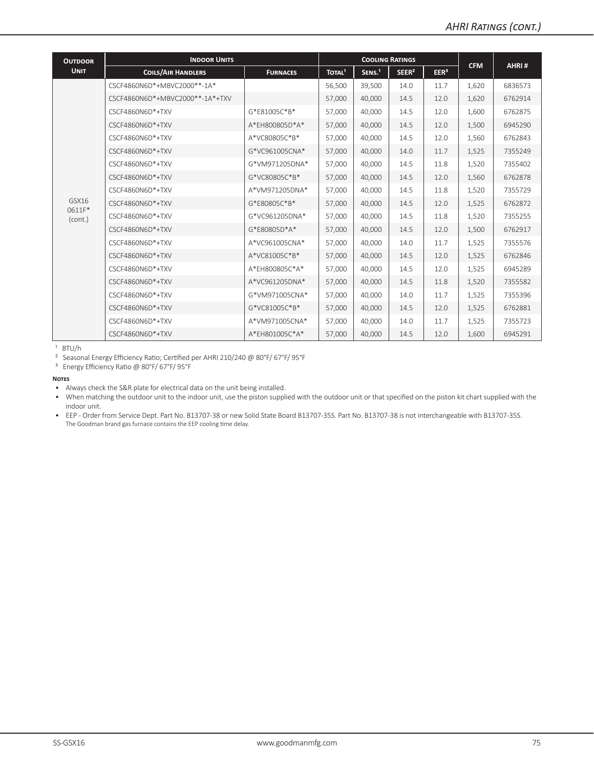## AHRI Ratings (cont.)

| Outdoor Unit | Indoor Units | | Cooling Ratings | | | | CFM | AHRI # |
|---|---|---|---|---|---|---|---|---|
| | Coils/Air Handlers | Furnaces | Total[1] | Sens.[1] | SEER[2] | EER[3] | | |
| GSX16 0611F* (cont.) | CSCF4860N6D*+MBVC2000**-1A* | | 56,500 | 39,500 | 14.0 | 11.7 | 1,620 | 6836573 |
| | CSCF4860N6D*+MBVC2000**-1A*+TXV | | 57,000 | 40,000 | 14.5 | 12.0 | 1,620 | 6762914 |
| | CSCF4860N6D*+TXV | G*E81005C*B* | 57,000 | 40,000 | 14.5 | 12.0 | 1,600 | 6762875 |
| | CSCF4860N6D*+TXV | A*EH800805D*A* | 57,000 | 40,000 | 14.5 | 12.0 | 1,500 | 6945290 |
| | CSCF4860N6D*+TXV | A*VC80805C*B* | 57,000 | 40,000 | 14.5 | 12.0 | 1,560 | 6762843 |
| | CSCF4860N6D*+TXV | G*VC961005CNA* | 57,000 | 40,000 | 14.0 | 11.7 | 1,525 | 7355249 |
| | CSCF4860N6D*+TXV | G*VM971205DNA* | 57,000 | 40,000 | 14.5 | 11.8 | 1,520 | 7355402 |
| | CSCF4860N6D*+TXV | G*VC80805C*B* | 57,000 | 40,000 | 14.5 | 12.0 | 1,560 | 6762878 |
| | CSCF4860N6D*+TXV | A*VM971205DNA* | 57,000 | 40,000 | 14.5 | 11.8 | 1,520 | 7355729 |
| | CSCF4860N6D*+TXV | G*E80805C*B* | 57,000 | 40,000 | 14.5 | 12.0 | 1,525 | 6762872 |
| | CSCF4860N6D*+TXV | G*VC961205DNA* | 57,000 | 40,000 | 14.5 | 11.8 | 1,520 | 7355255 |
| | CSCF4860N6D*+TXV | G*E80805D*A* | 57,000 | 40,000 | 14.5 | 12.0 | 1,500 | 6762917 |
| | CSCF4860N6D*+TXV | A*VC961005CNA* | 57,000 | 40,000 | 14.0 | 11.7 | 1,525 | 7355576 |
| | CSCF4860N6D*+TXV | A*VC81005C*B* | 57,000 | 40,000 | 14.5 | 12.0 | 1,525 | 6762846 |
| | CSCF4860N6D*+TXV | A*EH800805C*A* | 57,000 | 40,000 | 14.5 | 12.0 | 1,525 | 6945289 |
| | CSCF4860N6D*+TXV | A*VC961205DNA* | 57,000 | 40,000 | 14.5 | 11.8 | 1,520 | 7355582 |
| | CSCF4860N6D*+TXV | G*VM971005CNA* | 57,000 | 40,000 | 14.0 | 11.7 | 1,525 | 7355396 |
| | CSCF4860N6D*+TXV | G*VC81005C*B* | 57,000 | 40,000 | 14.5 | 12.0 | 1,525 | 6762881 |
| | CSCF4860N6D*+TXV | A*VM971005CNA* | 57,000 | 40,000 | 14.0 | 11.7 | 1,525 | 7355723 |
| | CSCF4860N6D*+TXV | A*EH801005C*A* | 57,000 | 40,000 | 14.5 | 12.0 | 1,600 | 6945291 |

[1] BTU/h

[2] Seasonal Energy Efficiency Ratio; Certified per AHRI 210/240 @ 80°F/ 67°F/ 95°F

[3] Energy Efficiency Ratio @ 80°F/ 67°F/ 95°F

**Notes**

- Always check the S&R plate for electrical data on the unit being installed.
- When matching the outdoor unit to the indoor unit, use the piston supplied with the outdoor unit or that specified on the piston kit chart supplied with the indoor unit.
- EEP - Order from Service Dept. Part No. B13707-38 or new Solid State Board B13707-35S. Part No. B13707-38 is not interchangeable with B13707-35S. The Goodman brand gas furnace contains the EEP cooling time delay.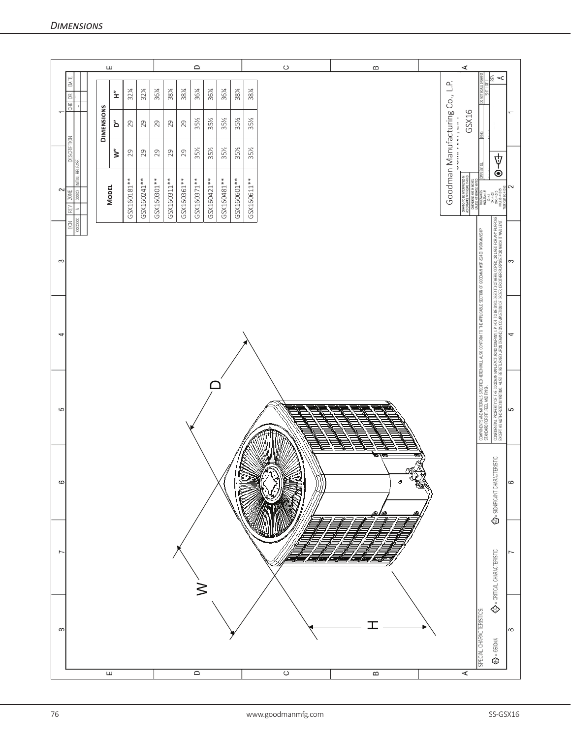## Dimensions

| Model | Dimensions | | |
|---|---|---|---|
| | W" | D" | H" |
| GSX160181** | 29 | 29 | 32¼ |
| GSX160241** | 29 | 29 | 32¼ |
| GSX160301** | 29 | 29 | 36¼ |
| GSX160311** | 29 | 29 | 38¼ |
| GSX160361** | 29 | 29 | 38¼ |
| GSX160371** | 35½ | 35½ | 36¼ |
| GSX160421** | 35½ | 35½ | 36¼ |
| GSX160481** | 35½ | 35½ | 36¼ |
| GSX160601** | 35½ | 35½ | 38¼ |
| GSX160611** | 35½ | 35½ | 38¼ |

D

W

H

Goodman Manufacturing Co., L.P.

GSX16

SPECIAL CHARACTERISTICS

= 6SIGMA

= CRITICAL CHARACTERISTIC

= SIGNIFICANT CHARACTERISTIC

COMPONENTS AND MATERIALS SPECIFIED HEREIN WILL ALSO CONFORM TO THE APPLICABLE SECTION OF GOODMAN MSP 8240 WORKMANSHIP STANDARD FOR FIT, FEEL AND FINISH

CONFIDENTIAL PROPERTY OF THE GOODMAN MANUFACTURING COMPANY, L.P. NOT TO BE DISCLOSED TO OTHERS, COPIED, OR USED FOR ANY PURPOSE EXCEPT AS AUTHORIZED IN WRITING. MUST BE RETURNED UPON DEMAND, ON COMPLETION OF ORDER, OR OTHER PURPOSE FOR WHICH IT WAS LENT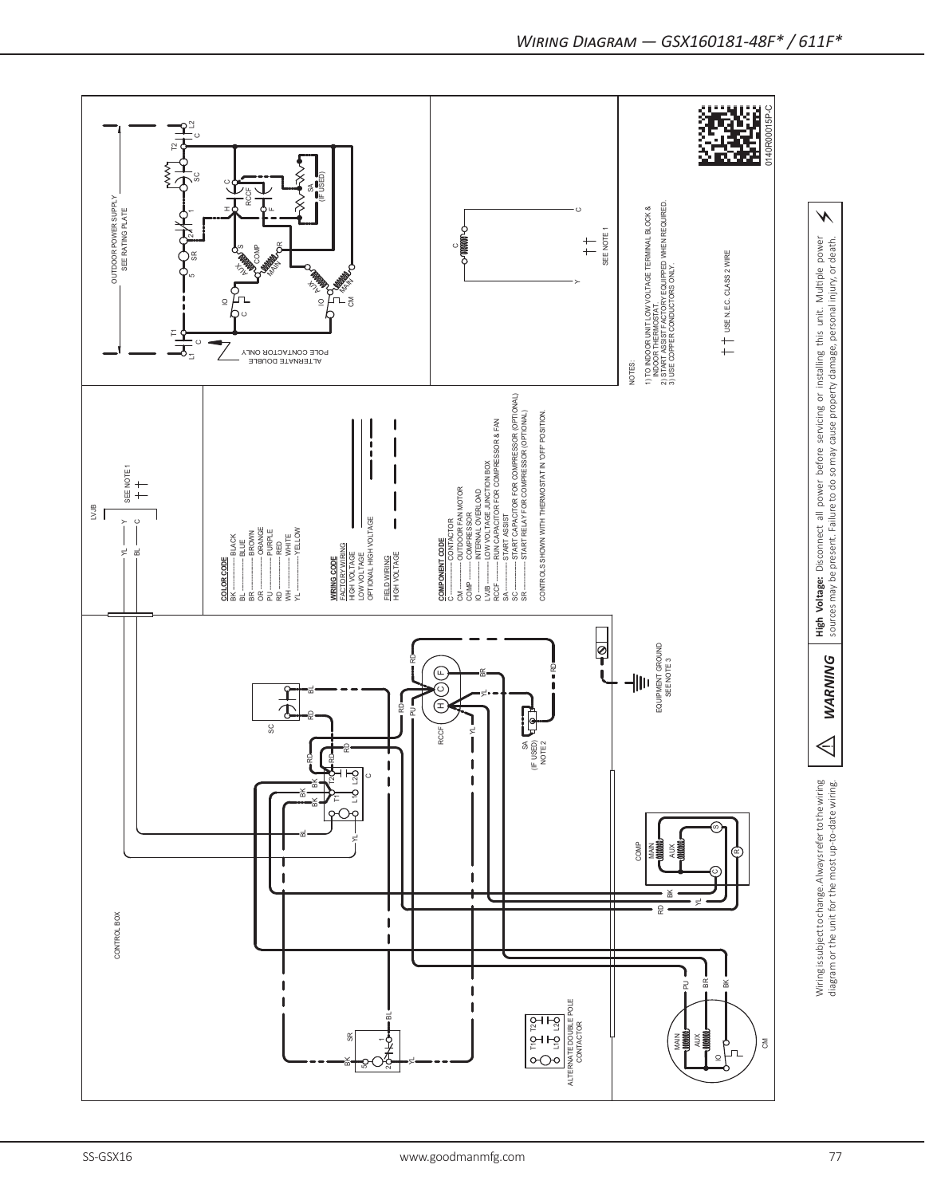# Wiring Diagram — GSX160181-48F* / 611F*

OUTDOOR POWER SUPPLY
SEE RATING PLATE

ALTERNATE DOUBLE POLE CONTACTOR ONLY

SEE NOTE 1

NOTES:

1) TO INDOOR UNIT LOW VOLTAGE TERMINAL BLOCK & INDOOR THERMOSTAT.
2) START ASSIST FACTORY EQUIPPED WHEN REQUIRED.
3) USE COPPER CONDUCTORS ONLY.

USE N.E.C. CLASS 2 WIRE

0140R00015P-C

CONTROL BOX

LVJB

SEE NOTE 1

**COLOR CODE**

- BK ............... BLACK
- BL ............... BLUE
- BR ............... BROWN
- OR ............... ORANGE
- PU ............... PURPLE
- RD ............... RED
- WH ............... WHITE
- YL ............... YELLOW

**WIRING CODE**

FACTORY WIRING
- HIGH VOLTAGE
- LOW VOLTAGE
- OPTIONAL HIGH VOLTAGE

FIELD WIRING
- HIGH VOLTAGE

**COMPONENT CODE**

- C ............... CONTACTOR
- CM ............... OUTDOOR FAN MOTOR
- COMP ............... COMPRESSOR
- IO ............... INTERNAL OVERLOAD
- LVJB ............... LOW VOLTAGE JUNCTION BOX
- RCCF ............... RUN CAPACITOR FOR COMPRESSOR & FAN
- SA ............... START ASSIST
- SC ............... START CAPACITOR FOR COMPRESSOR (OPTIONAL)
- SR ............... START RELAY FOR COMPRESSOR (OPTIONAL)

CONTROLS SHOWN WITH THERMOSTAT IN 'OFF' POSITION.

SA (IF USED) NOTE 2

EQUIPMENT GROUND SEE NOTE 3

ALTERNATE DOUBLE POLE CONTACTOR

Wiring is subject to change. Always refer to the wiring diagram or the unit for the most up-to-date wiring.

**WARNING**

**High Voltage:** Disconnect all power before servicing or installing this unit. Multiple power sources may be present. Failure to do so may cause property damage, personal injury, or death.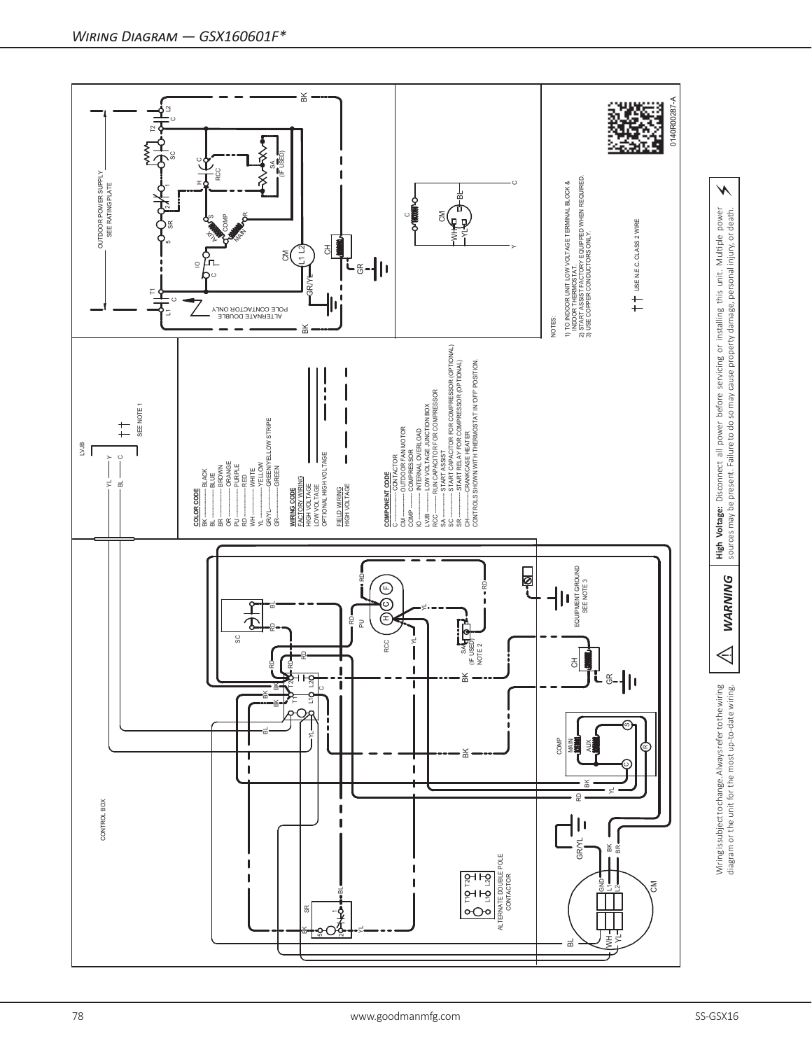## Wiring Diagram — GSX160601F*

CONTROL BOX

LVJB

YL — Y

BL — C

SEE NOTE 1

OUTDOOR POWER SUPPLY
SEE RATING PLATE

ALTERNATE DOUBLE POLE CONTACTOR ONLY

ALTERNATE DOUBLE POLE CONTACTOR

EQUIPMENT GROUND
SEE NOTE 3

SA
(IF USED)
NOTE 2

**COLOR CODE**

- BK ............ BLACK
- BL ............ BLUE
- BR ............ BROWN
- OR ............ ORANGE
- PU ............ PURPLE
- RD ............ RED
- WH ............ WHITE
- YL ............ YELLOW
- GR/YL ......... GREEN/YELLOW STRIPE
- GR ............ GREEN

**WIRING CODE**

FACTORY WIRING
- HIGH VOLTAGE
- LOW VOLTAGE
- OPTIONAL HIGH VOLTAGE

FIELD WIRING
- HIGH VOLTAGE

**COMPONENT CODE**

- C ............ CONTACTOR
- CM ........... OUTDOOR FAN MOTOR
- COMP ......... COMPRESSOR
- IO ........... INTERNAL OVERLOAD
- LVJB ......... LOW VOLTAGE JUNCTION BOX
- RCC .......... RUN CAPACITOR FOR COMPRESSOR
- SA ........... START ASSIST
- SC ........... START CAPACITOR FOR COMPRESSOR (OPTIONAL)
- SR ........... START RELAY FOR COMPRESSOR (OPTIONAL)
- CH ........... CRANKCASE HEATER

CONTROLS SHOWN WITH THERMOSTAT IN 'OFF' POSITION.

NOTES:

1) TO INDOOR UNIT LOW VOLTAGE TERMINAL BLOCK & INDOOR THERMOSTAT.
2) START ASSIST FACTORY EQUIPPED WHEN REQUIRED.
3) USE COPPER CONDUCTORS ONLY.

†† USE N.E.C. CLASS 2 WIRE

0140R00287-A

Wiring is subject to change. Always refer to the wiring diagram or the unit for the most up-to-date wiring.

**WARNING** — **High Voltage:** Disconnect all power before servicing or installing this unit. Multiple power sources may be present. Failure to do so may cause property damage, personal injury, or death.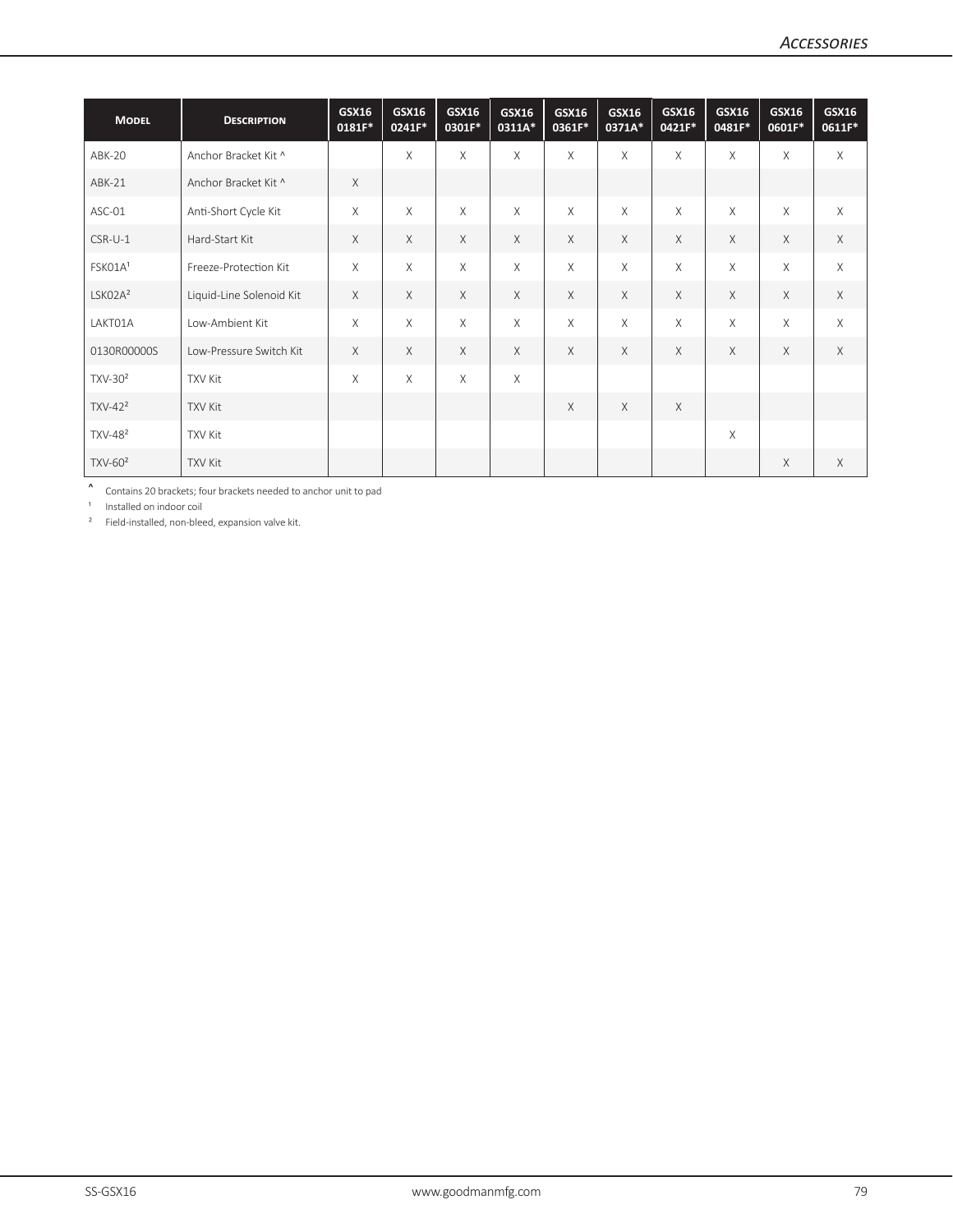| Model | Description | GSX16 0181F* | GSX16 0241F* | GSX16 0301F* | GSX16 0311A* | GSX16 0361F* | GSX16 0371A* | GSX16 0421F* | GSX16 0481F* | GSX16 0601F* | GSX16 0611F* |
|---|---|---|---|---|---|---|---|---|---|---|---|
| ABK-20 | Anchor Bracket Kit ^ | | X | X | X | X | X | X | X | X | X |
| ABK-21 | Anchor Bracket Kit ^ | X | | | | | | | | | |
| ASC-01 | Anti-Short Cycle Kit | X | X | X | X | X | X | X | X | X | X |
| CSR-U-1 | Hard-Start Kit | X | X | X | X | X | X | X | X | X | X |
| FSK01A[1] | Freeze-Protection Kit | X | X | X | X | X | X | X | X | X | X |
| LSK02A[2] | Liquid-Line Solenoid Kit | X | X | X | X | X | X | X | X | X | X |
| LAKT01A | Low-Ambient Kit | X | X | X | X | X | X | X | X | X | X |
| 0130R00000S | Low-Pressure Switch Kit | X | X | X | X | X | X | X | X | X | X |
| TXV-30[2] | TXV Kit | X | X | X | X | | | | | | |
| TXV-42[2] | TXV Kit | | | | | X | X | X | | | |
| TXV-48[2] | TXV Kit | | | | | | | | X | | |
| TXV-60[2] | TXV Kit | | | | | | | | | X | X |

^ Contains 20 brackets; four brackets needed to anchor unit to pad

[1] Installed on indoor coil

[2] Field-installed, non-bleed, expansion valve kit.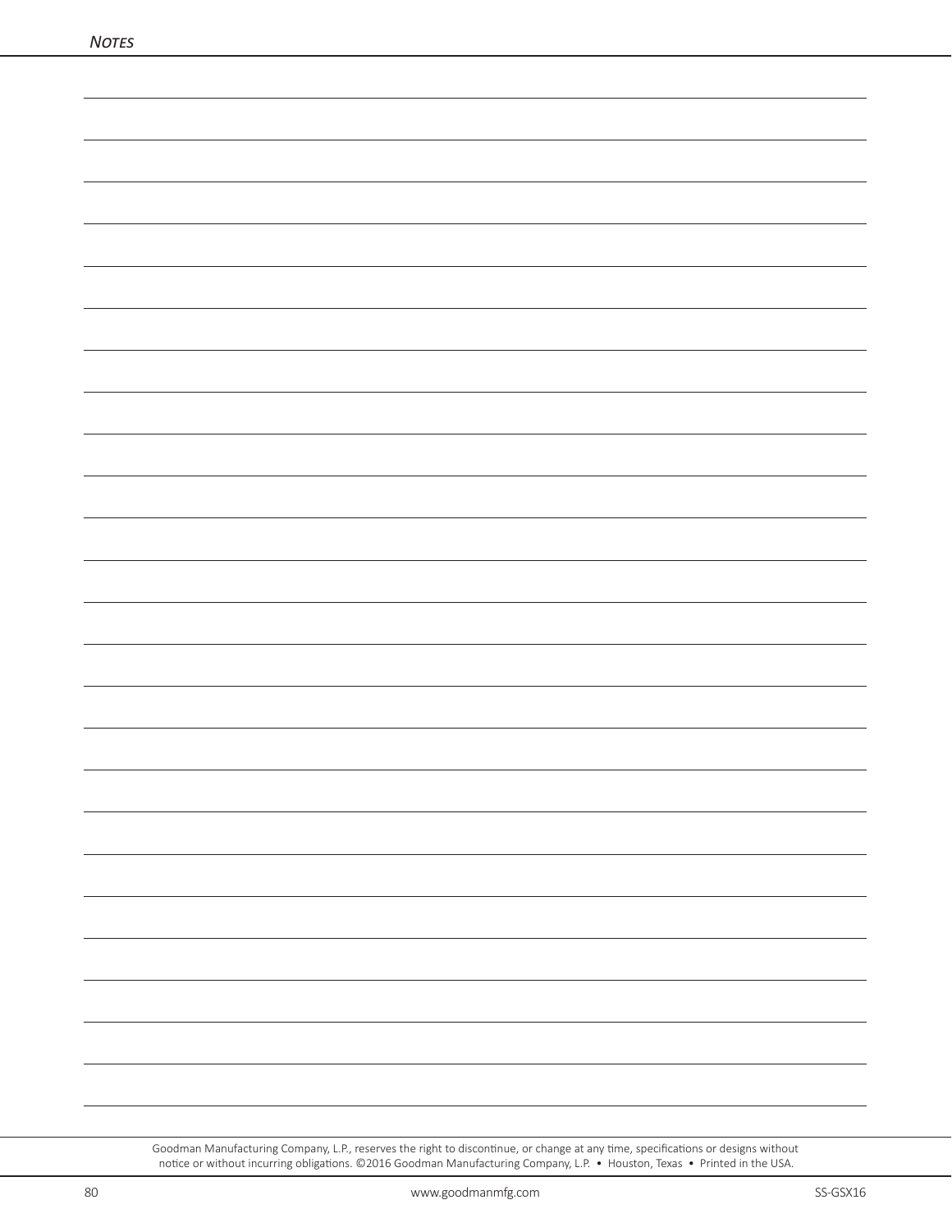## Notes

Goodman Manufacturing Company, L.P., reserves the right to discontinue, or change at any time, specifications or designs without notice or without incurring obligations. ©2016 Goodman Manufacturing Company, L.P. • Houston, Texas • Printed in the USA.